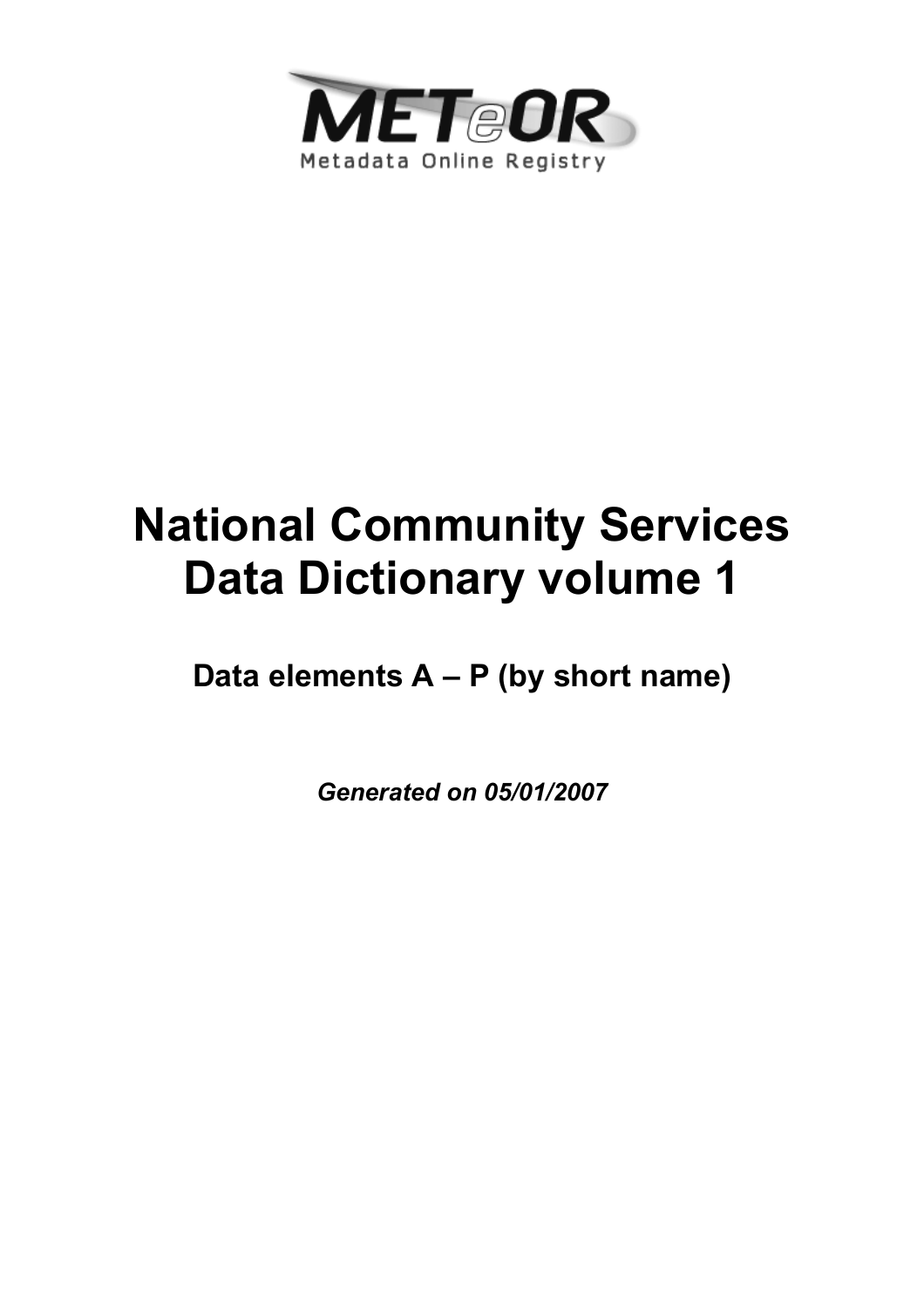METeOR

Metadata Online Registry

# National Community Services Data Dictionary volume 1

## Data elements A – P (by short name)

***Generated on 05/01/2007***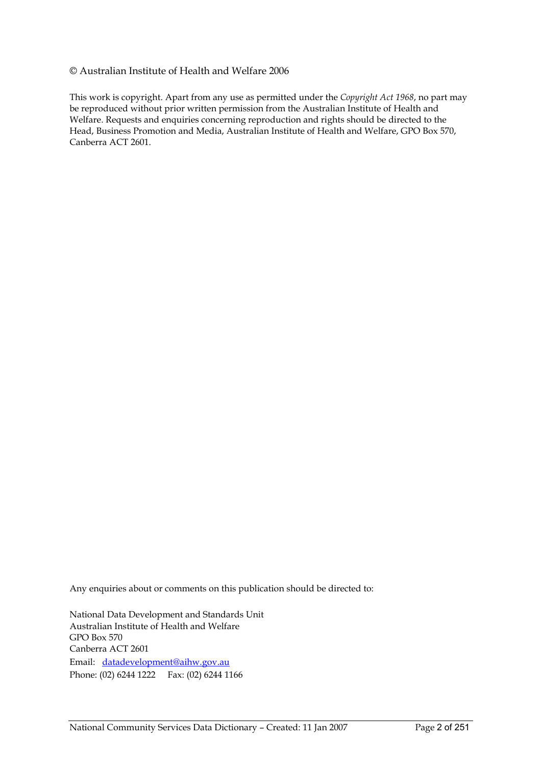© Australian Institute of Health and Welfare 2006

This work is copyright. Apart from any use as permitted under the *Copyright Act 1968*, no part may be reproduced without prior written permission from the Australian Institute of Health and Welfare. Requests and enquiries concerning reproduction and rights should be directed to the Head, Business Promotion and Media, Australian Institute of Health and Welfare, GPO Box 570, Canberra ACT 2601.

Any enquiries about or comments on this publication should be directed to:

National Data Development and Standards Unit
Australian Institute of Health and Welfare
GPO Box 570
Canberra ACT 2601
Email: datadevelopment@aihw.gov.au
Phone: (02) 6244 1222 Fax: (02) 6244 1166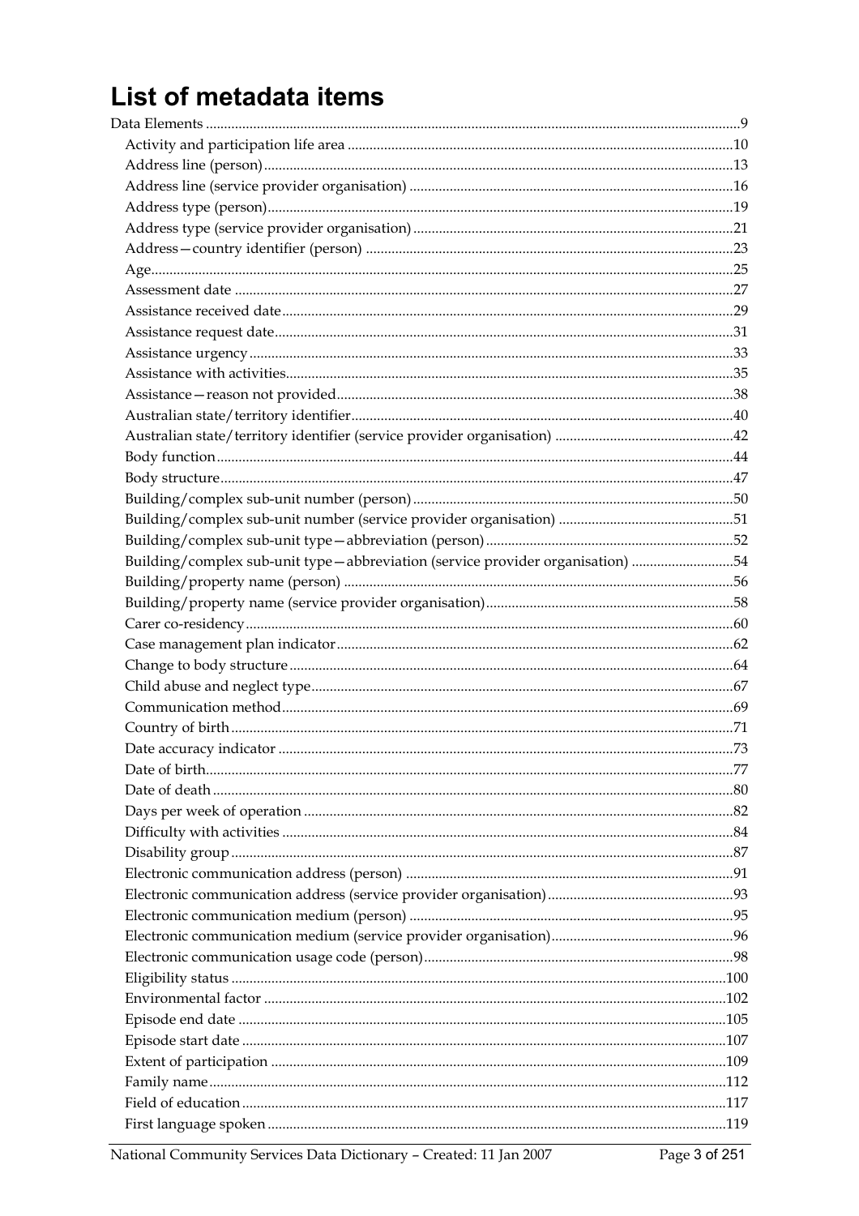# List of metadata items

- Data Elements ... 9
  - Activity and participation life area ... 10
  - Address line (person) ... 13
  - Address line (service provider organisation) ... 16
  - Address type (person) ... 19
  - Address type (service provider organisation) ... 21
  - Address—country identifier (person) ... 23
  - Age ... 25
  - Assessment date ... 27
  - Assistance received date ... 29
  - Assistance request date ... 31
  - Assistance urgency ... 33
  - Assistance with activities ... 35
  - Assistance—reason not provided ... 38
  - Australian state/territory identifier ... 40
  - Australian state/territory identifier (service provider organisation) ... 42
  - Body function ... 44
  - Body structure ... 47
  - Building/complex sub-unit number (person) ... 50
  - Building/complex sub-unit number (service provider organisation) ... 51
  - Building/complex sub-unit type—abbreviation (person) ... 52
  - Building/complex sub-unit type—abbreviation (service provider organisation) ... 54
  - Building/property name (person) ... 56
  - Building/property name (service provider organisation) ... 58
  - Carer co-residency ... 60
  - Case management plan indicator ... 62
  - Change to body structure ... 64
  - Child abuse and neglect type ... 67
  - Communication method ... 69
  - Country of birth ... 71
  - Date accuracy indicator ... 73
  - Date of birth ... 77
  - Date of death ... 80
  - Days per week of operation ... 82
  - Difficulty with activities ... 84
  - Disability group ... 87
  - Electronic communication address (person) ... 91
  - Electronic communication address (service provider organisation) ... 93
  - Electronic communication medium (person) ... 95
  - Electronic communication medium (service provider organisation) ... 96
  - Electronic communication usage code (person) ... 98
  - Eligibility status ... 100
  - Environmental factor ... 102
  - Episode end date ... 105
  - Episode start date ... 107
  - Extent of participation ... 109
  - Family name ... 112
  - Field of education ... 117
  - First language spoken ... 119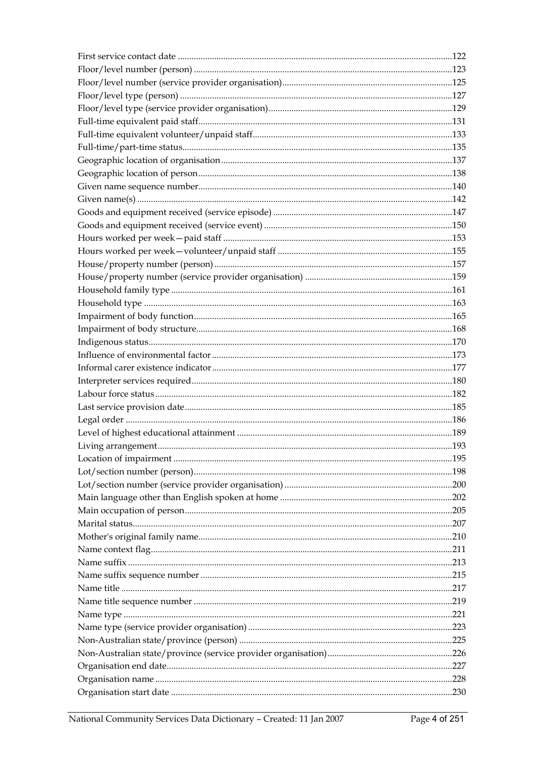First service contact date ........................................................................................................122
Floor/level number (person) .................................................................................................123
Floor/level number (service provider organisation)..........................................................................125
Floor/level type (person) .......................................................................................................127
Floor/level type (service provider organisation)................................................................................129
Full-time equivalent paid staff..............................................................................................131
Full-time equivalent volunteer/unpaid staff.......................................................................133
Full-time/part-time status.....................................................................................................135
Geographic location of organisation....................................................................................137
Geographic location of person..............................................................................................138
Given name sequence number..............................................................................................140
Given name(s) ..........................................................................................................................142
Goods and equipment received (service episode) ..............................................................147
Goods and equipment received (service event) .................................................................150
Hours worked per week—paid staff ....................................................................................153
Hours worked per week—volunteer/unpaid staff ............................................................155
House/property number (person) .......................................................................................157
House/property number (service provider organisation) ................................................159
Household family type ..........................................................................................................161
Household type ......................................................................................................................163
Impairment of body function................................................................................................165
Impairment of body structure...............................................................................................168
Indigenous status.....................................................................................................................170
Influence of environmental factor........................................................................................173
Informal carer existence indicator........................................................................................177
Interpreter services required.................................................................................................180
Labour force status .................................................................................................................182
Last service provision date....................................................................................................185
Legal order ..............................................................................................................................186
Level of highest educational attainment .............................................................................189
Living arrangement................................................................................................................193
Location of impairment .........................................................................................................195
Lot/section number (person)................................................................................................198
Lot/section number (service provider organisation) .........................................................200
Main language other than English spoken at home ...........................................................202
Main occupation of person....................................................................................................205
Marital status...........................................................................................................................207
Mother's original family name..............................................................................................210
Name context flag...................................................................................................................211
Name suffix .............................................................................................................................213
Name suffix sequence number .............................................................................................215
Name title ................................................................................................................................217
Name title sequence number ................................................................................................219
Name type ...............................................................................................................................221
Name type (service provider organisation) .........................................................................223
Non-Australian state/province (person) .............................................................................225
Non-Australian state/province (service provider organisation).......................................226
Organisation end date............................................................................................................227
Organisation name .................................................................................................................228
Organisation start date ..........................................................................................................230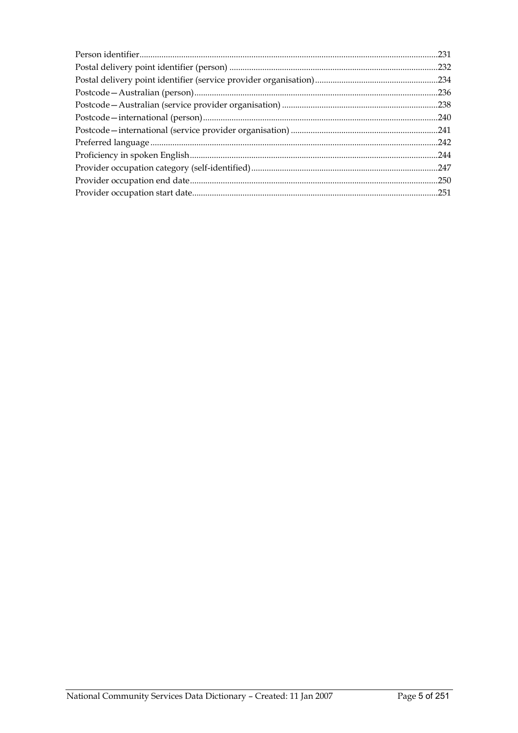Person identifier...........................................................................................................................231
Postal delivery point identifier (person) ...............................................................................232
Postal delivery point identifier (service provider organisation).........................................................234
Postcode—Australian (person)...............................................................................................236
Postcode—Australian (service provider organisation) ........................................................................238
Postcode—international (person)..........................................................................................240
Postcode—international (service provider organisation) ...................................................................241
Preferred language ..............................................................................................................242
Proficiency in spoken English................................................................................................244
Provider occupation category (self-identified)......................................................................................247
Provider occupation end date................................................................................................250
Provider occupation start date...............................................................................................251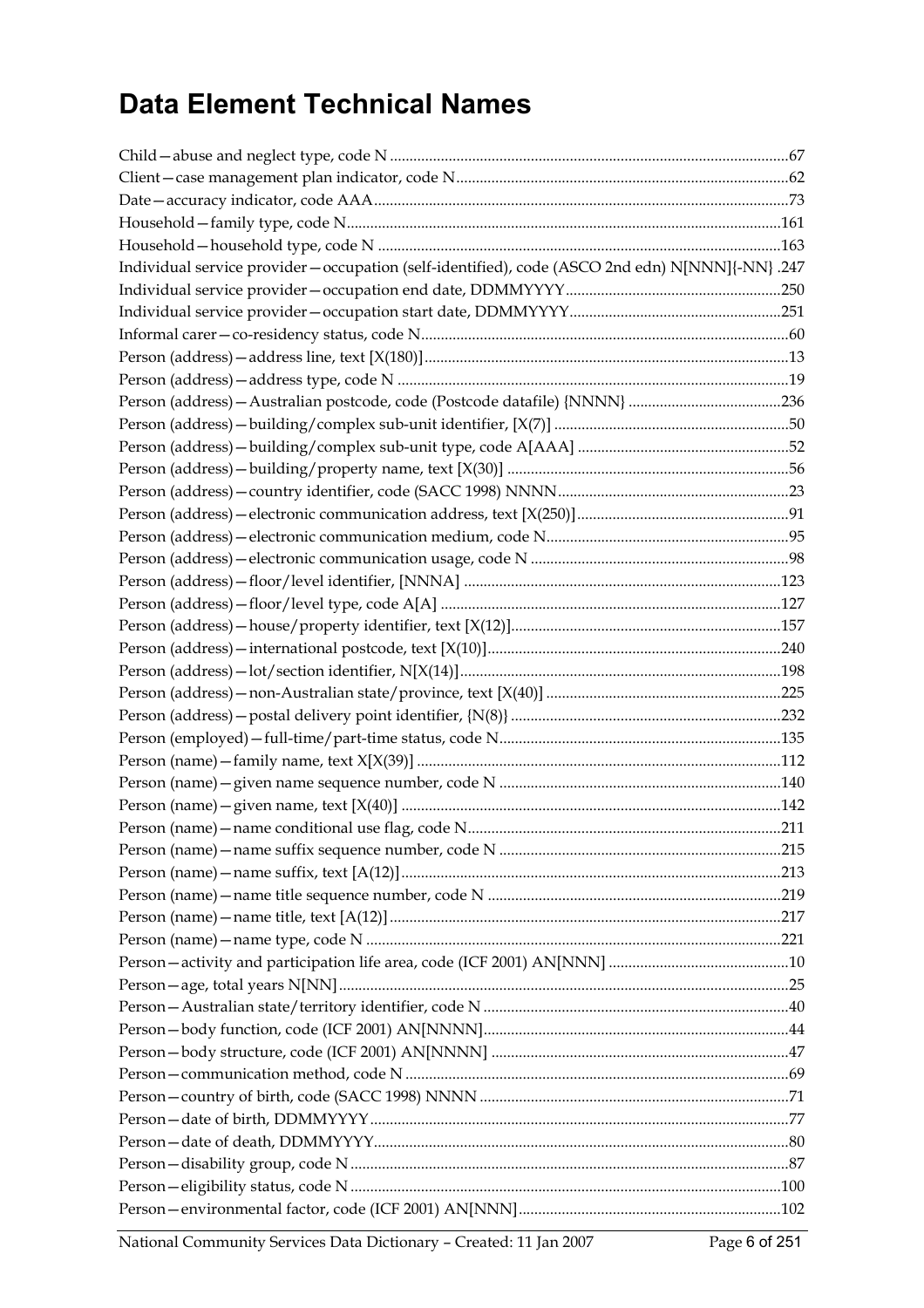# Data Element Technical Names

Child—abuse and neglect type, code N ......................................................................................................67
Client—case management plan indicator, code N.....................................................................................62
Date—accuracy indicator, code AAA..........................................................................................................73
Household—family type, code N...............................................................................................................161
Household—household type, code N .......................................................................................................163
Individual service provider—occupation (self-identified), code (ASCO 2nd edn) N[NNN]{-NN} .247
Individual service provider—occupation end date, DDMMYYYY.......................................................250
Individual service provider—occupation start date, DDMMYYYY......................................................251
Informal carer—co-residency status, code N..............................................................................................60
Person (address)—address line, text [X(180)].............................................................................................13
Person (address)—address type, code N ....................................................................................................19
Person (address)—Australian postcode, code (Postcode datafile) {NNNN} .......................................236
Person (address)—building/complex sub-unit identifier, [X(7)] ............................................................50
Person (address)—building/complex sub-unit type, code A[AAA] ......................................................52
Person (address)—building/property name, text [X(30)] ........................................................................56
Person (address)—country identifier, code (SACC 1998) NNNN............................................................23
Person (address)—electronic communication address, text [X(250)]......................................................91
Person (address)—electronic communication medium, code N..............................................................95
Person (address)—electronic communication usage, code N ..................................................................98
Person (address)—floor/level identifier, [NNNA] .................................................................................123
Person (address)—floor/level type, code A[A] .......................................................................................127
Person (address)—house/property identifier, text [X(12)].....................................................................157
Person (address)—international postcode, text [X(10)]...........................................................................240
Person (address)—lot/section identifier, N[X(14)].................................................................................198
Person (address)—non-Australian state/province, text [X(40)] ............................................................225
Person (address)—postal delivery point identifier, {N(8)} .....................................................................232
Person (employed)—full-time/part-time status, code N........................................................................135
Person (name)—family name, text X[X(39)] ............................................................................................112
Person (name)—given name sequence number, code N ........................................................................140
Person (name)—given name, text [X(40)] ................................................................................................142
Person (name)—name conditional use flag, code N................................................................................211
Person (name)—name suffix sequence number, code N ........................................................................215
Person (name)—name suffix, text [A(12)].................................................................................................213
Person (name)—name title sequence number, code N ...........................................................................219
Person (name)—name title, text [A(12)]....................................................................................................217
Person (name)—name type, code N ..........................................................................................................221
Person—activity and participation life area, code (ICF 2001) AN[NNN] ..............................................10
Person—age, total years N[NN]..................................................................................................................25
Person—Australian state/territory identifier, code N ..............................................................................40
Person—body function, code (ICF 2001) AN[NNNN]..............................................................................44
Person—body structure, code (ICF 2001) AN[NNNN] ............................................................................47
Person—communication method, code N .................................................................................................69
Person—country of birth, code (SACC 1998) NNNN ...............................................................................71
Person—date of birth, DDMMYYYY...........................................................................................................77
Person—date of death, DDMMYYYY..........................................................................................................80
Person—disability group, code N ...............................................................................................................87
Person—eligibility status, code N .............................................................................................................100
Person—environmental factor, code (ICF 2001) AN[NNN]...................................................................102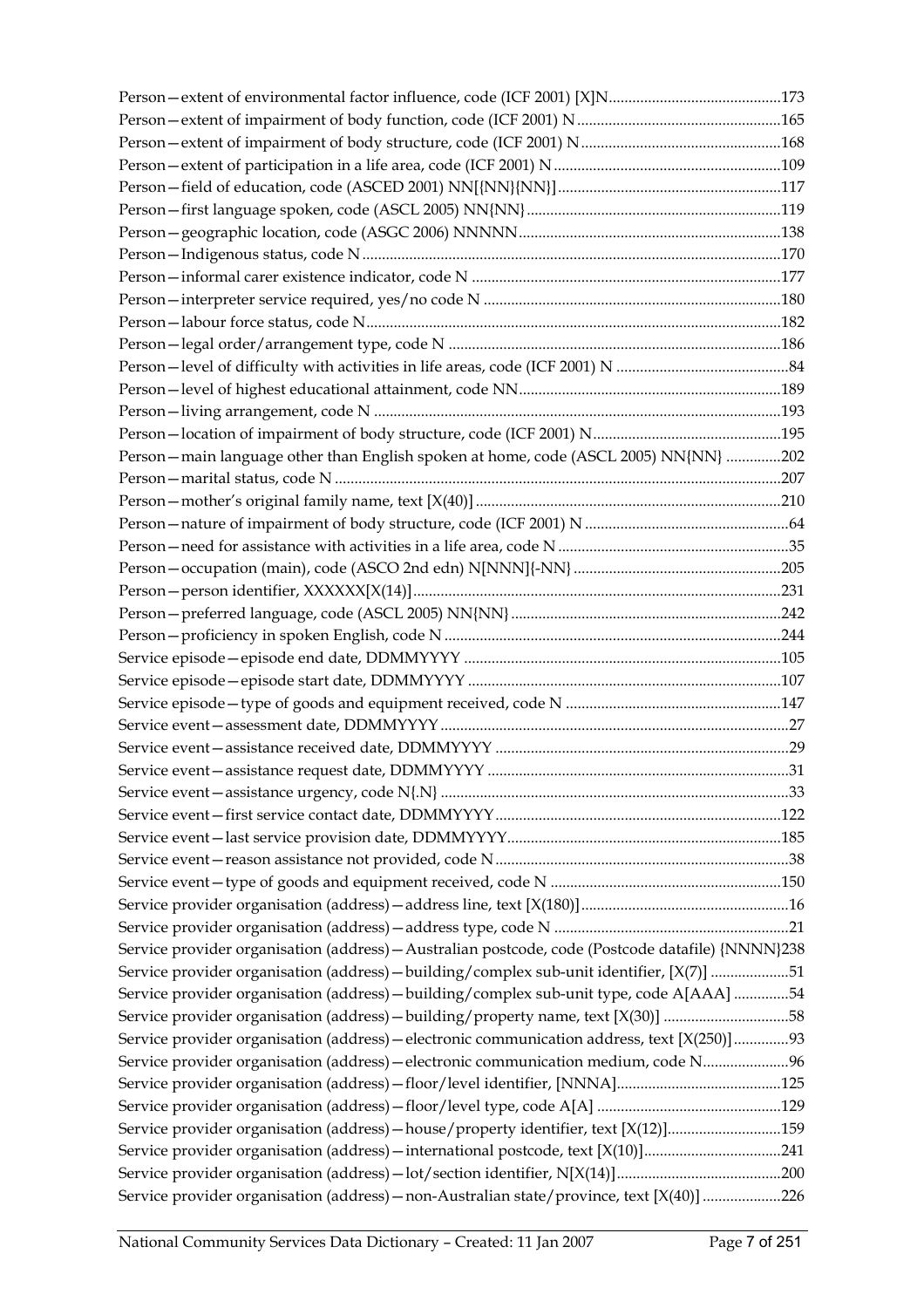Person—extent of environmental factor influence, code (ICF 2001) [X]N ............................................173
Person—extent of impairment of body function, code (ICF 2001) N ....................................................165
Person—extent of impairment of body structure, code (ICF 2001) N ...................................................168
Person—extent of participation in a life area, code (ICF 2001) N ..........................................................109
Person—field of education, code (ASCED 2001) NN[{NN}{NN}] .........................................................117
Person—first language spoken, code (ASCL 2005) NN{NN} .................................................................119
Person—geographic location, code (ASGC 2006) NNNNN ...................................................................138
Person—Indigenous status, code N .........................................................................................................170
Person—informal carer existence indicator, code N ..............................................................................177
Person—interpreter service required, yes/no code N ...........................................................................180
Person—labour force status, code N.........................................................................................................182
Person—legal order/arrangement type, code N ....................................................................................186
Person—level of difficulty with activities in life areas, code (ICF 2001) N ............................................84
Person—level of highest educational attainment, code NN..................................................................189
Person—living arrangement, code N .......................................................................................................193
Person—location of impairment of body structure, code (ICF 2001) N................................................195
Person—main language other than English spoken at home, code (ASCL 2005) NN{NN} ..............202
Person—marital status, code N .................................................................................................................207
Person—mother's original family name, text [X(40)] .............................................................................210
Person—nature of impairment of body structure, code (ICF 2001) N ....................................................64
Person—need for assistance with activities in a life area, code N ...........................................................35
Person—occupation (main), code (ASCO 2nd edn) N[NNN]{-NN} .....................................................205
Person—person identifier, XXXXXX[X(14)] .............................................................................................231
Person—preferred language, code (ASCL 2005) NN{NN} .....................................................................242
Person—proficiency in spoken English, code N .....................................................................................244
Service episode—episode end date, DDMMYYYY ................................................................................105
Service episode—episode start date, DDMMYYYY ................................................................................107
Service episode—type of goods and equipment received, code N .......................................................147
Service event—assessment date, DDMMYYYY ........................................................................................27
Service event—assistance received date, DDMMYYYY ...........................................................................29
Service event—assistance request date, DDMMYYYY .............................................................................31
Service event—assistance urgency, code N{.N} ........................................................................................33
Service event—first service contact date, DDMMYYYY .........................................................................122
Service event—last service provision date, DDMMYYYY......................................................................185
Service event—reason assistance not provided, code N ...........................................................................38
Service event—type of goods and equipment received, code N ...........................................................150
Service provider organisation (address)—address line, text [X(180)] .....................................................16
Service provider organisation (address)—address type, code N ............................................................21
Service provider organisation (address)—Australian postcode, code (Postcode datafile) {NNNN}238
Service provider organisation (address)—building/complex sub-unit identifier, [X(7)] ....................51
Service provider organisation (address)—building/complex sub-unit type, code A[AAA] ..............54
Service provider organisation (address)—building/property name, text [X(30)] ................................58
Service provider organisation (address)—electronic communication address, text [X(250)] ..............93
Service provider organisation (address)—electronic communication medium, code N......................96
Service provider organisation (address)—floor/level identifier, [NNNA]..........................................125
Service provider organisation (address)—floor/level type, code A[A] ...............................................129
Service provider organisation (address)—house/property identifier, text [X(12)].............................159
Service provider organisation (address)—international postcode, text [X(10)]...................................241
Service provider organisation (address)—lot/section identifier, N[X(14)]..........................................200
Service provider organisation (address)—non-Australian state/province, text [X(40)] ....................226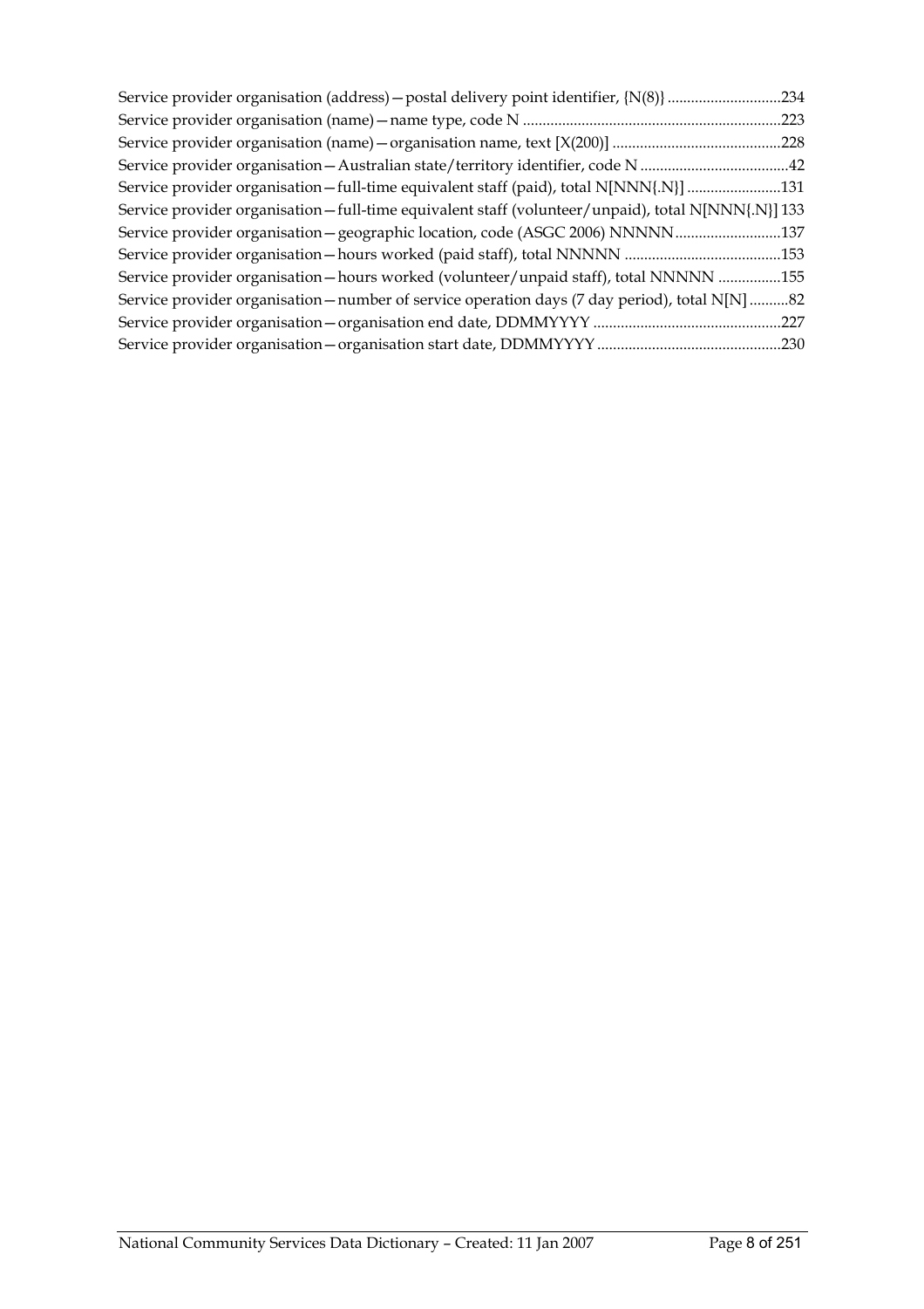Service provider organisation (address)—postal delivery point identifier, {N(8)} ............................234
Service provider organisation (name)—name type, code N .................................................................223
Service provider organisation (name)—organisation name, text [X(200)] ...........................................228
Service provider organisation—Australian state/territory identifier, code N .....................................42
Service provider organisation—full-time equivalent staff (paid), total N[NNN{.N}] ........................131
Service provider organisation—full-time equivalent staff (volunteer/unpaid), total N[NNN{.N}] 133
Service provider organisation—geographic location, code (ASGC 2006) NNNNN...........................137
Service provider organisation—hours worked (paid staff), total NNNNN ........................................153
Service provider organisation—hours worked (volunteer/unpaid staff), total NNNNN ................155
Service provider organisation—number of service operation days (7 day period), total N[N] ..........82
Service provider organisation—organisation end date, DDMMYYYY ................................................227
Service provider organisation—organisation start date, DDMMYYYY ...............................................230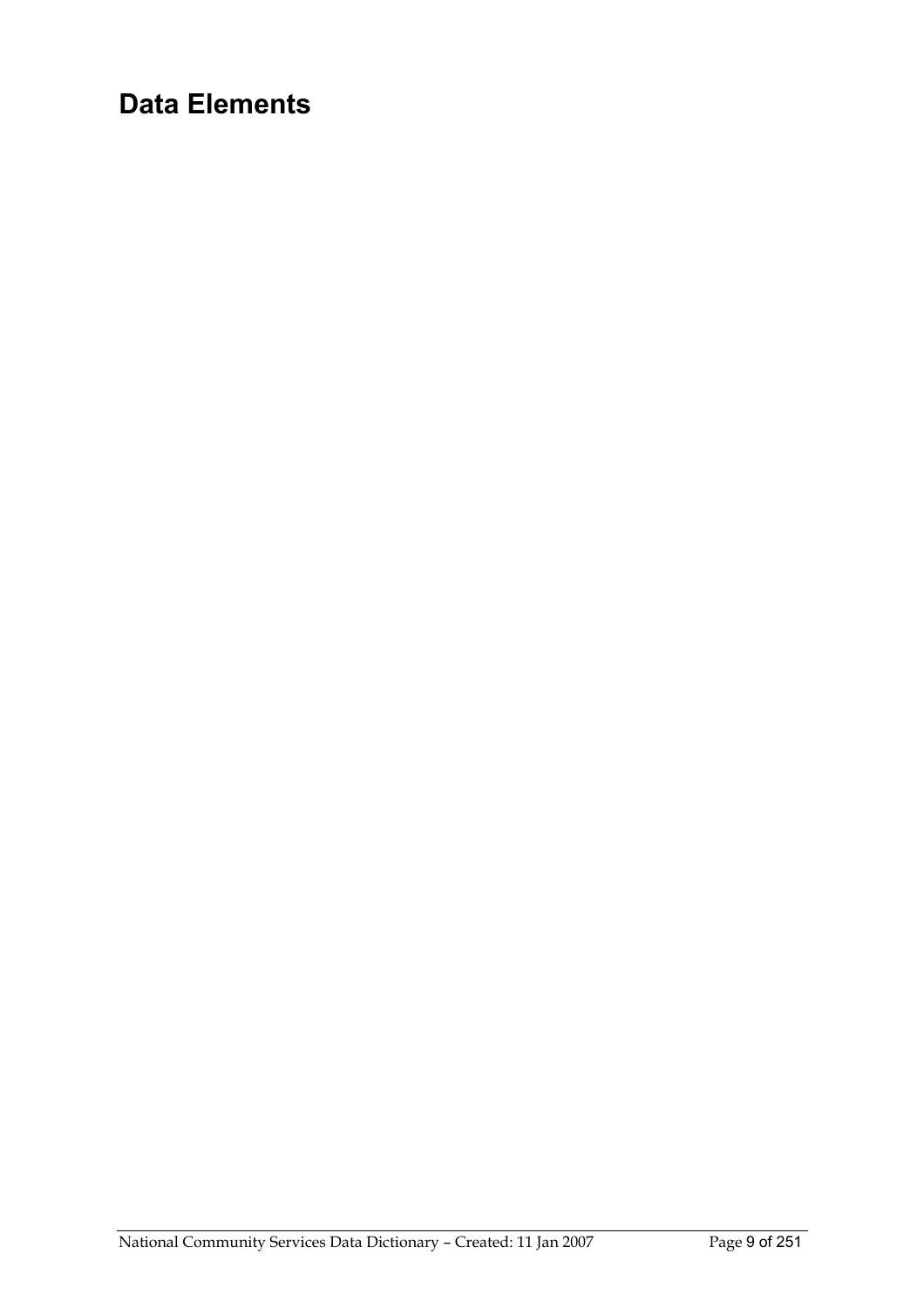# Data Elements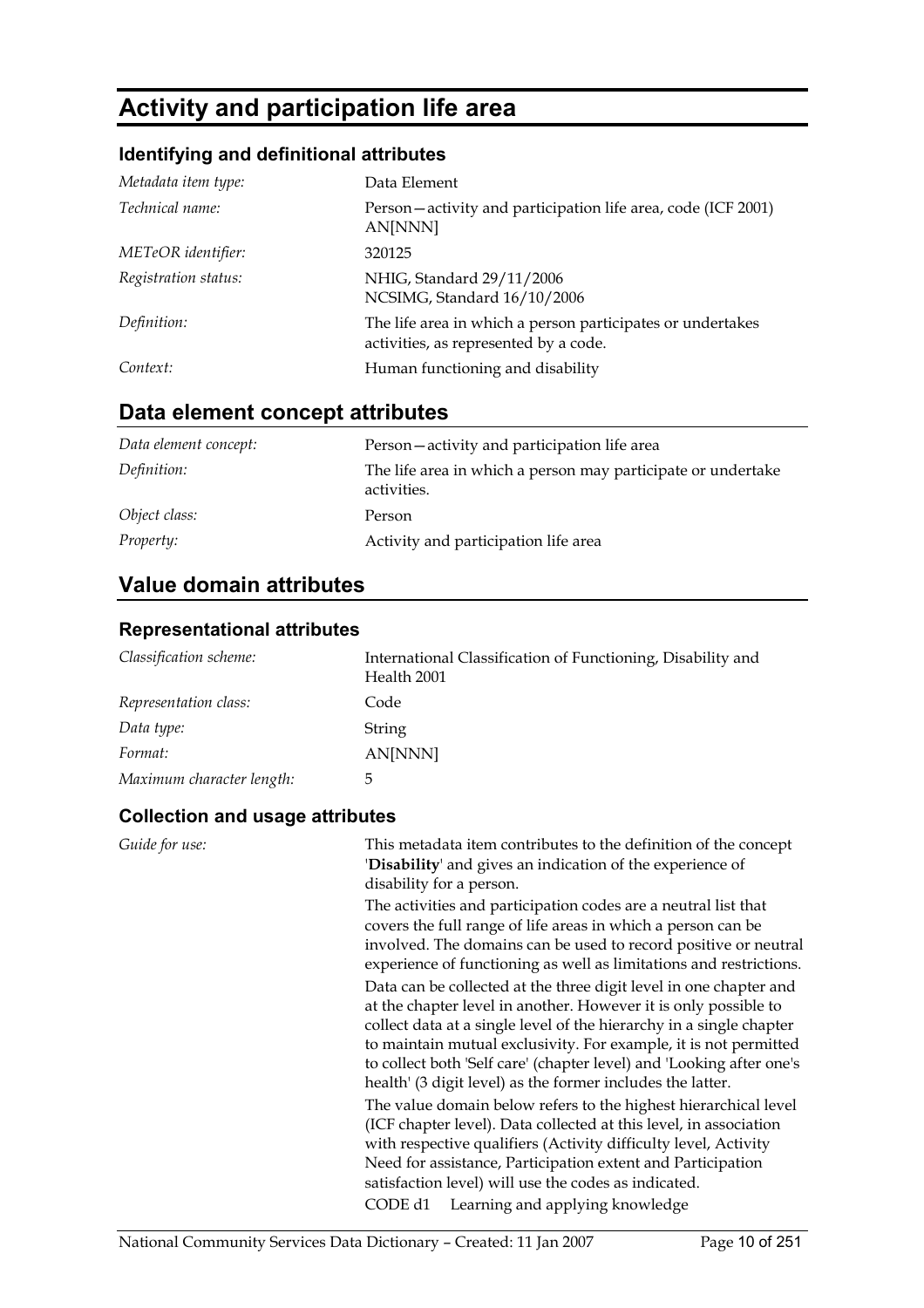# Activity and participation life area

## Identifying and definitional attributes

| | |
|---|---|
| *Metadata item type:* | Data Element |
| *Technical name:* | Person—activity and participation life area, code (ICF 2001) AN[NNN] |
| *METeOR identifier:* | 320125 |
| *Registration status:* | NHIG, Standard 29/11/2006<br>NCSIMG, Standard 16/10/2006 |
| *Definition:* | The life area in which a person participates or undertakes activities, as represented by a code. |
| *Context:* | Human functioning and disability |

## Data element concept attributes

| | |
|---|---|
| *Data element concept:* | Person—activity and participation life area |
| *Definition:* | The life area in which a person may participate or undertake activities. |
| *Object class:* | Person |
| *Property:* | Activity and participation life area |

## Value domain attributes

### Representational attributes

| | |
|---|---|
| *Classification scheme:* | International Classification of Functioning, Disability and Health 2001 |
| *Representation class:* | Code |
| *Data type:* | String |
| *Format:* | AN[NNN] |
| *Maximum character length:* | 5 |

### Collection and usage attributes

*Guide for use:*

This metadata item contributes to the definition of the concept '**Disability**' and gives an indication of the experience of disability for a person.

The activities and participation codes are a neutral list that covers the full range of life areas in which a person can be involved. The domains can be used to record positive or neutral experience of functioning as well as limitations and restrictions.

Data can be collected at the three digit level in one chapter and at the chapter level in another. However it is only possible to collect data at a single level of the hierarchy in a single chapter to maintain mutual exclusivity. For example, it is not permitted to collect both 'Self care' (chapter level) and 'Looking after one's health' (3 digit level) as the former includes the latter.

The value domain below refers to the highest hierarchical level (ICF chapter level). Data collected at this level, in association with respective qualifiers (Activity difficulty level, Activity Need for assistance, Participation extent and Participation satisfaction level) will use the codes as indicated.

CODE d1 Learning and applying knowledge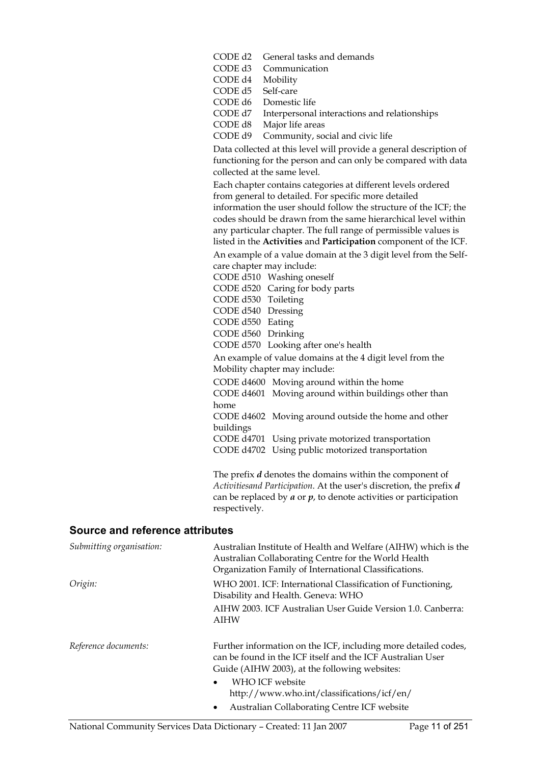CODE d2 General tasks and demands
CODE d3 Communication
CODE d4 Mobility
CODE d5 Self-care
CODE d6 Domestic life
CODE d7 Interpersonal interactions and relationships
CODE d8 Major life areas
CODE d9 Community, social and civic life

Data collected at this level will provide a general description of functioning for the person and can only be compared with data collected at the same level.

Each chapter contains categories at different levels ordered from general to detailed. For specific more detailed information the user should follow the structure of the ICF; the codes should be drawn from the same hierarchical level within any particular chapter. The full range of permissible values is listed in the **Activities** and **Participation** component of the ICF.

An example of a value domain at the 3 digit level from the Self-care chapter may include:

CODE d510 Washing oneself
CODE d520 Caring for body parts
CODE d530 Toileting
CODE d540 Dressing
CODE d550 Eating
CODE d560 Drinking
CODE d570 Looking after one's health

An example of value domains at the 4 digit level from the Mobility chapter may include:

CODE d4600 Moving around within the home
CODE d4601 Moving around within buildings other than home
CODE d4602 Moving around outside the home and other buildings
CODE d4701 Using private motorized transportation
CODE d4702 Using public motorized transportation

The prefix ***d*** denotes the domains within the component of *Activitiesand Participation*. At the user's discretion, the prefix ***d*** can be replaced by ***a*** or ***p***, to denote activities or participation respectively.

## Source and reference attributes

*Submitting organisation:* Australian Institute of Health and Welfare (AIHW) which is the Australian Collaborating Centre for the World Health Organization Family of International Classifications.

*Origin:* WHO 2001. ICF: International Classification of Functioning, Disability and Health. Geneva: WHO

AIHW 2003. ICF Australian User Guide Version 1.0. Canberra: AIHW

*Reference documents:* Further information on the ICF, including more detailed codes, can be found in the ICF itself and the ICF Australian User Guide (AIHW 2003), at the following websites:

- WHO ICF website http://www.who.int/classifications/icf/en/
- Australian Collaborating Centre ICF website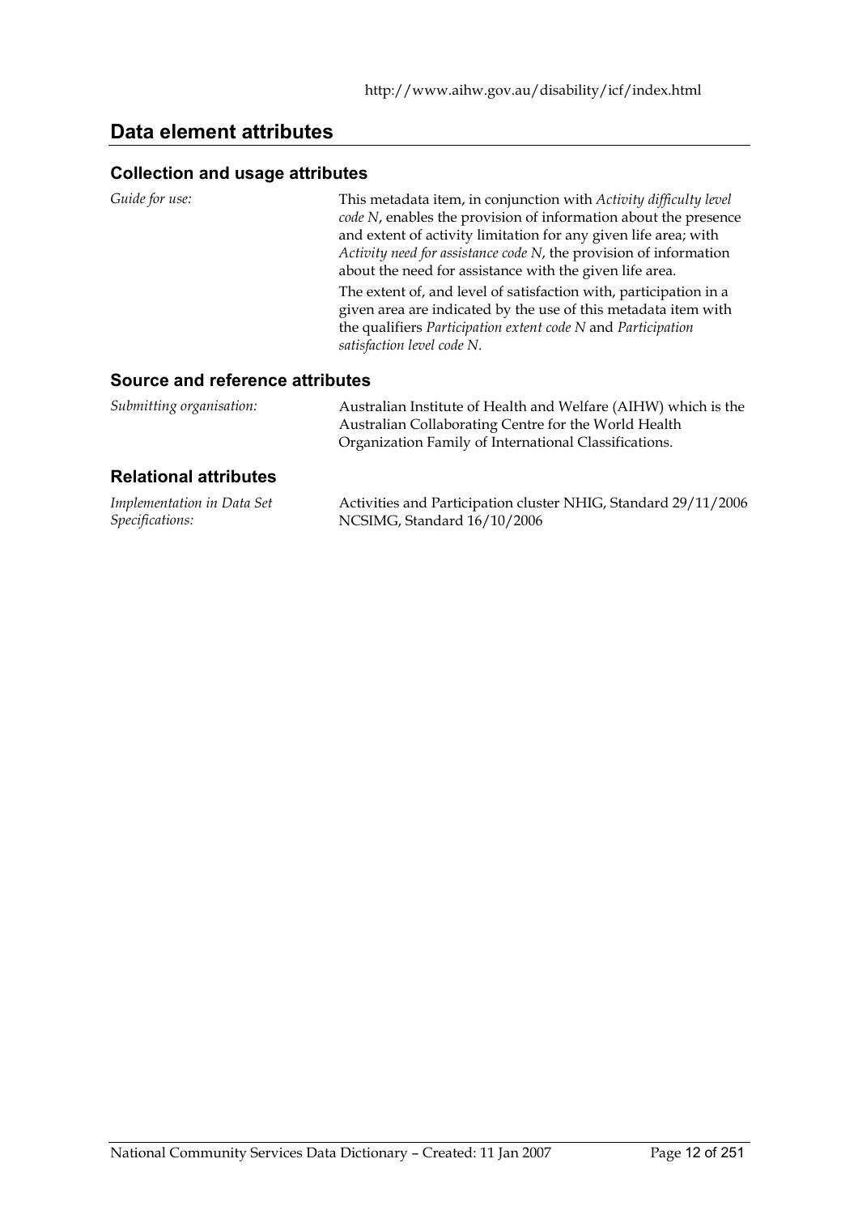http://www.aihw.gov.au/disability/icf/index.html

## Data element attributes

### Collection and usage attributes

*Guide for use:* This metadata item, in conjunction with *Activity difficulty level code N*, enables the provision of information about the presence and extent of activity limitation for any given life area; with *Activity need for assistance code N*, the provision of information about the need for assistance with the given life area.

The extent of, and level of satisfaction with, participation in a given area are indicated by the use of this metadata item with the qualifiers *Participation extent code N* and *Participation satisfaction level code N*.

### Source and reference attributes

*Submitting organisation:* Australian Institute of Health and Welfare (AIHW) which is the Australian Collaborating Centre for the World Health Organization Family of International Classifications.

### Relational attributes

*Implementation in Data Set Specifications:* Activities and Participation cluster NHIG, Standard 29/11/2006
NCSIMG, Standard 16/10/2006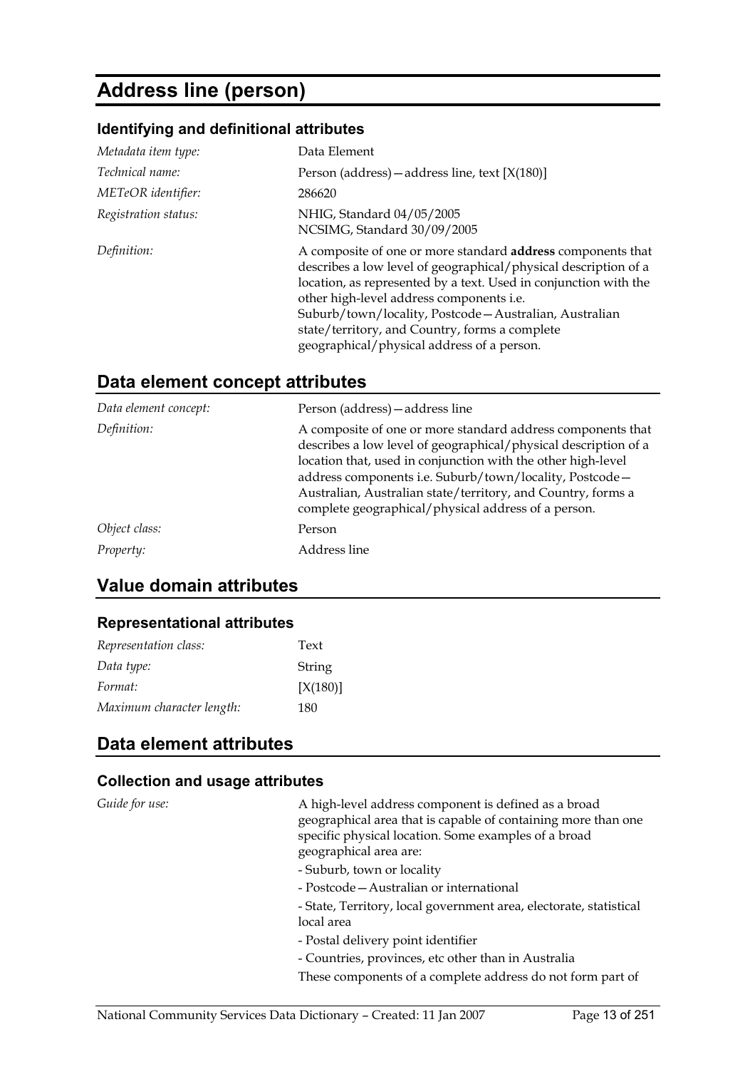# Address line (person)

### Identifying and definitional attributes

| | |
|---|---|
| *Metadata item type:* | Data Element |
| *Technical name:* | Person (address)—address line, text [X(180)] |
| *METeOR identifier:* | 286620 |
| *Registration status:* | NHIG, Standard 04/05/2005<br>NCSIMG, Standard 30/09/2005 |
| *Definition:* | A composite of one or more standard **address** components that describes a low level of geographical/physical description of a location, as represented by a text. Used in conjunction with the other high-level address components i.e. Suburb/town/locality, Postcode—Australian, Australian state/territory, and Country, forms a complete geographical/physical address of a person. |

## Data element concept attributes

| | |
|---|---|
| *Data element concept:* | Person (address)—address line |
| *Definition:* | A composite of one or more standard address components that describes a low level of geographical/physical description of a location that, used in conjunction with the other high-level address components i.e. Suburb/town/locality, Postcode—Australian, Australian state/territory, and Country, forms a complete geographical/physical address of a person. |
| *Object class:* | Person |
| *Property:* | Address line |

## Value domain attributes

### Representational attributes

| | |
|---|---|
| *Representation class:* | Text |
| *Data type:* | String |
| *Format:* | [X(180)] |
| *Maximum character length:* | 180 |

## Data element attributes

### Collection and usage attributes

*Guide for use:*

A high-level address component is defined as a broad geographical area that is capable of containing more than one specific physical location. Some examples of a broad geographical area are:

- Suburb, town or locality
- Postcode—Australian or international
- State, Territory, local government area, electorate, statistical local area
- Postal delivery point identifier
- Countries, provinces, etc other than in Australia

These components of a complete address do not form part of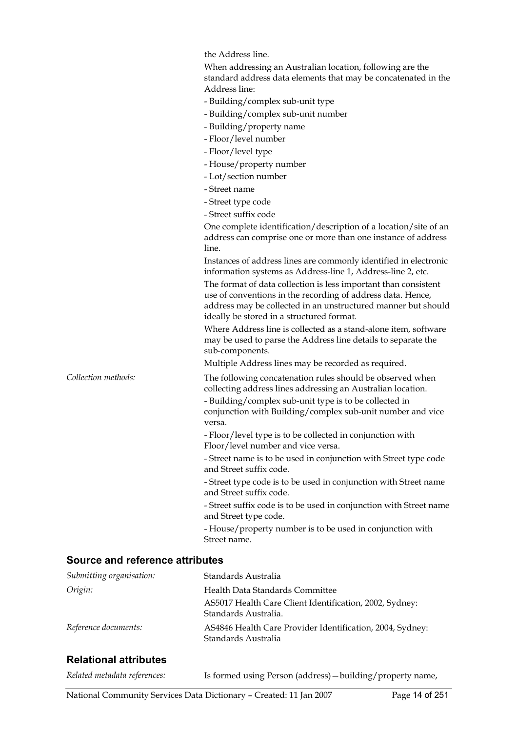the Address line.

When addressing an Australian location, following are the standard address data elements that may be concatenated in the Address line:

- Building/complex sub-unit type
- Building/complex sub-unit number
- Building/property name
- Floor/level number
- Floor/level type
- House/property number
- Lot/section number
- Street name
- Street type code
- Street suffix code

One complete identification/description of a location/site of an address can comprise one or more than one instance of address line.

Instances of address lines are commonly identified in electronic information systems as Address-line 1, Address-line 2, etc.

The format of data collection is less important than consistent use of conventions in the recording of address data. Hence, address may be collected in an unstructured manner but should ideally be stored in a structured format.

Where Address line is collected as a stand-alone item, software may be used to parse the Address line details to separate the sub-components.

Multiple Address lines may be recorded as required.

*Collection methods:* The following concatenation rules should be observed when collecting address lines addressing an Australian location.

- Building/complex sub-unit type is to be collected in conjunction with Building/complex sub-unit number and vice versa.
- Floor/level type is to be collected in conjunction with Floor/level number and vice versa.
- Street name is to be used in conjunction with Street type code and Street suffix code.
- Street type code is to be used in conjunction with Street name and Street suffix code.
- Street suffix code is to be used in conjunction with Street name and Street type code.
- House/property number is to be used in conjunction with Street name.

## Source and reference attributes

*Submitting organisation:* Standards Australia

*Origin:* Health Data Standards Committee

AS5017 Health Care Client Identification, 2002, Sydney: Standards Australia.

*Reference documents:* AS4846 Health Care Provider Identification, 2004, Sydney: Standards Australia

## Relational attributes

*Related metadata references:* Is formed using Person (address)—building/property name,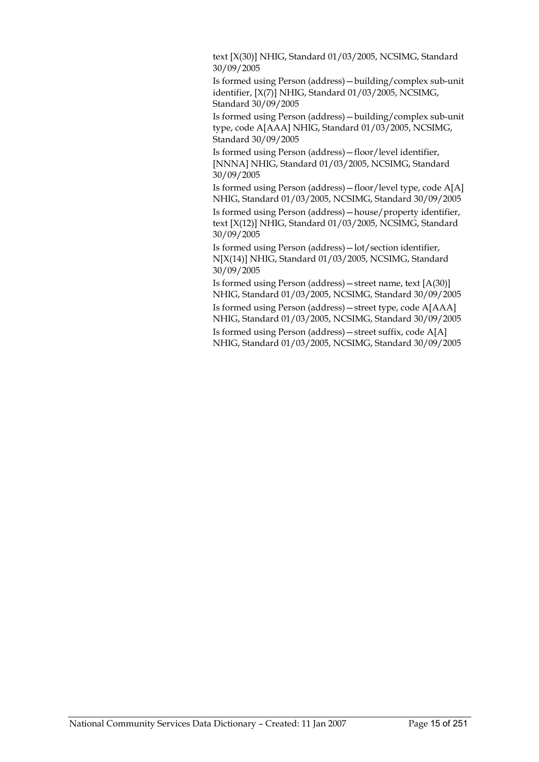text [X(30)] NHIG, Standard 01/03/2005, NCSIMG, Standard 30/09/2005

Is formed using Person (address)—building/complex sub-unit identifier, [X(7)] NHIG, Standard 01/03/2005, NCSIMG, Standard 30/09/2005

Is formed using Person (address)—building/complex sub-unit type, code A[AAA] NHIG, Standard 01/03/2005, NCSIMG, Standard 30/09/2005

Is formed using Person (address)—floor/level identifier, [NNNA] NHIG, Standard 01/03/2005, NCSIMG, Standard 30/09/2005

Is formed using Person (address)—floor/level type, code A[A] NHIG, Standard 01/03/2005, NCSIMG, Standard 30/09/2005

Is formed using Person (address)—house/property identifier, text [X(12)] NHIG, Standard 01/03/2005, NCSIMG, Standard 30/09/2005

Is formed using Person (address)—lot/section identifier, N[X(14)] NHIG, Standard 01/03/2005, NCSIMG, Standard 30/09/2005

Is formed using Person (address)—street name, text [A(30)] NHIG, Standard 01/03/2005, NCSIMG, Standard 30/09/2005

Is formed using Person (address)—street type, code A[AAA] NHIG, Standard 01/03/2005, NCSIMG, Standard 30/09/2005

Is formed using Person (address)—street suffix, code A[A] NHIG, Standard 01/03/2005, NCSIMG, Standard 30/09/2005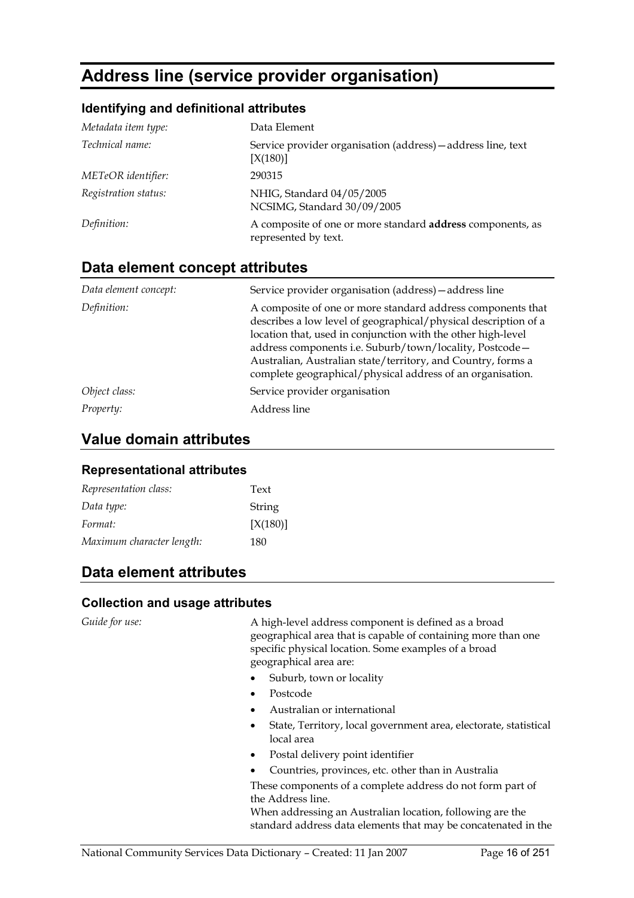# Address line (service provider organisation)

### Identifying and definitional attributes

| | |
|---|---|
| *Metadata item type:* | Data Element |
| *Technical name:* | Service provider organisation (address)—address line, text [X(180)] |
| *METeOR identifier:* | 290315 |
| *Registration status:* | NHIG, Standard 04/05/2005<br>NCSIMG, Standard 30/09/2005 |
| *Definition:* | A composite of one or more standard **address** components, as represented by text. |

## Data element concept attributes

| | |
|---|---|
| *Data element concept:* | Service provider organisation (address)—address line |
| *Definition:* | A composite of one or more standard address components that describes a low level of geographical/physical description of a location that, used in conjunction with the other high-level address components i.e. Suburb/town/locality, Postcode—Australian, Australian state/territory, and Country, forms a complete geographical/physical address of an organisation. |
| *Object class:* | Service provider organisation |
| *Property:* | Address line |

## Value domain attributes

### Representational attributes

| | |
|---|---|
| *Representation class:* | Text |
| *Data type:* | String |
| *Format:* | [X(180)] |
| *Maximum character length:* | 180 |

## Data element attributes

### Collection and usage attributes

*Guide for use:*

A high-level address component is defined as a broad geographical area that is capable of containing more than one specific physical location. Some examples of a broad geographical area are:

- Suburb, town or locality
- Postcode
- Australian or international
- State, Territory, local government area, electorate, statistical local area
- Postal delivery point identifier
- Countries, provinces, etc. other than in Australia

These components of a complete address do not form part of the Address line.

When addressing an Australian location, following are the standard address data elements that may be concatenated in the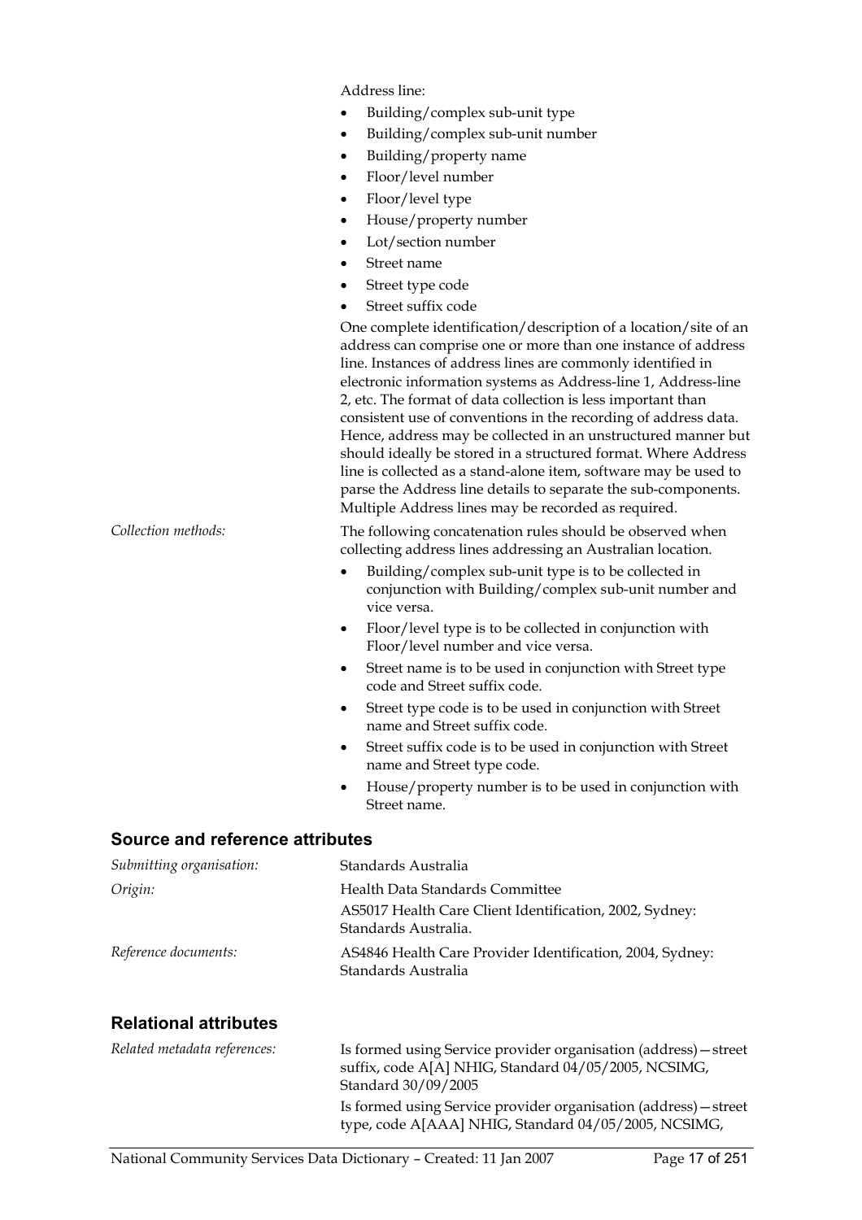Address line:

- Building/complex sub-unit type
- Building/complex sub-unit number
- Building/property name
- Floor/level number
- Floor/level type
- House/property number
- Lot/section number
- Street name
- Street type code
- Street suffix code

One complete identification/description of a location/site of an address can comprise one or more than one instance of address line. Instances of address lines are commonly identified in electronic information systems as Address-line 1, Address-line 2, etc. The format of data collection is less important than consistent use of conventions in the recording of address data. Hence, address may be collected in an unstructured manner but should ideally be stored in a structured format. Where Address line is collected as a stand-alone item, software may be used to parse the Address line details to separate the sub-components. Multiple Address lines may be recorded as required.

*Collection methods:* The following concatenation rules should be observed when collecting address lines addressing an Australian location.

- Building/complex sub-unit type is to be collected in conjunction with Building/complex sub-unit number and vice versa.
- Floor/level type is to be collected in conjunction with Floor/level number and vice versa.
- Street name is to be used in conjunction with Street type code and Street suffix code.
- Street type code is to be used in conjunction with Street name and Street suffix code.
- Street suffix code is to be used in conjunction with Street name and Street type code.
- House/property number is to be used in conjunction with Street name.

## Source and reference attributes

*Submitting organisation:* Standards Australia

*Origin:* Health Data Standards Committee

AS5017 Health Care Client Identification, 2002, Sydney: Standards Australia.

*Reference documents:* AS4846 Health Care Provider Identification, 2004, Sydney: Standards Australia

## Relational attributes

*Related metadata references:* Is formed using Service provider organisation (address)—street suffix, code A[A] NHIG, Standard 04/05/2005, NCSIMG, Standard 30/09/2005

Is formed using Service provider organisation (address)—street type, code A[AAA] NHIG, Standard 04/05/2005, NCSIMG,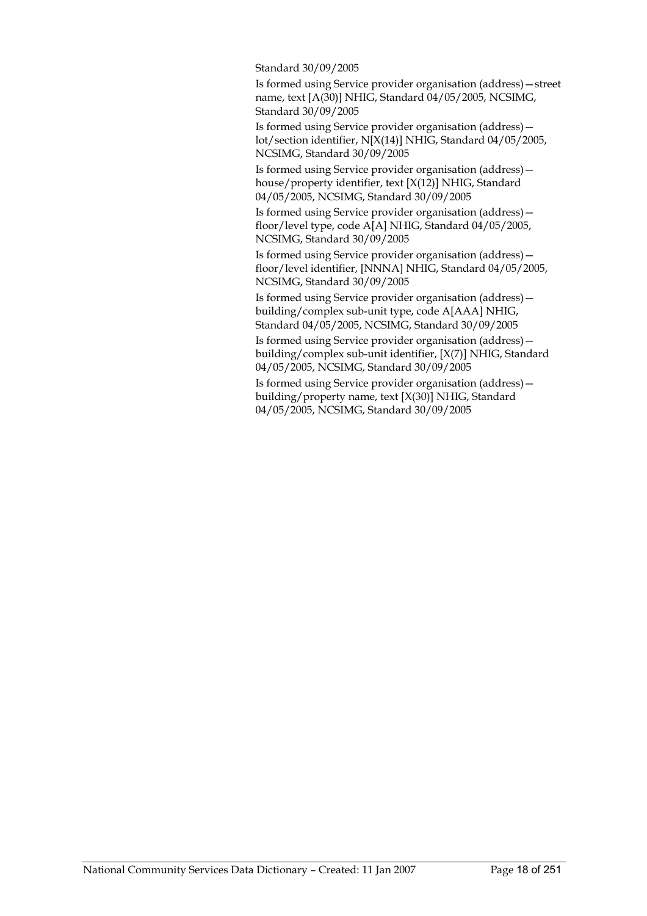Standard 30/09/2005

Is formed using Service provider organisation (address)—street name, text [A(30)] NHIG, Standard 04/05/2005, NCSIMG, Standard 30/09/2005

Is formed using Service provider organisation (address)—lot/section identifier, N[X(14)] NHIG, Standard 04/05/2005, NCSIMG, Standard 30/09/2005

Is formed using Service provider organisation (address)—house/property identifier, text [X(12)] NHIG, Standard 04/05/2005, NCSIMG, Standard 30/09/2005

Is formed using Service provider organisation (address)—floor/level type, code A[A] NHIG, Standard 04/05/2005, NCSIMG, Standard 30/09/2005

Is formed using Service provider organisation (address)—floor/level identifier, [NNNA] NHIG, Standard 04/05/2005, NCSIMG, Standard 30/09/2005

Is formed using Service provider organisation (address)—building/complex sub-unit type, code A[AAA] NHIG, Standard 04/05/2005, NCSIMG, Standard 30/09/2005

Is formed using Service provider organisation (address)—building/complex sub-unit identifier, [X(7)] NHIG, Standard 04/05/2005, NCSIMG, Standard 30/09/2005

Is formed using Service provider organisation (address)—building/property name, text [X(30)] NHIG, Standard 04/05/2005, NCSIMG, Standard 30/09/2005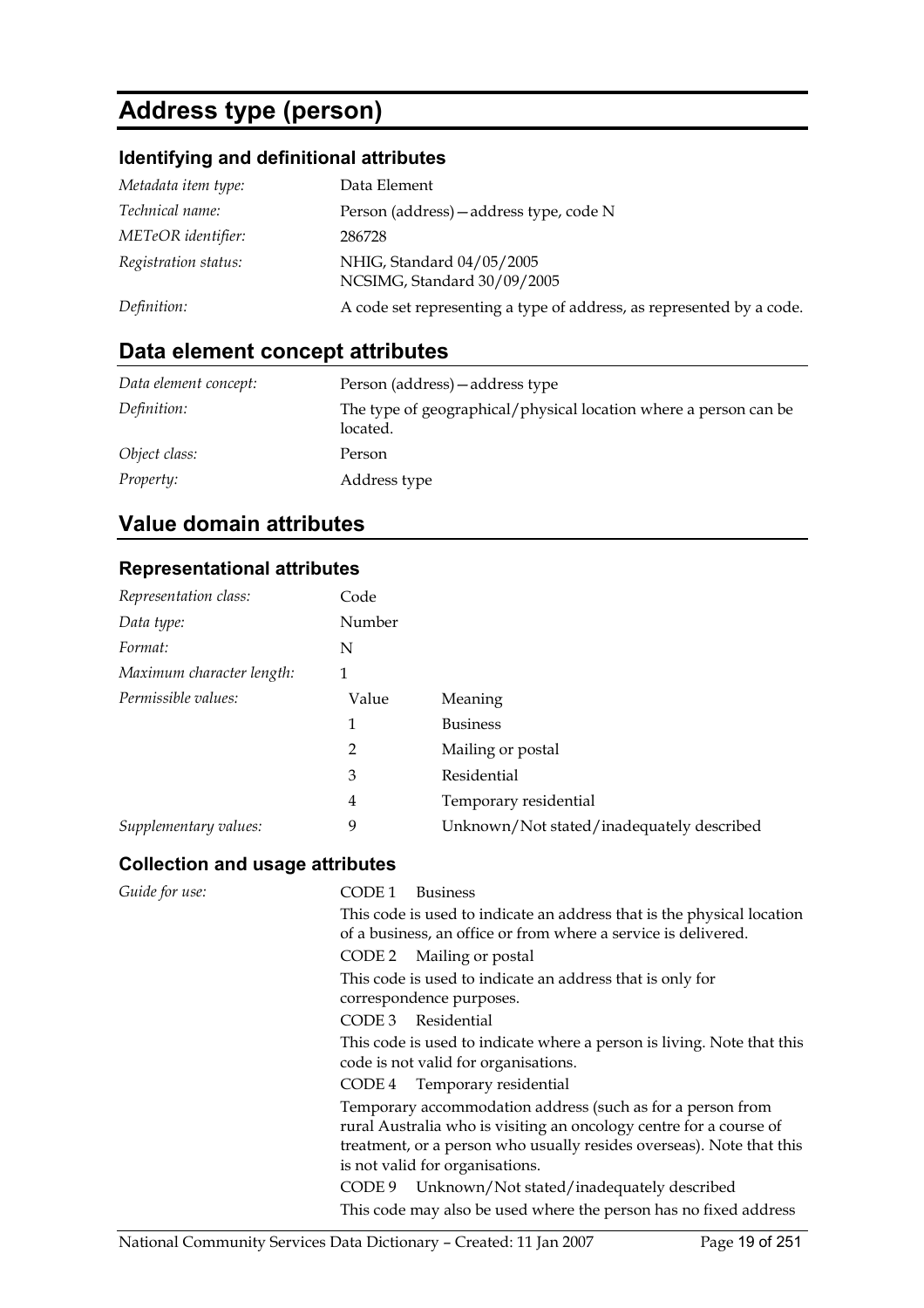# Address type (person)

## Identifying and definitional attributes

| | |
|---|---|
| *Metadata item type:* | Data Element |
| *Technical name:* | Person (address)—address type, code N |
| *METeOR identifier:* | 286728 |
| *Registration status:* | NHIG, Standard 04/05/2005<br>NCSIMG, Standard 30/09/2005 |
| *Definition:* | A code set representing a type of address, as represented by a code. |

## Data element concept attributes

| | |
|---|---|
| *Data element concept:* | Person (address)—address type |
| *Definition:* | The type of geographical/physical location where a person can be located. |
| *Object class:* | Person |
| *Property:* | Address type |

## Value domain attributes

### Representational attributes

| | | |
|---|---|---|
| *Representation class:* | Code | |
| *Data type:* | Number | |
| *Format:* | N | |
| *Maximum character length:* | 1 | |
| *Permissible values:* | Value | Meaning |
| | 1 | Business |
| | 2 | Mailing or postal |
| | 3 | Residential |
| | 4 | Temporary residential |
| *Supplementary values:* | 9 | Unknown/Not stated/inadequately described |

### Collection and usage attributes

*Guide for use:*

CODE 1 Business

This code is used to indicate an address that is the physical location of a business, an office or from where a service is delivered.

CODE 2 Mailing or postal

This code is used to indicate an address that is only for correspondence purposes.

CODE 3 Residential

This code is used to indicate where a person is living. Note that this code is not valid for organisations.

CODE 4 Temporary residential

Temporary accommodation address (such as for a person from rural Australia who is visiting an oncology centre for a course of treatment, or a person who usually resides overseas). Note that this is not valid for organisations.

CODE 9 Unknown/Not stated/inadequately described

This code may also be used where the person has no fixed address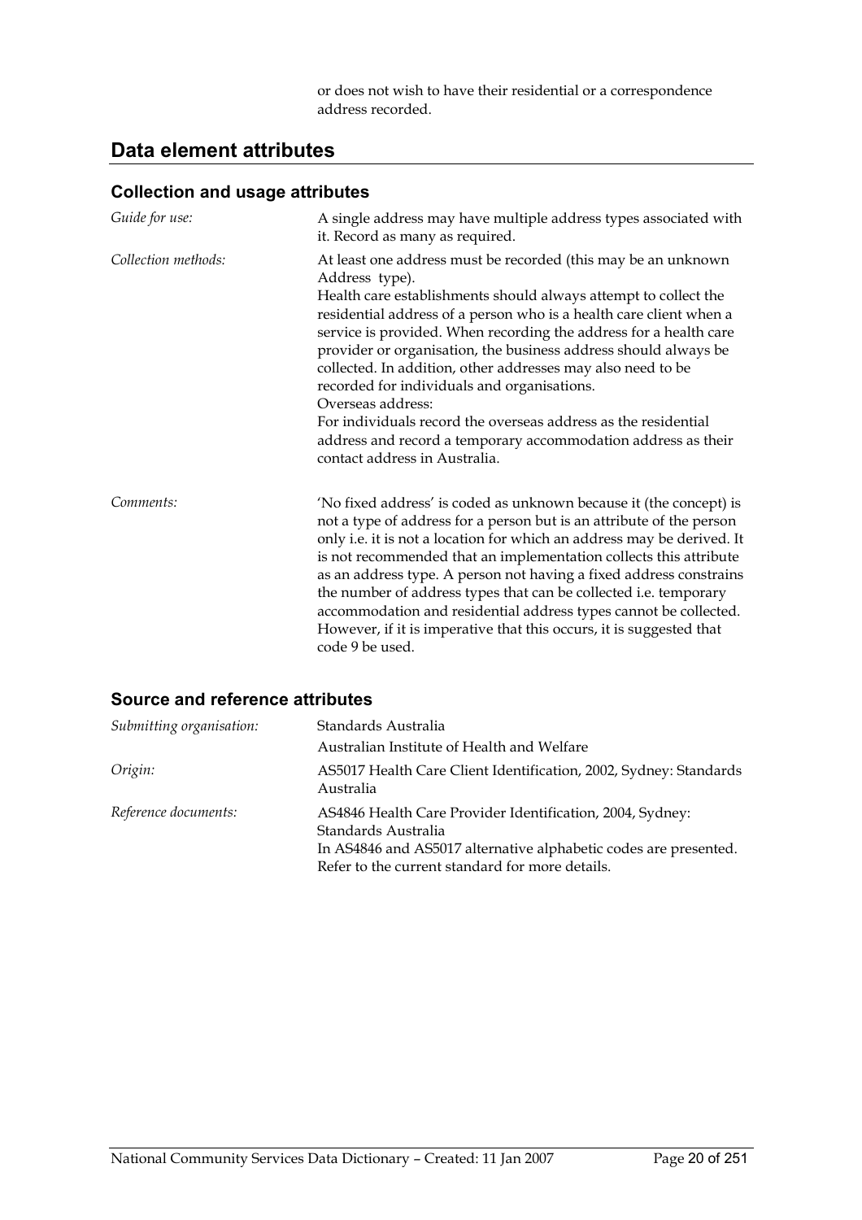or does not wish to have their residential or a correspondence address recorded.

## Data element attributes

### Collection and usage attributes

*Guide for use:* A single address may have multiple address types associated with it. Record as many as required.

*Collection methods:* At least one address must be recorded (this may be an unknown Address type).
Health care establishments should always attempt to collect the residential address of a person who is a health care client when a service is provided. When recording the address for a health care provider or organisation, the business address should always be collected. In addition, other addresses may also need to be recorded for individuals and organisations.
Overseas address:
For individuals record the overseas address as the residential address and record a temporary accommodation address as their contact address in Australia.

*Comments:* 'No fixed address' is coded as unknown because it (the concept) is not a type of address for a person but is an attribute of the person only i.e. it is not a location for which an address may be derived. It is not recommended that an implementation collects this attribute as an address type. A person not having a fixed address constrains the number of address types that can be collected i.e. temporary accommodation and residential address types cannot be collected. However, if it is imperative that this occurs, it is suggested that code 9 be used.

### Source and reference attributes

*Submitting organisation:* Standards Australia
Australian Institute of Health and Welfare

*Origin:* AS5017 Health Care Client Identification, 2002, Sydney: Standards Australia

*Reference documents:* AS4846 Health Care Provider Identification, 2004, Sydney: Standards Australia
In AS4846 and AS5017 alternative alphabetic codes are presented. Refer to the current standard for more details.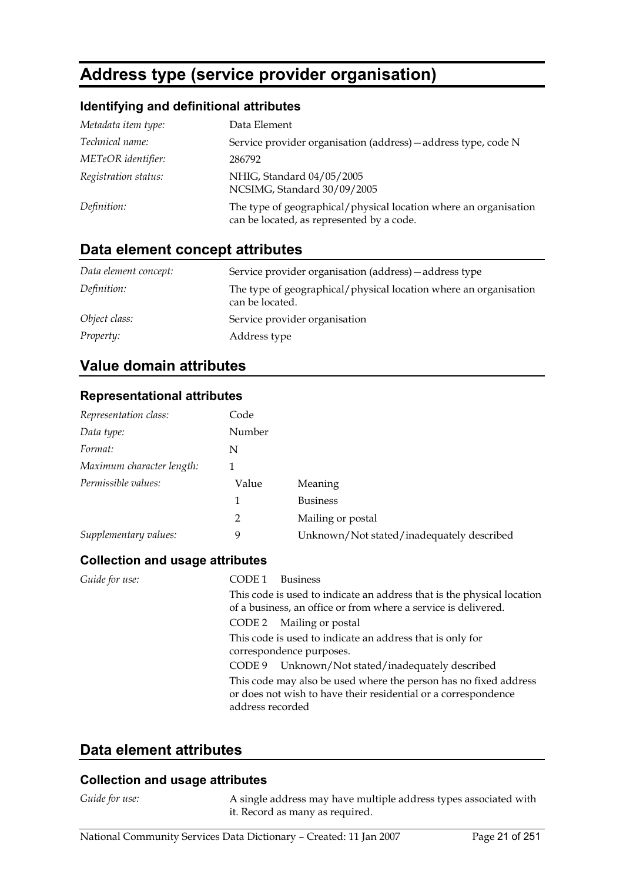# Address type (service provider organisation)

## Identifying and definitional attributes

| | |
|---|---|
| *Metadata item type:* | Data Element |
| *Technical name:* | Service provider organisation (address)—address type, code N |
| *METeOR identifier:* | 286792 |
| *Registration status:* | NHIG, Standard 04/05/2005<br>NCSIMG, Standard 30/09/2005 |
| *Definition:* | The type of geographical/physical location where an organisation can be located, as represented by a code. |

## Data element concept attributes

| | |
|---|---|
| *Data element concept:* | Service provider organisation (address)—address type |
| *Definition:* | The type of geographical/physical location where an organisation can be located. |
| *Object class:* | Service provider organisation |
| *Property:* | Address type |

## Value domain attributes

### Representational attributes

| | | |
|---|---|---|
| *Representation class:* | Code | |
| *Data type:* | Number | |
| *Format:* | N | |
| *Maximum character length:* | 1 | |
| *Permissible values:* | Value | Meaning |
| | 1 | Business |
| | 2 | Mailing or postal |
| *Supplementary values:* | 9 | Unknown/Not stated/inadequately described |

### Collection and usage attributes

*Guide for use:*

CODE 1 Business

This code is used to indicate an address that is the physical location of a business, an office or from where a service is delivered.

CODE 2 Mailing or postal

This code is used to indicate an address that is only for correspondence purposes.

CODE 9 Unknown/Not stated/inadequately described

This code may also be used where the person has no fixed address or does not wish to have their residential or a correspondence address recorded

## Data element attributes

### Collection and usage attributes

| | |
|---|---|
| *Guide for use:* | A single address may have multiple address types associated with it. Record as many as required. |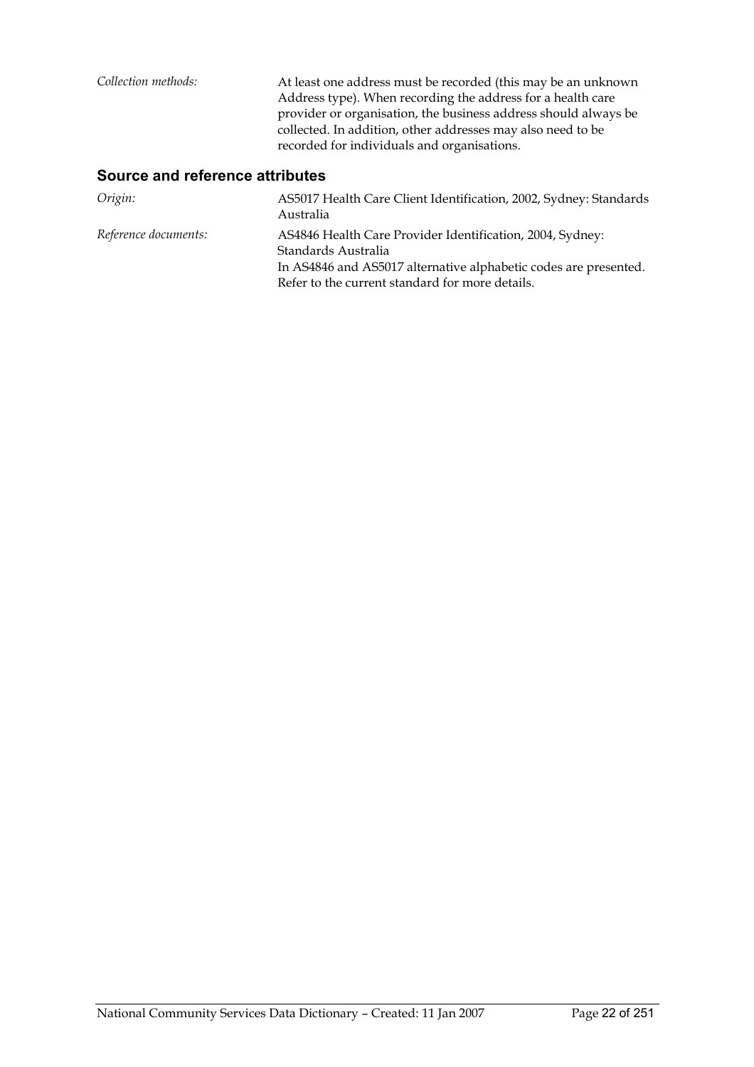*Collection methods:* At least one address must be recorded (this may be an unknown Address type). When recording the address for a health care provider or organisation, the business address should always be collected. In addition, other addresses may also need to be recorded for individuals and organisations.

## Source and reference attributes

*Origin:* AS5017 Health Care Client Identification, 2002, Sydney: Standards Australia

*Reference documents:* AS4846 Health Care Provider Identification, 2004, Sydney: Standards Australia
In AS4846 and AS5017 alternative alphabetic codes are presented. Refer to the current standard for more details.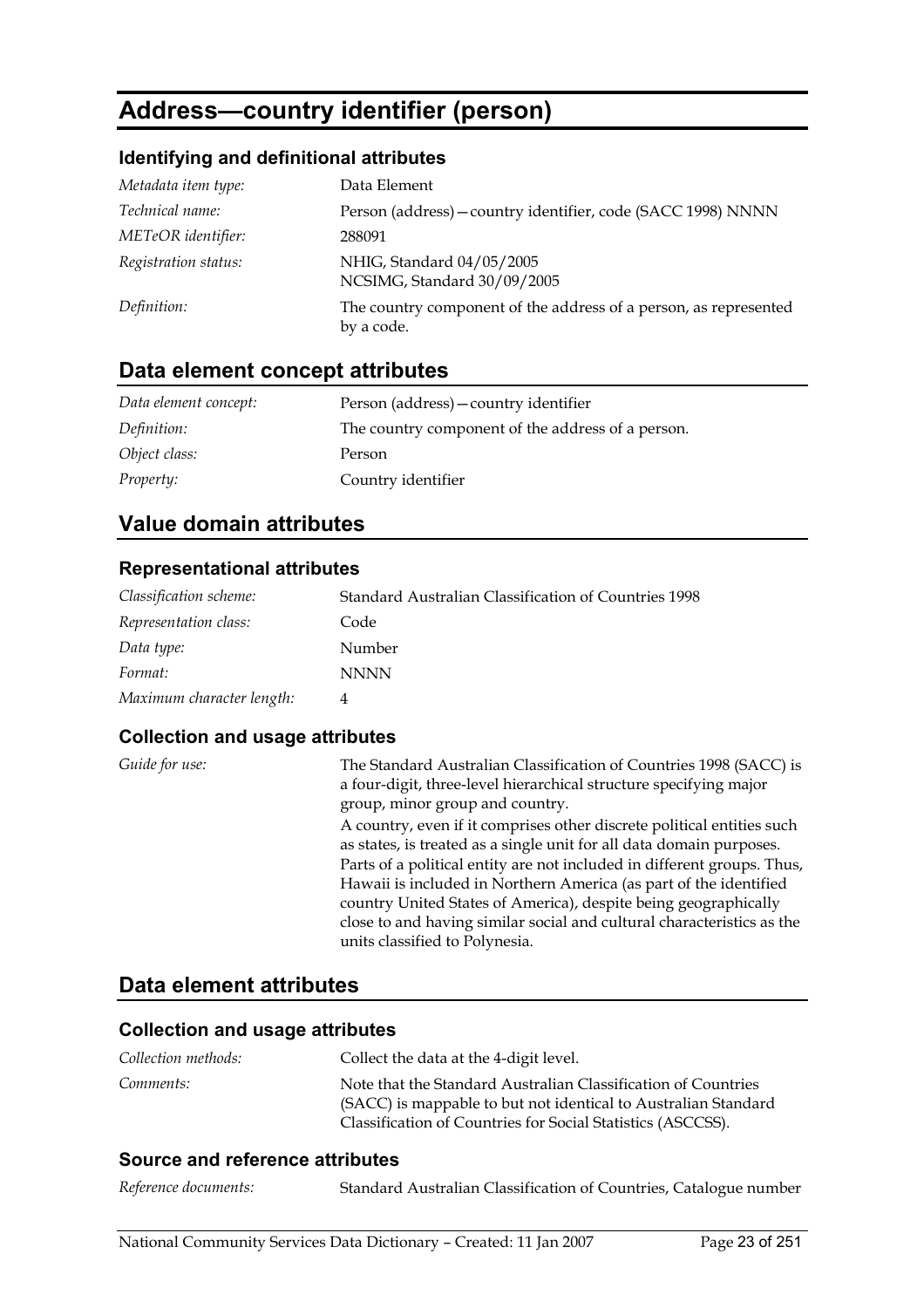# Address—country identifier (person)

### Identifying and definitional attributes

| | |
|---|---|
| *Metadata item type:* | Data Element |
| *Technical name:* | Person (address)—country identifier, code (SACC 1998) NNNN |
| *METeOR identifier:* | 288091 |
| *Registration status:* | NHIG, Standard 04/05/2005<br>NCSIMG, Standard 30/09/2005 |
| *Definition:* | The country component of the address of a person, as represented by a code. |

## Data element concept attributes

| | |
|---|---|
| *Data element concept:* | Person (address)—country identifier |
| *Definition:* | The country component of the address of a person. |
| *Object class:* | Person |
| *Property:* | Country identifier |

## Value domain attributes

### Representational attributes

| | |
|---|---|
| *Classification scheme:* | Standard Australian Classification of Countries 1998 |
| *Representation class:* | Code |
| *Data type:* | Number |
| *Format:* | NNNN |
| *Maximum character length:* | 4 |

### Collection and usage attributes

*Guide for use:*

The Standard Australian Classification of Countries 1998 (SACC) is a four-digit, three-level hierarchical structure specifying major group, minor group and country.

A country, even if it comprises other discrete political entities such as states, is treated as a single unit for all data domain purposes. Parts of a political entity are not included in different groups. Thus, Hawaii is included in Northern America (as part of the identified country United States of America), despite being geographically close to and having similar social and cultural characteristics as the units classified to Polynesia.

## Data element attributes

### Collection and usage attributes

| | |
|---|---|
| *Collection methods:* | Collect the data at the 4-digit level. |
| *Comments:* | Note that the Standard Australian Classification of Countries (SACC) is mappable to but not identical to Australian Standard Classification of Countries for Social Statistics (ASCCSS). |

### Source and reference attributes

| | |
|---|---|
| *Reference documents:* | Standard Australian Classification of Countries, Catalogue number |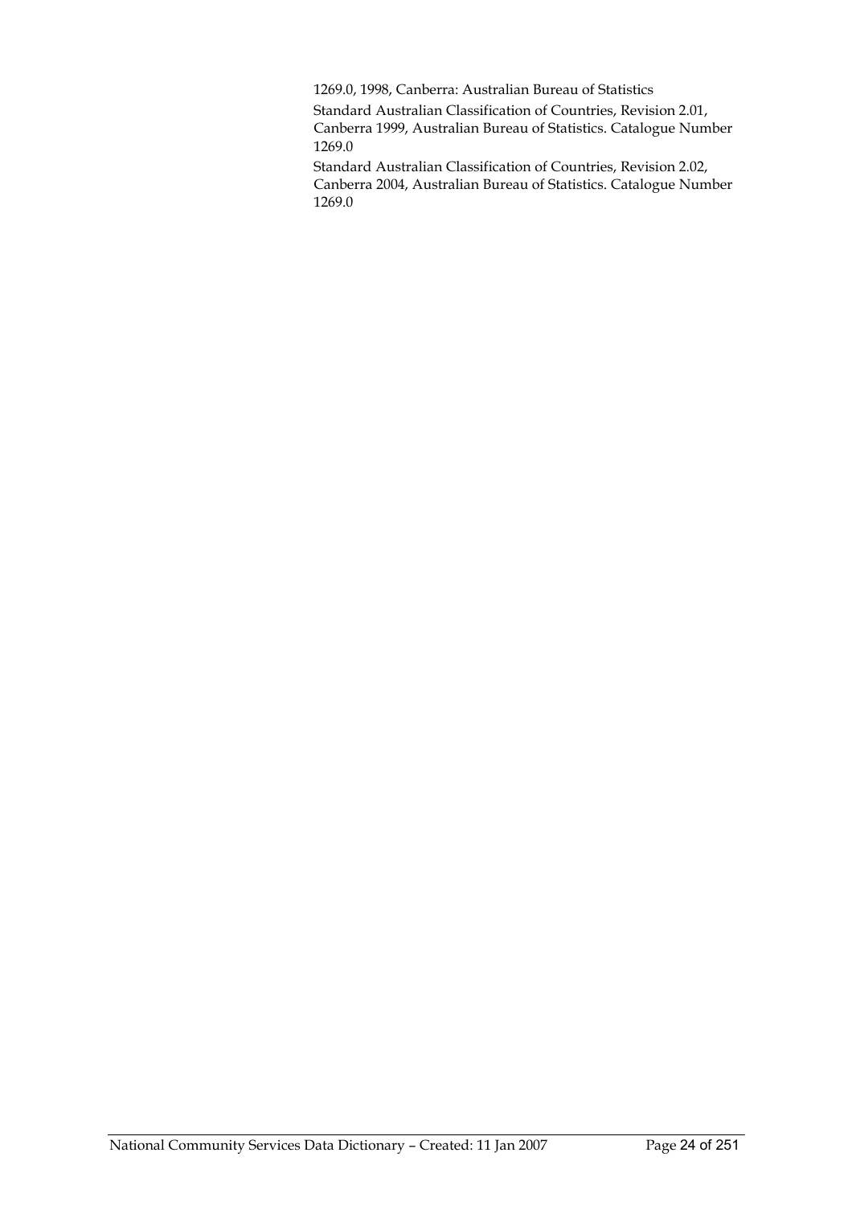1269.0, 1998, Canberra: Australian Bureau of Statistics

Standard Australian Classification of Countries, Revision 2.01, Canberra 1999, Australian Bureau of Statistics. Catalogue Number 1269.0

Standard Australian Classification of Countries, Revision 2.02, Canberra 2004, Australian Bureau of Statistics. Catalogue Number 1269.0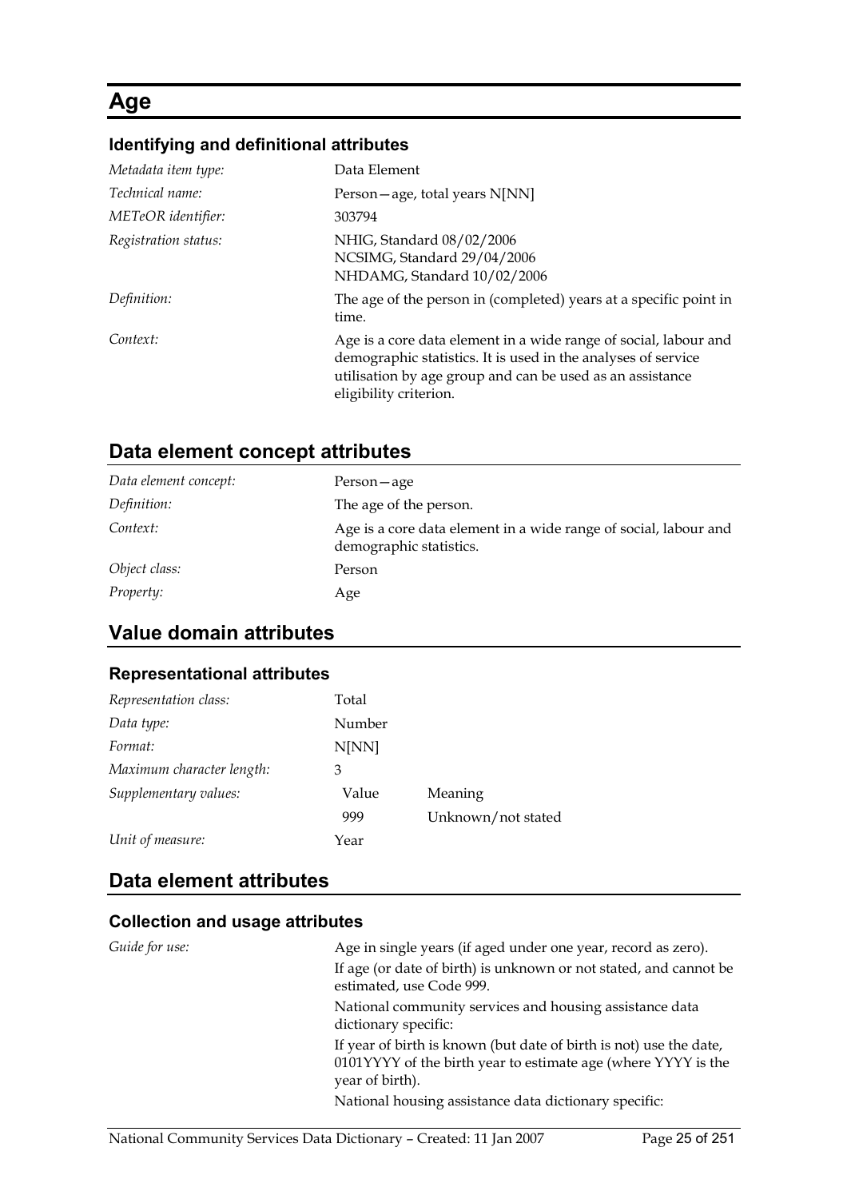# Age

### Identifying and definitional attributes

| | |
|---|---|
| *Metadata item type:* | Data Element |
| *Technical name:* | Person—age, total years N[NN] |
| *METeOR identifier:* | 303794 |
| *Registration status:* | NHIG, Standard 08/02/2006<br>NCSIMG, Standard 29/04/2006<br>NHDAMG, Standard 10/02/2006 |
| *Definition:* | The age of the person in (completed) years at a specific point in time. |
| *Context:* | Age is a core data element in a wide range of social, labour and demographic statistics. It is used in the analyses of service utilisation by age group and can be used as an assistance eligibility criterion. |

## Data element concept attributes

| | |
|---|---|
| *Data element concept:* | Person—age |
| *Definition:* | The age of the person. |
| *Context:* | Age is a core data element in a wide range of social, labour and demographic statistics. |
| *Object class:* | Person |
| *Property:* | Age |

## Value domain attributes

### Representational attributes

| | | |
|---|---|---|
| *Representation class:* | Total | |
| *Data type:* | Number | |
| *Format:* | N[NN] | |
| *Maximum character length:* | 3 | |
| *Supplementary values:* | Value | Meaning |
| | 999 | Unknown/not stated |
| *Unit of measure:* | Year | |

## Data element attributes

### Collection and usage attributes

*Guide for use:*

Age in single years (if aged under one year, record as zero).

If age (or date of birth) is unknown or not stated, and cannot be estimated, use Code 999.

National community services and housing assistance data dictionary specific:

If year of birth is known (but date of birth is not) use the date, 0101YYYY of the birth year to estimate age (where YYYY is the year of birth).

National housing assistance data dictionary specific: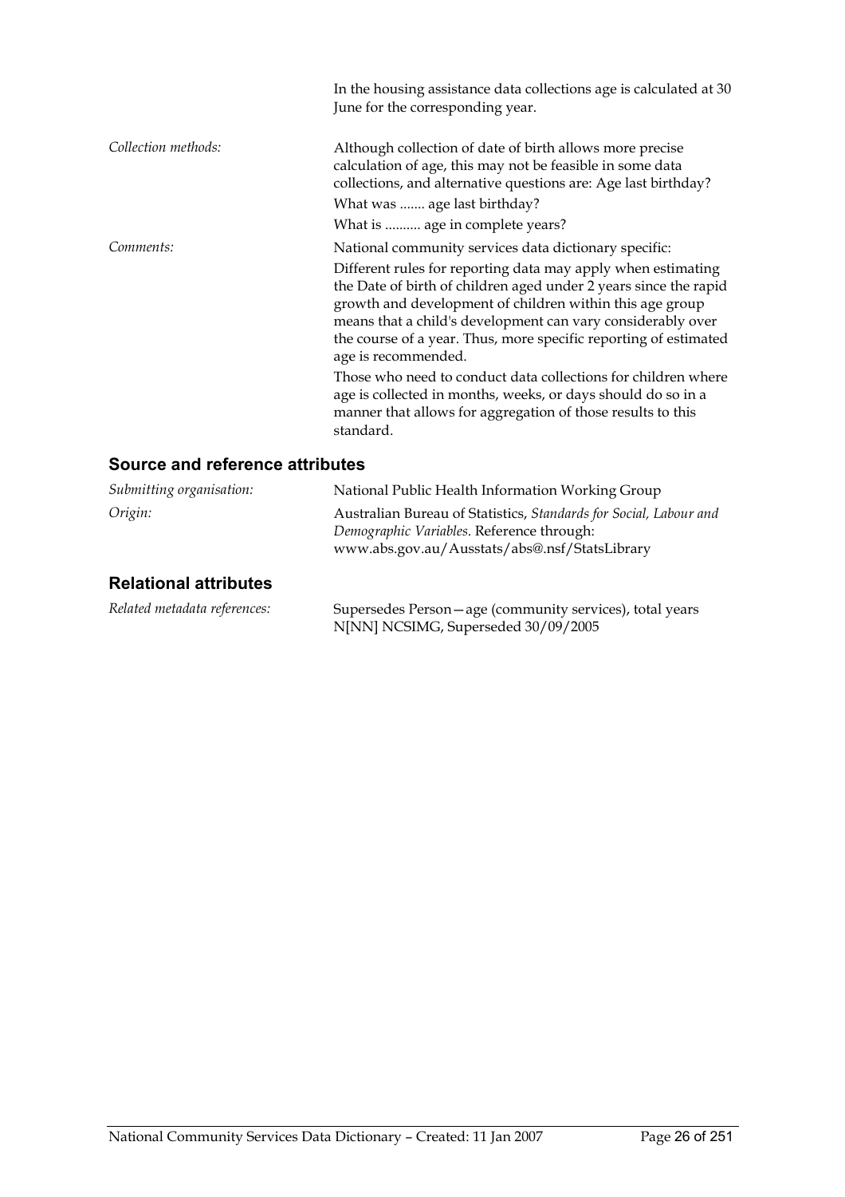In the housing assistance data collections age is calculated at 30 June for the corresponding year.

*Collection methods:* Although collection of date of birth allows more precise calculation of age, this may not be feasible in some data collections, and alternative questions are: Age last birthday?

What was ....... age last birthday?

What is .......... age in complete years?

*Comments:* National community services data dictionary specific:

Different rules for reporting data may apply when estimating the Date of birth of children aged under 2 years since the rapid growth and development of children within this age group means that a child's development can vary considerably over the course of a year. Thus, more specific reporting of estimated age is recommended.

Those who need to conduct data collections for children where age is collected in months, weeks, or days should do so in a manner that allows for aggregation of those results to this standard.

## Source and reference attributes

*Submitting organisation:* National Public Health Information Working Group

*Origin:* Australian Bureau of Statistics, *Standards for Social, Labour and Demographic Variables.* Reference through: www.abs.gov.au/Ausstats/abs@.nsf/StatsLibrary

## Relational attributes

*Related metadata references:* Supersedes Person—age (community services), total years N[NN] NCSIMG, Superseded 30/09/2005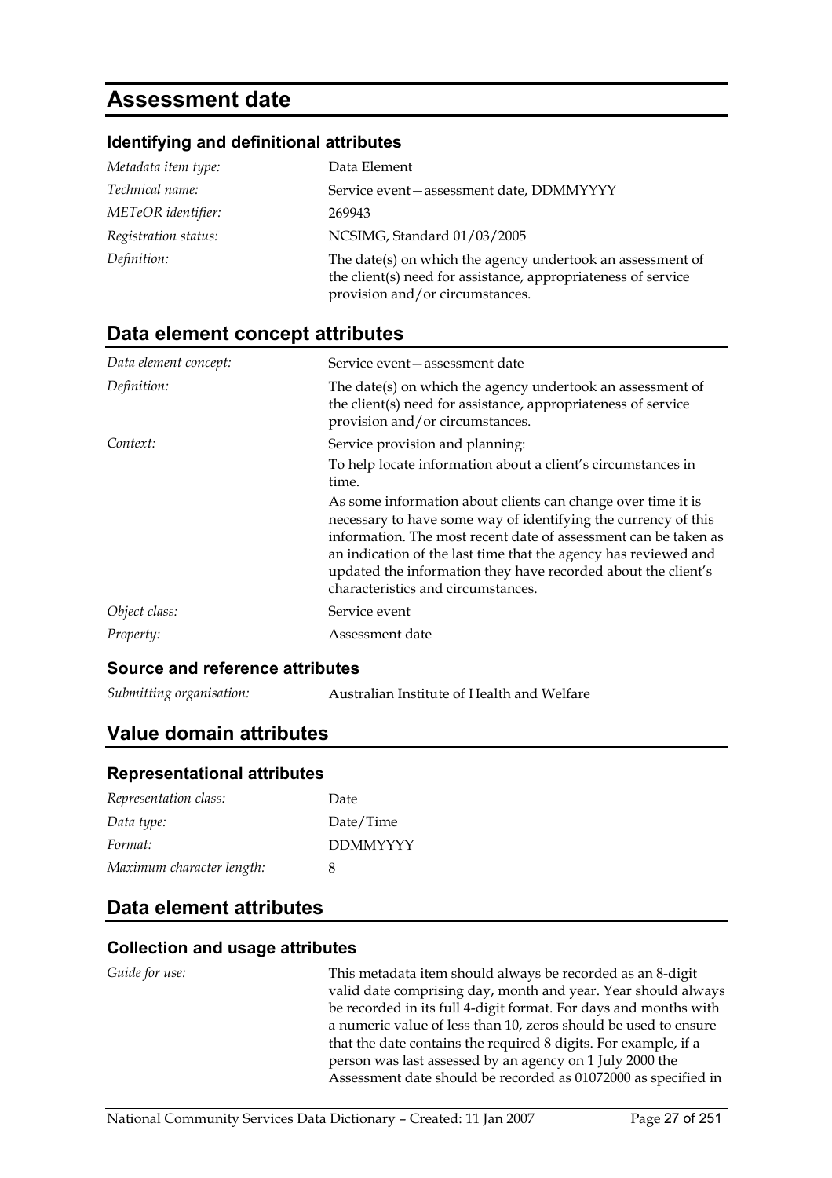# Assessment date

### Identifying and definitional attributes

| | |
|---|---|
| *Metadata item type:* | Data Element |
| *Technical name:* | Service event—assessment date, DDMMYYYY |
| *METeOR identifier:* | 269943 |
| *Registration status:* | NCSIMG, Standard 01/03/2005 |
| *Definition:* | The date(s) on which the agency undertook an assessment of the client(s) need for assistance, appropriateness of service provision and/or circumstances. |

## Data element concept attributes

| | |
|---|---|
| *Data element concept:* | Service event—assessment date |
| *Definition:* | The date(s) on which the agency undertook an assessment of the client(s) need for assistance, appropriateness of service provision and/or circumstances. |
| *Context:* | Service provision and planning:<br>To help locate information about a client's circumstances in time.<br>As some information about clients can change over time it is necessary to have some way of identifying the currency of this information. The most recent date of assessment can be taken as an indication of the last time that the agency has reviewed and updated the information they have recorded about the client's characteristics and circumstances. |
| *Object class:* | Service event |
| *Property:* | Assessment date |

### Source and reference attributes

| | |
|---|---|
| *Submitting organisation:* | Australian Institute of Health and Welfare |

## Value domain attributes

### Representational attributes

| | |
|---|---|
| *Representation class:* | Date |
| *Data type:* | Date/Time |
| *Format:* | DDMMYYYY |
| *Maximum character length:* | 8 |

## Data element attributes

### Collection and usage attributes

| | |
|---|---|
| *Guide for use:* | This metadata item should always be recorded as an 8-digit valid date comprising day, month and year. Year should always be recorded in its full 4-digit format. For days and months with a numeric value of less than 10, zeros should be used to ensure that the date contains the required 8 digits. For example, if a person was last assessed by an agency on 1 July 2000 the Assessment date should be recorded as 01072000 as specified in |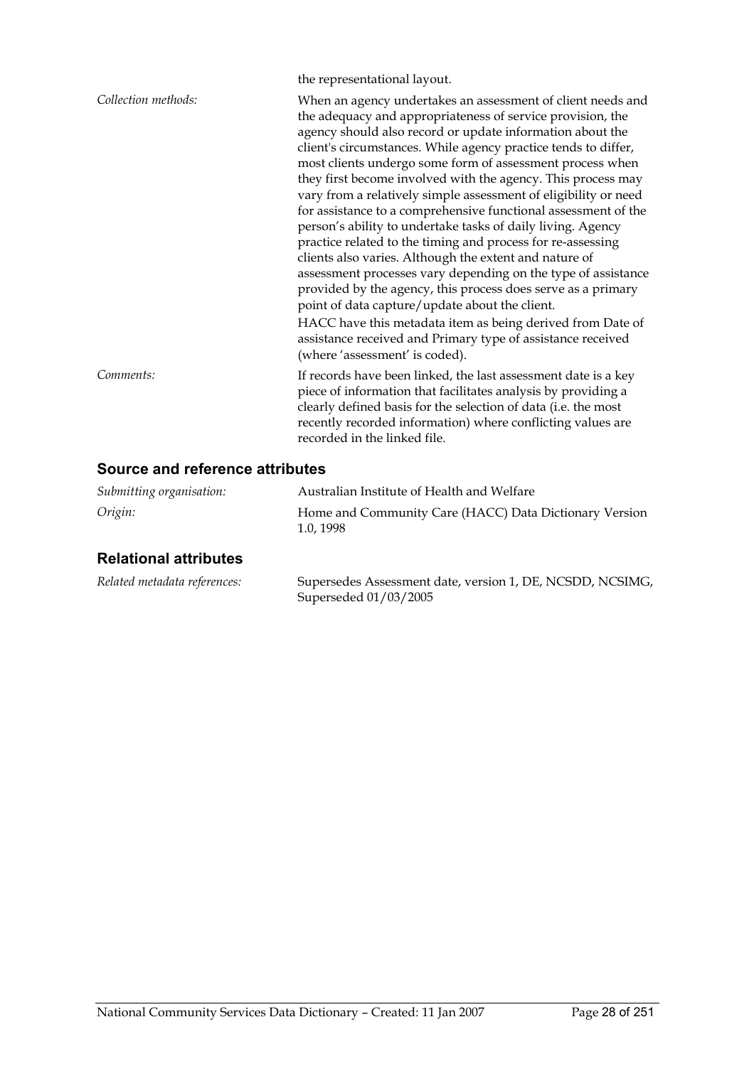the representational layout.

*Collection methods:* When an agency undertakes an assessment of client needs and the adequacy and appropriateness of service provision, the agency should also record or update information about the client's circumstances. While agency practice tends to differ, most clients undergo some form of assessment process when they first become involved with the agency. This process may vary from a relatively simple assessment of eligibility or need for assistance to a comprehensive functional assessment of the person's ability to undertake tasks of daily living. Agency practice related to the timing and process for re-assessing clients also varies. Although the extent and nature of assessment processes vary depending on the type of assistance provided by the agency, this process does serve as a primary point of data capture/update about the client.

HACC have this metadata item as being derived from Date of assistance received and Primary type of assistance received (where 'assessment' is coded).

*Comments:* If records have been linked, the last assessment date is a key piece of information that facilitates analysis by providing a clearly defined basis for the selection of data (i.e. the most recently recorded information) where conflicting values are recorded in the linked file.

## Source and reference attributes

*Submitting organisation:* Australian Institute of Health and Welfare

*Origin:* Home and Community Care (HACC) Data Dictionary Version 1.0, 1998

## Relational attributes

*Related metadata references:* Supersedes Assessment date, version 1, DE, NCSDD, NCSIMG, Superseded 01/03/2005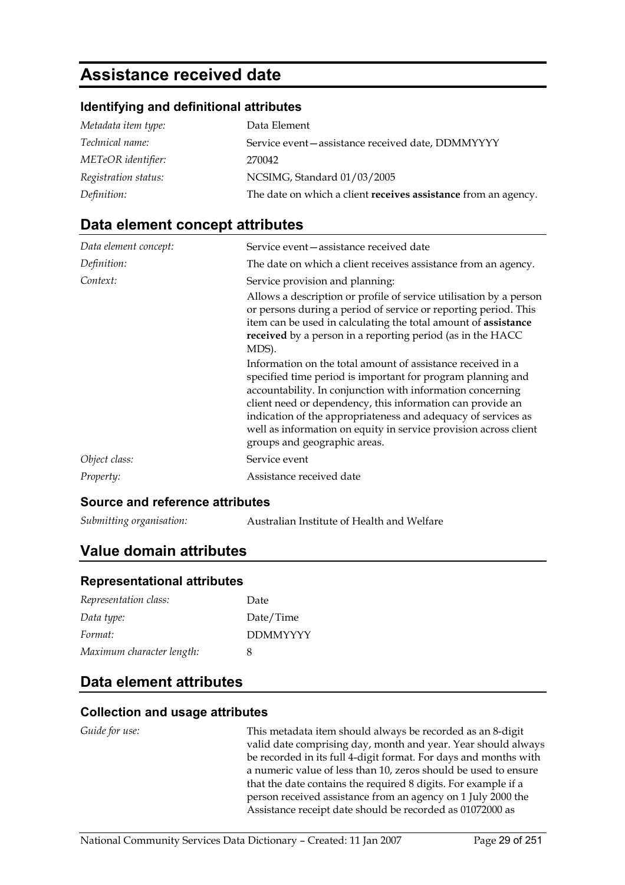# Assistance received date

### Identifying and definitional attributes

| | |
|---|---|
| *Metadata item type:* | Data Element |
| *Technical name:* | Service event—assistance received date, DDMMYYYY |
| *METeOR identifier:* | 270042 |
| *Registration status:* | NCSIMG, Standard 01/03/2005 |
| *Definition:* | The date on which a client **receives assistance** from an agency. |

## Data element concept attributes

| | |
|---|---|
| *Data element concept:* | Service event—assistance received date |
| *Definition:* | The date on which a client receives assistance from an agency. |
| *Context:* | Service provision and planning:<br>Allows a description or profile of service utilisation by a person or persons during a period of service or reporting period. This item can be used in calculating the total amount of **assistance received** by a person in a reporting period (as in the HACC MDS).<br>Information on the total amount of assistance received in a specified time period is important for program planning and accountability. In conjunction with information concerning client need or dependency, this information can provide an indication of the appropriateness and adequacy of services as well as information on equity in service provision across client groups and geographic areas. |
| *Object class:* | Service event |
| *Property:* | Assistance received date |

### Source and reference attributes

| | |
|---|---|
| *Submitting organisation:* | Australian Institute of Health and Welfare |

## Value domain attributes

### Representational attributes

| | |
|---|---|
| *Representation class:* | Date |
| *Data type:* | Date/Time |
| *Format:* | DDMMYYYY |
| *Maximum character length:* | 8 |

## Data element attributes

### Collection and usage attributes

| | |
|---|---|
| *Guide for use:* | This metadata item should always be recorded as an 8-digit valid date comprising day, month and year. Year should always be recorded in its full 4-digit format. For days and months with a numeric value of less than 10, zeros should be used to ensure that the date contains the required 8 digits. For example if a person received assistance from an agency on 1 July 2000 the Assistance receipt date should be recorded as 01072000 as |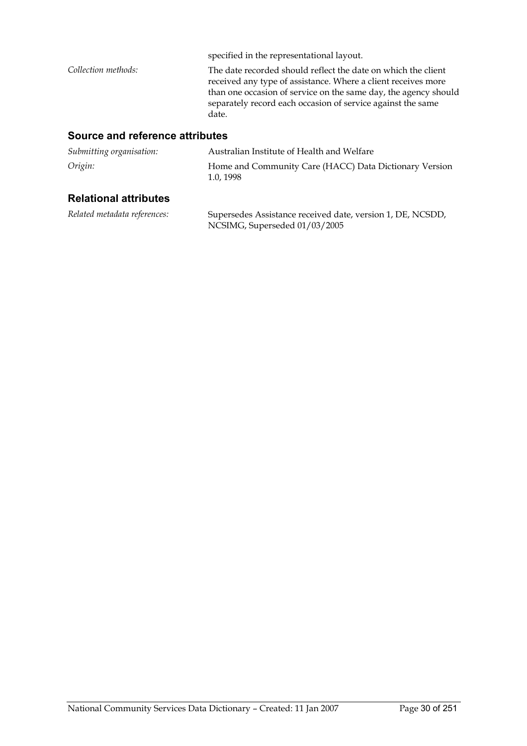specified in the representational layout.

*Collection methods:* The date recorded should reflect the date on which the client received any type of assistance. Where a client receives more than one occasion of service on the same day, the agency should separately record each occasion of service against the same date.

### Source and reference attributes

*Submitting organisation:* Australian Institute of Health and Welfare

*Origin:* Home and Community Care (HACC) Data Dictionary Version 1.0, 1998

### Relational attributes

*Related metadata references:* Supersedes Assistance received date, version 1, DE, NCSDD, NCSIMG, Superseded 01/03/2005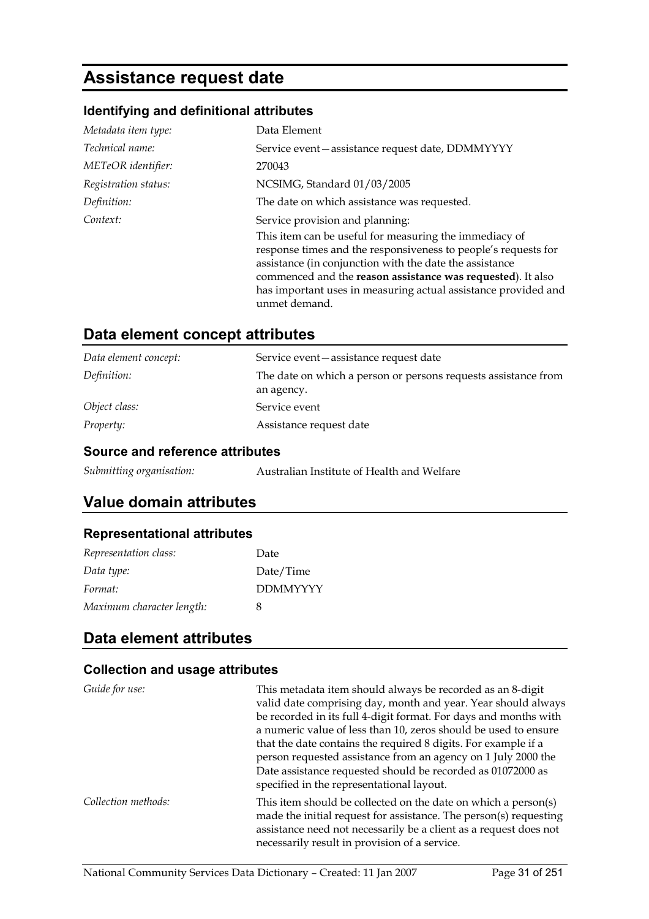# Assistance request date

### Identifying and definitional attributes

| | |
|---|---|
| *Metadata item type:* | Data Element |
| *Technical name:* | Service event—assistance request date, DDMMYYYY |
| *METeOR identifier:* | 270043 |
| *Registration status:* | NCSIMG, Standard 01/03/2005 |
| *Definition:* | The date on which assistance was requested. |
| *Context:* | Service provision and planning:<br>This item can be useful for measuring the immediacy of response times and the responsiveness to people's requests for assistance (in conjunction with the date the assistance commenced and the **reason assistance was requested**). It also has important uses in measuring actual assistance provided and unmet demand. |

## Data element concept attributes

| | |
|---|---|
| *Data element concept:* | Service event—assistance request date |
| *Definition:* | The date on which a person or persons requests assistance from an agency. |
| *Object class:* | Service event |
| *Property:* | Assistance request date |

### Source and reference attributes

| | |
|---|---|
| *Submitting organisation:* | Australian Institute of Health and Welfare |

## Value domain attributes

### Representational attributes

| | |
|---|---|
| *Representation class:* | Date |
| *Data type:* | Date/Time |
| *Format:* | DDMMYYYY |
| *Maximum character length:* | 8 |

## Data element attributes

### Collection and usage attributes

| | |
|---|---|
| *Guide for use:* | This metadata item should always be recorded as an 8-digit valid date comprising day, month and year. Year should always be recorded in its full 4-digit format. For days and months with a numeric value of less than 10, zeros should be used to ensure that the date contains the required 8 digits. For example if a person requested assistance from an agency on 1 July 2000 the Date assistance requested should be recorded as 01072000 as specified in the representational layout. |
| *Collection methods:* | This item should be collected on the date on which a person(s) made the initial request for assistance. The person(s) requesting assistance need not necessarily be a client as a request does not necessarily result in provision of a service. |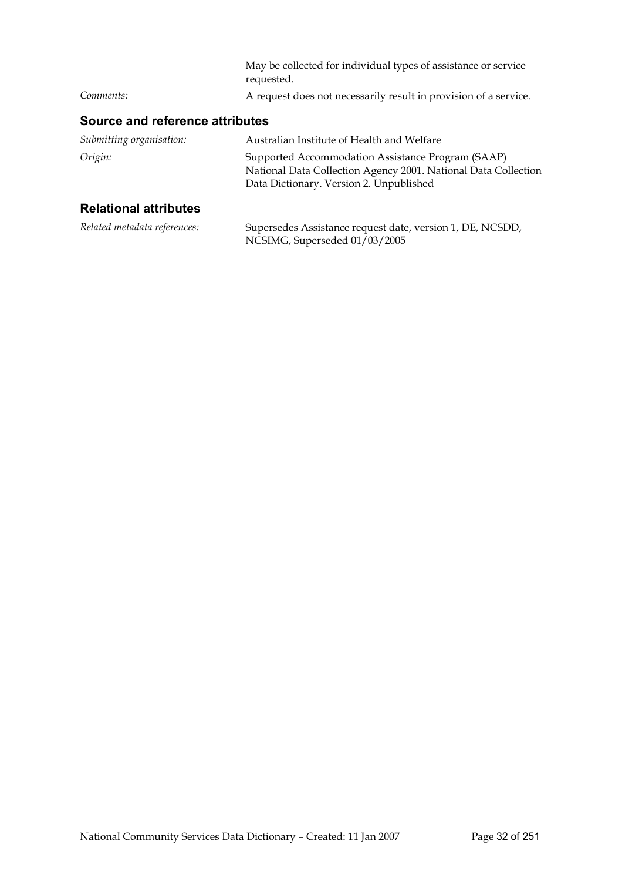May be collected for individual types of assistance or service requested.

*Comments:* A request does not necessarily result in provision of a service.

### Source and reference attributes

*Submitting organisation:* Australian Institute of Health and Welfare

*Origin:* Supported Accommodation Assistance Program (SAAP) National Data Collection Agency 2001. National Data Collection Data Dictionary. Version 2. Unpublished

### Relational attributes

*Related metadata references:* Supersedes Assistance request date, version 1, DE, NCSDD, NCSIMG, Superseded 01/03/2005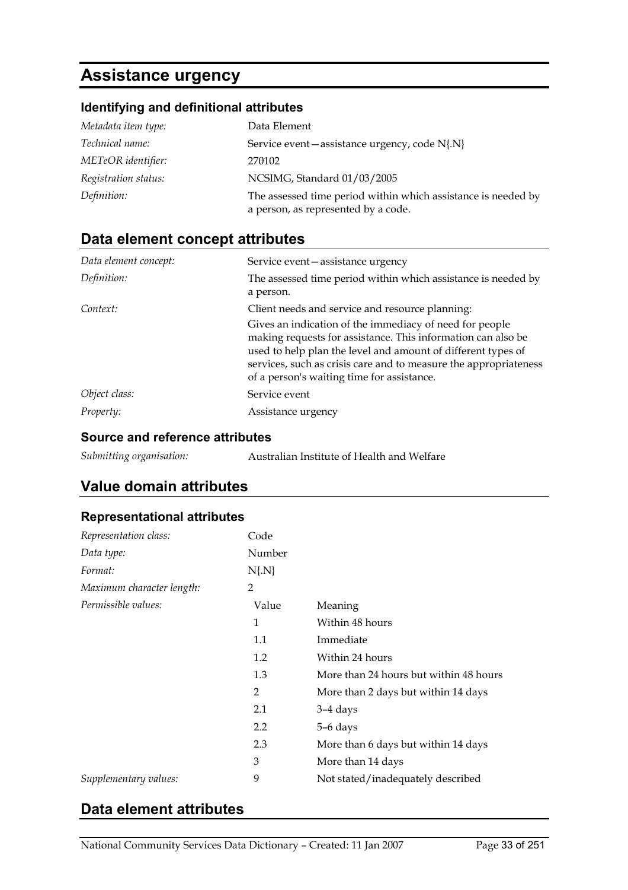# Assistance urgency

### Identifying and definitional attributes

| | |
|---|---|
| *Metadata item type:* | Data Element |
| *Technical name:* | Service event—assistance urgency, code N{.N} |
| *METeOR identifier:* | 270102 |
| *Registration status:* | NCSIMG, Standard 01/03/2005 |
| *Definition:* | The assessed time period within which assistance is needed by a person, as represented by a code. |

## Data element concept attributes

| | |
|---|---|
| *Data element concept:* | Service event—assistance urgency |
| *Definition:* | The assessed time period within which assistance is needed by a person. |
| *Context:* | Client needs and service and resource planning: Gives an indication of the immediacy of need for people making requests for assistance. This information can also be used to help plan the level and amount of different types of services, such as crisis care and to measure the appropriateness of a person's waiting time for assistance. |
| *Object class:* | Service event |
| *Property:* | Assistance urgency |

### Source and reference attributes

| | |
|---|---|
| *Submitting organisation:* | Australian Institute of Health and Welfare |

## Value domain attributes

### Representational attributes

| | | |
|---|---|---|
| *Representation class:* | Code | |
| *Data type:* | Number | |
| *Format:* | N{.N} | |
| *Maximum character length:* | 2 | |
| *Permissible values:* | Value | Meaning |
| | 1 | Within 48 hours |
| | 1.1 | Immediate |
| | 1.2 | Within 24 hours |
| | 1.3 | More than 24 hours but within 48 hours |
| | 2 | More than 2 days but within 14 days |
| | 2.1 | 3–4 days |
| | 2.2 | 5–6 days |
| | 2.3 | More than 6 days but within 14 days |
| | 3 | More than 14 days |
| *Supplementary values:* | 9 | Not stated/inadequately described |

## Data element attributes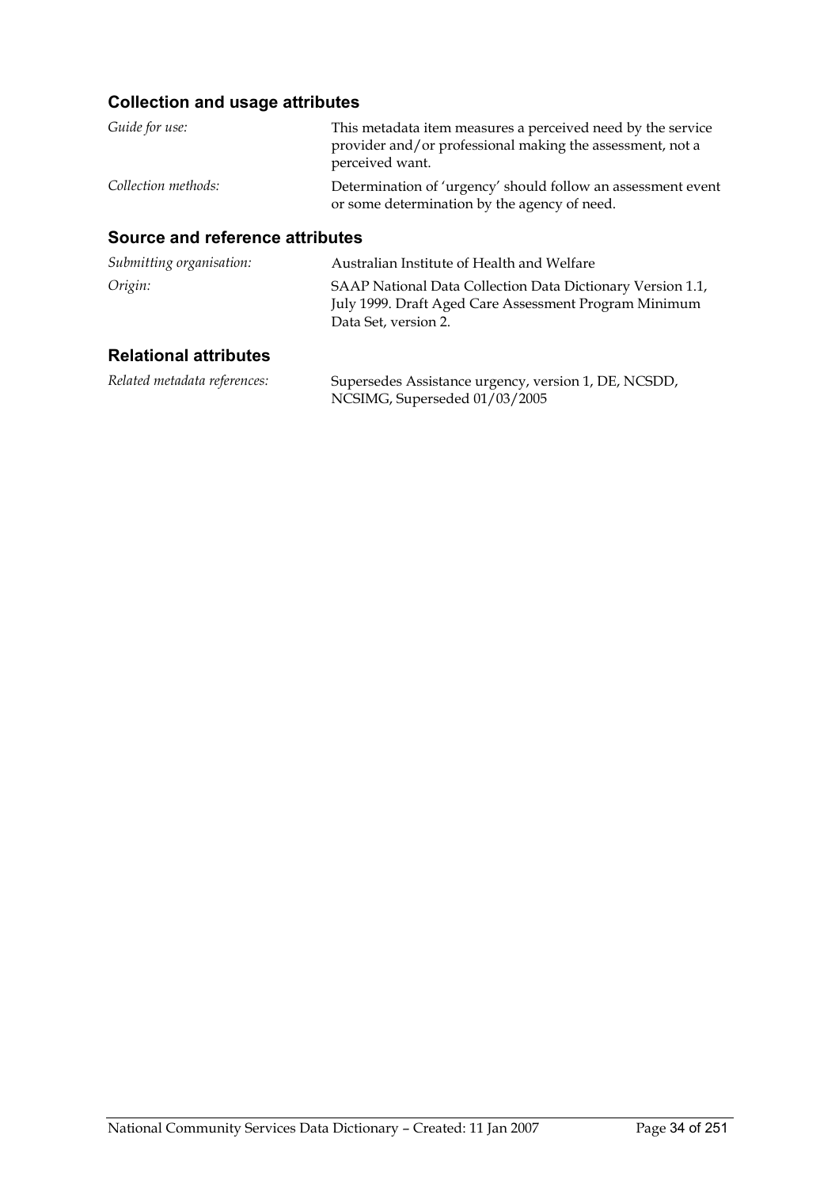### Collection and usage attributes

*Guide for use:* This metadata item measures a perceived need by the service provider and/or professional making the assessment, not a perceived want.

*Collection methods:* Determination of 'urgency' should follow an assessment event or some determination by the agency of need.

### Source and reference attributes

*Submitting organisation:* Australian Institute of Health and Welfare

*Origin:* SAAP National Data Collection Data Dictionary Version 1.1, July 1999. Draft Aged Care Assessment Program Minimum Data Set, version 2.

### Relational attributes

*Related metadata references:* Supersedes Assistance urgency, version 1, DE, NCSDD, NCSIMG, Superseded 01/03/2005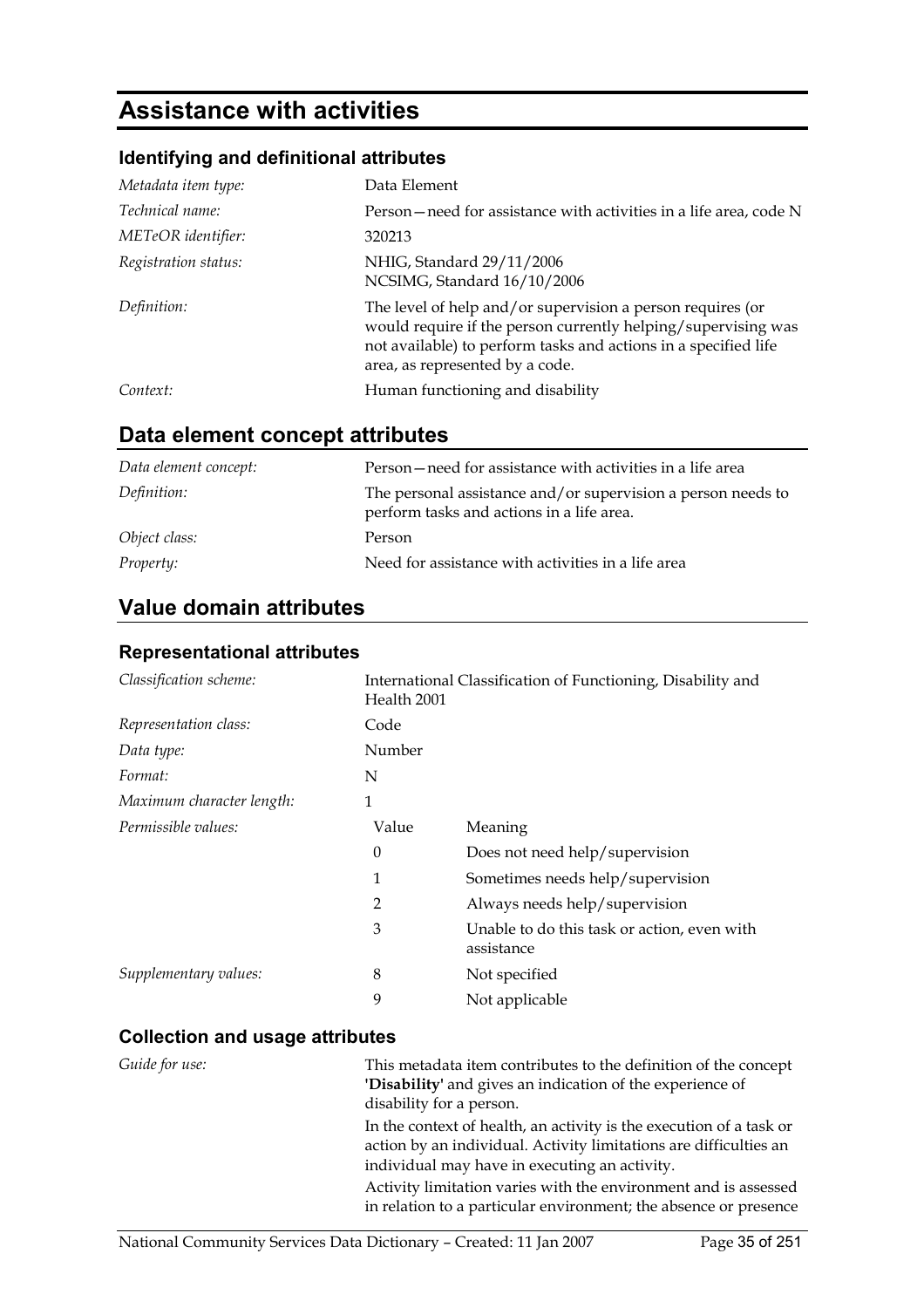# Assistance with activities

## Identifying and definitional attributes

| | |
|---|---|
| *Metadata item type:* | Data Element |
| *Technical name:* | Person—need for assistance with activities in a life area, code N |
| *METeOR identifier:* | 320213 |
| *Registration status:* | NHIG, Standard 29/11/2006<br>NCSIMG, Standard 16/10/2006 |
| *Definition:* | The level of help and/or supervision a person requires (or would require if the person currently helping/supervising was not available) to perform tasks and actions in a specified life area, as represented by a code. |
| *Context:* | Human functioning and disability |

## Data element concept attributes

| | |
|---|---|
| *Data element concept:* | Person—need for assistance with activities in a life area |
| *Definition:* | The personal assistance and/or supervision a person needs to perform tasks and actions in a life area. |
| *Object class:* | Person |
| *Property:* | Need for assistance with activities in a life area |

## Value domain attributes

### Representational attributes

| | | |
|---|---|---|
| *Classification scheme:* | International Classification of Functioning, Disability and Health 2001 | |
| *Representation class:* | Code | |
| *Data type:* | Number | |
| *Format:* | N | |
| *Maximum character length:* | 1 | |
| *Permissible values:* | Value | Meaning |
| | 0 | Does not need help/supervision |
| | 1 | Sometimes needs help/supervision |
| | 2 | Always needs help/supervision |
| | 3 | Unable to do this task or action, even with assistance |
| *Supplementary values:* | 8 | Not specified |
| | 9 | Not applicable |

### Collection and usage attributes

*Guide for use:*

This metadata item contributes to the definition of the concept **'Disability'** and gives an indication of the experience of disability for a person.

In the context of health, an activity is the execution of a task or action by an individual. Activity limitations are difficulties an individual may have in executing an activity.

Activity limitation varies with the environment and is assessed in relation to a particular environment; the absence or presence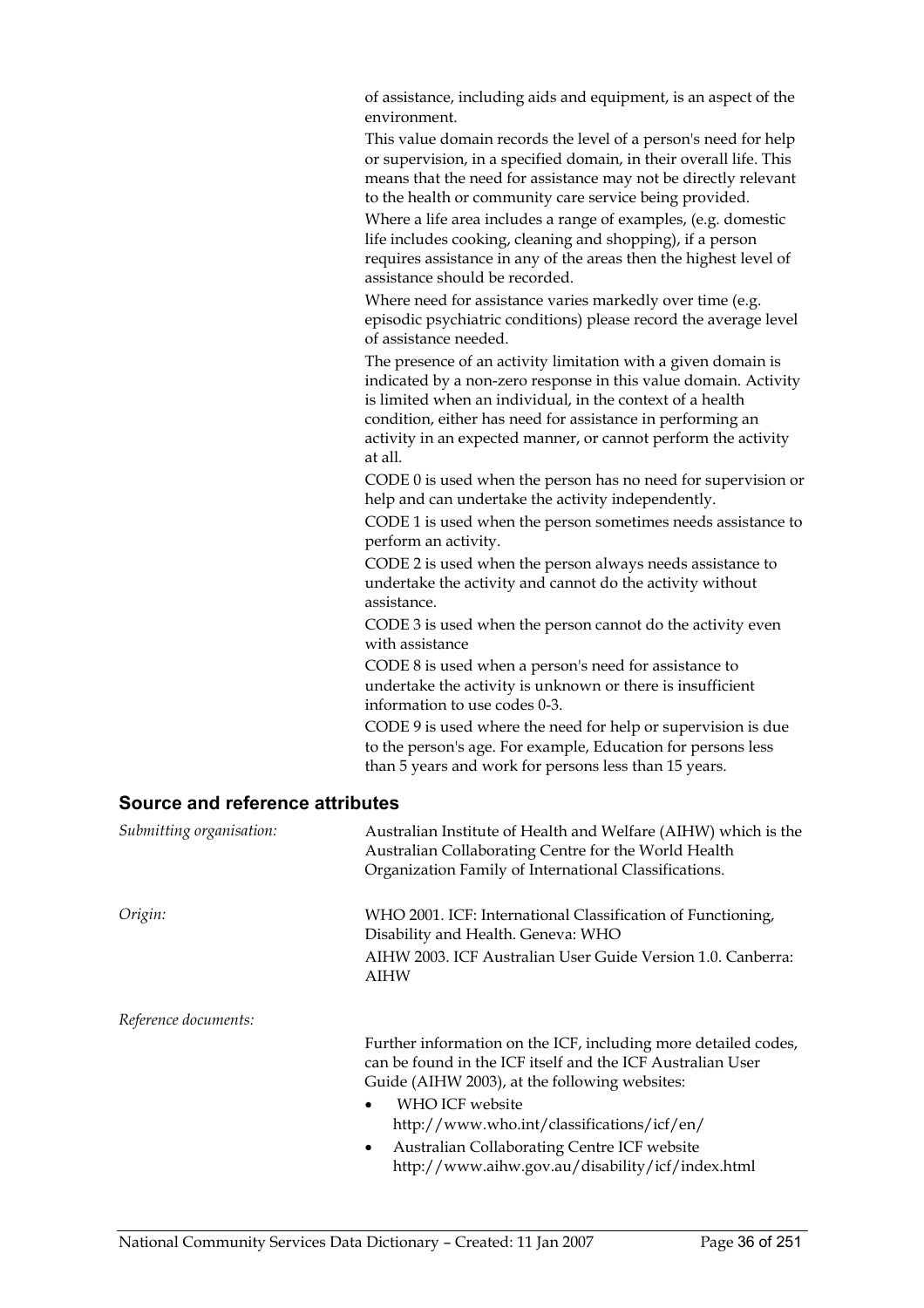of assistance, including aids and equipment, is an aspect of the environment.

This value domain records the level of a person's need for help or supervision, in a specified domain, in their overall life. This means that the need for assistance may not be directly relevant to the health or community care service being provided.

Where a life area includes a range of examples, (e.g. domestic life includes cooking, cleaning and shopping), if a person requires assistance in any of the areas then the highest level of assistance should be recorded.

Where need for assistance varies markedly over time (e.g. episodic psychiatric conditions) please record the average level of assistance needed.

The presence of an activity limitation with a given domain is indicated by a non-zero response in this value domain. Activity is limited when an individual, in the context of a health condition, either has need for assistance in performing an activity in an expected manner, or cannot perform the activity at all.

CODE 0 is used when the person has no need for supervision or help and can undertake the activity independently.

CODE 1 is used when the person sometimes needs assistance to perform an activity.

CODE 2 is used when the person always needs assistance to undertake the activity and cannot do the activity without assistance.

CODE 3 is used when the person cannot do the activity even with assistance

CODE 8 is used when a person's need for assistance to undertake the activity is unknown or there is insufficient information to use codes 0-3.

CODE 9 is used where the need for help or supervision is due to the person's age. For example, Education for persons less than 5 years and work for persons less than 15 years.

## Source and reference attributes

*Submitting organisation:* Australian Institute of Health and Welfare (AIHW) which is the Australian Collaborating Centre for the World Health Organization Family of International Classifications.

*Origin:* WHO 2001. ICF: International Classification of Functioning, Disability and Health. Geneva: WHO

AIHW 2003. ICF Australian User Guide Version 1.0. Canberra: AIHW

*Reference documents:*

Further information on the ICF, including more detailed codes, can be found in the ICF itself and the ICF Australian User Guide (AIHW 2003), at the following websites:

- WHO ICF website
  http://www.who.int/classifications/icf/en/
- Australian Collaborating Centre ICF website
  http://www.aihw.gov.au/disability/icf/index.html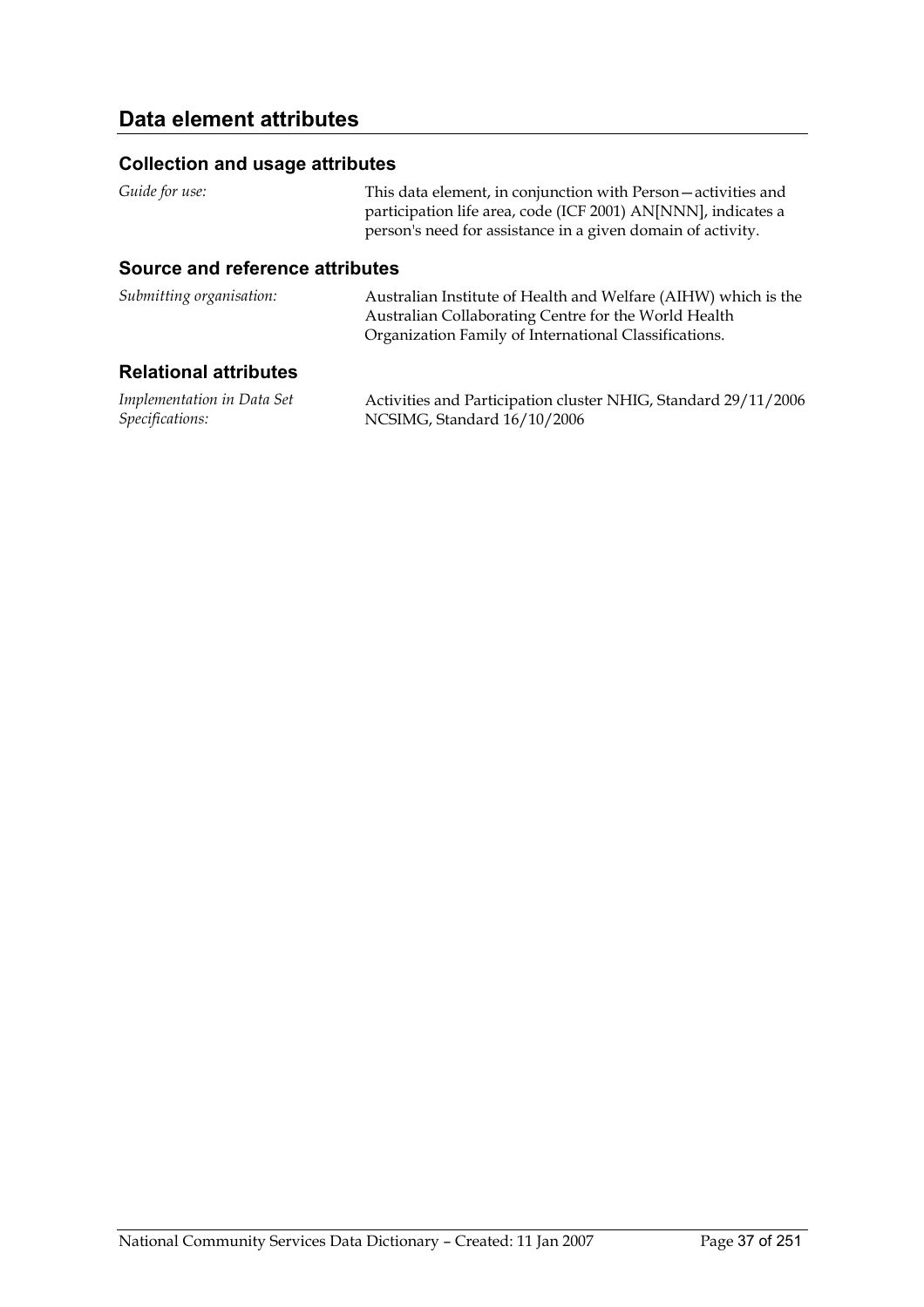## Data element attributes

### Collection and usage attributes

| | |
|---|---|
| *Guide for use:* | This data element, in conjunction with Person—activities and participation life area, code (ICF 2001) AN[NNN], indicates a person's need for assistance in a given domain of activity. |

### Source and reference attributes

| | |
|---|---|
| *Submitting organisation:* | Australian Institute of Health and Welfare (AIHW) which is the Australian Collaborating Centre for the World Health Organization Family of International Classifications. |

### Relational attributes

| | |
|---|---|
| *Implementation in Data Set Specifications:* | Activities and Participation cluster NHIG, Standard 29/11/2006<br>NCSIMG, Standard 16/10/2006 |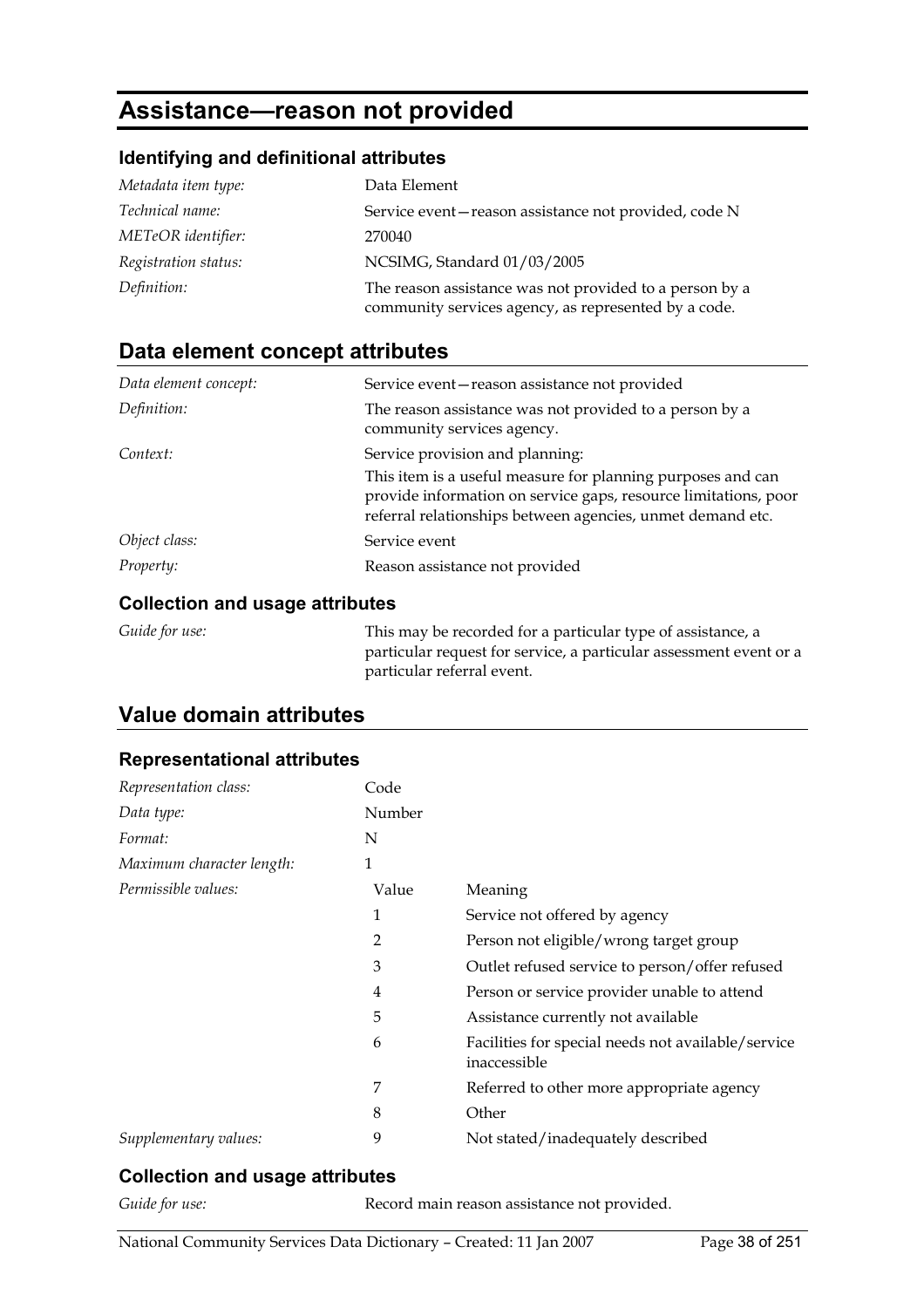# Assistance—reason not provided

### Identifying and definitional attributes

| | |
|---|---|
| *Metadata item type:* | Data Element |
| *Technical name:* | Service event—reason assistance not provided, code N |
| *METeOR identifier:* | 270040 |
| *Registration status:* | NCSIMG, Standard 01/03/2005 |
| *Definition:* | The reason assistance was not provided to a person by a community services agency, as represented by a code. |

## Data element concept attributes

| | |
|---|---|
| *Data element concept:* | Service event—reason assistance not provided |
| *Definition:* | The reason assistance was not provided to a person by a community services agency. |
| *Context:* | Service provision and planning:<br>This item is a useful measure for planning purposes and can provide information on service gaps, resource limitations, poor referral relationships between agencies, unmet demand etc. |
| *Object class:* | Service event |
| *Property:* | Reason assistance not provided |

### Collection and usage attributes

| | |
|---|---|
| *Guide for use:* | This may be recorded for a particular type of assistance, a particular request for service, a particular assessment event or a particular referral event. |

## Value domain attributes

### Representational attributes

| | | |
|---|---|---|
| *Representation class:* | Code | |
| *Data type:* | Number | |
| *Format:* | N | |
| *Maximum character length:* | 1 | |
| *Permissible values:* | Value | Meaning |
| | 1 | Service not offered by agency |
| | 2 | Person not eligible/wrong target group |
| | 3 | Outlet refused service to person/offer refused |
| | 4 | Person or service provider unable to attend |
| | 5 | Assistance currently not available |
| | 6 | Facilities for special needs not available/service inaccessible |
| | 7 | Referred to other more appropriate agency |
| | 8 | Other |
| *Supplementary values:* | 9 | Not stated/inadequately described |

### Collection and usage attributes

| | |
|---|---|
| *Guide for use:* | Record main reason assistance not provided. |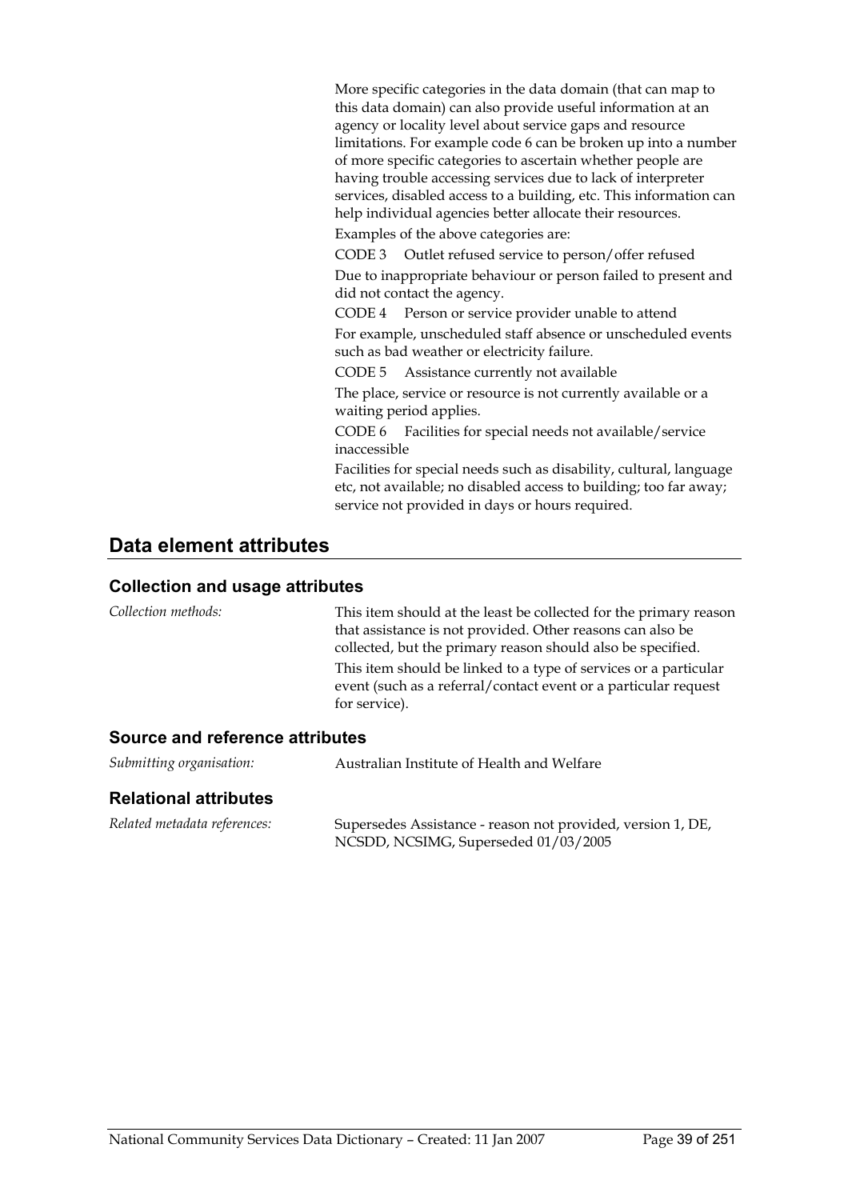More specific categories in the data domain (that can map to this data domain) can also provide useful information at an agency or locality level about service gaps and resource limitations. For example code 6 can be broken up into a number of more specific categories to ascertain whether people are having trouble accessing services due to lack of interpreter services, disabled access to a building, etc. This information can help individual agencies better allocate their resources.

Examples of the above categories are:

CODE 3 Outlet refused service to person/offer refused

Due to inappropriate behaviour or person failed to present and did not contact the agency.

CODE 4 Person or service provider unable to attend

For example, unscheduled staff absence or unscheduled events such as bad weather or electricity failure.

CODE 5 Assistance currently not available

The place, service or resource is not currently available or a waiting period applies.

CODE 6 Facilities for special needs not available/service inaccessible

Facilities for special needs such as disability, cultural, language etc, not available; no disabled access to building; too far away; service not provided in days or hours required.

## Data element attributes

### Collection and usage attributes

*Collection methods:* This item should at the least be collected for the primary reason that assistance is not provided. Other reasons can also be collected, but the primary reason should also be specified.

This item should be linked to a type of services or a particular event (such as a referral/contact event or a particular request for service).

### Source and reference attributes

*Submitting organisation:* Australian Institute of Health and Welfare

### Relational attributes

*Related metadata references:* Supersedes Assistance - reason not provided, version 1, DE, NCSDD, NCSIMG, Superseded 01/03/2005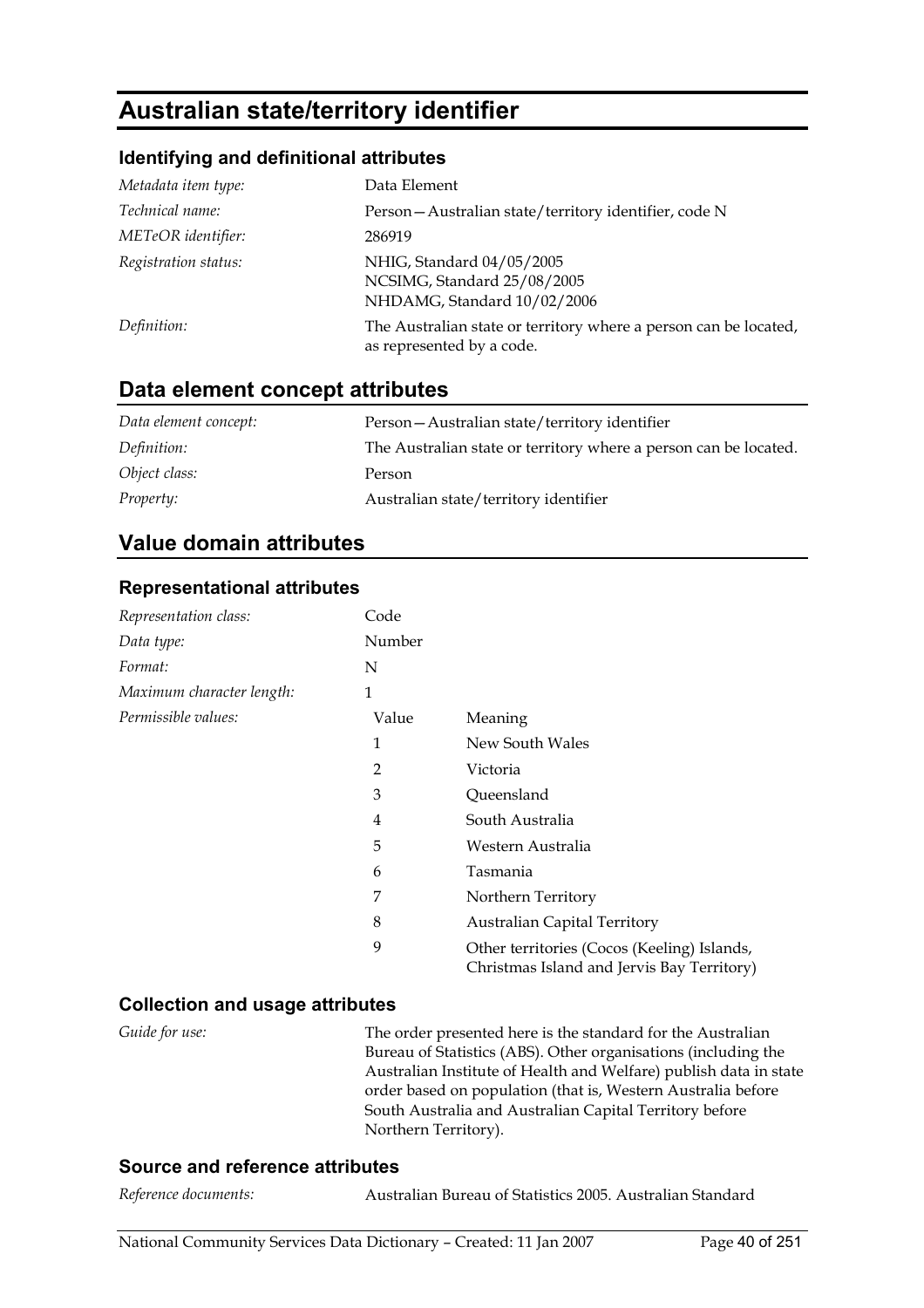# Australian state/territory identifier

## Identifying and definitional attributes

| | |
|---|---|
| *Metadata item type:* | Data Element |
| *Technical name:* | Person—Australian state/territory identifier, code N |
| *METeOR identifier:* | 286919 |
| *Registration status:* | NHIG, Standard 04/05/2005<br>NCSIMG, Standard 25/08/2005<br>NHDAMG, Standard 10/02/2006 |
| *Definition:* | The Australian state or territory where a person can be located, as represented by a code. |

## Data element concept attributes

| | |
|---|---|
| *Data element concept:* | Person—Australian state/territory identifier |
| *Definition:* | The Australian state or territory where a person can be located. |
| *Object class:* | Person |
| *Property:* | Australian state/territory identifier |

## Value domain attributes

### Representational attributes

| | |
|---|---|
| *Representation class:* | Code |
| *Data type:* | Number |
| *Format:* | N |
| *Maximum character length:* | 1 |

*Permissible values:*

| Value | Meaning |
|---|---|
| 1 | New South Wales |
| 2 | Victoria |
| 3 | Queensland |
| 4 | South Australia |
| 5 | Western Australia |
| 6 | Tasmania |
| 7 | Northern Territory |
| 8 | Australian Capital Territory |
| 9 | Other territories (Cocos (Keeling) Islands, Christmas Island and Jervis Bay Territory) |

### Collection and usage attributes

*Guide for use:* The order presented here is the standard for the Australian Bureau of Statistics (ABS). Other organisations (including the Australian Institute of Health and Welfare) publish data in state order based on population (that is, Western Australia before South Australia and Australian Capital Territory before Northern Territory).

### Source and reference attributes

*Reference documents:* Australian Bureau of Statistics 2005. Australian Standard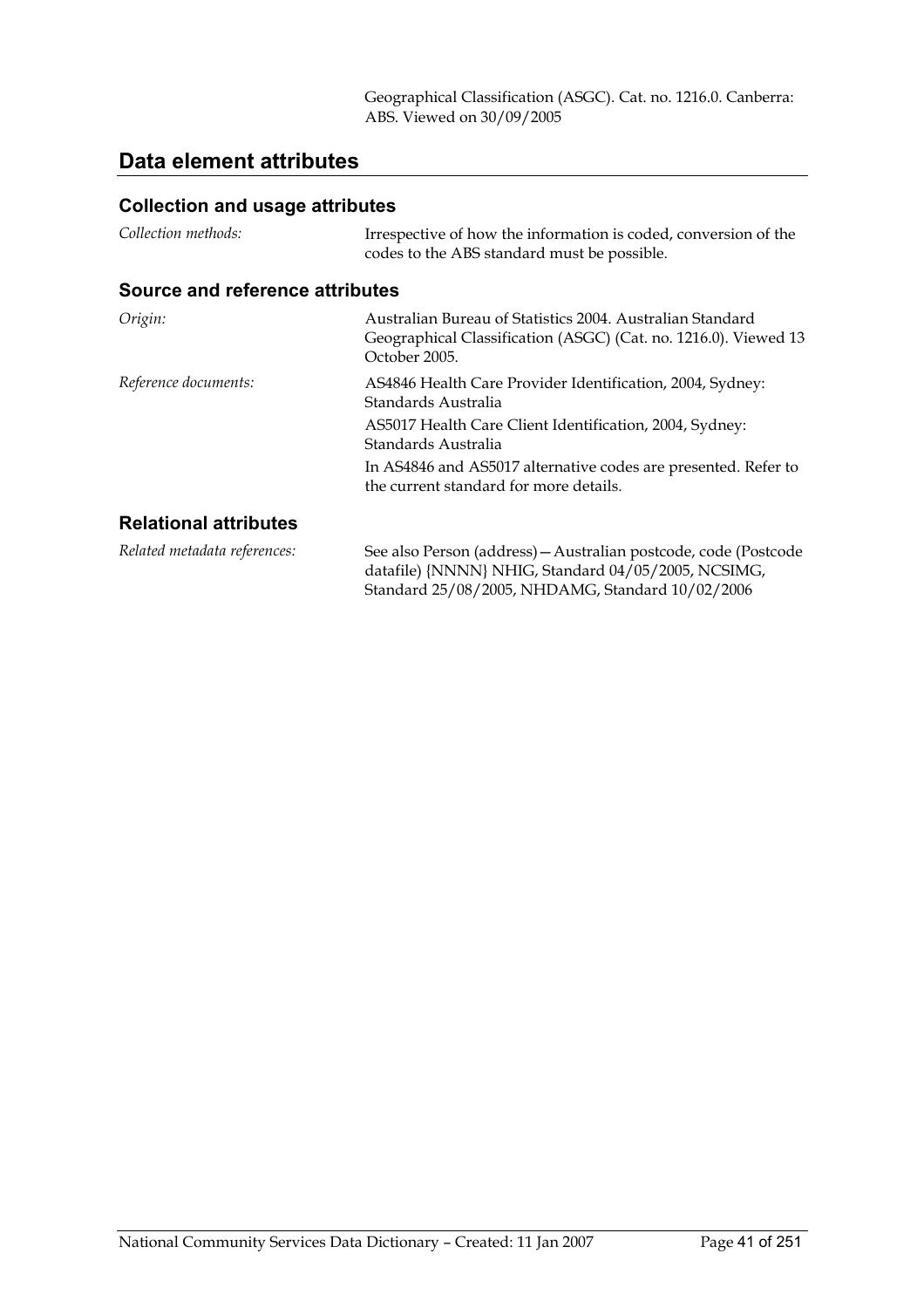Geographical Classification (ASGC). Cat. no. 1216.0. Canberra: ABS. Viewed on 30/09/2005

## Data element attributes

### Collection and usage attributes

*Collection methods:* Irrespective of how the information is coded, conversion of the codes to the ABS standard must be possible.

### Source and reference attributes

*Origin:* Australian Bureau of Statistics 2004. Australian Standard Geographical Classification (ASGC) (Cat. no. 1216.0). Viewed 13 October 2005.

*Reference documents:* AS4846 Health Care Provider Identification, 2004, Sydney: Standards Australia

AS5017 Health Care Client Identification, 2004, Sydney: Standards Australia

In AS4846 and AS5017 alternative codes are presented. Refer to the current standard for more details.

### Relational attributes

*Related metadata references:* See also Person (address)—Australian postcode, code (Postcode datafile) {NNNN} NHIG, Standard 04/05/2005, NCSIMG, Standard 25/08/2005, NHDAMG, Standard 10/02/2006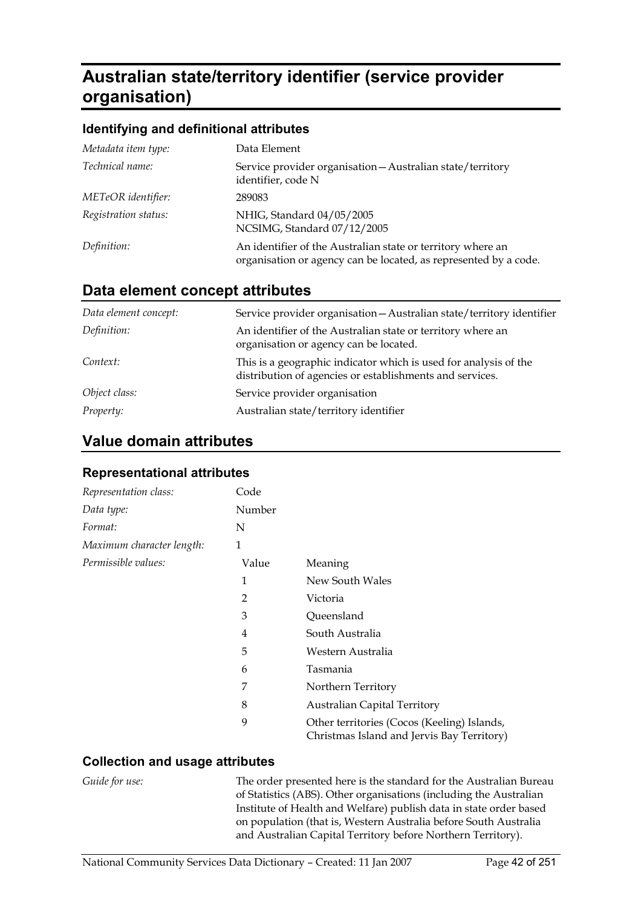# Australian state/territory identifier (service provider organisation)

### Identifying and definitional attributes

| | |
|---|---|
| *Metadata item type:* | Data Element |
| *Technical name:* | Service provider organisation—Australian state/territory identifier, code N |
| *METeOR identifier:* | 289083 |
| *Registration status:* | NHIG, Standard 04/05/2005<br>NCSIMG, Standard 07/12/2005 |
| *Definition:* | An identifier of the Australian state or territory where an organisation or agency can be located, as represented by a code. |

## Data element concept attributes

| | |
|---|---|
| *Data element concept:* | Service provider organisation—Australian state/territory identifier |
| *Definition:* | An identifier of the Australian state or territory where an organisation or agency can be located. |
| *Context:* | This is a geographic indicator which is used for analysis of the distribution of agencies or establishments and services. |
| *Object class:* | Service provider organisation |
| *Property:* | Australian state/territory identifier |

## Value domain attributes

### Representational attributes

| | | |
|---|---|---|
| *Representation class:* | Code | |
| *Data type:* | Number | |
| *Format:* | N | |
| *Maximum character length:* | 1 | |
| *Permissible values:* | Value | Meaning |
| | 1 | New South Wales |
| | 2 | Victoria |
| | 3 | Queensland |
| | 4 | South Australia |
| | 5 | Western Australia |
| | 6 | Tasmania |
| | 7 | Northern Territory |
| | 8 | Australian Capital Territory |
| | 9 | Other territories (Cocos (Keeling) Islands, Christmas Island and Jervis Bay Territory) |

### Collection and usage attributes

| | |
|---|---|
| *Guide for use:* | The order presented here is the standard for the Australian Bureau of Statistics (ABS). Other organisations (including the Australian Institute of Health and Welfare) publish data in state order based on population (that is, Western Australia before South Australia and Australian Capital Territory before Northern Territory). |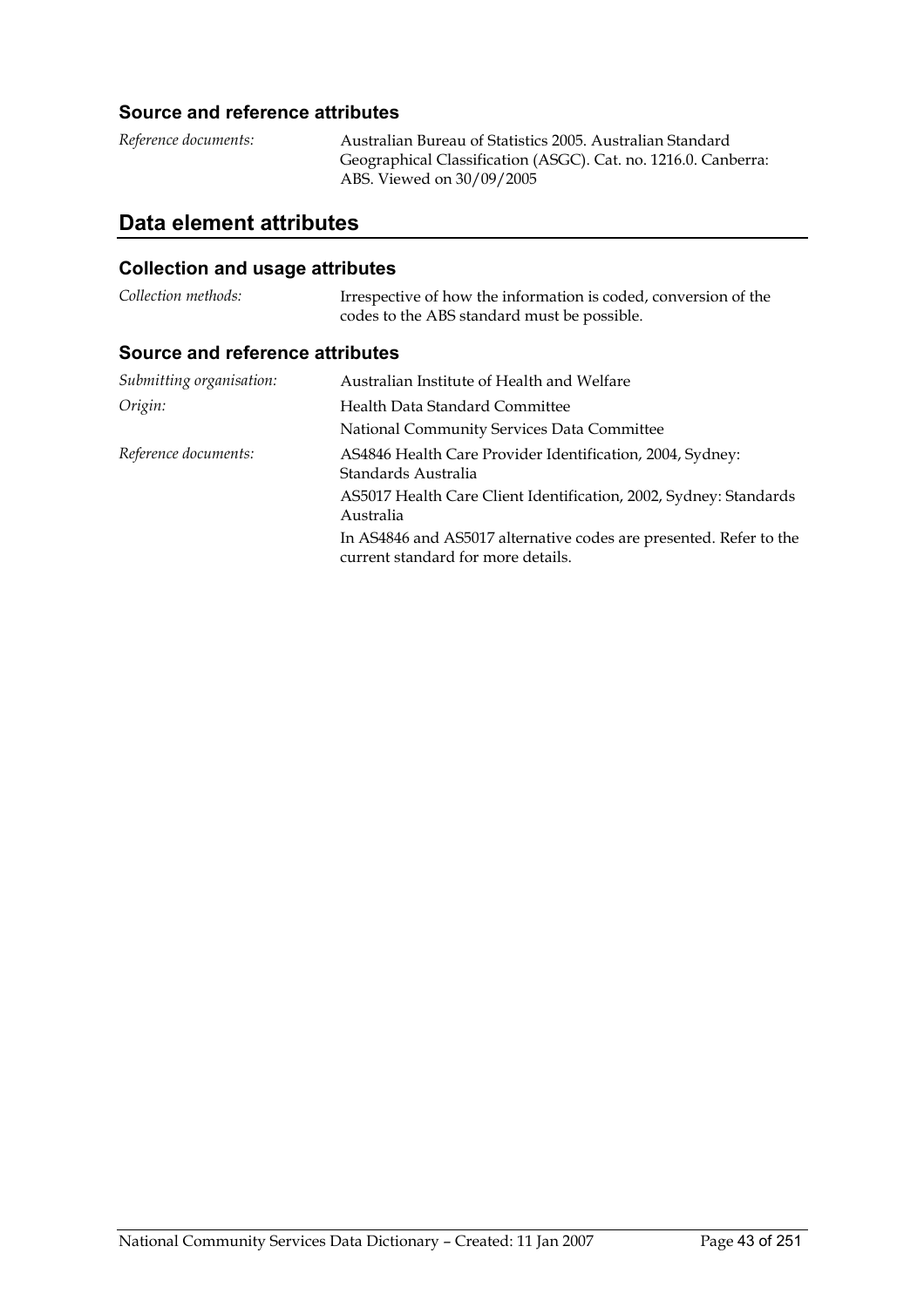### Source and reference attributes

*Reference documents:* Australian Bureau of Statistics 2005. Australian Standard Geographical Classification (ASGC). Cat. no. 1216.0. Canberra: ABS. Viewed on 30/09/2005

## Data element attributes

### Collection and usage attributes

*Collection methods:* Irrespective of how the information is coded, conversion of the codes to the ABS standard must be possible.

### Source and reference attributes

*Submitting organisation:* Australian Institute of Health and Welfare

*Origin:* Health Data Standard Committee

National Community Services Data Committee

*Reference documents:* AS4846 Health Care Provider Identification, 2004, Sydney: Standards Australia

AS5017 Health Care Client Identification, 2002, Sydney: Standards Australia

In AS4846 and AS5017 alternative codes are presented. Refer to the current standard for more details.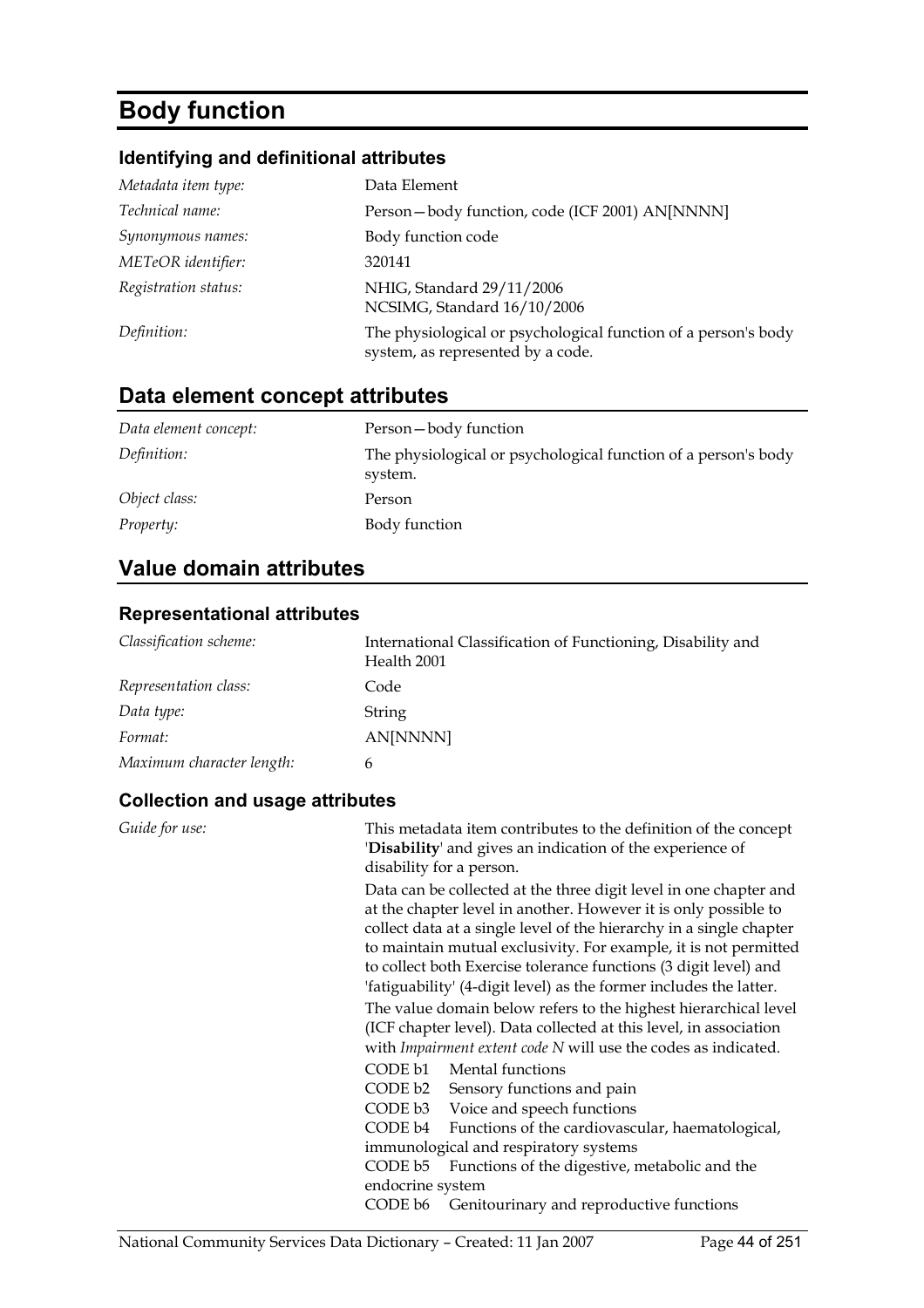# Body function

## Identifying and definitional attributes

| | |
|---|---|
| *Metadata item type:* | Data Element |
| *Technical name:* | Person—body function, code (ICF 2001) AN[NNNN] |
| *Synonymous names:* | Body function code |
| *METeOR identifier:* | 320141 |
| *Registration status:* | NHIG, Standard 29/11/2006<br>NCSIMG, Standard 16/10/2006 |
| *Definition:* | The physiological or psychological function of a person's body system, as represented by a code. |

## Data element concept attributes

| | |
|---|---|
| *Data element concept:* | Person—body function |
| *Definition:* | The physiological or psychological function of a person's body system. |
| *Object class:* | Person |
| *Property:* | Body function |

## Value domain attributes

### Representational attributes

| | |
|---|---|
| *Classification scheme:* | International Classification of Functioning, Disability and Health 2001 |
| *Representation class:* | Code |
| *Data type:* | String |
| *Format:* | AN[NNNN] |
| *Maximum character length:* | 6 |

### Collection and usage attributes

*Guide for use:*

This metadata item contributes to the definition of the concept '**Disability**' and gives an indication of the experience of disability for a person.

Data can be collected at the three digit level in one chapter and at the chapter level in another. However it is only possible to collect data at a single level of the hierarchy in a single chapter to maintain mutual exclusivity. For example, it is not permitted to collect both Exercise tolerance functions (3 digit level) and 'fatiguability' (4-digit level) as the former includes the latter.

The value domain below refers to the highest hierarchical level (ICF chapter level). Data collected at this level, in association with *Impairment extent code N* will use the codes as indicated.

CODE b1 Mental functions
CODE b2 Sensory functions and pain
CODE b3 Voice and speech functions
CODE b4 Functions of the cardiovascular, haematological, immunological and respiratory systems
CODE b5 Functions of the digestive, metabolic and the endocrine system
CODE b6 Genitourinary and reproductive functions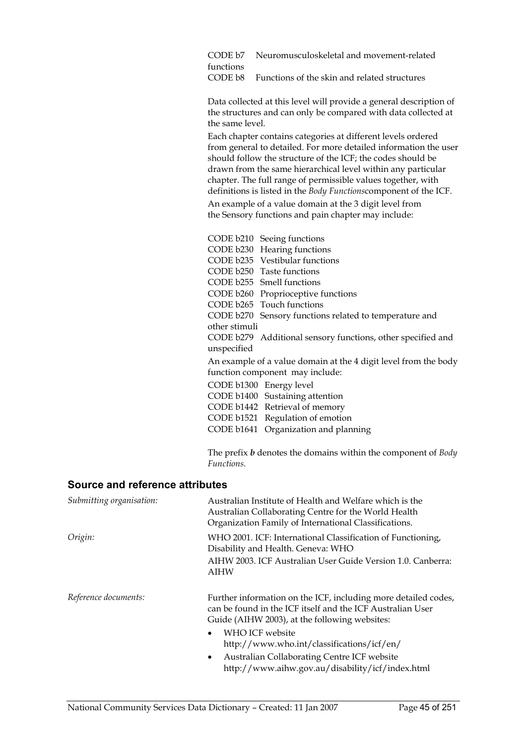CODE b7 Neuromusculoskeletal and movement-related functions
CODE b8 Functions of the skin and related structures

Data collected at this level will provide a general description of the structures and can only be compared with data collected at the same level.

Each chapter contains categories at different levels ordered from general to detailed. For more detailed information the user should follow the structure of the ICF; the codes should be drawn from the same hierarchical level within any particular chapter. The full range of permissible values together, with definitions is listed in the *Body Functions*component of the ICF.

An example of a value domain at the 3 digit level from the Sensory functions and pain chapter may include:

CODE b210 Seeing functions
CODE b230 Hearing functions
CODE b235 Vestibular functions
CODE b250 Taste functions
CODE b255 Smell functions
CODE b260 Proprioceptive functions
CODE b265 Touch functions
CODE b270 Sensory functions related to temperature and other stimuli
CODE b279 Additional sensory functions, other specified and unspecified

An example of a value domain at the 4 digit level from the body function component may include:

CODE b1300 Energy level
CODE b1400 Sustaining attention
CODE b1442 Retrieval of memory
CODE b1521 Regulation of emotion
CODE b1641 Organization and planning

The prefix ***b*** denotes the domains within the component of *Body Functions.*

## Source and reference attributes

*Submitting organisation:* Australian Institute of Health and Welfare which is the Australian Collaborating Centre for the World Health Organization Family of International Classifications.

*Origin:* WHO 2001. ICF: International Classification of Functioning, Disability and Health. Geneva: WHO

AIHW 2003. ICF Australian User Guide Version 1.0. Canberra: AIHW

*Reference documents:* Further information on the ICF, including more detailed codes, can be found in the ICF itself and the ICF Australian User Guide (AIHW 2003), at the following websites:

- WHO ICF website http://www.who.int/classifications/icf/en/
- Australian Collaborating Centre ICF website http://www.aihw.gov.au/disability/icf/index.html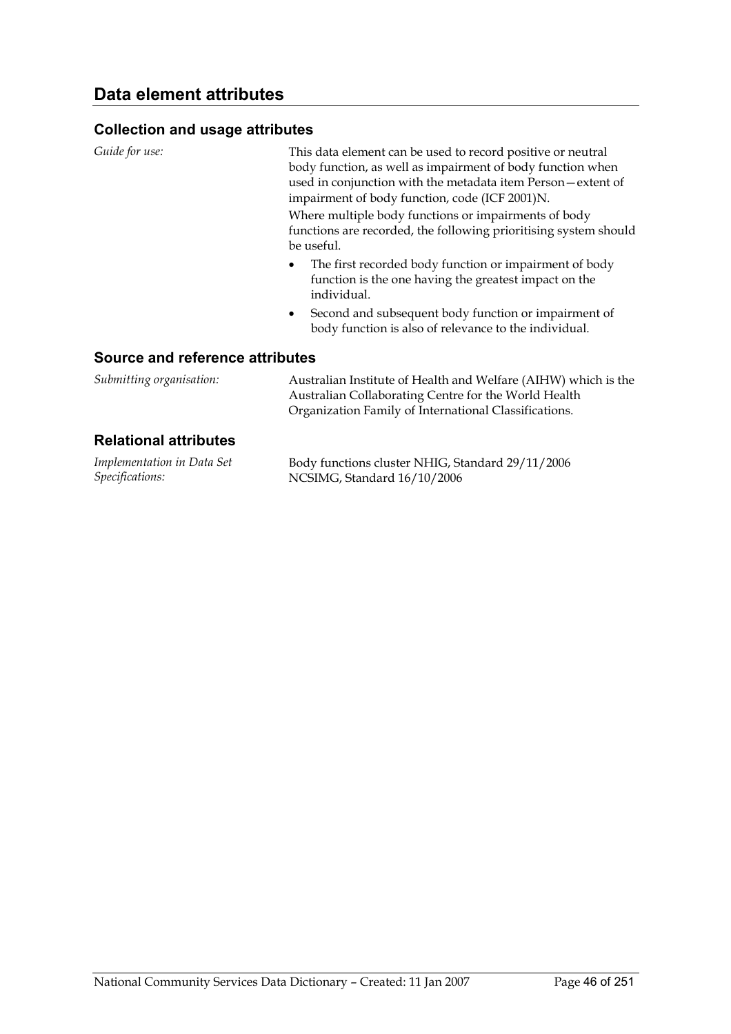## Data element attributes

### Collection and usage attributes

*Guide for use:* This data element can be used to record positive or neutral body function, as well as impairment of body function when used in conjunction with the metadata item Person—extent of impairment of body function, code (ICF 2001)N.

Where multiple body functions or impairments of body functions are recorded, the following prioritising system should be useful.

- The first recorded body function or impairment of body function is the one having the greatest impact on the individual.
- Second and subsequent body function or impairment of body function is also of relevance to the individual.

### Source and reference attributes

*Submitting organisation:* Australian Institute of Health and Welfare (AIHW) which is the Australian Collaborating Centre for the World Health Organization Family of International Classifications.

### Relational attributes

*Implementation in Data Set Specifications:* Body functions cluster NHIG, Standard 29/11/2006
NCSIMG, Standard 16/10/2006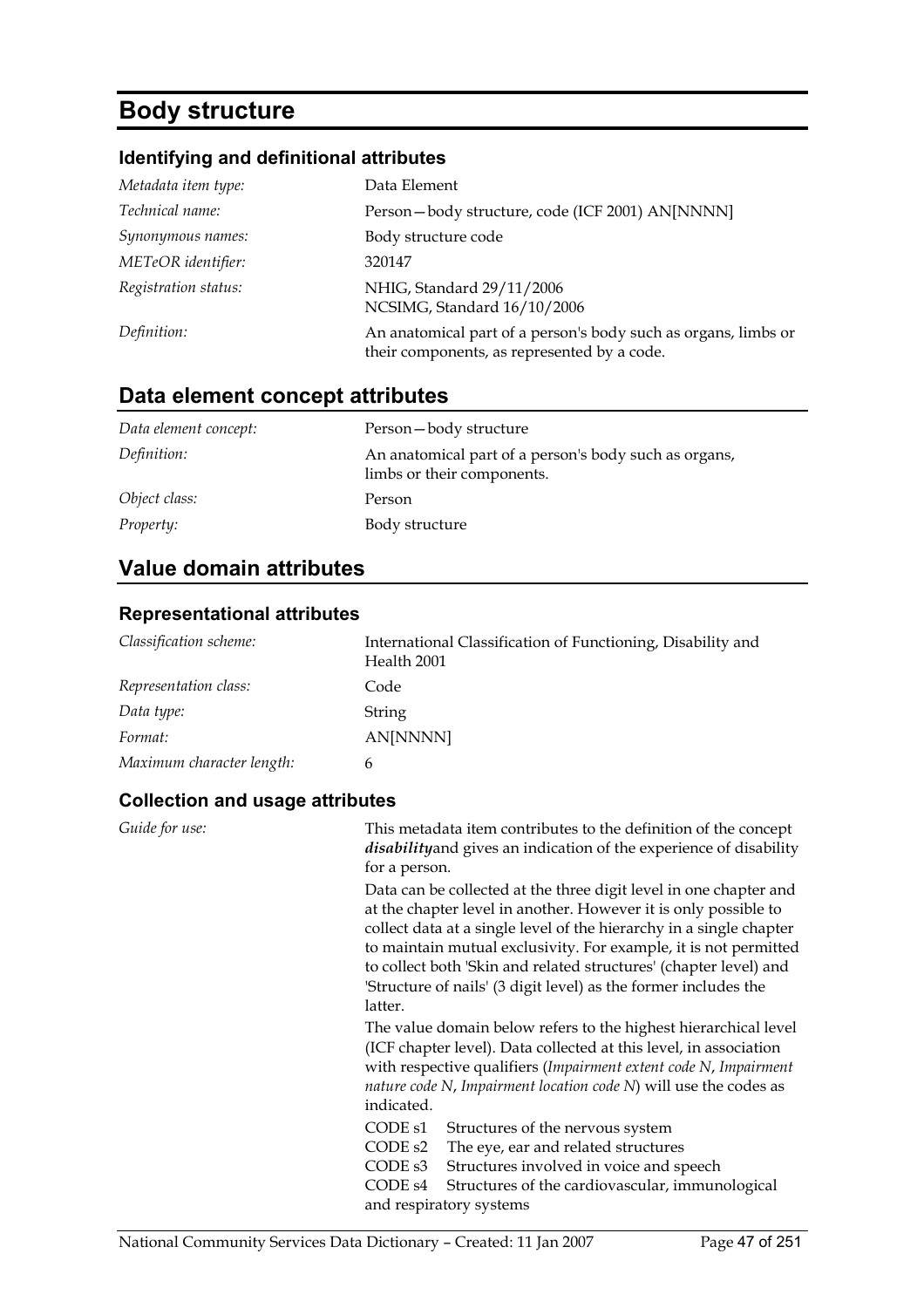# Body structure

## Identifying and definitional attributes

| | |
|---|---|
| *Metadata item type:* | Data Element |
| *Technical name:* | Person—body structure, code (ICF 2001) AN[NNNN] |
| *Synonymous names:* | Body structure code |
| *METeOR identifier:* | 320147 |
| *Registration status:* | NHIG, Standard 29/11/2006<br>NCSIMG, Standard 16/10/2006 |
| *Definition:* | An anatomical part of a person's body such as organs, limbs or their components, as represented by a code. |

## Data element concept attributes

| | |
|---|---|
| *Data element concept:* | Person—body structure |
| *Definition:* | An anatomical part of a person's body such as organs, limbs or their components. |
| *Object class:* | Person |
| *Property:* | Body structure |

## Value domain attributes

### Representational attributes

| | |
|---|---|
| *Classification scheme:* | International Classification of Functioning, Disability and Health 2001 |
| *Representation class:* | Code |
| *Data type:* | String |
| *Format:* | AN[NNNN] |
| *Maximum character length:* | 6 |

### Collection and usage attributes

*Guide for use:*

This metadata item contributes to the definition of the concept ***disability***and gives an indication of the experience of disability for a person.

Data can be collected at the three digit level in one chapter and at the chapter level in another. However it is only possible to collect data at a single level of the hierarchy in a single chapter to maintain mutual exclusivity. For example, it is not permitted to collect both 'Skin and related structures' (chapter level) and 'Structure of nails' (3 digit level) as the former includes the latter.

The value domain below refers to the highest hierarchical level (ICF chapter level). Data collected at this level, in association with respective qualifiers (*Impairment extent code N*, *Impairment nature code N*, *Impairment location code N*) will use the codes as indicated.

CODE s1 Structures of the nervous system
CODE s2 The eye, ear and related structures
CODE s3 Structures involved in voice and speech
CODE s4 Structures of the cardiovascular, immunological and respiratory systems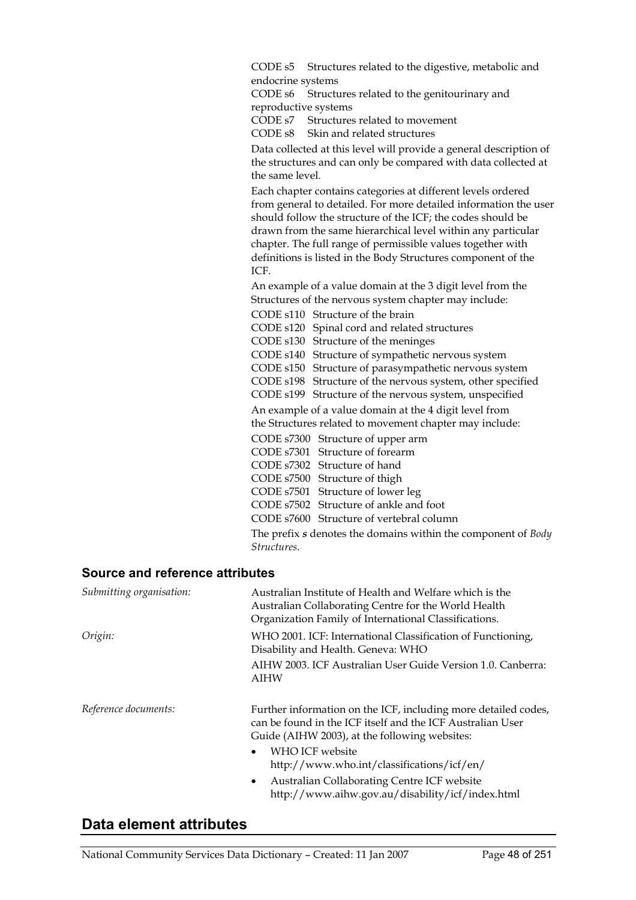CODE s5 Structures related to the digestive, metabolic and endocrine systems

CODE s6 Structures related to the genitourinary and reproductive systems

CODE s7 Structures related to movement

CODE s8 Skin and related structures

Data collected at this level will provide a general description of the structures and can only be compared with data collected at the same level.

Each chapter contains categories at different levels ordered from general to detailed. For more detailed information the user should follow the structure of the ICF; the codes should be drawn from the same hierarchical level within any particular chapter. The full range of permissible values together with definitions is listed in the Body Structures component of the ICF.

An example of a value domain at the 3 digit level from the Structures of the nervous system chapter may include:

CODE s110 Structure of the brain

CODE s120 Spinal cord and related structures

CODE s130 Structure of the meninges

CODE s140 Structure of sympathetic nervous system

CODE s150 Structure of parasympathetic nervous system

CODE s198 Structure of the nervous system, other specified

CODE s199 Structure of the nervous system, unspecified

An example of a value domain at the 4 digit level from the Structures related to movement chapter may include:

CODE s7300 Structure of upper arm

CODE s7301 Structure of forearm

CODE s7302 Structure of hand

CODE s7500 Structure of thigh

CODE s7501 Structure of lower leg

CODE s7502 Structure of ankle and foot

CODE s7600 Structure of vertebral column

The prefix ***s*** denotes the domains within the component of *Body Structures*.

### Source and reference attributes

*Submitting organisation:* Australian Institute of Health and Welfare which is the Australian Collaborating Centre for the World Health Organization Family of International Classifications.

*Origin:* WHO 2001. ICF: International Classification of Functioning, Disability and Health. Geneva: WHO

AIHW 2003. ICF Australian User Guide Version 1.0. Canberra: AIHW

*Reference documents:* Further information on the ICF, including more detailed codes, can be found in the ICF itself and the ICF Australian User Guide (AIHW 2003), at the following websites:

- WHO ICF website http://www.who.int/classifications/icf/en/
- Australian Collaborating Centre ICF website http://www.aihw.gov.au/disability/icf/index.html

## Data element attributes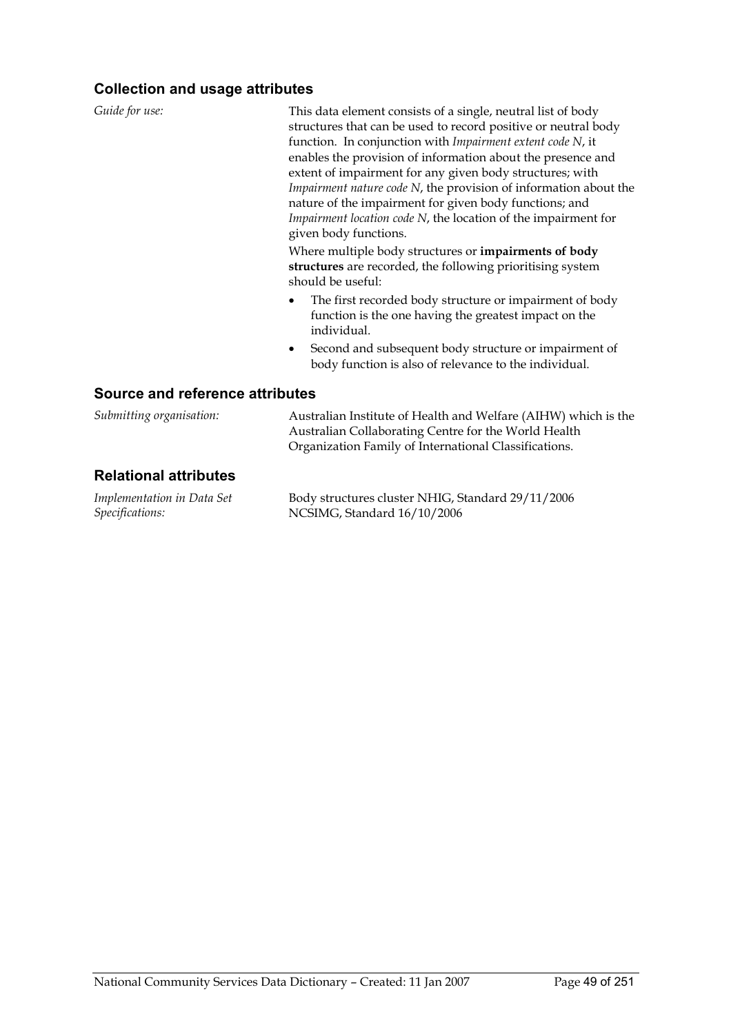### Collection and usage attributes

*Guide for use:*

This data element consists of a single, neutral list of body structures that can be used to record positive or neutral body function. In conjunction with *Impairment extent code N*, it enables the provision of information about the presence and extent of impairment for any given body structures; with *Impairment nature code N*, the provision of information about the nature of the impairment for given body functions; and *Impairment location code N*, the location of the impairment for given body functions.

Where multiple body structures or **impairments of body structures** are recorded, the following prioritising system should be useful:

- The first recorded body structure or impairment of body function is the one having the greatest impact on the individual.
- Second and subsequent body structure or impairment of body function is also of relevance to the individual.

### Source and reference attributes

*Submitting organisation:*

Australian Institute of Health and Welfare (AIHW) which is the Australian Collaborating Centre for the World Health Organization Family of International Classifications.

### Relational attributes

*Implementation in Data Set Specifications:*

Body structures cluster NHIG, Standard 29/11/2006
NCSIMG, Standard 16/10/2006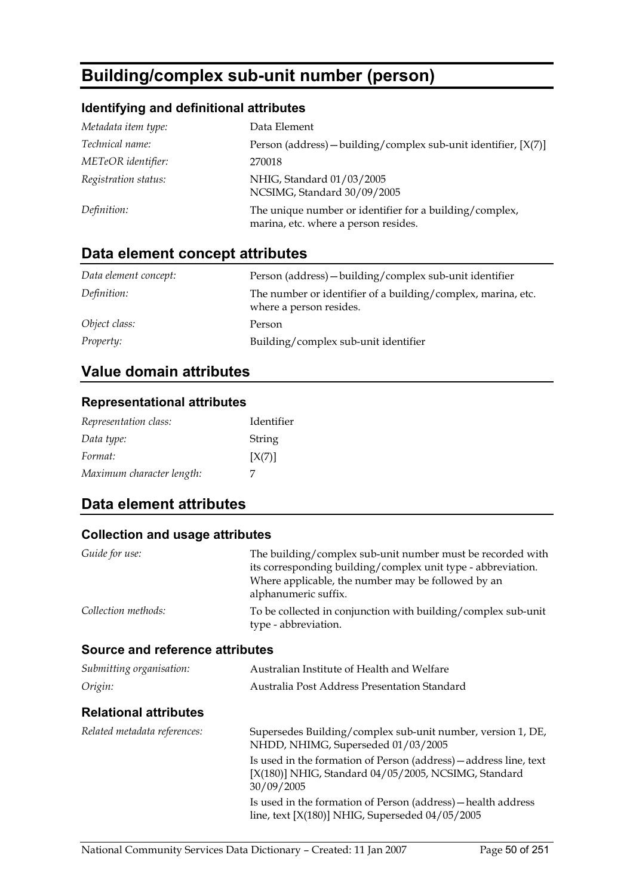# Building/complex sub-unit number (person)

### Identifying and definitional attributes

| | |
|---|---|
| *Metadata item type:* | Data Element |
| *Technical name:* | Person (address)—building/complex sub-unit identifier, [X(7)] |
| *METeOR identifier:* | 270018 |
| *Registration status:* | NHIG, Standard 01/03/2005<br>NCSIMG, Standard 30/09/2005 |
| *Definition:* | The unique number or identifier for a building/complex, marina, etc. where a person resides. |

## Data element concept attributes

| | |
|---|---|
| *Data element concept:* | Person (address)—building/complex sub-unit identifier |
| *Definition:* | The number or identifier of a building/complex, marina, etc. where a person resides. |
| *Object class:* | Person |
| *Property:* | Building/complex sub-unit identifier |

## Value domain attributes

### Representational attributes

| | |
|---|---|
| *Representation class:* | Identifier |
| *Data type:* | String |
| *Format:* | [X(7)] |
| *Maximum character length:* | 7 |

## Data element attributes

### Collection and usage attributes

| | |
|---|---|
| *Guide for use:* | The building/complex sub-unit number must be recorded with its corresponding building/complex unit type - abbreviation. Where applicable, the number may be followed by an alphanumeric suffix. |
| *Collection methods:* | To be collected in conjunction with building/complex sub-unit type - abbreviation. |

### Source and reference attributes

| | |
|---|---|
| *Submitting organisation:* | Australian Institute of Health and Welfare |
| *Origin:* | Australia Post Address Presentation Standard |

### Relational attributes

| | |
|---|---|
| *Related metadata references:* | Supersedes Building/complex sub-unit number, version 1, DE, NHDD, NHIMG, Superseded 01/03/2005<br>Is used in the formation of Person (address)—address line, text [X(180)] NHIG, Standard 04/05/2005, NCSIMG, Standard 30/09/2005<br>Is used in the formation of Person (address)—health address line, text [X(180)] NHIG, Superseded 04/05/2005 |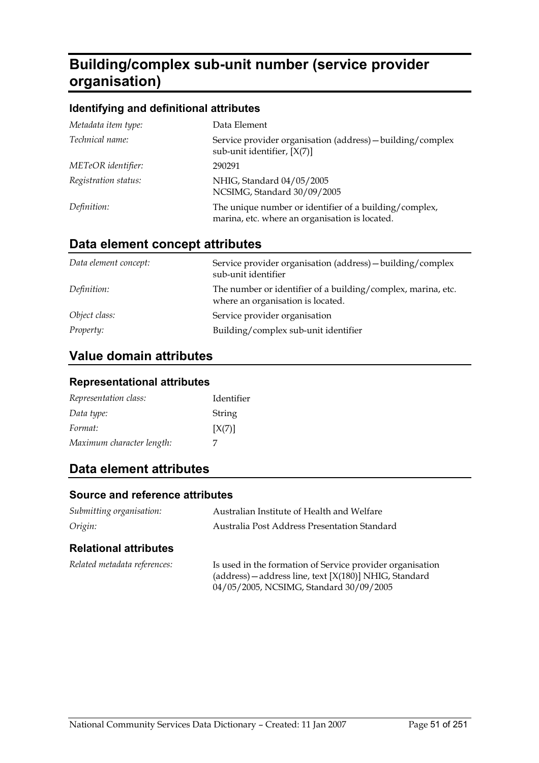# Building/complex sub-unit number (service provider organisation)

### Identifying and definitional attributes

| | |
|---|---|
| *Metadata item type:* | Data Element |
| *Technical name:* | Service provider organisation (address)—building/complex sub-unit identifier, [X(7)] |
| *METeOR identifier:* | 290291 |
| *Registration status:* | NHIG, Standard 04/05/2005<br>NCSIMG, Standard 30/09/2005 |
| *Definition:* | The unique number or identifier of a building/complex, marina, etc. where an organisation is located. |

## Data element concept attributes

| | |
|---|---|
| *Data element concept:* | Service provider organisation (address)—building/complex sub-unit identifier |
| *Definition:* | The number or identifier of a building/complex, marina, etc. where an organisation is located. |
| *Object class:* | Service provider organisation |
| *Property:* | Building/complex sub-unit identifier |

## Value domain attributes

### Representational attributes

| | |
|---|---|
| *Representation class:* | Identifier |
| *Data type:* | String |
| *Format:* | [X(7)] |
| *Maximum character length:* | 7 |

## Data element attributes

### Source and reference attributes

| | |
|---|---|
| *Submitting organisation:* | Australian Institute of Health and Welfare |
| *Origin:* | Australia Post Address Presentation Standard |

### Relational attributes

| | |
|---|---|
| *Related metadata references:* | Is used in the formation of Service provider organisation (address)—address line, text [X(180)] NHIG, Standard 04/05/2005, NCSIMG, Standard 30/09/2005 |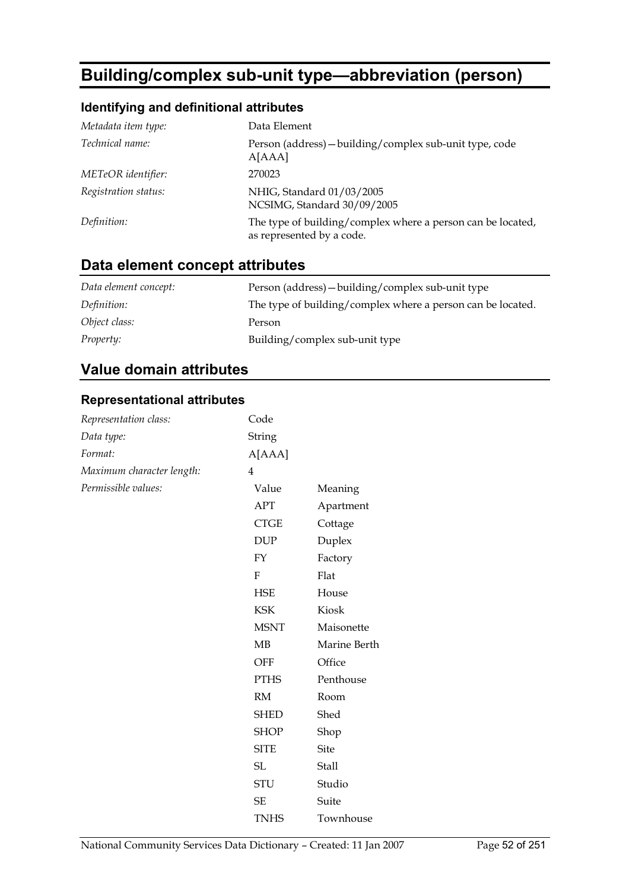# Building/complex sub-unit type—abbreviation (person)

### Identifying and definitional attributes

| | |
|---|---|
| *Metadata item type:* | Data Element |
| *Technical name:* | Person (address)—building/complex sub-unit type, code A[AAA] |
| *METeOR identifier:* | 270023 |
| *Registration status:* | NHIG, Standard 01/03/2005<br>NCSIMG, Standard 30/09/2005 |
| *Definition:* | The type of building/complex where a person can be located, as represented by a code. |

## Data element concept attributes

| | |
|---|---|
| *Data element concept:* | Person (address)—building/complex sub-unit type |
| *Definition:* | The type of building/complex where a person can be located. |
| *Object class:* | Person |
| *Property:* | Building/complex sub-unit type |

## Value domain attributes

### Representational attributes

| | |
|---|---|
| *Representation class:* | Code |
| *Data type:* | String |
| *Format:* | A[AAA] |
| *Maximum character length:* | 4 |

*Permissible values:*

| Value | Meaning |
|---|---|
| APT | Apartment |
| CTGE | Cottage |
| DUP | Duplex |
| FY | Factory |
| F | Flat |
| HSE | House |
| KSK | Kiosk |
| MSNT | Maisonette |
| MB | Marine Berth |
| OFF | Office |
| PTHS | Penthouse |
| RM | Room |
| SHED | Shed |
| SHOP | Shop |
| SITE | Site |
| SL | Stall |
| STU | Studio |
| SE | Suite |
| TNHS | Townhouse |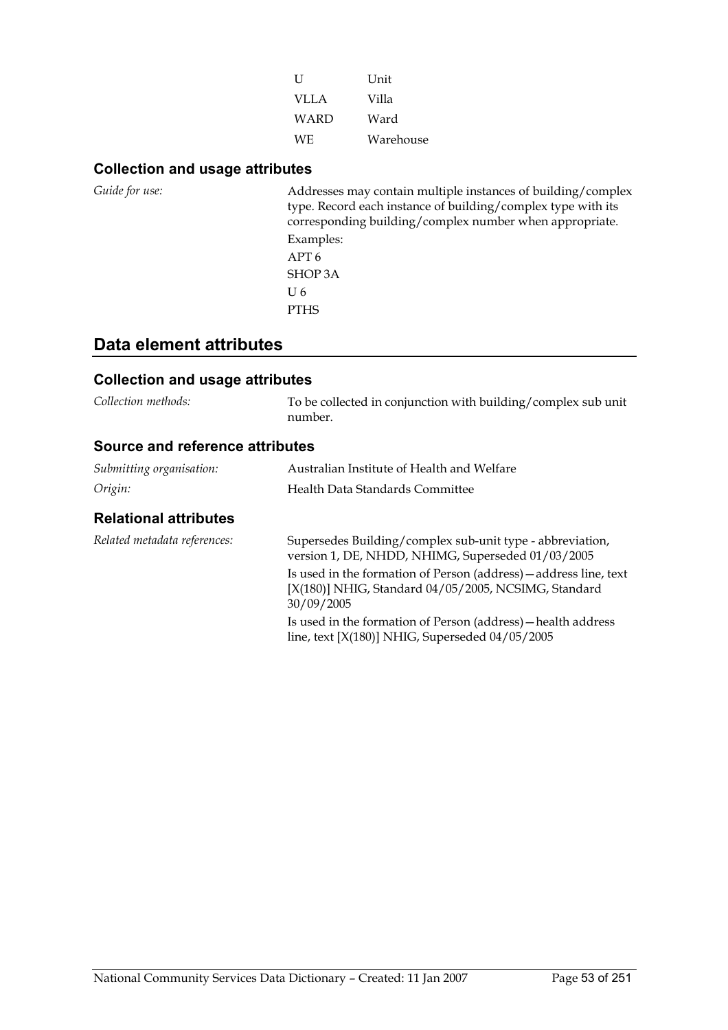| | |
|---|---|
| U | Unit |
| VLLA | Villa |
| WARD | Ward |
| WE | Warehouse |

### Collection and usage attributes

*Guide for use:* Addresses may contain multiple instances of building/complex type. Record each instance of building/complex type with its corresponding building/complex number when appropriate.

Examples:

APT 6

SHOP 3A

U 6

PTHS

## Data element attributes

### Collection and usage attributes

*Collection methods:* To be collected in conjunction with building/complex sub unit number.

### Source and reference attributes

*Submitting organisation:* Australian Institute of Health and Welfare

*Origin:* Health Data Standards Committee

### Relational attributes

*Related metadata references:* Supersedes Building/complex sub-unit type - abbreviation, version 1, DE, NHDD, NHIMG, Superseded 01/03/2005

Is used in the formation of Person (address)—address line, text [X(180)] NHIG, Standard 04/05/2005, NCSIMG, Standard 30/09/2005

Is used in the formation of Person (address)—health address line, text [X(180)] NHIG, Superseded 04/05/2005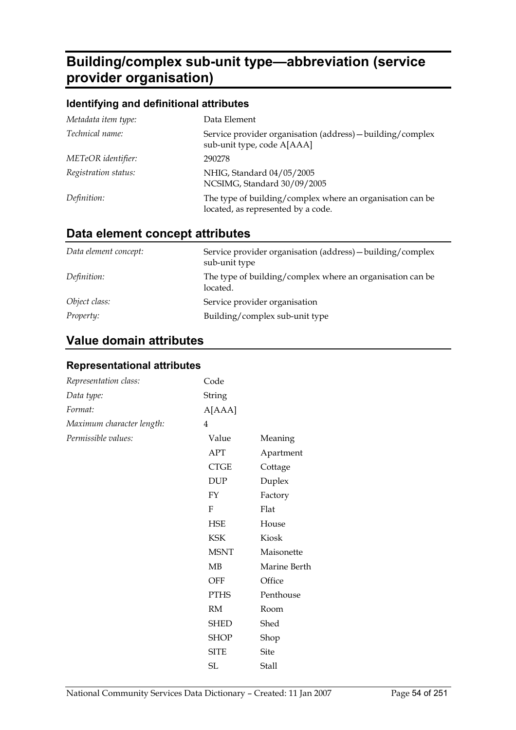# Building/complex sub-unit type—abbreviation (service provider organisation)

### Identifying and definitional attributes

| | |
|---|---|
| *Metadata item type:* | Data Element |
| *Technical name:* | Service provider organisation (address)—building/complex sub-unit type, code A[AAA] |
| *METeOR identifier:* | 290278 |
| *Registration status:* | NHIG, Standard 04/05/2005<br>NCSIMG, Standard 30/09/2005 |
| *Definition:* | The type of building/complex where an organisation can be located, as represented by a code. |

## Data element concept attributes

| | |
|---|---|
| *Data element concept:* | Service provider organisation (address)—building/complex sub-unit type |
| *Definition:* | The type of building/complex where an organisation can be located. |
| *Object class:* | Service provider organisation |
| *Property:* | Building/complex sub-unit type |

## Value domain attributes

### Representational attributes

| | |
|---|---|
| *Representation class:* | Code |
| *Data type:* | String |
| *Format:* | A[AAA] |
| *Maximum character length:* | 4 |

*Permissible values:*

| Value | Meaning |
|---|---|
| APT | Apartment |
| CTGE | Cottage |
| DUP | Duplex |
| FY | Factory |
| F | Flat |
| HSE | House |
| KSK | Kiosk |
| MSNT | Maisonette |
| MB | Marine Berth |
| OFF | Office |
| PTHS | Penthouse |
| RM | Room |
| SHED | Shed |
| SHOP | Shop |
| SITE | Site |
| SL | Stall |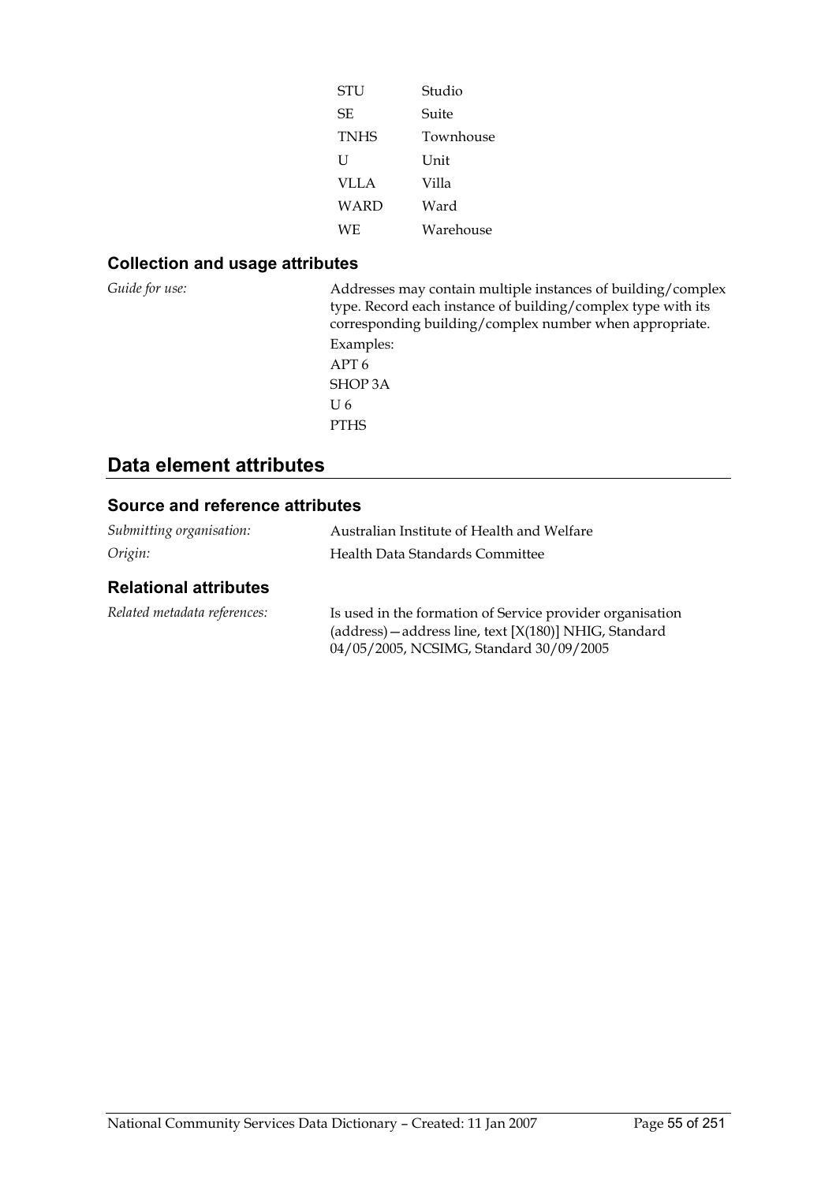| | |
|---|---|
| STU | Studio |
| SE | Suite |
| TNHS | Townhouse |
| U | Unit |
| VLLA | Villa |
| WARD | Ward |
| WE | Warehouse |

### Collection and usage attributes

*Guide for use:* Addresses may contain multiple instances of building/complex type. Record each instance of building/complex type with its corresponding building/complex number when appropriate.

Examples:

APT 6

SHOP 3A

U 6

PTHS

## Data element attributes

### Source and reference attributes

*Submitting organisation:* Australian Institute of Health and Welfare

*Origin:* Health Data Standards Committee

### Relational attributes

*Related metadata references:* Is used in the formation of Service provider organisation (address)—address line, text [X(180)] NHIG, Standard 04/05/2005, NCSIMG, Standard 30/09/2005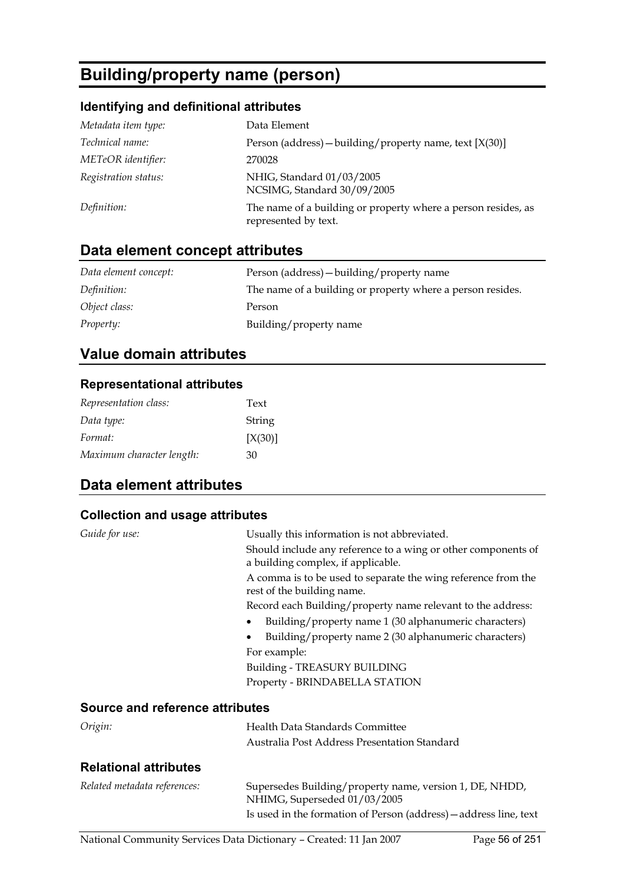# Building/property name (person)

### Identifying and definitional attributes

| | |
|---|---|
| *Metadata item type:* | Data Element |
| *Technical name:* | Person (address)—building/property name, text [X(30)] |
| *METeOR identifier:* | 270028 |
| *Registration status:* | NHIG, Standard 01/03/2005<br>NCSIMG, Standard 30/09/2005 |
| *Definition:* | The name of a building or property where a person resides, as represented by text. |

## Data element concept attributes

| | |
|---|---|
| *Data element concept:* | Person (address)—building/property name |
| *Definition:* | The name of a building or property where a person resides. |
| *Object class:* | Person |
| *Property:* | Building/property name |

## Value domain attributes

### Representational attributes

| | |
|---|---|
| *Representation class:* | Text |
| *Data type:* | String |
| *Format:* | [X(30)] |
| *Maximum character length:* | 30 |

## Data element attributes

### Collection and usage attributes

*Guide for use:*

Usually this information is not abbreviated.

Should include any reference to a wing or other components of a building complex, if applicable.

A comma is to be used to separate the wing reference from the rest of the building name.

Record each Building/property name relevant to the address:

- Building/property name 1 (30 alphanumeric characters)
- Building/property name 2 (30 alphanumeric characters)

For example:

Building - TREASURY BUILDING

Property - BRINDABELLA STATION

### Source and reference attributes

*Origin:*

Health Data Standards Committee

Australia Post Address Presentation Standard

### Relational attributes

*Related metadata references:*

Supersedes Building/property name, version 1, DE, NHDD, NHIMG, Superseded 01/03/2005

Is used in the formation of Person (address)—address line, text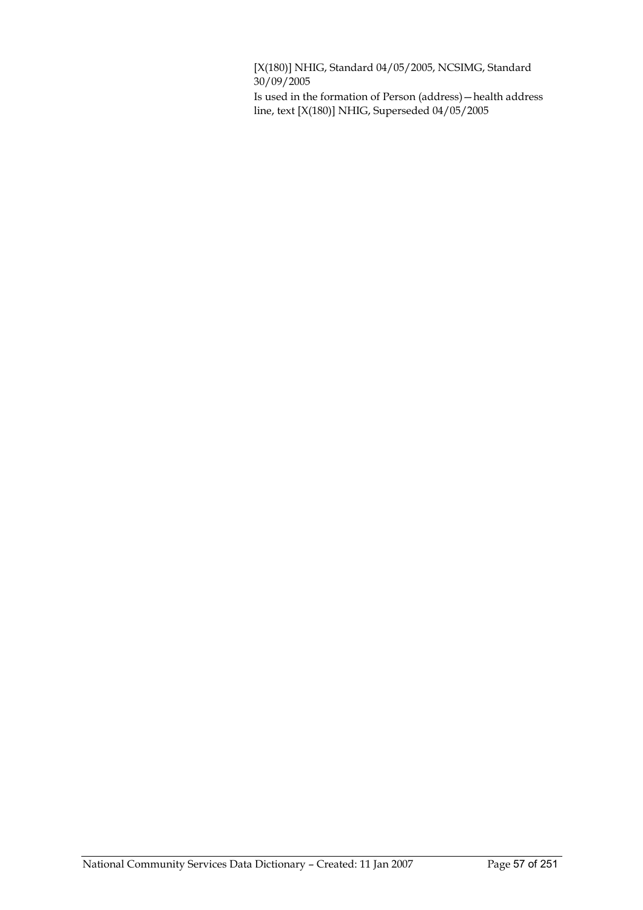[X(180)] NHIG, Standard 04/05/2005, NCSIMG, Standard 30/09/2005

Is used in the formation of Person (address)—health address line, text [X(180)] NHIG, Superseded 04/05/2005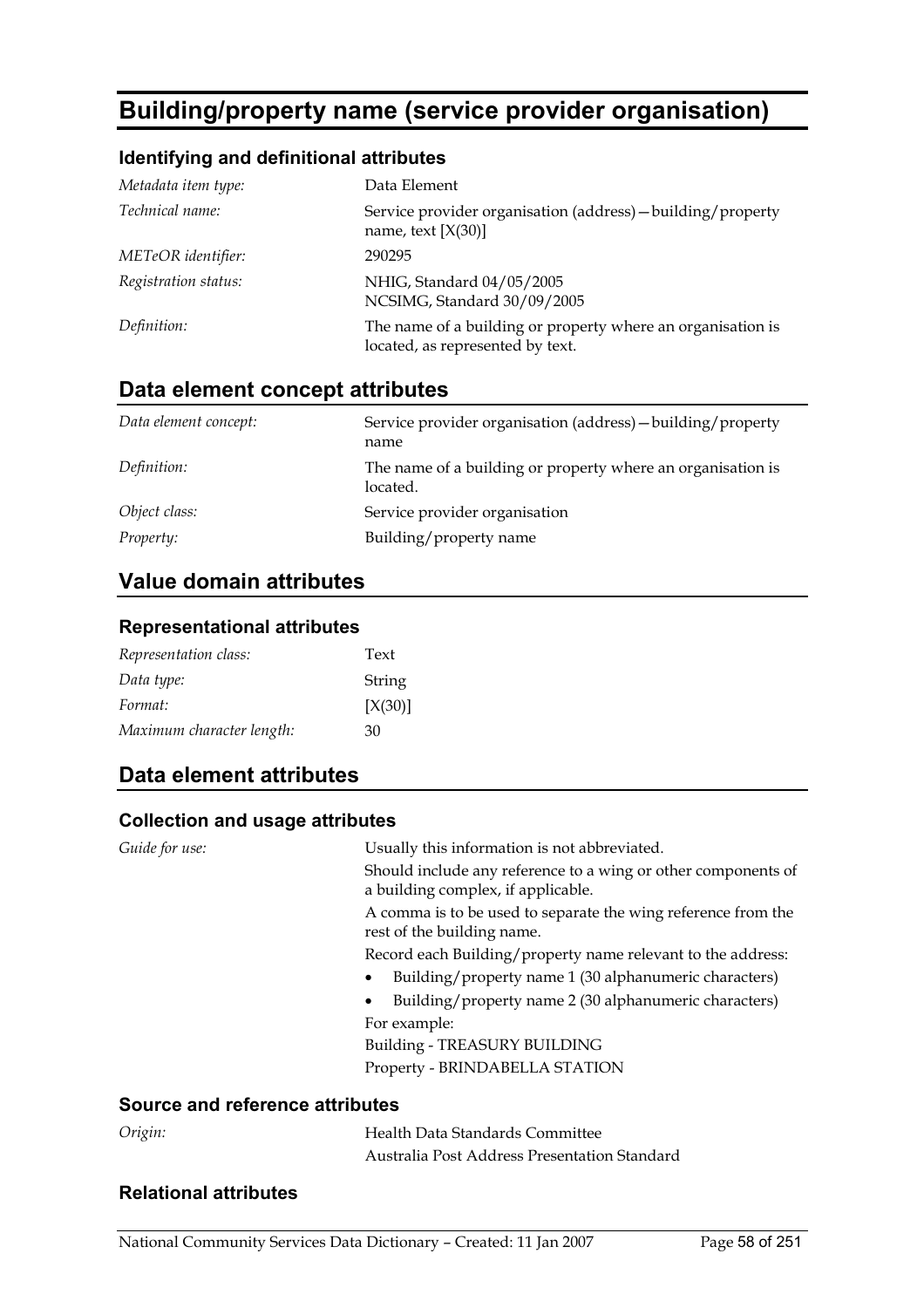# Building/property name (service provider organisation)

### Identifying and definitional attributes

| | |
|---|---|
| *Metadata item type:* | Data Element |
| *Technical name:* | Service provider organisation (address)—building/property name, text [X(30)] |
| *METeOR identifier:* | 290295 |
| *Registration status:* | NHIG, Standard 04/05/2005<br>NCSIMG, Standard 30/09/2005 |
| *Definition:* | The name of a building or property where an organisation is located, as represented by text. |

## Data element concept attributes

| | |
|---|---|
| *Data element concept:* | Service provider organisation (address)—building/property name |
| *Definition:* | The name of a building or property where an organisation is located. |
| *Object class:* | Service provider organisation |
| *Property:* | Building/property name |

## Value domain attributes

### Representational attributes

| | |
|---|---|
| *Representation class:* | Text |
| *Data type:* | String |
| *Format:* | [X(30)] |
| *Maximum character length:* | 30 |

## Data element attributes

### Collection and usage attributes

*Guide for use:*

Usually this information is not abbreviated.

Should include any reference to a wing or other components of a building complex, if applicable.

A comma is to be used to separate the wing reference from the rest of the building name.

Record each Building/property name relevant to the address:

- Building/property name 1 (30 alphanumeric characters)
- Building/property name 2 (30 alphanumeric characters)

For example:

Building - TREASURY BUILDING

Property - BRINDABELLA STATION

### Source and reference attributes

*Origin:*

Health Data Standards Committee

Australia Post Address Presentation Standard

### Relational attributes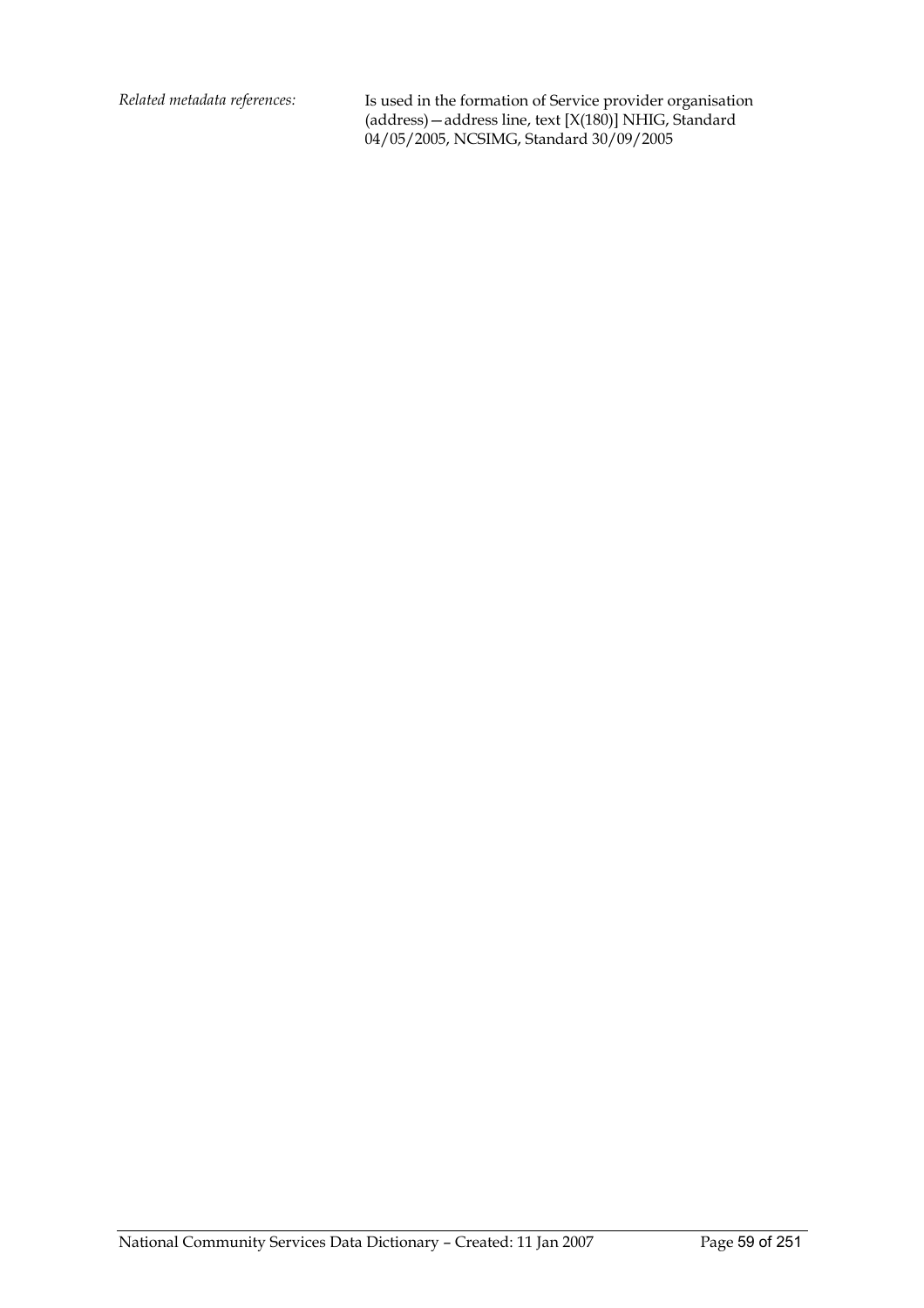*Related metadata references:* Is used in the formation of Service provider organisation (address)—address line, text [X(180)] NHIG, Standard 04/05/2005, NCSIMG, Standard 30/09/2005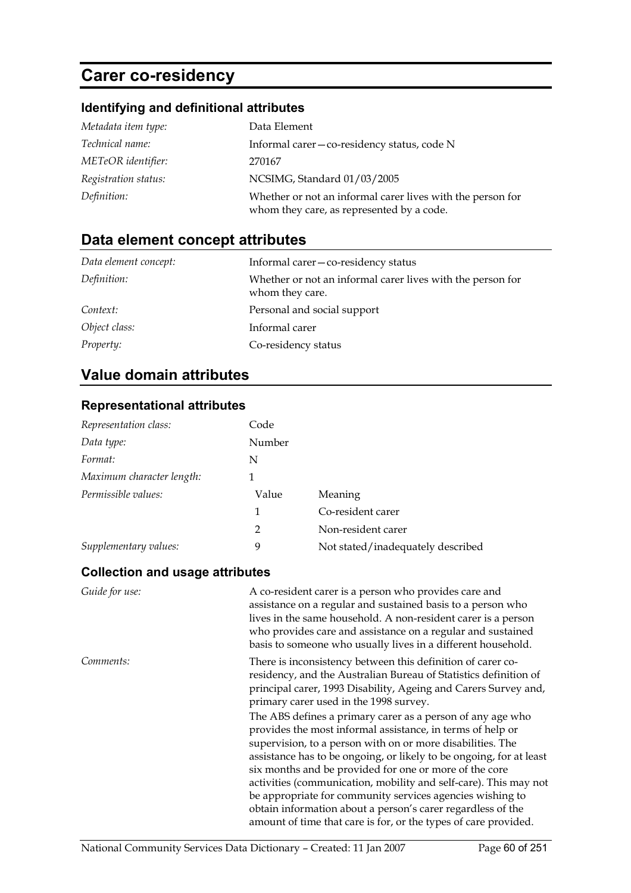# Carer co-residency

### Identifying and definitional attributes

| | |
|---|---|
| *Metadata item type:* | Data Element |
| *Technical name:* | Informal carer—co-residency status, code N |
| *METeOR identifier:* | 270167 |
| *Registration status:* | NCSIMG, Standard 01/03/2005 |
| *Definition:* | Whether or not an informal carer lives with the person for whom they care, as represented by a code. |

## Data element concept attributes

| | |
|---|---|
| *Data element concept:* | Informal carer—co-residency status |
| *Definition:* | Whether or not an informal carer lives with the person for whom they care. |
| *Context:* | Personal and social support |
| *Object class:* | Informal carer |
| *Property:* | Co-residency status |

## Value domain attributes

### Representational attributes

| | | |
|---|---|---|
| *Representation class:* | Code | |
| *Data type:* | Number | |
| *Format:* | N | |
| *Maximum character length:* | 1 | |
| *Permissible values:* | Value | Meaning |
| | 1 | Co-resident carer |
| | 2 | Non-resident carer |
| *Supplementary values:* | 9 | Not stated/inadequately described |

### Collection and usage attributes

*Guide for use:*

A co-resident carer is a person who provides care and assistance on a regular and sustained basis to a person who lives in the same household. A non-resident carer is a person who provides care and assistance on a regular and sustained basis to someone who usually lives in a different household.

*Comments:*

There is inconsistency between this definition of carer co-residency, and the Australian Bureau of Statistics definition of principal carer, 1993 Disability, Ageing and Carers Survey and, primary carer used in the 1998 survey.

The ABS defines a primary carer as a person of any age who provides the most informal assistance, in terms of help or supervision, to a person with on or more disabilities. The assistance has to be ongoing, or likely to be ongoing, for at least six months and be provided for one or more of the core activities (communication, mobility and self-care). This may not be appropriate for community services agencies wishing to obtain information about a person's carer regardless of the amount of time that care is for, or the types of care provided.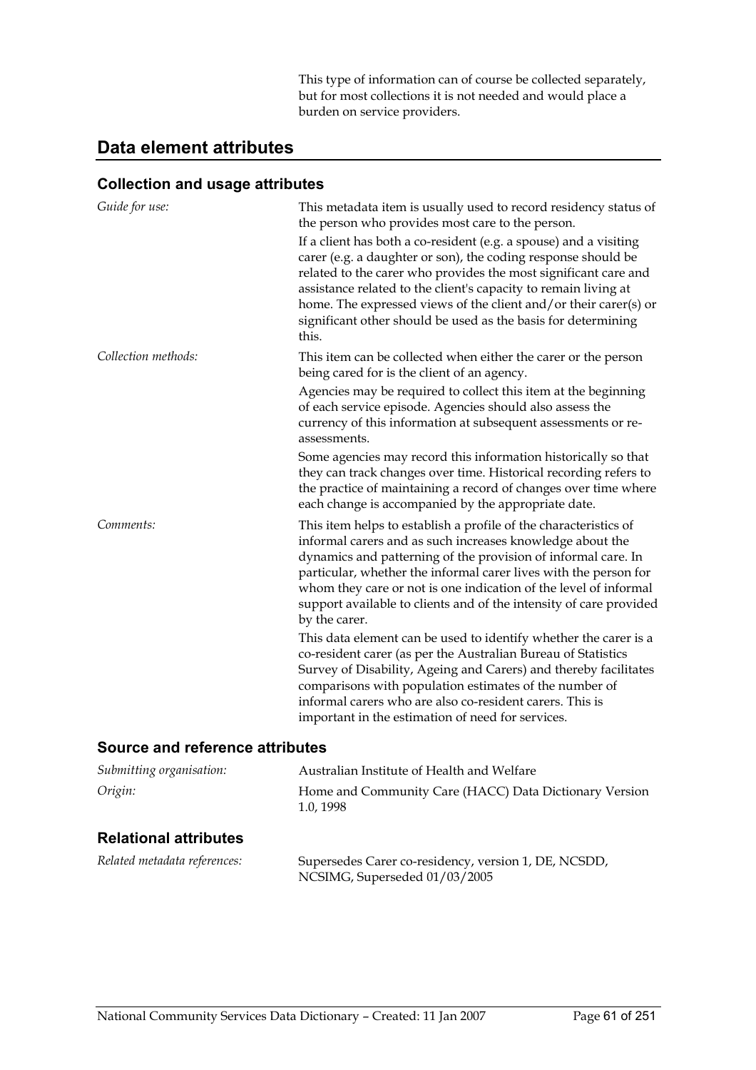This type of information can of course be collected separately, but for most collections it is not needed and would place a burden on service providers.

## Data element attributes

### Collection and usage attributes

*Guide for use:* This metadata item is usually used to record residency status of the person who provides most care to the person.

If a client has both a co-resident (e.g. a spouse) and a visiting carer (e.g. a daughter or son), the coding response should be related to the carer who provides the most significant care and assistance related to the client's capacity to remain living at home. The expressed views of the client and/or their carer(s) or significant other should be used as the basis for determining this.

*Collection methods:* This item can be collected when either the carer or the person being cared for is the client of an agency.

Agencies may be required to collect this item at the beginning of each service episode. Agencies should also assess the currency of this information at subsequent assessments or re-assessments.

Some agencies may record this information historically so that they can track changes over time. Historical recording refers to the practice of maintaining a record of changes over time where each change is accompanied by the appropriate date.

*Comments:* This item helps to establish a profile of the characteristics of informal carers and as such increases knowledge about the dynamics and patterning of the provision of informal care. In particular, whether the informal carer lives with the person for whom they care or not is one indication of the level of informal support available to clients and of the intensity of care provided by the carer.

This data element can be used to identify whether the carer is a co-resident carer (as per the Australian Bureau of Statistics Survey of Disability, Ageing and Carers) and thereby facilitates comparisons with population estimates of the number of informal carers who are also co-resident carers. This is important in the estimation of need for services.

### Source and reference attributes

*Submitting organisation:* Australian Institute of Health and Welfare

*Origin:* Home and Community Care (HACC) Data Dictionary Version 1.0, 1998

### Relational attributes

*Related metadata references:* Supersedes Carer co-residency, version 1, DE, NCSDD, NCSIMG, Superseded 01/03/2005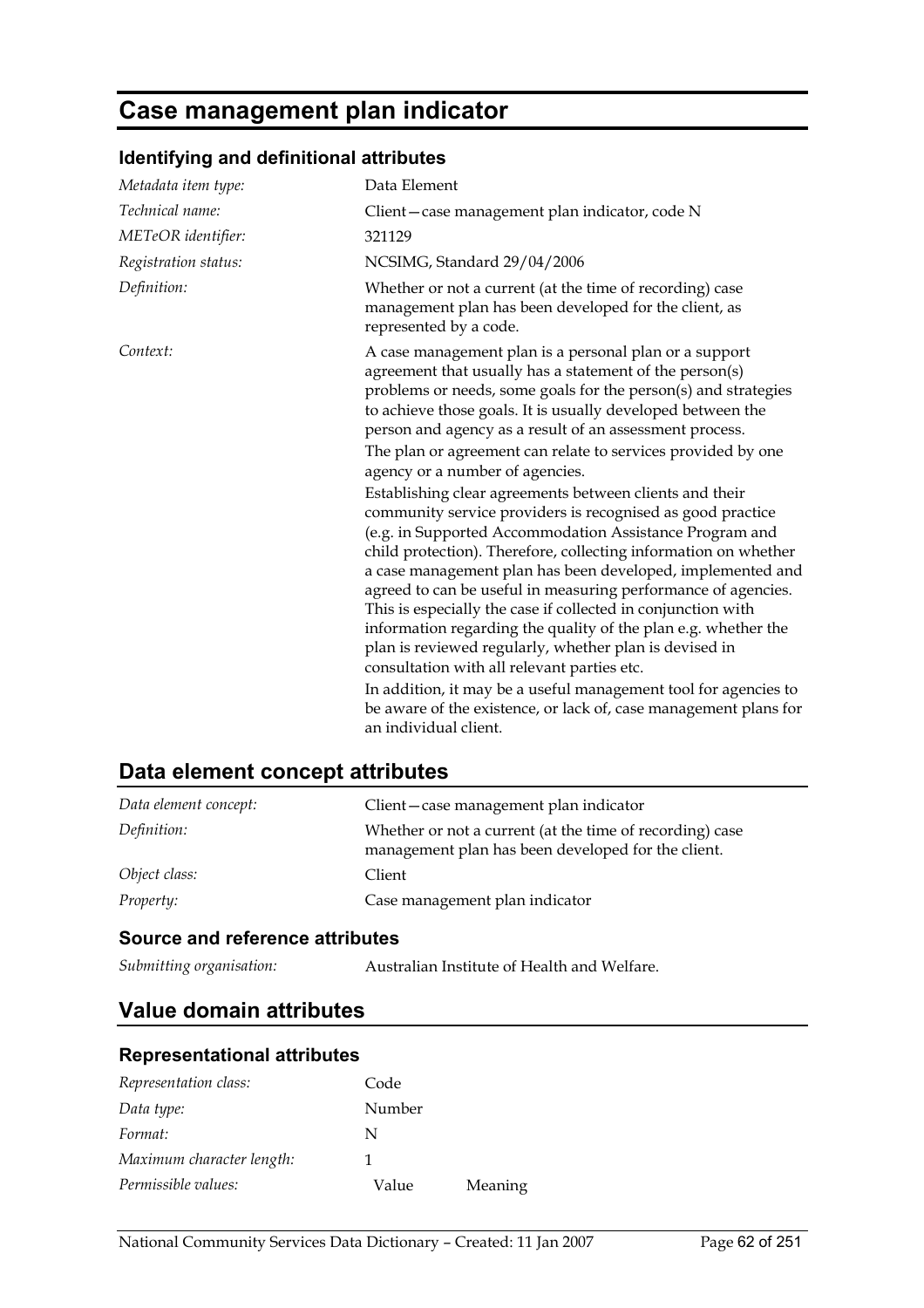# Case management plan indicator

### Identifying and definitional attributes

| | |
|---|---|
| *Metadata item type:* | Data Element |
| *Technical name:* | Client—case management plan indicator, code N |
| *METeOR identifier:* | 321129 |
| *Registration status:* | NCSIMG, Standard 29/04/2006 |
| *Definition:* | Whether or not a current (at the time of recording) case management plan has been developed for the client, as represented by a code. |
| *Context:* | A case management plan is a personal plan or a support agreement that usually has a statement of the person(s) problems or needs, some goals for the person(s) and strategies to achieve those goals. It is usually developed between the person and agency as a result of an assessment process.<br>The plan or agreement can relate to services provided by one agency or a number of agencies.<br>Establishing clear agreements between clients and their community service providers is recognised as good practice (e.g. in Supported Accommodation Assistance Program and child protection). Therefore, collecting information on whether a case management plan has been developed, implemented and agreed to can be useful in measuring performance of agencies. This is especially the case if collected in conjunction with information regarding the quality of the plan e.g. whether the plan is reviewed regularly, whether plan is devised in consultation with all relevant parties etc.<br>In addition, it may be a useful management tool for agencies to be aware of the existence, or lack of, case management plans for an individual client. |

## Data element concept attributes

| | |
|---|---|
| *Data element concept:* | Client—case management plan indicator |
| *Definition:* | Whether or not a current (at the time of recording) case management plan has been developed for the client. |
| *Object class:* | Client |
| *Property:* | Case management plan indicator |

### Source and reference attributes

| | |
|---|---|
| *Submitting organisation:* | Australian Institute of Health and Welfare. |

## Value domain attributes

### Representational attributes

| | | |
|---|---|---|
| *Representation class:* | Code | |
| *Data type:* | Number | |
| *Format:* | N | |
| *Maximum character length:* | 1 | |
| *Permissible values:* | Value | Meaning |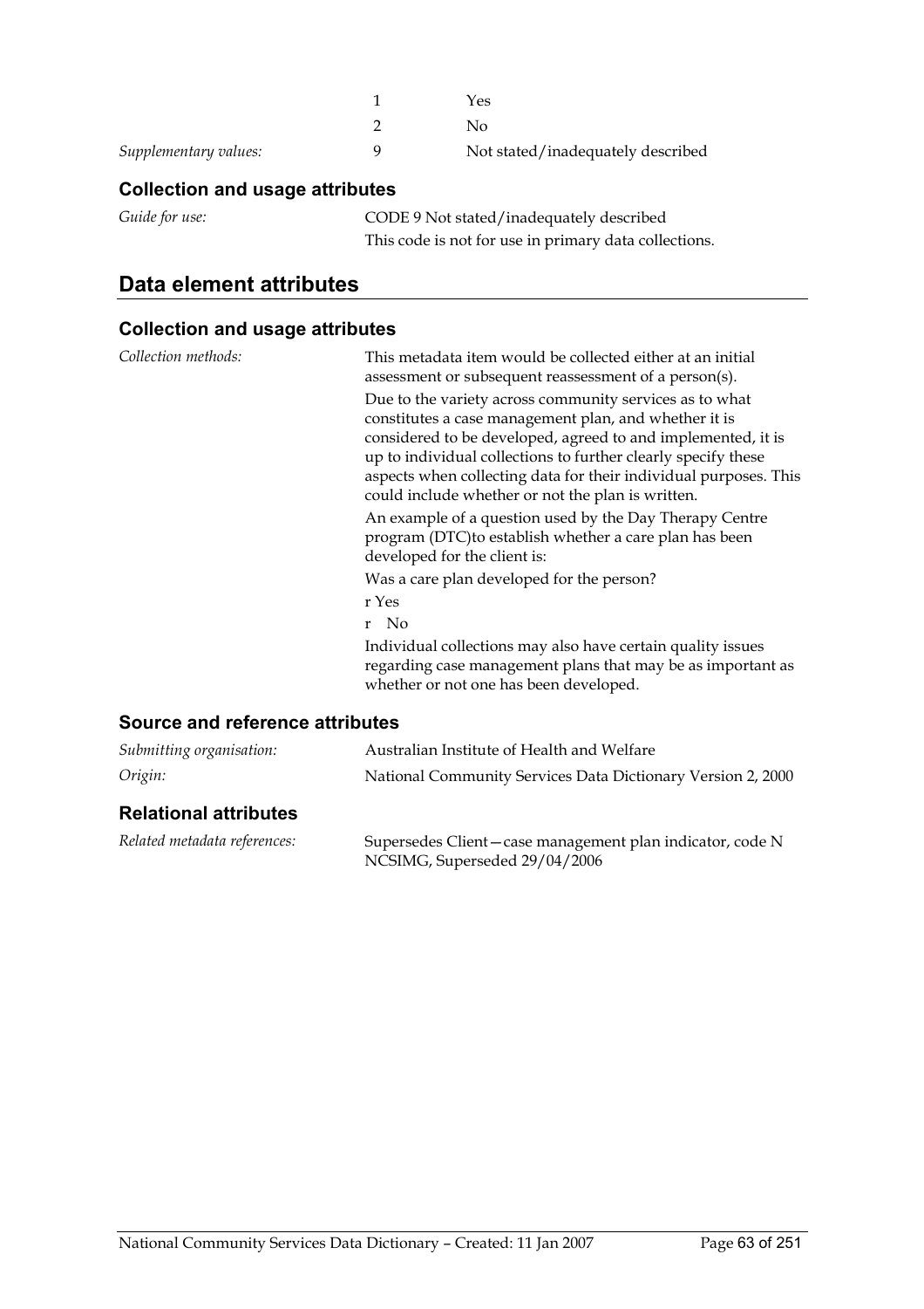| | | |
|---|---|---|
| | 1 | Yes |
| | 2 | No |
| *Supplementary values:* | 9 | Not stated/inadequately described |

### Collection and usage attributes

*Guide for use:* CODE 9 Not stated/inadequately described

This code is not for use in primary data collections.

## Data element attributes

### Collection and usage attributes

*Collection methods:* This metadata item would be collected either at an initial assessment or subsequent reassessment of a person(s).

Due to the variety across community services as to what constitutes a case management plan, and whether it is considered to be developed, agreed to and implemented, it is up to individual collections to further clearly specify these aspects when collecting data for their individual purposes. This could include whether or not the plan is written.

An example of a question used by the Day Therapy Centre program (DTC)to establish whether a care plan has been developed for the client is:

Was a care plan developed for the person?

r Yes

r No

Individual collections may also have certain quality issues regarding case management plans that may be as important as whether or not one has been developed.

### Source and reference attributes

*Submitting organisation:* Australian Institute of Health and Welfare

*Origin:* National Community Services Data Dictionary Version 2, 2000

### Relational attributes

*Related metadata references:* Supersedes Client—case management plan indicator, code N NCSIMG, Superseded 29/04/2006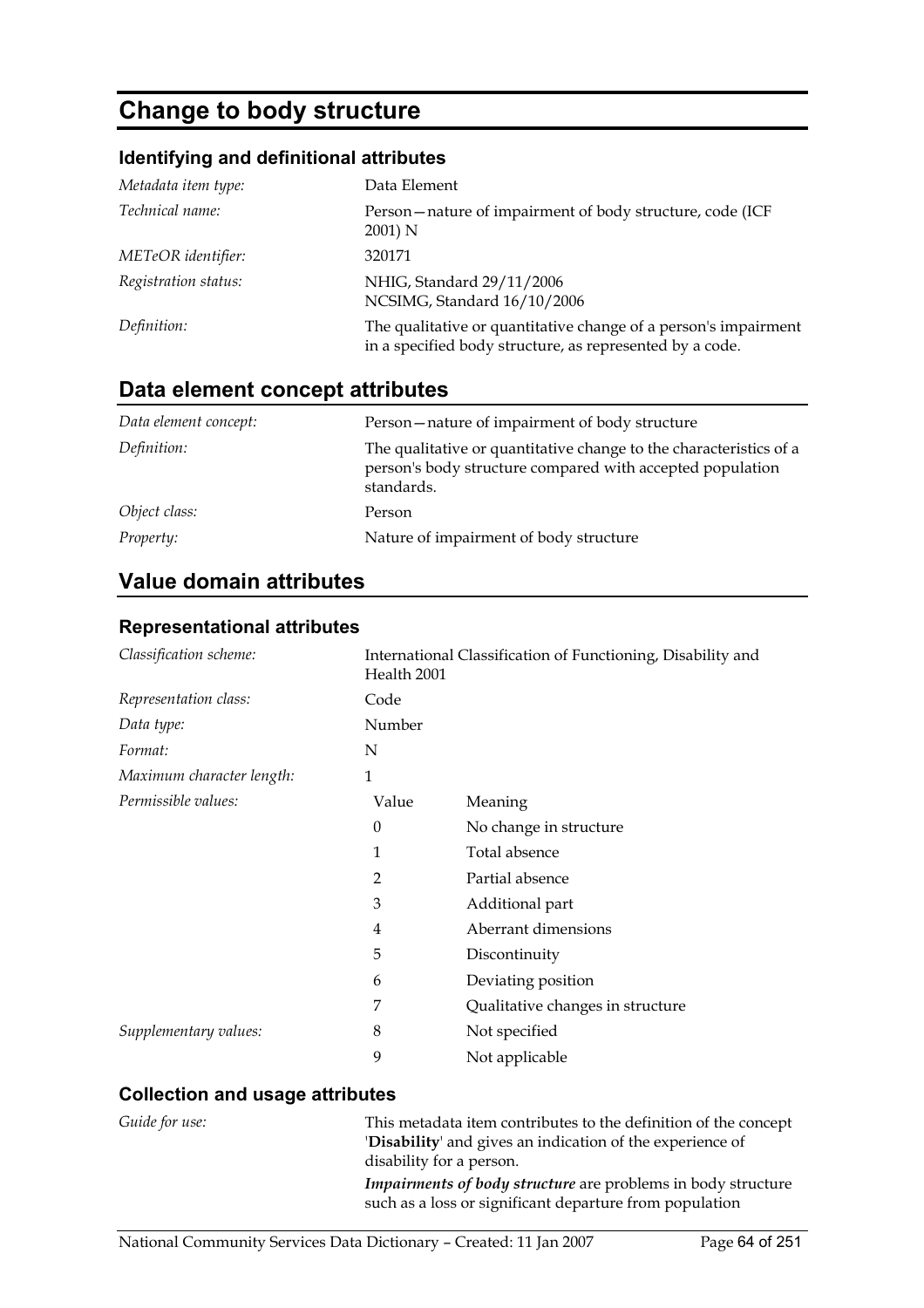# Change to body structure

### Identifying and definitional attributes

| | |
|---|---|
| *Metadata item type:* | Data Element |
| *Technical name:* | Person—nature of impairment of body structure, code (ICF 2001) N |
| *METeOR identifier:* | 320171 |
| *Registration status:* | NHIG, Standard 29/11/2006<br>NCSIMG, Standard 16/10/2006 |
| *Definition:* | The qualitative or quantitative change of a person's impairment in a specified body structure, as represented by a code. |

## Data element concept attributes

| | |
|---|---|
| *Data element concept:* | Person—nature of impairment of body structure |
| *Definition:* | The qualitative or quantitative change to the characteristics of a person's body structure compared with accepted population standards. |
| *Object class:* | Person |
| *Property:* | Nature of impairment of body structure |

## Value domain attributes

### Representational attributes

| | | |
|---|---|---|
| *Classification scheme:* | International Classification of Functioning, Disability and Health 2001 | |
| *Representation class:* | Code | |
| *Data type:* | Number | |
| *Format:* | N | |
| *Maximum character length:* | 1 | |
| *Permissible values:* | Value | Meaning |
| | 0 | No change in structure |
| | 1 | Total absence |
| | 2 | Partial absence |
| | 3 | Additional part |
| | 4 | Aberrant dimensions |
| | 5 | Discontinuity |
| | 6 | Deviating position |
| | 7 | Qualitative changes in structure |
| *Supplementary values:* | 8 | Not specified |
| | 9 | Not applicable |

### Collection and usage attributes

*Guide for use:*

This metadata item contributes to the definition of the concept '**Disability**' and gives an indication of the experience of disability for a person.

***Impairments of body structure*** are problems in body structure such as a loss or significant departure from population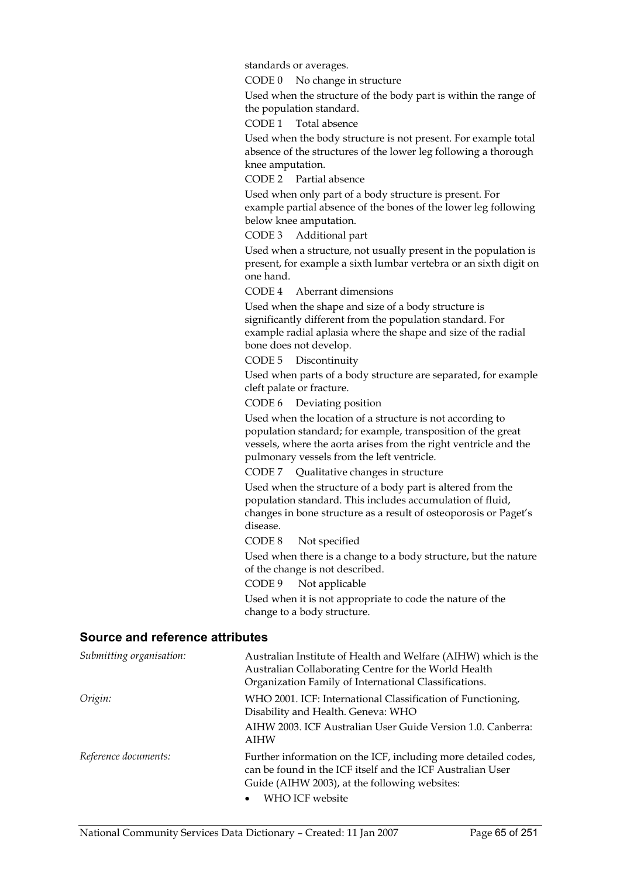standards or averages.

CODE 0 No change in structure

Used when the structure of the body part is within the range of the population standard.

CODE 1 Total absence

Used when the body structure is not present. For example total absence of the structures of the lower leg following a thorough knee amputation.

CODE 2 Partial absence

Used when only part of a body structure is present. For example partial absence of the bones of the lower leg following below knee amputation.

CODE 3 Additional part

Used when a structure, not usually present in the population is present, for example a sixth lumbar vertebra or an sixth digit on one hand.

CODE 4 Aberrant dimensions

Used when the shape and size of a body structure is significantly different from the population standard. For example radial aplasia where the shape and size of the radial bone does not develop.

CODE 5 Discontinuity

Used when parts of a body structure are separated, for example cleft palate or fracture.

CODE 6 Deviating position

Used when the location of a structure is not according to population standard; for example, transposition of the great vessels, where the aorta arises from the right ventricle and the pulmonary vessels from the left ventricle.

CODE 7 Qualitative changes in structure

Used when the structure of a body part is altered from the population standard. This includes accumulation of fluid, changes in bone structure as a result of osteoporosis or Paget's disease.

CODE 8 Not specified

Used when there is a change to a body structure, but the nature of the change is not described.

CODE 9 Not applicable

Used when it is not appropriate to code the nature of the change to a body structure.

## Source and reference attributes

*Submitting organisation:* Australian Institute of Health and Welfare (AIHW) which is the Australian Collaborating Centre for the World Health Organization Family of International Classifications.

*Origin:* WHO 2001. ICF: International Classification of Functioning, Disability and Health. Geneva: WHO

AIHW 2003. ICF Australian User Guide Version 1.0. Canberra: AIHW

*Reference documents:* Further information on the ICF, including more detailed codes, can be found in the ICF itself and the ICF Australian User Guide (AIHW 2003), at the following websites:

- WHO ICF website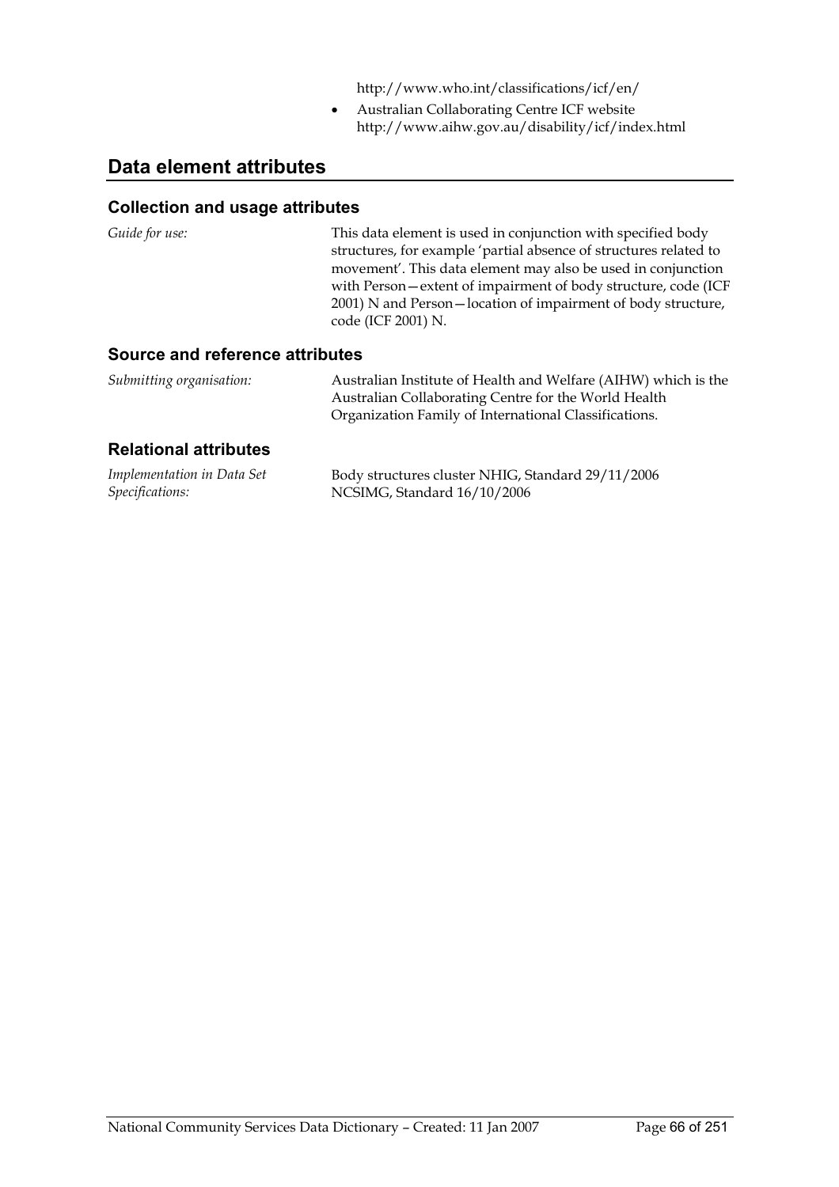http://www.who.int/classifications/icf/en/

- Australian Collaborating Centre ICF website http://www.aihw.gov.au/disability/icf/index.html

## Data element attributes

### Collection and usage attributes

*Guide for use:* This data element is used in conjunction with specified body structures, for example 'partial absence of structures related to movement'. This data element may also be used in conjunction with Person—extent of impairment of body structure, code (ICF 2001) N and Person—location of impairment of body structure, code (ICF 2001) N.

### Source and reference attributes

*Submitting organisation:* Australian Institute of Health and Welfare (AIHW) which is the Australian Collaborating Centre for the World Health Organization Family of International Classifications.

### Relational attributes

*Implementation in Data Set Specifications:* Body structures cluster NHIG, Standard 29/11/2006
NCSIMG, Standard 16/10/2006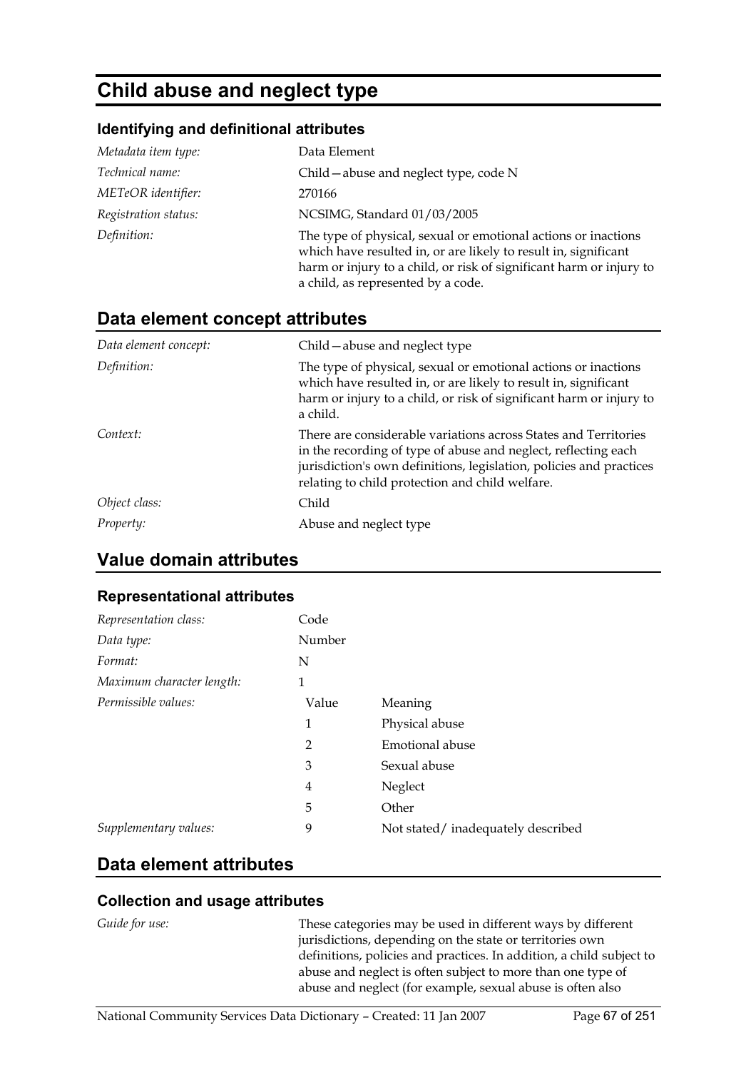# Child abuse and neglect type

### Identifying and definitional attributes

| | |
|---|---|
| *Metadata item type:* | Data Element |
| *Technical name:* | Child—abuse and neglect type, code N |
| *METeOR identifier:* | 270166 |
| *Registration status:* | NCSIMG, Standard 01/03/2005 |
| *Definition:* | The type of physical, sexual or emotional actions or inactions which have resulted in, or are likely to result in, significant harm or injury to a child, or risk of significant harm or injury to a child, as represented by a code. |

## Data element concept attributes

| | |
|---|---|
| *Data element concept:* | Child—abuse and neglect type |
| *Definition:* | The type of physical, sexual or emotional actions or inactions which have resulted in, or are likely to result in, significant harm or injury to a child, or risk of significant harm or injury to a child. |
| *Context:* | There are considerable variations across States and Territories in the recording of type of abuse and neglect, reflecting each jurisdiction's own definitions, legislation, policies and practices relating to child protection and child welfare. |
| *Object class:* | Child |
| *Property:* | Abuse and neglect type |

## Value domain attributes

### Representational attributes

| | | |
|---|---|---|
| *Representation class:* | Code | |
| *Data type:* | Number | |
| *Format:* | N | |
| *Maximum character length:* | 1 | |
| *Permissible values:* | Value | Meaning |
| | 1 | Physical abuse |
| | 2 | Emotional abuse |
| | 3 | Sexual abuse |
| | 4 | Neglect |
| | 5 | Other |
| *Supplementary values:* | 9 | Not stated/ inadequately described |

## Data element attributes

### Collection and usage attributes

| | |
|---|---|
| *Guide for use:* | These categories may be used in different ways by different jurisdictions, depending on the state or territories own definitions, policies and practices. In addition, a child subject to abuse and neglect is often subject to more than one type of abuse and neglect (for example, sexual abuse is often also |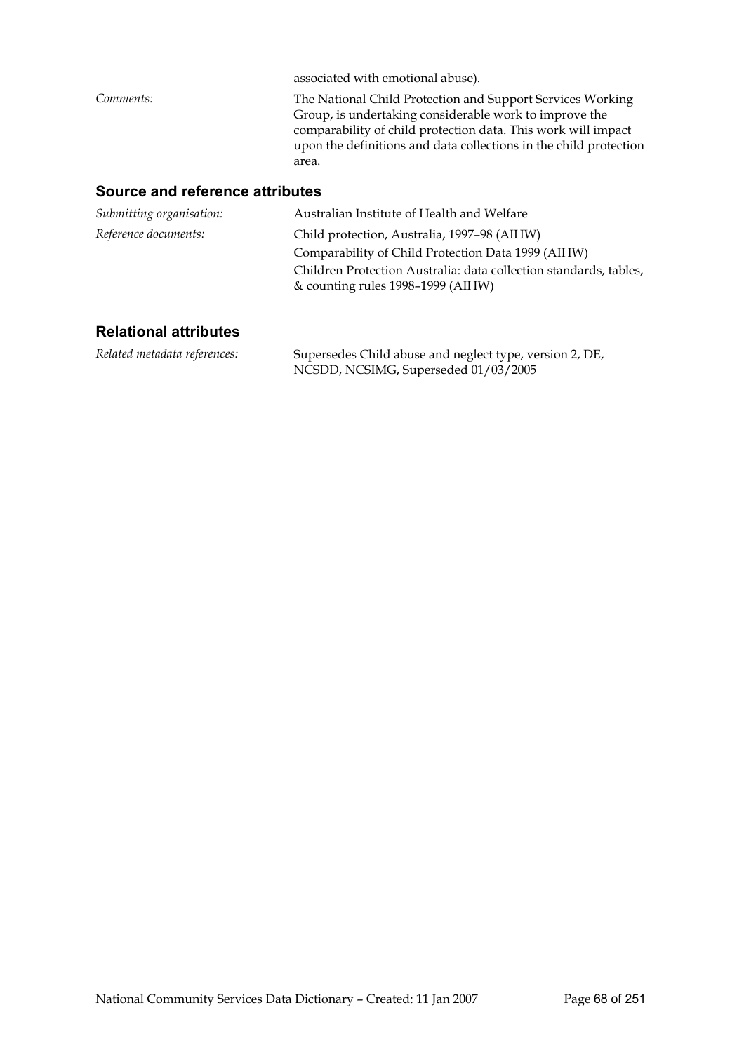associated with emotional abuse).

*Comments:* The National Child Protection and Support Services Working Group, is undertaking considerable work to improve the comparability of child protection data. This work will impact upon the definitions and data collections in the child protection area.

### Source and reference attributes

*Submitting organisation:* Australian Institute of Health and Welfare

*Reference documents:* Child protection, Australia, 1997–98 (AIHW)

Comparability of Child Protection Data 1999 (AIHW)

Children Protection Australia: data collection standards, tables, & counting rules 1998–1999 (AIHW)

### Relational attributes

*Related metadata references:* Supersedes Child abuse and neglect type, version 2, DE, NCSDD, NCSIMG, Superseded 01/03/2005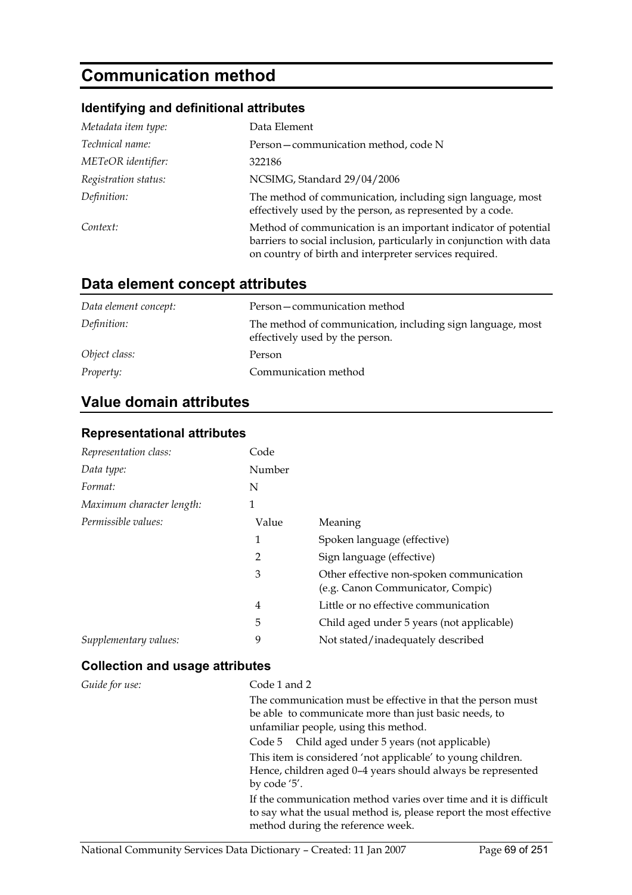# Communication method

### Identifying and definitional attributes

| | |
|---|---|
| *Metadata item type:* | Data Element |
| *Technical name:* | Person—communication method, code N |
| *METeOR identifier:* | 322186 |
| *Registration status:* | NCSIMG, Standard 29/04/2006 |
| *Definition:* | The method of communication, including sign language, most effectively used by the person, as represented by a code. |
| *Context:* | Method of communication is an important indicator of potential barriers to social inclusion, particularly in conjunction with data on country of birth and interpreter services required. |

## Data element concept attributes

| | |
|---|---|
| *Data element concept:* | Person—communication method |
| *Definition:* | The method of communication, including sign language, most effectively used by the person. |
| *Object class:* | Person |
| *Property:* | Communication method |

## Value domain attributes

### Representational attributes

| | | |
|---|---|---|
| *Representation class:* | Code | |
| *Data type:* | Number | |
| *Format:* | N | |
| *Maximum character length:* | 1 | |
| *Permissible values:* | Value | Meaning |
| | 1 | Spoken language (effective) |
| | 2 | Sign language (effective) |
| | 3 | Other effective non-spoken communication (e.g. Canon Communicator, Compic) |
| | 4 | Little or no effective communication |
| | 5 | Child aged under 5 years (not applicable) |
| *Supplementary values:* | 9 | Not stated/inadequately described |

### Collection and usage attributes

*Guide for use:*

Code 1 and 2

The communication must be effective in that the person must be able to communicate more than just basic needs, to unfamiliar people, using this method.

Code 5 Child aged under 5 years (not applicable)

This item is considered 'not applicable' to young children. Hence, children aged 0–4 years should always be represented by code '5'.

If the communication method varies over time and it is difficult to say what the usual method is, please report the most effective method during the reference week.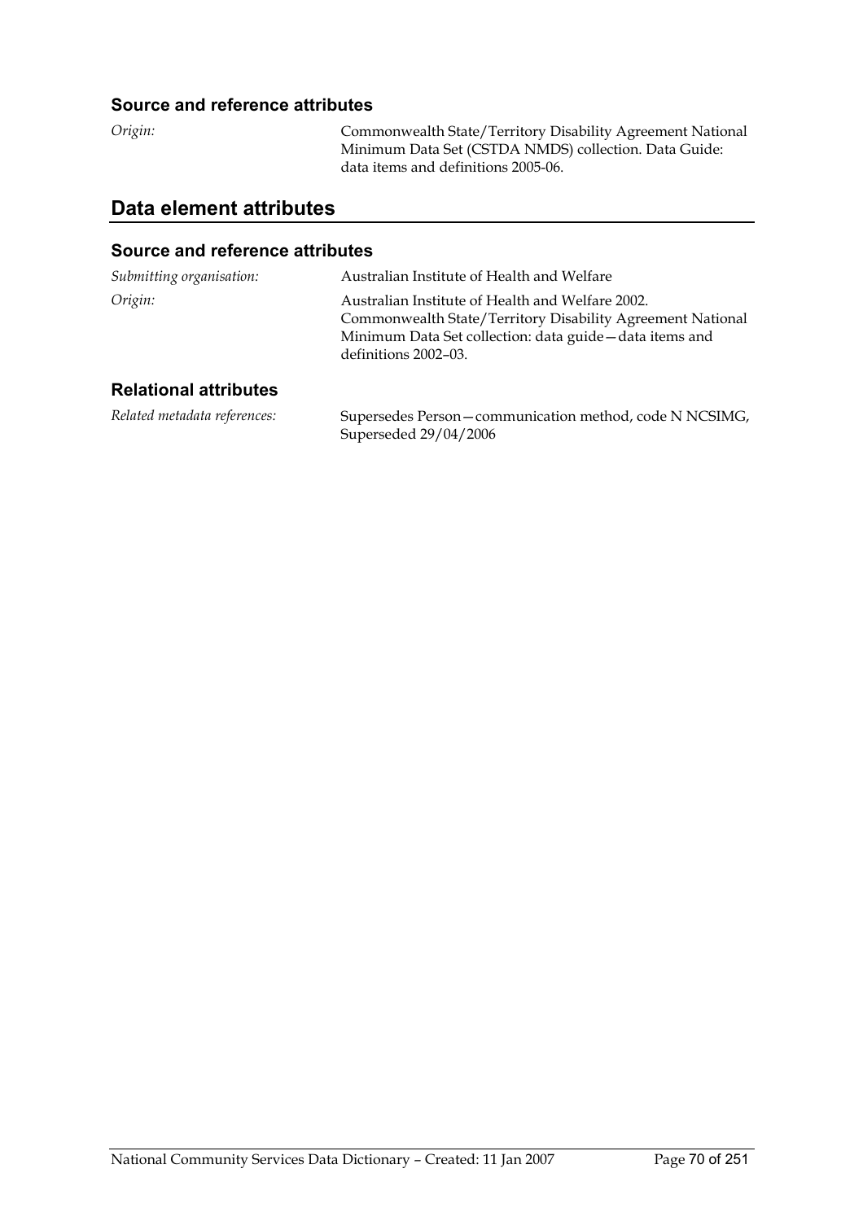### Source and reference attributes

*Origin:* Commonwealth State/Territory Disability Agreement National Minimum Data Set (CSTDA NMDS) collection. Data Guide: data items and definitions 2005-06.

## Data element attributes

### Source and reference attributes

*Submitting organisation:* Australian Institute of Health and Welfare

*Origin:* Australian Institute of Health and Welfare 2002. Commonwealth State/Territory Disability Agreement National Minimum Data Set collection: data guide—data items and definitions 2002–03.

### Relational attributes

*Related metadata references:* Supersedes Person—communication method, code N NCSIMG, Superseded 29/04/2006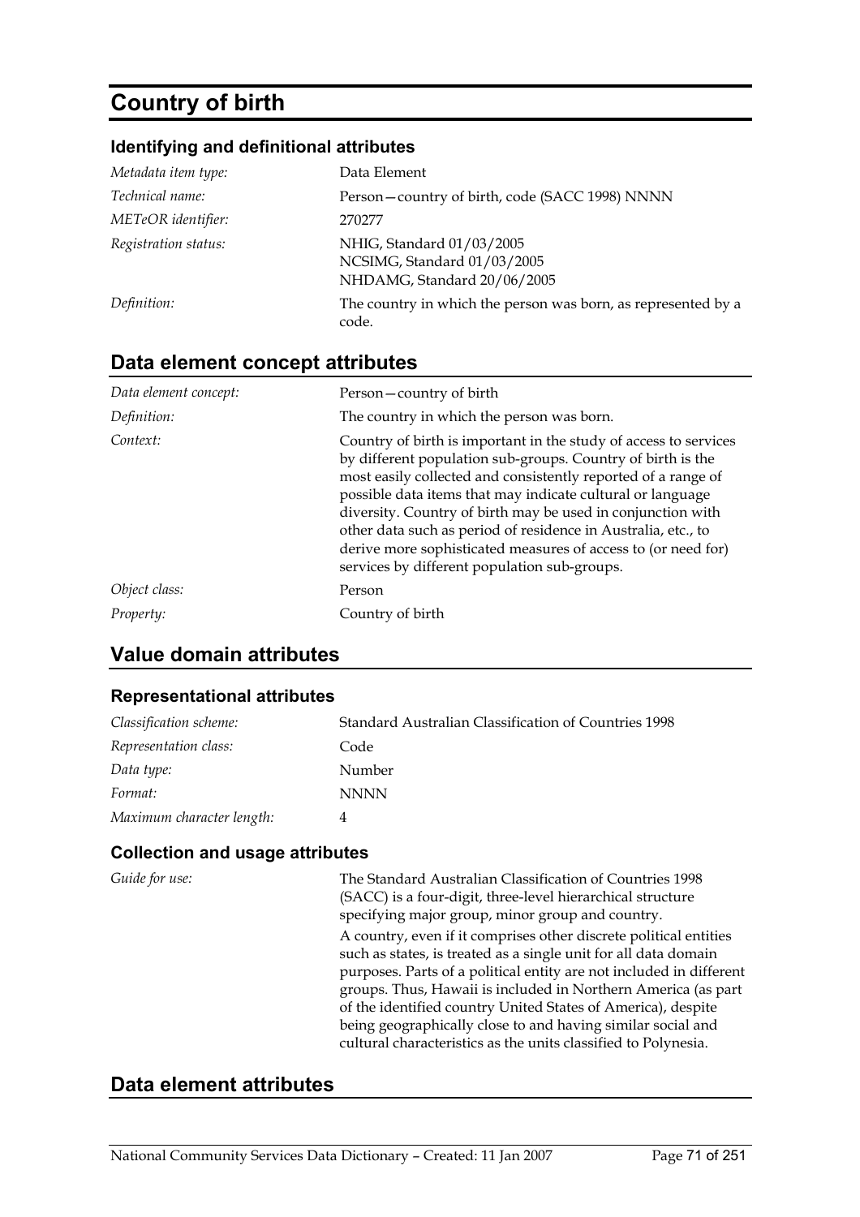# Country of birth

### Identifying and definitional attributes

| | |
|---|---|
| *Metadata item type:* | Data Element |
| *Technical name:* | Person—country of birth, code (SACC 1998) NNNN |
| *METeOR identifier:* | 270277 |
| *Registration status:* | NHIG, Standard 01/03/2005<br>NCSIMG, Standard 01/03/2005<br>NHDAMG, Standard 20/06/2005 |
| *Definition:* | The country in which the person was born, as represented by a code. |

## Data element concept attributes

| | |
|---|---|
| *Data element concept:* | Person—country of birth |
| *Definition:* | The country in which the person was born. |
| *Context:* | Country of birth is important in the study of access to services by different population sub-groups. Country of birth is the most easily collected and consistently reported of a range of possible data items that may indicate cultural or language diversity. Country of birth may be used in conjunction with other data such as period of residence in Australia, etc., to derive more sophisticated measures of access to (or need for) services by different population sub-groups. |
| *Object class:* | Person |
| *Property:* | Country of birth |

## Value domain attributes

### Representational attributes

| | |
|---|---|
| *Classification scheme:* | Standard Australian Classification of Countries 1998 |
| *Representation class:* | Code |
| *Data type:* | Number |
| *Format:* | NNNN |
| *Maximum character length:* | 4 |

### Collection and usage attributes

| | |
|---|---|
| *Guide for use:* | The Standard Australian Classification of Countries 1998 (SACC) is a four-digit, three-level hierarchical structure specifying major group, minor group and country.<br>A country, even if it comprises other discrete political entities such as states, is treated as a single unit for all data domain purposes. Parts of a political entity are not included in different groups. Thus, Hawaii is included in Northern America (as part of the identified country United States of America), despite being geographically close to and having similar social and cultural characteristics as the units classified to Polynesia. |

## Data element attributes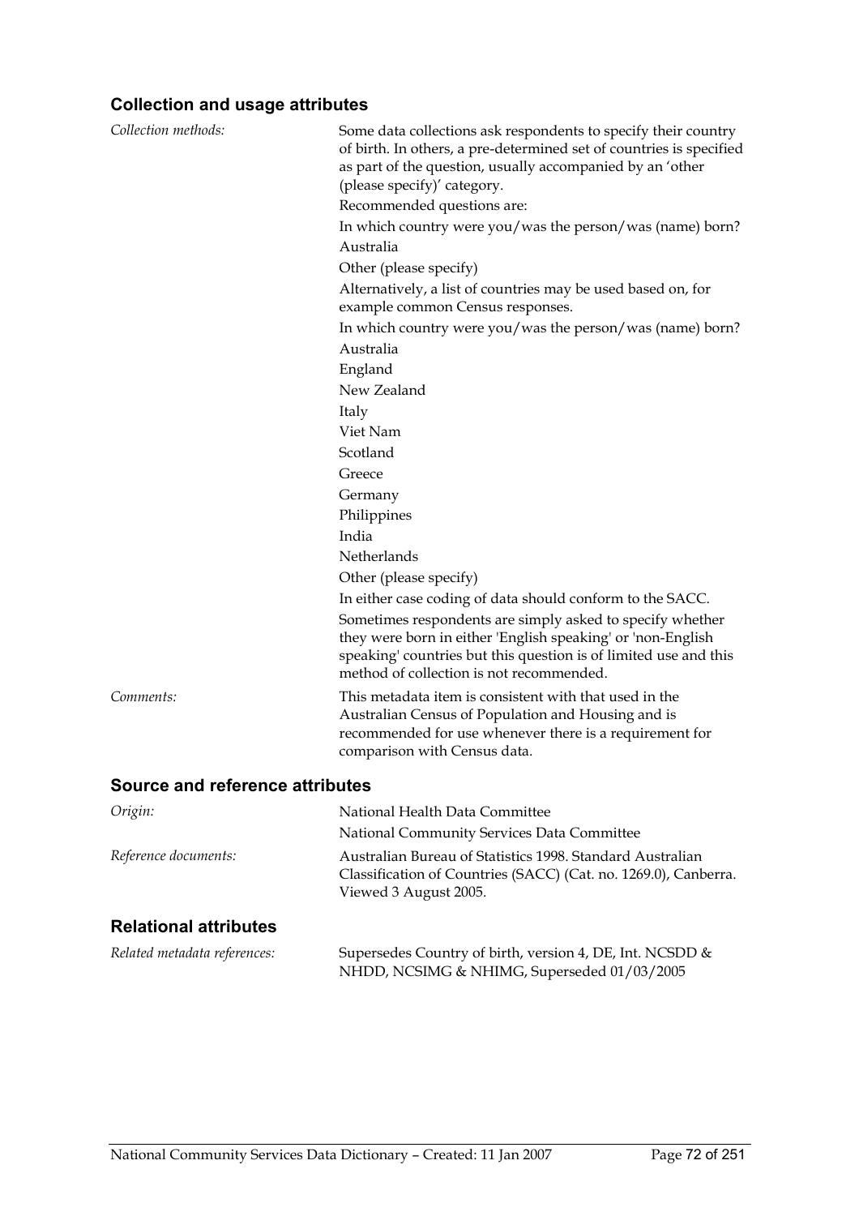### Collection and usage attributes

*Collection methods:*

Some data collections ask respondents to specify their country of birth. In others, a pre-determined set of countries is specified as part of the question, usually accompanied by an 'other (please specify)' category.

Recommended questions are:

In which country were you/was the person/was (name) born?

Australia

Other (please specify)

Alternatively, a list of countries may be used based on, for example common Census responses.

In which country were you/was the person/was (name) born?

Australia

England

New Zealand

Italy

Viet Nam

Scotland

Greece

Germany

Philippines

India

Netherlands

Other (please specify)

In either case coding of data should conform to the SACC.

Sometimes respondents are simply asked to specify whether they were born in either 'English speaking' or 'non-English speaking' countries but this question is of limited use and this method of collection is not recommended.

*Comments:*

This metadata item is consistent with that used in the Australian Census of Population and Housing and is recommended for use whenever there is a requirement for comparison with Census data.

### Source and reference attributes

*Origin:*

National Health Data Committee

National Community Services Data Committee

*Reference documents:*

Australian Bureau of Statistics 1998. Standard Australian Classification of Countries (SACC) (Cat. no. 1269.0), Canberra. Viewed 3 August 2005.

### Relational attributes

*Related metadata references:*

Supersedes Country of birth, version 4, DE, Int. NCSDD & NHDD, NCSIMG & NHIMG, Superseded 01/03/2005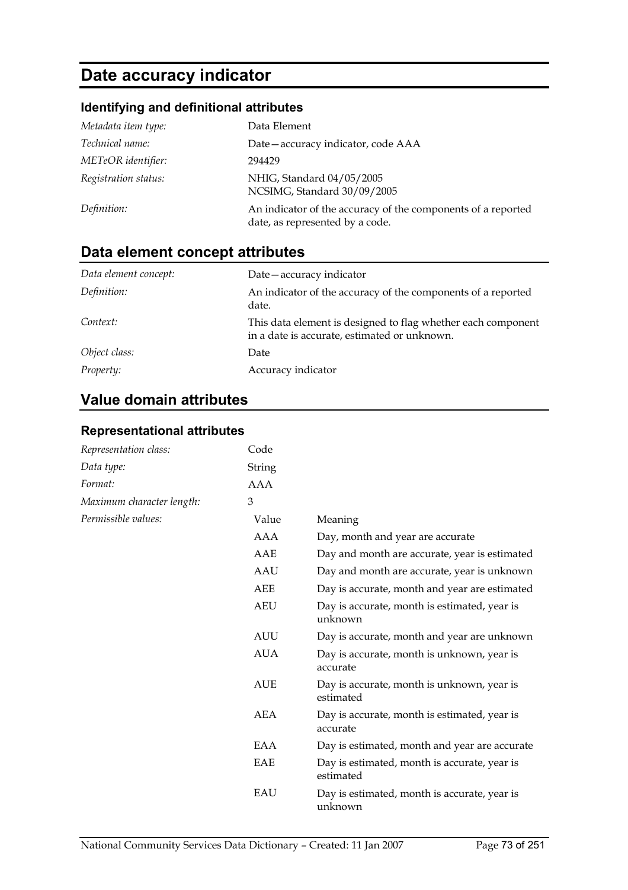# Date accuracy indicator

### Identifying and definitional attributes

| | |
|---|---|
| *Metadata item type:* | Data Element |
| *Technical name:* | Date—accuracy indicator, code AAA |
| *METeOR identifier:* | 294429 |
| *Registration status:* | NHIG, Standard 04/05/2005<br>NCSIMG, Standard 30/09/2005 |
| *Definition:* | An indicator of the accuracy of the components of a reported date, as represented by a code. |

## Data element concept attributes

| | |
|---|---|
| *Data element concept:* | Date—accuracy indicator |
| *Definition:* | An indicator of the accuracy of the components of a reported date. |
| *Context:* | This data element is designed to flag whether each component in a date is accurate, estimated or unknown. |
| *Object class:* | Date |
| *Property:* | Accuracy indicator |

## Value domain attributes

### Representational attributes

| | | |
|---|---|---|
| *Representation class:* | Code | |
| *Data type:* | String | |
| *Format:* | AAA | |
| *Maximum character length:* | 3 | |
| *Permissible values:* | Value | Meaning |
| | AAA | Day, month and year are accurate |
| | AAE | Day and month are accurate, year is estimated |
| | AAU | Day and month are accurate, year is unknown |
| | AEE | Day is accurate, month and year are estimated |
| | AEU | Day is accurate, month is estimated, year is unknown |
| | AUU | Day is accurate, month and year are unknown |
| | AUA | Day is accurate, month is unknown, year is accurate |
| | AUE | Day is accurate, month is unknown, year is estimated |
| | AEA | Day is accurate, month is estimated, year is accurate |
| | EAA | Day is estimated, month and year are accurate |
| | EAE | Day is estimated, month is accurate, year is estimated |
| | EAU | Day is estimated, month is accurate, year is unknown |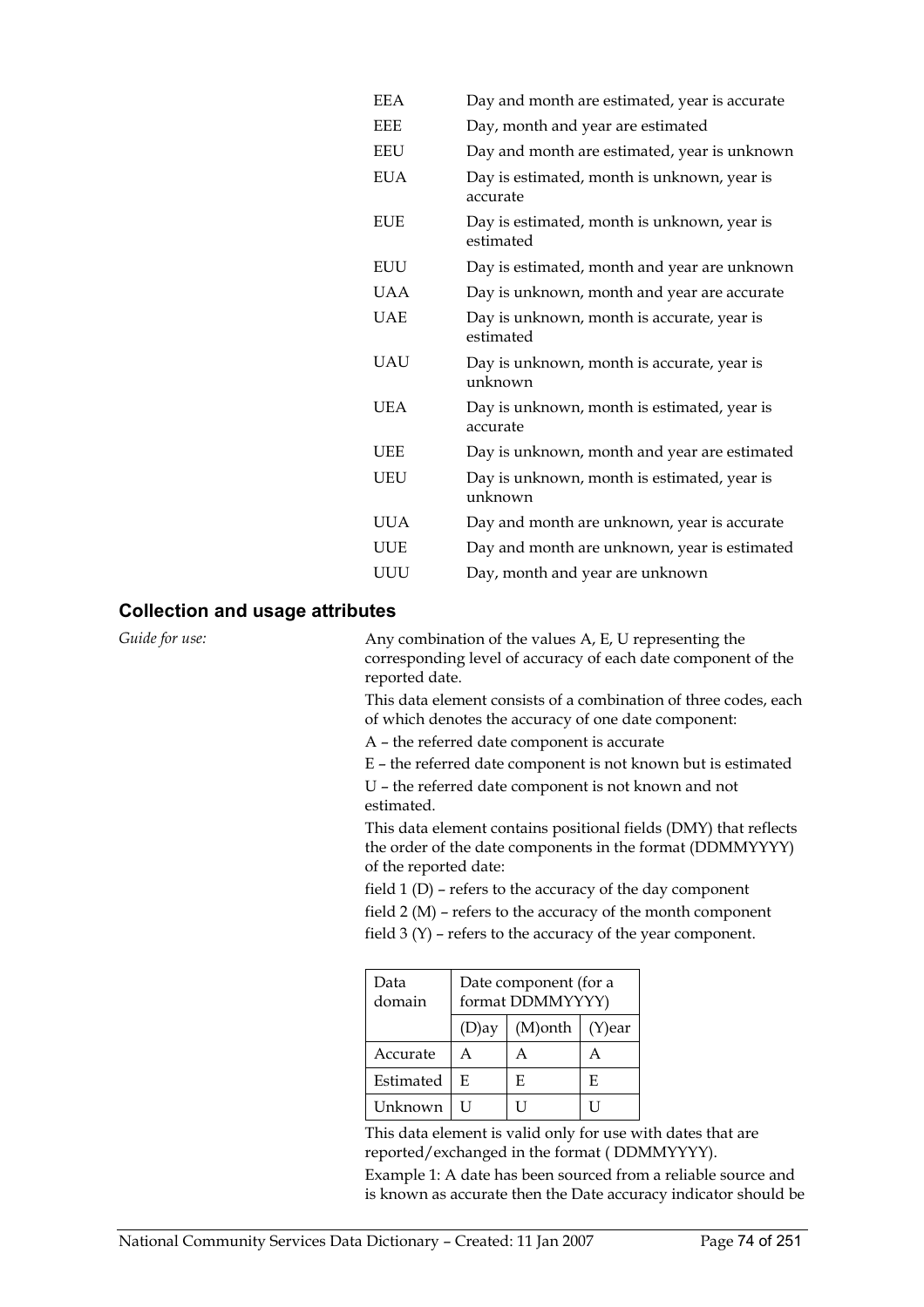| | |
|---|---|
| EEA | Day and month are estimated, year is accurate |
| EEE | Day, month and year are estimated |
| EEU | Day and month are estimated, year is unknown |
| EUA | Day is estimated, month is unknown, year is accurate |
| EUE | Day is estimated, month is unknown, year is estimated |
| EUU | Day is estimated, month and year are unknown |
| UAA | Day is unknown, month and year are accurate |
| UAE | Day is unknown, month is accurate, year is estimated |
| UAU | Day is unknown, month is accurate, year is unknown |
| UEA | Day is unknown, month is estimated, year is accurate |
| UEE | Day is unknown, month and year are estimated |
| UEU | Day is unknown, month is estimated, year is unknown |
| UUA | Day and month are unknown, year is accurate |
| UUE | Day and month are unknown, year is estimated |
| UUU | Day, month and year are unknown |

### Collection and usage attributes

*Guide for use:*

Any combination of the values A, E, U representing the corresponding level of accuracy of each date component of the reported date.

This data element consists of a combination of three codes, each of which denotes the accuracy of one date component:

A – the referred date component is accurate

E – the referred date component is not known but is estimated

U – the referred date component is not known and not estimated.

This data element contains positional fields (DMY) that reflects the order of the date components in the format (DDMMYYYY) of the reported date:

field 1 (D) – refers to the accuracy of the day component

field 2 (M) – refers to the accuracy of the month component

field 3 (Y) – refers to the accuracy of the year component.

| Data domain | Date component (for a format DDMMYYYY) | | |
|---|---|---|---|
| | (D)ay | (M)onth | (Y)ear |
| Accurate | A | A | A |
| Estimated | E | E | E |
| Unknown | U | U | U |

This data element is valid only for use with dates that are reported/exchanged in the format ( DDMMYYYY).

Example 1: A date has been sourced from a reliable source and is known as accurate then the Date accuracy indicator should be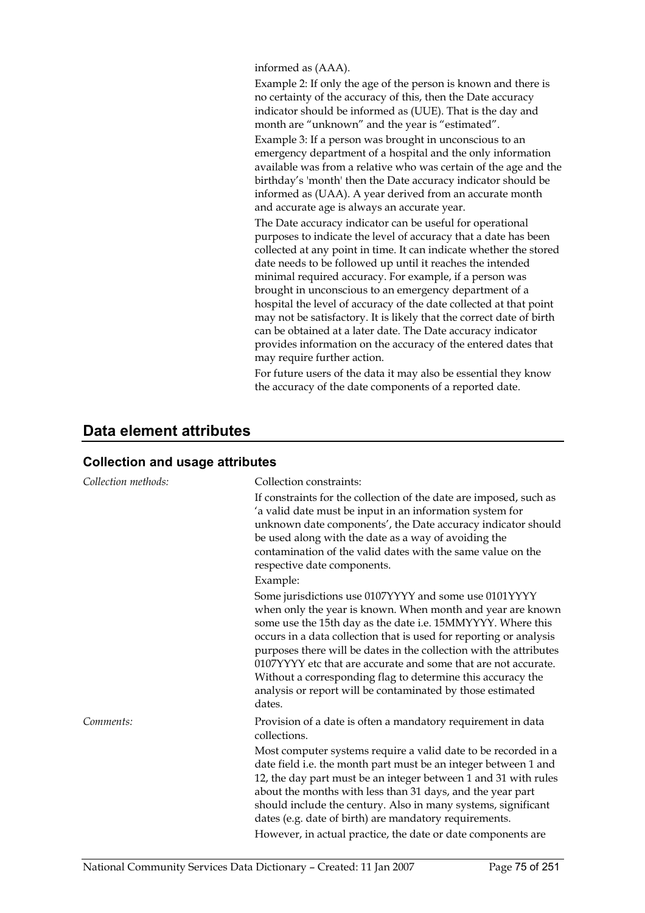informed as (AAA).

Example 2: If only the age of the person is known and there is no certainty of the accuracy of this, then the Date accuracy indicator should be informed as (UUE). That is the day and month are “unknown” and the year is “estimated”.

Example 3: If a person was brought in unconscious to an emergency department of a hospital and the only information available was from a relative who was certain of the age and the birthday’s 'month' then the Date accuracy indicator should be informed as (UAA). A year derived from an accurate month and accurate age is always an accurate year.

The Date accuracy indicator can be useful for operational purposes to indicate the level of accuracy that a date has been collected at any point in time. It can indicate whether the stored date needs to be followed up until it reaches the intended minimal required accuracy. For example, if a person was brought in unconscious to an emergency department of a hospital the level of accuracy of the date collected at that point may not be satisfactory. It is likely that the correct date of birth can be obtained at a later date. The Date accuracy indicator provides information on the accuracy of the entered dates that may require further action.

For future users of the data it may also be essential they know the accuracy of the date components of a reported date.

## Data element attributes

### Collection and usage attributes

*Collection methods:*

Collection constraints:

If constraints for the collection of the date are imposed, such as ‘a valid date must be input in an information system for unknown date components’, the Date accuracy indicator should be used along with the date as a way of avoiding the contamination of the valid dates with the same value on the respective date components.

Example:

Some jurisdictions use 0107YYYY and some use 0101YYYY when only the year is known. When month and year are known some use the 15th day as the date i.e. 15MMYYYY. Where this occurs in a data collection that is used for reporting or analysis purposes there will be dates in the collection with the attributes 0107YYYY etc that are accurate and some that are not accurate. Without a corresponding flag to determine this accuracy the analysis or report will be contaminated by those estimated dates.

*Comments:*

Provision of a date is often a mandatory requirement in data collections.

Most computer systems require a valid date to be recorded in a date field i.e. the month part must be an integer between 1 and 12, the day part must be an integer between 1 and 31 with rules about the months with less than 31 days, and the year part should include the century. Also in many systems, significant dates (e.g. date of birth) are mandatory requirements.

However, in actual practice, the date or date components are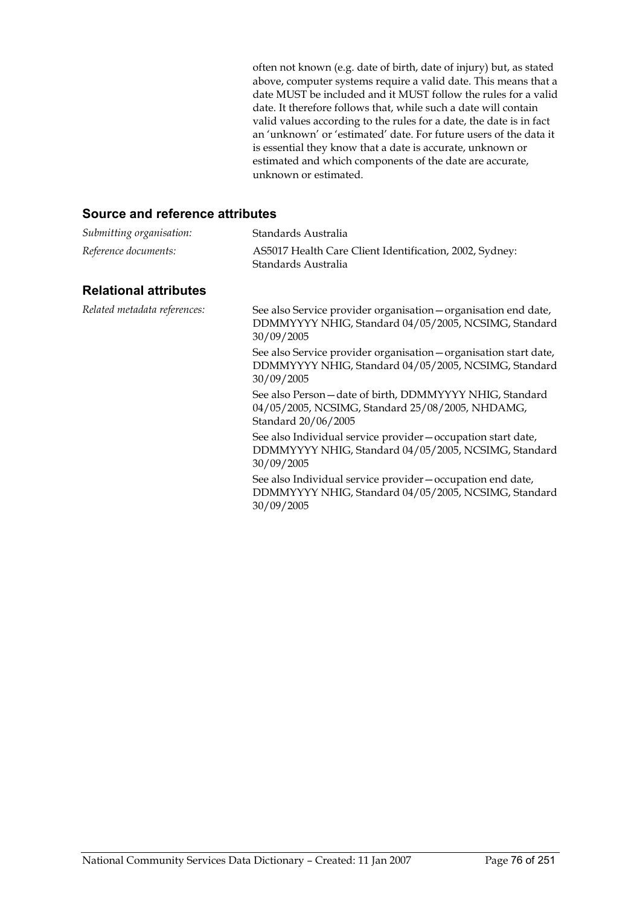often not known (e.g. date of birth, date of injury) but, as stated above, computer systems require a valid date. This means that a date MUST be included and it MUST follow the rules for a valid date. It therefore follows that, while such a date will contain valid values according to the rules for a date, the date is in fact an 'unknown' or 'estimated' date. For future users of the data it is essential they know that a date is accurate, unknown or estimated and which components of the date are accurate, unknown or estimated.

## Source and reference attributes

*Submitting organisation:* Standards Australia

*Reference documents:* AS5017 Health Care Client Identification, 2002, Sydney: Standards Australia

## Relational attributes

*Related metadata references:*

See also Service provider organisation—organisation end date, DDMMYYYY NHIG, Standard 04/05/2005, NCSIMG, Standard 30/09/2005

See also Service provider organisation—organisation start date, DDMMYYYY NHIG, Standard 04/05/2005, NCSIMG, Standard 30/09/2005

See also Person—date of birth, DDMMYYYY NHIG, Standard 04/05/2005, NCSIMG, Standard 25/08/2005, NHDAMG, Standard 20/06/2005

See also Individual service provider—occupation start date, DDMMYYYY NHIG, Standard 04/05/2005, NCSIMG, Standard 30/09/2005

See also Individual service provider—occupation end date, DDMMYYYY NHIG, Standard 04/05/2005, NCSIMG, Standard 30/09/2005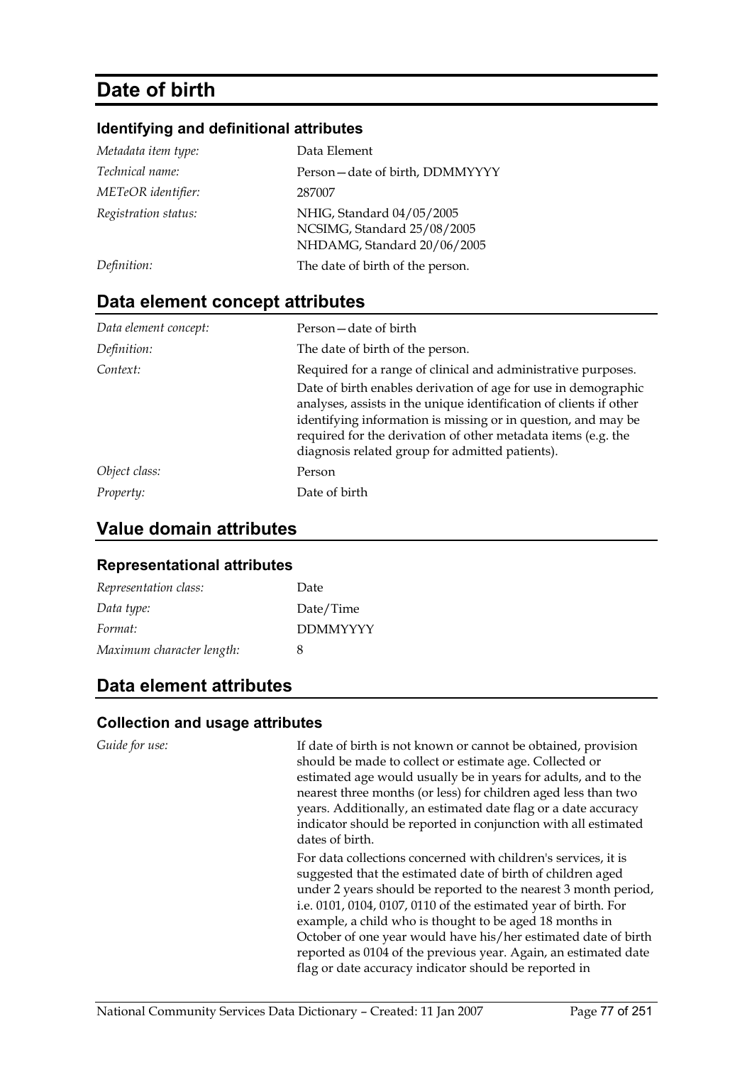# Date of birth

### Identifying and definitional attributes

| | |
|---|---|
| *Metadata item type:* | Data Element |
| *Technical name:* | Person—date of birth, DDMMYYYY |
| *METeOR identifier:* | 287007 |
| *Registration status:* | NHIG, Standard 04/05/2005<br>NCSIMG, Standard 25/08/2005<br>NHDAMG, Standard 20/06/2005 |
| *Definition:* | The date of birth of the person. |

## Data element concept attributes

| | |
|---|---|
| *Data element concept:* | Person—date of birth |
| *Definition:* | The date of birth of the person. |
| *Context:* | Required for a range of clinical and administrative purposes.<br>Date of birth enables derivation of age for use in demographic analyses, assists in the unique identification of clients if other identifying information is missing or in question, and may be required for the derivation of other metadata items (e.g. the diagnosis related group for admitted patients). |
| *Object class:* | Person |
| *Property:* | Date of birth |

## Value domain attributes

### Representational attributes

| | |
|---|---|
| *Representation class:* | Date |
| *Data type:* | Date/Time |
| *Format:* | DDMMYYYY |
| *Maximum character length:* | 8 |

## Data element attributes

### Collection and usage attributes

*Guide for use:*

If date of birth is not known or cannot be obtained, provision should be made to collect or estimate age. Collected or estimated age would usually be in years for adults, and to the nearest three months (or less) for children aged less than two years. Additionally, an estimated date flag or a date accuracy indicator should be reported in conjunction with all estimated dates of birth.

For data collections concerned with children's services, it is suggested that the estimated date of birth of children aged under 2 years should be reported to the nearest 3 month period, i.e. 0101, 0104, 0107, 0110 of the estimated year of birth. For example, a child who is thought to be aged 18 months in October of one year would have his/her estimated date of birth reported as 0104 of the previous year. Again, an estimated date flag or date accuracy indicator should be reported in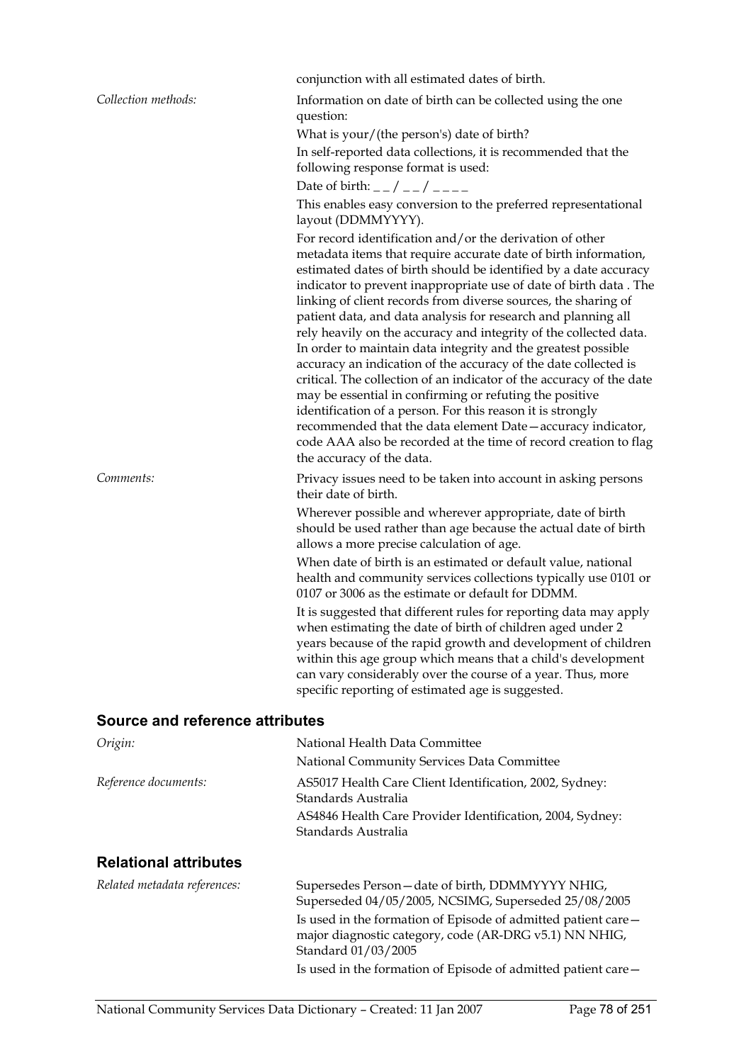conjunction with all estimated dates of birth.

*Collection methods:*

Information on date of birth can be collected using the one question:

What is your/(the person's) date of birth?

In self-reported data collections, it is recommended that the following response format is used:

Date of birth: _ _ / _ _ / _ _ _ _

This enables easy conversion to the preferred representational layout (DDMMYYYY).

For record identification and/or the derivation of other metadata items that require accurate date of birth information, estimated dates of birth should be identified by a date accuracy indicator to prevent inappropriate use of date of birth data . The linking of client records from diverse sources, the sharing of patient data, and data analysis for research and planning all rely heavily on the accuracy and integrity of the collected data. In order to maintain data integrity and the greatest possible accuracy an indication of the accuracy of the date collected is critical. The collection of an indicator of the accuracy of the date may be essential in confirming or refuting the positive identification of a person. For this reason it is strongly recommended that the data element Date—accuracy indicator, code AAA also be recorded at the time of record creation to flag the accuracy of the data.

*Comments:*

Privacy issues need to be taken into account in asking persons their date of birth.

Wherever possible and wherever appropriate, date of birth should be used rather than age because the actual date of birth allows a more precise calculation of age.

When date of birth is an estimated or default value, national health and community services collections typically use 0101 or 0107 or 3006 as the estimate or default for DDMM.

It is suggested that different rules for reporting data may apply when estimating the date of birth of children aged under 2 years because of the rapid growth and development of children within this age group which means that a child's development can vary considerably over the course of a year. Thus, more specific reporting of estimated age is suggested.

## Source and reference attributes

*Origin:*

National Health Data Committee

National Community Services Data Committee

*Reference documents:*

AS5017 Health Care Client Identification, 2002, Sydney: Standards Australia

AS4846 Health Care Provider Identification, 2004, Sydney: Standards Australia

## Relational attributes

*Related metadata references:*

Supersedes Person—date of birth, DDMMYYYY NHIG, Superseded 04/05/2005, NCSIMG, Superseded 25/08/2005

Is used in the formation of Episode of admitted patient care—major diagnostic category, code (AR-DRG v5.1) NN NHIG, Standard 01/03/2005

Is used in the formation of Episode of admitted patient care—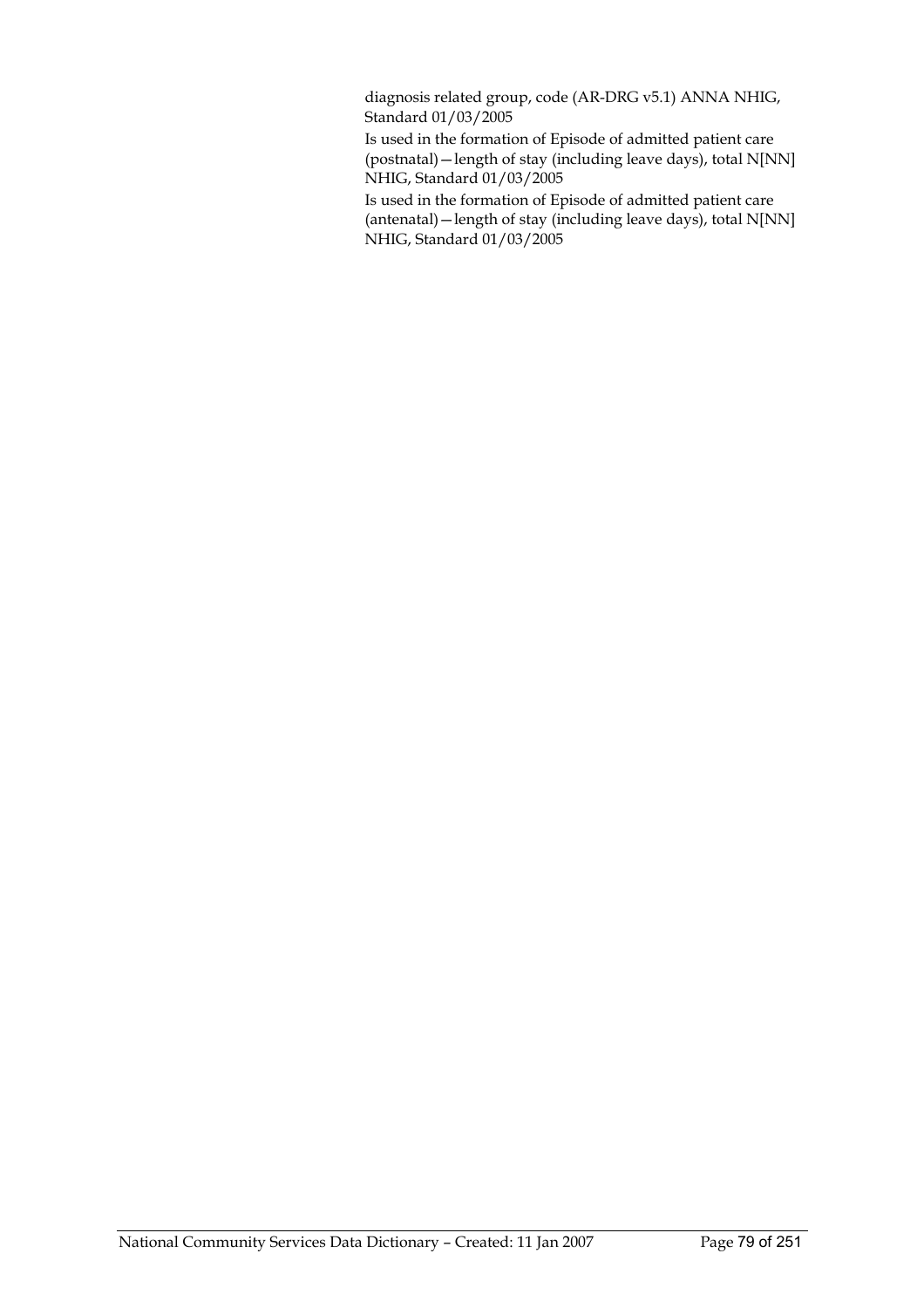diagnosis related group, code (AR-DRG v5.1) ANNA NHIG, Standard 01/03/2005

Is used in the formation of Episode of admitted patient care (postnatal)—length of stay (including leave days), total N[NN] NHIG, Standard 01/03/2005

Is used in the formation of Episode of admitted patient care (antenatal)—length of stay (including leave days), total N[NN] NHIG, Standard 01/03/2005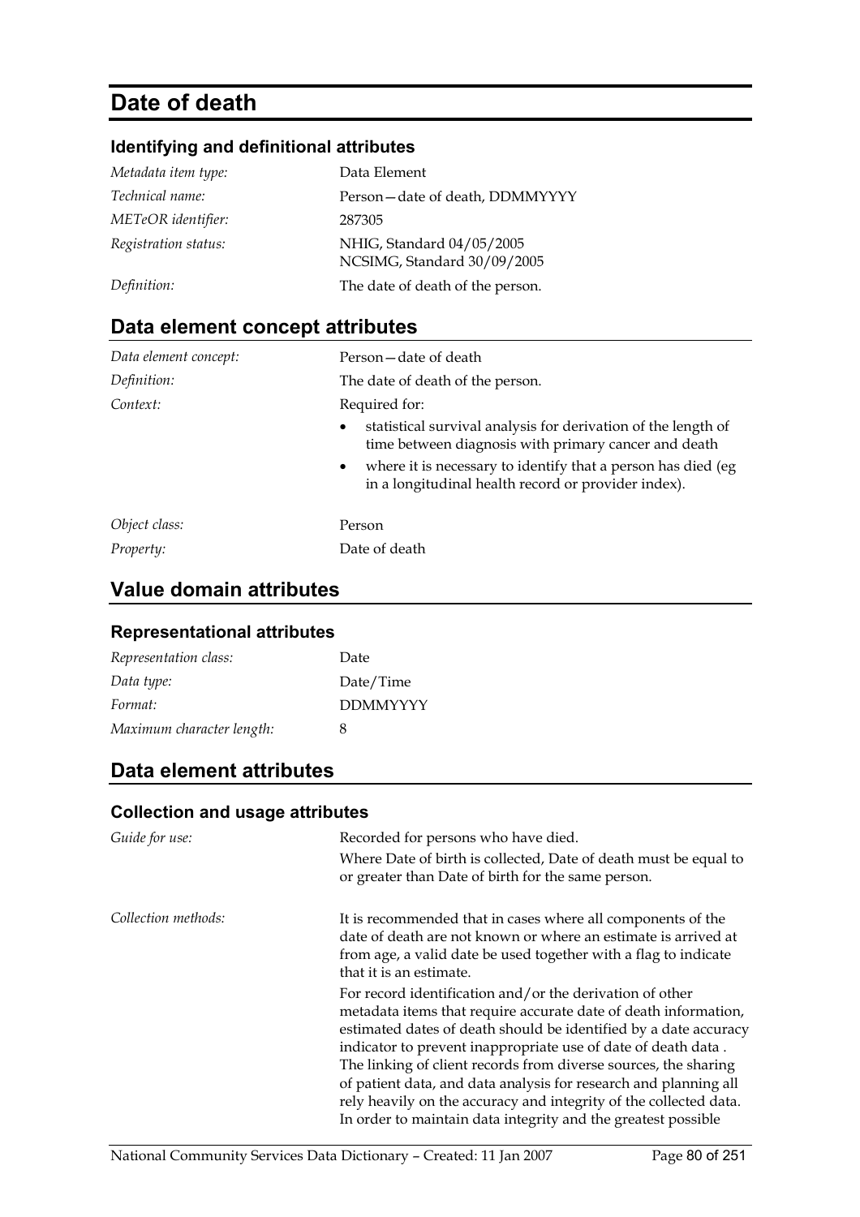# Date of death

### Identifying and definitional attributes

| | |
|---|---|
| *Metadata item type:* | Data Element |
| *Technical name:* | Person—date of death, DDMMYYYY |
| *METeOR identifier:* | 287305 |
| *Registration status:* | NHIG, Standard 04/05/2005<br>NCSIMG, Standard 30/09/2005 |
| *Definition:* | The date of death of the person. |

## Data element concept attributes

| | |
|---|---|
| *Data element concept:* | Person—date of death |
| *Definition:* | The date of death of the person. |
| *Context:* | Required for:<br>• statistical survival analysis for derivation of the length of time between diagnosis with primary cancer and death<br>• where it is necessary to identify that a person has died (eg in a longitudinal health record or provider index). |
| *Object class:* | Person |
| *Property:* | Date of death |

## Value domain attributes

### Representational attributes

| | |
|---|---|
| *Representation class:* | Date |
| *Data type:* | Date/Time |
| *Format:* | DDMMYYYY |
| *Maximum character length:* | 8 |

## Data element attributes

### Collection and usage attributes

| | |
|---|---|
| *Guide for use:* | Recorded for persons who have died.<br>Where Date of birth is collected, Date of death must be equal to or greater than Date of birth for the same person. |
| *Collection methods:* | It is recommended that in cases where all components of the date of death are not known or where an estimate is arrived at from age, a valid date be used together with a flag to indicate that it is an estimate.<br>For record identification and/or the derivation of other metadata items that require accurate date of death information, estimated dates of death should be identified by a date accuracy indicator to prevent inappropriate use of date of death data . The linking of client records from diverse sources, the sharing of patient data, and data analysis for research and planning all rely heavily on the accuracy and integrity of the collected data. In order to maintain data integrity and the greatest possible |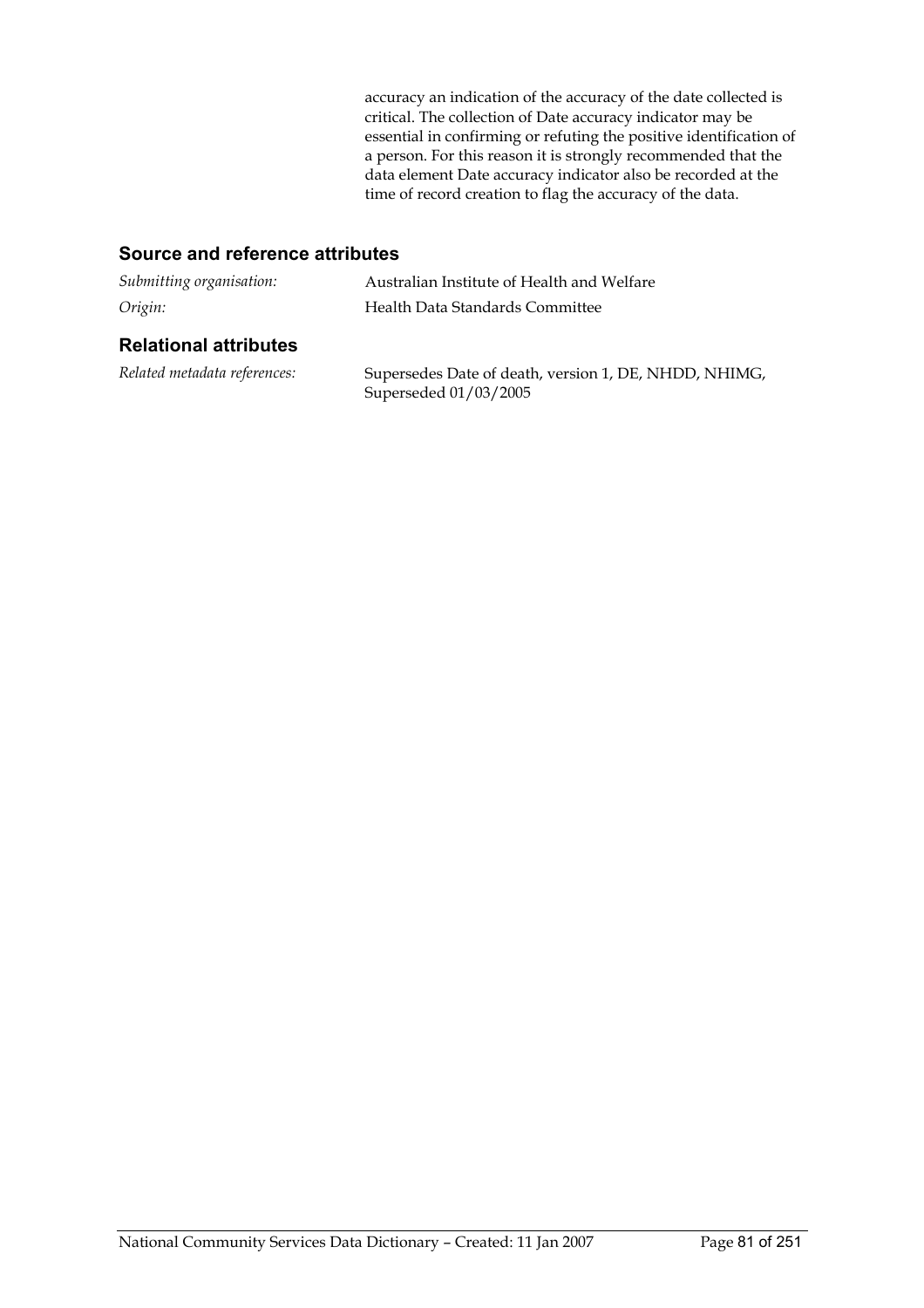accuracy an indication of the accuracy of the date collected is critical. The collection of Date accuracy indicator may be essential in confirming or refuting the positive identification of a person. For this reason it is strongly recommended that the data element Date accuracy indicator also be recorded at the time of record creation to flag the accuracy of the data.

### Source and reference attributes

*Submitting organisation:* Australian Institute of Health and Welfare

*Origin:* Health Data Standards Committee

### Relational attributes

*Related metadata references:* Supersedes Date of death, version 1, DE, NHDD, NHIMG, Superseded 01/03/2005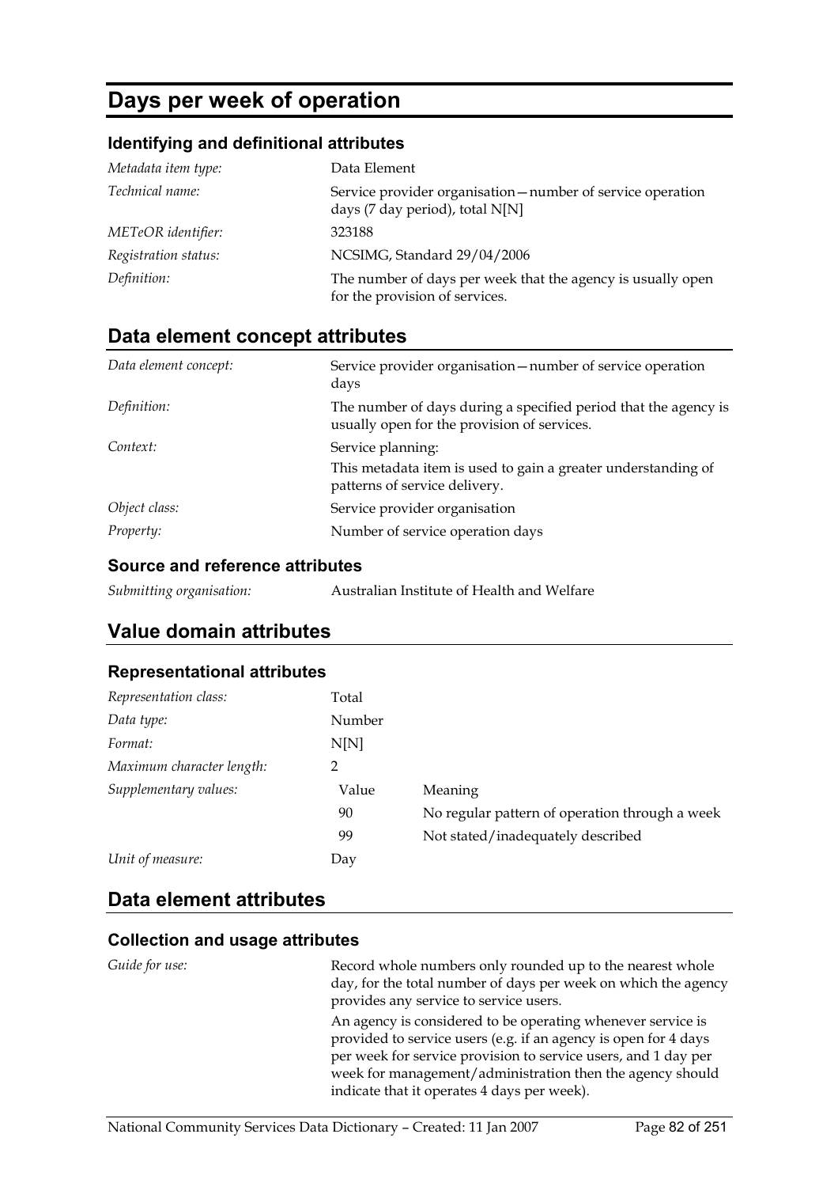# Days per week of operation

## Identifying and definitional attributes

| | |
|---|---|
| *Metadata item type:* | Data Element |
| *Technical name:* | Service provider organisation—number of service operation days (7 day period), total N[N] |
| *METeOR identifier:* | 323188 |
| *Registration status:* | NCSIMG, Standard 29/04/2006 |
| *Definition:* | The number of days per week that the agency is usually open for the provision of services. |

## Data element concept attributes

| | |
|---|---|
| *Data element concept:* | Service provider organisation—number of service operation days |
| *Definition:* | The number of days during a specified period that the agency is usually open for the provision of services. |
| *Context:* | Service planning: This metadata item is used to gain a greater understanding of patterns of service delivery. |
| *Object class:* | Service provider organisation |
| *Property:* | Number of service operation days |

### Source and reference attributes

| | |
|---|---|
| *Submitting organisation:* | Australian Institute of Health and Welfare |

## Value domain attributes

### Representational attributes

| | | |
|---|---|---|
| *Representation class:* | Total | |
| *Data type:* | Number | |
| *Format:* | N[N] | |
| *Maximum character length:* | 2 | |
| *Supplementary values:* | Value | Meaning |
| | 90 | No regular pattern of operation through a week |
| | 99 | Not stated/inadequately described |
| *Unit of measure:* | Day | |

## Data element attributes

### Collection and usage attributes

*Guide for use:*

Record whole numbers only rounded up to the nearest whole day, for the total number of days per week on which the agency provides any service to service users.

An agency is considered to be operating whenever service is provided to service users (e.g. if an agency is open for 4 days per week for service provision to service users, and 1 day per week for management/administration then the agency should indicate that it operates 4 days per week).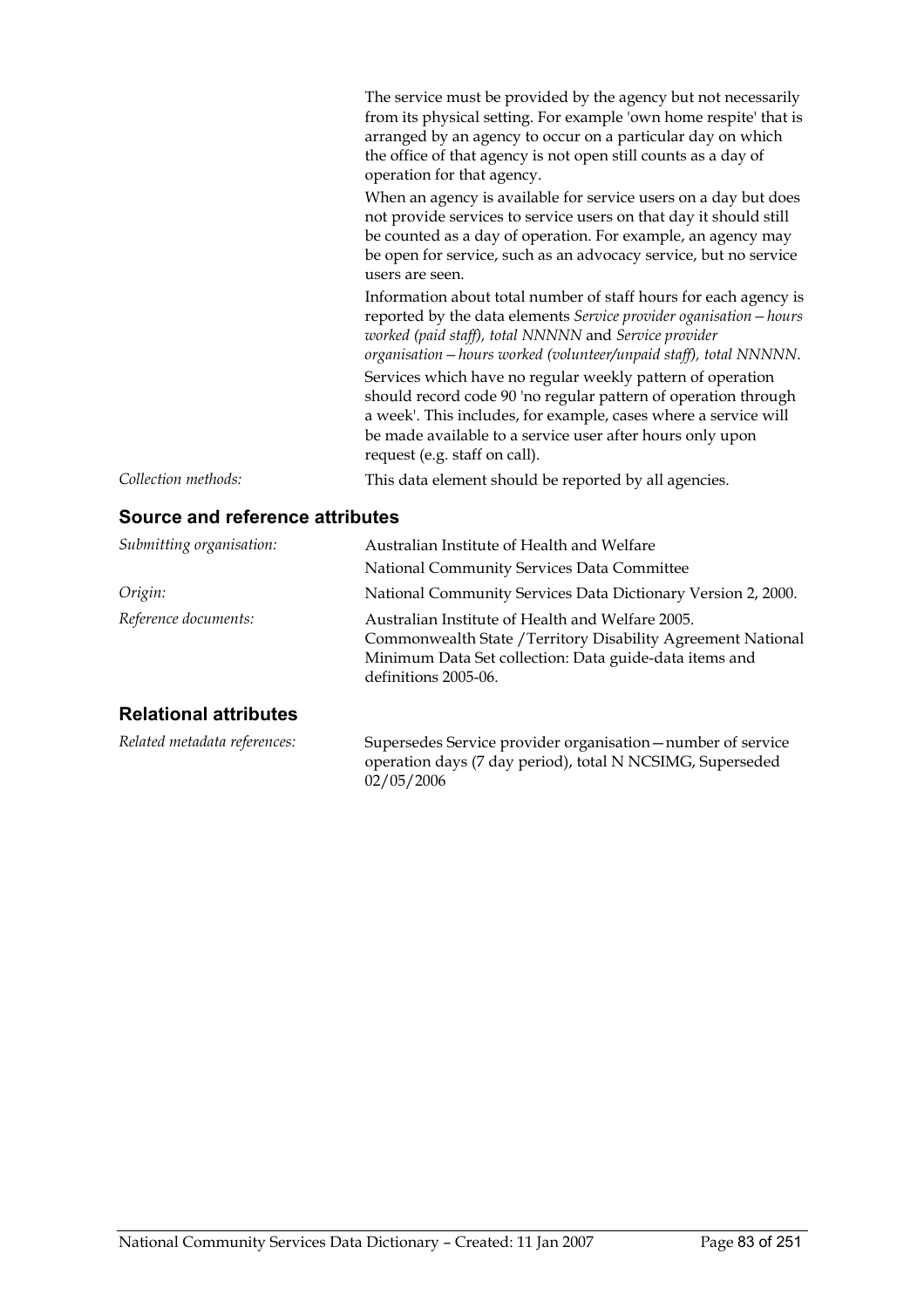The service must be provided by the agency but not necessarily from its physical setting. For example 'own home respite' that is arranged by an agency to occur on a particular day on which the office of that agency is not open still counts as a day of operation for that agency.

When an agency is available for service users on a day but does not provide services to service users on that day it should still be counted as a day of operation. For example, an agency may be open for service, such as an advocacy service, but no service users are seen.

Information about total number of staff hours for each agency is reported by the data elements *Service provider oganisation—hours worked (paid staff), total NNNNN* and *Service provider organisation—hours worked (volunteer/unpaid staff), total NNNNN*.

Services which have no regular weekly pattern of operation should record code 90 'no regular pattern of operation through a week'. This includes, for example, cases where a service will be made available to a service user after hours only upon request (e.g. staff on call).

*Collection methods:* This data element should be reported by all agencies.

## Source and reference attributes

*Submitting organisation:* Australian Institute of Health and Welfare
National Community Services Data Committee

*Origin:* National Community Services Data Dictionary Version 2, 2000.

*Reference documents:* Australian Institute of Health and Welfare 2005. Commonwealth State /Territory Disability Agreement National Minimum Data Set collection: Data guide-data items and definitions 2005-06.

## Relational attributes

*Related metadata references:* Supersedes Service provider organisation—number of service operation days (7 day period), total N NCSIMG, Superseded 02/05/2006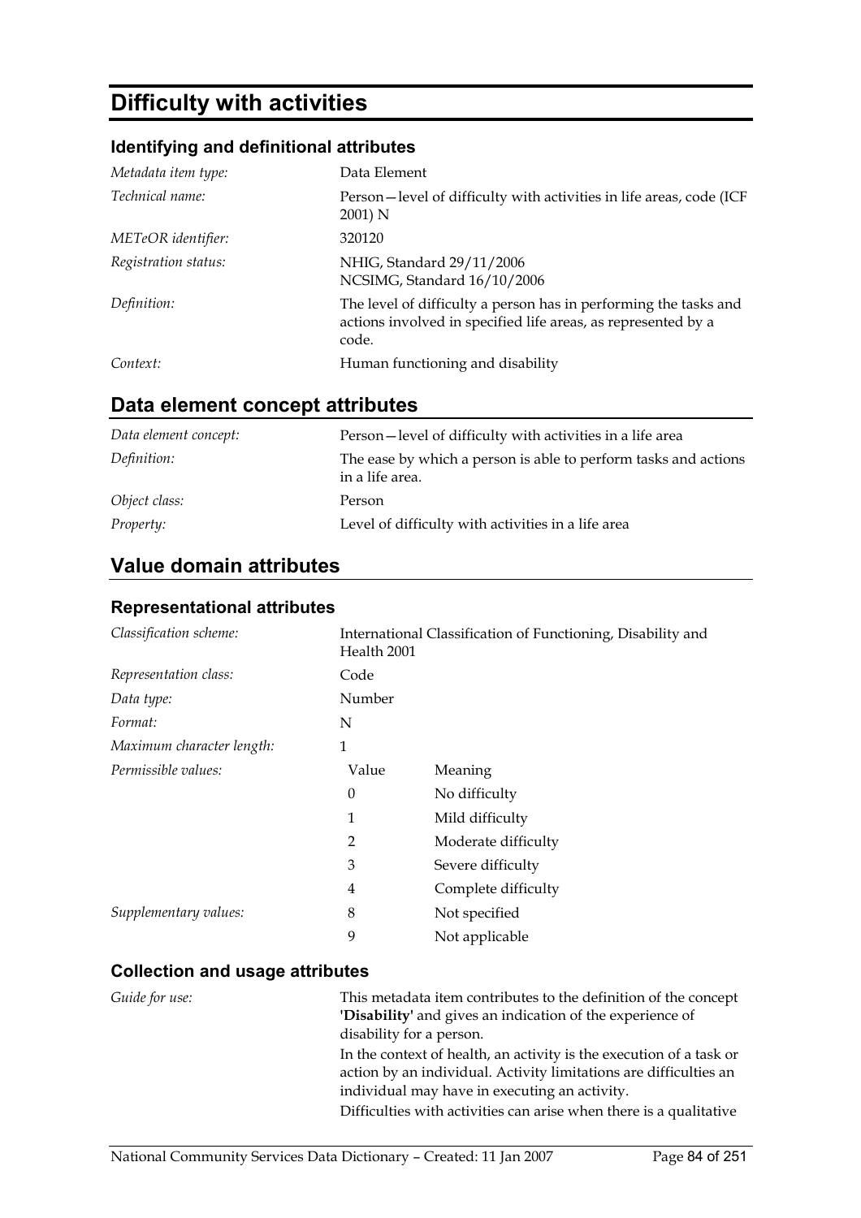# Difficulty with activities

### Identifying and definitional attributes

| | |
|---|---|
| *Metadata item type:* | Data Element |
| *Technical name:* | Person—level of difficulty with activities in life areas, code (ICF 2001) N |
| *METeOR identifier:* | 320120 |
| *Registration status:* | NHIG, Standard 29/11/2006<br>NCSIMG, Standard 16/10/2006 |
| *Definition:* | The level of difficulty a person has in performing the tasks and actions involved in specified life areas, as represented by a code. |
| *Context:* | Human functioning and disability |

## Data element concept attributes

| | |
|---|---|
| *Data element concept:* | Person—level of difficulty with activities in a life area |
| *Definition:* | The ease by which a person is able to perform tasks and actions in a life area. |
| *Object class:* | Person |
| *Property:* | Level of difficulty with activities in a life area |

## Value domain attributes

### Representational attributes

| | | |
|---|---|---|
| *Classification scheme:* | International Classification of Functioning, Disability and Health 2001 | |
| *Representation class:* | Code | |
| *Data type:* | Number | |
| *Format:* | N | |
| *Maximum character length:* | 1 | |
| *Permissible values:* | Value | Meaning |
| | 0 | No difficulty |
| | 1 | Mild difficulty |
| | 2 | Moderate difficulty |
| | 3 | Severe difficulty |
| | 4 | Complete difficulty |
| *Supplementary values:* | 8 | Not specified |
| | 9 | Not applicable |

### Collection and usage attributes

*Guide for use:*

This metadata item contributes to the definition of the concept **'Disability'** and gives an indication of the experience of disability for a person.

In the context of health, an activity is the execution of a task or action by an individual. Activity limitations are difficulties an individual may have in executing an activity.

Difficulties with activities can arise when there is a qualitative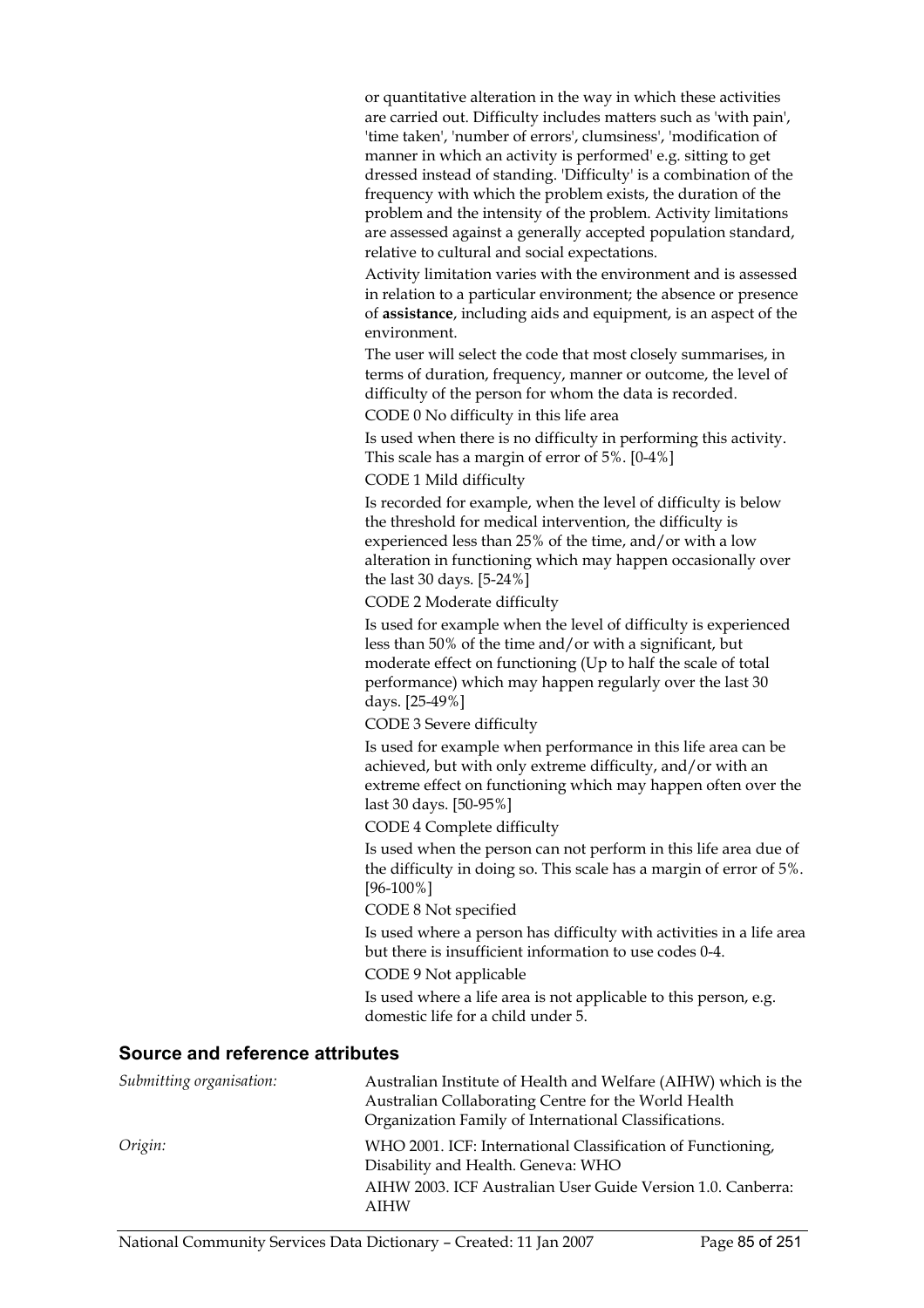or quantitative alteration in the way in which these activities are carried out. Difficulty includes matters such as 'with pain', 'time taken', 'number of errors', clumsiness', 'modification of manner in which an activity is performed' e.g. sitting to get dressed instead of standing. 'Difficulty' is a combination of the frequency with which the problem exists, the duration of the problem and the intensity of the problem. Activity limitations are assessed against a generally accepted population standard, relative to cultural and social expectations.

Activity limitation varies with the environment and is assessed in relation to a particular environment; the absence or presence of **assistance**, including aids and equipment, is an aspect of the environment.

The user will select the code that most closely summarises, in terms of duration, frequency, manner or outcome, the level of difficulty of the person for whom the data is recorded.

CODE 0 No difficulty in this life area

Is used when there is no difficulty in performing this activity. This scale has a margin of error of 5%. [0-4%]

CODE 1 Mild difficulty

Is recorded for example, when the level of difficulty is below the threshold for medical intervention, the difficulty is experienced less than 25% of the time, and/or with a low alteration in functioning which may happen occasionally over the last 30 days. [5-24%]

CODE 2 Moderate difficulty

Is used for example when the level of difficulty is experienced less than 50% of the time and/or with a significant, but moderate effect on functioning (Up to half the scale of total performance) which may happen regularly over the last 30 days. [25-49%]

CODE 3 Severe difficulty

Is used for example when performance in this life area can be achieved, but with only extreme difficulty, and/or with an extreme effect on functioning which may happen often over the last 30 days. [50-95%]

CODE 4 Complete difficulty

Is used when the person can not perform in this life area due of the difficulty in doing so. This scale has a margin of error of 5%. [96-100%]

CODE 8 Not specified

Is used where a person has difficulty with activities in a life area but there is insufficient information to use codes 0-4.

CODE 9 Not applicable

Is used where a life area is not applicable to this person, e.g. domestic life for a child under 5.

## Source and reference attributes

*Submitting organisation:* Australian Institute of Health and Welfare (AIHW) which is the Australian Collaborating Centre for the World Health Organization Family of International Classifications.

*Origin:* WHO 2001. ICF: International Classification of Functioning, Disability and Health. Geneva: WHO

AIHW 2003. ICF Australian User Guide Version 1.0. Canberra: AIHW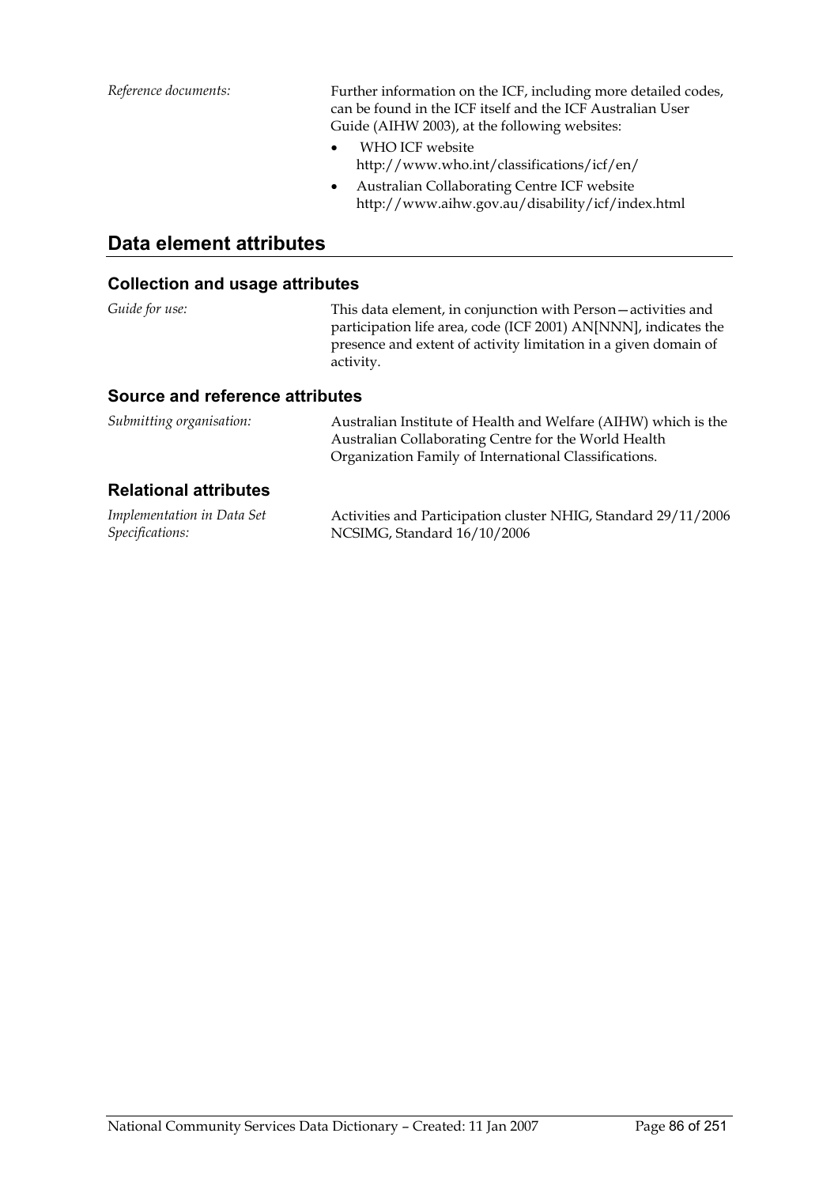*Reference documents:* Further information on the ICF, including more detailed codes, can be found in the ICF itself and the ICF Australian User Guide (AIHW 2003), at the following websites:

- WHO ICF website http://www.who.int/classifications/icf/en/
- Australian Collaborating Centre ICF website http://www.aihw.gov.au/disability/icf/index.html

## Data element attributes

### Collection and usage attributes

*Guide for use:* This data element, in conjunction with Person—activities and participation life area, code (ICF 2001) AN[NNN], indicates the presence and extent of activity limitation in a given domain of activity.

### Source and reference attributes

*Submitting organisation:* Australian Institute of Health and Welfare (AIHW) which is the Australian Collaborating Centre for the World Health Organization Family of International Classifications.

### Relational attributes

*Implementation in Data Set Specifications:* Activities and Participation cluster NHIG, Standard 29/11/2006
NCSIMG, Standard 16/10/2006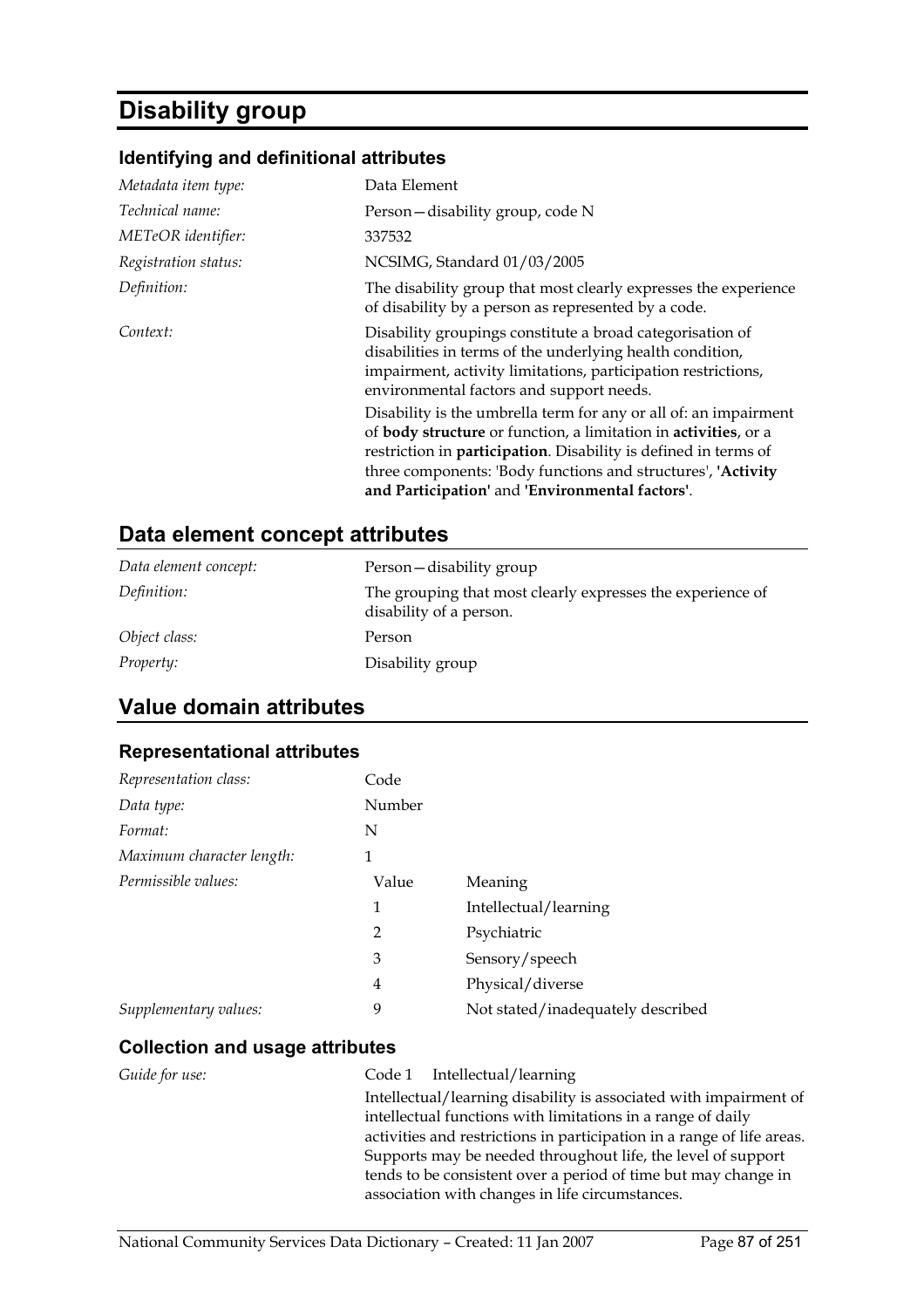# Disability group

## Identifying and definitional attributes

| | |
|---|---|
| *Metadata item type:* | Data Element |
| *Technical name:* | Person—disability group, code N |
| *METeOR identifier:* | 337532 |
| *Registration status:* | NCSIMG, Standard 01/03/2005 |
| *Definition:* | The disability group that most clearly expresses the experience of disability by a person as represented by a code. |
| *Context:* | Disability groupings constitute a broad categorisation of disabilities in terms of the underlying health condition, impairment, activity limitations, participation restrictions, environmental factors and support needs.<br><br>Disability is the umbrella term for any or all of: an impairment of **body structure** or function, a limitation in **activities**, or a restriction in **participation**. Disability is defined in terms of three components: 'Body functions and structures', **'Activity and Participation'** and **'Environmental factors'**. |

## Data element concept attributes

| | |
|---|---|
| *Data element concept:* | Person—disability group |
| *Definition:* | The grouping that most clearly expresses the experience of disability of a person. |
| *Object class:* | Person |
| *Property:* | Disability group |

## Value domain attributes

### Representational attributes

| | | |
|---|---|---|
| *Representation class:* | Code | |
| *Data type:* | Number | |
| *Format:* | N | |
| *Maximum character length:* | 1 | |
| *Permissible values:* | Value | Meaning |
| | 1 | Intellectual/learning |
| | 2 | Psychiatric |
| | 3 | Sensory/speech |
| | 4 | Physical/diverse |
| *Supplementary values:* | 9 | Not stated/inadequately described |

### Collection and usage attributes

| | |
|---|---|
| *Guide for use:* | Code 1 Intellectual/learning<br><br>Intellectual/learning disability is associated with impairment of intellectual functions with limitations in a range of daily activities and restrictions in participation in a range of life areas. Supports may be needed throughout life, the level of support tends to be consistent over a period of time but may change in association with changes in life circumstances. |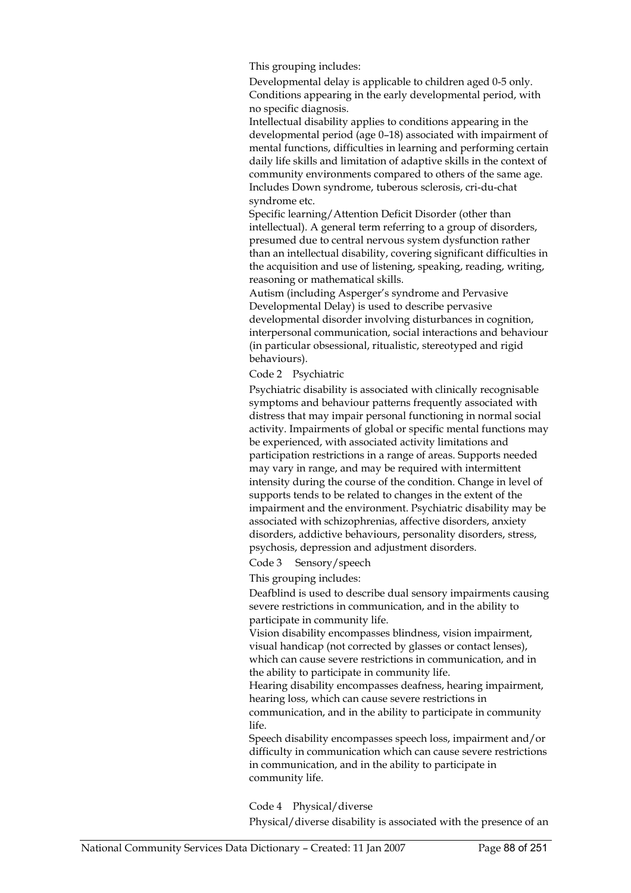This grouping includes:

Developmental delay is applicable to children aged 0-5 only. Conditions appearing in the early developmental period, with no specific diagnosis.

Intellectual disability applies to conditions appearing in the developmental period (age 0–18) associated with impairment of mental functions, difficulties in learning and performing certain daily life skills and limitation of adaptive skills in the context of community environments compared to others of the same age. Includes Down syndrome, tuberous sclerosis, cri-du-chat syndrome etc.

Specific learning/Attention Deficit Disorder (other than intellectual). A general term referring to a group of disorders, presumed due to central nervous system dysfunction rather than an intellectual disability, covering significant difficulties in the acquisition and use of listening, speaking, reading, writing, reasoning or mathematical skills.

Autism (including Asperger's syndrome and Pervasive Developmental Delay) is used to describe pervasive developmental disorder involving disturbances in cognition, interpersonal communication, social interactions and behaviour (in particular obsessional, ritualistic, stereotyped and rigid behaviours).

Code 2 Psychiatric

Psychiatric disability is associated with clinically recognisable symptoms and behaviour patterns frequently associated with distress that may impair personal functioning in normal social activity. Impairments of global or specific mental functions may be experienced, with associated activity limitations and participation restrictions in a range of areas. Supports needed may vary in range, and may be required with intermittent intensity during the course of the condition. Change in level of supports tends to be related to changes in the extent of the impairment and the environment. Psychiatric disability may be associated with schizophrenias, affective disorders, anxiety disorders, addictive behaviours, personality disorders, stress, psychosis, depression and adjustment disorders.

Code 3 Sensory/speech

This grouping includes:

Deafblind is used to describe dual sensory impairments causing severe restrictions in communication, and in the ability to participate in community life.

Vision disability encompasses blindness, vision impairment, visual handicap (not corrected by glasses or contact lenses), which can cause severe restrictions in communication, and in the ability to participate in community life.

Hearing disability encompasses deafness, hearing impairment, hearing loss, which can cause severe restrictions in communication, and in the ability to participate in community life.

Speech disability encompasses speech loss, impairment and/or difficulty in communication which can cause severe restrictions in communication, and in the ability to participate in community life.

Code 4 Physical/diverse

Physical/diverse disability is associated with the presence of an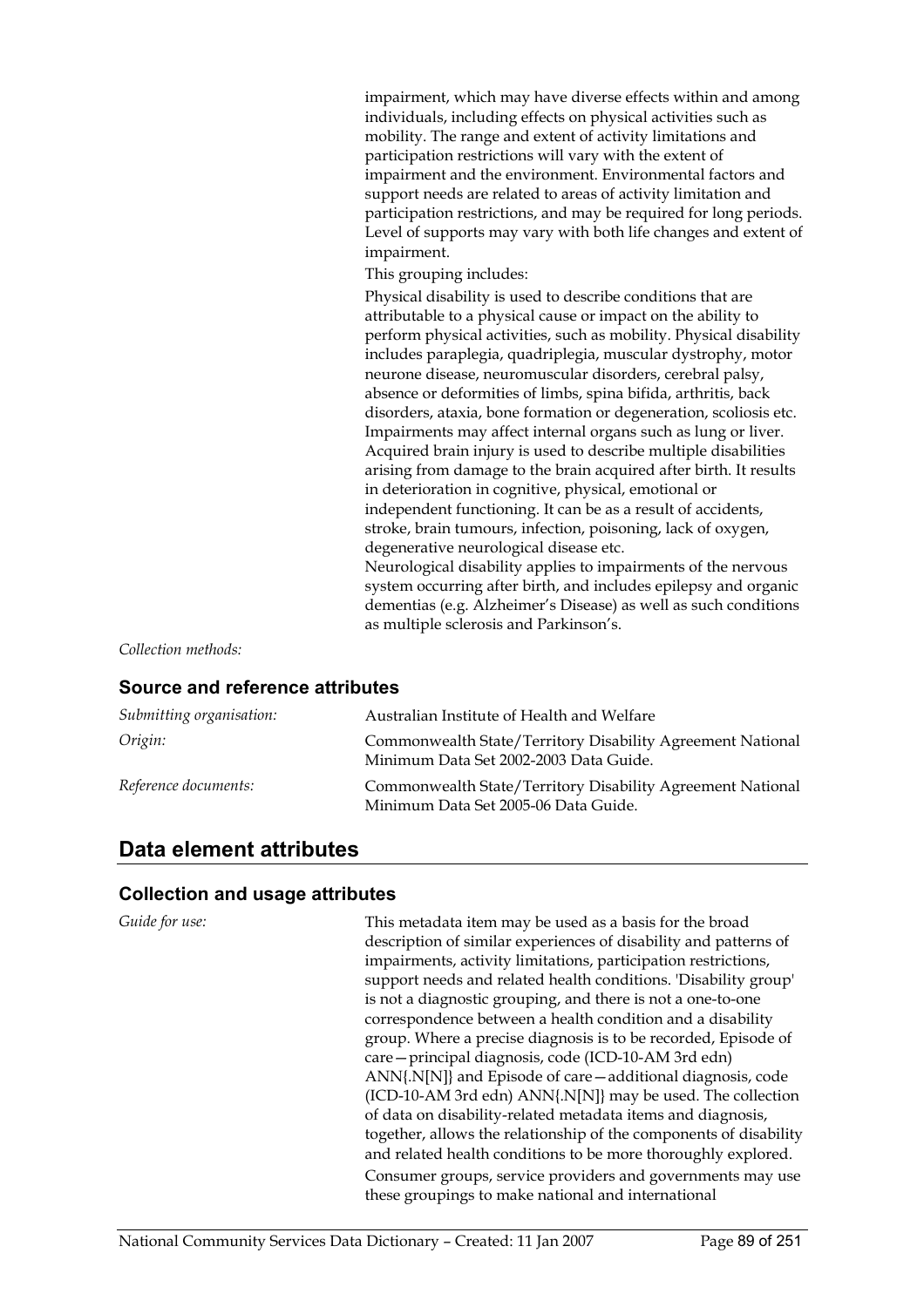impairment, which may have diverse effects within and among individuals, including effects on physical activities such as mobility. The range and extent of activity limitations and participation restrictions will vary with the extent of impairment and the environment. Environmental factors and support needs are related to areas of activity limitation and participation restrictions, and may be required for long periods. Level of supports may vary with both life changes and extent of impairment.

This grouping includes:

Physical disability is used to describe conditions that are attributable to a physical cause or impact on the ability to perform physical activities, such as mobility. Physical disability includes paraplegia, quadriplegia, muscular dystrophy, motor neurone disease, neuromuscular disorders, cerebral palsy, absence or deformities of limbs, spina bifida, arthritis, back disorders, ataxia, bone formation or degeneration, scoliosis etc. Impairments may affect internal organs such as lung or liver.
Acquired brain injury is used to describe multiple disabilities arising from damage to the brain acquired after birth. It results in deterioration in cognitive, physical, emotional or independent functioning. It can be as a result of accidents, stroke, brain tumours, infection, poisoning, lack of oxygen, degenerative neurological disease etc.
Neurological disability applies to impairments of the nervous system occurring after birth, and includes epilepsy and organic dementias (e.g. Alzheimer's Disease) as well as such conditions as multiple sclerosis and Parkinson's.

*Collection methods:*

### Source and reference attributes

| | |
|---|---|
| *Submitting organisation:* | Australian Institute of Health and Welfare |
| *Origin:* | Commonwealth State/Territory Disability Agreement National Minimum Data Set 2002-2003 Data Guide. |
| *Reference documents:* | Commonwealth State/Territory Disability Agreement National Minimum Data Set 2005-06 Data Guide. |

## Data element attributes

### Collection and usage attributes

*Guide for use:*

This metadata item may be used as a basis for the broad description of similar experiences of disability and patterns of impairments, activity limitations, participation restrictions, support needs and related health conditions. 'Disability group' is not a diagnostic grouping, and there is not a one-to-one correspondence between a health condition and a disability group. Where a precise diagnosis is to be recorded, Episode of care—principal diagnosis, code (ICD-10-AM 3rd edn) ANN{.N[N]} and Episode of care—additional diagnosis, code (ICD-10-AM 3rd edn) ANN{.N[N]} may be used. The collection of data on disability-related metadata items and diagnosis, together, allows the relationship of the components of disability and related health conditions to be more thoroughly explored.

Consumer groups, service providers and governments may use these groupings to make national and international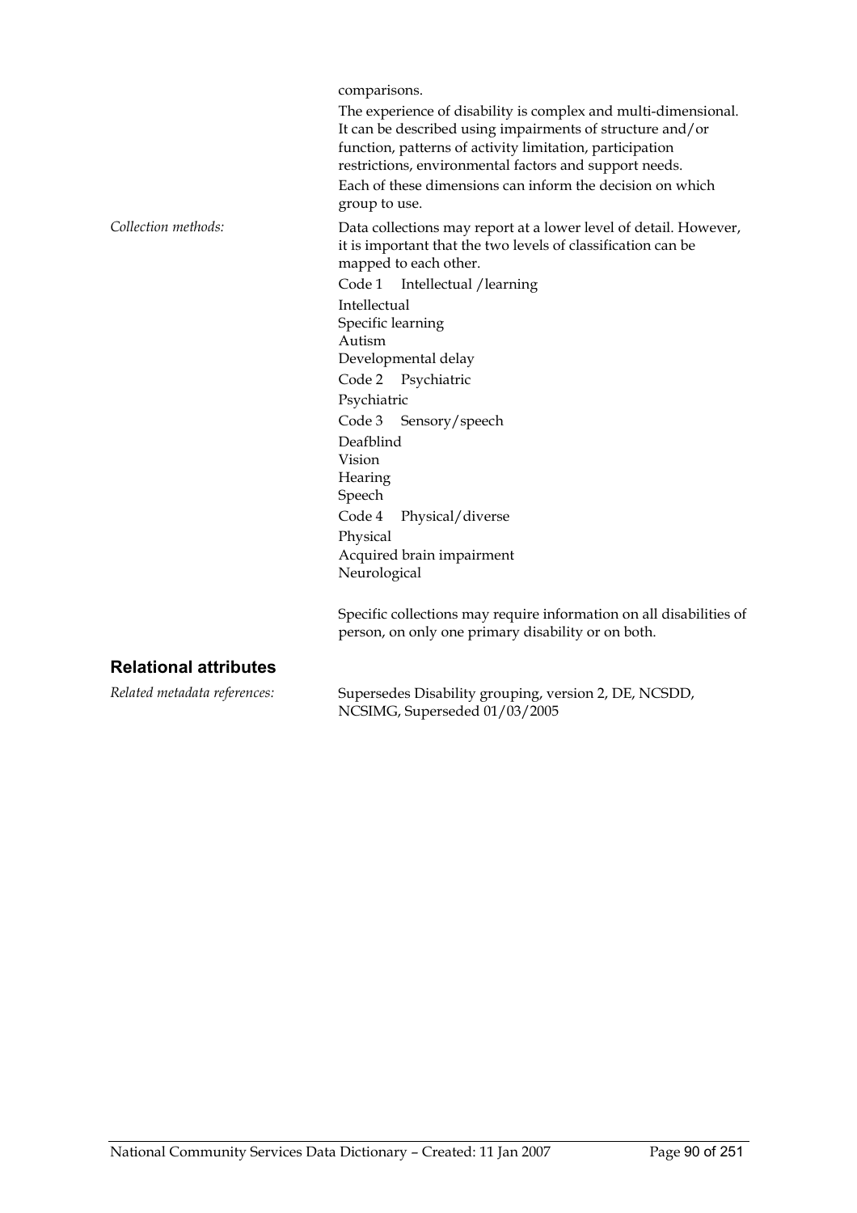comparisons.

The experience of disability is complex and multi-dimensional. It can be described using impairments of structure and/or function, patterns of activity limitation, participation restrictions, environmental factors and support needs.

Each of these dimensions can inform the decision on which group to use.

*Collection methods:*

Data collections may report at a lower level of detail. However, it is important that the two levels of classification can be mapped to each other.

Code 1 Intellectual /learning

Intellectual
Specific learning
Autism
Developmental delay

Code 2 Psychiatric

Psychiatric

Code 3 Sensory/speech

Deafblind
Vision
Hearing
Speech

Code 4 Physical/diverse

Physical
Acquired brain impairment
Neurological

Specific collections may require information on all disabilities of person, on only one primary disability or on both.

## Relational attributes

*Related metadata references:*

Supersedes Disability grouping, version 2, DE, NCSDD, NCSIMG, Superseded 01/03/2005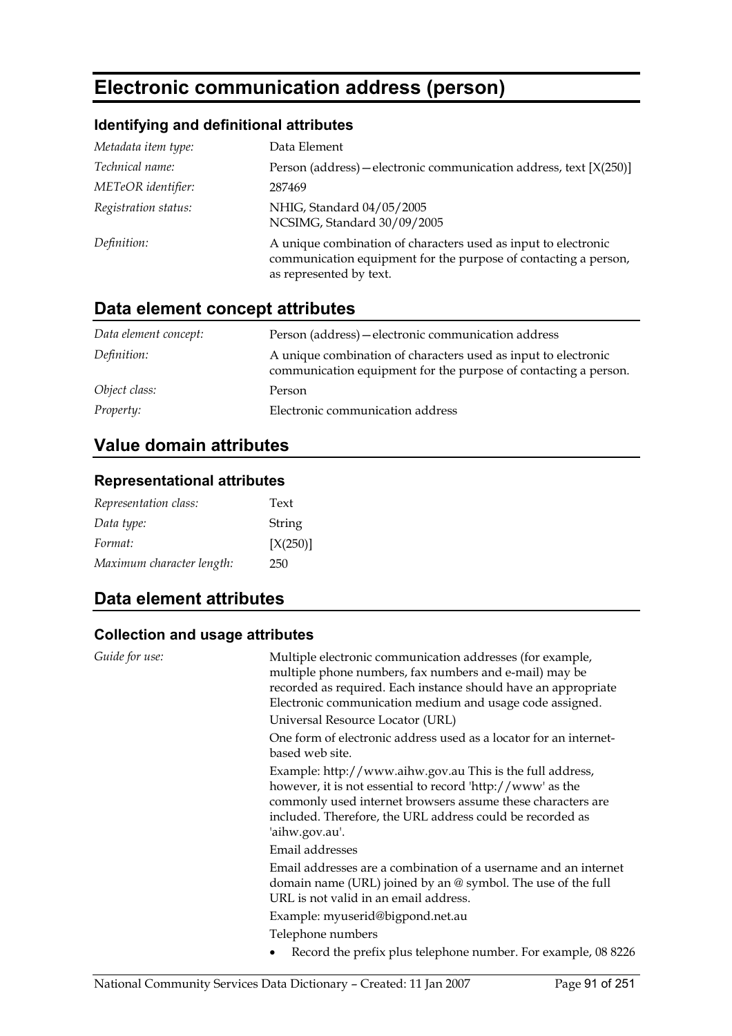# Electronic communication address (person)

### Identifying and definitional attributes

| | |
|---|---|
| *Metadata item type:* | Data Element |
| *Technical name:* | Person (address)—electronic communication address, text [X(250)] |
| *METeOR identifier:* | 287469 |
| *Registration status:* | NHIG, Standard 04/05/2005<br>NCSIMG, Standard 30/09/2005 |
| *Definition:* | A unique combination of characters used as input to electronic communication equipment for the purpose of contacting a person, as represented by text. |

## Data element concept attributes

| | |
|---|---|
| *Data element concept:* | Person (address)—electronic communication address |
| *Definition:* | A unique combination of characters used as input to electronic communication equipment for the purpose of contacting a person. |
| *Object class:* | Person |
| *Property:* | Electronic communication address |

## Value domain attributes

### Representational attributes

| | |
|---|---|
| *Representation class:* | Text |
| *Data type:* | String |
| *Format:* | [X(250)] |
| *Maximum character length:* | 250 |

## Data element attributes

### Collection and usage attributes

*Guide for use:*

Multiple electronic communication addresses (for example, multiple phone numbers, fax numbers and e-mail) may be recorded as required. Each instance should have an appropriate Electronic communication medium and usage code assigned.

Universal Resource Locator (URL)

One form of electronic address used as a locator for an internet-based web site.

Example: http://www.aihw.gov.au This is the full address, however, it is not essential to record 'http://www' as the commonly used internet browsers assume these characters are included. Therefore, the URL address could be recorded as 'aihw.gov.au'.

Email addresses

Email addresses are a combination of a username and an internet domain name (URL) joined by an @ symbol. The use of the full URL is not valid in an email address.

Example: myuserid@bigpond.net.au

Telephone numbers

- Record the prefix plus telephone number. For example, 08 8226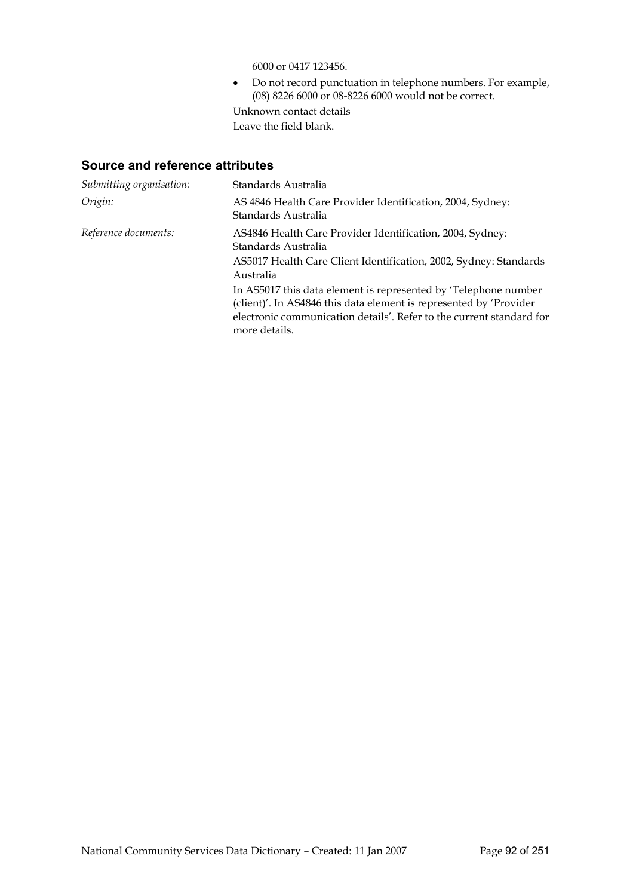6000 or 0417 123456.

- Do not record punctuation in telephone numbers. For example, (08) 8226 6000 or 08-8226 6000 would not be correct.

Unknown contact details

Leave the field blank.

## Source and reference attributes

*Submitting organisation:* Standards Australia

*Origin:* AS 4846 Health Care Provider Identification, 2004, Sydney: Standards Australia

*Reference documents:* AS4846 Health Care Provider Identification, 2004, Sydney: Standards Australia

AS5017 Health Care Client Identification, 2002, Sydney: Standards Australia

In AS5017 this data element is represented by 'Telephone number (client)'. In AS4846 this data element is represented by 'Provider electronic communication details'. Refer to the current standard for more details.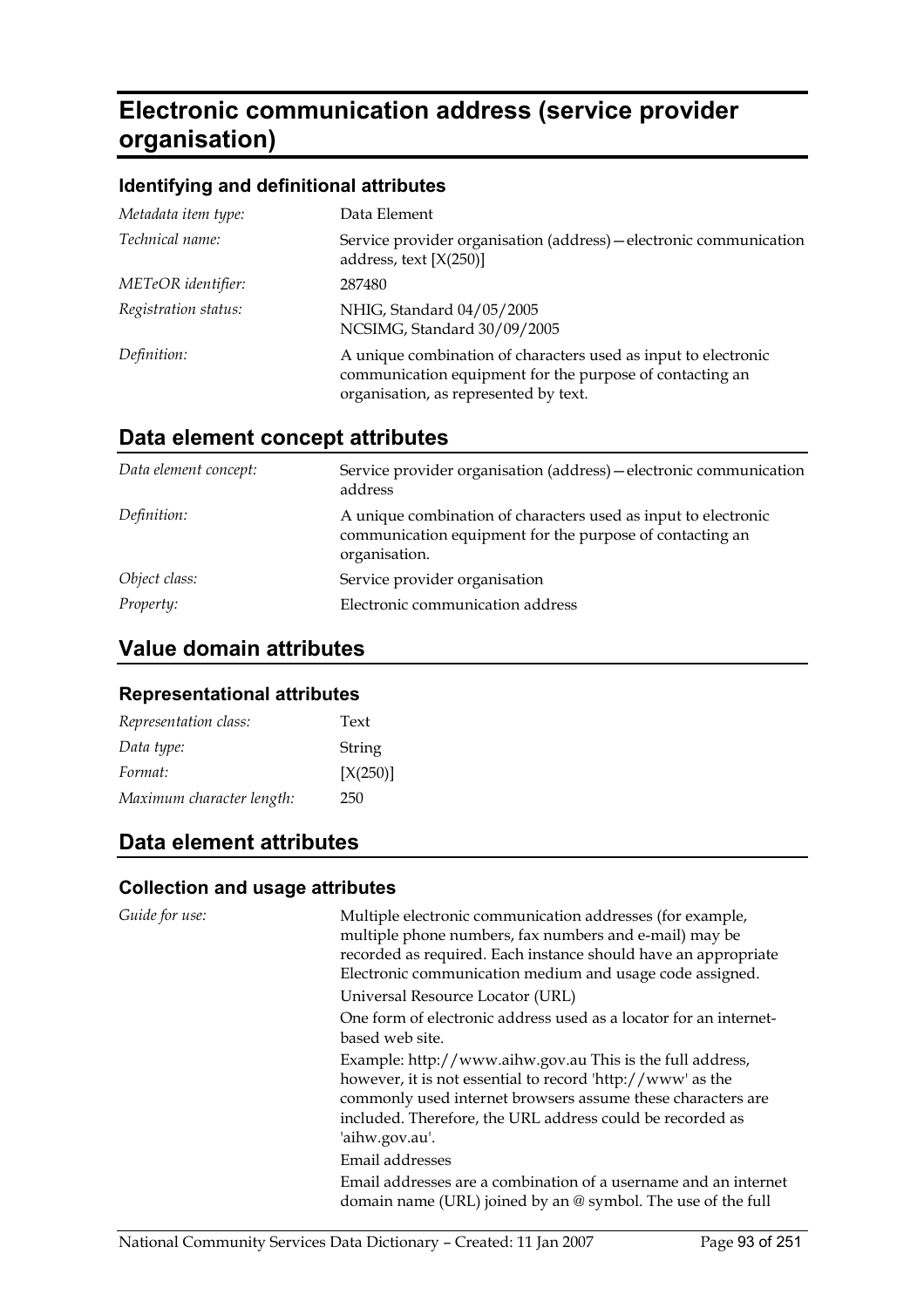# Electronic communication address (service provider organisation)

### Identifying and definitional attributes

| | |
|---|---|
| *Metadata item type:* | Data Element |
| *Technical name:* | Service provider organisation (address)—electronic communication address, text [X(250)] |
| *METeOR identifier:* | 287480 |
| *Registration status:* | NHIG, Standard 04/05/2005<br>NCSIMG, Standard 30/09/2005 |
| *Definition:* | A unique combination of characters used as input to electronic communication equipment for the purpose of contacting an organisation, as represented by text. |

## Data element concept attributes

| | |
|---|---|
| *Data element concept:* | Service provider organisation (address)—electronic communication address |
| *Definition:* | A unique combination of characters used as input to electronic communication equipment for the purpose of contacting an organisation. |
| *Object class:* | Service provider organisation |
| *Property:* | Electronic communication address |

## Value domain attributes

### Representational attributes

| | |
|---|---|
| *Representation class:* | Text |
| *Data type:* | String |
| *Format:* | [X(250)] |
| *Maximum character length:* | 250 |

## Data element attributes

### Collection and usage attributes

*Guide for use:*

Multiple electronic communication addresses (for example, multiple phone numbers, fax numbers and e-mail) may be recorded as required. Each instance should have an appropriate Electronic communication medium and usage code assigned.

Universal Resource Locator (URL)

One form of electronic address used as a locator for an internet-based web site.

Example: http://www.aihw.gov.au This is the full address, however, it is not essential to record 'http://www' as the commonly used internet browsers assume these characters are included. Therefore, the URL address could be recorded as 'aihw.gov.au'.

Email addresses

Email addresses are a combination of a username and an internet domain name (URL) joined by an @ symbol. The use of the full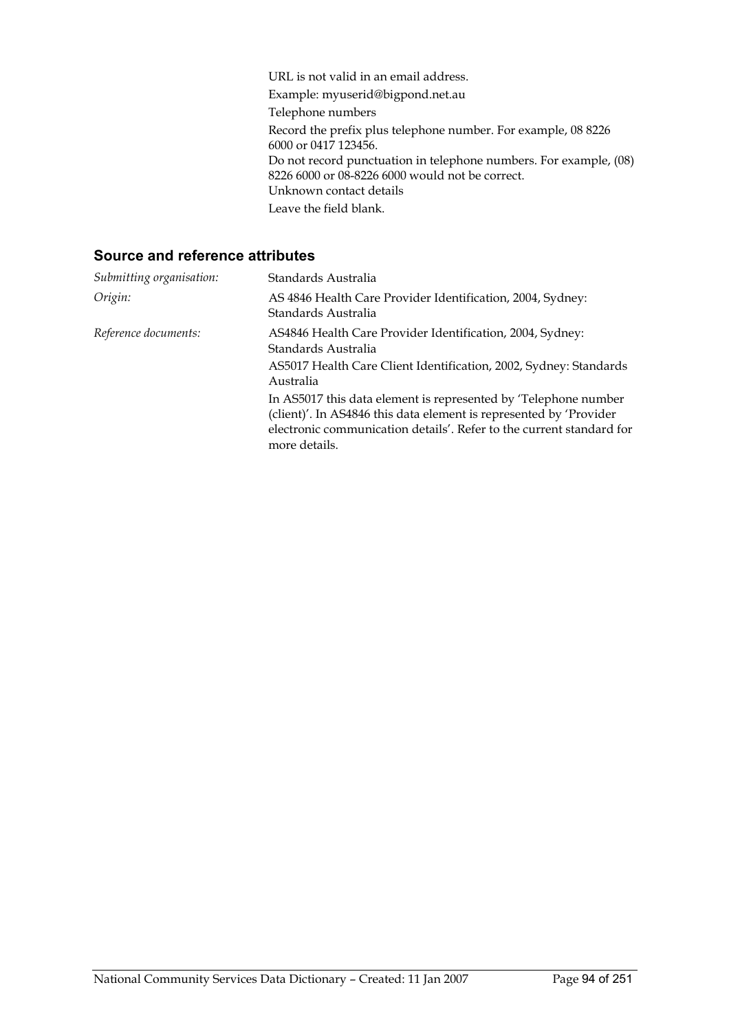URL is not valid in an email address.

Example: myuserid@bigpond.net.au

Telephone numbers

Record the prefix plus telephone number. For example, 08 8226 6000 or 0417 123456.

Do not record punctuation in telephone numbers. For example, (08) 8226 6000 or 08-8226 6000 would not be correct.

Unknown contact details

Leave the field blank.

## Source and reference attributes

*Submitting organisation:* Standards Australia

*Origin:* AS 4846 Health Care Provider Identification, 2004, Sydney: Standards Australia

*Reference documents:* AS4846 Health Care Provider Identification, 2004, Sydney: Standards Australia

AS5017 Health Care Client Identification, 2002, Sydney: Standards Australia

In AS5017 this data element is represented by 'Telephone number (client)'. In AS4846 this data element is represented by 'Provider electronic communication details'. Refer to the current standard for more details.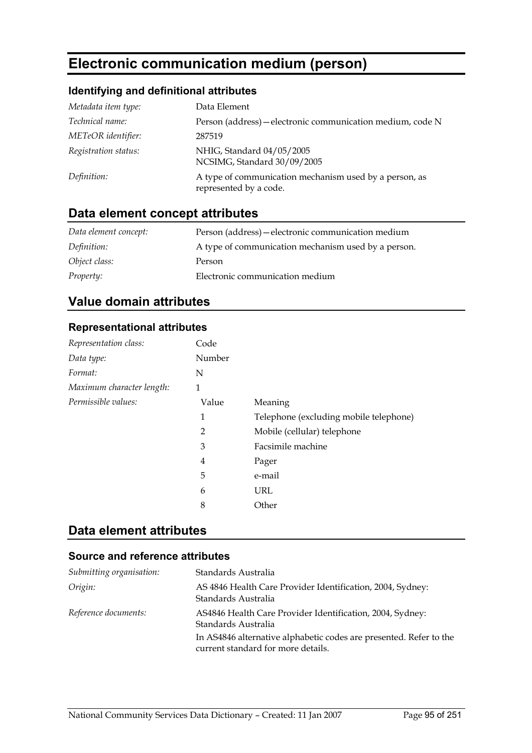# Electronic communication medium (person)

### Identifying and definitional attributes

| | |
|---|---|
| *Metadata item type:* | Data Element |
| *Technical name:* | Person (address)—electronic communication medium, code N |
| *METeOR identifier:* | 287519 |
| *Registration status:* | NHIG, Standard 04/05/2005<br>NCSIMG, Standard 30/09/2005 |
| *Definition:* | A type of communication mechanism used by a person, as represented by a code. |

## Data element concept attributes

| | |
|---|---|
| *Data element concept:* | Person (address)—electronic communication medium |
| *Definition:* | A type of communication mechanism used by a person. |
| *Object class:* | Person |
| *Property:* | Electronic communication medium |

## Value domain attributes

### Representational attributes

| | | |
|---|---|---|
| *Representation class:* | Code | |
| *Data type:* | Number | |
| *Format:* | N | |
| *Maximum character length:* | 1 | |
| *Permissible values:* | Value | Meaning |
| | 1 | Telephone (excluding mobile telephone) |
| | 2 | Mobile (cellular) telephone |
| | 3 | Facsimile machine |
| | 4 | Pager |
| | 5 | e-mail |
| | 6 | URL |
| | 8 | Other |

## Data element attributes

### Source and reference attributes

| | |
|---|---|
| *Submitting organisation:* | Standards Australia |
| *Origin:* | AS 4846 Health Care Provider Identification, 2004, Sydney: Standards Australia |
| *Reference documents:* | AS4846 Health Care Provider Identification, 2004, Sydney: Standards Australia<br>In AS4846 alternative alphabetic codes are presented. Refer to the current standard for more details. |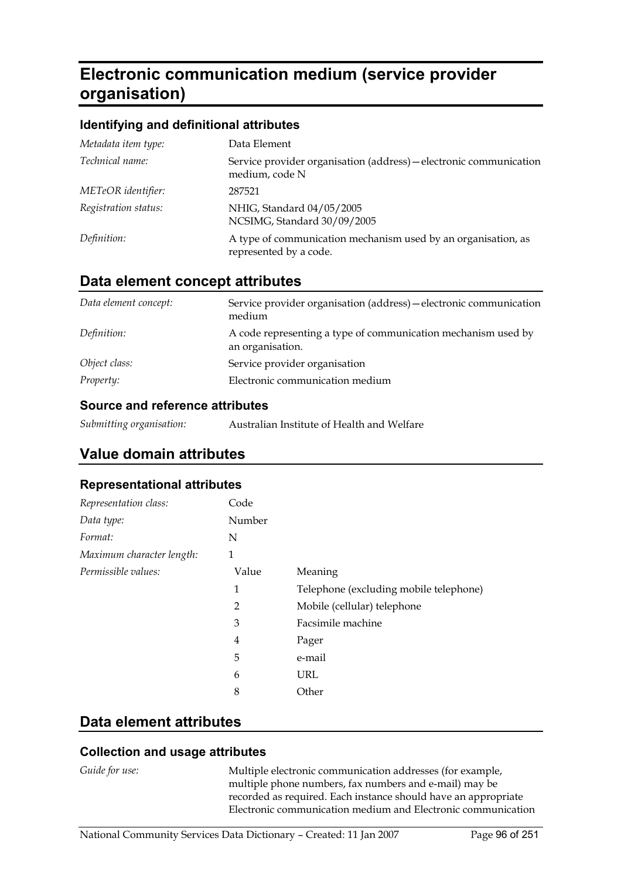# Electronic communication medium (service provider organisation)

### Identifying and definitional attributes

| | |
|---|---|
| *Metadata item type:* | Data Element |
| *Technical name:* | Service provider organisation (address)—electronic communication medium, code N |
| *METeOR identifier:* | 287521 |
| *Registration status:* | NHIG, Standard 04/05/2005<br>NCSIMG, Standard 30/09/2005 |
| *Definition:* | A type of communication mechanism used by an organisation, as represented by a code. |

## Data element concept attributes

| | |
|---|---|
| *Data element concept:* | Service provider organisation (address)—electronic communication medium |
| *Definition:* | A code representing a type of communication mechanism used by an organisation. |
| *Object class:* | Service provider organisation |
| *Property:* | Electronic communication medium |

### Source and reference attributes

| | |
|---|---|
| *Submitting organisation:* | Australian Institute of Health and Welfare |

## Value domain attributes

### Representational attributes

| | |
|---|---|
| *Representation class:* | Code |
| *Data type:* | Number |
| *Format:* | N |
| *Maximum character length:* | 1 |

*Permissible values:*

| Value | Meaning |
|---|---|
| 1 | Telephone (excluding mobile telephone) |
| 2 | Mobile (cellular) telephone |
| 3 | Facsimile machine |
| 4 | Pager |
| 5 | e-mail |
| 6 | URL |
| 8 | Other |

## Data element attributes

### Collection and usage attributes

*Guide for use:* Multiple electronic communication addresses (for example, multiple phone numbers, fax numbers and e-mail) may be recorded as required. Each instance should have an appropriate Electronic communication medium and Electronic communication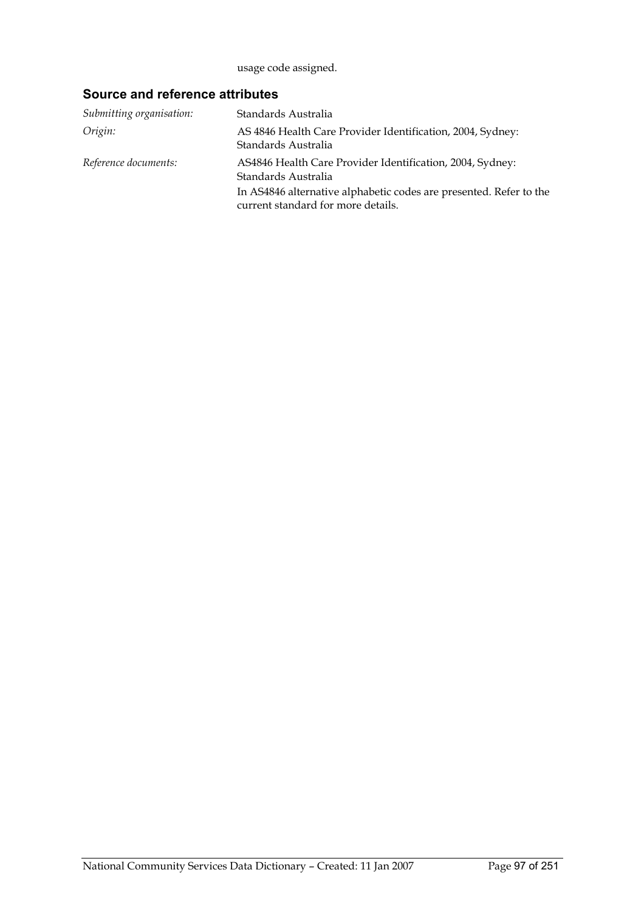usage code assigned.

### Source and reference attributes

| | |
|---|---|
| *Submitting organisation:* | Standards Australia |
| *Origin:* | AS 4846 Health Care Provider Identification, 2004, Sydney: Standards Australia |
| *Reference documents:* | AS4846 Health Care Provider Identification, 2004, Sydney: Standards Australia<br>In AS4846 alternative alphabetic codes are presented. Refer to the current standard for more details. |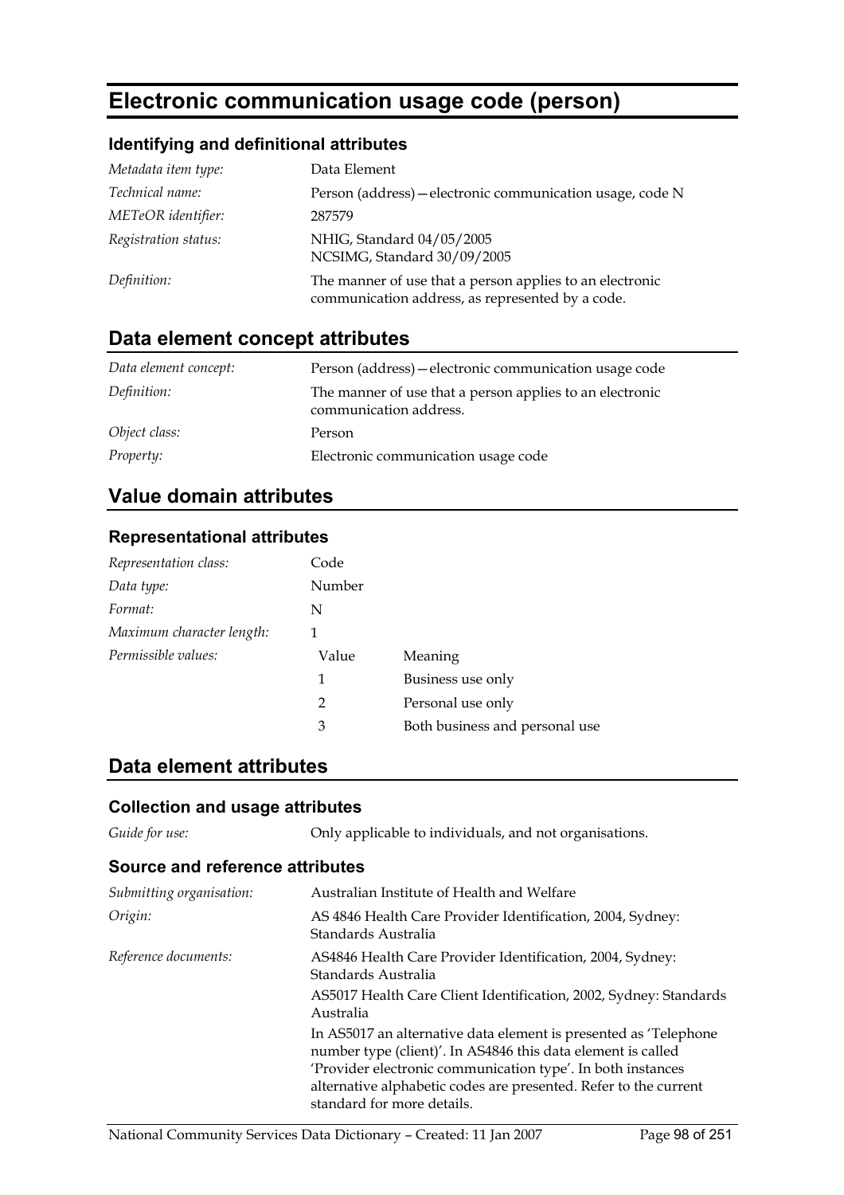# Electronic communication usage code (person)

### Identifying and definitional attributes

| | |
|---|---|
| *Metadata item type:* | Data Element |
| *Technical name:* | Person (address)—electronic communication usage, code N |
| *METeOR identifier:* | 287579 |
| *Registration status:* | NHIG, Standard 04/05/2005<br>NCSIMG, Standard 30/09/2005 |
| *Definition:* | The manner of use that a person applies to an electronic communication address, as represented by a code. |

## Data element concept attributes

| | |
|---|---|
| *Data element concept:* | Person (address)—electronic communication usage code |
| *Definition:* | The manner of use that a person applies to an electronic communication address. |
| *Object class:* | Person |
| *Property:* | Electronic communication usage code |

## Value domain attributes

### Representational attributes

| | | |
|---|---|---|
| *Representation class:* | Code | |
| *Data type:* | Number | |
| *Format:* | N | |
| *Maximum character length:* | 1 | |
| *Permissible values:* | Value | Meaning |
| | 1 | Business use only |
| | 2 | Personal use only |
| | 3 | Both business and personal use |

## Data element attributes

### Collection and usage attributes

| | |
|---|---|
| *Guide for use:* | Only applicable to individuals, and not organisations. |

### Source and reference attributes

| | |
|---|---|
| *Submitting organisation:* | Australian Institute of Health and Welfare |
| *Origin:* | AS 4846 Health Care Provider Identification, 2004, Sydney: Standards Australia |
| *Reference documents:* | AS4846 Health Care Provider Identification, 2004, Sydney: Standards Australia<br>AS5017 Health Care Client Identification, 2002, Sydney: Standards Australia<br>In AS5017 an alternative data element is presented as 'Telephone number type (client)'. In AS4846 this data element is called 'Provider electronic communication type'. In both instances alternative alphabetic codes are presented. Refer to the current standard for more details. |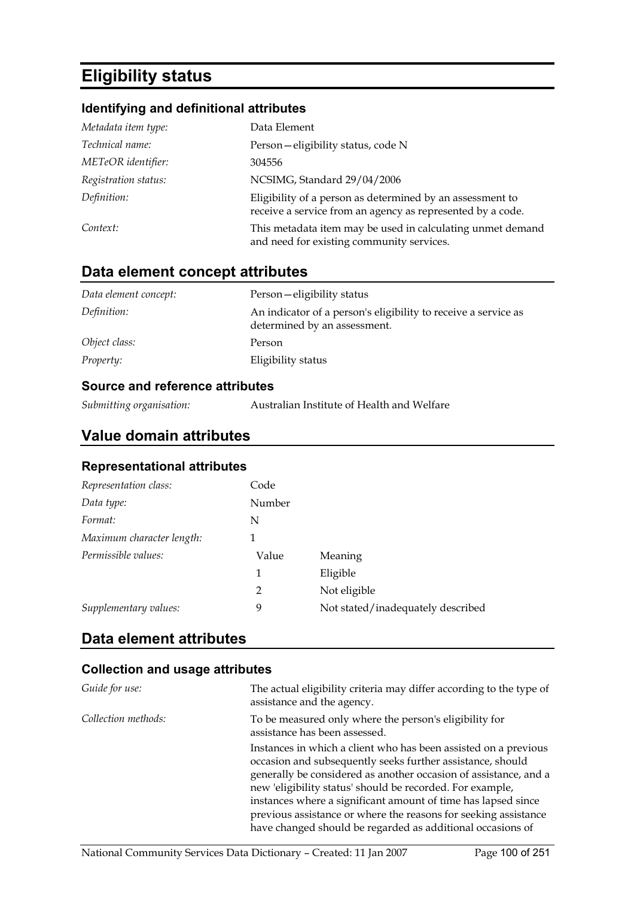# Eligibility status

### Identifying and definitional attributes

| | |
|---|---|
| *Metadata item type:* | Data Element |
| *Technical name:* | Person—eligibility status, code N |
| *METeOR identifier:* | 304556 |
| *Registration status:* | NCSIMG, Standard 29/04/2006 |
| *Definition:* | Eligibility of a person as determined by an assessment to receive a service from an agency as represented by a code. |
| *Context:* | This metadata item may be used in calculating unmet demand and need for existing community services. |

## Data element concept attributes

| | |
|---|---|
| *Data element concept:* | Person—eligibility status |
| *Definition:* | An indicator of a person's eligibility to receive a service as determined by an assessment. |
| *Object class:* | Person |
| *Property:* | Eligibility status |

### Source and reference attributes

| | |
|---|---|
| *Submitting organisation:* | Australian Institute of Health and Welfare |

## Value domain attributes

### Representational attributes

| | | |
|---|---|---|
| *Representation class:* | Code | |
| *Data type:* | Number | |
| *Format:* | N | |
| *Maximum character length:* | 1 | |
| *Permissible values:* | Value | Meaning |
| | 1 | Eligible |
| | 2 | Not eligible |
| *Supplementary values:* | 9 | Not stated/inadequately described |

## Data element attributes

### Collection and usage attributes

| | |
|---|---|
| *Guide for use:* | The actual eligibility criteria may differ according to the type of assistance and the agency. |
| *Collection methods:* | To be measured only where the person's eligibility for assistance has been assessed. |
| | Instances in which a client who has been assisted on a previous occasion and subsequently seeks further assistance, should generally be considered as another occasion of assistance, and a new 'eligibility status' should be recorded. For example, instances where a significant amount of time has lapsed since previous assistance or where the reasons for seeking assistance have changed should be regarded as additional occasions of |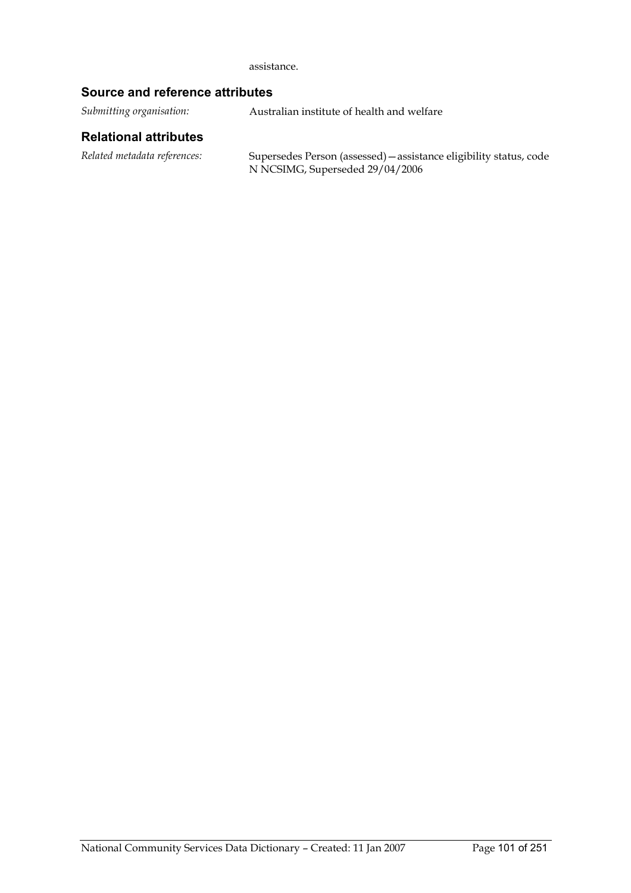assistance.

## Source and reference attributes

*Submitting organisation:* Australian institute of health and welfare

## Relational attributes

*Related metadata references:* Supersedes Person (assessed)—assistance eligibility status, code N NCSIMG, Superseded 29/04/2006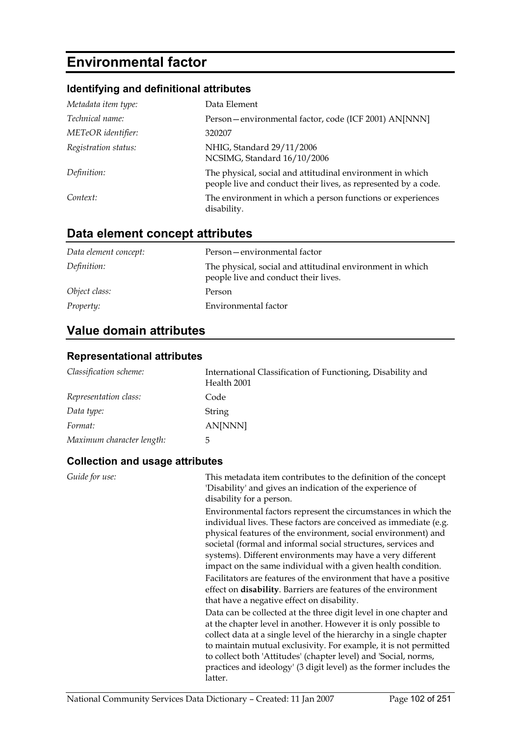# Environmental factor

### Identifying and definitional attributes

| | |
|---|---|
| *Metadata item type:* | Data Element |
| *Technical name:* | Person—environmental factor, code (ICF 2001) AN[NNN] |
| *METeOR identifier:* | 320207 |
| *Registration status:* | NHIG, Standard 29/11/2006<br>NCSIMG, Standard 16/10/2006 |
| *Definition:* | The physical, social and attitudinal environment in which people live and conduct their lives, as represented by a code. |
| *Context:* | The environment in which a person functions or experiences disability. |

## Data element concept attributes

| | |
|---|---|
| *Data element concept:* | Person—environmental factor |
| *Definition:* | The physical, social and attitudinal environment in which people live and conduct their lives. |
| *Object class:* | Person |
| *Property:* | Environmental factor |

## Value domain attributes

### Representational attributes

| | |
|---|---|
| *Classification scheme:* | International Classification of Functioning, Disability and Health 2001 |
| *Representation class:* | Code |
| *Data type:* | String |
| *Format:* | AN[NNN] |
| *Maximum character length:* | 5 |

### Collection and usage attributes

*Guide for use:*

This metadata item contributes to the definition of the concept 'Disability' and gives an indication of the experience of disability for a person.

Environmental factors represent the circumstances in which the individual lives. These factors are conceived as immediate (e.g. physical features of the environment, social environment) and societal (formal and informal social structures, services and systems). Different environments may have a very different impact on the same individual with a given health condition.

Facilitators are features of the environment that have a positive effect on **disability**. Barriers are features of the environment that have a negative effect on disability.

Data can be collected at the three digit level in one chapter and at the chapter level in another. However it is only possible to collect data at a single level of the hierarchy in a single chapter to maintain mutual exclusivity. For example, it is not permitted to collect both 'Attitudes' (chapter level) and 'Social, norms, practices and ideology' (3 digit level) as the former includes the latter.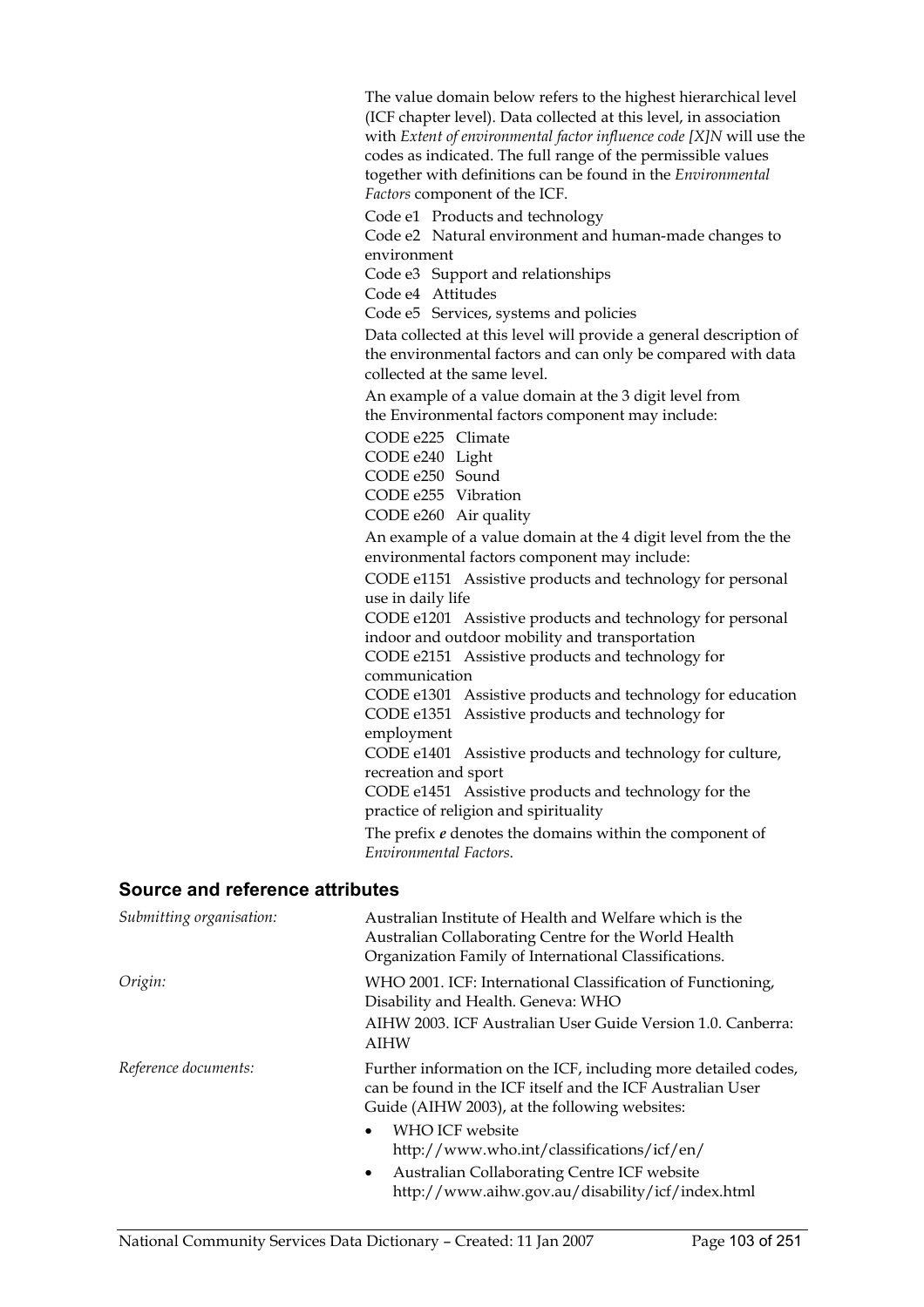The value domain below refers to the highest hierarchical level (ICF chapter level). Data collected at this level, in association with *Extent of environmental factor influence code [X]N* will use the codes as indicated. The full range of the permissible values together with definitions can be found in the *Environmental Factors* component of the ICF.

Code e1 Products and technology

Code e2 Natural environment and human-made changes to environment

Code e3 Support and relationships

Code e4 Attitudes

Code e5 Services, systems and policies

Data collected at this level will provide a general description of the environmental factors and can only be compared with data collected at the same level.

An example of a value domain at the 3 digit level from the Environmental factors component may include:

CODE e225 Climate

CODE e240 Light

CODE e250 Sound

CODE e255 Vibration

CODE e260 Air quality

An example of a value domain at the 4 digit level from the the environmental factors component may include:

CODE e1151 Assistive products and technology for personal use in daily life

CODE e1201 Assistive products and technology for personal indoor and outdoor mobility and transportation

CODE e2151 Assistive products and technology for communication

CODE e1301 Assistive products and technology for education

CODE e1351 Assistive products and technology for employment

CODE e1401 Assistive products and technology for culture, recreation and sport

CODE e1451 Assistive products and technology for the practice of religion and spirituality

The prefix ***e*** denotes the domains within the component of *Environmental Factors*.

## Source and reference attributes

*Submitting organisation:* Australian Institute of Health and Welfare which is the Australian Collaborating Centre for the World Health Organization Family of International Classifications.

*Origin:* WHO 2001. ICF: International Classification of Functioning, Disability and Health. Geneva: WHO

AIHW 2003. ICF Australian User Guide Version 1.0. Canberra: AIHW

*Reference documents:* Further information on the ICF, including more detailed codes, can be found in the ICF itself and the ICF Australian User Guide (AIHW 2003), at the following websites:

- WHO ICF website http://www.who.int/classifications/icf/en/
- Australian Collaborating Centre ICF website http://www.aihw.gov.au/disability/icf/index.html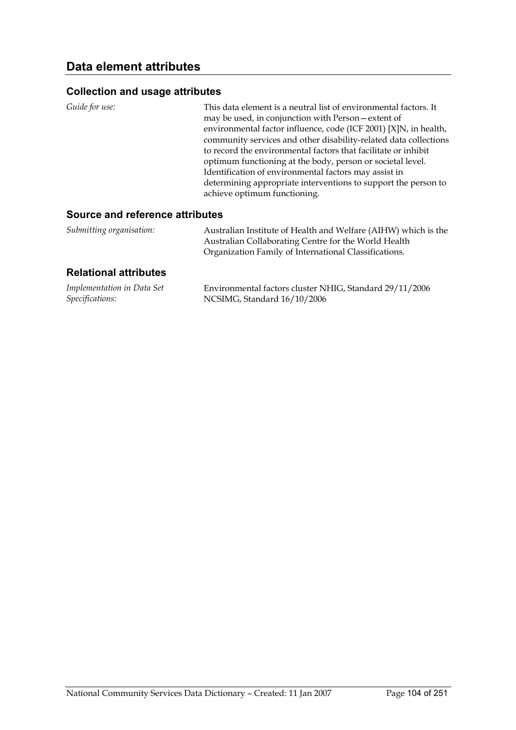## Data element attributes

### Collection and usage attributes

*Guide for use:* This data element is a neutral list of environmental factors. It may be used, in conjunction with Person—extent of environmental factor influence, code (ICF 2001) [X]N, in health, community services and other disability-related data collections to record the environmental factors that facilitate or inhibit optimum functioning at the body, person or societal level. Identification of environmental factors may assist in determining appropriate interventions to support the person to achieve optimum functioning.

### Source and reference attributes

*Submitting organisation:* Australian Institute of Health and Welfare (AIHW) which is the Australian Collaborating Centre for the World Health Organization Family of International Classifications.

### Relational attributes

*Implementation in Data Set Specifications:* Environmental factors cluster NHIG, Standard 29/11/2006
NCSIMG, Standard 16/10/2006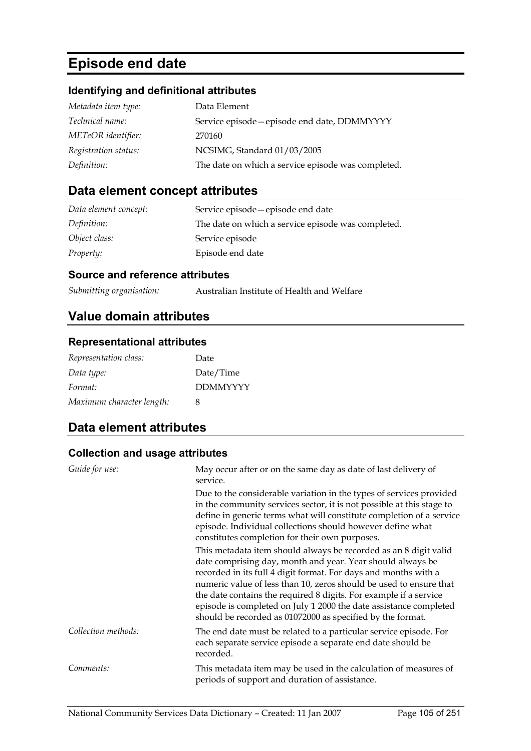# Episode end date

### Identifying and definitional attributes

| | |
|---|---|
| *Metadata item type:* | Data Element |
| *Technical name:* | Service episode—episode end date, DDMMYYYY |
| *METeOR identifier:* | 270160 |
| *Registration status:* | NCSIMG, Standard 01/03/2005 |
| *Definition:* | The date on which a service episode was completed. |

## Data element concept attributes

| | |
|---|---|
| *Data element concept:* | Service episode—episode end date |
| *Definition:* | The date on which a service episode was completed. |
| *Object class:* | Service episode |
| *Property:* | Episode end date |

### Source and reference attributes

| | |
|---|---|
| *Submitting organisation:* | Australian Institute of Health and Welfare |

## Value domain attributes

### Representational attributes

| | |
|---|---|
| *Representation class:* | Date |
| *Data type:* | Date/Time |
| *Format:* | DDMMYYYY |
| *Maximum character length:* | 8 |

## Data element attributes

### Collection and usage attributes

*Guide for use:*

May occur after or on the same day as date of last delivery of service.

Due to the considerable variation in the types of services provided in the community services sector, it is not possible at this stage to define in generic terms what will constitute completion of a service episode. Individual collections should however define what constitutes completion for their own purposes.

This metadata item should always be recorded as an 8 digit valid date comprising day, month and year. Year should always be recorded in its full 4 digit format. For days and months with a numeric value of less than 10, zeros should be used to ensure that the date contains the required 8 digits. For example if a service episode is completed on July 1 2000 the date assistance completed should be recorded as 01072000 as specified by the format.

*Collection methods:*

The end date must be related to a particular service episode. For each separate service episode a separate end date should be recorded.

*Comments:*

This metadata item may be used in the calculation of measures of periods of support and duration of assistance.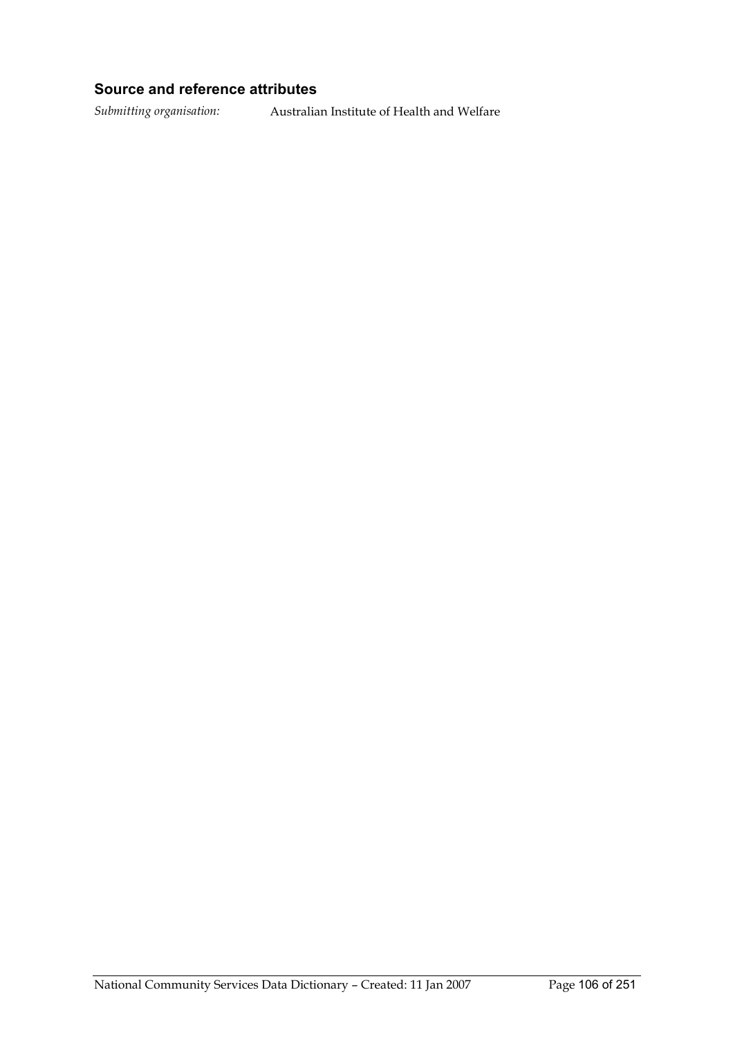### Source and reference attributes

*Submitting organisation:* Australian Institute of Health and Welfare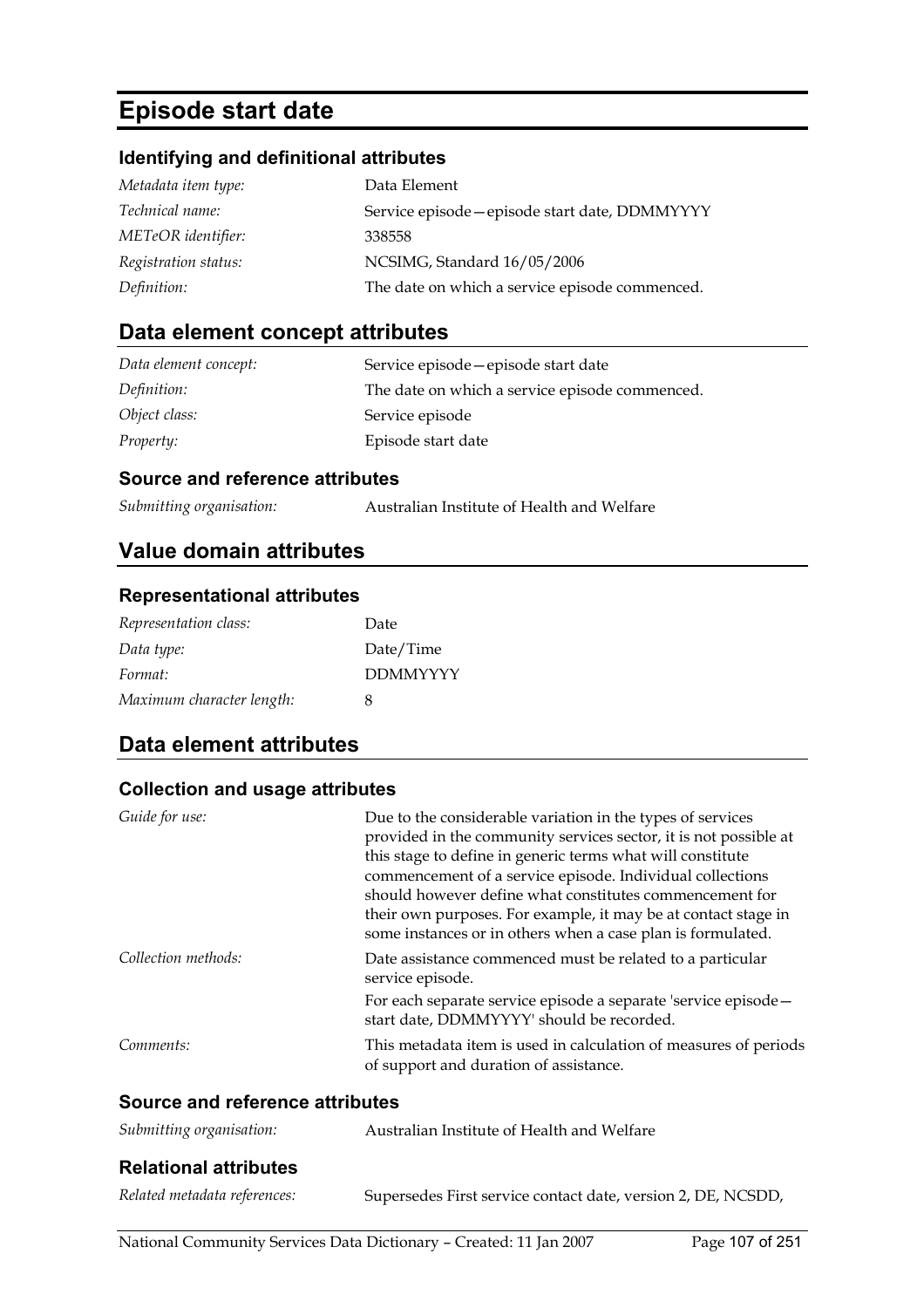# Episode start date

### Identifying and definitional attributes

| | |
|---|---|
| *Metadata item type:* | Data Element |
| *Technical name:* | Service episode—episode start date, DDMMYYYY |
| *METeOR identifier:* | 338558 |
| *Registration status:* | NCSIMG, Standard 16/05/2006 |
| *Definition:* | The date on which a service episode commenced. |

## Data element concept attributes

| | |
|---|---|
| *Data element concept:* | Service episode—episode start date |
| *Definition:* | The date on which a service episode commenced. |
| *Object class:* | Service episode |
| *Property:* | Episode start date |

### Source and reference attributes

| | |
|---|---|
| *Submitting organisation:* | Australian Institute of Health and Welfare |

## Value domain attributes

### Representational attributes

| | |
|---|---|
| *Representation class:* | Date |
| *Data type:* | Date/Time |
| *Format:* | DDMMYYYY |
| *Maximum character length:* | 8 |

## Data element attributes

### Collection and usage attributes

| | |
|---|---|
| *Guide for use:* | Due to the considerable variation in the types of services provided in the community services sector, it is not possible at this stage to define in generic terms what will constitute commencement of a service episode. Individual collections should however define what constitutes commencement for their own purposes. For example, it may be at contact stage in some instances or in others when a case plan is formulated. |
| *Collection methods:* | Date assistance commenced must be related to a particular service episode.<br><br>For each separate service episode a separate 'service episode—start date, DDMMYYYY' should be recorded. |
| *Comments:* | This metadata item is used in calculation of measures of periods of support and duration of assistance. |

### Source and reference attributes

| | |
|---|---|
| *Submitting organisation:* | Australian Institute of Health and Welfare |

### Relational attributes

| | |
|---|---|
| *Related metadata references:* | Supersedes First service contact date, version 2, DE, NCSDD, |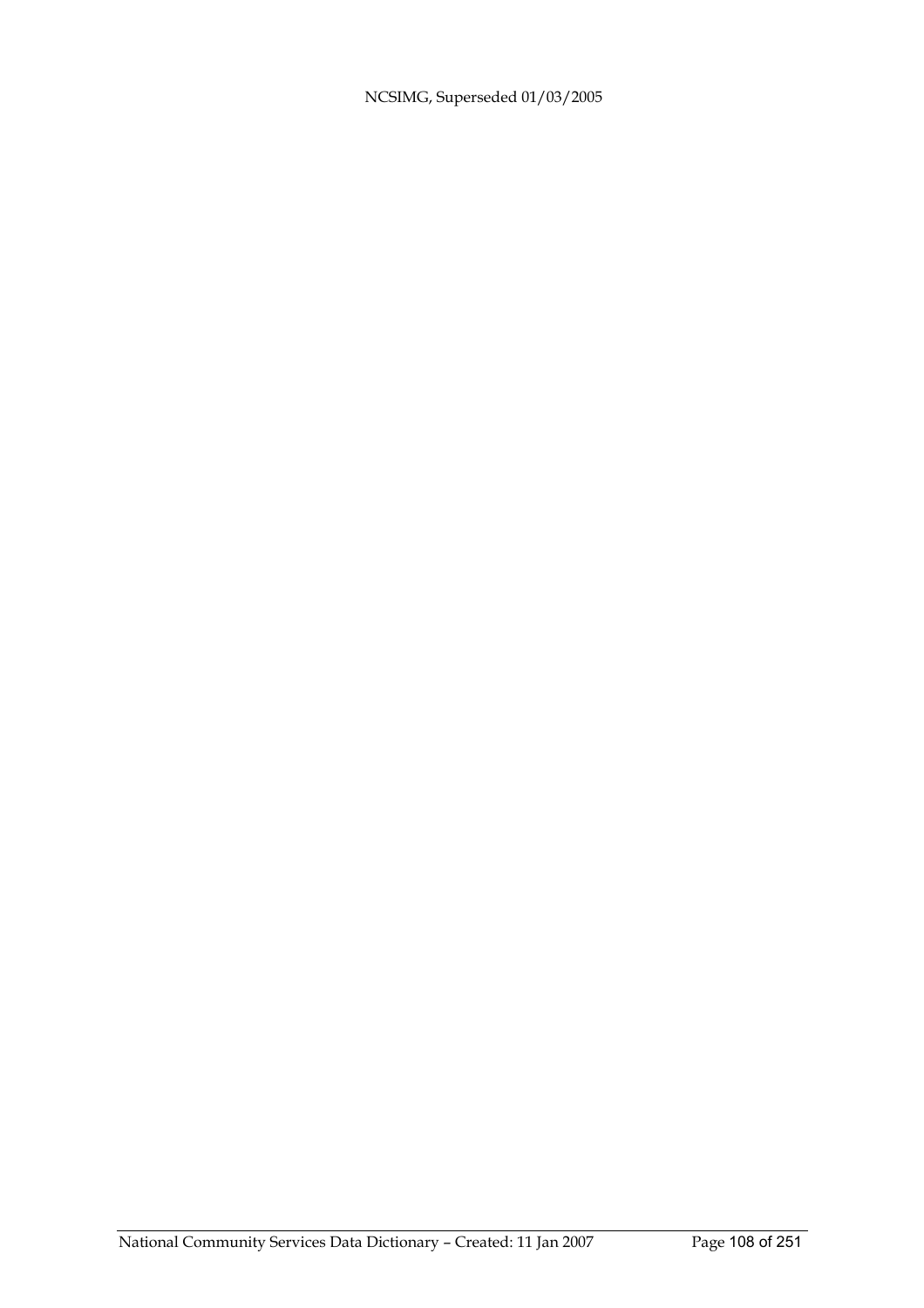NCSIMG, Superseded 01/03/2005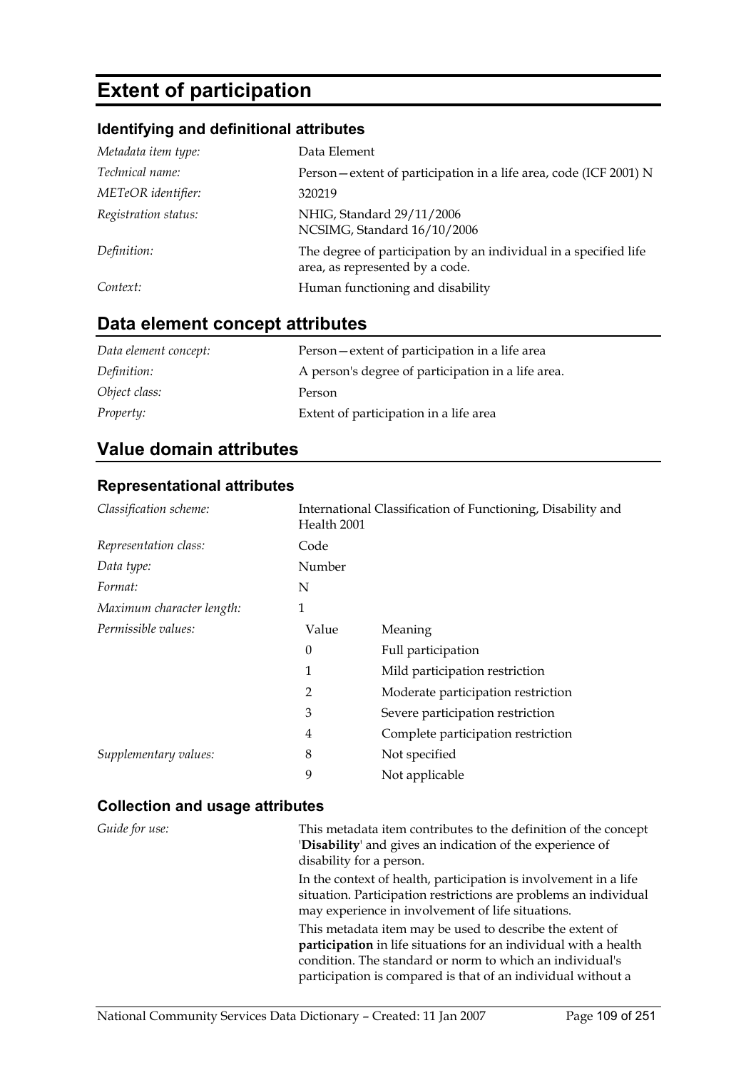# Extent of participation

## Identifying and definitional attributes

| | |
|---|---|
| *Metadata item type:* | Data Element |
| *Technical name:* | Person—extent of participation in a life area, code (ICF 2001) N |
| *METeOR identifier:* | 320219 |
| *Registration status:* | NHIG, Standard 29/11/2006<br>NCSIMG, Standard 16/10/2006 |
| *Definition:* | The degree of participation by an individual in a specified life area, as represented by a code. |
| *Context:* | Human functioning and disability |

## Data element concept attributes

| | |
|---|---|
| *Data element concept:* | Person—extent of participation in a life area |
| *Definition:* | A person's degree of participation in a life area. |
| *Object class:* | Person |
| *Property:* | Extent of participation in a life area |

## Value domain attributes

### Representational attributes

| | | |
|---|---|---|
| *Classification scheme:* | International Classification of Functioning, Disability and Health 2001 | |
| *Representation class:* | Code | |
| *Data type:* | Number | |
| *Format:* | N | |
| *Maximum character length:* | 1 | |
| *Permissible values:* | Value | Meaning |
| | 0 | Full participation |
| | 1 | Mild participation restriction |
| | 2 | Moderate participation restriction |
| | 3 | Severe participation restriction |
| | 4 | Complete participation restriction |
| *Supplementary values:* | 8 | Not specified |
| | 9 | Not applicable |

### Collection and usage attributes

*Guide for use:*

This metadata item contributes to the definition of the concept '**Disability**' and gives an indication of the experience of disability for a person.

In the context of health, participation is involvement in a life situation. Participation restrictions are problems an individual may experience in involvement of life situations.

This metadata item may be used to describe the extent of **participation** in life situations for an individual with a health condition. The standard or norm to which an individual's participation is compared is that of an individual without a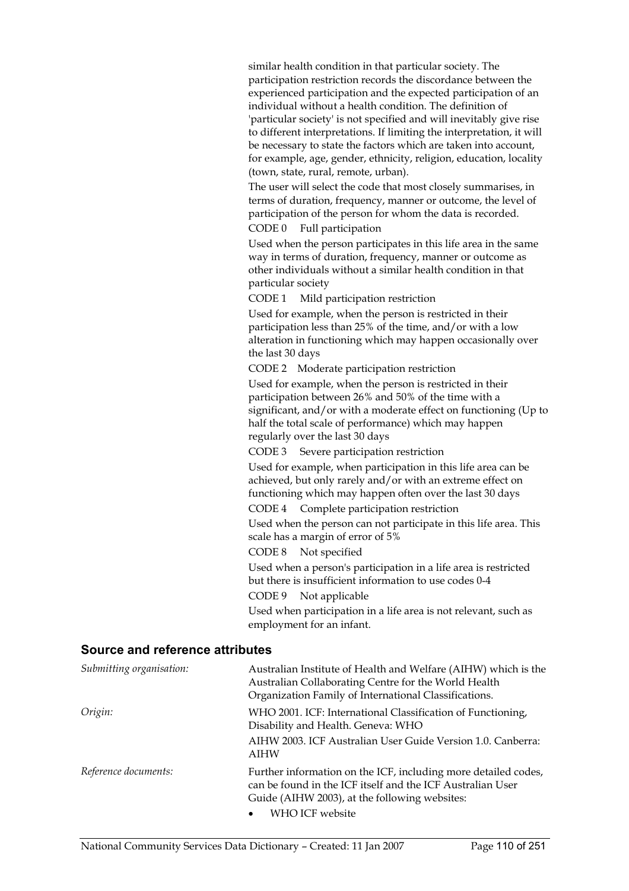similar health condition in that particular society. The participation restriction records the discordance between the experienced participation and the expected participation of an individual without a health condition. The definition of 'particular society' is not specified and will inevitably give rise to different interpretations. If limiting the interpretation, it will be necessary to state the factors which are taken into account, for example, age, gender, ethnicity, religion, education, locality (town, state, rural, remote, urban).

The user will select the code that most closely summarises, in terms of duration, frequency, manner or outcome, the level of participation of the person for whom the data is recorded.

CODE 0 Full participation

Used when the person participates in this life area in the same way in terms of duration, frequency, manner or outcome as other individuals without a similar health condition in that particular society

CODE 1 Mild participation restriction

Used for example, when the person is restricted in their participation less than 25% of the time, and/or with a low alteration in functioning which may happen occasionally over the last 30 days

CODE 2 Moderate participation restriction

Used for example, when the person is restricted in their participation between 26% and 50% of the time with a significant, and/or with a moderate effect on functioning (Up to half the total scale of performance) which may happen regularly over the last 30 days

CODE 3 Severe participation restriction

Used for example, when participation in this life area can be achieved, but only rarely and/or with an extreme effect on functioning which may happen often over the last 30 days

CODE 4 Complete participation restriction

Used when the person can not participate in this life area. This scale has a margin of error of 5%

CODE 8 Not specified

Used when a person's participation in a life area is restricted but there is insufficient information to use codes 0-4

CODE 9 Not applicable

Used when participation in a life area is not relevant, such as employment for an infant.

### Source and reference attributes

*Submitting organisation:* Australian Institute of Health and Welfare (AIHW) which is the Australian Collaborating Centre for the World Health Organization Family of International Classifications.

*Origin:* WHO 2001. ICF: International Classification of Functioning, Disability and Health. Geneva: WHO

AIHW 2003. ICF Australian User Guide Version 1.0. Canberra: AIHW

*Reference documents:* Further information on the ICF, including more detailed codes, can be found in the ICF itself and the ICF Australian User Guide (AIHW 2003), at the following websites:

- WHO ICF website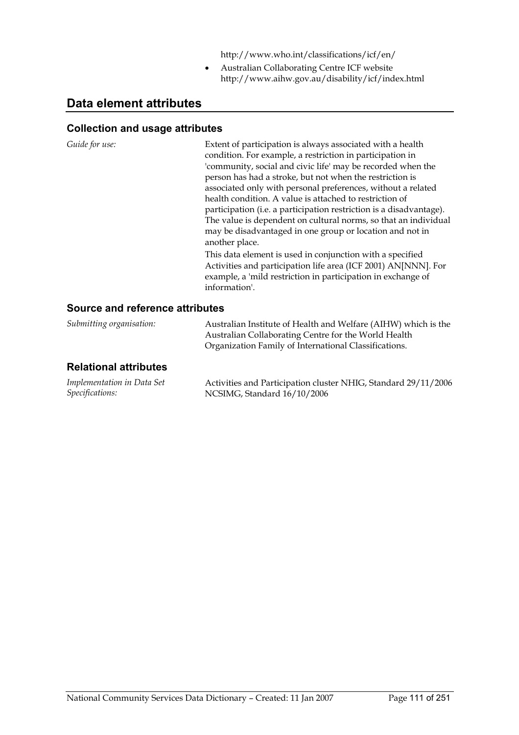http://www.who.int/classifications/icf/en/

- Australian Collaborating Centre ICF website http://www.aihw.gov.au/disability/icf/index.html

## Data element attributes

### Collection and usage attributes

*Guide for use:*

Extent of participation is always associated with a health condition. For example, a restriction in participation in 'community, social and civic life' may be recorded when the person has had a stroke, but not when the restriction is associated only with personal preferences, without a related health condition. A value is attached to restriction of participation (i.e. a participation restriction is a disadvantage). The value is dependent on cultural norms, so that an individual may be disadvantaged in one group or location and not in another place.

This data element is used in conjunction with a specified Activities and participation life area (ICF 2001) AN[NNN]. For example, a 'mild restriction in participation in exchange of information'.

### Source and reference attributes

*Submitting organisation:*

Australian Institute of Health and Welfare (AIHW) which is the Australian Collaborating Centre for the World Health Organization Family of International Classifications.

### Relational attributes

*Implementation in Data Set Specifications:*

Activities and Participation cluster NHIG, Standard 29/11/2006
NCSIMG, Standard 16/10/2006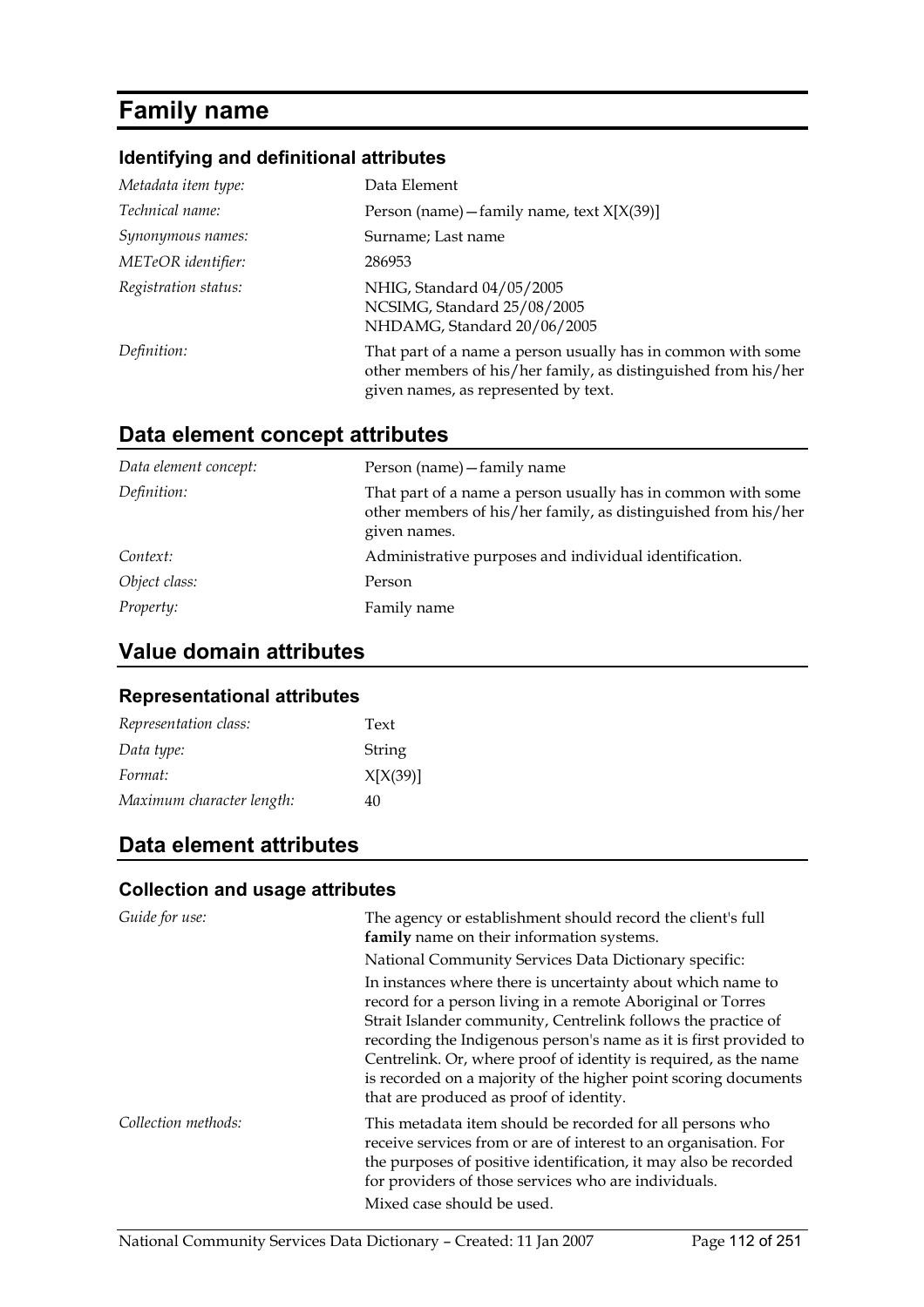# Family name

### Identifying and definitional attributes

| | |
|---|---|
| *Metadata item type:* | Data Element |
| *Technical name:* | Person (name)—family name, text X[X(39)] |
| *Synonymous names:* | Surname; Last name |
| *METeOR identifier:* | 286953 |
| *Registration status:* | NHIG, Standard 04/05/2005<br>NCSIMG, Standard 25/08/2005<br>NHDAMG, Standard 20/06/2005 |
| *Definition:* | That part of a name a person usually has in common with some other members of his/her family, as distinguished from his/her given names, as represented by text. |

## Data element concept attributes

| | |
|---|---|
| *Data element concept:* | Person (name)—family name |
| *Definition:* | That part of a name a person usually has in common with some other members of his/her family, as distinguished from his/her given names. |
| *Context:* | Administrative purposes and individual identification. |
| *Object class:* | Person |
| *Property:* | Family name |

## Value domain attributes

### Representational attributes

| | |
|---|---|
| *Representation class:* | Text |
| *Data type:* | String |
| *Format:* | X[X(39)] |
| *Maximum character length:* | 40 |

## Data element attributes

### Collection and usage attributes

| | |
|---|---|
| *Guide for use:* | The agency or establishment should record the client's full **family** name on their information systems.<br>National Community Services Data Dictionary specific:<br>In instances where there is uncertainty about which name to record for a person living in a remote Aboriginal or Torres Strait Islander community, Centrelink follows the practice of recording the Indigenous person's name as it is first provided to Centrelink. Or, where proof of identity is required, as the name is recorded on a majority of the higher point scoring documents that are produced as proof of identity. |
| *Collection methods:* | This metadata item should be recorded for all persons who receive services from or are of interest to an organisation. For the purposes of positive identification, it may also be recorded for providers of those services who are individuals.<br>Mixed case should be used. |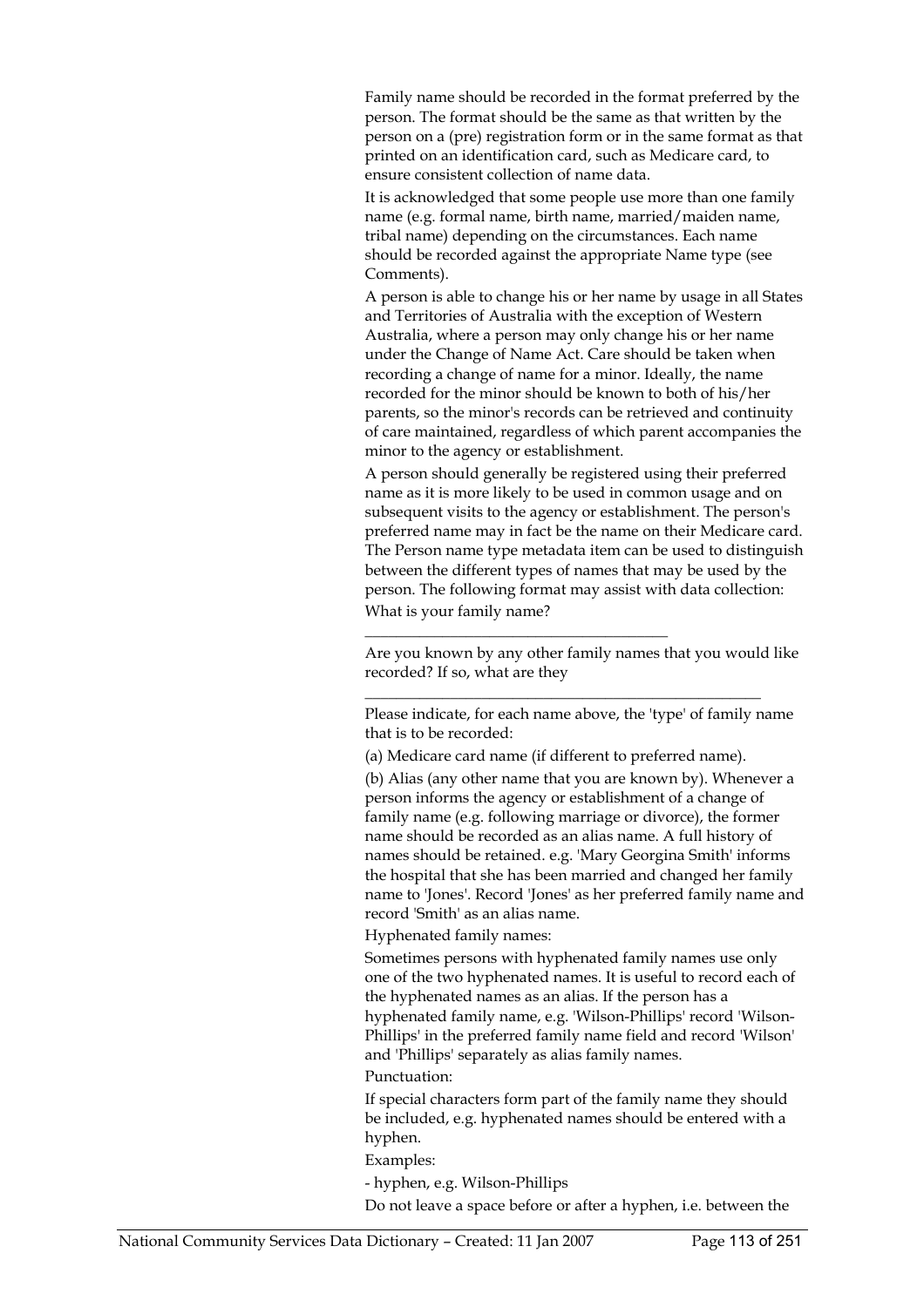Family name should be recorded in the format preferred by the person. The format should be the same as that written by the person on a (pre) registration form or in the same format as that printed on an identification card, such as Medicare card, to ensure consistent collection of name data.

It is acknowledged that some people use more than one family name (e.g. formal name, birth name, married/maiden name, tribal name) depending on the circumstances. Each name should be recorded against the appropriate Name type (see Comments).

A person is able to change his or her name by usage in all States and Territories of Australia with the exception of Western Australia, where a person may only change his or her name under the Change of Name Act. Care should be taken when recording a change of name for a minor. Ideally, the name recorded for the minor should be known to both of his/her parents, so the minor's records can be retrieved and continuity of care maintained, regardless of which parent accompanies the minor to the agency or establishment.

A person should generally be registered using their preferred name as it is more likely to be used in common usage and on subsequent visits to the agency or establishment. The person's preferred name may in fact be the name on their Medicare card. The Person name type metadata item can be used to distinguish between the different types of names that may be used by the person. The following format may assist with data collection:

What is your family name?

______________________________________

Are you known by any other family names that you would like recorded? If so, what are they

____________________________________________________

Please indicate, for each name above, the 'type' of family name that is to be recorded:

(a) Medicare card name (if different to preferred name).

(b) Alias (any other name that you are known by). Whenever a person informs the agency or establishment of a change of family name (e.g. following marriage or divorce), the former name should be recorded as an alias name. A full history of names should be retained. e.g. 'Mary Georgina Smith' informs the hospital that she has been married and changed her family name to 'Jones'. Record 'Jones' as her preferred family name and record 'Smith' as an alias name.

Hyphenated family names:

Sometimes persons with hyphenated family names use only one of the two hyphenated names. It is useful to record each of the hyphenated names as an alias. If the person has a hyphenated family name, e.g. 'Wilson-Phillips' record 'Wilson-Phillips' in the preferred family name field and record 'Wilson' and 'Phillips' separately as alias family names.

Punctuation:

If special characters form part of the family name they should be included, e.g. hyphenated names should be entered with a hyphen.

Examples:

- hyphen, e.g. Wilson-Phillips

Do not leave a space before or after a hyphen, i.e. between the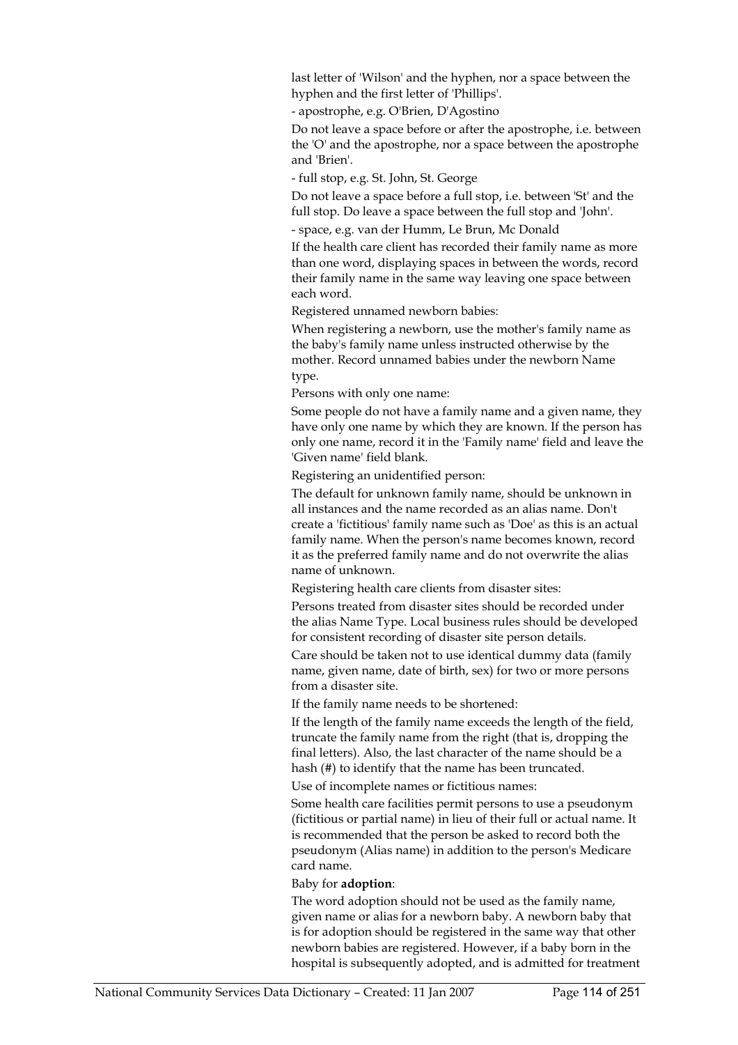last letter of 'Wilson' and the hyphen, nor a space between the hyphen and the first letter of 'Phillips'.

- apostrophe, e.g. O'Brien, D'Agostino

Do not leave a space before or after the apostrophe, i.e. between the 'O' and the apostrophe, nor a space between the apostrophe and 'Brien'.

- full stop, e.g. St. John, St. George

Do not leave a space before a full stop, i.e. between 'St' and the full stop. Do leave a space between the full stop and 'John'.

- space, e.g. van der Humm, Le Brun, Mc Donald

If the health care client has recorded their family name as more than one word, displaying spaces in between the words, record their family name in the same way leaving one space between each word.

Registered unnamed newborn babies:

When registering a newborn, use the mother's family name as the baby's family name unless instructed otherwise by the mother. Record unnamed babies under the newborn Name type.

Persons with only one name:

Some people do not have a family name and a given name, they have only one name by which they are known. If the person has only one name, record it in the 'Family name' field and leave the 'Given name' field blank.

Registering an unidentified person:

The default for unknown family name, should be unknown in all instances and the name recorded as an alias name. Don't create a 'fictitious' family name such as 'Doe' as this is an actual family name. When the person's name becomes known, record it as the preferred family name and do not overwrite the alias name of unknown.

Registering health care clients from disaster sites:

Persons treated from disaster sites should be recorded under the alias Name Type. Local business rules should be developed for consistent recording of disaster site person details.

Care should be taken not to use identical dummy data (family name, given name, date of birth, sex) for two or more persons from a disaster site.

If the family name needs to be shortened:

If the length of the family name exceeds the length of the field, truncate the family name from the right (that is, dropping the final letters). Also, the last character of the name should be a hash (#) to identify that the name has been truncated.

Use of incomplete names or fictitious names:

Some health care facilities permit persons to use a pseudonym (fictitious or partial name) in lieu of their full or actual name. It is recommended that the person be asked to record both the pseudonym (Alias name) in addition to the person's Medicare card name.

Baby for **adoption**:

The word adoption should not be used as the family name, given name or alias for a newborn baby. A newborn baby that is for adoption should be registered in the same way that other newborn babies are registered. However, if a baby born in the hospital is subsequently adopted, and is admitted for treatment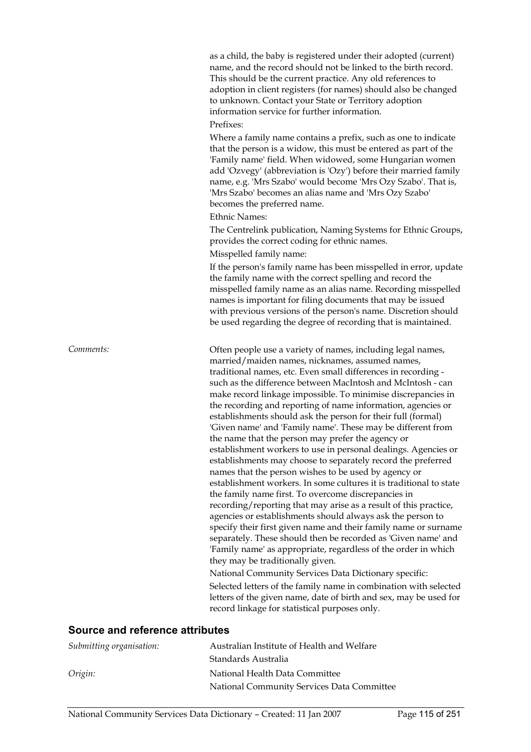as a child, the baby is registered under their adopted (current) name, and the record should not be linked to the birth record. This should be the current practice. Any old references to adoption in client registers (for names) should also be changed to unknown. Contact your State or Territory adoption information service for further information.

Prefixes:

Where a family name contains a prefix, such as one to indicate that the person is a widow, this must be entered as part of the 'Family name' field. When widowed, some Hungarian women add 'Ozvegy' (abbreviation is 'Ozy') before their married family name, e.g. 'Mrs Szabo' would become 'Mrs Ozy Szabo'. That is, 'Mrs Szabo' becomes an alias name and 'Mrs Ozy Szabo' becomes the preferred name.

Ethnic Names:

The Centrelink publication, Naming Systems for Ethnic Groups, provides the correct coding for ethnic names.

Misspelled family name:

If the person's family name has been misspelled in error, update the family name with the correct spelling and record the misspelled family name as an alias name. Recording misspelled names is important for filing documents that may be issued with previous versions of the person's name. Discretion should be used regarding the degree of recording that is maintained.

*Comments:* Often people use a variety of names, including legal names, married/maiden names, nicknames, assumed names, traditional names, etc. Even small differences in recording - such as the difference between MacIntosh and McIntosh - can make record linkage impossible. To minimise discrepancies in the recording and reporting of name information, agencies or establishments should ask the person for their full (formal) 'Given name' and 'Family name'. These may be different from the name that the person may prefer the agency or establishment workers to use in personal dealings. Agencies or establishments may choose to separately record the preferred names that the person wishes to be used by agency or establishment workers. In some cultures it is traditional to state the family name first. To overcome discrepancies in recording/reporting that may arise as a result of this practice, agencies or establishments should always ask the person to specify their first given name and their family name or surname separately. These should then be recorded as 'Given name' and 'Family name' as appropriate, regardless of the order in which they may be traditionally given.

National Community Services Data Dictionary specific:

Selected letters of the family name in combination with selected letters of the given name, date of birth and sex, may be used for record linkage for statistical purposes only.

## Source and reference attributes

*Submitting organisation:* Australian Institute of Health and Welfare
Standards Australia

*Origin:* National Health Data Committee
National Community Services Data Committee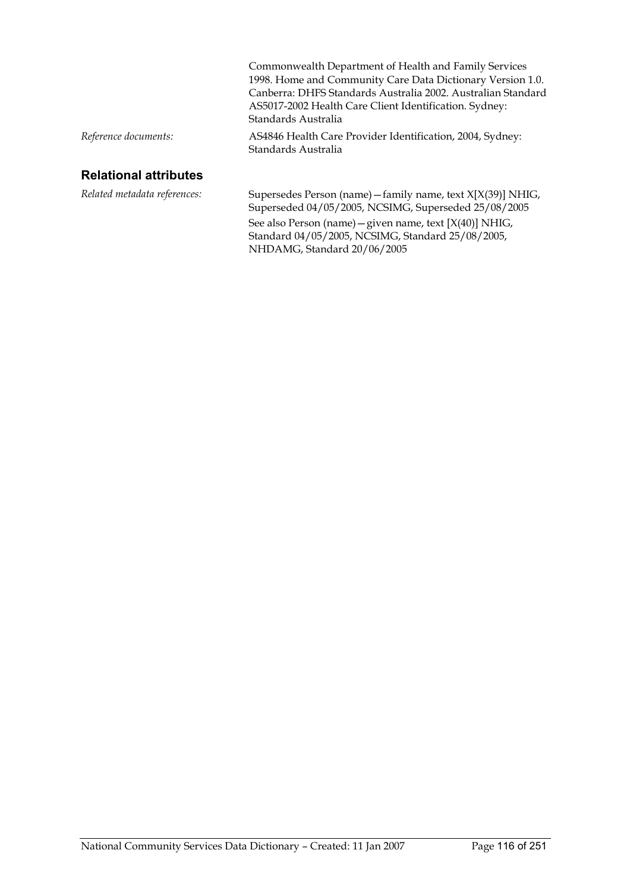Commonwealth Department of Health and Family Services 1998. Home and Community Care Data Dictionary Version 1.0. Canberra: DHFS Standards Australia 2002. Australian Standard AS5017-2002 Health Care Client Identification. Sydney: Standards Australia

*Reference documents:* AS4846 Health Care Provider Identification, 2004, Sydney: Standards Australia

### Relational attributes

*Related metadata references:* Supersedes Person (name)—family name, text X[X(39)] NHIG, Superseded 04/05/2005, NCSIMG, Superseded 25/08/2005

See also Person (name)—given name, text [X(40)] NHIG, Standard 04/05/2005, NCSIMG, Standard 25/08/2005, NHDAMG, Standard 20/06/2005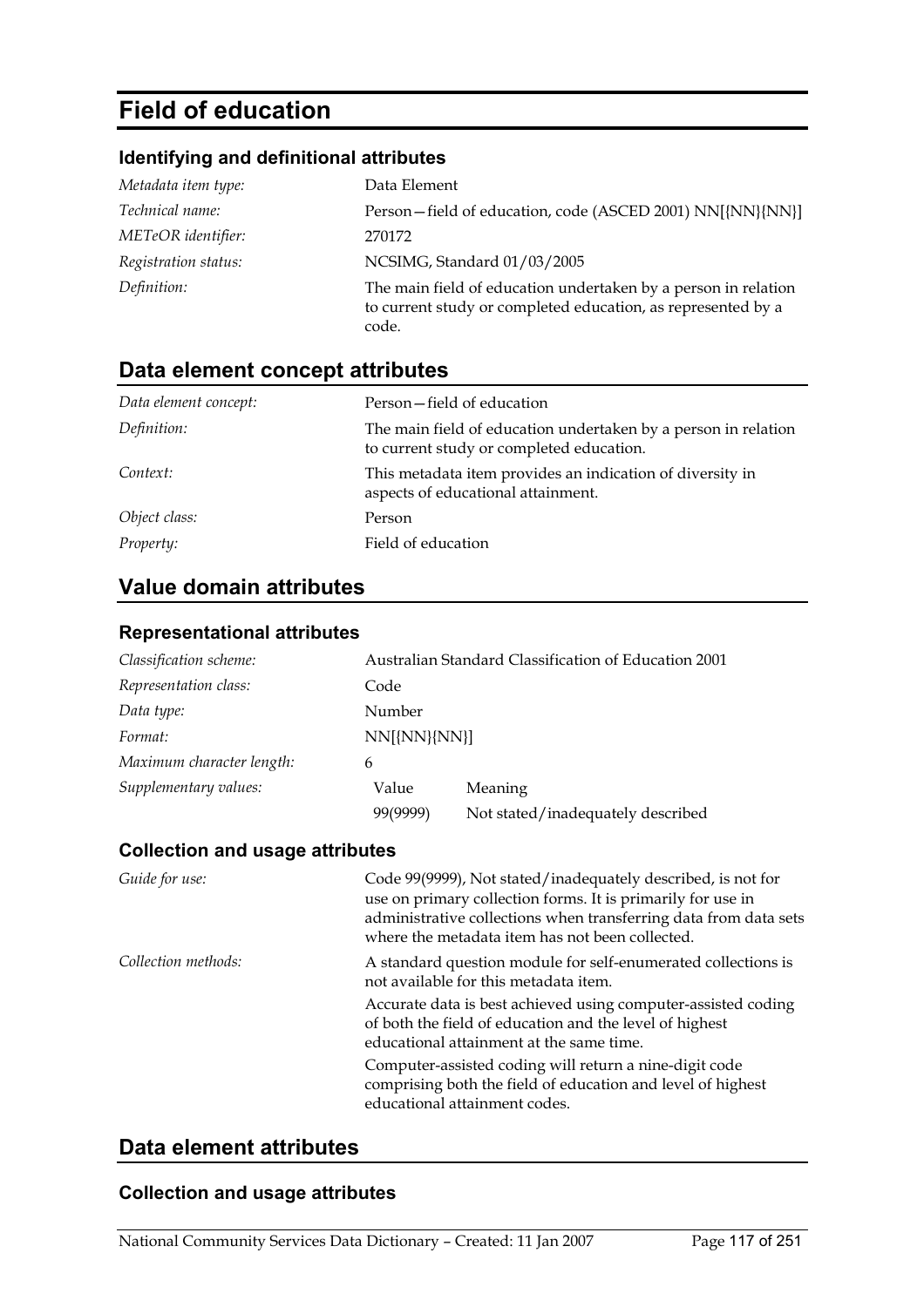# Field of education

### Identifying and definitional attributes

| | |
|---|---|
| *Metadata item type:* | Data Element |
| *Technical name:* | Person—field of education, code (ASCED 2001) NN[{NN}{NN}] |
| *METeOR identifier:* | 270172 |
| *Registration status:* | NCSIMG, Standard 01/03/2005 |
| *Definition:* | The main field of education undertaken by a person in relation to current study or completed education, as represented by a code. |

## Data element concept attributes

| | |
|---|---|
| *Data element concept:* | Person—field of education |
| *Definition:* | The main field of education undertaken by a person in relation to current study or completed education. |
| *Context:* | This metadata item provides an indication of diversity in aspects of educational attainment. |
| *Object class:* | Person |
| *Property:* | Field of education |

## Value domain attributes

### Representational attributes

| | | |
|---|---|---|
| *Classification scheme:* | Australian Standard Classification of Education 2001 | |
| *Representation class:* | Code | |
| *Data type:* | Number | |
| *Format:* | NN[{NN}{NN}] | |
| *Maximum character length:* | 6 | |
| *Supplementary values:* | Value | Meaning |
| | 99(9999) | Not stated/inadequately described |

### Collection and usage attributes

*Guide for use:*

Code 99(9999), Not stated/inadequately described, is not for use on primary collection forms. It is primarily for use in administrative collections when transferring data from data sets where the metadata item has not been collected.

*Collection methods:*

A standard question module for self-enumerated collections is not available for this metadata item.

Accurate data is best achieved using computer-assisted coding of both the field of education and the level of highest educational attainment at the same time.

Computer-assisted coding will return a nine-digit code comprising both the field of education and level of highest educational attainment codes.

## Data element attributes

### Collection and usage attributes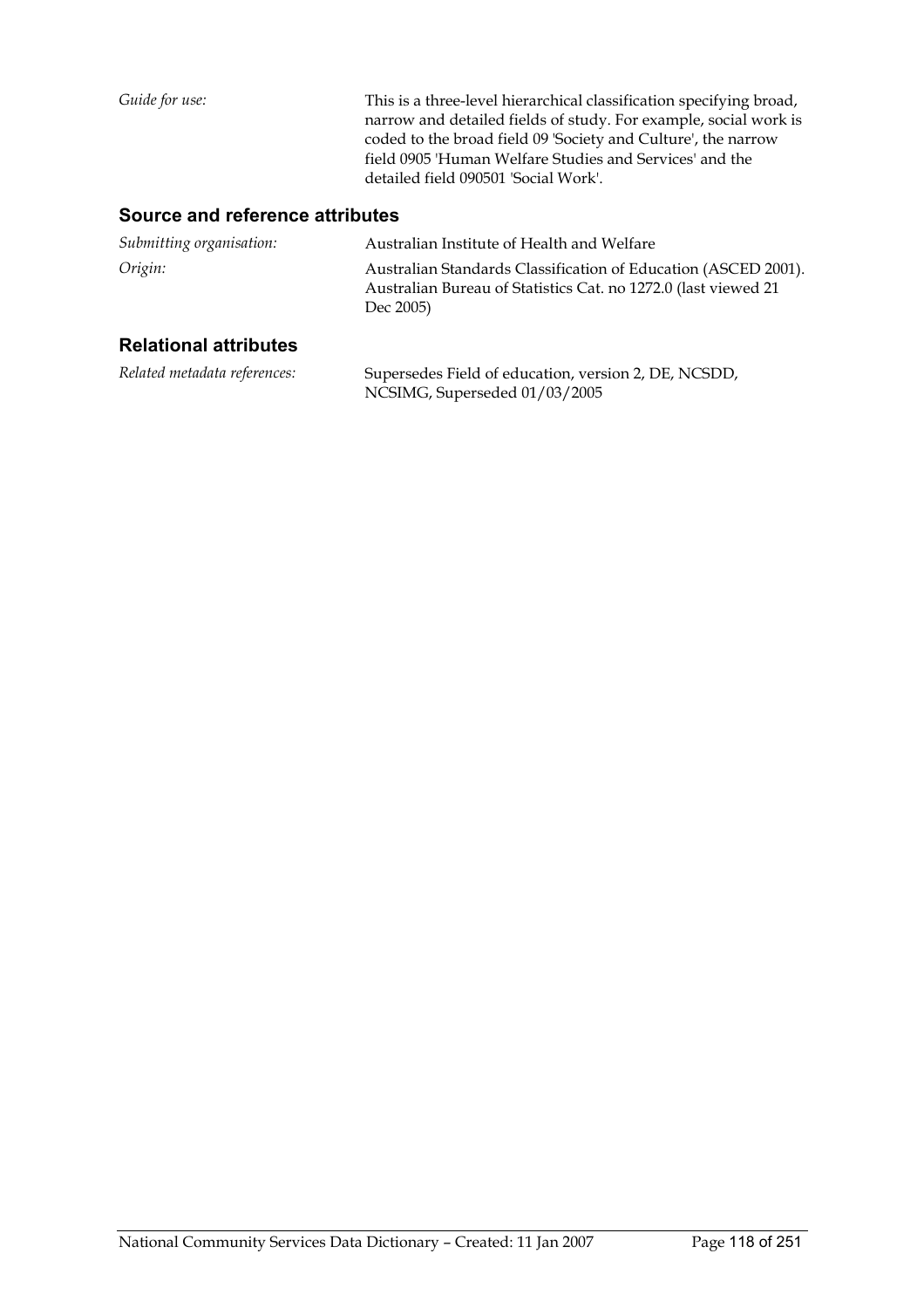*Guide for use:* This is a three-level hierarchical classification specifying broad, narrow and detailed fields of study. For example, social work is coded to the broad field 09 'Society and Culture', the narrow field 0905 'Human Welfare Studies and Services' and the detailed field 090501 'Social Work'.

## Source and reference attributes

*Submitting organisation:* Australian Institute of Health and Welfare

*Origin:* Australian Standards Classification of Education (ASCED 2001). Australian Bureau of Statistics Cat. no 1272.0 (last viewed 21 Dec 2005)

## Relational attributes

*Related metadata references:* Supersedes Field of education, version 2, DE, NCSDD, NCSIMG, Superseded 01/03/2005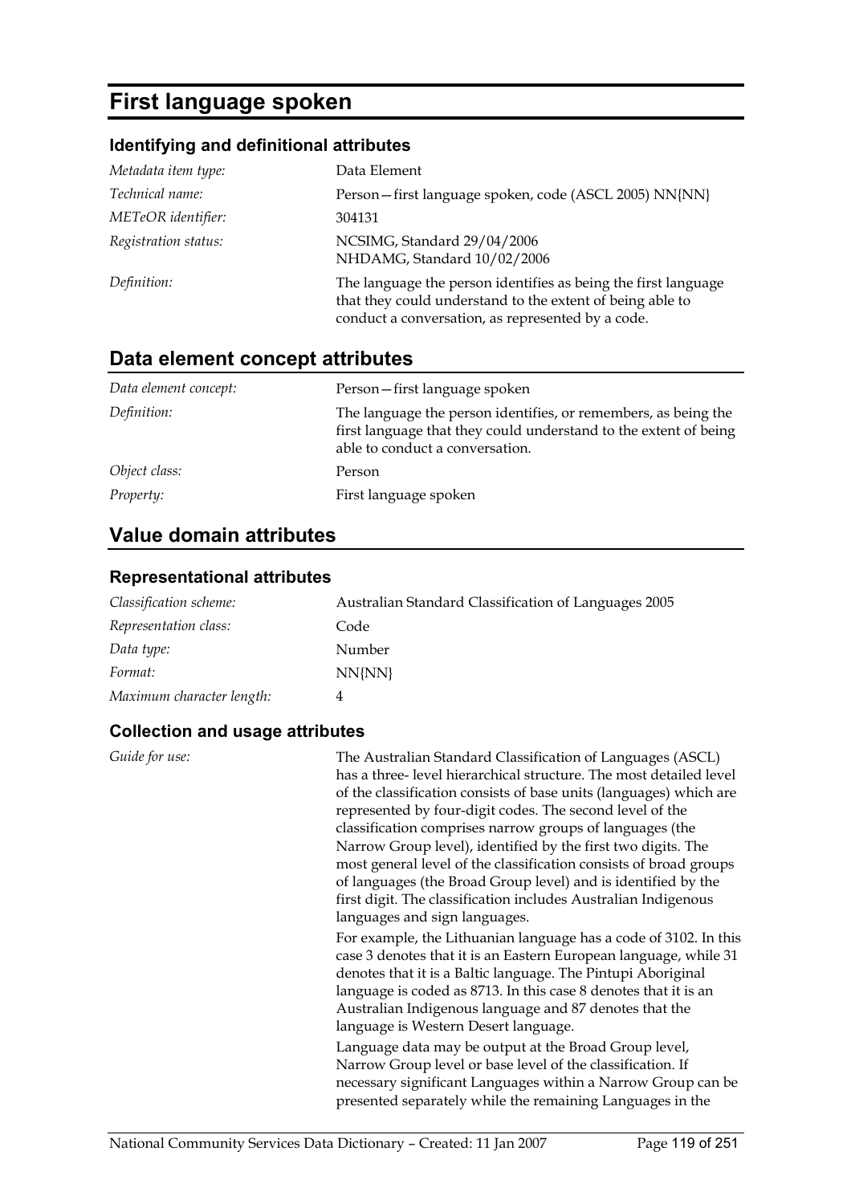# First language spoken

### Identifying and definitional attributes

| | |
|---|---|
| *Metadata item type:* | Data Element |
| *Technical name:* | Person—first language spoken, code (ASCL 2005) NN{NN} |
| *METeOR identifier:* | 304131 |
| *Registration status:* | NCSIMG, Standard 29/04/2006<br>NHDAMG, Standard 10/02/2006 |
| *Definition:* | The language the person identifies as being the first language that they could understand to the extent of being able to conduct a conversation, as represented by a code. |

## Data element concept attributes

| | |
|---|---|
| *Data element concept:* | Person—first language spoken |
| *Definition:* | The language the person identifies, or remembers, as being the first language that they could understand to the extent of being able to conduct a conversation. |
| *Object class:* | Person |
| *Property:* | First language spoken |

## Value domain attributes

### Representational attributes

| | |
|---|---|
| *Classification scheme:* | Australian Standard Classification of Languages 2005 |
| *Representation class:* | Code |
| *Data type:* | Number |
| *Format:* | NN{NN} |
| *Maximum character length:* | 4 |

### Collection and usage attributes

*Guide for use:*

The Australian Standard Classification of Languages (ASCL) has a three- level hierarchical structure. The most detailed level of the classification consists of base units (languages) which are represented by four-digit codes. The second level of the classification comprises narrow groups of languages (the Narrow Group level), identified by the first two digits. The most general level of the classification consists of broad groups of languages (the Broad Group level) and is identified by the first digit. The classification includes Australian Indigenous languages and sign languages.

For example, the Lithuanian language has a code of 3102. In this case 3 denotes that it is an Eastern European language, while 31 denotes that it is a Baltic language. The Pintupi Aboriginal language is coded as 8713. In this case 8 denotes that it is an Australian Indigenous language and 87 denotes that the language is Western Desert language.

Language data may be output at the Broad Group level, Narrow Group level or base level of the classification. If necessary significant Languages within a Narrow Group can be presented separately while the remaining Languages in the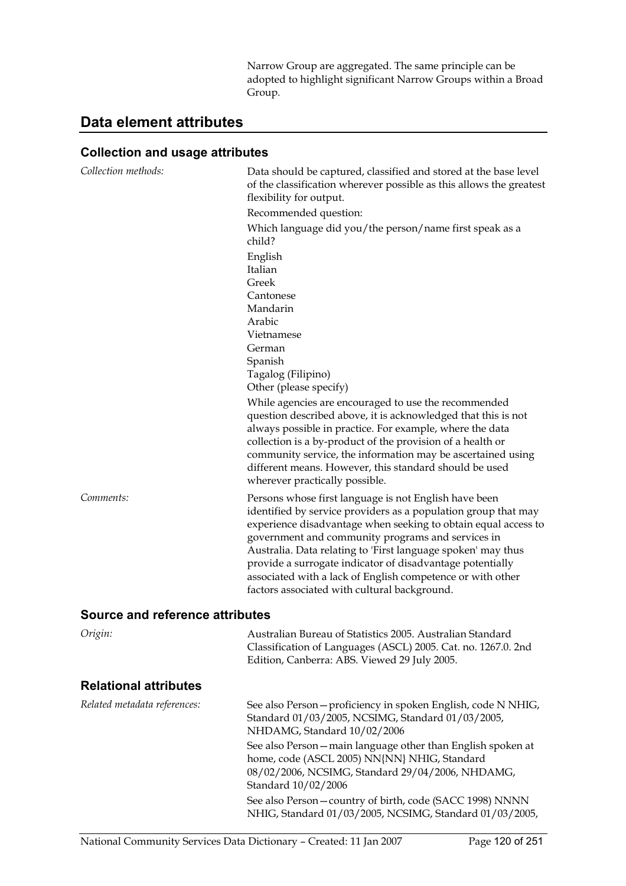Narrow Group are aggregated. The same principle can be adopted to highlight significant Narrow Groups within a Broad Group.

## Data element attributes

### Collection and usage attributes

*Collection methods:*

Data should be captured, classified and stored at the base level of the classification wherever possible as this allows the greatest flexibility for output.

Recommended question:

Which language did you/the person/name first speak as a child?

English
Italian
Greek
Cantonese
Mandarin
Arabic
Vietnamese
German
Spanish
Tagalog (Filipino)
Other (please specify)

While agencies are encouraged to use the recommended question described above, it is acknowledged that this is not always possible in practice. For example, where the data collection is a by-product of the provision of a health or community service, the information may be ascertained using different means. However, this standard should be used wherever practically possible.

*Comments:*

Persons whose first language is not English have been identified by service providers as a population group that may experience disadvantage when seeking to obtain equal access to government and community programs and services in Australia. Data relating to 'First language spoken' may thus provide a surrogate indicator of disadvantage potentially associated with a lack of English competence or with other factors associated with cultural background.

### Source and reference attributes

*Origin:*

Australian Bureau of Statistics 2005. Australian Standard Classification of Languages (ASCL) 2005. Cat. no. 1267.0. 2nd Edition, Canberra: ABS. Viewed 29 July 2005.

### Relational attributes

*Related metadata references:*

See also Person—proficiency in spoken English, code N NHIG, Standard 01/03/2005, NCSIMG, Standard 01/03/2005, NHDAMG, Standard 10/02/2006

See also Person—main language other than English spoken at home, code (ASCL 2005) NN{NN} NHIG, Standard 08/02/2006, NCSIMG, Standard 29/04/2006, NHDAMG, Standard 10/02/2006

See also Person—country of birth, code (SACC 1998) NNNN NHIG, Standard 01/03/2005, NCSIMG, Standard 01/03/2005,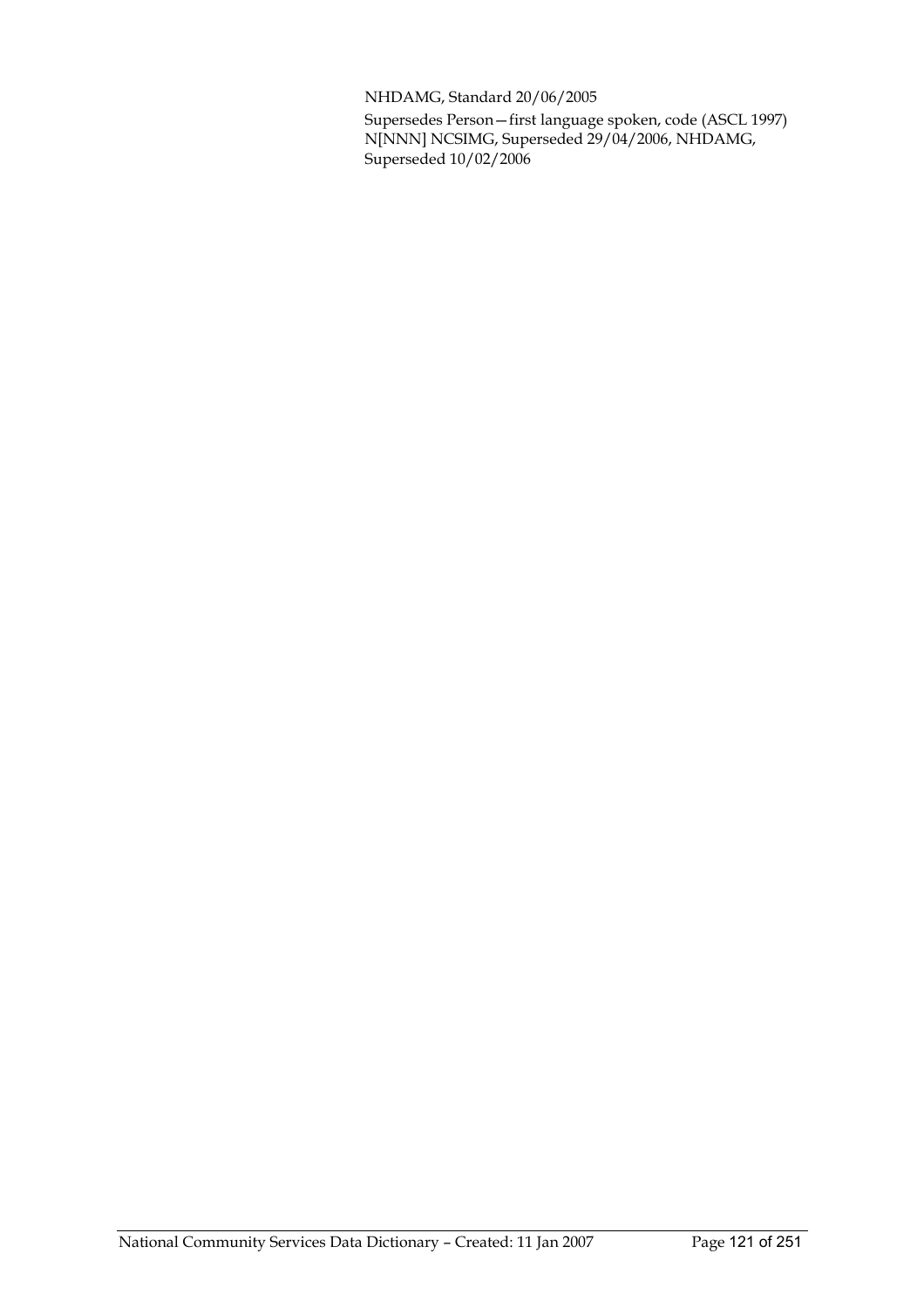NHDAMG, Standard 20/06/2005

Supersedes Person—first language spoken, code (ASCL 1997) N[NNN] NCSIMG, Superseded 29/04/2006, NHDAMG, Superseded 10/02/2006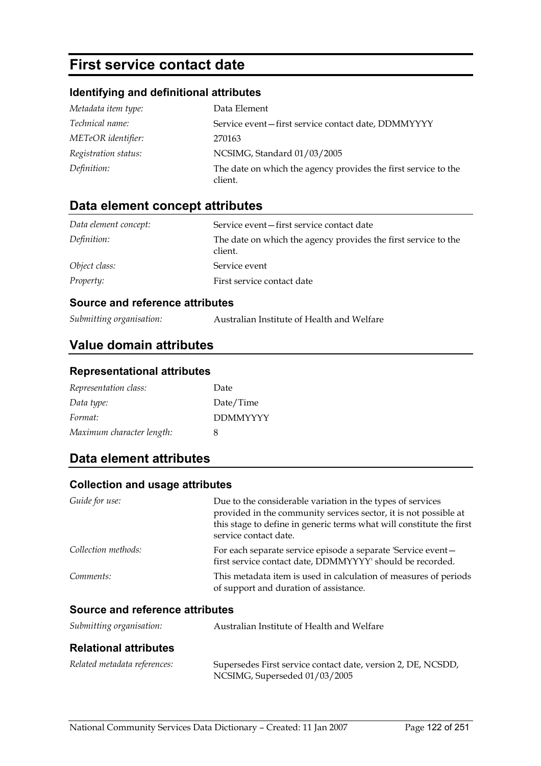# First service contact date

### Identifying and definitional attributes

| | |
|---|---|
| *Metadata item type:* | Data Element |
| *Technical name:* | Service event—first service contact date, DDMMYYYY |
| *METeOR identifier:* | 270163 |
| *Registration status:* | NCSIMG, Standard 01/03/2005 |
| *Definition:* | The date on which the agency provides the first service to the client. |

## Data element concept attributes

| | |
|---|---|
| *Data element concept:* | Service event—first service contact date |
| *Definition:* | The date on which the agency provides the first service to the client. |
| *Object class:* | Service event |
| *Property:* | First service contact date |

### Source and reference attributes

| | |
|---|---|
| *Submitting organisation:* | Australian Institute of Health and Welfare |

## Value domain attributes

### Representational attributes

| | |
|---|---|
| *Representation class:* | Date |
| *Data type:* | Date/Time |
| *Format:* | DDMMYYYY |
| *Maximum character length:* | 8 |

## Data element attributes

### Collection and usage attributes

| | |
|---|---|
| *Guide for use:* | Due to the considerable variation in the types of services provided in the community services sector, it is not possible at this stage to define in generic terms what will constitute the first service contact date. |
| *Collection methods:* | For each separate service episode a separate 'Service event—first service contact date, DDMMYYYY' should be recorded. |
| *Comments:* | This metadata item is used in calculation of measures of periods of support and duration of assistance. |

### Source and reference attributes

| | |
|---|---|
| *Submitting organisation:* | Australian Institute of Health and Welfare |

### Relational attributes

| | |
|---|---|
| *Related metadata references:* | Supersedes First service contact date, version 2, DE, NCSDD, NCSIMG, Superseded 01/03/2005 |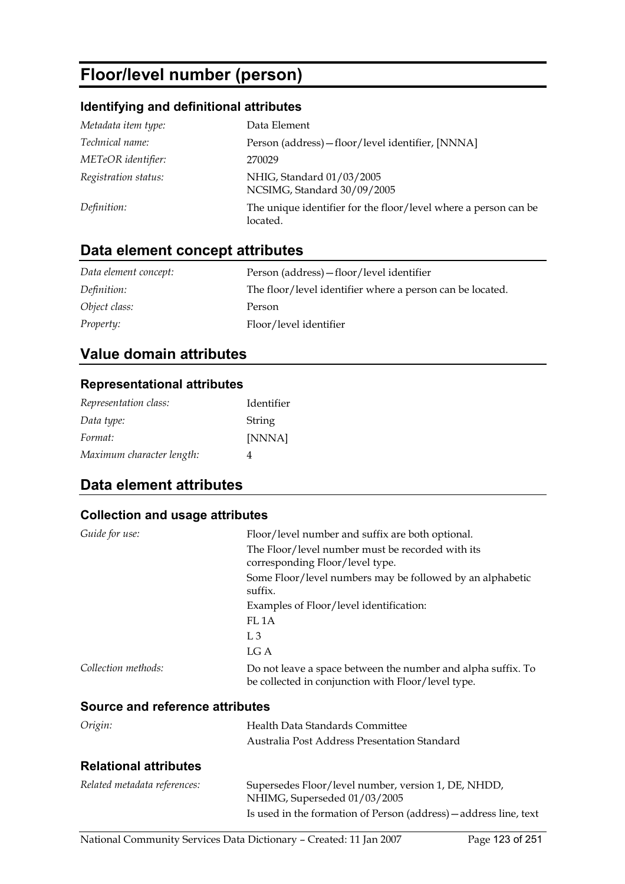# Floor/level number (person)

## Identifying and definitional attributes

| | |
|---|---|
| *Metadata item type:* | Data Element |
| *Technical name:* | Person (address)—floor/level identifier, [NNNA] |
| *METeOR identifier:* | 270029 |
| *Registration status:* | NHIG, Standard 01/03/2005<br>NCSIMG, Standard 30/09/2005 |
| *Definition:* | The unique identifier for the floor/level where a person can be located. |

## Data element concept attributes

| | |
|---|---|
| *Data element concept:* | Person (address)—floor/level identifier |
| *Definition:* | The floor/level identifier where a person can be located. |
| *Object class:* | Person |
| *Property:* | Floor/level identifier |

## Value domain attributes

### Representational attributes

| | |
|---|---|
| *Representation class:* | Identifier |
| *Data type:* | String |
| *Format:* | [NNNA] |
| *Maximum character length:* | 4 |

## Data element attributes

### Collection and usage attributes

*Guide for use:*

Floor/level number and suffix are both optional.

The Floor/level number must be recorded with its corresponding Floor/level type.

Some Floor/level numbers may be followed by an alphabetic suffix.

Examples of Floor/level identification:

FL 1A

L 3

LG A

*Collection methods:*

Do not leave a space between the number and alpha suffix. To be collected in conjunction with Floor/level type.

### Source and reference attributes

*Origin:*

Health Data Standards Committee

Australia Post Address Presentation Standard

### Relational attributes

*Related metadata references:*

Supersedes Floor/level number, version 1, DE, NHDD, NHIMG, Superseded 01/03/2005

Is used in the formation of Person (address)—address line, text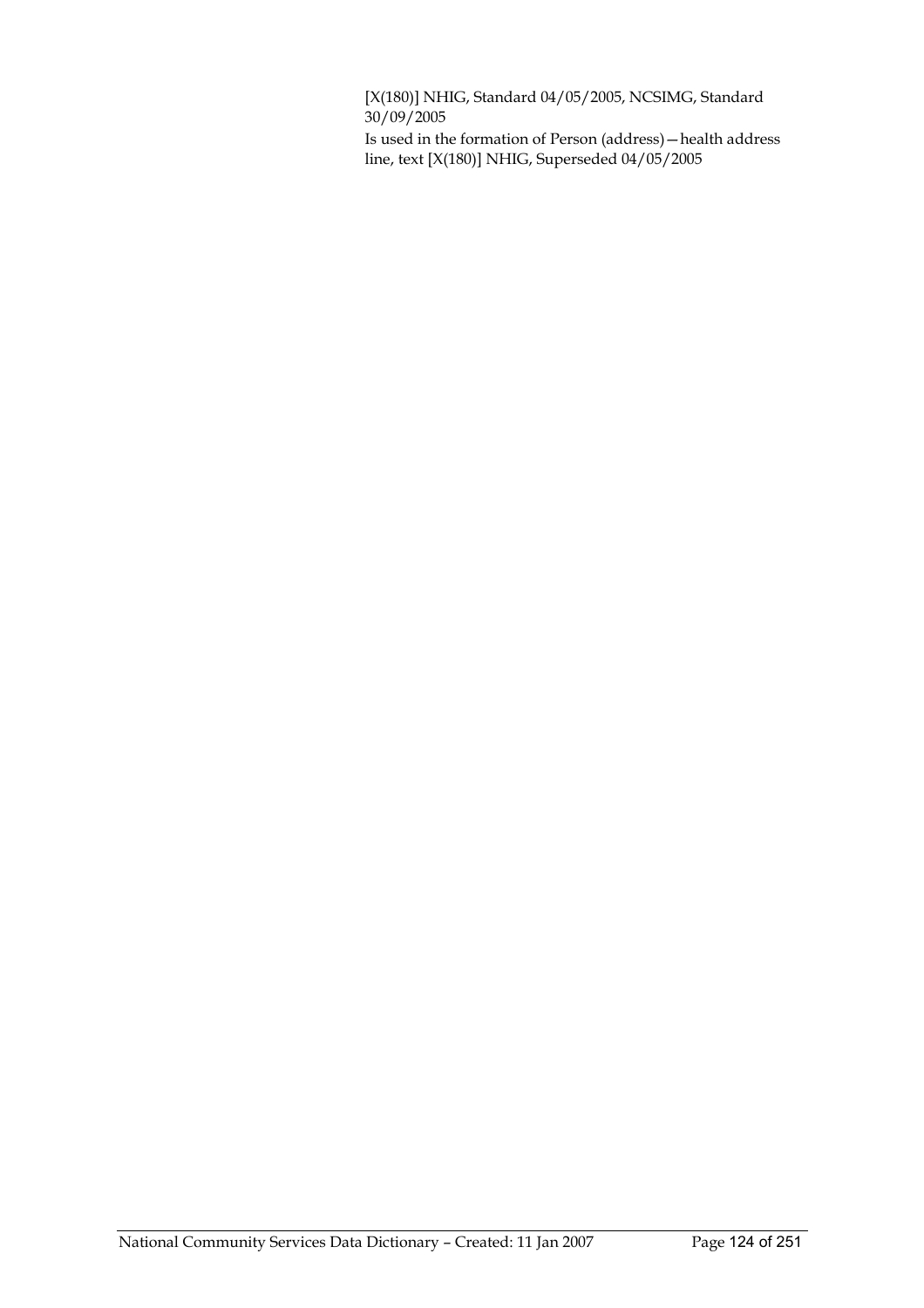[X(180)] NHIG, Standard 04/05/2005, NCSIMG, Standard 30/09/2005

Is used in the formation of Person (address)—health address line, text [X(180)] NHIG, Superseded 04/05/2005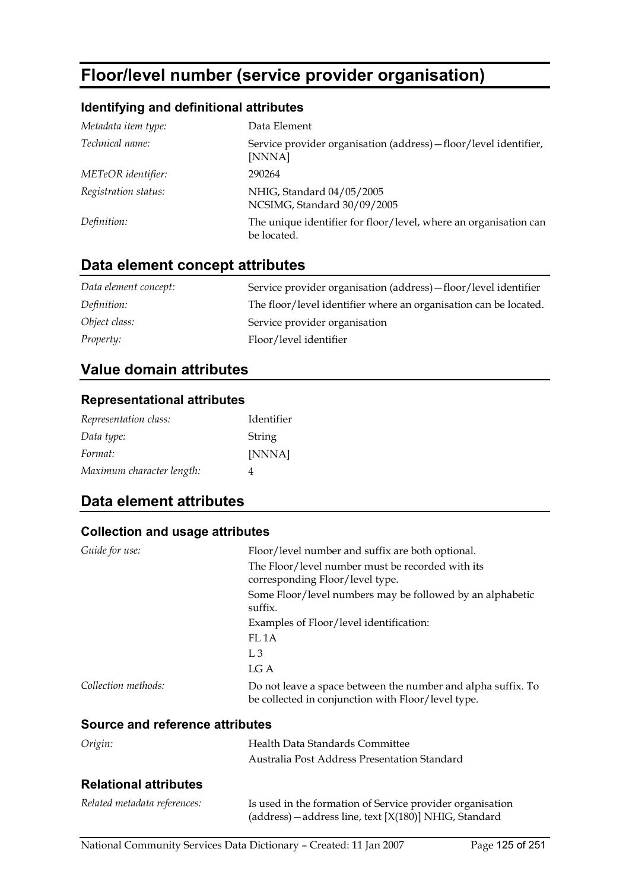# Floor/level number (service provider organisation)

## Identifying and definitional attributes

| | |
|---|---|
| *Metadata item type:* | Data Element |
| *Technical name:* | Service provider organisation (address)—floor/level identifier, [NNNA] |
| *METeOR identifier:* | 290264 |
| *Registration status:* | NHIG, Standard 04/05/2005<br>NCSIMG, Standard 30/09/2005 |
| *Definition:* | The unique identifier for floor/level, where an organisation can be located. |

## Data element concept attributes

| | |
|---|---|
| *Data element concept:* | Service provider organisation (address)—floor/level identifier |
| *Definition:* | The floor/level identifier where an organisation can be located. |
| *Object class:* | Service provider organisation |
| *Property:* | Floor/level identifier |

## Value domain attributes

### Representational attributes

| | |
|---|---|
| *Representation class:* | Identifier |
| *Data type:* | String |
| *Format:* | [NNNA] |
| *Maximum character length:* | 4 |

## Data element attributes

### Collection and usage attributes

*Guide for use:*

Floor/level number and suffix are both optional.

The Floor/level number must be recorded with its corresponding Floor/level type.

Some Floor/level numbers may be followed by an alphabetic suffix.

Examples of Floor/level identification:

FL 1A

L 3

LG A

*Collection methods:*

Do not leave a space between the number and alpha suffix. To be collected in conjunction with Floor/level type.

### Source and reference attributes

*Origin:*

Health Data Standards Committee

Australia Post Address Presentation Standard

### Relational attributes

*Related metadata references:*

Is used in the formation of Service provider organisation (address)—address line, text [X(180)] NHIG, Standard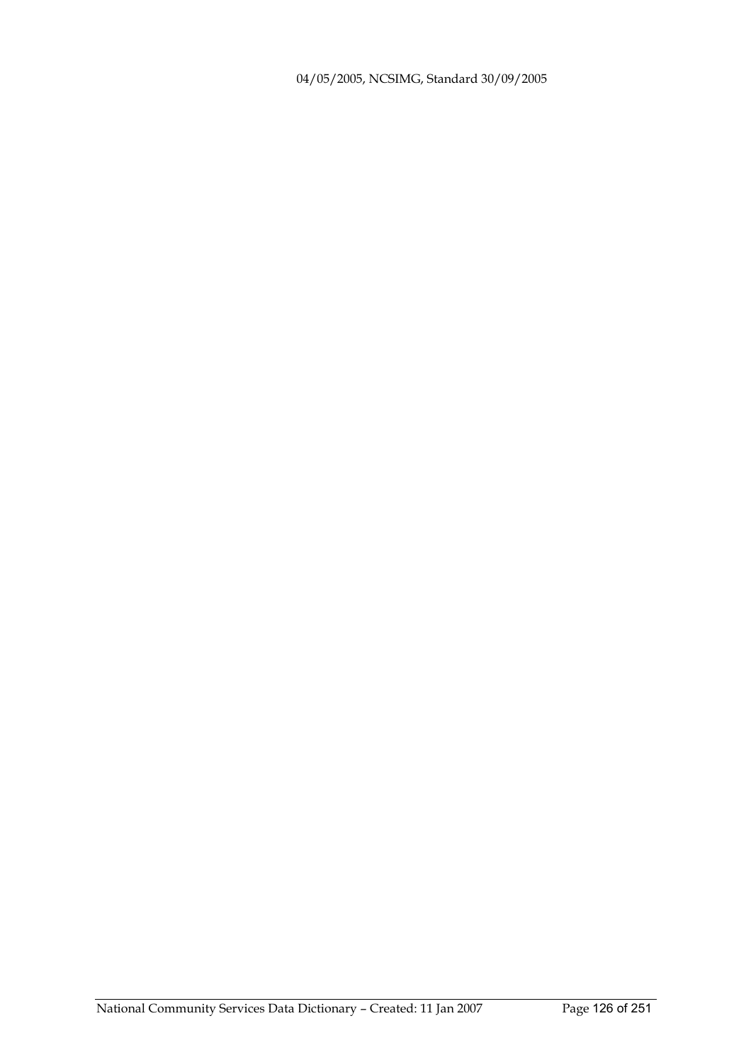04/05/2005, NCSIMG, Standard 30/09/2005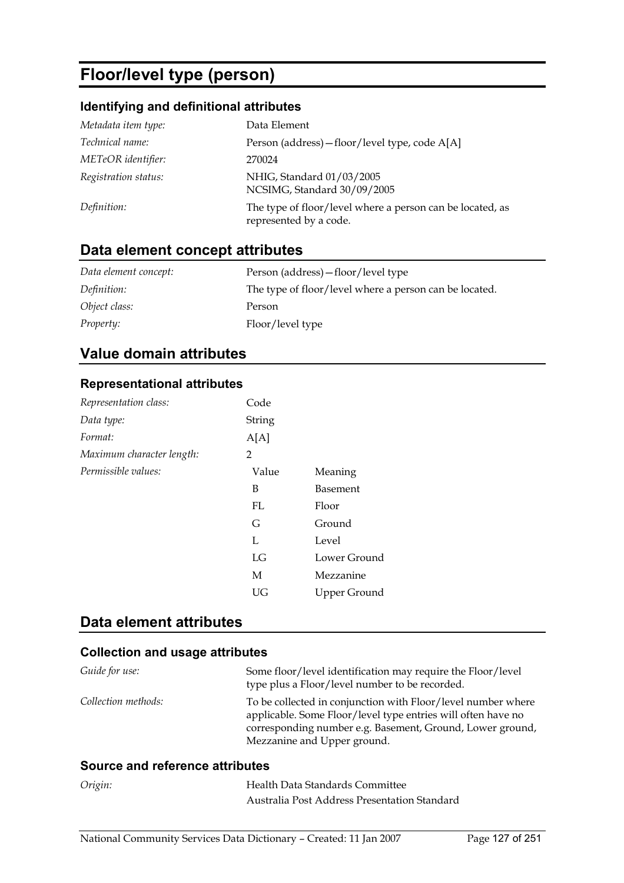# Floor/level type (person)

## Identifying and definitional attributes

| | |
|---|---|
| *Metadata item type:* | Data Element |
| *Technical name:* | Person (address)—floor/level type, code A[A] |
| *METeOR identifier:* | 270024 |
| *Registration status:* | NHIG, Standard 01/03/2005<br>NCSIMG, Standard 30/09/2005 |
| *Definition:* | The type of floor/level where a person can be located, as represented by a code. |

## Data element concept attributes

| | |
|---|---|
| *Data element concept:* | Person (address)—floor/level type |
| *Definition:* | The type of floor/level where a person can be located. |
| *Object class:* | Person |
| *Property:* | Floor/level type |

## Value domain attributes

### Representational attributes

| | | |
|---|---|---|
| *Representation class:* | Code | |
| *Data type:* | String | |
| *Format:* | A[A] | |
| *Maximum character length:* | 2 | |
| *Permissible values:* | Value | Meaning |
| | B | Basement |
| | FL | Floor |
| | G | Ground |
| | L | Level |
| | LG | Lower Ground |
| | M | Mezzanine |
| | UG | Upper Ground |

## Data element attributes

### Collection and usage attributes

| | |
|---|---|
| *Guide for use:* | Some floor/level identification may require the Floor/level type plus a Floor/level number to be recorded. |
| *Collection methods:* | To be collected in conjunction with Floor/level number where applicable. Some Floor/level type entries will often have no corresponding number e.g. Basement, Ground, Lower ground, Mezzanine and Upper ground. |

### Source and reference attributes

| | |
|---|---|
| *Origin:* | Health Data Standards Committee<br>Australia Post Address Presentation Standard |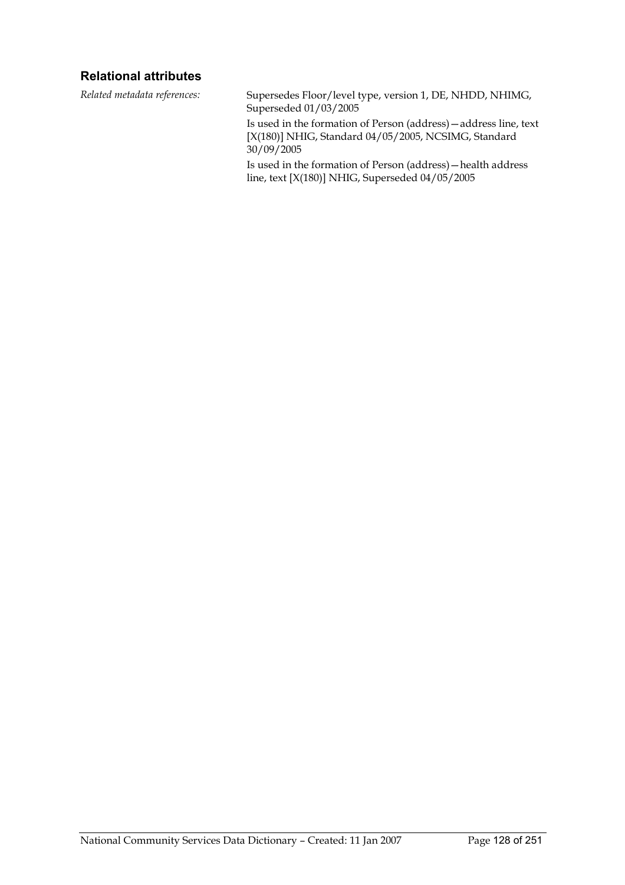### Relational attributes

*Related metadata references:*

Supersedes Floor/level type, version 1, DE, NHDD, NHIMG, Superseded 01/03/2005

Is used in the formation of Person (address)—address line, text [X(180)] NHIG, Standard 04/05/2005, NCSIMG, Standard 30/09/2005

Is used in the formation of Person (address)—health address line, text [X(180)] NHIG, Superseded 04/05/2005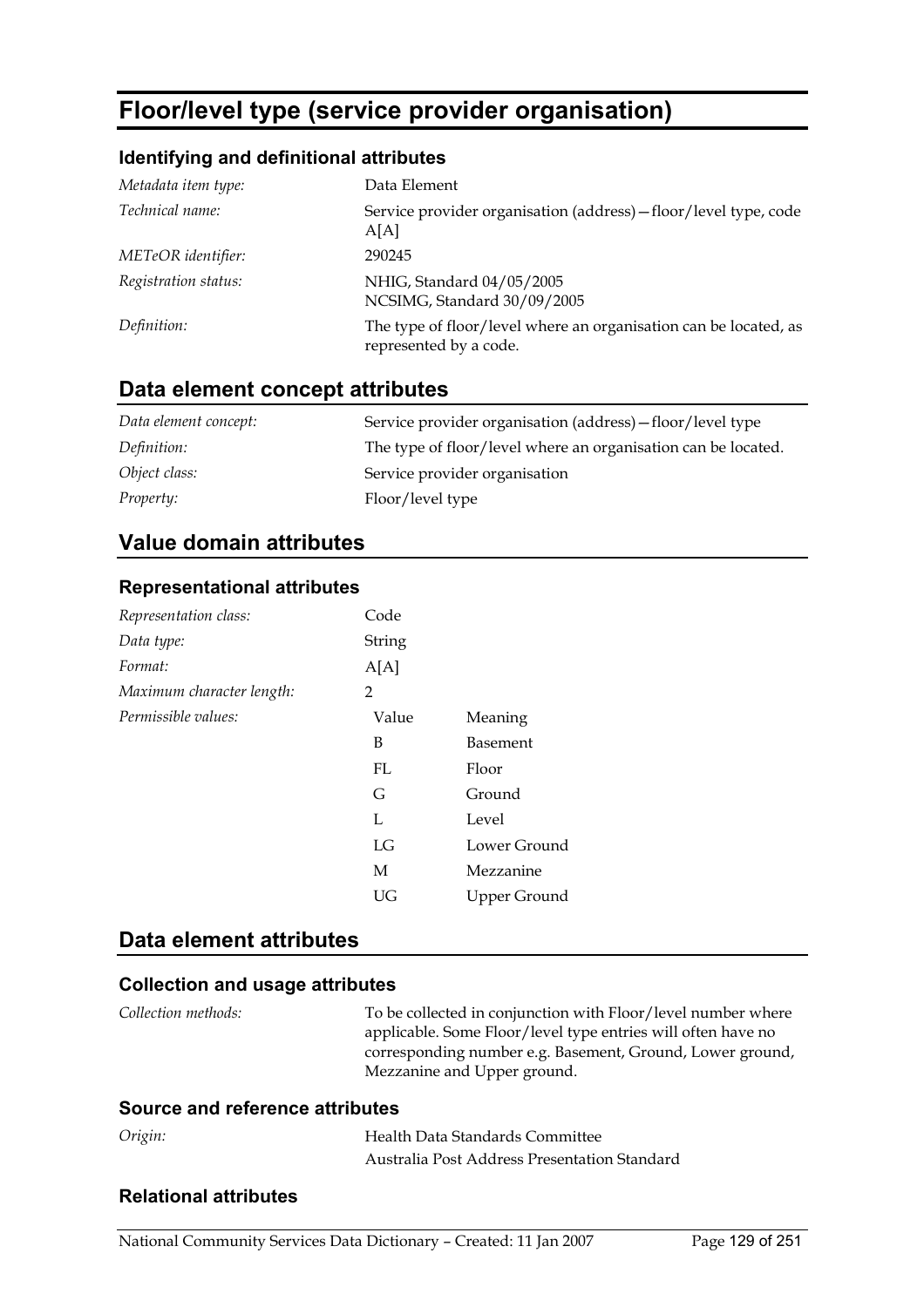# Floor/level type (service provider organisation)

### Identifying and definitional attributes

| | |
|---|---|
| *Metadata item type:* | Data Element |
| *Technical name:* | Service provider organisation (address)—floor/level type, code A[A] |
| *METeOR identifier:* | 290245 |
| *Registration status:* | NHIG, Standard 04/05/2005<br>NCSIMG, Standard 30/09/2005 |
| *Definition:* | The type of floor/level where an organisation can be located, as represented by a code. |

## Data element concept attributes

| | |
|---|---|
| *Data element concept:* | Service provider organisation (address)—floor/level type |
| *Definition:* | The type of floor/level where an organisation can be located. |
| *Object class:* | Service provider organisation |
| *Property:* | Floor/level type |

## Value domain attributes

### Representational attributes

| | |
|---|---|
| *Representation class:* | Code |
| *Data type:* | String |
| *Format:* | A[A] |
| *Maximum character length:* | 2 |

*Permissible values:*

| Value | Meaning |
|---|---|
| B | Basement |
| FL | Floor |
| G | Ground |
| L | Level |
| LG | Lower Ground |
| M | Mezzanine |
| UG | Upper Ground |

## Data element attributes

### Collection and usage attributes

| | |
|---|---|
| *Collection methods:* | To be collected in conjunction with Floor/level number where applicable. Some Floor/level type entries will often have no corresponding number e.g. Basement, Ground, Lower ground, Mezzanine and Upper ground. |

### Source and reference attributes

| | |
|---|---|
| *Origin:* | Health Data Standards Committee<br>Australia Post Address Presentation Standard |

### Relational attributes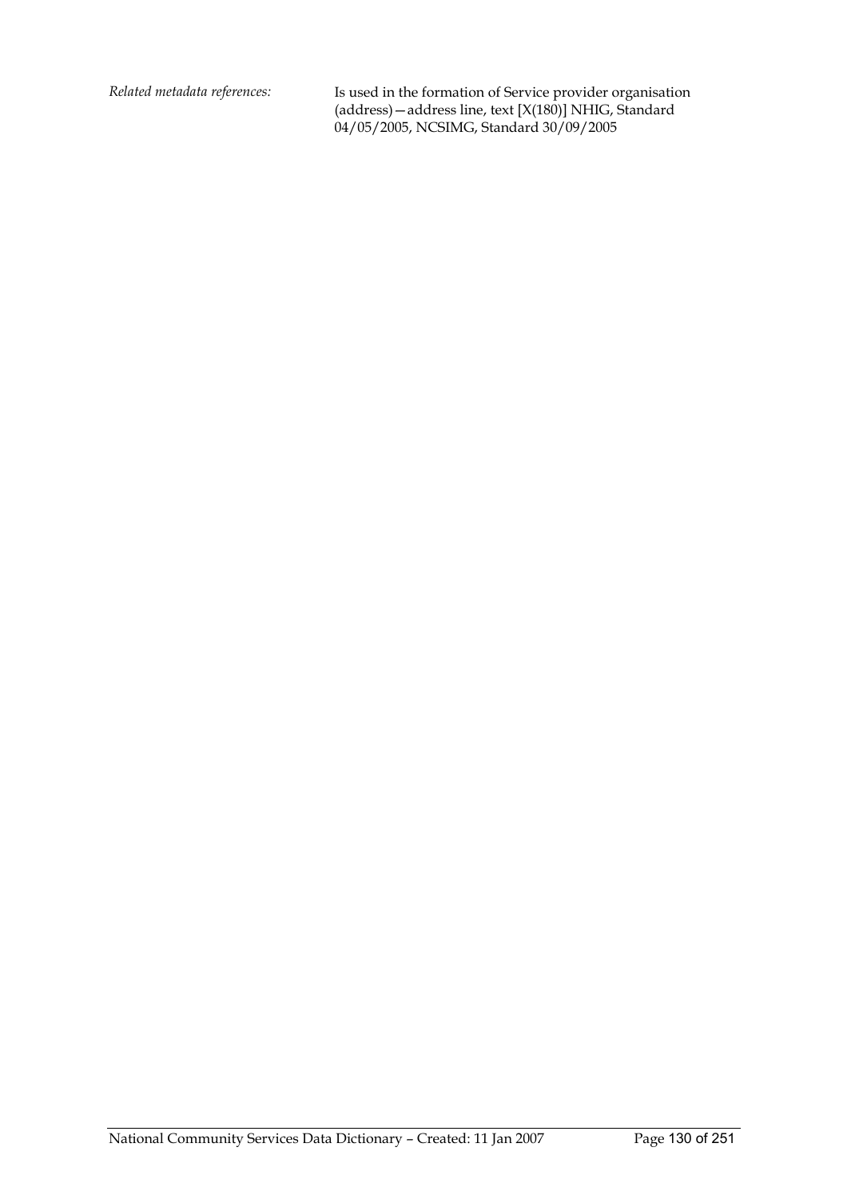*Related metadata references:* Is used in the formation of Service provider organisation (address)—address line, text [X(180)] NHIG, Standard 04/05/2005, NCSIMG, Standard 30/09/2005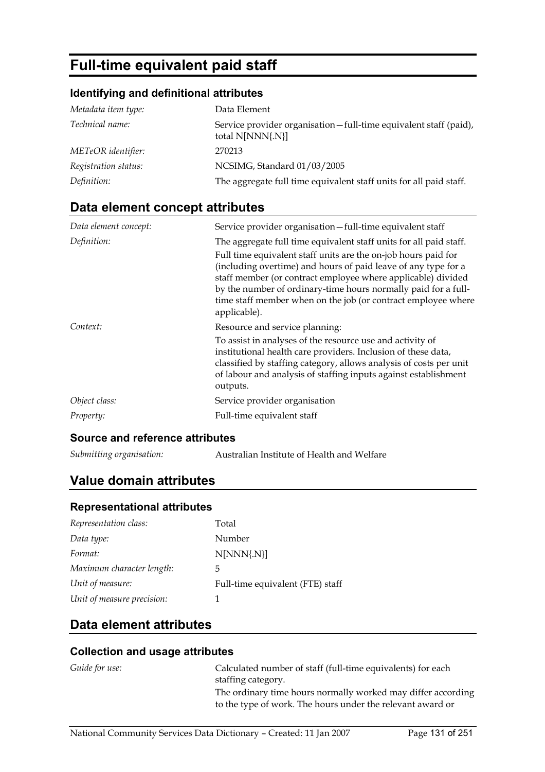# Full-time equivalent paid staff

### Identifying and definitional attributes

| | |
|---|---|
| *Metadata item type:* | Data Element |
| *Technical name:* | Service provider organisation—full-time equivalent staff (paid), total N[NNN{.N}] |
| *METeOR identifier:* | 270213 |
| *Registration status:* | NCSIMG, Standard 01/03/2005 |
| *Definition:* | The aggregate full time equivalent staff units for all paid staff. |

## Data element concept attributes

| | |
|---|---|
| *Data element concept:* | Service provider organisation—full-time equivalent staff |
| *Definition:* | The aggregate full time equivalent staff units for all paid staff. Full time equivalent staff units are the on-job hours paid for (including overtime) and hours of paid leave of any type for a staff member (or contract employee where applicable) divided by the number of ordinary-time hours normally paid for a full-time staff member when on the job (or contract employee where applicable). |
| *Context:* | Resource and service planning: To assist in analyses of the resource use and activity of institutional health care providers. Inclusion of these data, classified by staffing category, allows analysis of costs per unit of labour and analysis of staffing inputs against establishment outputs. |
| *Object class:* | Service provider organisation |
| *Property:* | Full-time equivalent staff |

### Source and reference attributes

| | |
|---|---|
| *Submitting organisation:* | Australian Institute of Health and Welfare |

## Value domain attributes

### Representational attributes

| | |
|---|---|
| *Representation class:* | Total |
| *Data type:* | Number |
| *Format:* | N[NNN{.N}] |
| *Maximum character length:* | 5 |
| *Unit of measure:* | Full-time equivalent (FTE) staff |
| *Unit of measure precision:* | 1 |

## Data element attributes

### Collection and usage attributes

| | |
|---|---|
| *Guide for use:* | Calculated number of staff (full-time equivalents) for each staffing category. The ordinary time hours normally worked may differ according to the type of work. The hours under the relevant award or |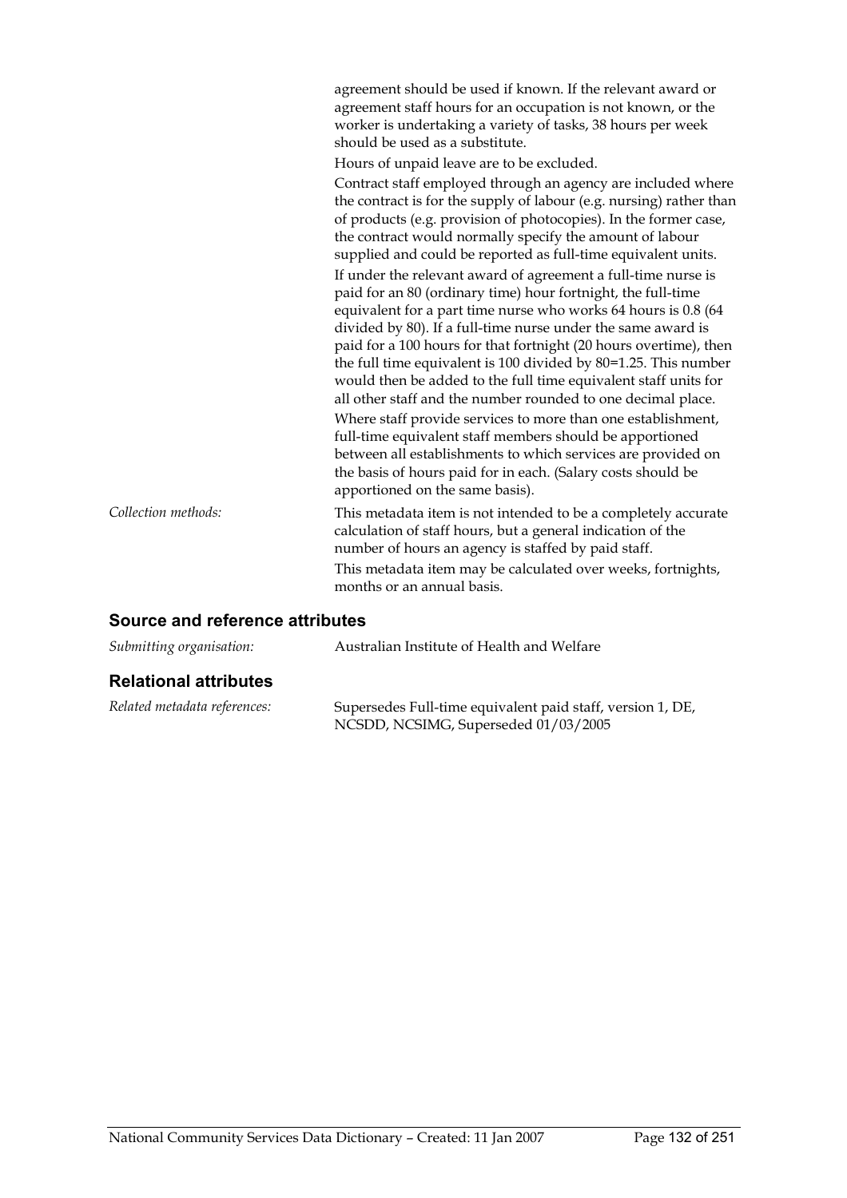agreement should be used if known. If the relevant award or agreement staff hours for an occupation is not known, or the worker is undertaking a variety of tasks, 38 hours per week should be used as a substitute.

Hours of unpaid leave are to be excluded.

Contract staff employed through an agency are included where the contract is for the supply of labour (e.g. nursing) rather than of products (e.g. provision of photocopies). In the former case, the contract would normally specify the amount of labour supplied and could be reported as full-time equivalent units.

If under the relevant award of agreement a full-time nurse is paid for an 80 (ordinary time) hour fortnight, the full-time equivalent for a part time nurse who works 64 hours is 0.8 (64 divided by 80). If a full-time nurse under the same award is paid for a 100 hours for that fortnight (20 hours overtime), then the full time equivalent is 100 divided by 80=1.25. This number would then be added to the full time equivalent staff units for all other staff and the number rounded to one decimal place.

Where staff provide services to more than one establishment, full-time equivalent staff members should be apportioned between all establishments to which services are provided on the basis of hours paid for in each. (Salary costs should be apportioned on the same basis).

*Collection methods:* This metadata item is not intended to be a completely accurate calculation of staff hours, but a general indication of the number of hours an agency is staffed by paid staff.

This metadata item may be calculated over weeks, fortnights, months or an annual basis.

## Source and reference attributes

*Submitting organisation:* Australian Institute of Health and Welfare

## Relational attributes

*Related metadata references:* Supersedes Full-time equivalent paid staff, version 1, DE, NCSDD, NCSIMG, Superseded 01/03/2005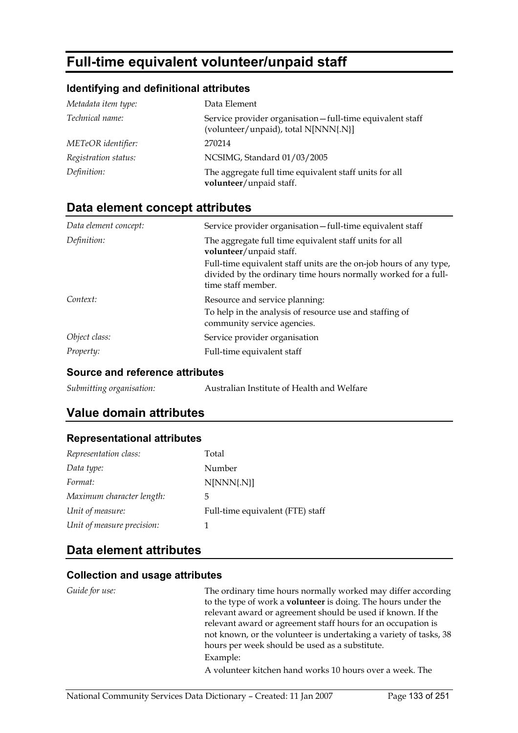# Full-time equivalent volunteer/unpaid staff

### Identifying and definitional attributes

| | |
|---|---|
| *Metadata item type:* | Data Element |
| *Technical name:* | Service provider organisation—full-time equivalent staff (volunteer/unpaid), total N[NNN{.N}] |
| *METeOR identifier:* | 270214 |
| *Registration status:* | NCSIMG, Standard 01/03/2005 |
| *Definition:* | The aggregate full time equivalent staff units for all **volunteer**/unpaid staff. |

## Data element concept attributes

| | |
|---|---|
| *Data element concept:* | Service provider organisation—full-time equivalent staff |
| *Definition:* | The aggregate full time equivalent staff units for all **volunteer**/unpaid staff.<br>Full-time equivalent staff units are the on-job hours of any type, divided by the ordinary time hours normally worked for a full-time staff member. |
| *Context:* | Resource and service planning:<br>To help in the analysis of resource use and staffing of community service agencies. |
| *Object class:* | Service provider organisation |
| *Property:* | Full-time equivalent staff |

### Source and reference attributes

| | |
|---|---|
| *Submitting organisation:* | Australian Institute of Health and Welfare |

## Value domain attributes

### Representational attributes

| | |
|---|---|
| *Representation class:* | Total |
| *Data type:* | Number |
| *Format:* | N[NNN{.N}] |
| *Maximum character length:* | 5 |
| *Unit of measure:* | Full-time equivalent (FTE) staff |
| *Unit of measure precision:* | 1 |

## Data element attributes

### Collection and usage attributes

| | |
|---|---|
| *Guide for use:* | The ordinary time hours normally worked may differ according to the type of work a **volunteer** is doing. The hours under the relevant award or agreement should be used if known. If the relevant award or agreement staff hours for an occupation is not known, or the volunteer is undertaking a variety of tasks, 38 hours per week should be used as a substitute.<br>Example:<br>A volunteer kitchen hand works 10 hours over a week. The |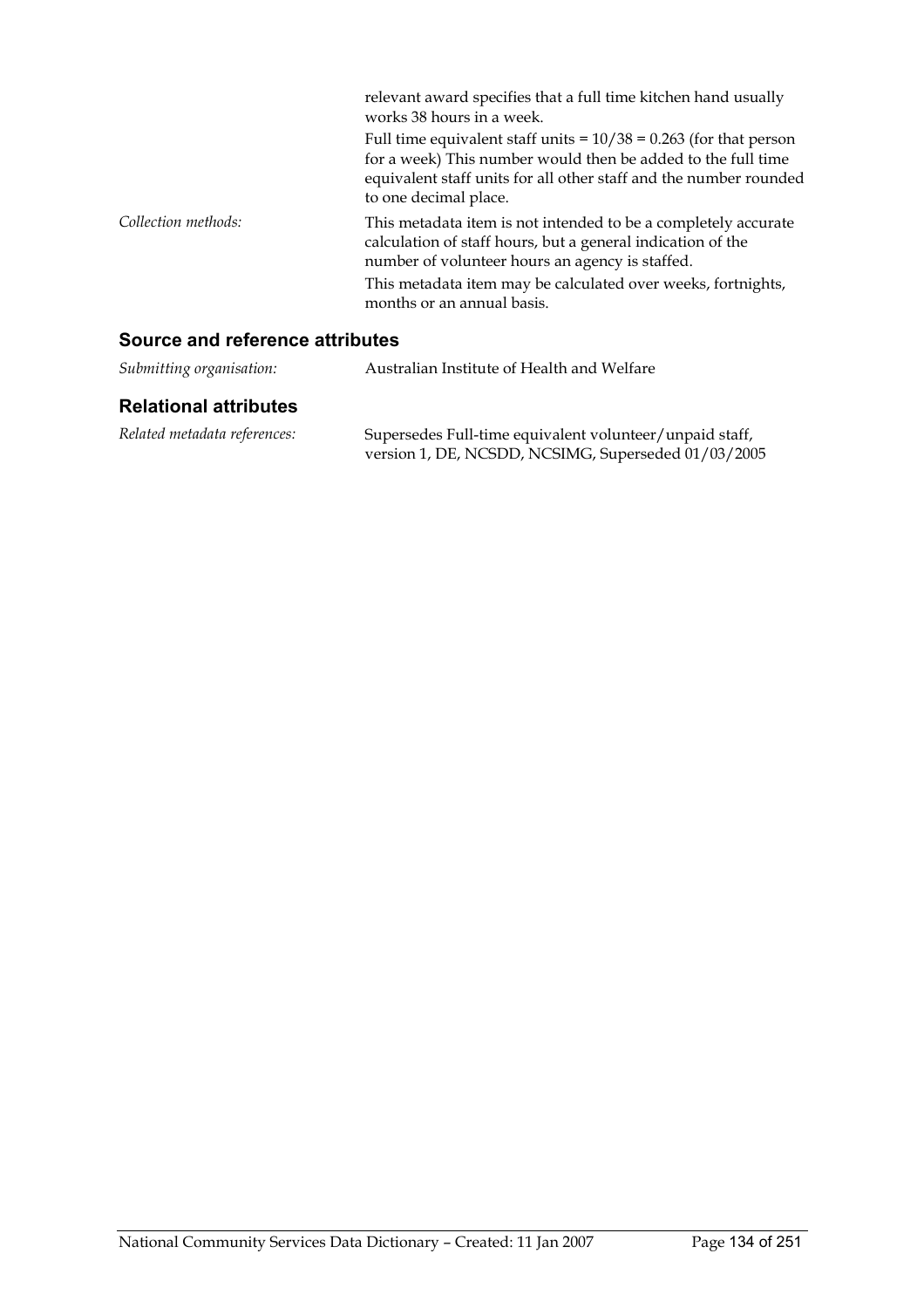relevant award specifies that a full time kitchen hand usually works 38 hours in a week.

Full time equivalent staff units = $10/38 = 0.263$ (for that person for a week) This number would then be added to the full time equivalent staff units for all other staff and the number rounded to one decimal place.

*Collection methods:* This metadata item is not intended to be a completely accurate calculation of staff hours, but a general indication of the number of volunteer hours an agency is staffed.

This metadata item may be calculated over weeks, fortnights, months or an annual basis.

## Source and reference attributes

*Submitting organisation:* Australian Institute of Health and Welfare

## Relational attributes

*Related metadata references:* Supersedes Full-time equivalent volunteer/unpaid staff, version 1, DE, NCSDD, NCSIMG, Superseded 01/03/2005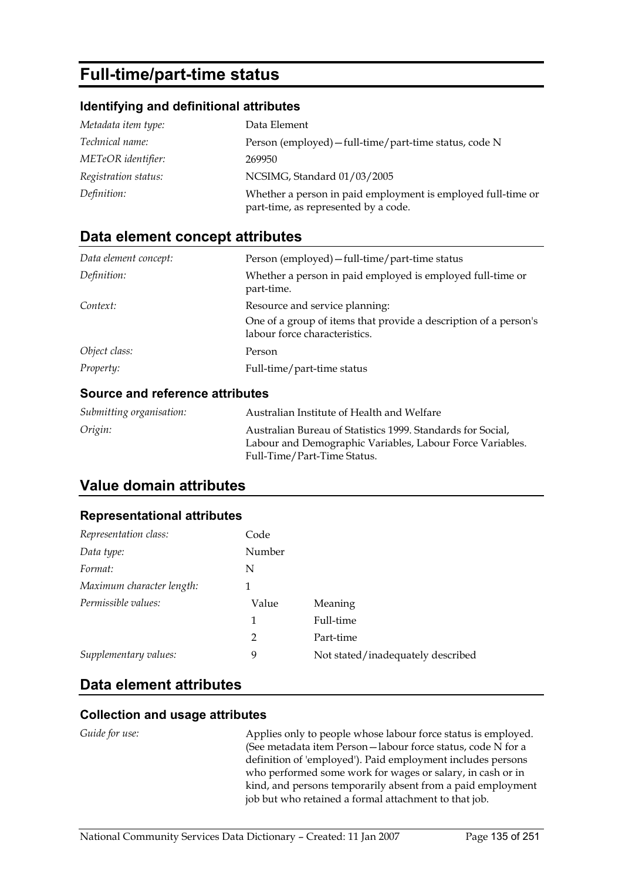# Full-time/part-time status

### Identifying and definitional attributes

| | |
|---|---|
| *Metadata item type:* | Data Element |
| *Technical name:* | Person (employed)—full-time/part-time status, code N |
| *METeOR identifier:* | 269950 |
| *Registration status:* | NCSIMG, Standard 01/03/2005 |
| *Definition:* | Whether a person in paid employment is employed full-time or part-time, as represented by a code. |

## Data element concept attributes

| | |
|---|---|
| *Data element concept:* | Person (employed)—full-time/part-time status |
| *Definition:* | Whether a person in paid employed is employed full-time or part-time. |
| *Context:* | Resource and service planning:<br>One of a group of items that provide a description of a person's labour force characteristics. |
| *Object class:* | Person |
| *Property:* | Full-time/part-time status |

### Source and reference attributes

| | |
|---|---|
| *Submitting organisation:* | Australian Institute of Health and Welfare |
| *Origin:* | Australian Bureau of Statistics 1999. Standards for Social, Labour and Demographic Variables, Labour Force Variables. Full-Time/Part-Time Status. |

## Value domain attributes

### Representational attributes

| | | |
|---|---|---|
| *Representation class:* | Code | |
| *Data type:* | Number | |
| *Format:* | N | |
| *Maximum character length:* | 1 | |
| *Permissible values:* | Value | Meaning |
| | 1 | Full-time |
| | 2 | Part-time |
| *Supplementary values:* | 9 | Not stated/inadequately described |

## Data element attributes

### Collection and usage attributes

| | |
|---|---|
| *Guide for use:* | Applies only to people whose labour force status is employed. (See metadata item Person—labour force status, code N for a definition of 'employed'). Paid employment includes persons who performed some work for wages or salary, in cash or in kind, and persons temporarily absent from a paid employment job but who retained a formal attachment to that job. |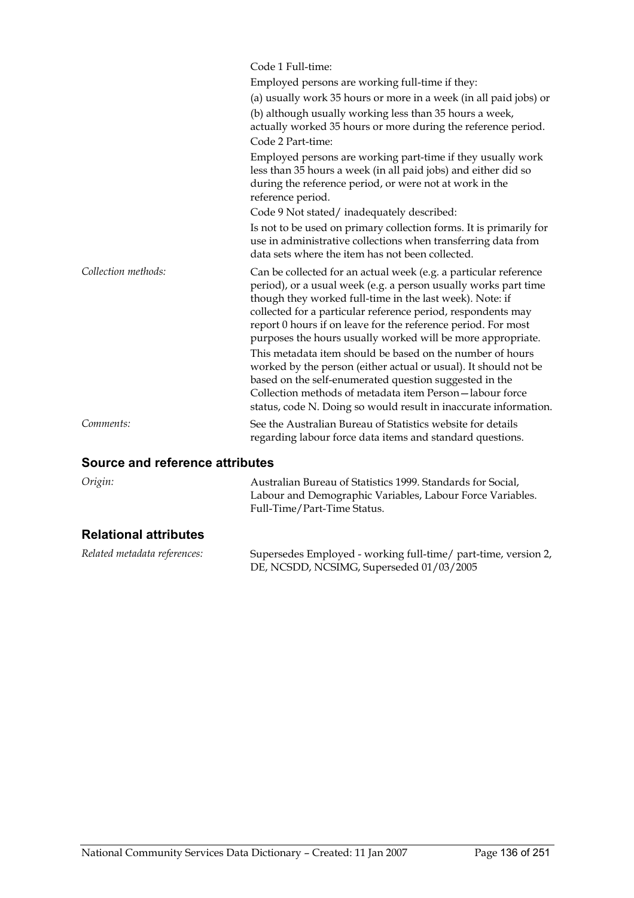Code 1 Full-time:

Employed persons are working full-time if they:

(a) usually work 35 hours or more in a week (in all paid jobs) or

(b) although usually working less than 35 hours a week, actually worked 35 hours or more during the reference period.

Code 2 Part-time:

Employed persons are working part-time if they usually work less than 35 hours a week (in all paid jobs) and either did so during the reference period, or were not at work in the reference period.

Code 9 Not stated/ inadequately described:

Is not to be used on primary collection forms. It is primarily for use in administrative collections when transferring data from data sets where the item has not been collected.

*Collection methods:* Can be collected for an actual week (e.g. a particular reference period), or a usual week (e.g. a person usually works part time though they worked full-time in the last week). Note: if collected for a particular reference period, respondents may report 0 hours if on leave for the reference period. For most purposes the hours usually worked will be more appropriate.

This metadata item should be based on the number of hours worked by the person (either actual or usual). It should not be based on the self-enumerated question suggested in the Collection methods of metadata item Person—labour force status, code N. Doing so would result in inaccurate information.

*Comments:* See the Australian Bureau of Statistics website for details regarding labour force data items and standard questions.

## Source and reference attributes

*Origin:* Australian Bureau of Statistics 1999. Standards for Social, Labour and Demographic Variables, Labour Force Variables. Full-Time/Part-Time Status.

## Relational attributes

*Related metadata references:* Supersedes Employed - working full-time/ part-time, version 2, DE, NCSDD, NCSIMG, Superseded 01/03/2005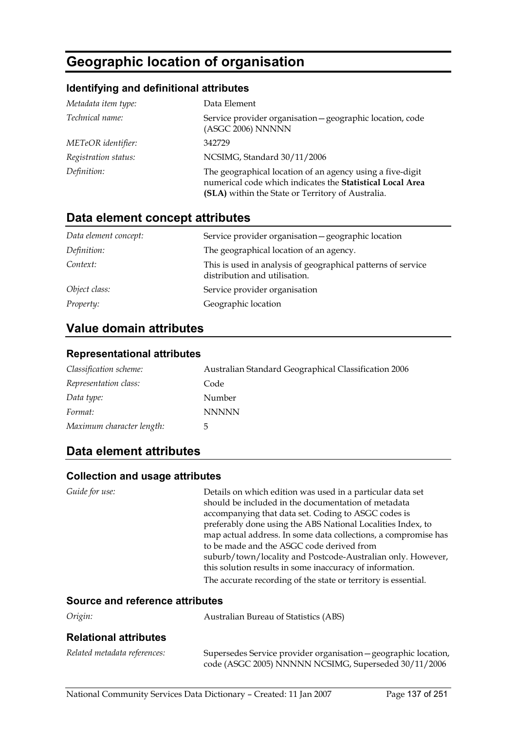# Geographic location of organisation

### Identifying and definitional attributes

| | |
|---|---|
| *Metadata item type:* | Data Element |
| *Technical name:* | Service provider organisation—geographic location, code (ASGC 2006) NNNNN |
| *METeOR identifier:* | 342729 |
| *Registration status:* | NCSIMG, Standard 30/11/2006 |
| *Definition:* | The geographical location of an agency using a five-digit numerical code which indicates the **Statistical Local Area (SLA)** within the State or Territory of Australia. |

## Data element concept attributes

| | |
|---|---|
| *Data element concept:* | Service provider organisation—geographic location |
| *Definition:* | The geographical location of an agency. |
| *Context:* | This is used in analysis of geographical patterns of service distribution and utilisation. |
| *Object class:* | Service provider organisation |
| *Property:* | Geographic location |

## Value domain attributes

### Representational attributes

| | |
|---|---|
| *Classification scheme:* | Australian Standard Geographical Classification 2006 |
| *Representation class:* | Code |
| *Data type:* | Number |
| *Format:* | NNNNN |
| *Maximum character length:* | 5 |

## Data element attributes

### Collection and usage attributes

*Guide for use:*

Details on which edition was used in a particular data set should be included in the documentation of metadata accompanying that data set. Coding to ASGC codes is preferably done using the ABS National Localities Index, to map actual address. In some data collections, a compromise has to be made and the ASGC code derived from suburb/town/locality and Postcode-Australian only. However, this solution results in some inaccuracy of information.

The accurate recording of the state or territory is essential.

### Source and reference attributes

| | |
|---|---|
| *Origin:* | Australian Bureau of Statistics (ABS) |

### Relational attributes

| | |
|---|---|
| *Related metadata references:* | Supersedes Service provider organisation—geographic location, code (ASGC 2005) NNNNN NCSIMG, Superseded 30/11/2006 |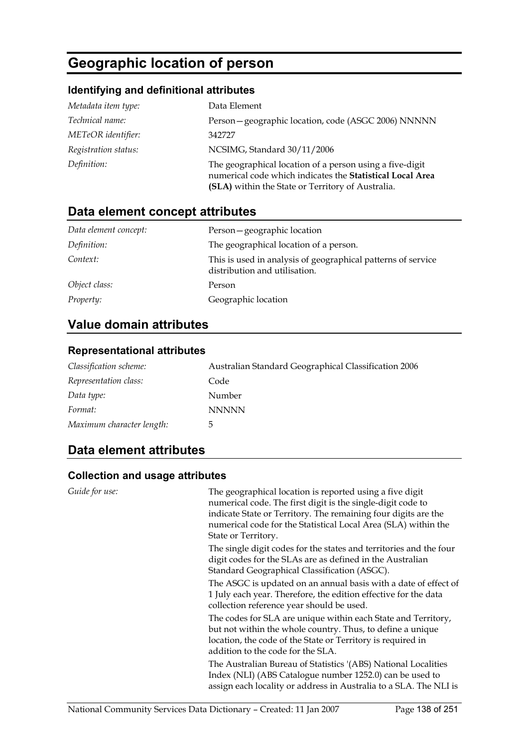# Geographic location of person

### Identifying and definitional attributes

| | |
|---|---|
| *Metadata item type:* | Data Element |
| *Technical name:* | Person—geographic location, code (ASGC 2006) NNNNN |
| *METeOR identifier:* | 342727 |
| *Registration status:* | NCSIMG, Standard 30/11/2006 |
| *Definition:* | The geographical location of a person using a five-digit numerical code which indicates the **Statistical Local Area (SLA)** within the State or Territory of Australia. |

## Data element concept attributes

| | |
|---|---|
| *Data element concept:* | Person—geographic location |
| *Definition:* | The geographical location of a person. |
| *Context:* | This is used in analysis of geographical patterns of service distribution and utilisation. |
| *Object class:* | Person |
| *Property:* | Geographic location |

## Value domain attributes

### Representational attributes

| | |
|---|---|
| *Classification scheme:* | Australian Standard Geographical Classification 2006 |
| *Representation class:* | Code |
| *Data type:* | Number |
| *Format:* | NNNNN |
| *Maximum character length:* | 5 |

## Data element attributes

### Collection and usage attributes

*Guide for use:*

The geographical location is reported using a five digit numerical code. The first digit is the single-digit code to indicate State or Territory. The remaining four digits are the numerical code for the Statistical Local Area (SLA) within the State or Territory.

The single digit codes for the states and territories and the four digit codes for the SLAs are as defined in the Australian Standard Geographical Classification (ASGC).

The ASGC is updated on an annual basis with a date of effect of 1 July each year. Therefore, the edition effective for the data collection reference year should be used.

The codes for SLA are unique within each State and Territory, but not within the whole country. Thus, to define a unique location, the code of the State or Territory is required in addition to the code for the SLA.

The Australian Bureau of Statistics '(ABS) National Localities Index (NLI) (ABS Catalogue number 1252.0) can be used to assign each locality or address in Australia to a SLA. The NLI is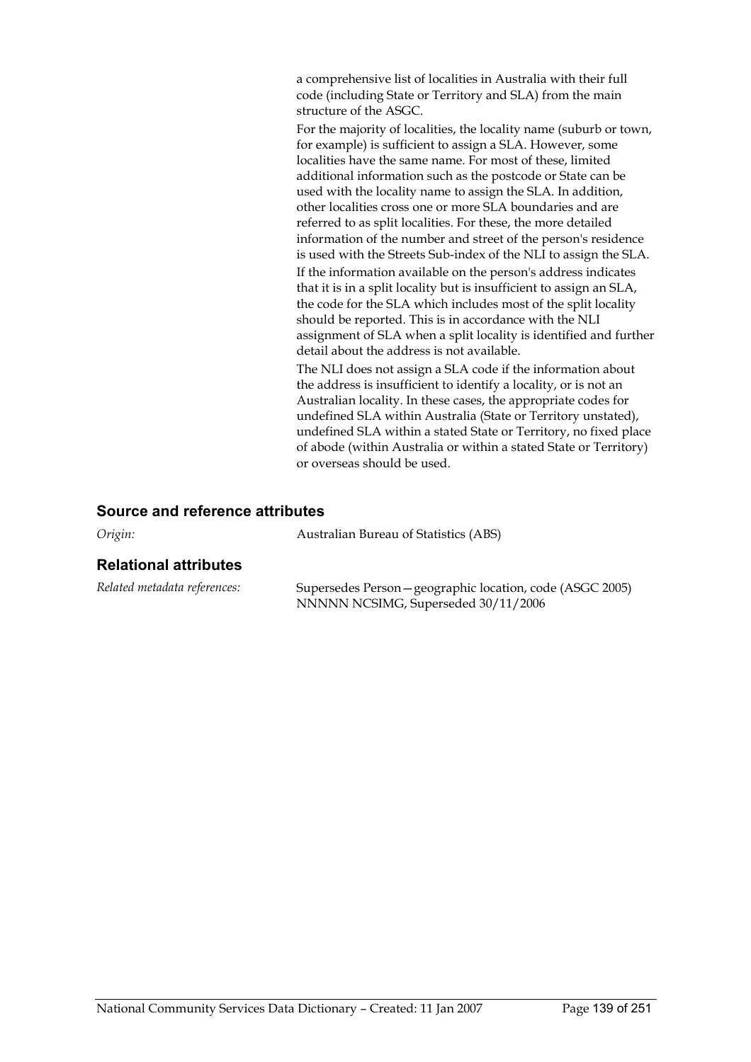a comprehensive list of localities in Australia with their full code (including State or Territory and SLA) from the main structure of the ASGC.

For the majority of localities, the locality name (suburb or town, for example) is sufficient to assign a SLA. However, some localities have the same name. For most of these, limited additional information such as the postcode or State can be used with the locality name to assign the SLA. In addition, other localities cross one or more SLA boundaries and are referred to as split localities. For these, the more detailed information of the number and street of the person's residence is used with the Streets Sub-index of the NLI to assign the SLA.

If the information available on the person's address indicates that it is in a split locality but is insufficient to assign an SLA, the code for the SLA which includes most of the split locality should be reported. This is in accordance with the NLI assignment of SLA when a split locality is identified and further detail about the address is not available.

The NLI does not assign a SLA code if the information about the address is insufficient to identify a locality, or is not an Australian locality. In these cases, the appropriate codes for undefined SLA within Australia (State or Territory unstated), undefined SLA within a stated State or Territory, no fixed place of abode (within Australia or within a stated State or Territory) or overseas should be used.

### Source and reference attributes

*Origin:* Australian Bureau of Statistics (ABS)

### Relational attributes

*Related metadata references:* Supersedes Person—geographic location, code (ASGC 2005) NNNNN NCSIMG, Superseded 30/11/2006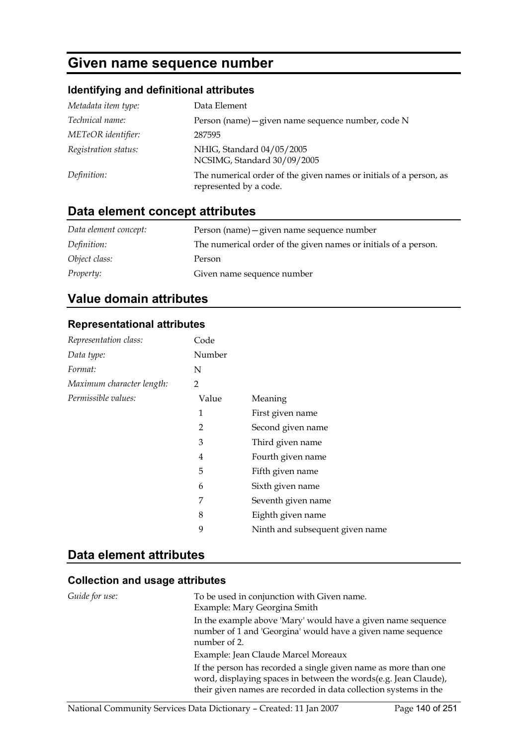# Given name sequence number

### Identifying and definitional attributes

| | |
|---|---|
| *Metadata item type:* | Data Element |
| *Technical name:* | Person (name)—given name sequence number, code N |
| *METeOR identifier:* | 287595 |
| *Registration status:* | NHIG, Standard 04/05/2005<br>NCSIMG, Standard 30/09/2005 |
| *Definition:* | The numerical order of the given names or initials of a person, as represented by a code. |

## Data element concept attributes

| | |
|---|---|
| *Data element concept:* | Person (name)—given name sequence number |
| *Definition:* | The numerical order of the given names or initials of a person. |
| *Object class:* | Person |
| *Property:* | Given name sequence number |

## Value domain attributes

### Representational attributes

| | |
|---|---|
| *Representation class:* | Code |
| *Data type:* | Number |
| *Format:* | N |
| *Maximum character length:* | 2 |

*Permissible values:*

| Value | Meaning |
|---|---|
| 1 | First given name |
| 2 | Second given name |
| 3 | Third given name |
| 4 | Fourth given name |
| 5 | Fifth given name |
| 6 | Sixth given name |
| 7 | Seventh given name |
| 8 | Eighth given name |
| 9 | Ninth and subsequent given name |

## Data element attributes

### Collection and usage attributes

*Guide for use:*

To be used in conjunction with Given name.
Example: Mary Georgina Smith

In the example above 'Mary' would have a given name sequence number of 1 and 'Georgina' would have a given name sequence number of 2.

Example: Jean Claude Marcel Moreaux

If the person has recorded a single given name as more than one word, displaying spaces in between the words(e.g. Jean Claude), their given names are recorded in data collection systems in the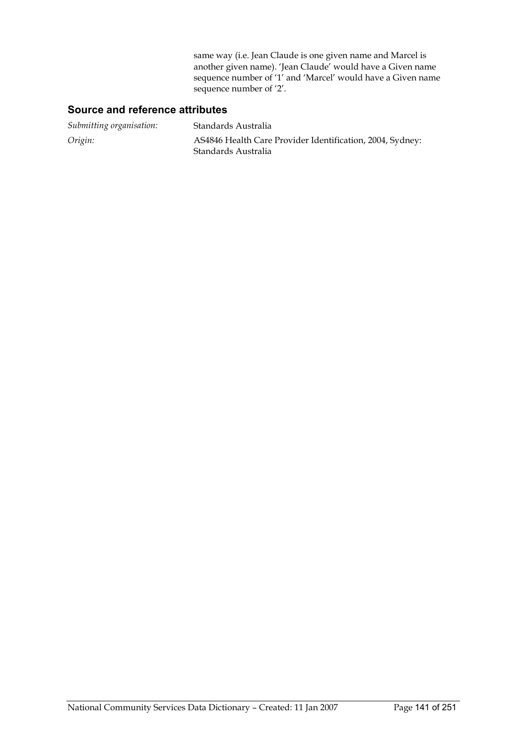same way (i.e. Jean Claude is one given name and Marcel is another given name). 'Jean Claude' would have a Given name sequence number of '1' and 'Marcel' would have a Given name sequence number of '2'.

## Source and reference attributes

*Submitting organisation:* Standards Australia

*Origin:* AS4846 Health Care Provider Identification, 2004, Sydney: Standards Australia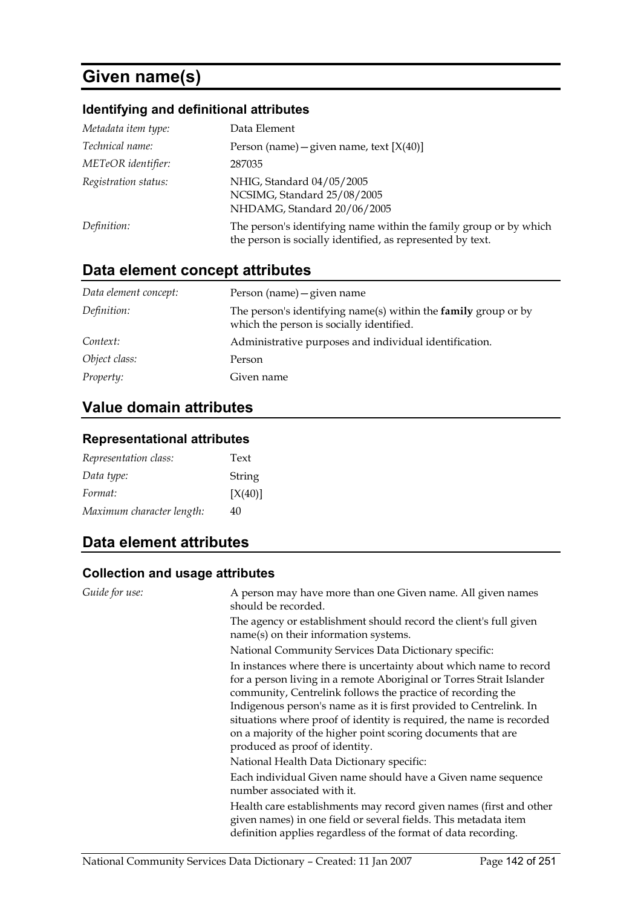# Given name(s)

### Identifying and definitional attributes

| | |
|---|---|
| *Metadata item type:* | Data Element |
| *Technical name:* | Person (name)—given name, text [X(40)] |
| *METeOR identifier:* | 287035 |
| *Registration status:* | NHIG, Standard 04/05/2005<br>NCSIMG, Standard 25/08/2005<br>NHDAMG, Standard 20/06/2005 |
| *Definition:* | The person's identifying name within the family group or by which the person is socially identified, as represented by text. |

## Data element concept attributes

| | |
|---|---|
| *Data element concept:* | Person (name)—given name |
| *Definition:* | The person's identifying name(s) within the **family** group or by which the person is socially identified. |
| *Context:* | Administrative purposes and individual identification. |
| *Object class:* | Person |
| *Property:* | Given name |

## Value domain attributes

### Representational attributes

| | |
|---|---|
| *Representation class:* | Text |
| *Data type:* | String |
| *Format:* | [X(40)] |
| *Maximum character length:* | 40 |

## Data element attributes

### Collection and usage attributes

*Guide for use:*

A person may have more than one Given name. All given names should be recorded.

The agency or establishment should record the client's full given name(s) on their information systems.

National Community Services Data Dictionary specific:

In instances where there is uncertainty about which name to record for a person living in a remote Aboriginal or Torres Strait Islander community, Centrelink follows the practice of recording the Indigenous person's name as it is first provided to Centrelink. In situations where proof of identity is required, the name is recorded on a majority of the higher point scoring documents that are produced as proof of identity.

National Health Data Dictionary specific:

Each individual Given name should have a Given name sequence number associated with it.

Health care establishments may record given names (first and other given names) in one field or several fields. This metadata item definition applies regardless of the format of data recording.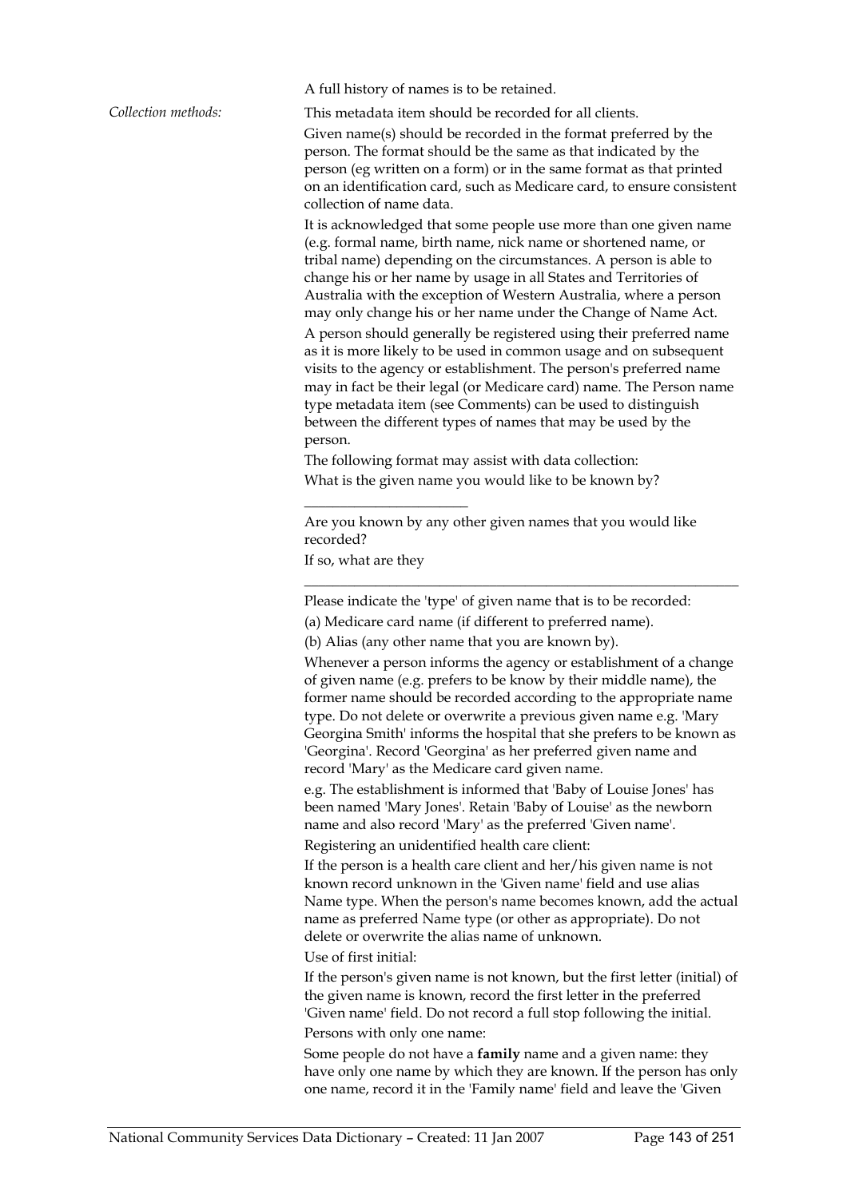A full history of names is to be retained.

*Collection methods:*

This metadata item should be recorded for all clients.

Given name(s) should be recorded in the format preferred by the person. The format should be the same as that indicated by the person (eg written on a form) or in the same format as that printed on an identification card, such as Medicare card, to ensure consistent collection of name data.

It is acknowledged that some people use more than one given name (e.g. formal name, birth name, nick name or shortened name, or tribal name) depending on the circumstances. A person is able to change his or her name by usage in all States and Territories of Australia with the exception of Western Australia, where a person may only change his or her name under the Change of Name Act.

A person should generally be registered using their preferred name as it is more likely to be used in common usage and on subsequent visits to the agency or establishment. The person's preferred name may in fact be their legal (or Medicare card) name. The Person name type metadata item (see Comments) can be used to distinguish between the different types of names that may be used by the person.

The following format may assist with data collection:

What is the given name you would like to be known by?

______________________

Are you known by any other given names that you would like recorded?

If so, what are they

____________________________________________________________

Please indicate the 'type' of given name that is to be recorded:

(a) Medicare card name (if different to preferred name).

(b) Alias (any other name that you are known by).

Whenever a person informs the agency or establishment of a change of given name (e.g. prefers to be know by their middle name), the former name should be recorded according to the appropriate name type. Do not delete or overwrite a previous given name e.g. 'Mary Georgina Smith' informs the hospital that she prefers to be known as 'Georgina'. Record 'Georgina' as her preferred given name and record 'Mary' as the Medicare card given name.

e.g. The establishment is informed that 'Baby of Louise Jones' has been named 'Mary Jones'. Retain 'Baby of Louise' as the newborn name and also record 'Mary' as the preferred 'Given name'.

Registering an unidentified health care client:

If the person is a health care client and her/his given name is not known record unknown in the 'Given name' field and use alias Name type. When the person's name becomes known, add the actual name as preferred Name type (or other as appropriate). Do not delete or overwrite the alias name of unknown.

Use of first initial:

If the person's given name is not known, but the first letter (initial) of the given name is known, record the first letter in the preferred 'Given name' field. Do not record a full stop following the initial.

Persons with only one name:

Some people do not have a **family** name and a given name: they have only one name by which they are known. If the person has only one name, record it in the 'Family name' field and leave the 'Given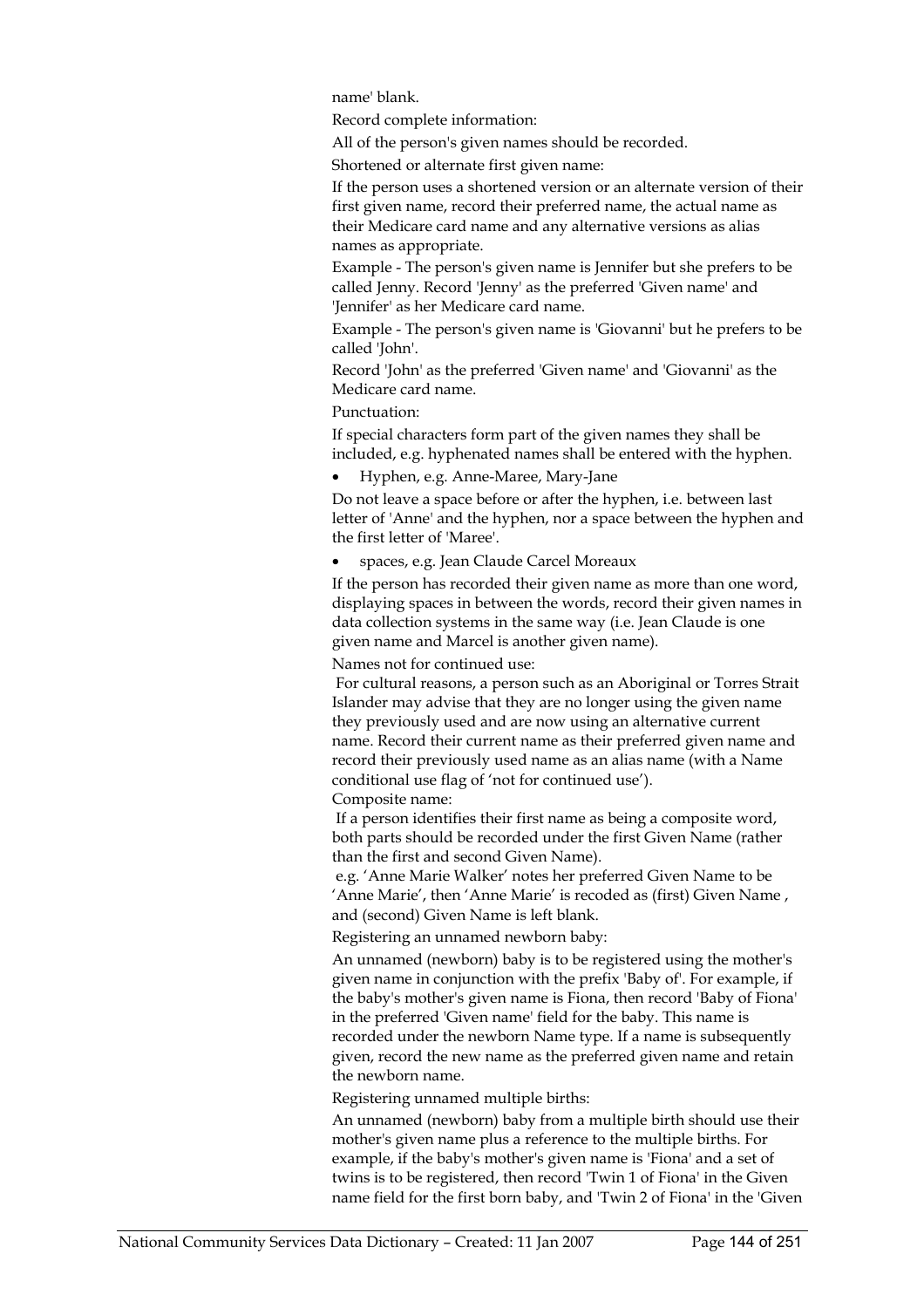name' blank.

Record complete information:

All of the person's given names should be recorded.

Shortened or alternate first given name:

If the person uses a shortened version or an alternate version of their first given name, record their preferred name, the actual name as their Medicare card name and any alternative versions as alias names as appropriate.

Example - The person's given name is Jennifer but she prefers to be called Jenny. Record 'Jenny' as the preferred 'Given name' and 'Jennifer' as her Medicare card name.

Example - The person's given name is 'Giovanni' but he prefers to be called 'John'.

Record 'John' as the preferred 'Given name' and 'Giovanni' as the Medicare card name.

Punctuation:

If special characters form part of the given names they shall be included, e.g. hyphenated names shall be entered with the hyphen.

- Hyphen, e.g. Anne-Maree, Mary-Jane

Do not leave a space before or after the hyphen, i.e. between last letter of 'Anne' and the hyphen, nor a space between the hyphen and the first letter of 'Maree'.

- spaces, e.g. Jean Claude Carcel Moreaux

If the person has recorded their given name as more than one word, displaying spaces in between the words, record their given names in data collection systems in the same way (i.e. Jean Claude is one given name and Marcel is another given name).

Names not for continued use:

For cultural reasons, a person such as an Aboriginal or Torres Strait Islander may advise that they are no longer using the given name they previously used and are now using an alternative current name. Record their current name as their preferred given name and record their previously used name as an alias name (with a Name conditional use flag of 'not for continued use').

Composite name:

If a person identifies their first name as being a composite word, both parts should be recorded under the first Given Name (rather than the first and second Given Name).

e.g. 'Anne Marie Walker' notes her preferred Given Name to be 'Anne Marie', then 'Anne Marie' is recoded as (first) Given Name , and (second) Given Name is left blank.

Registering an unnamed newborn baby:

An unnamed (newborn) baby is to be registered using the mother's given name in conjunction with the prefix 'Baby of'. For example, if the baby's mother's given name is Fiona, then record 'Baby of Fiona' in the preferred 'Given name' field for the baby. This name is recorded under the newborn Name type. If a name is subsequently given, record the new name as the preferred given name and retain the newborn name.

Registering unnamed multiple births:

An unnamed (newborn) baby from a multiple birth should use their mother's given name plus a reference to the multiple births. For example, if the baby's mother's given name is 'Fiona' and a set of twins is to be registered, then record 'Twin 1 of Fiona' in the Given name field for the first born baby, and 'Twin 2 of Fiona' in the 'Given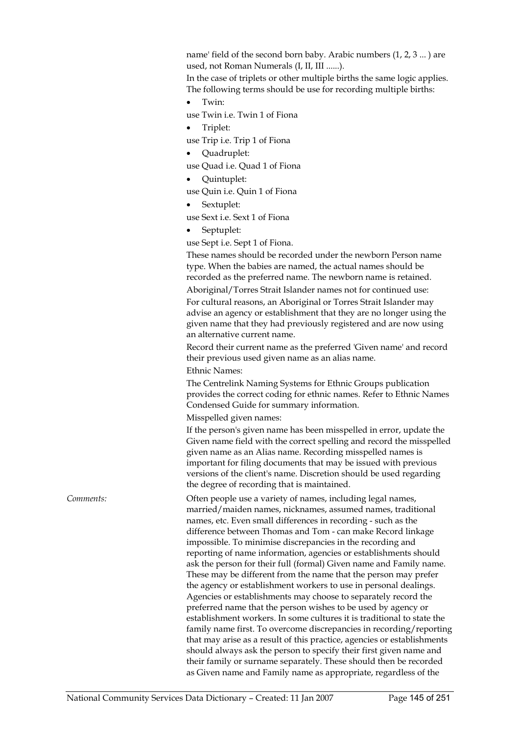name' field of the second born baby. Arabic numbers (1, 2, 3 ... ) are used, not Roman Numerals (I, II, III ......).

In the case of triplets or other multiple births the same logic applies. The following terms should be use for recording multiple births:

- Twin:

use Twin i.e. Twin 1 of Fiona

- Triplet:

use Trip i.e. Trip 1 of Fiona

- Quadruplet:

use Quad i.e. Quad 1 of Fiona

- Quintuplet:

use Quin i.e. Quin 1 of Fiona

- Sextuplet:

use Sext i.e. Sext 1 of Fiona

- Septuplet:

use Sept i.e. Sept 1 of Fiona.

These names should be recorded under the newborn Person name type. When the babies are named, the actual names should be recorded as the preferred name. The newborn name is retained.

Aboriginal/Torres Strait Islander names not for continued use:

For cultural reasons, an Aboriginal or Torres Strait Islander may advise an agency or establishment that they are no longer using the given name that they had previously registered and are now using an alternative current name.

Record their current name as the preferred 'Given name' and record their previous used given name as an alias name.

Ethnic Names:

The Centrelink Naming Systems for Ethnic Groups publication provides the correct coding for ethnic names. Refer to Ethnic Names Condensed Guide for summary information.

Misspelled given names:

If the person's given name has been misspelled in error, update the Given name field with the correct spelling and record the misspelled given name as an Alias name. Recording misspelled names is important for filing documents that may be issued with previous versions of the client's name. Discretion should be used regarding the degree of recording that is maintained.

*Comments:* Often people use a variety of names, including legal names, married/maiden names, nicknames, assumed names, traditional names, etc. Even small differences in recording - such as the difference between Thomas and Tom - can make Record linkage impossible. To minimise discrepancies in the recording and reporting of name information, agencies or establishments should ask the person for their full (formal) Given name and Family name. These may be different from the name that the person may prefer the agency or establishment workers to use in personal dealings. Agencies or establishments may choose to separately record the preferred name that the person wishes to be used by agency or establishment workers. In some cultures it is traditional to state the family name first. To overcome discrepancies in recording/reporting that may arise as a result of this practice, agencies or establishments should always ask the person to specify their first given name and their family or surname separately. These should then be recorded as Given name and Family name as appropriate, regardless of the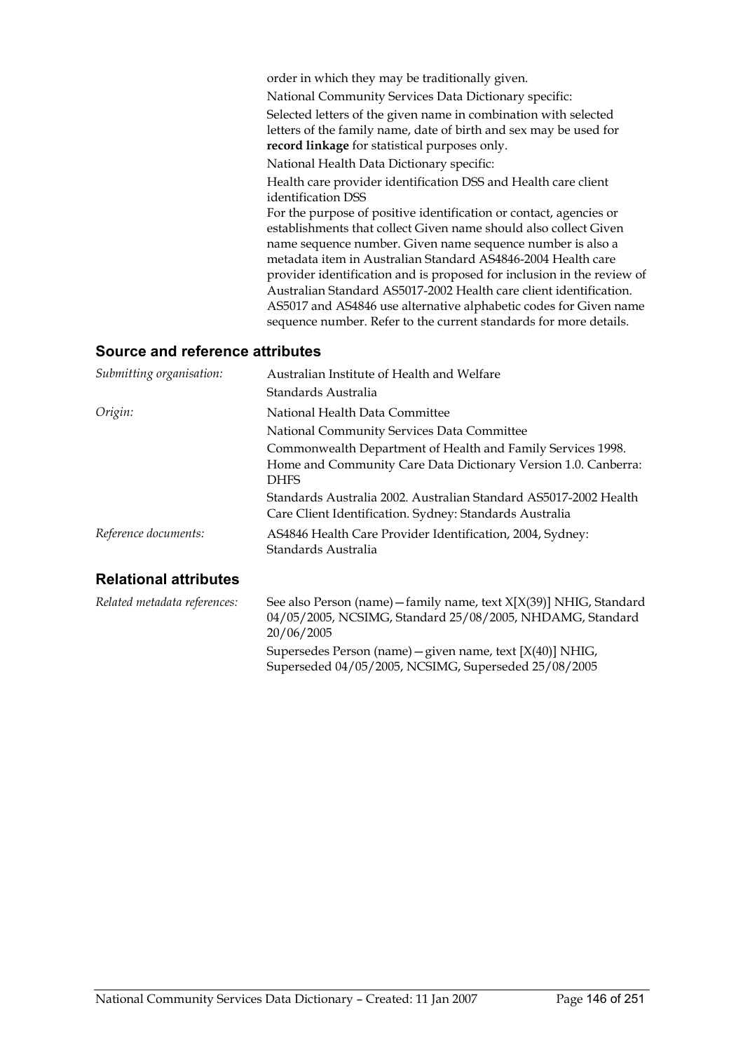order in which they may be traditionally given.

National Community Services Data Dictionary specific:

Selected letters of the given name in combination with selected letters of the family name, date of birth and sex may be used for **record linkage** for statistical purposes only.

National Health Data Dictionary specific:

Health care provider identification DSS and Health care client identification DSS

For the purpose of positive identification or contact, agencies or establishments that collect Given name should also collect Given name sequence number. Given name sequence number is also a metadata item in Australian Standard AS4846-2004 Health care provider identification and is proposed for inclusion in the review of Australian Standard AS5017-2002 Health care client identification. AS5017 and AS4846 use alternative alphabetic codes for Given name sequence number. Refer to the current standards for more details.

## Source and reference attributes

| | |
|---|---|
| *Submitting organisation:* | Australian Institute of Health and Welfare<br>Standards Australia |
| *Origin:* | National Health Data Committee<br>National Community Services Data Committee<br>Commonwealth Department of Health and Family Services 1998. Home and Community Care Data Dictionary Version 1.0. Canberra: DHFS<br>Standards Australia 2002. Australian Standard AS5017-2002 Health Care Client Identification. Sydney: Standards Australia |
| *Reference documents:* | AS4846 Health Care Provider Identification, 2004, Sydney: Standards Australia |

## Relational attributes

| | |
|---|---|
| *Related metadata references:* | See also Person (name)—family name, text X[X(39)] NHIG, Standard 04/05/2005, NCSIMG, Standard 25/08/2005, NHDAMG, Standard 20/06/2005<br>Supersedes Person (name)—given name, text [X(40)] NHIG, Superseded 04/05/2005, NCSIMG, Superseded 25/08/2005 |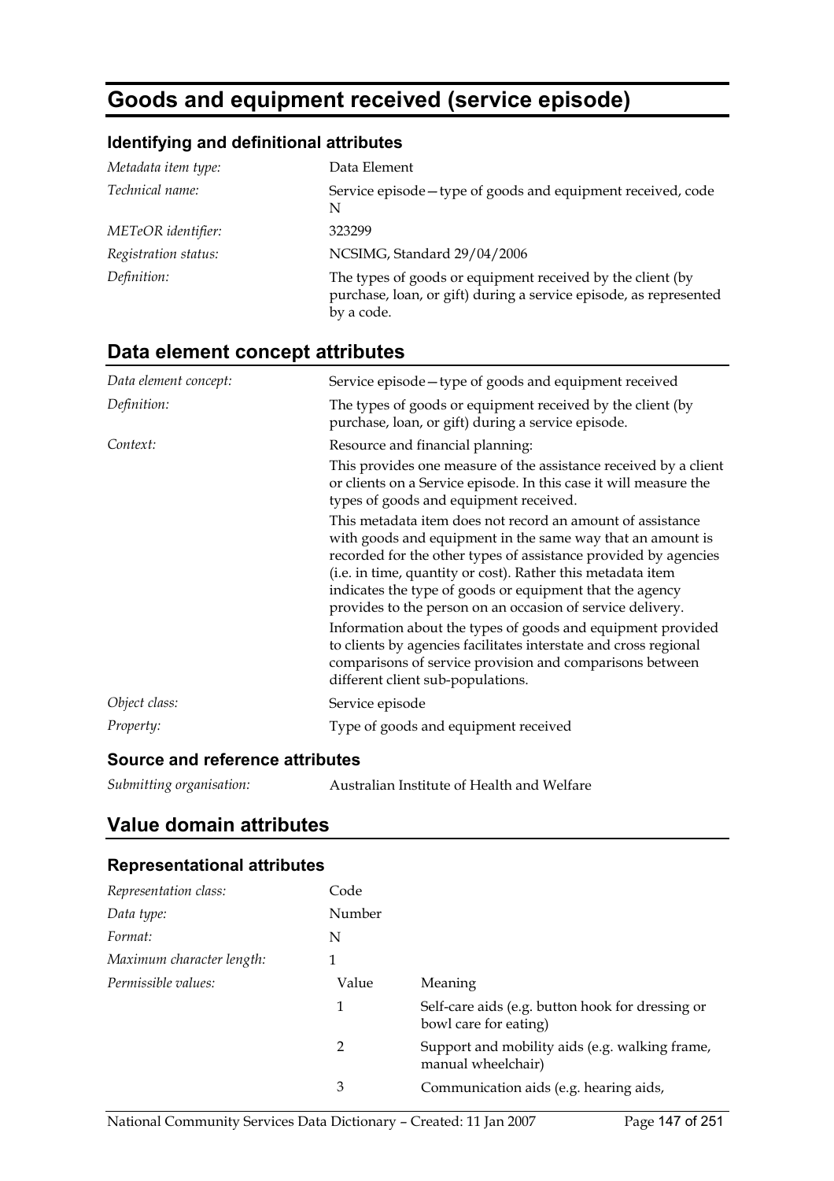# Goods and equipment received (service episode)

### Identifying and definitional attributes

| | |
|---|---|
| *Metadata item type:* | Data Element |
| *Technical name:* | Service episode—type of goods and equipment received, code N |
| *METeOR identifier:* | 323299 |
| *Registration status:* | NCSIMG, Standard 29/04/2006 |
| *Definition:* | The types of goods or equipment received by the client (by purchase, loan, or gift) during a service episode, as represented by a code. |

## Data element concept attributes

| | |
|---|---|
| *Data element concept:* | Service episode—type of goods and equipment received |
| *Definition:* | The types of goods or equipment received by the client (by purchase, loan, or gift) during a service episode. |
| *Context:* | Resource and financial planning:<br>This provides one measure of the assistance received by a client or clients on a Service episode. In this case it will measure the types of goods and equipment received.<br>This metadata item does not record an amount of assistance with goods and equipment in the same way that an amount is recorded for the other types of assistance provided by agencies (i.e. in time, quantity or cost). Rather this metadata item indicates the type of goods or equipment that the agency provides to the person on an occasion of service delivery.<br>Information about the types of goods and equipment provided to clients by agencies facilitates interstate and cross regional comparisons of service provision and comparisons between different client sub-populations. |
| *Object class:* | Service episode |
| *Property:* | Type of goods and equipment received |

### Source and reference attributes

| | |
|---|---|
| *Submitting organisation:* | Australian Institute of Health and Welfare |

## Value domain attributes

### Representational attributes

| | | |
|---|---|---|
| *Representation class:* | Code | |
| *Data type:* | Number | |
| *Format:* | N | |
| *Maximum character length:* | 1 | |
| *Permissible values:* | Value | Meaning |
| | 1 | Self-care aids (e.g. button hook for dressing or bowl care for eating) |
| | 2 | Support and mobility aids (e.g. walking frame, manual wheelchair) |
| | 3 | Communication aids (e.g. hearing aids, |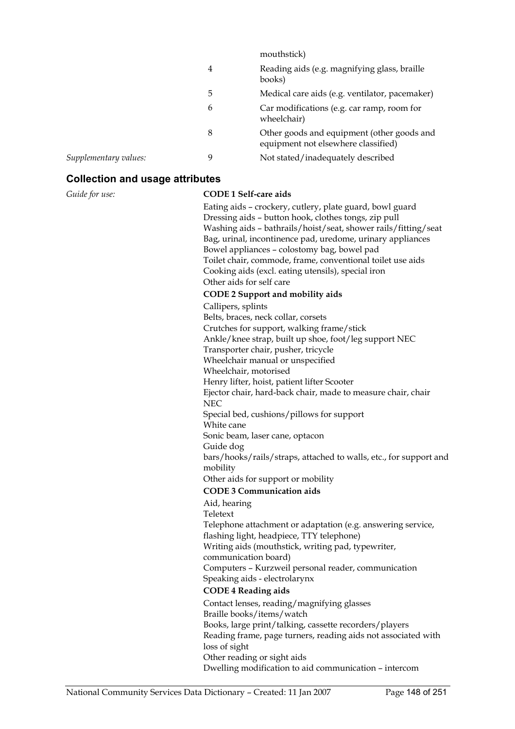| | | |
|---|---|---|
| | | mouthstick) |
| | 4 | Reading aids (e.g. magnifying glass, braille books) |
| | 5 | Medical care aids (e.g. ventilator, pacemaker) |
| | 6 | Car modifications (e.g. car ramp, room for wheelchair) |
| | 8 | Other goods and equipment (other goods and equipment not elsewhere classified) |
| *Supplementary values:* | 9 | Not stated/inadequately described |

## Collection and usage attributes

*Guide for use:*

**CODE 1 Self-care aids**

Eating aids – crockery, cutlery, plate guard, bowl guard
Dressing aids – button hook, clothes tongs, zip pull
Washing aids – bathrails/hoist/seat, shower rails/fitting/seat
Bag, urinal, incontinence pad, uredome, urinary appliances
Bowel appliances – colostomy bag, bowel pad
Toilet chair, commode, frame, conventional toilet use aids
Cooking aids (excl. eating utensils), special iron
Other aids for self care

**CODE 2 Support and mobility aids**

Callipers, splints
Belts, braces, neck collar, corsets
Crutches for support, walking frame/stick
Ankle/knee strap, built up shoe, foot/leg support NEC
Transporter chair, pusher, tricycle
Wheelchair manual or unspecified
Wheelchair, motorised
Henry lifter, hoist, patient lifter Scooter
Ejector chair, hard-back chair, made to measure chair, chair NEC
Special bed, cushions/pillows for support
White cane
Sonic beam, laser cane, optacon
Guide dog
bars/hooks/rails/straps, attached to walls, etc., for support and mobility
Other aids for support or mobility

**CODE 3 Communication aids**

Aid, hearing
Teletext
Telephone attachment or adaptation (e.g. answering service, flashing light, headpiece, TTY telephone)
Writing aids (mouthstick, writing pad, typewriter, communication board)
Computers – Kurzweil personal reader, communication
Speaking aids - electrolarynx

**CODE 4 Reading aids**

Contact lenses, reading/magnifying glasses
Braille books/items/watch
Books, large print/talking, cassette recorders/players
Reading frame, page turners, reading aids not associated with loss of sight
Other reading or sight aids
Dwelling modification to aid communication – intercom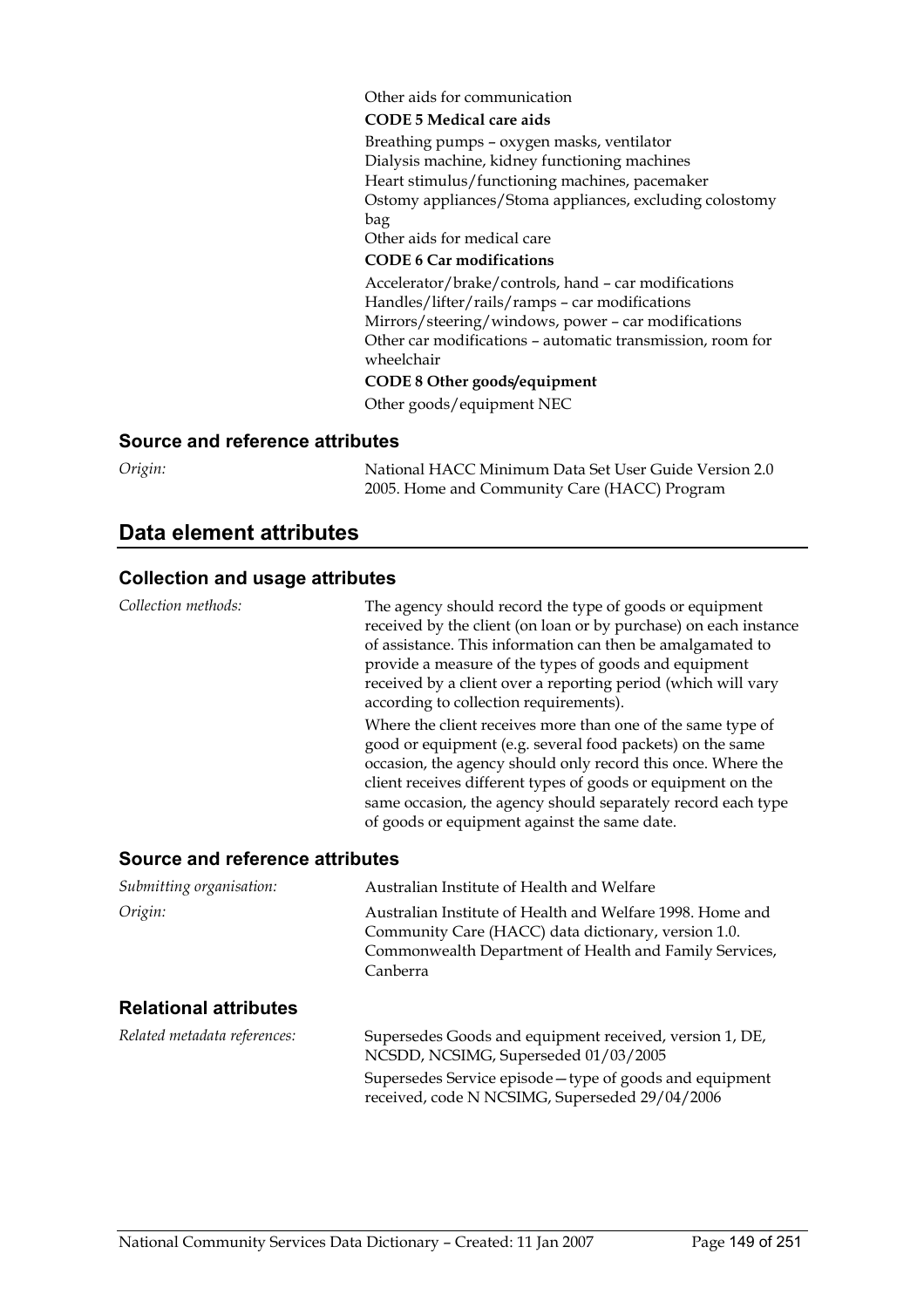Other aids for communication

**CODE 5 Medical care aids**

Breathing pumps – oxygen masks, ventilator
Dialysis machine, kidney functioning machines
Heart stimulus/functioning machines, pacemaker
Ostomy appliances/Stoma appliances, excluding colostomy bag
Other aids for medical care

**CODE 6 Car modifications**

Accelerator/brake/controls, hand – car modifications
Handles/lifter/rails/ramps – car modifications
Mirrors/steering/windows, power – car modifications
Other car modifications – automatic transmission, room for wheelchair

**CODE 8 Other goods/equipment**

Other goods/equipment NEC

### Source and reference attributes

*Origin:* National HACC Minimum Data Set User Guide Version 2.0 2005. Home and Community Care (HACC) Program

## Data element attributes

### Collection and usage attributes

*Collection methods:* The agency should record the type of goods or equipment received by the client (on loan or by purchase) on each instance of assistance. This information can then be amalgamated to provide a measure of the types of goods and equipment received by a client over a reporting period (which will vary according to collection requirements).

Where the client receives more than one of the same type of good or equipment (e.g. several food packets) on the same occasion, the agency should only record this once. Where the client receives different types of goods or equipment on the same occasion, the agency should separately record each type of goods or equipment against the same date.

### Source and reference attributes

*Submitting organisation:* Australian Institute of Health and Welfare

*Origin:* Australian Institute of Health and Welfare 1998. Home and Community Care (HACC) data dictionary, version 1.0. Commonwealth Department of Health and Family Services, Canberra

### Relational attributes

*Related metadata references:* Supersedes Goods and equipment received, version 1, DE, NCSDD, NCSIMG, Superseded 01/03/2005

Supersedes Service episode—type of goods and equipment received, code N NCSIMG, Superseded 29/04/2006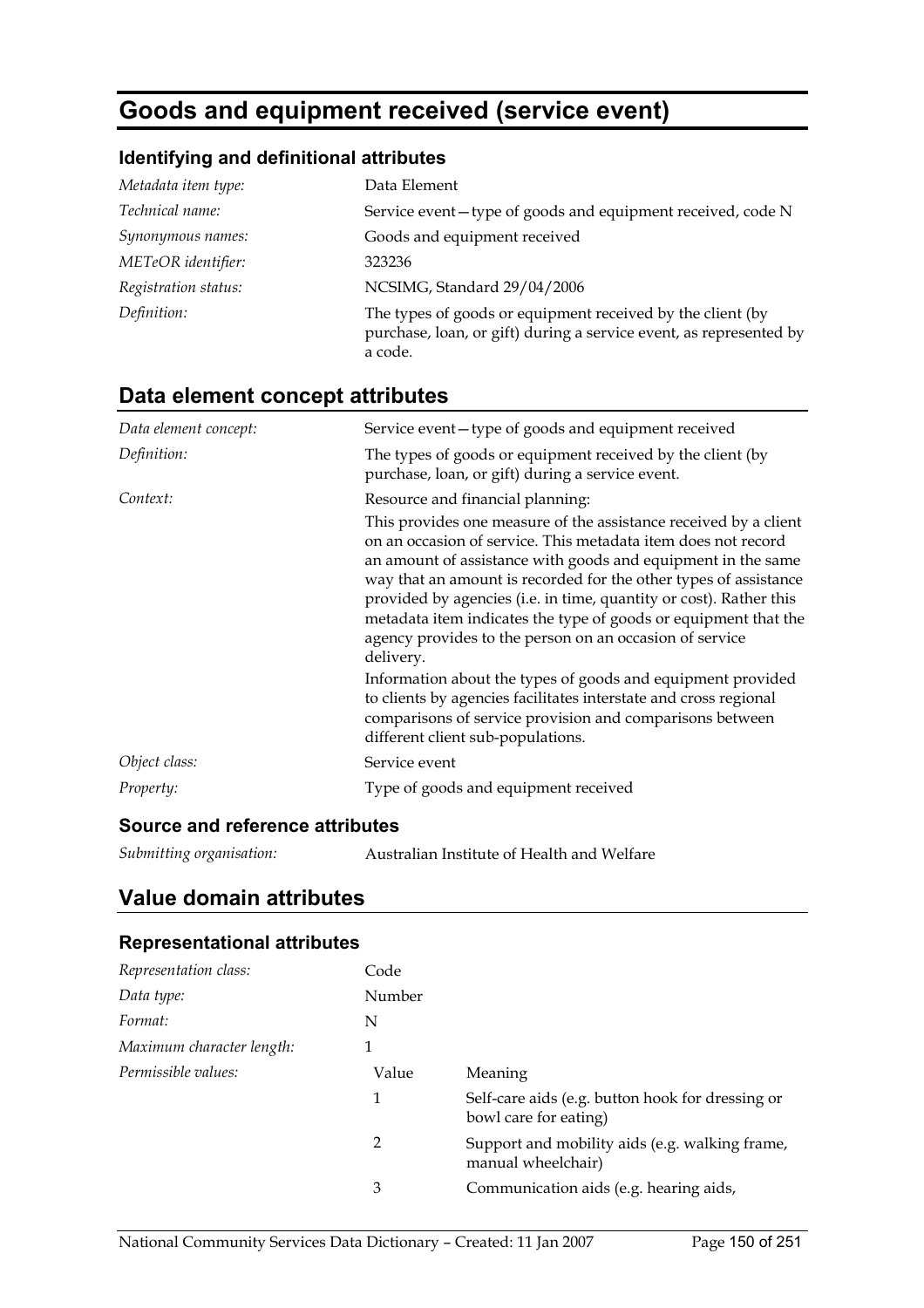# Goods and equipment received (service event)

### Identifying and definitional attributes

| | |
|---|---|
| *Metadata item type:* | Data Element |
| *Technical name:* | Service event—type of goods and equipment received, code N |
| *Synonymous names:* | Goods and equipment received |
| *METeOR identifier:* | 323236 |
| *Registration status:* | NCSIMG, Standard 29/04/2006 |
| *Definition:* | The types of goods or equipment received by the client (by purchase, loan, or gift) during a service event, as represented by a code. |

## Data element concept attributes

| | |
|---|---|
| *Data element concept:* | Service event—type of goods and equipment received |
| *Definition:* | The types of goods or equipment received by the client (by purchase, loan, or gift) during a service event. |
| *Context:* | Resource and financial planning:<br>This provides one measure of the assistance received by a client on an occasion of service. This metadata item does not record an amount of assistance with goods and equipment in the same way that an amount is recorded for the other types of assistance provided by agencies (i.e. in time, quantity or cost). Rather this metadata item indicates the type of goods or equipment that the agency provides to the person on an occasion of service delivery.<br>Information about the types of goods and equipment provided to clients by agencies facilitates interstate and cross regional comparisons of service provision and comparisons between different client sub-populations. |
| *Object class:* | Service event |
| *Property:* | Type of goods and equipment received |

### Source and reference attributes

| | |
|---|---|
| *Submitting organisation:* | Australian Institute of Health and Welfare |

## Value domain attributes

### Representational attributes

| | | |
|---|---|---|
| *Representation class:* | Code | |
| *Data type:* | Number | |
| *Format:* | N | |
| *Maximum character length:* | 1 | |
| *Permissible values:* | Value | Meaning |
| | 1 | Self-care aids (e.g. button hook for dressing or bowl care for eating) |
| | 2 | Support and mobility aids (e.g. walking frame, manual wheelchair) |
| | 3 | Communication aids (e.g. hearing aids, |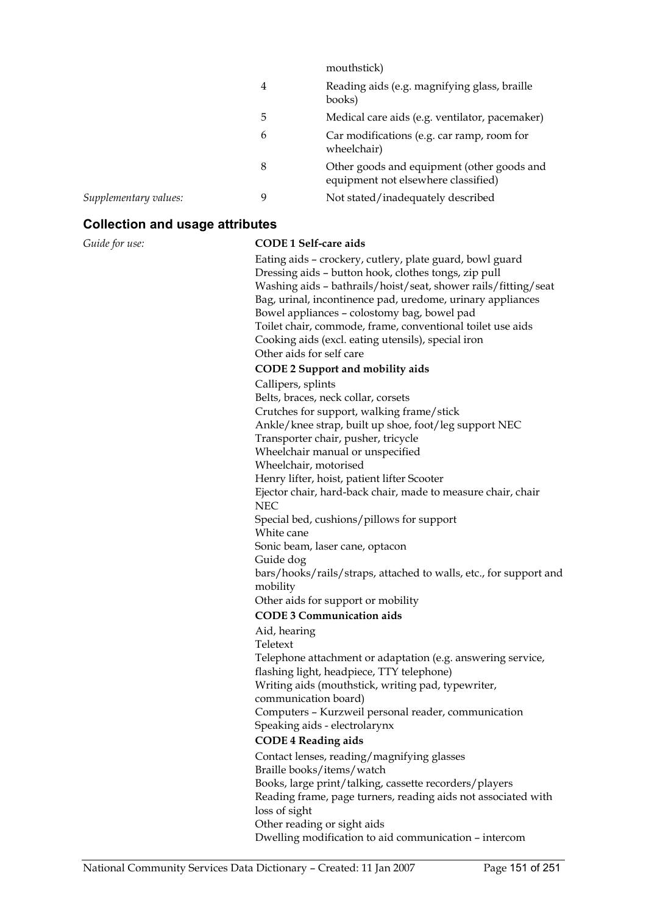| | | |
|---|---|---|
| | | mouthstick) |
| | 4 | Reading aids (e.g. magnifying glass, braille books) |
| | 5 | Medical care aids (e.g. ventilator, pacemaker) |
| | 6 | Car modifications (e.g. car ramp, room for wheelchair) |
| | 8 | Other goods and equipment (other goods and equipment not elsewhere classified) |
| *Supplementary values:* | 9 | Not stated/inadequately described |

## Collection and usage attributes

*Guide for use:*

**CODE 1 Self-care aids**

Eating aids – crockery, cutlery, plate guard, bowl guard
Dressing aids – button hook, clothes tongs, zip pull
Washing aids – bathrails/hoist/seat, shower rails/fitting/seat
Bag, urinal, incontinence pad, uredome, urinary appliances
Bowel appliances – colostomy bag, bowel pad
Toilet chair, commode, frame, conventional toilet use aids
Cooking aids (excl. eating utensils), special iron
Other aids for self care

**CODE 2 Support and mobility aids**

Callipers, splints
Belts, braces, neck collar, corsets
Crutches for support, walking frame/stick
Ankle/knee strap, built up shoe, foot/leg support NEC
Transporter chair, pusher, tricycle
Wheelchair manual or unspecified
Wheelchair, motorised
Henry lifter, hoist, patient lifter Scooter
Ejector chair, hard-back chair, made to measure chair, chair NEC
Special bed, cushions/pillows for support
White cane
Sonic beam, laser cane, optacon
Guide dog
bars/hooks/rails/straps, attached to walls, etc., for support and mobility
Other aids for support or mobility

**CODE 3 Communication aids**

Aid, hearing
Teletext
Telephone attachment or adaptation (e.g. answering service, flashing light, headpiece, TTY telephone)
Writing aids (mouthstick, writing pad, typewriter, communication board)
Computers – Kurzweil personal reader, communication
Speaking aids - electrolarynx

**CODE 4 Reading aids**

Contact lenses, reading/magnifying glasses
Braille books/items/watch
Books, large print/talking, cassette recorders/players
Reading frame, page turners, reading aids not associated with loss of sight
Other reading or sight aids
Dwelling modification to aid communication – intercom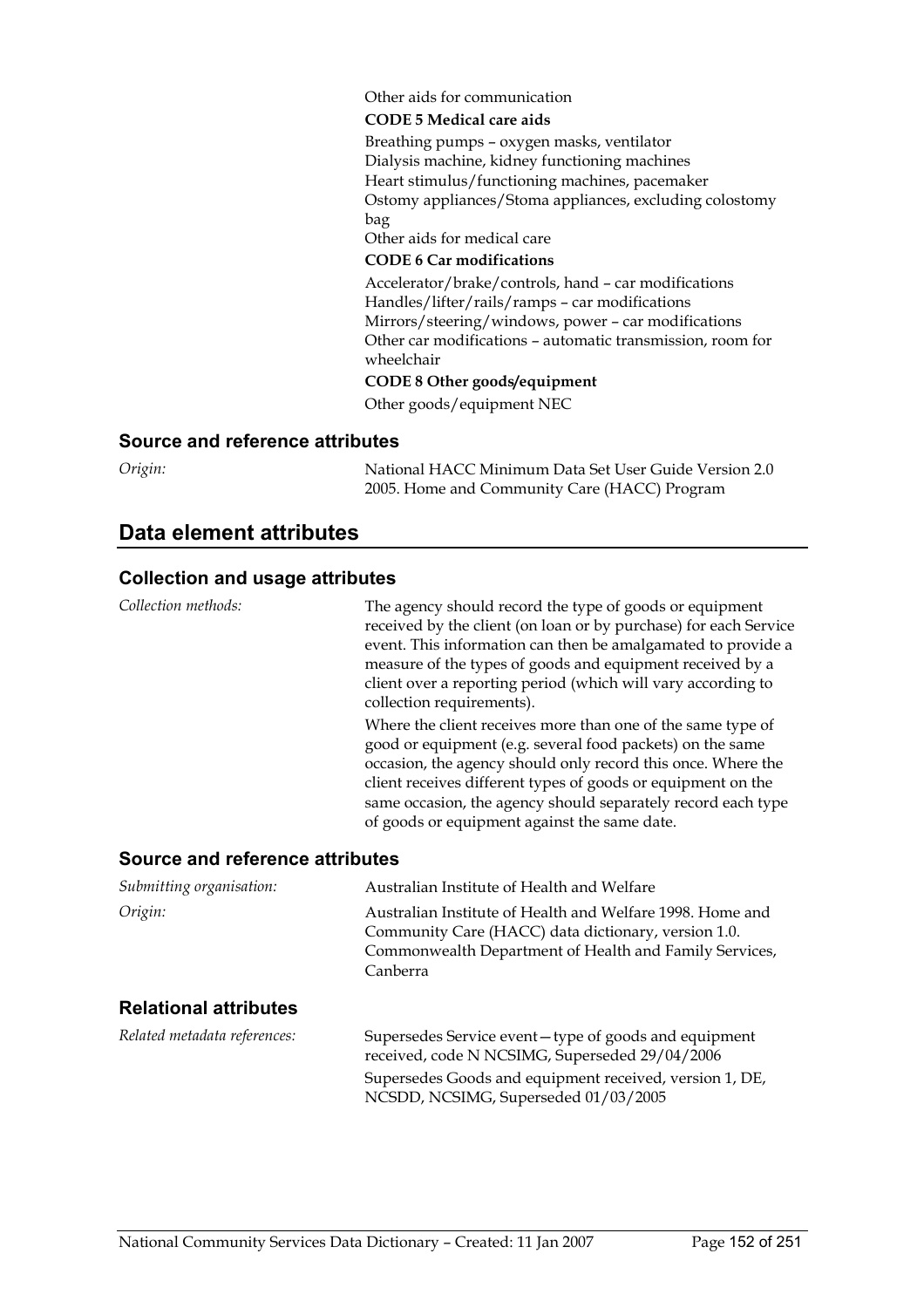Other aids for communication

**CODE 5 Medical care aids**

Breathing pumps – oxygen masks, ventilator
Dialysis machine, kidney functioning machines
Heart stimulus/functioning machines, pacemaker
Ostomy appliances/Stoma appliances, excluding colostomy bag
Other aids for medical care

**CODE 6 Car modifications**

Accelerator/brake/controls, hand – car modifications
Handles/lifter/rails/ramps – car modifications
Mirrors/steering/windows, power – car modifications
Other car modifications – automatic transmission, room for wheelchair

**CODE 8 Other goods/equipment**

Other goods/equipment NEC

### Source and reference attributes

*Origin:* National HACC Minimum Data Set User Guide Version 2.0 2005. Home and Community Care (HACC) Program

## Data element attributes

### Collection and usage attributes

*Collection methods:* The agency should record the type of goods or equipment received by the client (on loan or by purchase) for each Service event. This information can then be amalgamated to provide a measure of the types of goods and equipment received by a client over a reporting period (which will vary according to collection requirements).

Where the client receives more than one of the same type of good or equipment (e.g. several food packets) on the same occasion, the agency should only record this once. Where the client receives different types of goods or equipment on the same occasion, the agency should separately record each type of goods or equipment against the same date.

### Source and reference attributes

*Submitting organisation:* Australian Institute of Health and Welfare

*Origin:* Australian Institute of Health and Welfare 1998. Home and Community Care (HACC) data dictionary, version 1.0. Commonwealth Department of Health and Family Services, Canberra

### Relational attributes

*Related metadata references:* Supersedes Service event—type of goods and equipment received, code N NCSIMG, Superseded 29/04/2006

Supersedes Goods and equipment received, version 1, DE, NCSDD, NCSIMG, Superseded 01/03/2005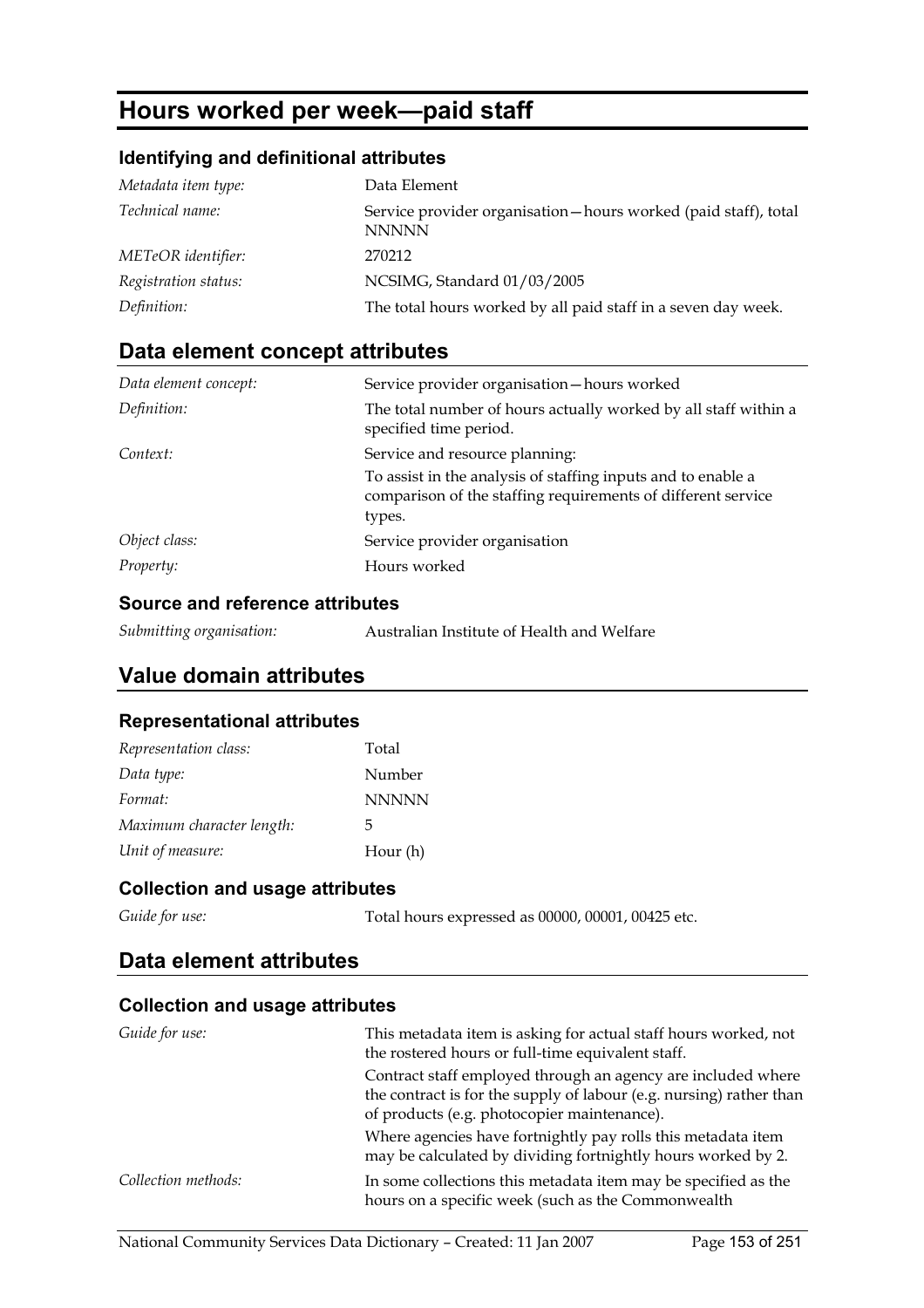# Hours worked per week—paid staff

### Identifying and definitional attributes

| | |
|---|---|
| *Metadata item type:* | Data Element |
| *Technical name:* | Service provider organisation—hours worked (paid staff), total NNNNN |
| *METeOR identifier:* | 270212 |
| *Registration status:* | NCSIMG, Standard 01/03/2005 |
| *Definition:* | The total hours worked by all paid staff in a seven day week. |

## Data element concept attributes

| | |
|---|---|
| *Data element concept:* | Service provider organisation—hours worked |
| *Definition:* | The total number of hours actually worked by all staff within a specified time period. |
| *Context:* | Service and resource planning:<br>To assist in the analysis of staffing inputs and to enable a comparison of the staffing requirements of different service types. |
| *Object class:* | Service provider organisation |
| *Property:* | Hours worked |

### Source and reference attributes

| | |
|---|---|
| *Submitting organisation:* | Australian Institute of Health and Welfare |

## Value domain attributes

### Representational attributes

| | |
|---|---|
| *Representation class:* | Total |
| *Data type:* | Number |
| *Format:* | NNNNN |
| *Maximum character length:* | 5 |
| *Unit of measure:* | Hour (h) |

### Collection and usage attributes

| | |
|---|---|
| *Guide for use:* | Total hours expressed as 00000, 00001, 00425 etc. |

## Data element attributes

### Collection and usage attributes

| | |
|---|---|
| *Guide for use:* | This metadata item is asking for actual staff hours worked, not the rostered hours or full-time equivalent staff.<br>Contract staff employed through an agency are included where the contract is for the supply of labour (e.g. nursing) rather than of products (e.g. photocopier maintenance).<br>Where agencies have fortnightly pay rolls this metadata item may be calculated by dividing fortnightly hours worked by 2. |
| *Collection methods:* | In some collections this metadata item may be specified as the hours on a specific week (such as the Commonwealth |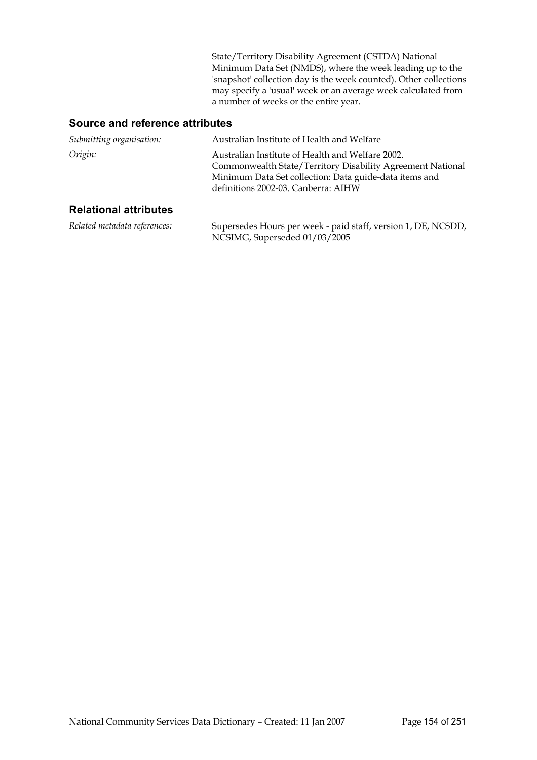State/Territory Disability Agreement (CSTDA) National Minimum Data Set (NMDS), where the week leading up to the 'snapshot' collection day is the week counted). Other collections may specify a 'usual' week or an average week calculated from a number of weeks or the entire year.

## Source and reference attributes

*Submitting organisation:* Australian Institute of Health and Welfare

*Origin:* Australian Institute of Health and Welfare 2002. Commonwealth State/Territory Disability Agreement National Minimum Data Set collection: Data guide-data items and definitions 2002-03. Canberra: AIHW

## Relational attributes

*Related metadata references:* Supersedes Hours per week - paid staff, version 1, DE, NCSDD, NCSIMG, Superseded 01/03/2005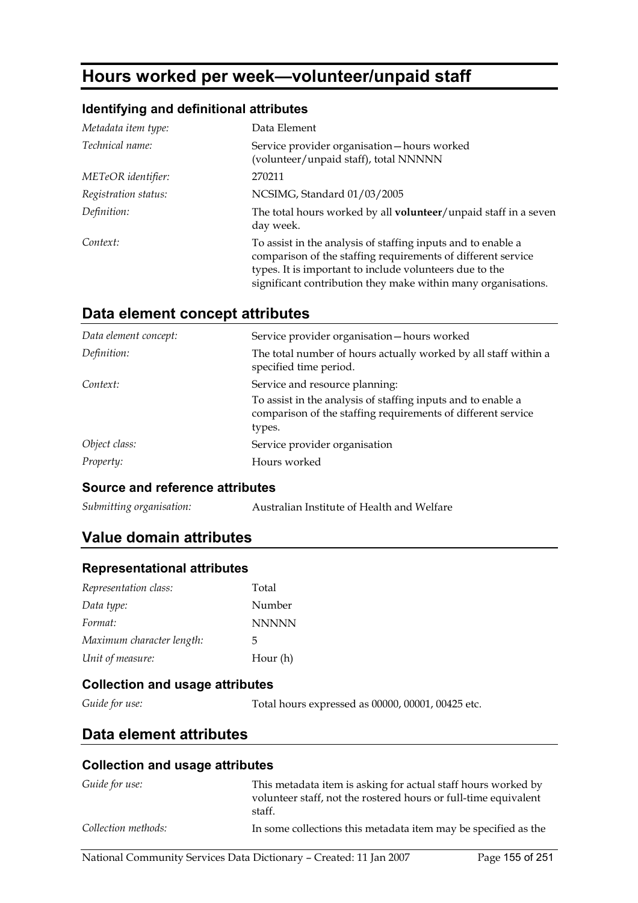# Hours worked per week—volunteer/unpaid staff

### Identifying and definitional attributes

| | |
|---|---|
| *Metadata item type:* | Data Element |
| *Technical name:* | Service provider organisation—hours worked (volunteer/unpaid staff), total NNNNN |
| *METeOR identifier:* | 270211 |
| *Registration status:* | NCSIMG, Standard 01/03/2005 |
| *Definition:* | The total hours worked by all **volunteer**/unpaid staff in a seven day week. |
| *Context:* | To assist in the analysis of staffing inputs and to enable a comparison of the staffing requirements of different service types. It is important to include volunteers due to the significant contribution they make within many organisations. |

## Data element concept attributes

| | |
|---|---|
| *Data element concept:* | Service provider organisation—hours worked |
| *Definition:* | The total number of hours actually worked by all staff within a specified time period. |
| *Context:* | Service and resource planning:<br>To assist in the analysis of staffing inputs and to enable a comparison of the staffing requirements of different service types. |
| *Object class:* | Service provider organisation |
| *Property:* | Hours worked |

### Source and reference attributes

| | |
|---|---|
| *Submitting organisation:* | Australian Institute of Health and Welfare |

## Value domain attributes

### Representational attributes

| | |
|---|---|
| *Representation class:* | Total |
| *Data type:* | Number |
| *Format:* | NNNNN |
| *Maximum character length:* | 5 |
| *Unit of measure:* | Hour (h) |

### Collection and usage attributes

| | |
|---|---|
| *Guide for use:* | Total hours expressed as 00000, 00001, 00425 etc. |

## Data element attributes

### Collection and usage attributes

| | |
|---|---|
| *Guide for use:* | This metadata item is asking for actual staff hours worked by volunteer staff, not the rostered hours or full-time equivalent staff. |
| *Collection methods:* | In some collections this metadata item may be specified as the |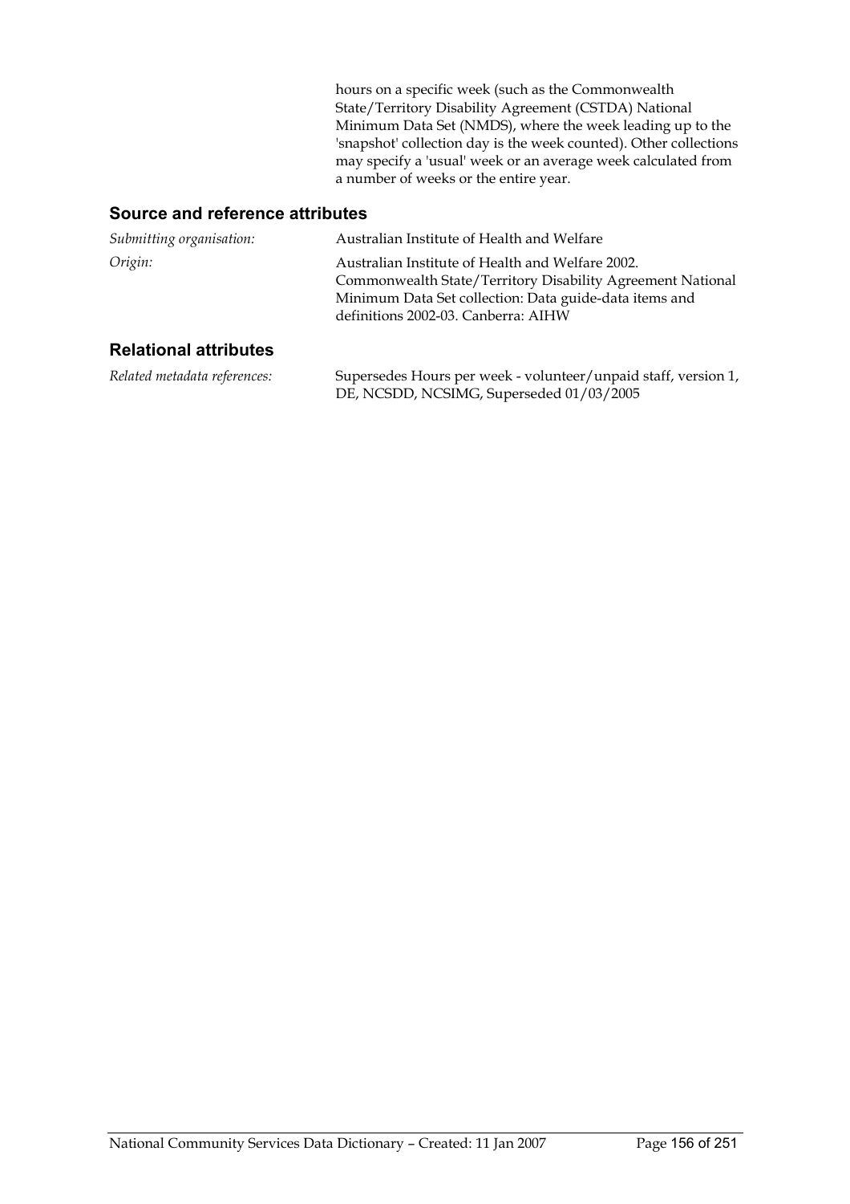hours on a specific week (such as the Commonwealth State/Territory Disability Agreement (CSTDA) National Minimum Data Set (NMDS), where the week leading up to the 'snapshot' collection day is the week counted). Other collections may specify a 'usual' week or an average week calculated from a number of weeks or the entire year.

## Source and reference attributes

*Submitting organisation:* Australian Institute of Health and Welfare

*Origin:* Australian Institute of Health and Welfare 2002. Commonwealth State/Territory Disability Agreement National Minimum Data Set collection: Data guide-data items and definitions 2002-03. Canberra: AIHW

## Relational attributes

*Related metadata references:* Supersedes Hours per week - volunteer/unpaid staff, version 1, DE, NCSDD, NCSIMG, Superseded 01/03/2005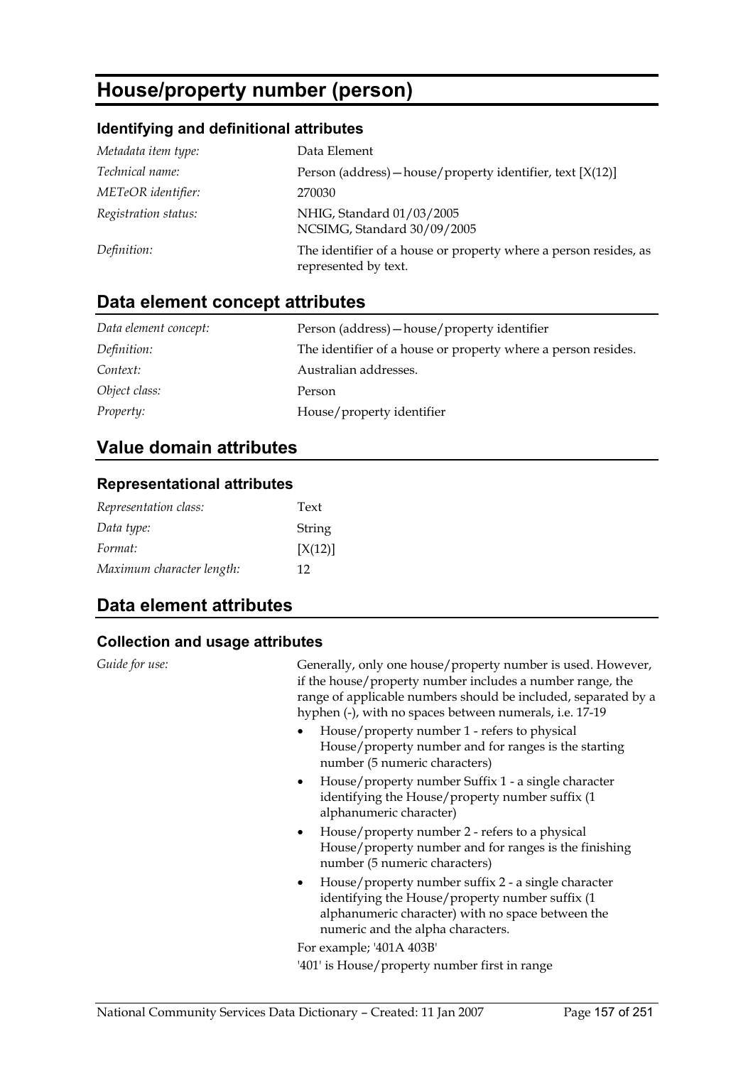# House/property number (person)

### Identifying and definitional attributes

| | |
|---|---|
| *Metadata item type:* | Data Element |
| *Technical name:* | Person (address)—house/property identifier, text [X(12)] |
| *METeOR identifier:* | 270030 |
| *Registration status:* | NHIG, Standard 01/03/2005<br>NCSIMG, Standard 30/09/2005 |
| *Definition:* | The identifier of a house or property where a person resides, as represented by text. |

## Data element concept attributes

| | |
|---|---|
| *Data element concept:* | Person (address)—house/property identifier |
| *Definition:* | The identifier of a house or property where a person resides. |
| *Context:* | Australian addresses. |
| *Object class:* | Person |
| *Property:* | House/property identifier |

## Value domain attributes

### Representational attributes

| | |
|---|---|
| *Representation class:* | Text |
| *Data type:* | String |
| *Format:* | [X(12)] |
| *Maximum character length:* | 12 |

## Data element attributes

### Collection and usage attributes

*Guide for use:*

Generally, only one house/property number is used. However, if the house/property number includes a number range, the range of applicable numbers should be included, separated by a hyphen (-), with no spaces between numerals, i.e. 17-19

- House/property number 1 - refers to physical House/property number and for ranges is the starting number (5 numeric characters)
- House/property number Suffix 1 - a single character identifying the House/property number suffix (1 alphanumeric character)
- House/property number 2 - refers to a physical House/property number and for ranges is the finishing number (5 numeric characters)
- House/property number suffix 2 - a single character identifying the House/property number suffix (1 alphanumeric character) with no space between the numeric and the alpha characters.

For example; '401A 403B'

'401' is House/property number first in range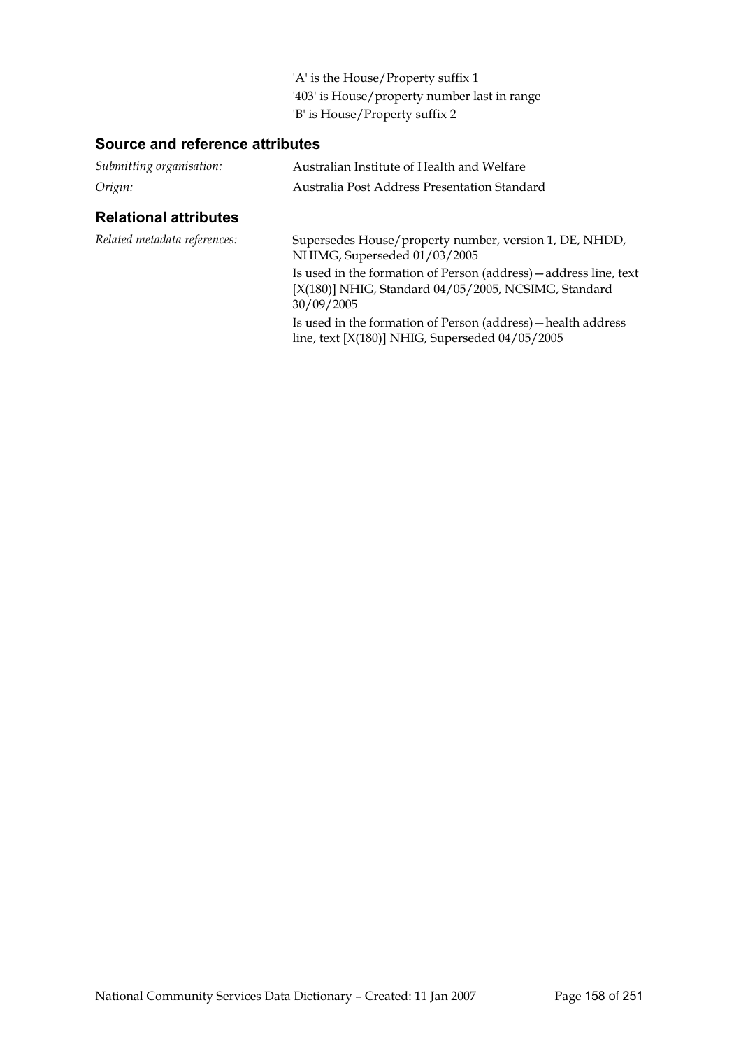'A' is the House/Property suffix 1
'403' is House/property number last in range
'B' is House/Property suffix 2

## Source and reference attributes

| | |
|---|---|
| *Submitting organisation:* | Australian Institute of Health and Welfare |
| *Origin:* | Australia Post Address Presentation Standard |

## Relational attributes

*Related metadata references:*

Supersedes House/property number, version 1, DE, NHDD, NHIMG, Superseded 01/03/2005

Is used in the formation of Person (address)—address line, text [X(180)] NHIG, Standard 04/05/2005, NCSIMG, Standard 30/09/2005

Is used in the formation of Person (address)—health address line, text [X(180)] NHIG, Superseded 04/05/2005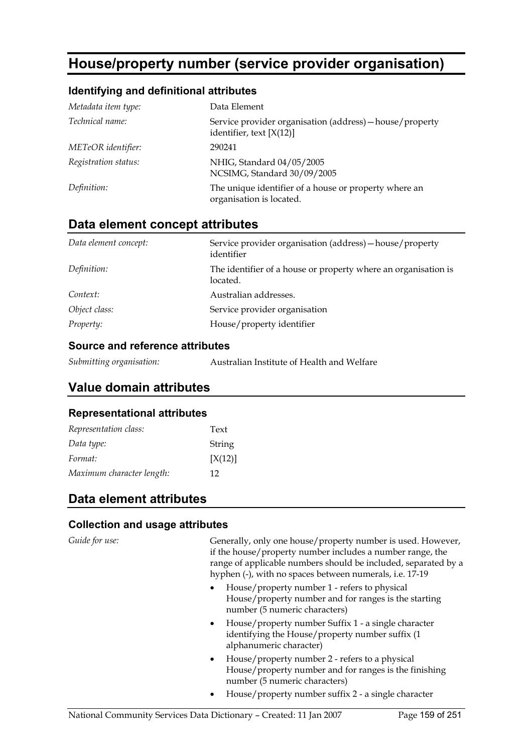# House/property number (service provider organisation)

### Identifying and definitional attributes

| | |
|---|---|
| *Metadata item type:* | Data Element |
| *Technical name:* | Service provider organisation (address)—house/property identifier, text [X(12)] |
| *METeOR identifier:* | 290241 |
| *Registration status:* | NHIG, Standard 04/05/2005<br>NCSIMG, Standard 30/09/2005 |
| *Definition:* | The unique identifier of a house or property where an organisation is located. |

## Data element concept attributes

| | |
|---|---|
| *Data element concept:* | Service provider organisation (address)—house/property identifier |
| *Definition:* | The identifier of a house or property where an organisation is located. |
| *Context:* | Australian addresses. |
| *Object class:* | Service provider organisation |
| *Property:* | House/property identifier |

### Source and reference attributes

| | |
|---|---|
| *Submitting organisation:* | Australian Institute of Health and Welfare |

## Value domain attributes

### Representational attributes

| | |
|---|---|
| *Representation class:* | Text |
| *Data type:* | String |
| *Format:* | [X(12)] |
| *Maximum character length:* | 12 |

## Data element attributes

### Collection and usage attributes

*Guide for use:*

Generally, only one house/property number is used. However, if the house/property number includes a number range, the range of applicable numbers should be included, separated by a hyphen (-), with no spaces between numerals, i.e. 17-19

- House/property number 1 - refers to physical House/property number and for ranges is the starting number (5 numeric characters)
- House/property number Suffix 1 - a single character identifying the House/property number suffix (1 alphanumeric character)
- House/property number 2 - refers to a physical House/property number and for ranges is the finishing number (5 numeric characters)
- House/property number suffix 2 - a single character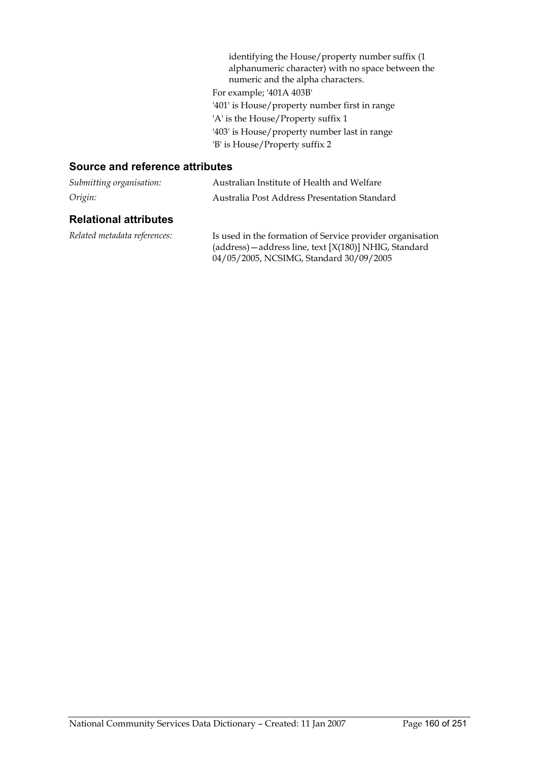identifying the House/property number suffix (1 alphanumeric character) with no space between the numeric and the alpha characters.

For example; '401A 403B'

'401' is House/property number first in range

'A' is the House/Property suffix 1

'403' is House/property number last in range

'B' is House/Property suffix 2

## Source and reference attributes

*Submitting organisation:* Australian Institute of Health and Welfare

*Origin:* Australia Post Address Presentation Standard

## Relational attributes

*Related metadata references:* Is used in the formation of Service provider organisation (address)—address line, text [X(180)] NHIG, Standard 04/05/2005, NCSIMG, Standard 30/09/2005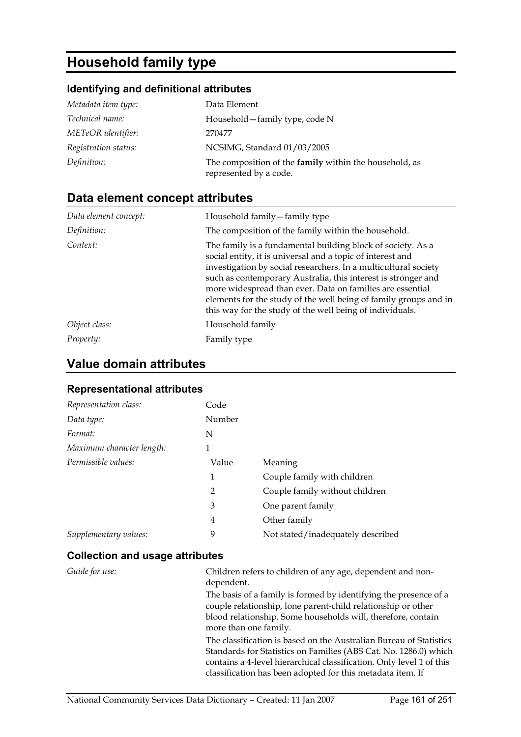# Household family type

## Identifying and definitional attributes

| | |
|---|---|
| *Metadata item type:* | Data Element |
| *Technical name:* | Household—family type, code N |
| *METeOR identifier:* | 270477 |
| *Registration status:* | NCSIMG, Standard 01/03/2005 |
| *Definition:* | The composition of the **family** within the household, as represented by a code. |

## Data element concept attributes

| | |
|---|---|
| *Data element concept:* | Household family—family type |
| *Definition:* | The composition of the family within the household. |
| *Context:* | The family is a fundamental building block of society. As a social entity, it is universal and a topic of interest and investigation by social researchers. In a multicultural society such as contemporary Australia, this interest is stronger and more widespread than ever. Data on families are essential elements for the study of the well being of family groups and in this way for the study of the well being of individuals. |
| *Object class:* | Household family |
| *Property:* | Family type |

## Value domain attributes

### Representational attributes

| | | |
|---|---|---|
| *Representation class:* | Code | |
| *Data type:* | Number | |
| *Format:* | N | |
| *Maximum character length:* | 1 | |
| *Permissible values:* | Value | Meaning |
| | 1 | Couple family with children |
| | 2 | Couple family without children |
| | 3 | One parent family |
| | 4 | Other family |
| *Supplementary values:* | 9 | Not stated/inadequately described |

### Collection and usage attributes

*Guide for use:*

Children refers to children of any age, dependent and non-dependent.

The basis of a family is formed by identifying the presence of a couple relationship, lone parent-child relationship or other blood relationship. Some households will, therefore, contain more than one family.

The classification is based on the Australian Bureau of Statistics Standards for Statistics on Families (ABS Cat. No. 1286.0) which contains a 4-level hierarchical classification. Only level 1 of this classification has been adopted for this metadata item. If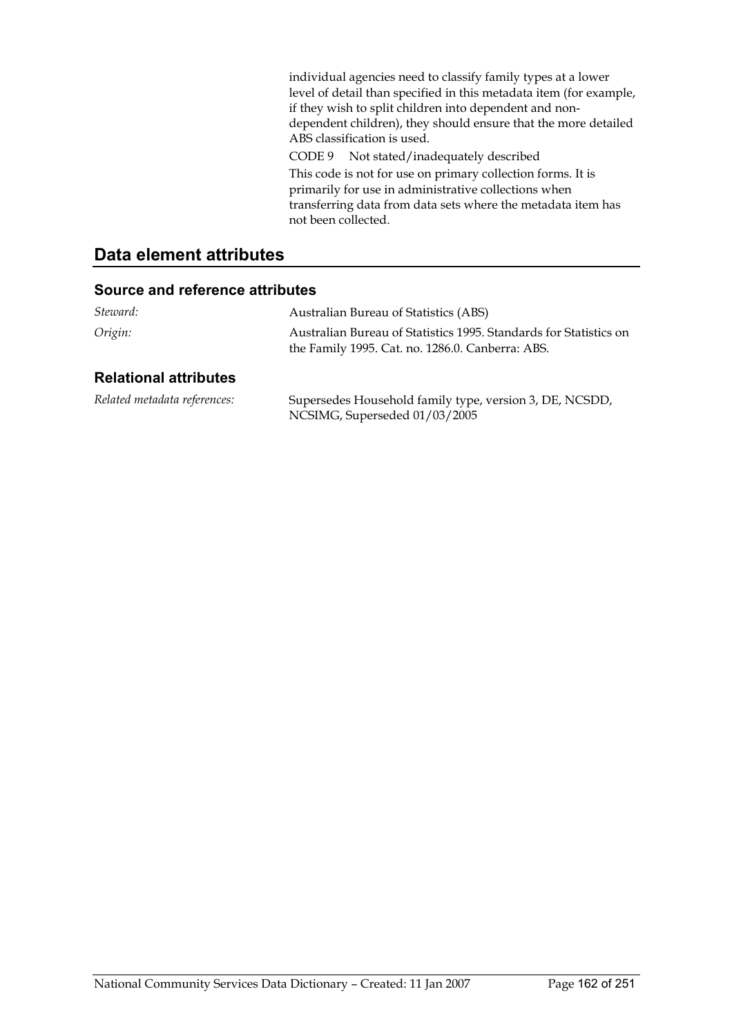individual agencies need to classify family types at a lower level of detail than specified in this metadata item (for example, if they wish to split children into dependent and non-dependent children), they should ensure that the more detailed ABS classification is used.

CODE 9 Not stated/inadequately described

This code is not for use on primary collection forms. It is primarily for use in administrative collections when transferring data from data sets where the metadata item has not been collected.

## Data element attributes

### Source and reference attributes

*Steward:* Australian Bureau of Statistics (ABS)

*Origin:* Australian Bureau of Statistics 1995. Standards for Statistics on the Family 1995. Cat. no. 1286.0. Canberra: ABS.

### Relational attributes

*Related metadata references:* Supersedes Household family type, version 3, DE, NCSDD, NCSIMG, Superseded 01/03/2005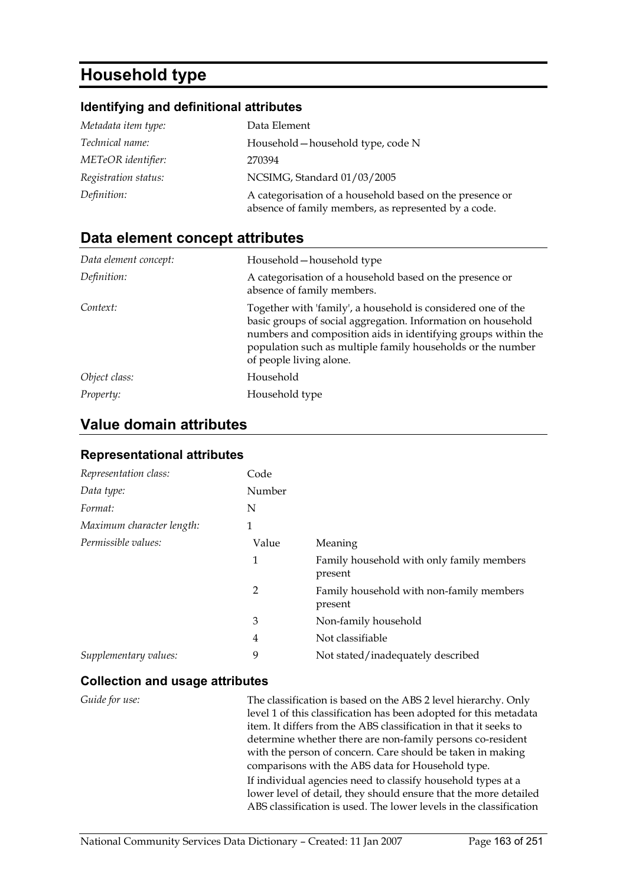# Household type

## Identifying and definitional attributes

| | |
|---|---|
| *Metadata item type:* | Data Element |
| *Technical name:* | Household—household type, code N |
| *METeOR identifier:* | 270394 |
| *Registration status:* | NCSIMG, Standard 01/03/2005 |
| *Definition:* | A categorisation of a household based on the presence or absence of family members, as represented by a code. |

## Data element concept attributes

| | |
|---|---|
| *Data element concept:* | Household—household type |
| *Definition:* | A categorisation of a household based on the presence or absence of family members. |
| *Context:* | Together with 'family', a household is considered one of the basic groups of social aggregation. Information on household numbers and composition aids in identifying groups within the population such as multiple family households or the number of people living alone. |
| *Object class:* | Household |
| *Property:* | Household type |

## Value domain attributes

### Representational attributes

| | | |
|---|---|---|
| *Representation class:* | Code | |
| *Data type:* | Number | |
| *Format:* | N | |
| *Maximum character length:* | 1 | |
| *Permissible values:* | Value | Meaning |
| | 1 | Family household with only family members present |
| | 2 | Family household with non-family members present |
| | 3 | Non-family household |
| | 4 | Not classifiable |
| *Supplementary values:* | 9 | Not stated/inadequately described |

### Collection and usage attributes

*Guide for use:*

The classification is based on the ABS 2 level hierarchy. Only level 1 of this classification has been adopted for this metadata item. It differs from the ABS classification in that it seeks to determine whether there are non-family persons co-resident with the person of concern. Care should be taken in making comparisons with the ABS data for Household type.

If individual agencies need to classify household types at a lower level of detail, they should ensure that the more detailed ABS classification is used. The lower levels in the classification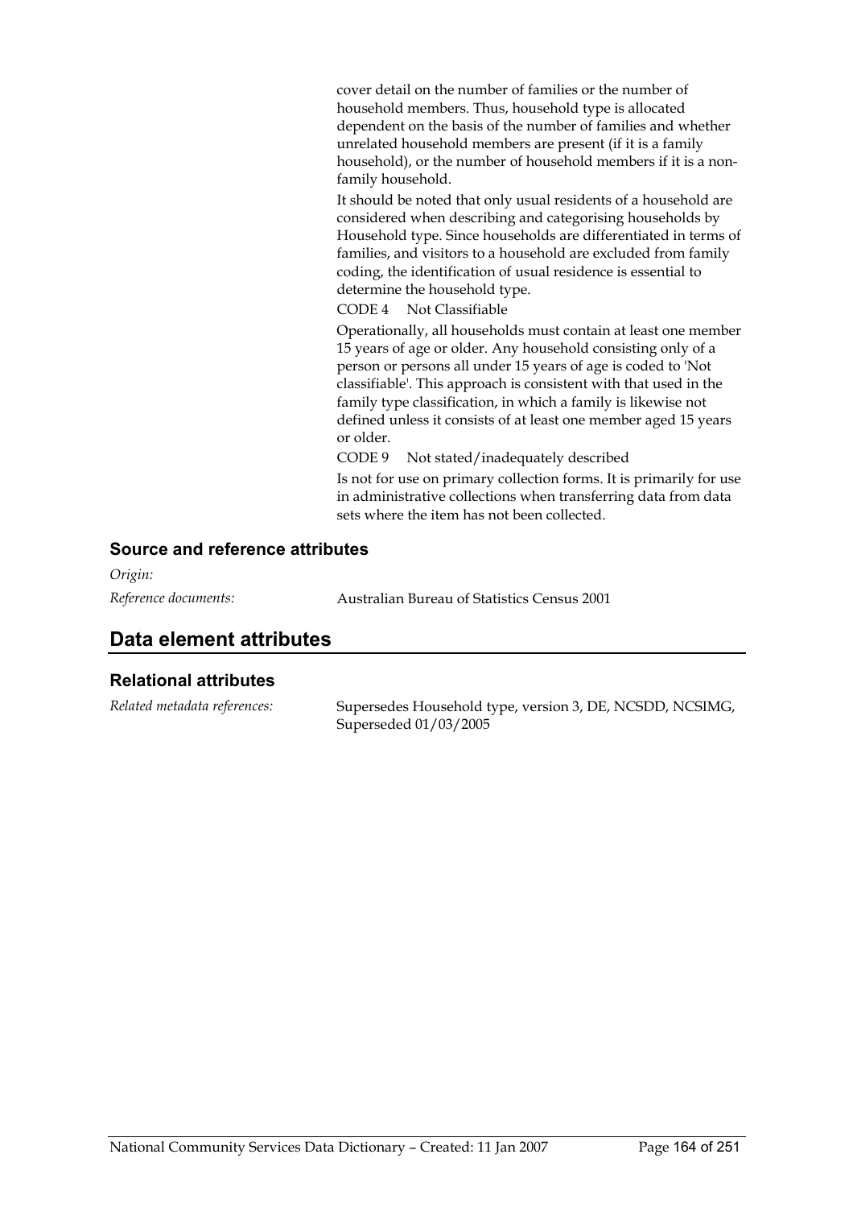cover detail on the number of families or the number of household members. Thus, household type is allocated dependent on the basis of the number of families and whether unrelated household members are present (if it is a family household), or the number of household members if it is a non-family household.

It should be noted that only usual residents of a household are considered when describing and categorising households by Household type. Since households are differentiated in terms of families, and visitors to a household are excluded from family coding, the identification of usual residence is essential to determine the household type.

CODE 4 Not Classifiable

Operationally, all households must contain at least one member 15 years of age or older. Any household consisting only of a person or persons all under 15 years of age is coded to 'Not classifiable'. This approach is consistent with that used in the family type classification, in which a family is likewise not defined unless it consists of at least one member aged 15 years or older.

CODE 9 Not stated/inadequately described

Is not for use on primary collection forms. It is primarily for use in administrative collections when transferring data from data sets where the item has not been collected.

### Source and reference attributes

*Origin:*

*Reference documents:* Australian Bureau of Statistics Census 2001

## Data element attributes

### Relational attributes

*Related metadata references:* Supersedes Household type, version 3, DE, NCSDD, NCSIMG, Superseded 01/03/2005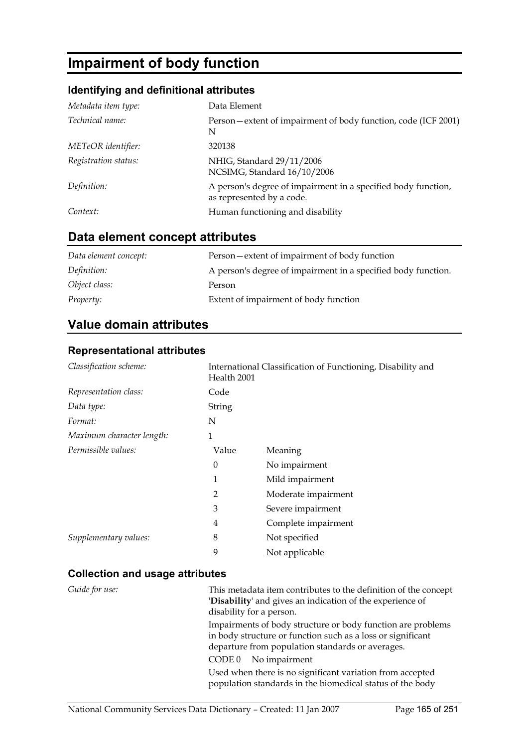# Impairment of body function

### Identifying and definitional attributes

| | |
|---|---|
| *Metadata item type:* | Data Element |
| *Technical name:* | Person—extent of impairment of body function, code (ICF 2001) N |
| *METeOR identifier:* | 320138 |
| *Registration status:* | NHIG, Standard 29/11/2006<br>NCSIMG, Standard 16/10/2006 |
| *Definition:* | A person's degree of impairment in a specified body function, as represented by a code. |
| *Context:* | Human functioning and disability |

## Data element concept attributes

| | |
|---|---|
| *Data element concept:* | Person—extent of impairment of body function |
| *Definition:* | A person's degree of impairment in a specified body function. |
| *Object class:* | Person |
| *Property:* | Extent of impairment of body function |

## Value domain attributes

### Representational attributes

| | | |
|---|---|---|
| *Classification scheme:* | International Classification of Functioning, Disability and Health 2001 | |
| *Representation class:* | Code | |
| *Data type:* | String | |
| *Format:* | N | |
| *Maximum character length:* | 1 | |
| *Permissible values:* | Value | Meaning |
| | 0 | No impairment |
| | 1 | Mild impairment |
| | 2 | Moderate impairment |
| | 3 | Severe impairment |
| | 4 | Complete impairment |
| *Supplementary values:* | 8 | Not specified |
| | 9 | Not applicable |

### Collection and usage attributes

*Guide for use:*

This metadata item contributes to the definition of the concept '**Disability**' and gives an indication of the experience of disability for a person.

Impairments of body structure or body function are problems in body structure or function such as a loss or significant departure from population standards or averages.

CODE 0 No impairment

Used when there is no significant variation from accepted population standards in the biomedical status of the body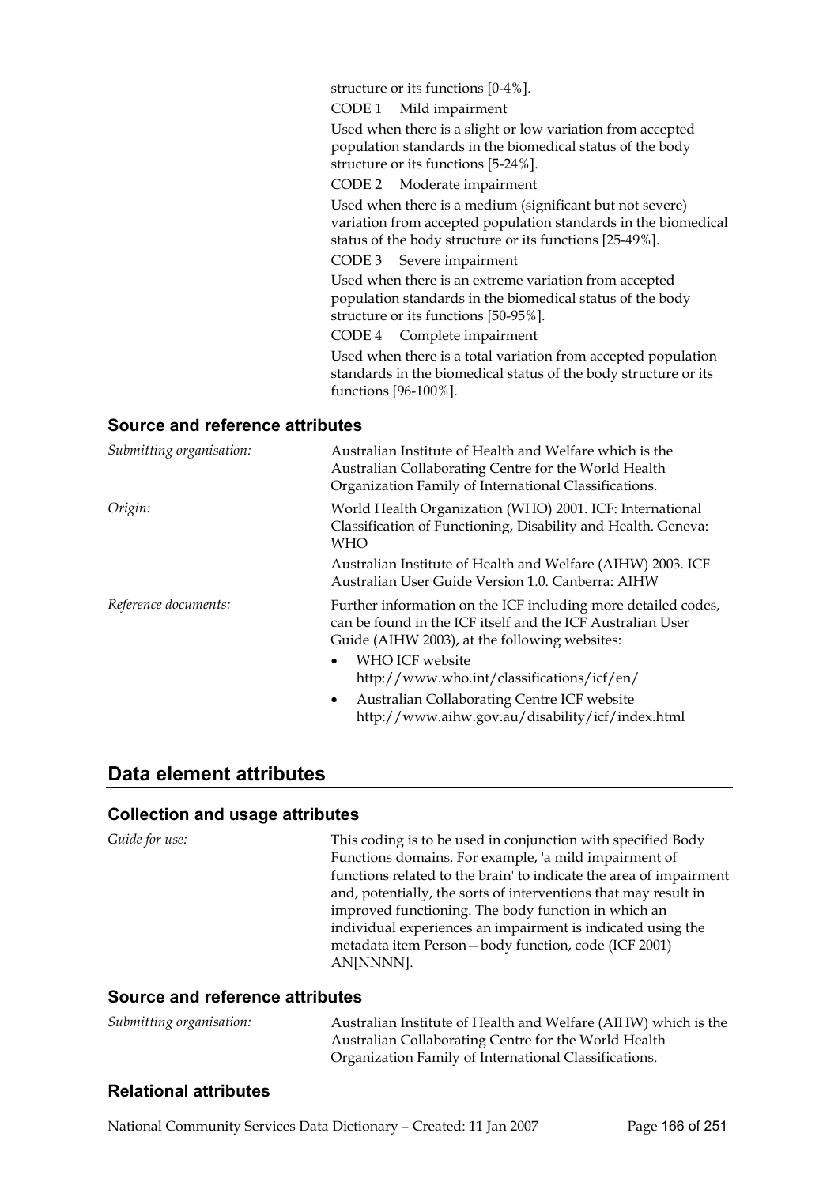structure or its functions [0-4%].

CODE 1 Mild impairment

Used when there is a slight or low variation from accepted population standards in the biomedical status of the body structure or its functions [5-24%].

CODE 2 Moderate impairment

Used when there is a medium (significant but not severe) variation from accepted population standards in the biomedical status of the body structure or its functions [25-49%].

CODE 3 Severe impairment

Used when there is an extreme variation from accepted population standards in the biomedical status of the body structure or its functions [50-95%].

CODE 4 Complete impairment

Used when there is a total variation from accepted population standards in the biomedical status of the body structure or its functions [96-100%].

### Source and reference attributes

*Submitting organisation:* Australian Institute of Health and Welfare which is the Australian Collaborating Centre for the World Health Organization Family of International Classifications.

*Origin:* World Health Organization (WHO) 2001. ICF: International Classification of Functioning, Disability and Health. Geneva: WHO

Australian Institute of Health and Welfare (AIHW) 2003. ICF Australian User Guide Version 1.0. Canberra: AIHW

*Reference documents:* Further information on the ICF including more detailed codes, can be found in the ICF itself and the ICF Australian User Guide (AIHW 2003), at the following websites:

- WHO ICF website http://www.who.int/classifications/icf/en/
- Australian Collaborating Centre ICF website http://www.aihw.gov.au/disability/icf/index.html

## Data element attributes

### Collection and usage attributes

*Guide for use:* This coding is to be used in conjunction with specified Body Functions domains. For example, 'a mild impairment of functions related to the brain' to indicate the area of impairment and, potentially, the sorts of interventions that may result in improved functioning. The body function in which an individual experiences an impairment is indicated using the metadata item Person—body function, code (ICF 2001) AN[NNNN].

### Source and reference attributes

*Submitting organisation:* Australian Institute of Health and Welfare (AIHW) which is the Australian Collaborating Centre for the World Health Organization Family of International Classifications.

### Relational attributes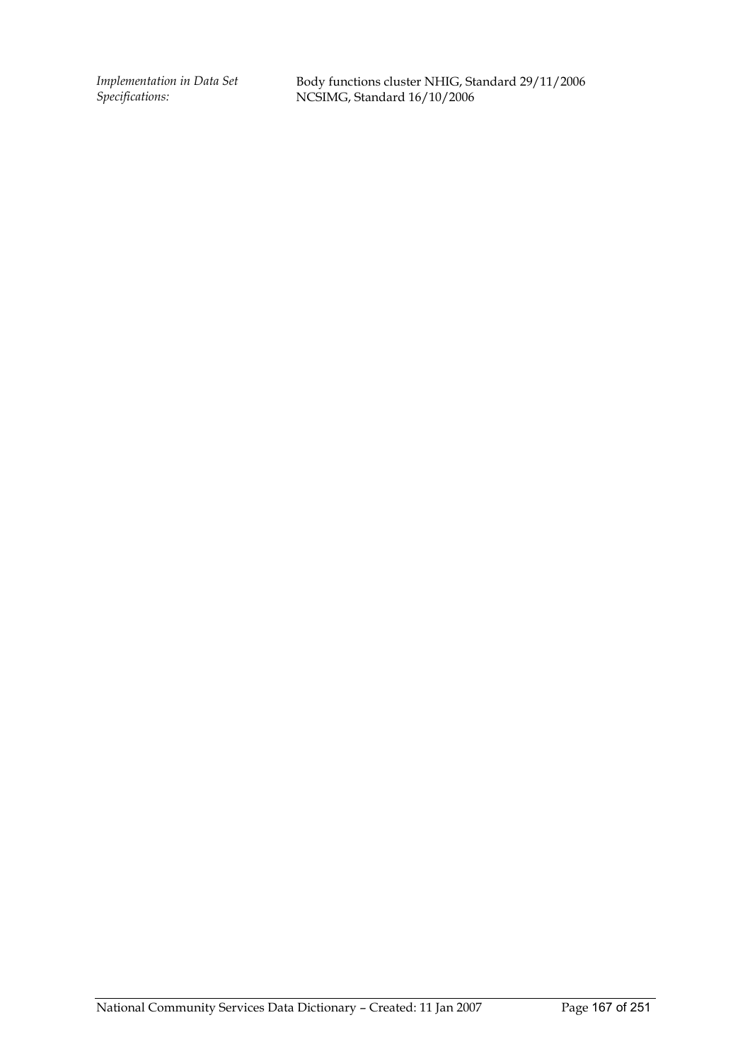*Implementation in Data Set Specifications:*

Body functions cluster NHIG, Standard 29/11/2006
NCSIMG, Standard 16/10/2006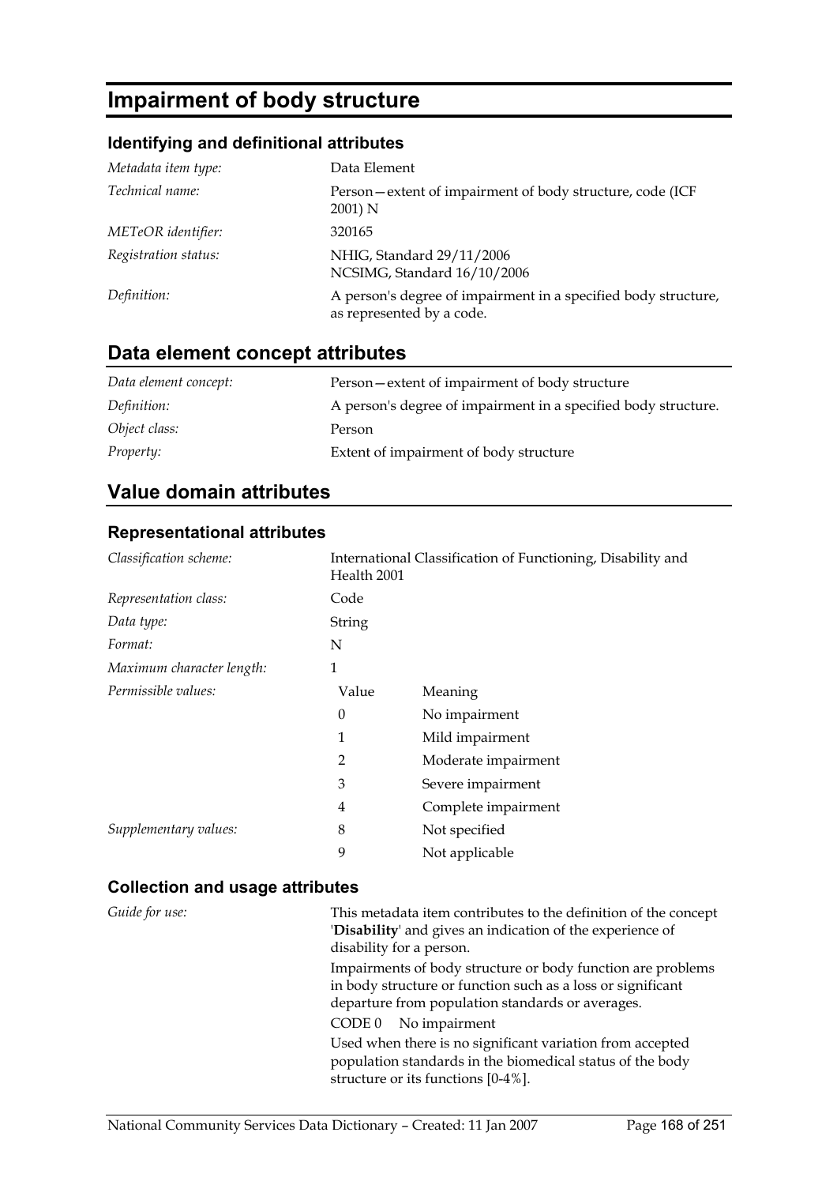# Impairment of body structure

### Identifying and definitional attributes

| | |
|---|---|
| *Metadata item type:* | Data Element |
| *Technical name:* | Person—extent of impairment of body structure, code (ICF 2001) N |
| *METeOR identifier:* | 320165 |
| *Registration status:* | NHIG, Standard 29/11/2006<br>NCSIMG, Standard 16/10/2006 |
| *Definition:* | A person's degree of impairment in a specified body structure, as represented by a code. |

## Data element concept attributes

| | |
|---|---|
| *Data element concept:* | Person—extent of impairment of body structure |
| *Definition:* | A person's degree of impairment in a specified body structure. |
| *Object class:* | Person |
| *Property:* | Extent of impairment of body structure |

## Value domain attributes

### Representational attributes

| | |
|---|---|
| *Classification scheme:* | International Classification of Functioning, Disability and Health 2001 |
| *Representation class:* | Code |
| *Data type:* | String |
| *Format:* | N |
| *Maximum character length:* | 1 |

| *Permissible values:* | Value | Meaning |
|---|---|---|
| | 0 | No impairment |
| | 1 | Mild impairment |
| | 2 | Moderate impairment |
| | 3 | Severe impairment |
| | 4 | Complete impairment |
| *Supplementary values:* | 8 | Not specified |
| | 9 | Not applicable |

### Collection and usage attributes

*Guide for use:*

This metadata item contributes to the definition of the concept '**Disability**' and gives an indication of the experience of disability for a person.

Impairments of body structure or body function are problems in body structure or function such as a loss or significant departure from population standards or averages.

CODE 0 No impairment

Used when there is no significant variation from accepted population standards in the biomedical status of the body structure or its functions [0-4%].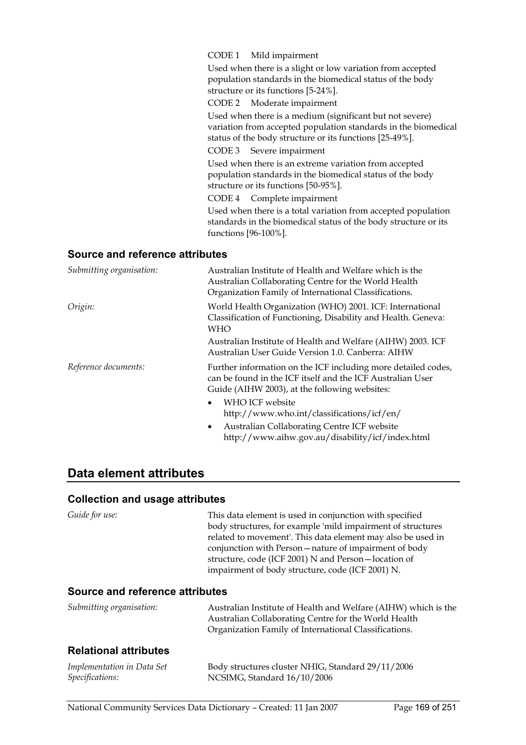CODE 1 Mild impairment

Used when there is a slight or low variation from accepted population standards in the biomedical status of the body structure or its functions [5-24%].

CODE 2 Moderate impairment

Used when there is a medium (significant but not severe) variation from accepted population standards in the biomedical status of the body structure or its functions [25-49%].

CODE 3 Severe impairment

Used when there is an extreme variation from accepted population standards in the biomedical status of the body structure or its functions [50-95%].

CODE 4 Complete impairment

Used when there is a total variation from accepted population standards in the biomedical status of the body structure or its functions [96-100%].

### Source and reference attributes

*Submitting organisation:* Australian Institute of Health and Welfare which is the Australian Collaborating Centre for the World Health Organization Family of International Classifications.

*Origin:* World Health Organization (WHO) 2001. ICF: International Classification of Functioning, Disability and Health. Geneva: WHO

Australian Institute of Health and Welfare (AIHW) 2003. ICF Australian User Guide Version 1.0. Canberra: AIHW

*Reference documents:* Further information on the ICF including more detailed codes, can be found in the ICF itself and the ICF Australian User Guide (AIHW 2003), at the following websites:

- WHO ICF website http://www.who.int/classifications/icf/en/
- Australian Collaborating Centre ICF website http://www.aihw.gov.au/disability/icf/index.html

## Data element attributes

### Collection and usage attributes

*Guide for use:* This data element is used in conjunction with specified body structures, for example 'mild impairment of structures related to movement'. This data element may also be used in conjunction with Person—nature of impairment of body structure, code (ICF 2001) N and Person—location of impairment of body structure, code (ICF 2001) N.

### Source and reference attributes

*Submitting organisation:* Australian Institute of Health and Welfare (AIHW) which is the Australian Collaborating Centre for the World Health Organization Family of International Classifications.

### Relational attributes

*Implementation in Data Set Specifications:* Body structures cluster NHIG, Standard 29/11/2006
NCSIMG, Standard 16/10/2006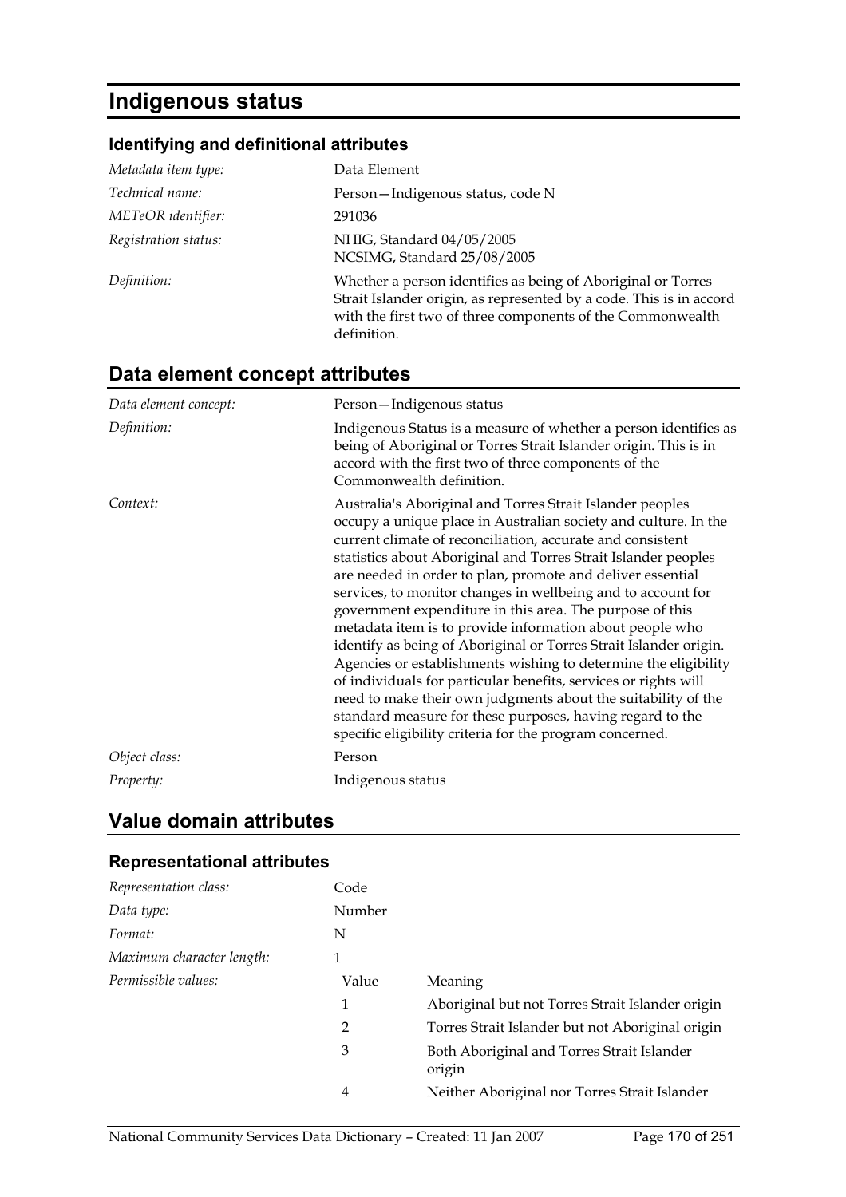# Indigenous status

### Identifying and definitional attributes

| | |
|---|---|
| *Metadata item type:* | Data Element |
| *Technical name:* | Person—Indigenous status, code N |
| *METeOR identifier:* | 291036 |
| *Registration status:* | NHIG, Standard 04/05/2005<br>NCSIMG, Standard 25/08/2005 |
| *Definition:* | Whether a person identifies as being of Aboriginal or Torres Strait Islander origin, as represented by a code. This is in accord with the first two of three components of the Commonwealth definition. |

## Data element concept attributes

| | |
|---|---|
| *Data element concept:* | Person—Indigenous status |
| *Definition:* | Indigenous Status is a measure of whether a person identifies as being of Aboriginal or Torres Strait Islander origin. This is in accord with the first two of three components of the Commonwealth definition. |
| *Context:* | Australia's Aboriginal and Torres Strait Islander peoples occupy a unique place in Australian society and culture. In the current climate of reconciliation, accurate and consistent statistics about Aboriginal and Torres Strait Islander peoples are needed in order to plan, promote and deliver essential services, to monitor changes in wellbeing and to account for government expenditure in this area. The purpose of this metadata item is to provide information about people who identify as being of Aboriginal or Torres Strait Islander origin. Agencies or establishments wishing to determine the eligibility of individuals for particular benefits, services or rights will need to make their own judgments about the suitability of the standard measure for these purposes, having regard to the specific eligibility criteria for the program concerned. |
| *Object class:* | Person |
| *Property:* | Indigenous status |

## Value domain attributes

### Representational attributes

| | | |
|---|---|---|
| *Representation class:* | Code | |
| *Data type:* | Number | |
| *Format:* | N | |
| *Maximum character length:* | 1 | |
| *Permissible values:* | Value | Meaning |
| | 1 | Aboriginal but not Torres Strait Islander origin |
| | 2 | Torres Strait Islander but not Aboriginal origin |
| | 3 | Both Aboriginal and Torres Strait Islander origin |
| | 4 | Neither Aboriginal nor Torres Strait Islander |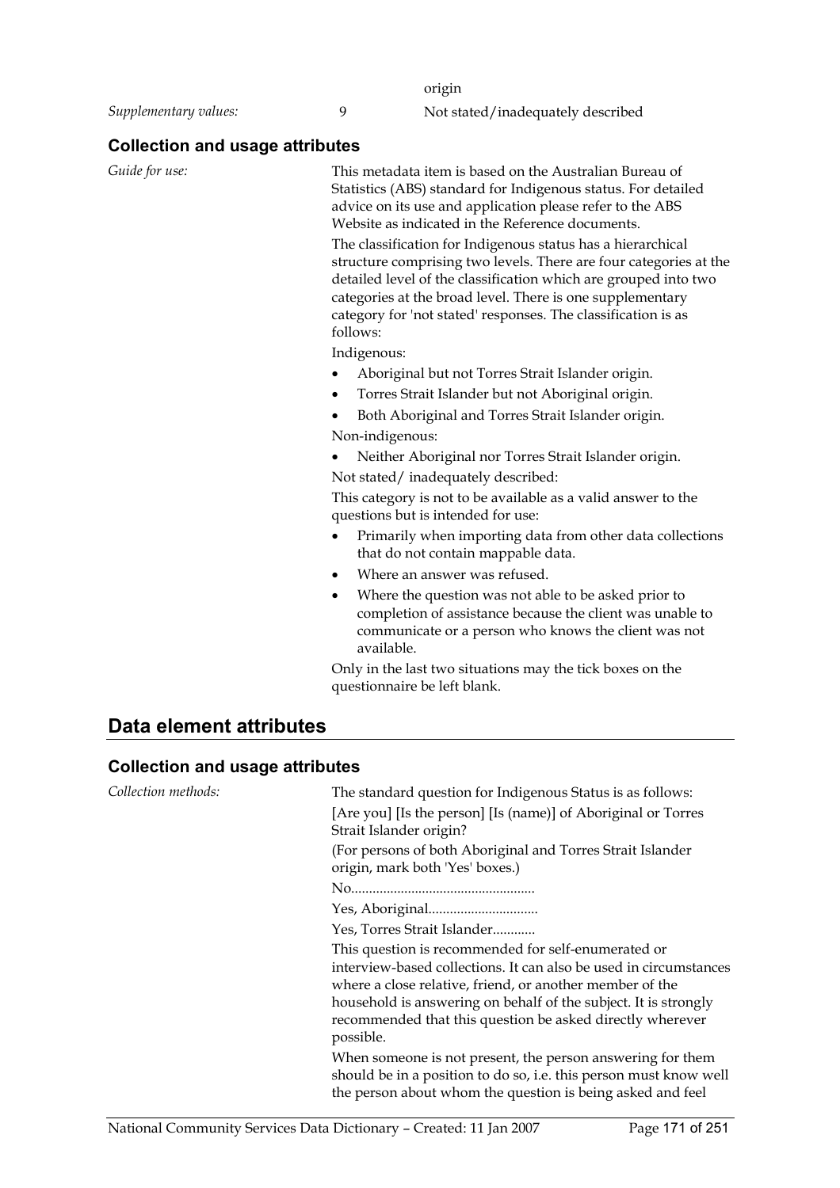origin

*Supplementary values:* 9 Not stated/inadequately described

### Collection and usage attributes

*Guide for use:*

This metadata item is based on the Australian Bureau of Statistics (ABS) standard for Indigenous status. For detailed advice on its use and application please refer to the ABS Website as indicated in the Reference documents.

The classification for Indigenous status has a hierarchical structure comprising two levels. There are four categories at the detailed level of the classification which are grouped into two categories at the broad level. There is one supplementary category for 'not stated' responses. The classification is as follows:

Indigenous:

- Aboriginal but not Torres Strait Islander origin.
- Torres Strait Islander but not Aboriginal origin.
- Both Aboriginal and Torres Strait Islander origin.

Non-indigenous:

- Neither Aboriginal nor Torres Strait Islander origin.

Not stated/ inadequately described:

This category is not to be available as a valid answer to the questions but is intended for use:

- Primarily when importing data from other data collections that do not contain mappable data.
- Where an answer was refused.
- Where the question was not able to be asked prior to completion of assistance because the client was unable to communicate or a person who knows the client was not available.

Only in the last two situations may the tick boxes on the questionnaire be left blank.

## Data element attributes

### Collection and usage attributes

*Collection methods:*

The standard question for Indigenous Status is as follows:

[Are you] [Is the person] [Is (name)] of Aboriginal or Torres Strait Islander origin?

(For persons of both Aboriginal and Torres Strait Islander origin, mark both 'Yes' boxes.)

No....................................................

Yes, Aboriginal...............................

Yes, Torres Strait Islander............

This question is recommended for self-enumerated or interview-based collections. It can also be used in circumstances where a close relative, friend, or another member of the household is answering on behalf of the subject. It is strongly recommended that this question be asked directly wherever possible.

When someone is not present, the person answering for them should be in a position to do so, i.e. this person must know well the person about whom the question is being asked and feel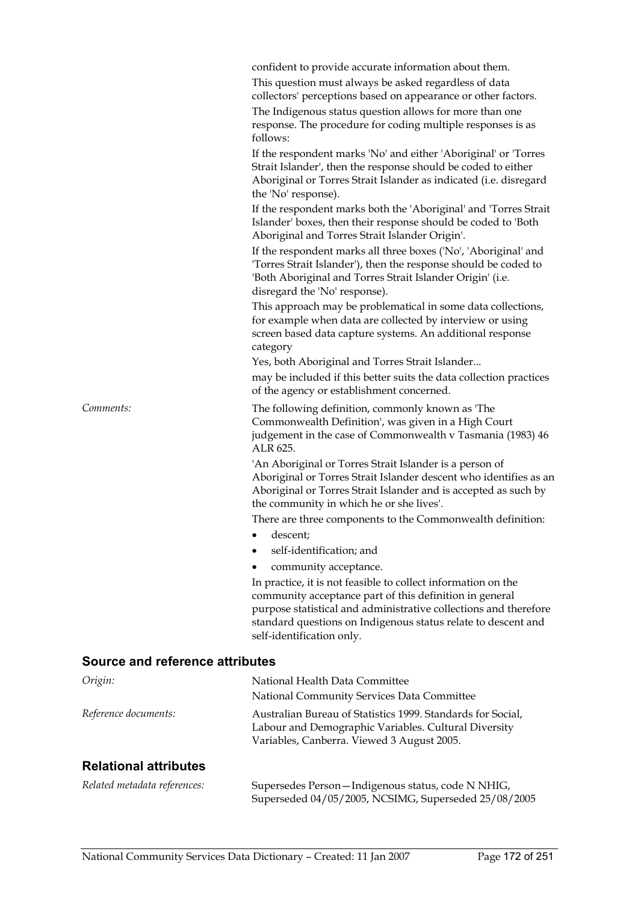confident to provide accurate information about them.

This question must always be asked regardless of data collectors' perceptions based on appearance or other factors.

The Indigenous status question allows for more than one response. The procedure for coding multiple responses is as follows:

If the respondent marks 'No' and either 'Aboriginal' or 'Torres Strait Islander', then the response should be coded to either Aboriginal or Torres Strait Islander as indicated (i.e. disregard the 'No' response).

If the respondent marks both the 'Aboriginal' and 'Torres Strait Islander' boxes, then their response should be coded to 'Both Aboriginal and Torres Strait Islander Origin'.

If the respondent marks all three boxes ('No', 'Aboriginal' and 'Torres Strait Islander'), then the response should be coded to 'Both Aboriginal and Torres Strait Islander Origin' (i.e. disregard the 'No' response).

This approach may be problematical in some data collections, for example when data are collected by interview or using screen based data capture systems. An additional response category

Yes, both Aboriginal and Torres Strait Islander...

may be included if this better suits the data collection practices of the agency or establishment concerned.

*Comments:*

The following definition, commonly known as 'The Commonwealth Definition', was given in a High Court judgement in the case of Commonwealth v Tasmania (1983) 46 ALR 625.

'An Aboriginal or Torres Strait Islander is a person of Aboriginal or Torres Strait Islander descent who identifies as an Aboriginal or Torres Strait Islander and is accepted as such by the community in which he or she lives'.

There are three components to the Commonwealth definition:

- descent;
- self-identification; and
- community acceptance.

In practice, it is not feasible to collect information on the community acceptance part of this definition in general purpose statistical and administrative collections and therefore standard questions on Indigenous status relate to descent and self-identification only.

## Source and reference attributes

*Origin:* National Health Data Committee
National Community Services Data Committee

*Reference documents:* Australian Bureau of Statistics 1999. Standards for Social, Labour and Demographic Variables. Cultural Diversity Variables, Canberra. Viewed 3 August 2005.

## Relational attributes

*Related metadata references:* Supersedes Person—Indigenous status, code N NHIG, Superseded 04/05/2005, NCSIMG, Superseded 25/08/2005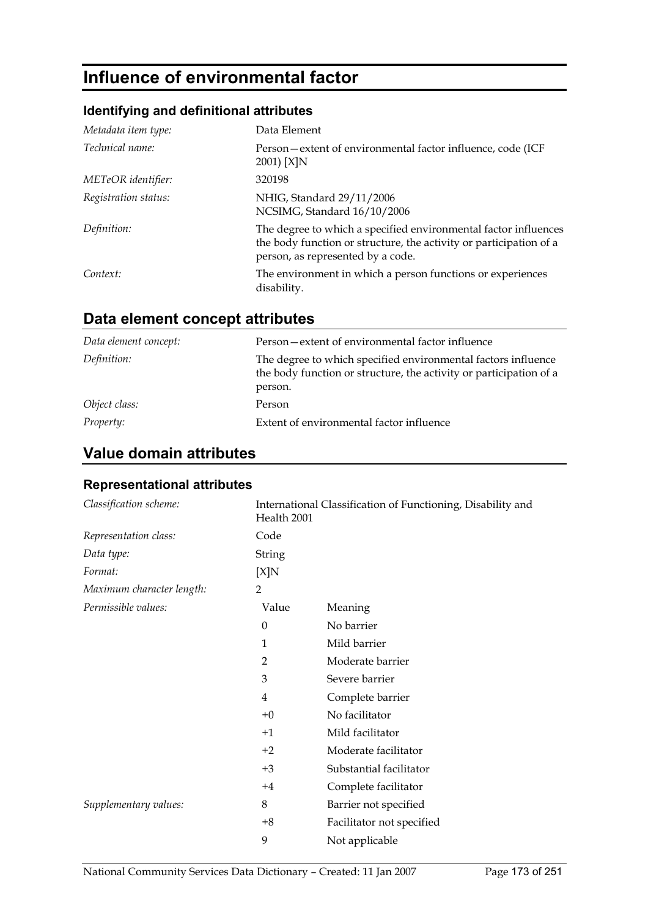# Influence of environmental factor

### Identifying and definitional attributes

| | |
|---|---|
| *Metadata item type:* | Data Element |
| *Technical name:* | Person—extent of environmental factor influence, code (ICF 2001) [X]N |
| *METeOR identifier:* | 320198 |
| *Registration status:* | NHIG, Standard 29/11/2006<br>NCSIMG, Standard 16/10/2006 |
| *Definition:* | The degree to which a specified environmental factor influences the body function or structure, the activity or participation of a person, as represented by a code. |
| *Context:* | The environment in which a person functions or experiences disability. |

## Data element concept attributes

| | |
|---|---|
| *Data element concept:* | Person—extent of environmental factor influence |
| *Definition:* | The degree to which specified environmental factors influence the body function or structure, the activity or participation of a person. |
| *Object class:* | Person |
| *Property:* | Extent of environmental factor influence |

## Value domain attributes

### Representational attributes

| | | |
|---|---|---|
| *Classification scheme:* | International Classification of Functioning, Disability and Health 2001 | |
| *Representation class:* | Code | |
| *Data type:* | String | |
| *Format:* | [X]N | |
| *Maximum character length:* | 2 | |
| *Permissible values:* | **Value** | **Meaning** |
| | 0 | No barrier |
| | 1 | Mild barrier |
| | 2 | Moderate barrier |
| | 3 | Severe barrier |
| | 4 | Complete barrier |
| | +0 | No facilitator |
| | +1 | Mild facilitator |
| | +2 | Moderate facilitator |
| | +3 | Substantial facilitator |
| | +4 | Complete facilitator |
| *Supplementary values:* | 8 | Barrier not specified |
| | +8 | Facilitator not specified |
| | 9 | Not applicable |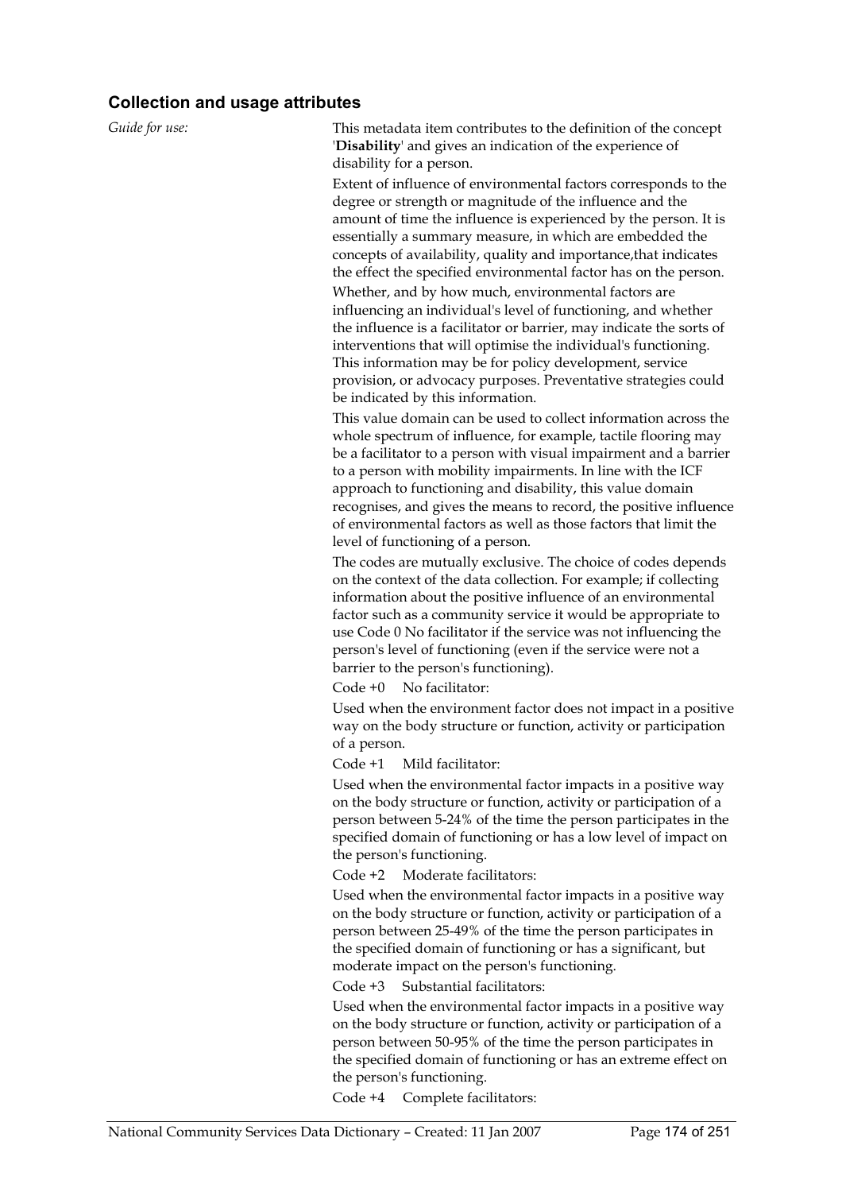## Collection and usage attributes

*Guide for use:*

This metadata item contributes to the definition of the concept '**Disability**' and gives an indication of the experience of disability for a person.

Extent of influence of environmental factors corresponds to the degree or strength or magnitude of the influence and the amount of time the influence is experienced by the person. It is essentially a summary measure, in which are embedded the concepts of availability, quality and importance,that indicates the effect the specified environmental factor has on the person.

Whether, and by how much, environmental factors are influencing an individual's level of functioning, and whether the influence is a facilitator or barrier, may indicate the sorts of interventions that will optimise the individual's functioning. This information may be for policy development, service provision, or advocacy purposes. Preventative strategies could be indicated by this information.

This value domain can be used to collect information across the whole spectrum of influence, for example, tactile flooring may be a facilitator to a person with visual impairment and a barrier to a person with mobility impairments. In line with the ICF approach to functioning and disability, this value domain recognises, and gives the means to record, the positive influence of environmental factors as well as those factors that limit the level of functioning of a person.

The codes are mutually exclusive. The choice of codes depends on the context of the data collection. For example; if collecting information about the positive influence of an environmental factor such as a community service it would be appropriate to use Code 0 No facilitator if the service was not influencing the person's level of functioning (even if the service were not a barrier to the person's functioning).

Code +0 No facilitator:

Used when the environment factor does not impact in a positive way on the body structure or function, activity or participation of a person.

Code +1 Mild facilitator:

Used when the environmental factor impacts in a positive way on the body structure or function, activity or participation of a person between 5-24% of the time the person participates in the specified domain of functioning or has a low level of impact on the person's functioning.

Code +2 Moderate facilitators:

Used when the environmental factor impacts in a positive way on the body structure or function, activity or participation of a person between 25-49% of the time the person participates in the specified domain of functioning or has a significant, but moderate impact on the person's functioning.

Code +3 Substantial facilitators:

Used when the environmental factor impacts in a positive way on the body structure or function, activity or participation of a person between 50-95% of the time the person participates in the specified domain of functioning or has an extreme effect on the person's functioning.

Code +4 Complete facilitators: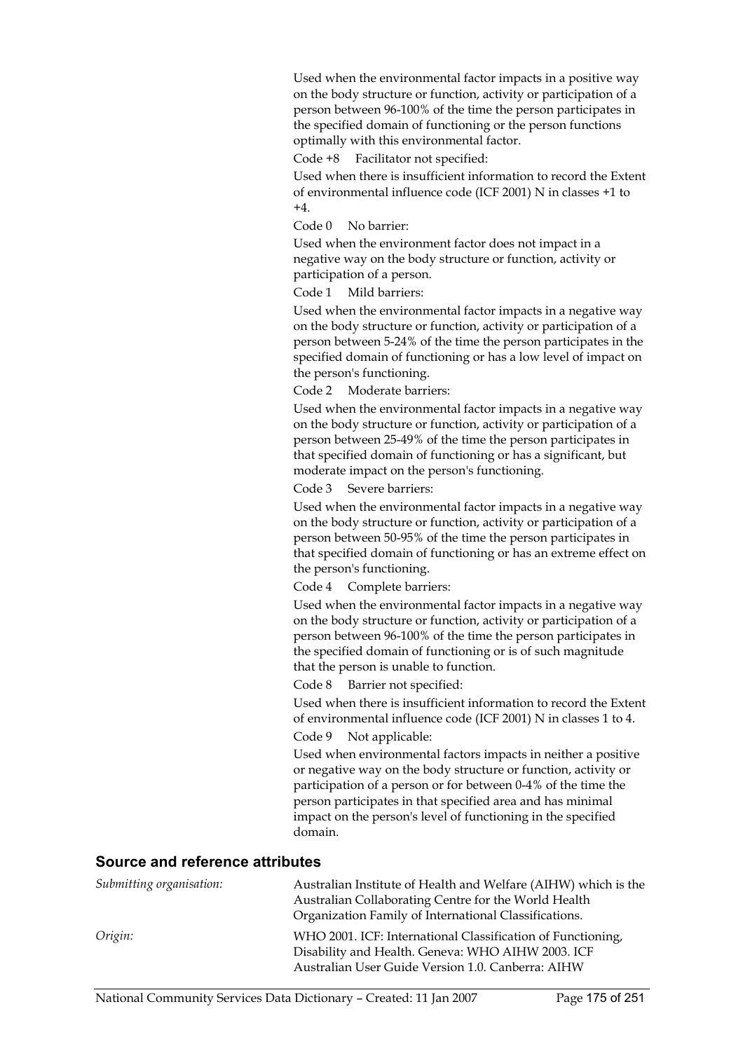Used when the environmental factor impacts in a positive way on the body structure or function, activity or participation of a person between 96-100% of the time the person participates in the specified domain of functioning or the person functions optimally with this environmental factor.

Code +8 Facilitator not specified:

Used when there is insufficient information to record the Extent of environmental influence code (ICF 2001) N in classes +1 to +4.

Code 0 No barrier:

Used when the environment factor does not impact in a negative way on the body structure or function, activity or participation of a person.

Code 1 Mild barriers:

Used when the environmental factor impacts in a negative way on the body structure or function, activity or participation of a person between 5-24% of the time the person participates in the specified domain of functioning or has a low level of impact on the person's functioning.

Code 2 Moderate barriers:

Used when the environmental factor impacts in a negative way on the body structure or function, activity or participation of a person between 25-49% of the time the person participates in that specified domain of functioning or has a significant, but moderate impact on the person's functioning.

Code 3 Severe barriers:

Used when the environmental factor impacts in a negative way on the body structure or function, activity or participation of a person between 50-95% of the time the person participates in that specified domain of functioning or has an extreme effect on the person's functioning.

Code 4 Complete barriers:

Used when the environmental factor impacts in a negative way on the body structure or function, activity or participation of a person between 96-100% of the time the person participates in the specified domain of functioning or is of such magnitude that the person is unable to function.

Code 8 Barrier not specified:

Used when there is insufficient information to record the Extent of environmental influence code (ICF 2001) N in classes 1 to 4.

Code 9 Not applicable:

Used when environmental factors impacts in neither a positive or negative way on the body structure or function, activity or participation of a person or for between 0-4% of the time the person participates in that specified area and has minimal impact on the person's level of functioning in the specified domain.

## Source and reference attributes

*Submitting organisation:* Australian Institute of Health and Welfare (AIHW) which is the Australian Collaborating Centre for the World Health Organization Family of International Classifications.

*Origin:* WHO 2001. ICF: International Classification of Functioning, Disability and Health. Geneva: WHO AIHW 2003. ICF Australian User Guide Version 1.0. Canberra: AIHW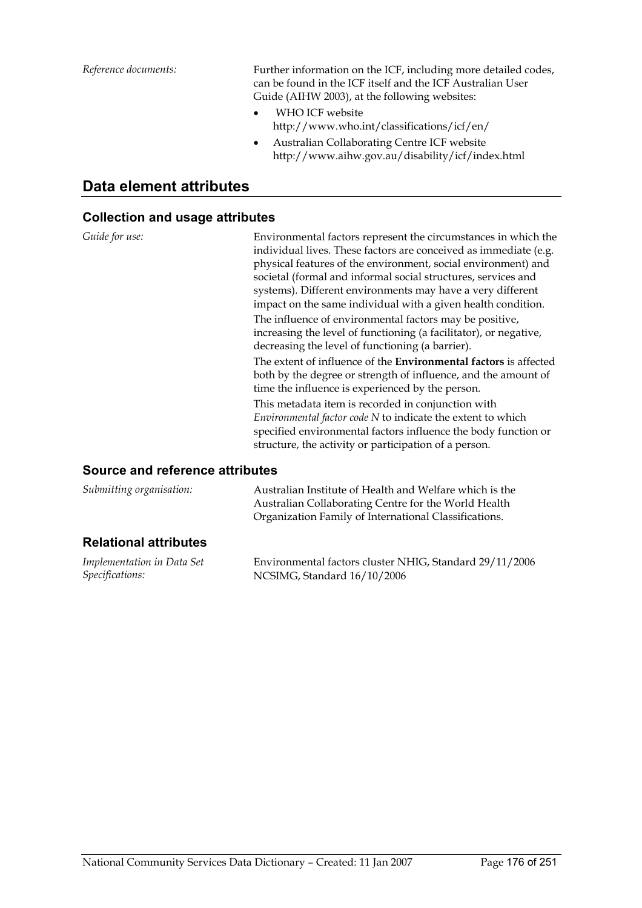*Reference documents:* Further information on the ICF, including more detailed codes, can be found in the ICF itself and the ICF Australian User Guide (AIHW 2003), at the following websites:

- WHO ICF website http://www.who.int/classifications/icf/en/
- Australian Collaborating Centre ICF website http://www.aihw.gov.au/disability/icf/index.html

## Data element attributes

### Collection and usage attributes

*Guide for use:* Environmental factors represent the circumstances in which the individual lives. These factors are conceived as immediate (e.g. physical features of the environment, social environment) and societal (formal and informal social structures, services and systems). Different environments may have a very different impact on the same individual with a given health condition.

The influence of environmental factors may be positive, increasing the level of functioning (a facilitator), or negative, decreasing the level of functioning (a barrier).

The extent of influence of the **Environmental factors** is affected both by the degree or strength of influence, and the amount of time the influence is experienced by the person.

This metadata item is recorded in conjunction with *Environmental factor code N* to indicate the extent to which specified environmental factors influence the body function or structure, the activity or participation of a person.

### Source and reference attributes

*Submitting organisation:* Australian Institute of Health and Welfare which is the Australian Collaborating Centre for the World Health Organization Family of International Classifications.

### Relational attributes

*Implementation in Data Set Specifications:* Environmental factors cluster NHIG, Standard 29/11/2006
NCSIMG, Standard 16/10/2006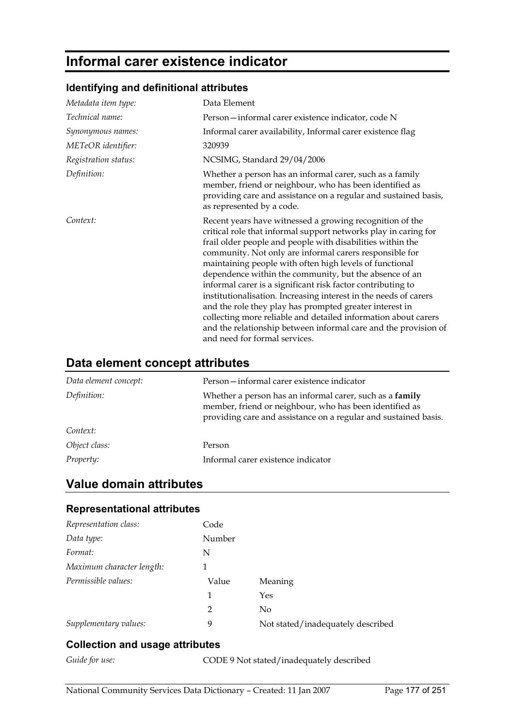# Informal carer existence indicator

## Identifying and definitional attributes

| | |
|---|---|
| *Metadata item type:* | Data Element |
| *Technical name:* | Person—informal carer existence indicator, code N |
| *Synonymous names:* | Informal carer availability, Informal carer existence flag |
| *METeOR identifier:* | 320939 |
| *Registration status:* | NCSIMG, Standard 29/04/2006 |
| *Definition:* | Whether a person has an informal carer, such as a family member, friend or neighbour, who has been identified as providing care and assistance on a regular and sustained basis, as represented by a code. |
| *Context:* | Recent years have witnessed a growing recognition of the critical role that informal support networks play in caring for frail older people and people with disabilities within the community. Not only are informal carers responsible for maintaining people with often high levels of functional dependence within the community, but the absence of an informal carer is a significant risk factor contributing to institutionalisation. Increasing interest in the needs of carers and the role they play has prompted greater interest in collecting more reliable and detailed information about carers and the relationship between informal care and the provision of and need for formal services. |

# Data element concept attributes

| | |
|---|---|
| *Data element concept:* | Person—informal carer existence indicator |
| *Definition:* | Whether a person has an informal carer, such as a **family** member, friend or neighbour, who has been identified as providing care and assistance on a regular and sustained basis. |
| *Context:* | |
| *Object class:* | Person |
| *Property:* | Informal carer existence indicator |

# Value domain attributes

## Representational attributes

| | | |
|---|---|---|
| *Representation class:* | Code | |
| *Data type:* | Number | |
| *Format:* | N | |
| *Maximum character length:* | 1 | |
| *Permissible values:* | Value | Meaning |
| | 1 | Yes |
| | 2 | No |
| *Supplementary values:* | 9 | Not stated/inadequately described |

## Collection and usage attributes

| | |
|---|---|
| *Guide for use:* | CODE 9 Not stated/inadequately described |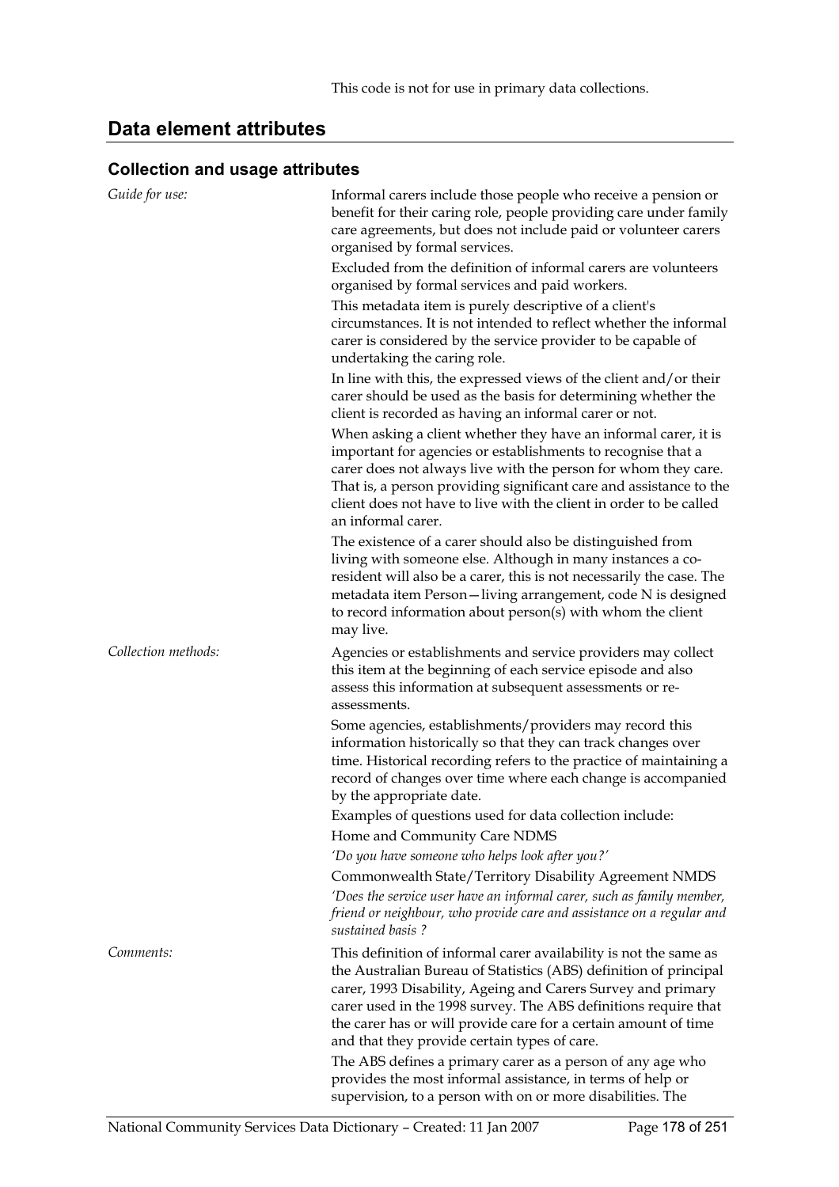This code is not for use in primary data collections.

## Data element attributes

### Collection and usage attributes

*Guide for use:*

Informal carers include those people who receive a pension or benefit for their caring role, people providing care under family care agreements, but does not include paid or volunteer carers organised by formal services.

Excluded from the definition of informal carers are volunteers organised by formal services and paid workers.

This metadata item is purely descriptive of a client's circumstances. It is not intended to reflect whether the informal carer is considered by the service provider to be capable of undertaking the caring role.

In line with this, the expressed views of the client and/or their carer should be used as the basis for determining whether the client is recorded as having an informal carer or not.

When asking a client whether they have an informal carer, it is important for agencies or establishments to recognise that a carer does not always live with the person for whom they care. That is, a person providing significant care and assistance to the client does not have to live with the client in order to be called an informal carer.

The existence of a carer should also be distinguished from living with someone else. Although in many instances a co-resident will also be a carer, this is not necessarily the case. The metadata item Person—living arrangement, code N is designed to record information about person(s) with whom the client may live.

*Collection methods:*

Agencies or establishments and service providers may collect this item at the beginning of each service episode and also assess this information at subsequent assessments or re-assessments.

Some agencies, establishments/providers may record this information historically so that they can track changes over time. Historical recording refers to the practice of maintaining a record of changes over time where each change is accompanied by the appropriate date.

Examples of questions used for data collection include:

Home and Community Care NDMS

*'Do you have someone who helps look after you?'*

Commonwealth State/Territory Disability Agreement NMDS

*'Does the service user have an informal carer, such as family member, friend or neighbour, who provide care and assistance on a regular and sustained basis ?*

*Comments:*

This definition of informal carer availability is not the same as the Australian Bureau of Statistics (ABS) definition of principal carer, 1993 Disability, Ageing and Carers Survey and primary carer used in the 1998 survey. The ABS definitions require that the carer has or will provide care for a certain amount of time and that they provide certain types of care.

The ABS defines a primary carer as a person of any age who provides the most informal assistance, in terms of help or supervision, to a person with on or more disabilities. The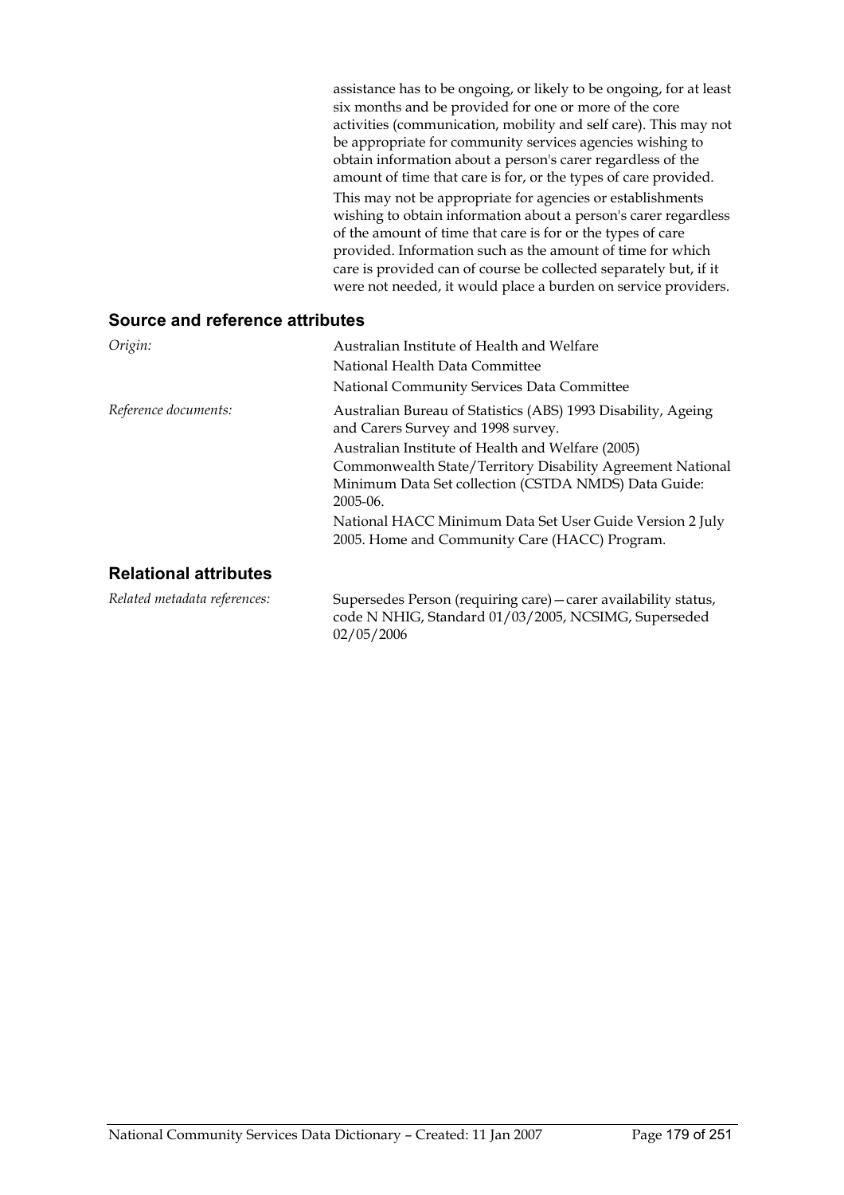assistance has to be ongoing, or likely to be ongoing, for at least six months and be provided for one or more of the core activities (communication, mobility and self care). This may not be appropriate for community services agencies wishing to obtain information about a person's carer regardless of the amount of time that care is for, or the types of care provided.

This may not be appropriate for agencies or establishments wishing to obtain information about a person's carer regardless of the amount of time that care is for or the types of care provided. Information such as the amount of time for which care is provided can of course be collected separately but, if it were not needed, it would place a burden on service providers.

## Source and reference attributes

*Origin:*

Australian Institute of Health and Welfare

National Health Data Committee

National Community Services Data Committee

*Reference documents:*

Australian Bureau of Statistics (ABS) 1993 Disability, Ageing and Carers Survey and 1998 survey.

Australian Institute of Health and Welfare (2005) Commonwealth State/Territory Disability Agreement National Minimum Data Set collection (CSTDA NMDS) Data Guide: 2005-06.

National HACC Minimum Data Set User Guide Version 2 July 2005. Home and Community Care (HACC) Program.

## Relational attributes

*Related metadata references:*

Supersedes Person (requiring care)—carer availability status, code N NHIG, Standard 01/03/2005, NCSIMG, Superseded 02/05/2006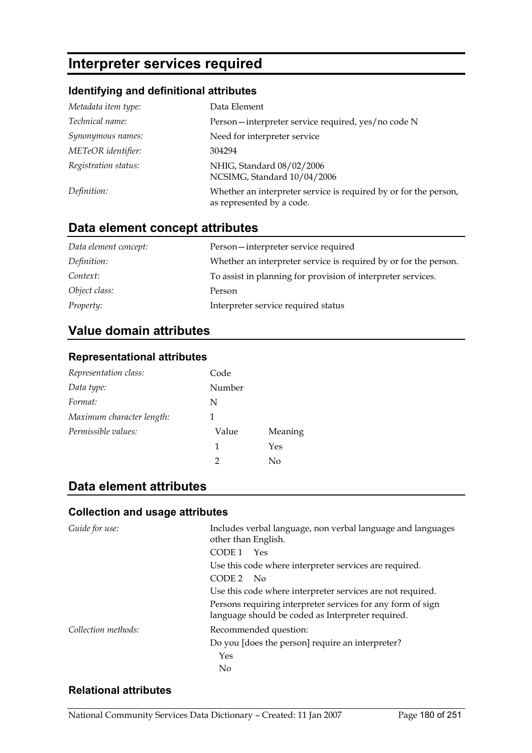# Interpreter services required

### Identifying and definitional attributes

| | |
|---|---|
| *Metadata item type:* | Data Element |
| *Technical name:* | Person—interpreter service required, yes/no code N |
| *Synonymous names:* | Need for interpreter service |
| *METeOR identifier:* | 304294 |
| *Registration status:* | NHIG, Standard 08/02/2006<br>NCSIMG, Standard 10/04/2006 |
| *Definition:* | Whether an interpreter service is required by or for the person, as represented by a code. |

## Data element concept attributes

| | |
|---|---|
| *Data element concept:* | Person—interpreter service required |
| *Definition:* | Whether an interpreter service is required by or for the person. |
| *Context:* | To assist in planning for provision of interpreter services. |
| *Object class:* | Person |
| *Property:* | Interpreter service required status |

## Value domain attributes

### Representational attributes

| | | |
|---|---|---|
| *Representation class:* | Code | |
| *Data type:* | Number | |
| *Format:* | N | |
| *Maximum character length:* | 1 | |
| *Permissible values:* | Value | Meaning |
| | 1 | Yes |
| | 2 | No |

## Data element attributes

### Collection and usage attributes

*Guide for use:*

Includes verbal language, non verbal language and languages other than English.

CODE 1 Yes

Use this code where interpreter services are required.

CODE 2 No

Use this code where interpreter services are not required.

Persons requiring interpreter services for any form of sign language should be coded as Interpreter required.

*Collection methods:*

Recommended question:

Do you [does the person] require an interpreter?

Yes

No

### Relational attributes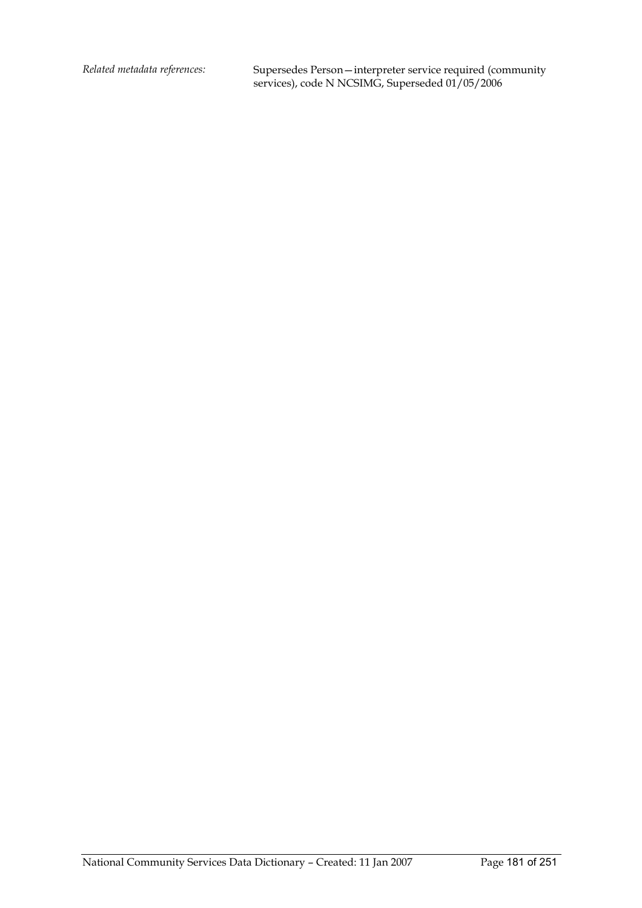*Related metadata references:* Supersedes Person—interpreter service required (community services), code N NCSIMG, Superseded 01/05/2006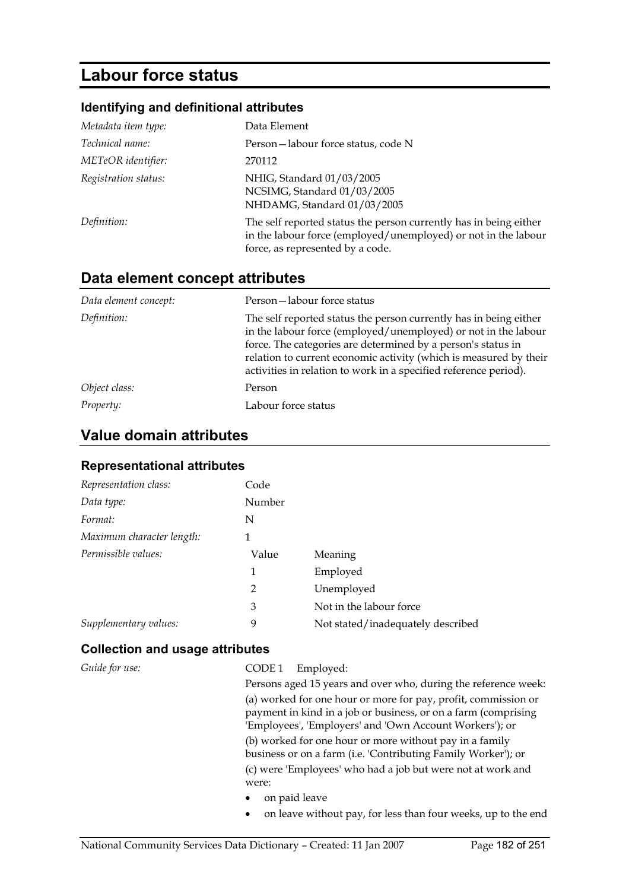# Labour force status

### Identifying and definitional attributes

| | |
|---|---|
| *Metadata item type:* | Data Element |
| *Technical name:* | Person—labour force status, code N |
| *METeOR identifier:* | 270112 |
| *Registration status:* | NHIG, Standard 01/03/2005<br>NCSIMG, Standard 01/03/2005<br>NHDAMG, Standard 01/03/2005 |
| *Definition:* | The self reported status the person currently has in being either in the labour force (employed/unemployed) or not in the labour force, as represented by a code. |

## Data element concept attributes

| | |
|---|---|
| *Data element concept:* | Person—labour force status |
| *Definition:* | The self reported status the person currently has in being either in the labour force (employed/unemployed) or not in the labour force. The categories are determined by a person's status in relation to current economic activity (which is measured by their activities in relation to work in a specified reference period). |
| *Object class:* | Person |
| *Property:* | Labour force status |

## Value domain attributes

### Representational attributes

| | | |
|---|---|---|
| *Representation class:* | Code | |
| *Data type:* | Number | |
| *Format:* | N | |
| *Maximum character length:* | 1 | |
| *Permissible values:* | Value | Meaning |
| | 1 | Employed |
| | 2 | Unemployed |
| | 3 | Not in the labour force |
| *Supplementary values:* | 9 | Not stated/inadequately described |

### Collection and usage attributes

*Guide for use:*

CODE 1 Employed:

Persons aged 15 years and over who, during the reference week:

(a) worked for one hour or more for pay, profit, commission or payment in kind in a job or business, or on a farm (comprising 'Employees', 'Employers' and 'Own Account Workers'); or

(b) worked for one hour or more without pay in a family business or on a farm (i.e. 'Contributing Family Worker'); or

(c) were 'Employees' who had a job but were not at work and were:

- on paid leave
- on leave without pay, for less than four weeks, up to the end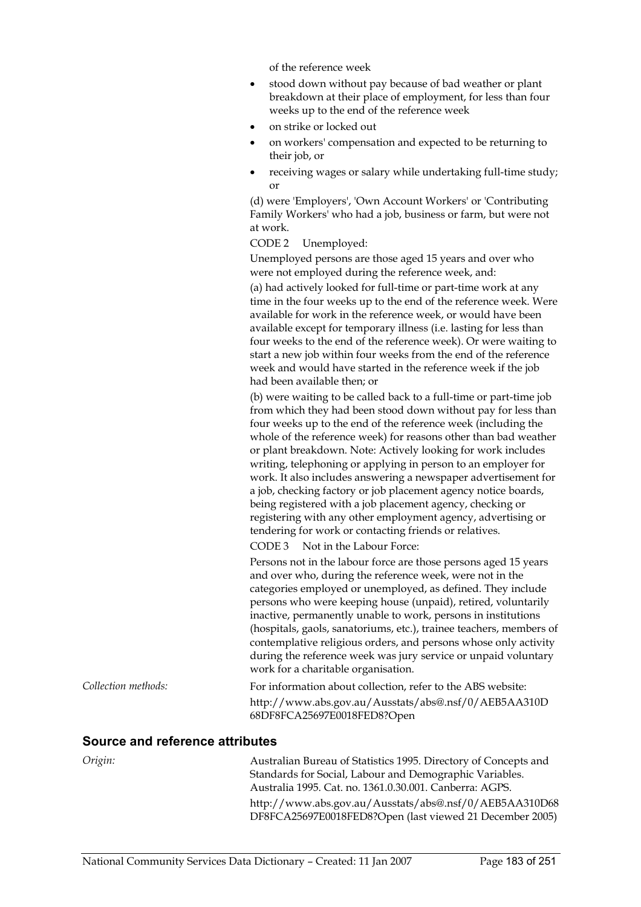of the reference week

- stood down without pay because of bad weather or plant breakdown at their place of employment, for less than four weeks up to the end of the reference week
- on strike or locked out
- on workers' compensation and expected to be returning to their job, or
- receiving wages or salary while undertaking full-time study; or

(d) were 'Employers', 'Own Account Workers' or 'Contributing Family Workers' who had a job, business or farm, but were not at work.

CODE 2 Unemployed:

Unemployed persons are those aged 15 years and over who were not employed during the reference week, and:

(a) had actively looked for full-time or part-time work at any time in the four weeks up to the end of the reference week. Were available for work in the reference week, or would have been available except for temporary illness (i.e. lasting for less than four weeks to the end of the reference week). Or were waiting to start a new job within four weeks from the end of the reference week and would have started in the reference week if the job had been available then; or

(b) were waiting to be called back to a full-time or part-time job from which they had been stood down without pay for less than four weeks up to the end of the reference week (including the whole of the reference week) for reasons other than bad weather or plant breakdown. Note: Actively looking for work includes writing, telephoning or applying in person to an employer for work. It also includes answering a newspaper advertisement for a job, checking factory or job placement agency notice boards, being registered with a job placement agency, checking or registering with any other employment agency, advertising or tendering for work or contacting friends or relatives.

CODE 3 Not in the Labour Force:

Persons not in the labour force are those persons aged 15 years and over who, during the reference week, were not in the categories employed or unemployed, as defined. They include persons who were keeping house (unpaid), retired, voluntarily inactive, permanently unable to work, persons in institutions (hospitals, gaols, sanatoriums, etc.), trainee teachers, members of contemplative religious orders, and persons whose only activity during the reference week was jury service or unpaid voluntary work for a charitable organisation.

*Collection methods:* For information about collection, refer to the ABS website: http://www.abs.gov.au/Ausstats/abs@.nsf/0/AEB5AA310D68DF8FCA25697E0018FED8?Open

## Source and reference attributes

*Origin:* Australian Bureau of Statistics 1995. Directory of Concepts and Standards for Social, Labour and Demographic Variables. Australia 1995. Cat. no. 1361.0.30.001. Canberra: AGPS.

http://www.abs.gov.au/Ausstats/abs@.nsf/0/AEB5AA310D68DF8FCA25697E0018FED8?Open (last viewed 21 December 2005)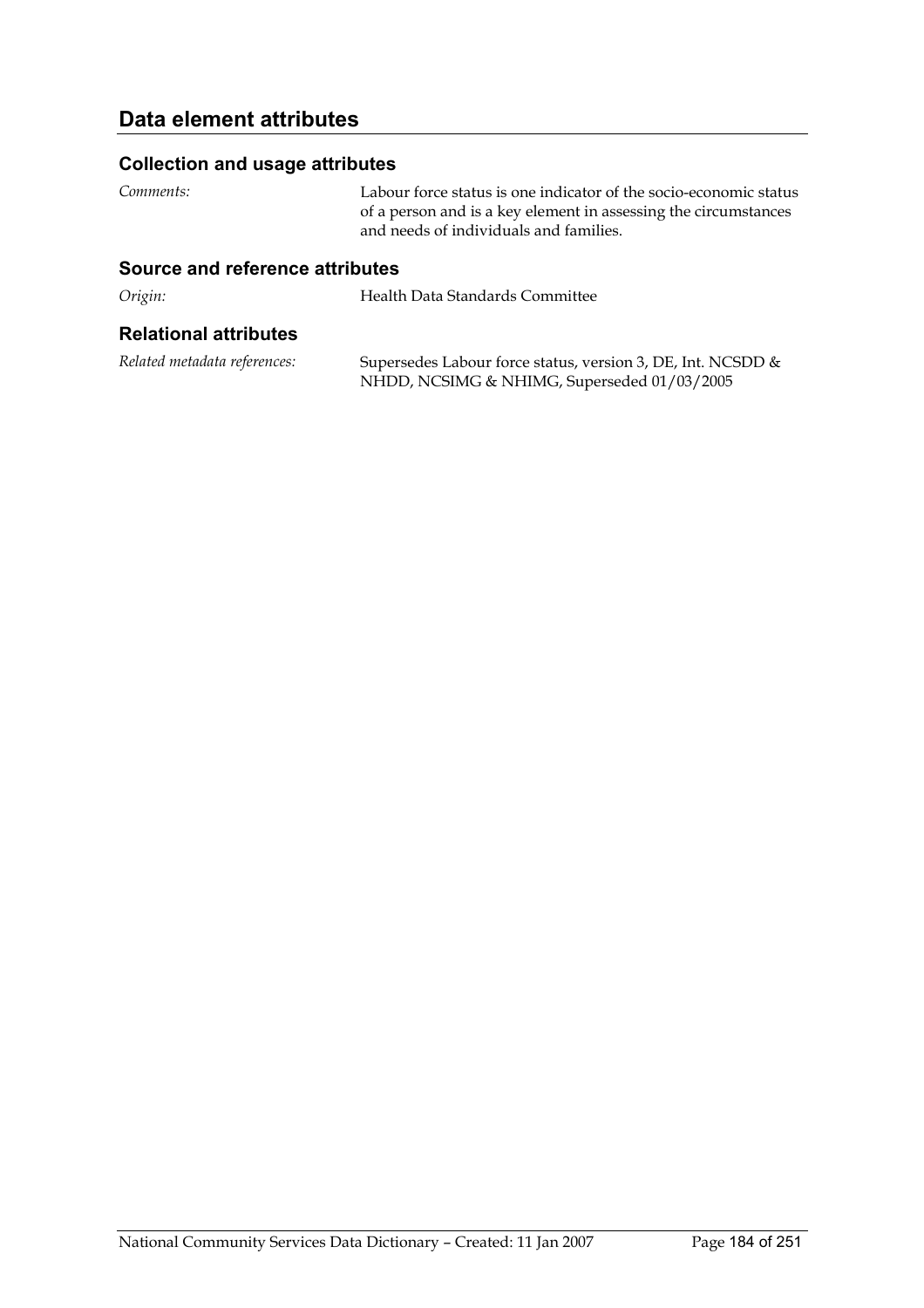## Data element attributes

### Collection and usage attributes

*Comments:* Labour force status is one indicator of the socio-economic status of a person and is a key element in assessing the circumstances and needs of individuals and families.

### Source and reference attributes

*Origin:* Health Data Standards Committee

### Relational attributes

*Related metadata references:* Supersedes Labour force status, version 3, DE, Int. NCSDD & NHDD, NCSIMG & NHIMG, Superseded 01/03/2005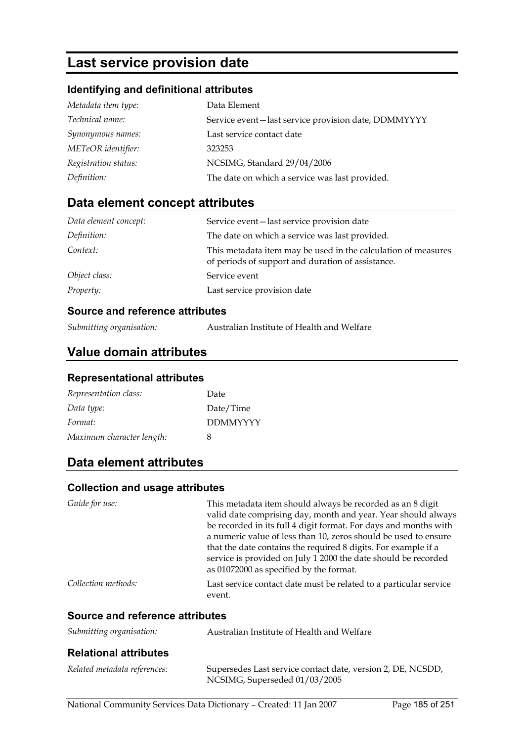# Last service provision date

### Identifying and definitional attributes

| | |
|---|---|
| *Metadata item type:* | Data Element |
| *Technical name:* | Service event—last service provision date, DDMMYYYY |
| *Synonymous names:* | Last service contact date |
| *METeOR identifier:* | 323253 |
| *Registration status:* | NCSIMG, Standard 29/04/2006 |
| *Definition:* | The date on which a service was last provided. |

## Data element concept attributes

| | |
|---|---|
| *Data element concept:* | Service event—last service provision date |
| *Definition:* | The date on which a service was last provided. |
| *Context:* | This metadata item may be used in the calculation of measures of periods of support and duration of assistance. |
| *Object class:* | Service event |
| *Property:* | Last service provision date |

### Source and reference attributes

| | |
|---|---|
| *Submitting organisation:* | Australian Institute of Health and Welfare |

## Value domain attributes

### Representational attributes

| | |
|---|---|
| *Representation class:* | Date |
| *Data type:* | Date/Time |
| *Format:* | DDMMYYYY |
| *Maximum character length:* | 8 |

## Data element attributes

### Collection and usage attributes

| | |
|---|---|
| *Guide for use:* | This metadata item should always be recorded as an 8 digit valid date comprising day, month and year. Year should always be recorded in its full 4 digit format. For days and months with a numeric value of less than 10, zeros should be used to ensure that the date contains the required 8 digits. For example if a service is provided on July 1 2000 the date should be recorded as 01072000 as specified by the format. |
| *Collection methods:* | Last service contact date must be related to a particular service event. |

### Source and reference attributes

| | |
|---|---|
| *Submitting organisation:* | Australian Institute of Health and Welfare |

### Relational attributes

| | |
|---|---|
| *Related metadata references:* | Supersedes Last service contact date, version 2, DE, NCSDD, NCSIMG, Superseded 01/03/2005 |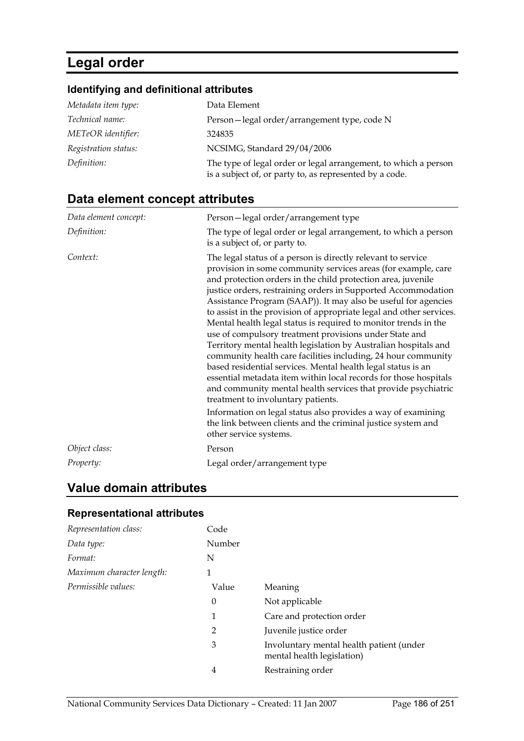# Legal order

### Identifying and definitional attributes

| | |
|---|---|
| *Metadata item type:* | Data Element |
| *Technical name:* | Person—legal order/arrangement type, code N |
| *METeOR identifier:* | 324835 |
| *Registration status:* | NCSIMG, Standard 29/04/2006 |
| *Definition:* | The type of legal order or legal arrangement, to which a person is a subject of, or party to, as represented by a code. |

## Data element concept attributes

| | |
|---|---|
| *Data element concept:* | Person—legal order/arrangement type |
| *Definition:* | The type of legal order or legal arrangement, to which a person is a subject of, or party to. |
| *Context:* | The legal status of a person is directly relevant to service provision in some community services areas (for example, care and protection orders in the child protection area, juvenile justice orders, restraining orders in Supported Accommodation Assistance Program (SAAP)). It may also be useful for agencies to assist in the provision of appropriate legal and other services. Mental health legal status is required to monitor trends in the use of compulsory treatment provisions under State and Territory mental health legislation by Australian hospitals and community health care facilities including, 24 hour community based residential services. Mental health legal status is an essential metadata item within local records for those hospitals and community mental health services that provide psychiatric treatment to involuntary patients.<br><br>Information on legal status also provides a way of examining the link between clients and the criminal justice system and other service systems. |
| *Object class:* | Person |
| *Property:* | Legal order/arrangement type |

## Value domain attributes

### Representational attributes

| | | |
|---|---|---|
| *Representation class:* | Code | |
| *Data type:* | Number | |
| *Format:* | N | |
| *Maximum character length:* | 1 | |
| *Permissible values:* | Value | Meaning |
| | 0 | Not applicable |
| | 1 | Care and protection order |
| | 2 | Juvenile justice order |
| | 3 | Involuntary mental health patient (under mental health legislation) |
| | 4 | Restraining order |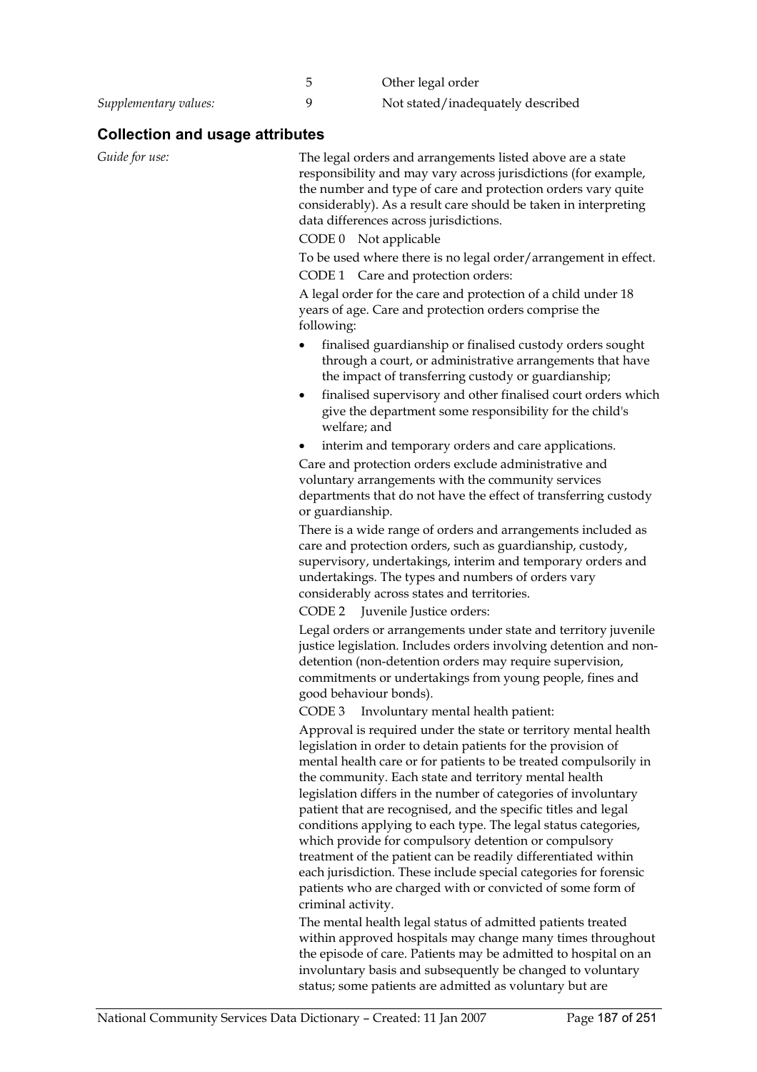| | | |
|---|---|---|
| | 5 | Other legal order |
| *Supplementary values:* | 9 | Not stated/inadequately described |

## Collection and usage attributes

*Guide for use:*

The legal orders and arrangements listed above are a state responsibility and may vary across jurisdictions (for example, the number and type of care and protection orders vary quite considerably). As a result care should be taken in interpreting data differences across jurisdictions.

CODE 0 Not applicable

To be used where there is no legal order/arrangement in effect.

CODE 1 Care and protection orders:

A legal order for the care and protection of a child under 18 years of age. Care and protection orders comprise the following:

- finalised guardianship or finalised custody orders sought through a court, or administrative arrangements that have the impact of transferring custody or guardianship;
- finalised supervisory and other finalised court orders which give the department some responsibility for the child's welfare; and
- interim and temporary orders and care applications.

Care and protection orders exclude administrative and voluntary arrangements with the community services departments that do not have the effect of transferring custody or guardianship.

There is a wide range of orders and arrangements included as care and protection orders, such as guardianship, custody, supervisory, undertakings, interim and temporary orders and undertakings. The types and numbers of orders vary considerably across states and territories.

CODE 2 Juvenile Justice orders:

Legal orders or arrangements under state and territory juvenile justice legislation. Includes orders involving detention and non-detention (non-detention orders may require supervision, commitments or undertakings from young people, fines and good behaviour bonds).

CODE 3 Involuntary mental health patient:

Approval is required under the state or territory mental health legislation in order to detain patients for the provision of mental health care or for patients to be treated compulsorily in the community. Each state and territory mental health legislation differs in the number of categories of involuntary patient that are recognised, and the specific titles and legal conditions applying to each type. The legal status categories, which provide for compulsory detention or compulsory treatment of the patient can be readily differentiated within each jurisdiction. These include special categories for forensic patients who are charged with or convicted of some form of criminal activity.

The mental health legal status of admitted patients treated within approved hospitals may change many times throughout the episode of care. Patients may be admitted to hospital on an involuntary basis and subsequently be changed to voluntary status; some patients are admitted as voluntary but are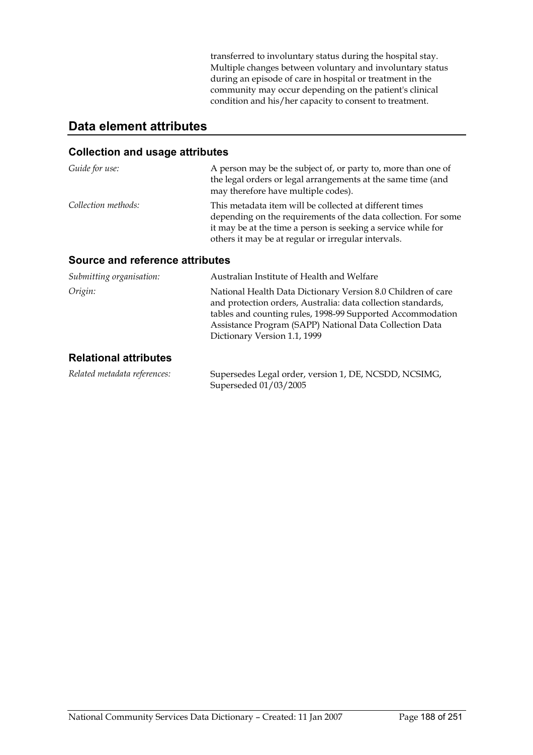transferred to involuntary status during the hospital stay. Multiple changes between voluntary and involuntary status during an episode of care in hospital or treatment in the community may occur depending on the patient's clinical condition and his/her capacity to consent to treatment.

## Data element attributes

### Collection and usage attributes

*Guide for use:* A person may be the subject of, or party to, more than one of the legal orders or legal arrangements at the same time (and may therefore have multiple codes).

*Collection methods:* This metadata item will be collected at different times depending on the requirements of the data collection. For some it may be at the time a person is seeking a service while for others it may be at regular or irregular intervals.

### Source and reference attributes

*Submitting organisation:* Australian Institute of Health and Welfare

*Origin:* National Health Data Dictionary Version 8.0 Children of care and protection orders, Australia: data collection standards, tables and counting rules, 1998-99 Supported Accommodation Assistance Program (SAPP) National Data Collection Data Dictionary Version 1.1, 1999

### Relational attributes

*Related metadata references:* Supersedes Legal order, version 1, DE, NCSDD, NCSIMG, Superseded 01/03/2005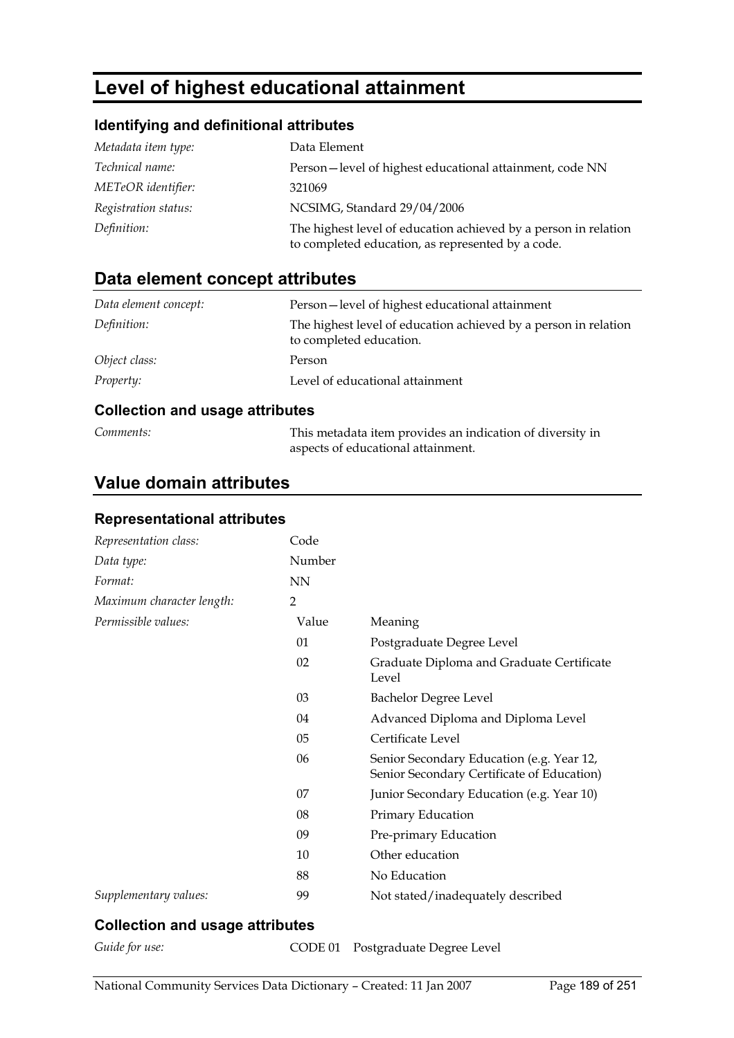# Level of highest educational attainment

### Identifying and definitional attributes

| | |
|---|---|
| *Metadata item type:* | Data Element |
| *Technical name:* | Person—level of highest educational attainment, code NN |
| *METeOR identifier:* | 321069 |
| *Registration status:* | NCSIMG, Standard 29/04/2006 |
| *Definition:* | The highest level of education achieved by a person in relation to completed education, as represented by a code. |

## Data element concept attributes

| | |
|---|---|
| *Data element concept:* | Person—level of highest educational attainment |
| *Definition:* | The highest level of education achieved by a person in relation to completed education. |
| *Object class:* | Person |
| *Property:* | Level of educational attainment |

### Collection and usage attributes

| | |
|---|---|
| *Comments:* | This metadata item provides an indication of diversity in aspects of educational attainment. |

## Value domain attributes

### Representational attributes

| | | |
|---|---|---|
| *Representation class:* | Code | |
| *Data type:* | Number | |
| *Format:* | NN | |
| *Maximum character length:* | 2 | |
| *Permissible values:* | Value | Meaning |
| | 01 | Postgraduate Degree Level |
| | 02 | Graduate Diploma and Graduate Certificate Level |
| | 03 | Bachelor Degree Level |
| | 04 | Advanced Diploma and Diploma Level |
| | 05 | Certificate Level |
| | 06 | Senior Secondary Education (e.g. Year 12, Senior Secondary Certificate of Education) |
| | 07 | Junior Secondary Education (e.g. Year 10) |
| | 08 | Primary Education |
| | 09 | Pre-primary Education |
| | 10 | Other education |
| | 88 | No Education |
| *Supplementary values:* | 99 | Not stated/inadequately described |

### Collection and usage attributes

*Guide for use:* CODE 01 Postgraduate Degree Level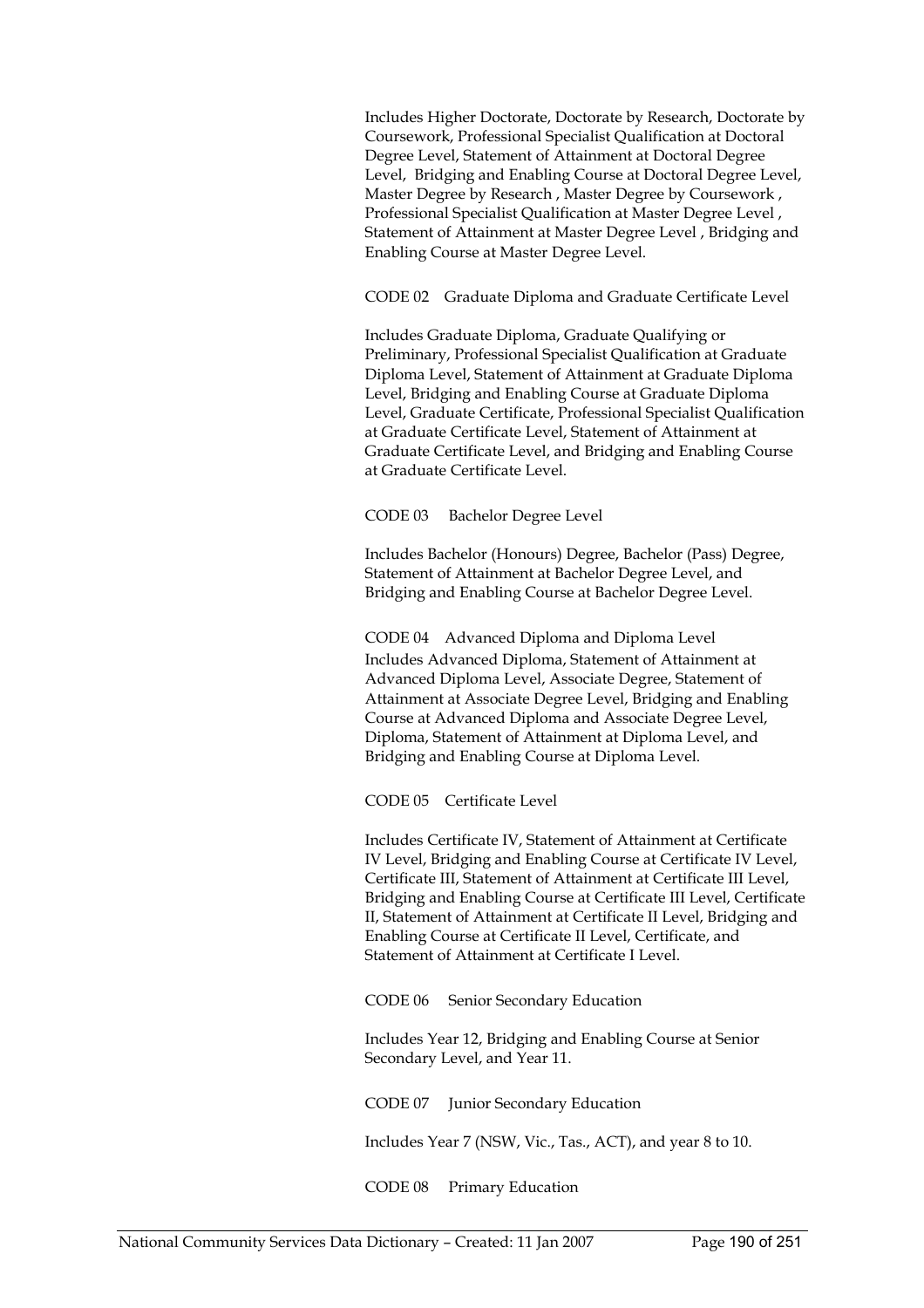Includes Higher Doctorate, Doctorate by Research, Doctorate by Coursework, Professional Specialist Qualification at Doctoral Degree Level, Statement of Attainment at Doctoral Degree Level, Bridging and Enabling Course at Doctoral Degree Level, Master Degree by Research , Master Degree by Coursework , Professional Specialist Qualification at Master Degree Level , Statement of Attainment at Master Degree Level , Bridging and Enabling Course at Master Degree Level.

CODE 02 Graduate Diploma and Graduate Certificate Level

Includes Graduate Diploma, Graduate Qualifying or Preliminary, Professional Specialist Qualification at Graduate Diploma Level, Statement of Attainment at Graduate Diploma Level, Bridging and Enabling Course at Graduate Diploma Level, Graduate Certificate, Professional Specialist Qualification at Graduate Certificate Level, Statement of Attainment at Graduate Certificate Level, and Bridging and Enabling Course at Graduate Certificate Level.

CODE 03 Bachelor Degree Level

Includes Bachelor (Honours) Degree, Bachelor (Pass) Degree, Statement of Attainment at Bachelor Degree Level, and Bridging and Enabling Course at Bachelor Degree Level.

CODE 04 Advanced Diploma and Diploma Level

Includes Advanced Diploma, Statement of Attainment at Advanced Diploma Level, Associate Degree, Statement of Attainment at Associate Degree Level, Bridging and Enabling Course at Advanced Diploma and Associate Degree Level, Diploma, Statement of Attainment at Diploma Level, and Bridging and Enabling Course at Diploma Level.

CODE 05 Certificate Level

Includes Certificate IV, Statement of Attainment at Certificate IV Level, Bridging and Enabling Course at Certificate IV Level, Certificate III, Statement of Attainment at Certificate III Level, Bridging and Enabling Course at Certificate III Level, Certificate II, Statement of Attainment at Certificate II Level, Bridging and Enabling Course at Certificate II Level, Certificate, and Statement of Attainment at Certificate I Level.

CODE 06 Senior Secondary Education

Includes Year 12, Bridging and Enabling Course at Senior Secondary Level, and Year 11.

CODE 07 Junior Secondary Education

Includes Year 7 (NSW, Vic., Tas., ACT), and year 8 to 10.

CODE 08 Primary Education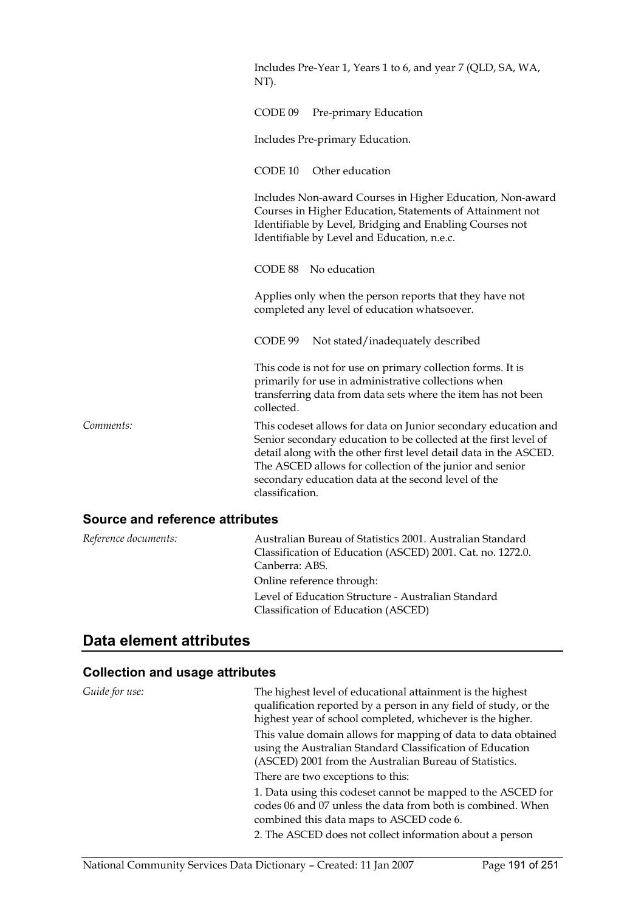Includes Pre-Year 1, Years 1 to 6, and year 7 (QLD, SA, WA, NT).

CODE 09 Pre-primary Education

Includes Pre-primary Education.

CODE 10 Other education

Includes Non-award Courses in Higher Education, Non-award Courses in Higher Education, Statements of Attainment not Identifiable by Level, Bridging and Enabling Courses not Identifiable by Level and Education, n.e.c.

CODE 88 No education

Applies only when the person reports that they have not completed any level of education whatsoever.

CODE 99 Not stated/inadequately described

This code is not for use on primary collection forms. It is primarily for use in administrative collections when transferring data from data sets where the item has not been collected.

*Comments:* This codeset allows for data on Junior secondary education and Senior secondary education to be collected at the first level of detail along with the other first level detail data in the ASCED. The ASCED allows for collection of the junior and senior secondary education data at the second level of the classification.

### Source and reference attributes

*Reference documents:* Australian Bureau of Statistics 2001. Australian Standard Classification of Education (ASCED) 2001. Cat. no. 1272.0. Canberra: ABS.

Online reference through:

Level of Education Structure - Australian Standard Classification of Education (ASCED)

## Data element attributes

### Collection and usage attributes

*Guide for use:* The highest level of educational attainment is the highest qualification reported by a person in any field of study, or the highest year of school completed, whichever is the higher.

This value domain allows for mapping of data to data obtained using the Australian Standard Classification of Education (ASCED) 2001 from the Australian Bureau of Statistics.

There are two exceptions to this:

1. Data using this codeset cannot be mapped to the ASCED for codes 06 and 07 unless the data from both is combined. When combined this data maps to ASCED code 6.
2. The ASCED does not collect information about a person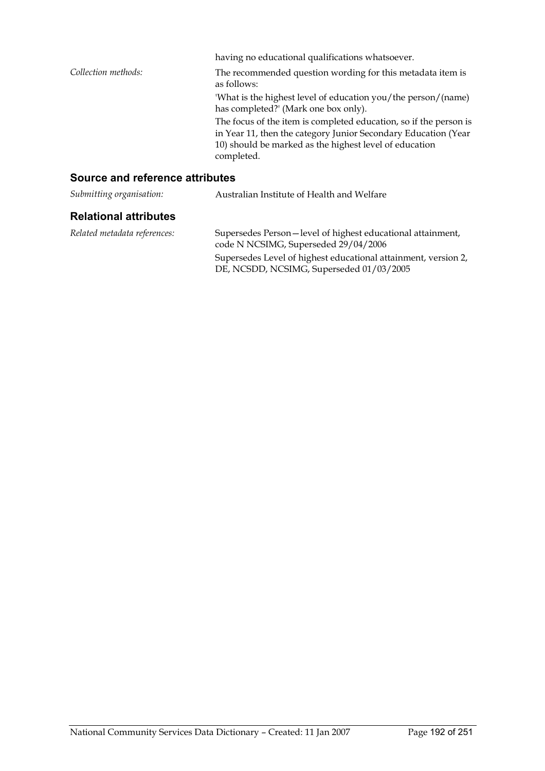having no educational qualifications whatsoever.

*Collection methods:* The recommended question wording for this metadata item is as follows:

'What is the highest level of education you/the person/(name) has completed?' (Mark one box only).

The focus of the item is completed education, so if the person is in Year 11, then the category Junior Secondary Education (Year 10) should be marked as the highest level of education completed.

## Source and reference attributes

*Submitting organisation:* Australian Institute of Health and Welfare

## Relational attributes

*Related metadata references:* Supersedes Person—level of highest educational attainment, code N NCSIMG, Superseded 29/04/2006

Supersedes Level of highest educational attainment, version 2, DE, NCSDD, NCSIMG, Superseded 01/03/2005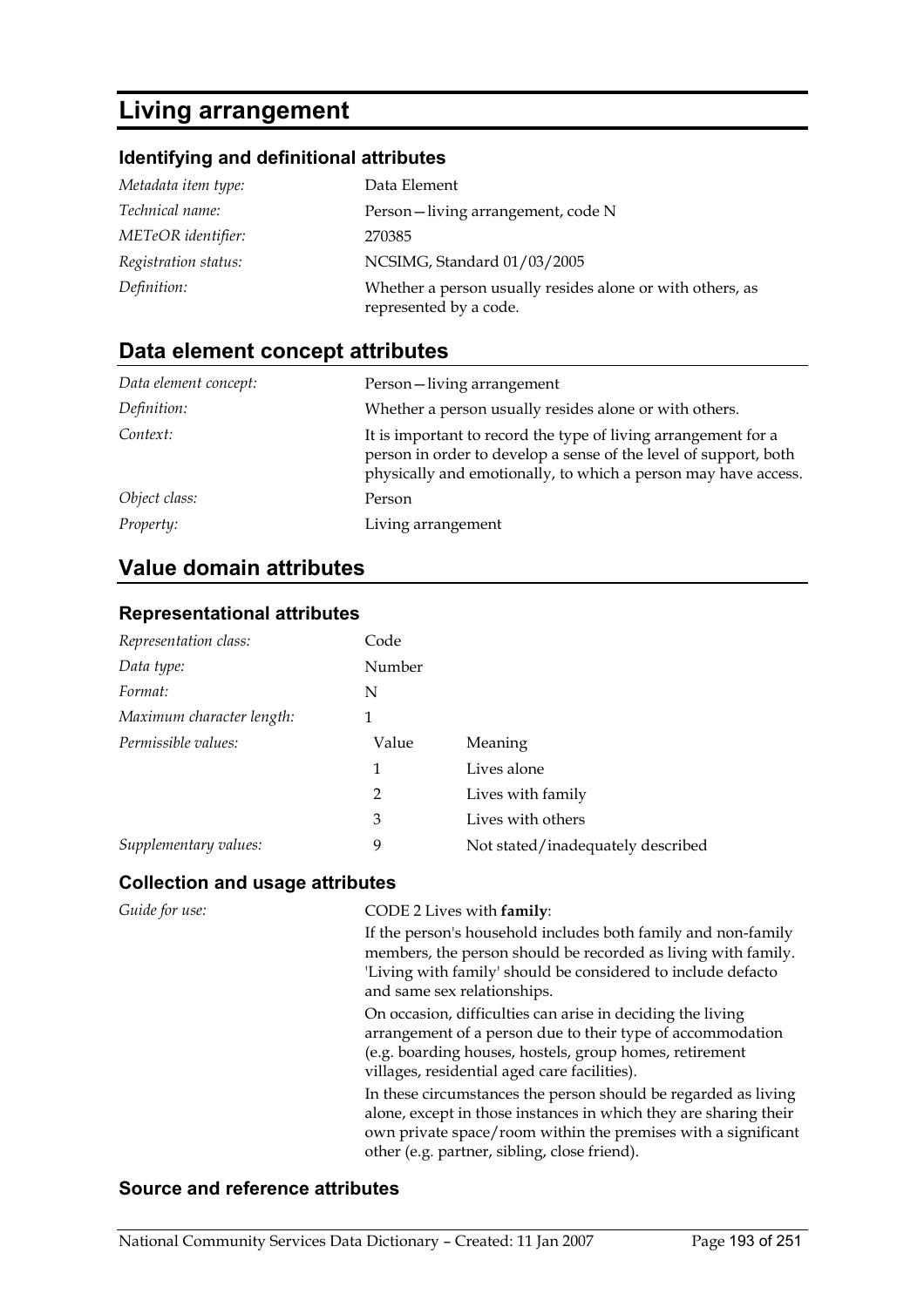# Living arrangement

### Identifying and definitional attributes

| | |
|---|---|
| *Metadata item type:* | Data Element |
| *Technical name:* | Person—living arrangement, code N |
| *METeOR identifier:* | 270385 |
| *Registration status:* | NCSIMG, Standard 01/03/2005 |
| *Definition:* | Whether a person usually resides alone or with others, as represented by a code. |

## Data element concept attributes

| | |
|---|---|
| *Data element concept:* | Person—living arrangement |
| *Definition:* | Whether a person usually resides alone or with others. |
| *Context:* | It is important to record the type of living arrangement for a person in order to develop a sense of the level of support, both physically and emotionally, to which a person may have access. |
| *Object class:* | Person |
| *Property:* | Living arrangement |

## Value domain attributes

### Representational attributes

| | | |
|---|---|---|
| *Representation class:* | Code | |
| *Data type:* | Number | |
| *Format:* | N | |
| *Maximum character length:* | 1 | |
| *Permissible values:* | Value | Meaning |
| | 1 | Lives alone |
| | 2 | Lives with family |
| | 3 | Lives with others |
| *Supplementary values:* | 9 | Not stated/inadequately described |

### Collection and usage attributes

*Guide for use:*

CODE 2 Lives with **family**:

If the person's household includes both family and non-family members, the person should be recorded as living with family. 'Living with family' should be considered to include defacto and same sex relationships.

On occasion, difficulties can arise in deciding the living arrangement of a person due to their type of accommodation (e.g. boarding houses, hostels, group homes, retirement villages, residential aged care facilities).

In these circumstances the person should be regarded as living alone, except in those instances in which they are sharing their own private space/room within the premises with a significant other (e.g. partner, sibling, close friend).

### Source and reference attributes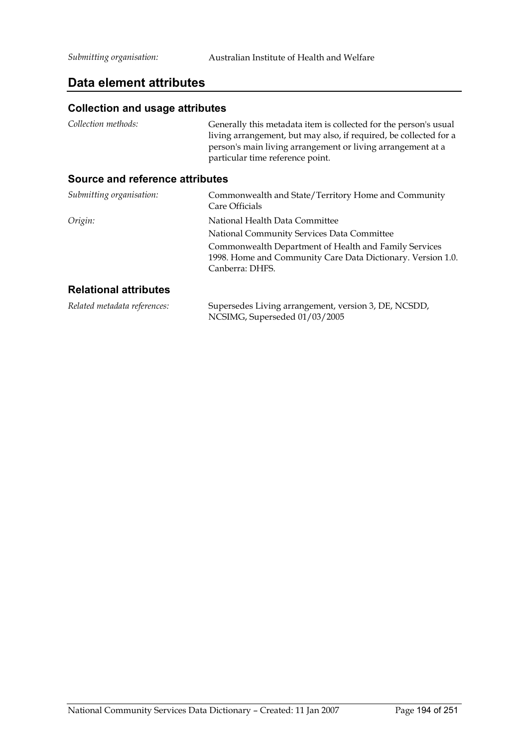*Submitting organisation:* Australian Institute of Health and Welfare

## Data element attributes

### Collection and usage attributes

*Collection methods:* Generally this metadata item is collected for the person's usual living arrangement, but may also, if required, be collected for a person's main living arrangement or living arrangement at a particular time reference point.

### Source and reference attributes

*Submitting organisation:* Commonwealth and State/Territory Home and Community Care Officials

*Origin:* National Health Data Committee

National Community Services Data Committee

Commonwealth Department of Health and Family Services 1998. Home and Community Care Data Dictionary. Version 1.0. Canberra: DHFS.

### Relational attributes

*Related metadata references:* Supersedes Living arrangement, version 3, DE, NCSDD, NCSIMG, Superseded 01/03/2005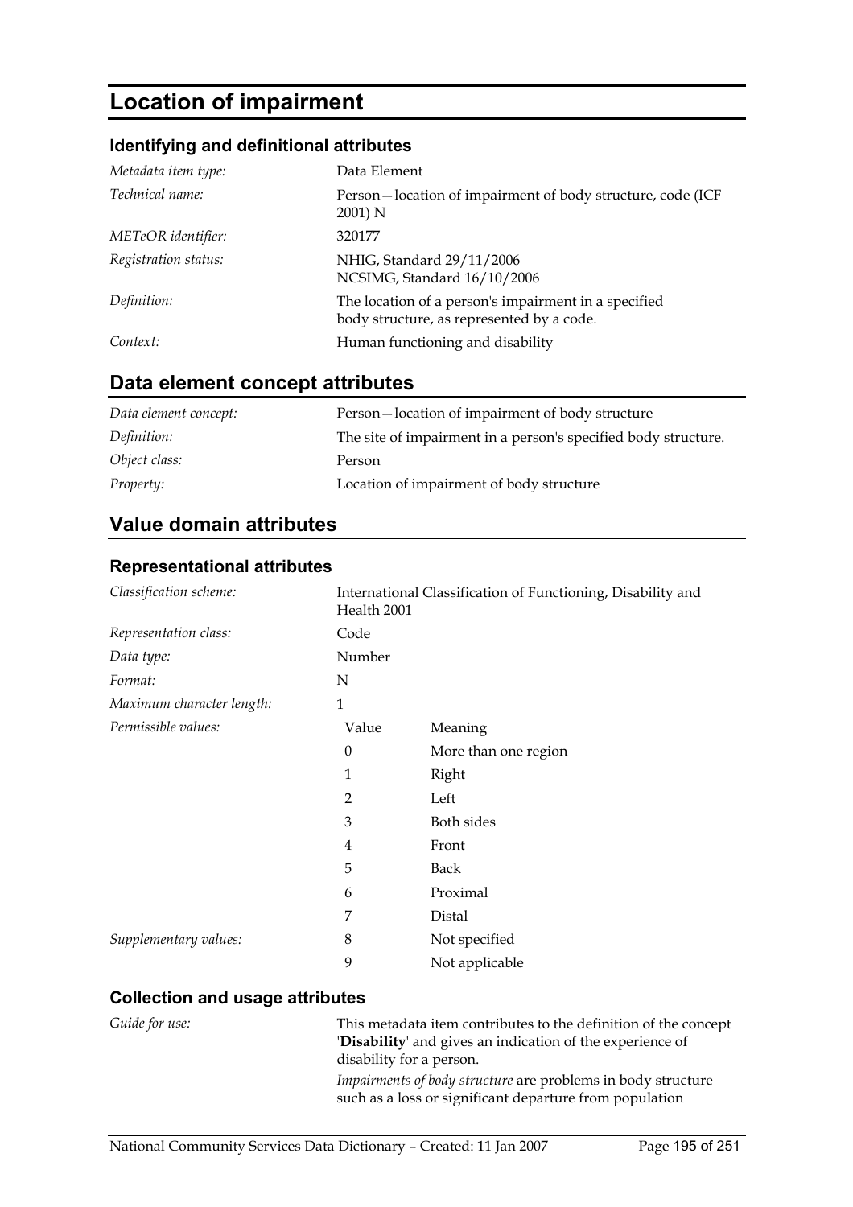# Location of impairment

### Identifying and definitional attributes

| | |
|---|---|
| *Metadata item type:* | Data Element |
| *Technical name:* | Person—location of impairment of body structure, code (ICF 2001) N |
| *METeOR identifier:* | 320177 |
| *Registration status:* | NHIG, Standard 29/11/2006<br>NCSIMG, Standard 16/10/2006 |
| *Definition:* | The location of a person's impairment in a specified body structure, as represented by a code. |
| *Context:* | Human functioning and disability |

## Data element concept attributes

| | |
|---|---|
| *Data element concept:* | Person—location of impairment of body structure |
| *Definition:* | The site of impairment in a person's specified body structure. |
| *Object class:* | Person |
| *Property:* | Location of impairment of body structure |

## Value domain attributes

### Representational attributes

| | | |
|---|---|---|
| *Classification scheme:* | International Classification of Functioning, Disability and Health 2001 | |
| *Representation class:* | Code | |
| *Data type:* | Number | |
| *Format:* | N | |
| *Maximum character length:* | 1 | |
| *Permissible values:* | Value | Meaning |
| | 0 | More than one region |
| | 1 | Right |
| | 2 | Left |
| | 3 | Both sides |
| | 4 | Front |
| | 5 | Back |
| | 6 | Proximal |
| | 7 | Distal |
| *Supplementary values:* | 8 | Not specified |
| | 9 | Not applicable |

### Collection and usage attributes

*Guide for use:*

This metadata item contributes to the definition of the concept '**Disability**' and gives an indication of the experience of disability for a person.

*Impairments of body structure* are problems in body structure such as a loss or significant departure from population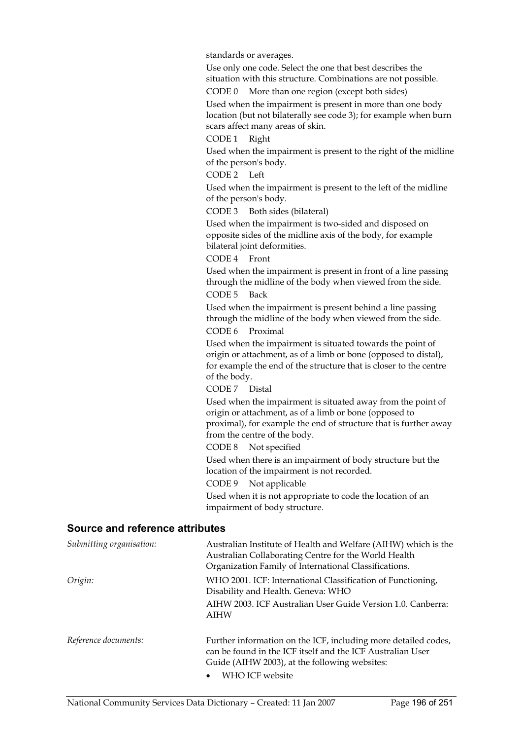standards or averages.

Use only one code. Select the one that best describes the situation with this structure. Combinations are not possible.

CODE 0 More than one region (except both sides)

Used when the impairment is present in more than one body location (but not bilaterally see code 3); for example when burn scars affect many areas of skin.

CODE 1 Right

Used when the impairment is present to the right of the midline of the person's body.

CODE 2 Left

Used when the impairment is present to the left of the midline of the person's body.

CODE 3 Both sides (bilateral)

Used when the impairment is two-sided and disposed on opposite sides of the midline axis of the body, for example bilateral joint deformities.

CODE 4 Front

Used when the impairment is present in front of a line passing through the midline of the body when viewed from the side.

CODE 5 Back

Used when the impairment is present behind a line passing through the midline of the body when viewed from the side.

CODE 6 Proximal

Used when the impairment is situated towards the point of origin or attachment, as of a limb or bone (opposed to distal), for example the end of the structure that is closer to the centre of the body.

CODE 7 Distal

Used when the impairment is situated away from the point of origin or attachment, as of a limb or bone (opposed to proximal), for example the end of structure that is further away from the centre of the body.

CODE 8 Not specified

Used when there is an impairment of body structure but the location of the impairment is not recorded.

CODE 9 Not applicable

Used when it is not appropriate to code the location of an impairment of body structure.

## Source and reference attributes

*Submitting organisation:* Australian Institute of Health and Welfare (AIHW) which is the Australian Collaborating Centre for the World Health Organization Family of International Classifications.

*Origin:* WHO 2001. ICF: International Classification of Functioning, Disability and Health. Geneva: WHO

AIHW 2003. ICF Australian User Guide Version 1.0. Canberra: AIHW

*Reference documents:* Further information on the ICF, including more detailed codes, can be found in the ICF itself and the ICF Australian User Guide (AIHW 2003), at the following websites:

- WHO ICF website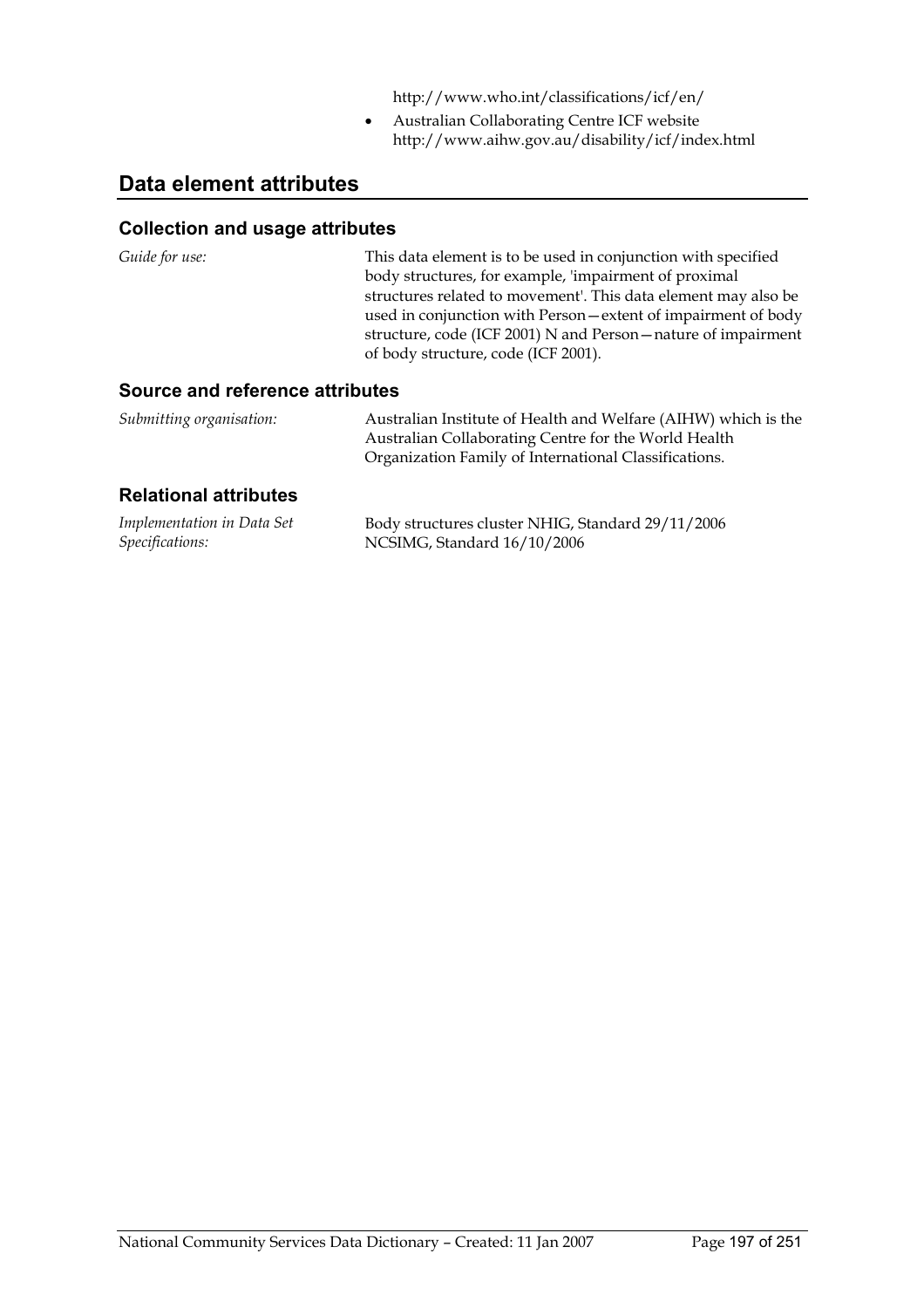http://www.who.int/classifications/icf/en/

- Australian Collaborating Centre ICF website http://www.aihw.gov.au/disability/icf/index.html

## Data element attributes

### Collection and usage attributes

| | |
|---|---|
| *Guide for use:* | This data element is to be used in conjunction with specified body structures, for example, 'impairment of proximal structures related to movement'. This data element may also be used in conjunction with Person—extent of impairment of body structure, code (ICF 2001) N and Person—nature of impairment of body structure, code (ICF 2001). |

### Source and reference attributes

| | |
|---|---|
| *Submitting organisation:* | Australian Institute of Health and Welfare (AIHW) which is the Australian Collaborating Centre for the World Health Organization Family of International Classifications. |

### Relational attributes

| | |
|---|---|
| *Implementation in Data Set Specifications:* | Body structures cluster NHIG, Standard 29/11/2006<br>NCSIMG, Standard 16/10/2006 |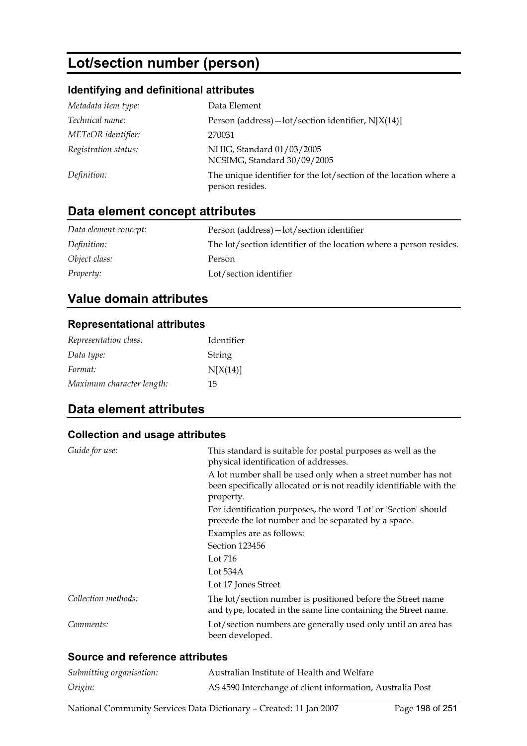# Lot/section number (person)

## Identifying and definitional attributes

| | |
|---|---|
| *Metadata item type:* | Data Element |
| *Technical name:* | Person (address)—lot/section identifier, N[X(14)] |
| *METeOR identifier:* | 270031 |
| *Registration status:* | NHIG, Standard 01/03/2005<br>NCSIMG, Standard 30/09/2005 |
| *Definition:* | The unique identifier for the lot/section of the location where a person resides. |

## Data element concept attributes

| | |
|---|---|
| *Data element concept:* | Person (address)—lot/section identifier |
| *Definition:* | The lot/section identifier of the location where a person resides. |
| *Object class:* | Person |
| *Property:* | Lot/section identifier |

## Value domain attributes

### Representational attributes

| | |
|---|---|
| *Representation class:* | Identifier |
| *Data type:* | String |
| *Format:* | N[X(14)] |
| *Maximum character length:* | 15 |

## Data element attributes

### Collection and usage attributes

| | |
|---|---|
| *Guide for use:* | This standard is suitable for postal purposes as well as the physical identification of addresses.<br>A lot number shall be used only when a street number has not been specifically allocated or is not readily identifiable with the property.<br>For identification purposes, the word 'Lot' or 'Section' should precede the lot number and be separated by a space.<br>Examples are as follows:<br>Section 123456<br>Lot 716<br>Lot 534A<br>Lot 17 Jones Street |
| *Collection methods:* | The lot/section number is positioned before the Street name and type, located in the same line containing the Street name. |
| *Comments:* | Lot/section numbers are generally used only until an area has been developed. |

### Source and reference attributes

| | |
|---|---|
| *Submitting organisation:* | Australian Institute of Health and Welfare |
| *Origin:* | AS 4590 Interchange of client information, Australia Post |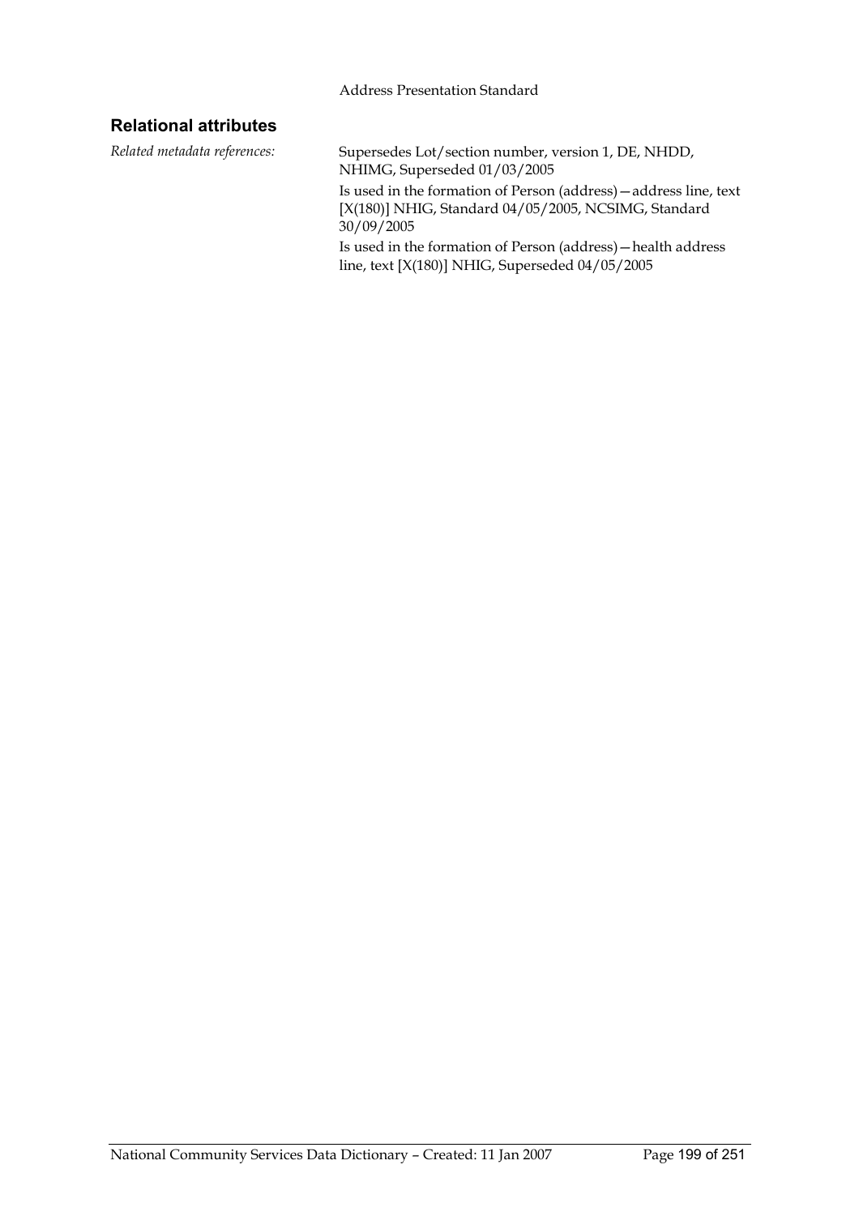Address Presentation Standard

## Relational attributes

*Related metadata references:* Supersedes Lot/section number, version 1, DE, NHDD, NHIMG, Superseded 01/03/2005

Is used in the formation of Person (address)—address line, text [X(180)] NHIG, Standard 04/05/2005, NCSIMG, Standard 30/09/2005

Is used in the formation of Person (address)—health address line, text [X(180)] NHIG, Superseded 04/05/2005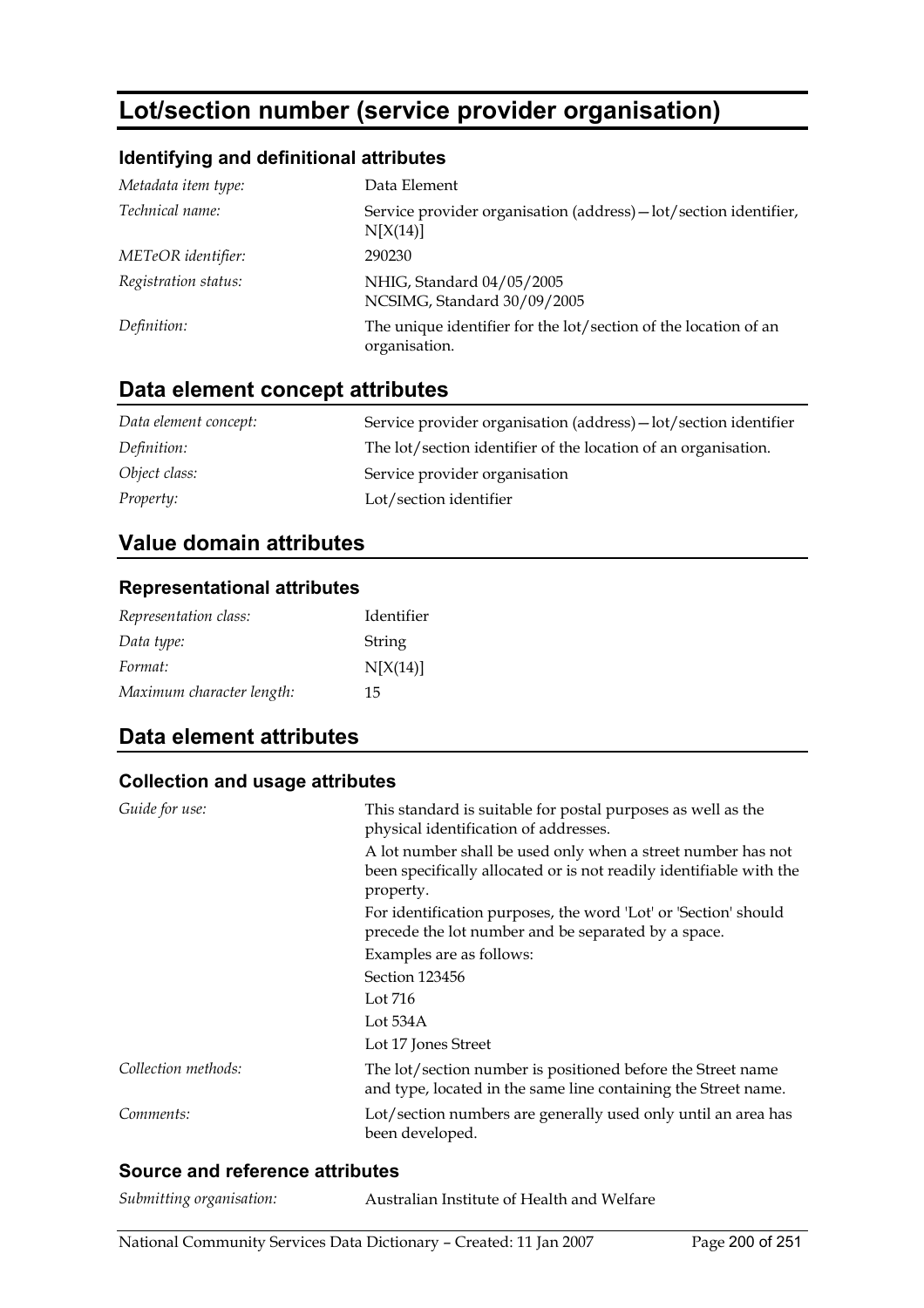# Lot/section number (service provider organisation)

## Identifying and definitional attributes

| | |
|---|---|
| *Metadata item type:* | Data Element |
| *Technical name:* | Service provider organisation (address)—lot/section identifier, N[X(14)] |
| *METeOR identifier:* | 290230 |
| *Registration status:* | NHIG, Standard 04/05/2005<br>NCSIMG, Standard 30/09/2005 |
| *Definition:* | The unique identifier for the lot/section of the location of an organisation. |

## Data element concept attributes

| | |
|---|---|
| *Data element concept:* | Service provider organisation (address)—lot/section identifier |
| *Definition:* | The lot/section identifier of the location of an organisation. |
| *Object class:* | Service provider organisation |
| *Property:* | Lot/section identifier |

## Value domain attributes

### Representational attributes

| | |
|---|---|
| *Representation class:* | Identifier |
| *Data type:* | String |
| *Format:* | N[X(14)] |
| *Maximum character length:* | 15 |

## Data element attributes

### Collection and usage attributes

*Guide for use:*

This standard is suitable for postal purposes as well as the physical identification of addresses.

A lot number shall be used only when a street number has not been specifically allocated or is not readily identifiable with the property.

For identification purposes, the word 'Lot' or 'Section' should precede the lot number and be separated by a space.

Examples are as follows:

Section 123456

Lot 716

Lot 534A

Lot 17 Jones Street

*Collection methods:*

The lot/section number is positioned before the Street name and type, located in the same line containing the Street name.

*Comments:*

Lot/section numbers are generally used only until an area has been developed.

### Source and reference attributes

*Submitting organisation:* Australian Institute of Health and Welfare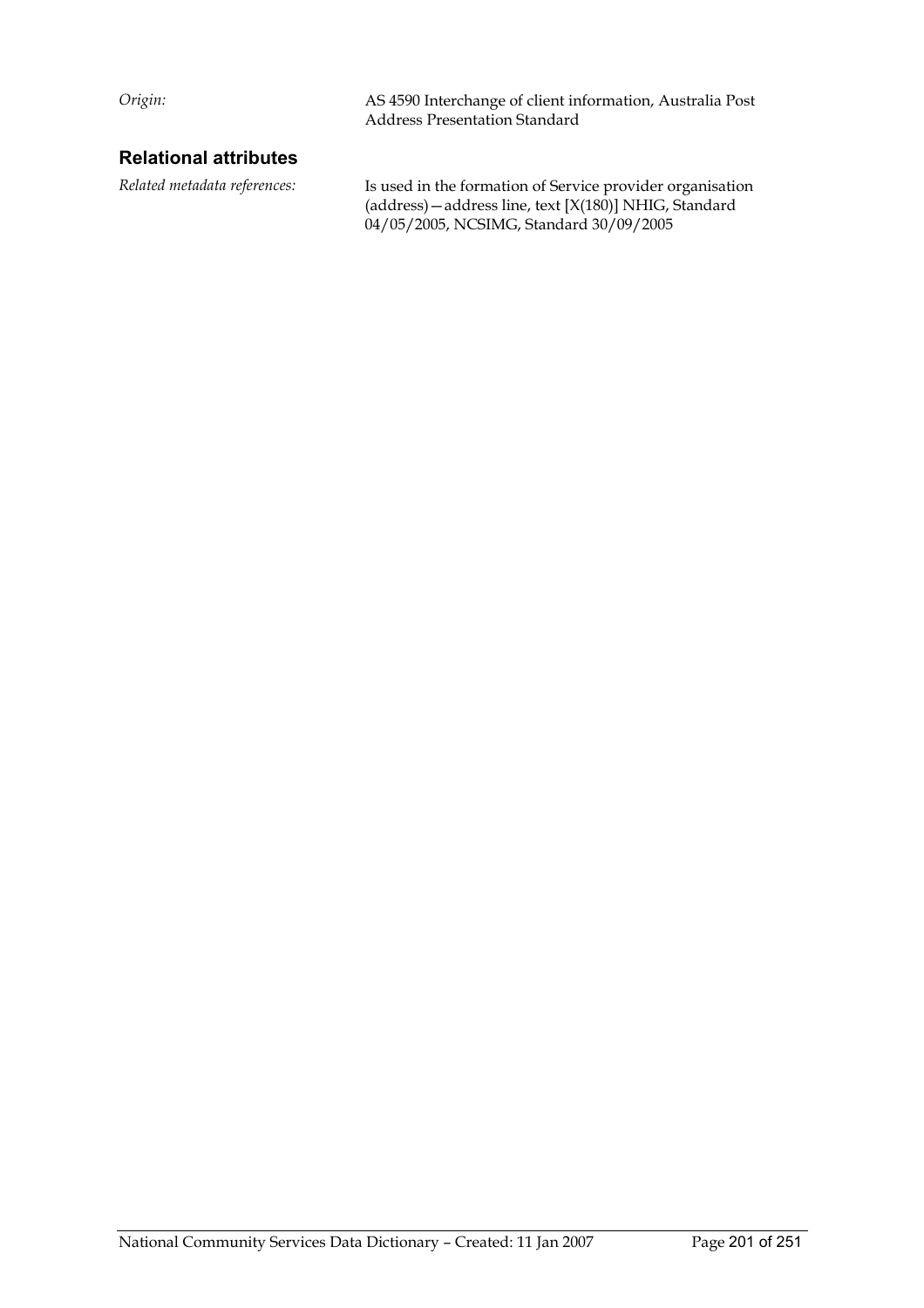*Origin:* AS 4590 Interchange of client information, Australia Post Address Presentation Standard

### Relational attributes

*Related metadata references:* Is used in the formation of Service provider organisation (address)—address line, text [X(180)] NHIG, Standard 04/05/2005, NCSIMG, Standard 30/09/2005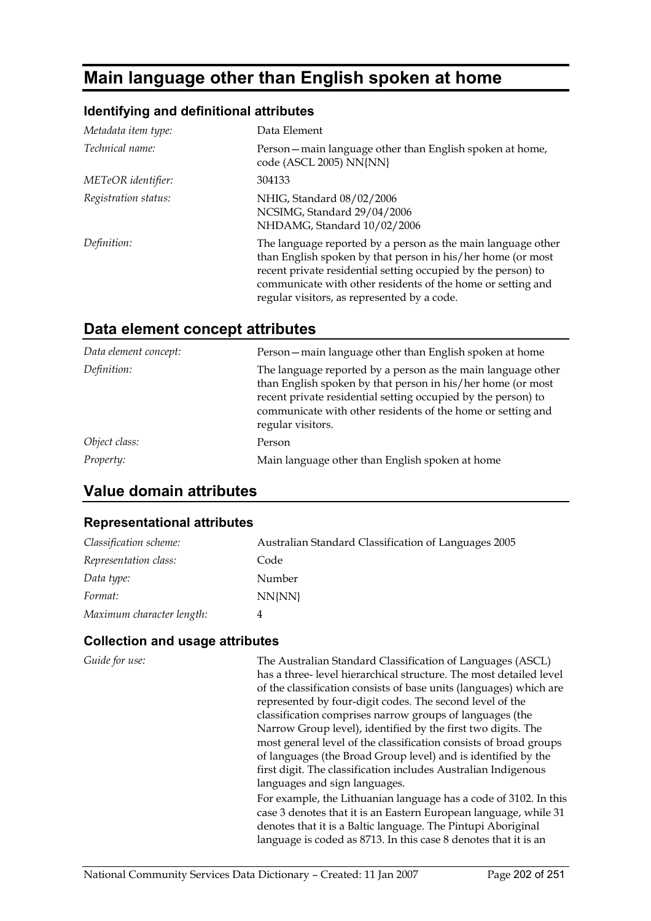# Main language other than English spoken at home

### Identifying and definitional attributes

| | |
|---|---|
| *Metadata item type:* | Data Element |
| *Technical name:* | Person—main language other than English spoken at home, code (ASCL 2005) NN{NN} |
| *METeOR identifier:* | 304133 |
| *Registration status:* | NHIG, Standard 08/02/2006<br>NCSIMG, Standard 29/04/2006<br>NHDAMG, Standard 10/02/2006 |
| *Definition:* | The language reported by a person as the main language other than English spoken by that person in his/her home (or most recent private residential setting occupied by the person) to communicate with other residents of the home or setting and regular visitors, as represented by a code. |

## Data element concept attributes

| | |
|---|---|
| *Data element concept:* | Person—main language other than English spoken at home |
| *Definition:* | The language reported by a person as the main language other than English spoken by that person in his/her home (or most recent private residential setting occupied by the person) to communicate with other residents of the home or setting and regular visitors. |
| *Object class:* | Person |
| *Property:* | Main language other than English spoken at home |

## Value domain attributes

### Representational attributes

| | |
|---|---|
| *Classification scheme:* | Australian Standard Classification of Languages 2005 |
| *Representation class:* | Code |
| *Data type:* | Number |
| *Format:* | NN{NN} |
| *Maximum character length:* | 4 |

### Collection and usage attributes

*Guide for use:*

The Australian Standard Classification of Languages (ASCL) has a three- level hierarchical structure. The most detailed level of the classification consists of base units (languages) which are represented by four-digit codes. The second level of the classification comprises narrow groups of languages (the Narrow Group level), identified by the first two digits. The most general level of the classification consists of broad groups of languages (the Broad Group level) and is identified by the first digit. The classification includes Australian Indigenous languages and sign languages.

For example, the Lithuanian language has a code of 3102. In this case 3 denotes that it is an Eastern European language, while 31 denotes that it is a Baltic language. The Pintupi Aboriginal language is coded as 8713. In this case 8 denotes that it is an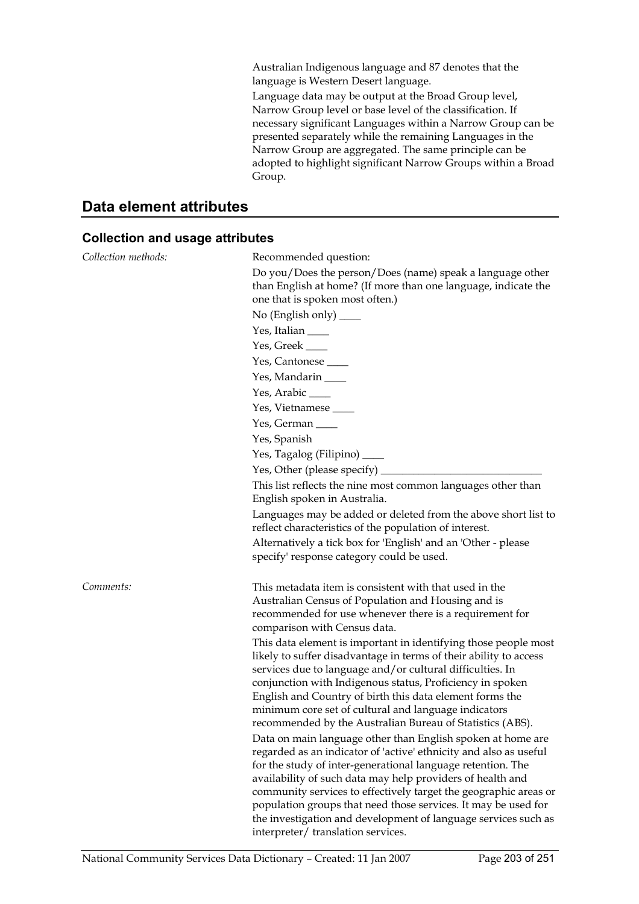Australian Indigenous language and 87 denotes that the language is Western Desert language.

Language data may be output at the Broad Group level, Narrow Group level or base level of the classification. If necessary significant Languages within a Narrow Group can be presented separately while the remaining Languages in the Narrow Group are aggregated. The same principle can be adopted to highlight significant Narrow Groups within a Broad Group.

## Data element attributes

### Collection and usage attributes

*Collection methods:*

Recommended question:

Do you/Does the person/Does (name) speak a language other than English at home? (If more than one language, indicate the one that is spoken most often.)

No (English only) ____

Yes, Italian ____

Yes, Greek ____

Yes, Cantonese ____

Yes, Mandarin ____

Yes, Arabic ____

Yes, Vietnamese ____

Yes, German ____

Yes, Spanish

Yes, Tagalog (Filipino) ____

Yes, Other (please specify) ______________________________

This list reflects the nine most common languages other than English spoken in Australia.

Languages may be added or deleted from the above short list to reflect characteristics of the population of interest.

Alternatively a tick box for 'English' and an 'Other - please specify' response category could be used.

*Comments:*

This metadata item is consistent with that used in the Australian Census of Population and Housing and is recommended for use whenever there is a requirement for comparison with Census data.

This data element is important in identifying those people most likely to suffer disadvantage in terms of their ability to access services due to language and/or cultural difficulties. In conjunction with Indigenous status, Proficiency in spoken English and Country of birth this data element forms the minimum core set of cultural and language indicators recommended by the Australian Bureau of Statistics (ABS).

Data on main language other than English spoken at home are regarded as an indicator of 'active' ethnicity and also as useful for the study of inter-generational language retention. The availability of such data may help providers of health and community services to effectively target the geographic areas or population groups that need those services. It may be used for the investigation and development of language services such as interpreter/ translation services.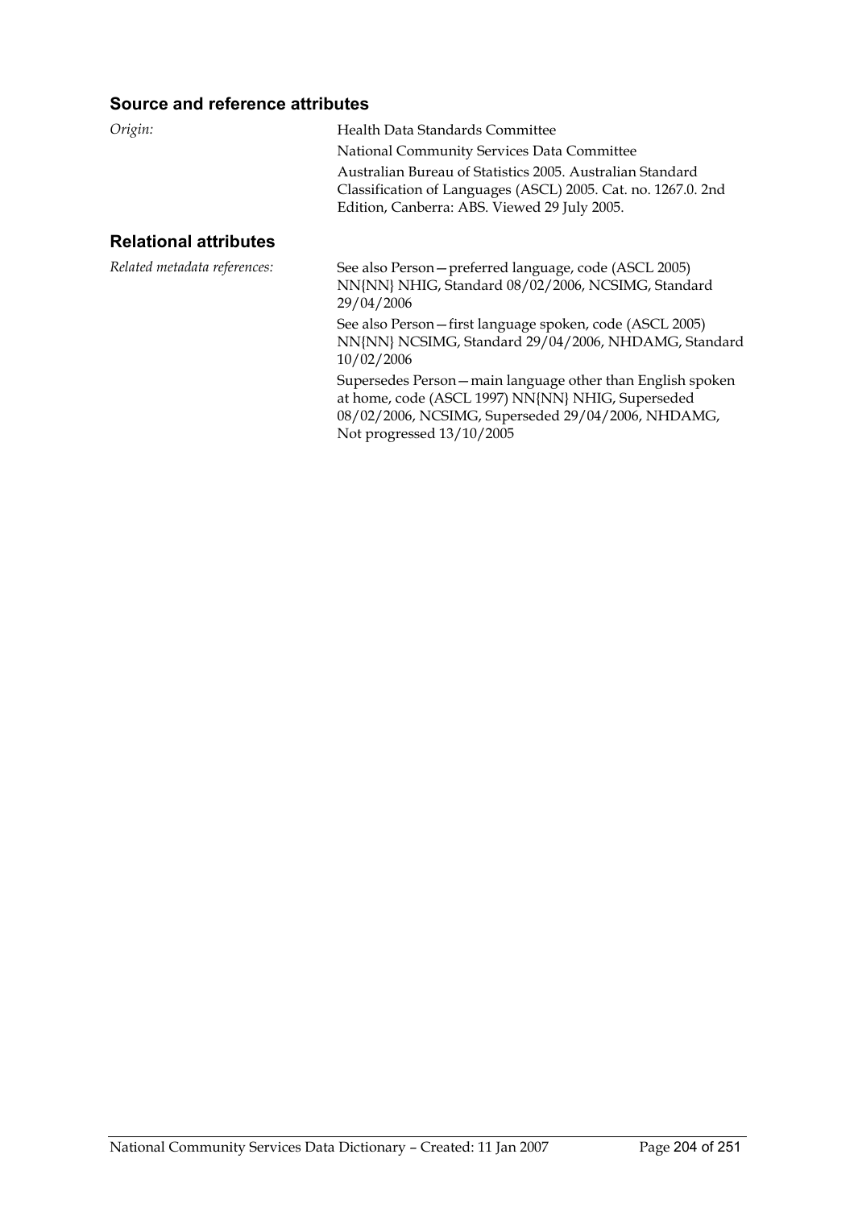### Source and reference attributes

*Origin:*

Health Data Standards Committee

National Community Services Data Committee

Australian Bureau of Statistics 2005. Australian Standard Classification of Languages (ASCL) 2005. Cat. no. 1267.0. 2nd Edition, Canberra: ABS. Viewed 29 July 2005.

### Relational attributes

*Related metadata references:*

See also Person—preferred language, code (ASCL 2005) NN{NN} NHIG, Standard 08/02/2006, NCSIMG, Standard 29/04/2006

See also Person—first language spoken, code (ASCL 2005) NN{NN} NCSIMG, Standard 29/04/2006, NHDAMG, Standard 10/02/2006

Supersedes Person—main language other than English spoken at home, code (ASCL 1997) NN{NN} NHIG, Superseded 08/02/2006, NCSIMG, Superseded 29/04/2006, NHDAMG, Not progressed 13/10/2005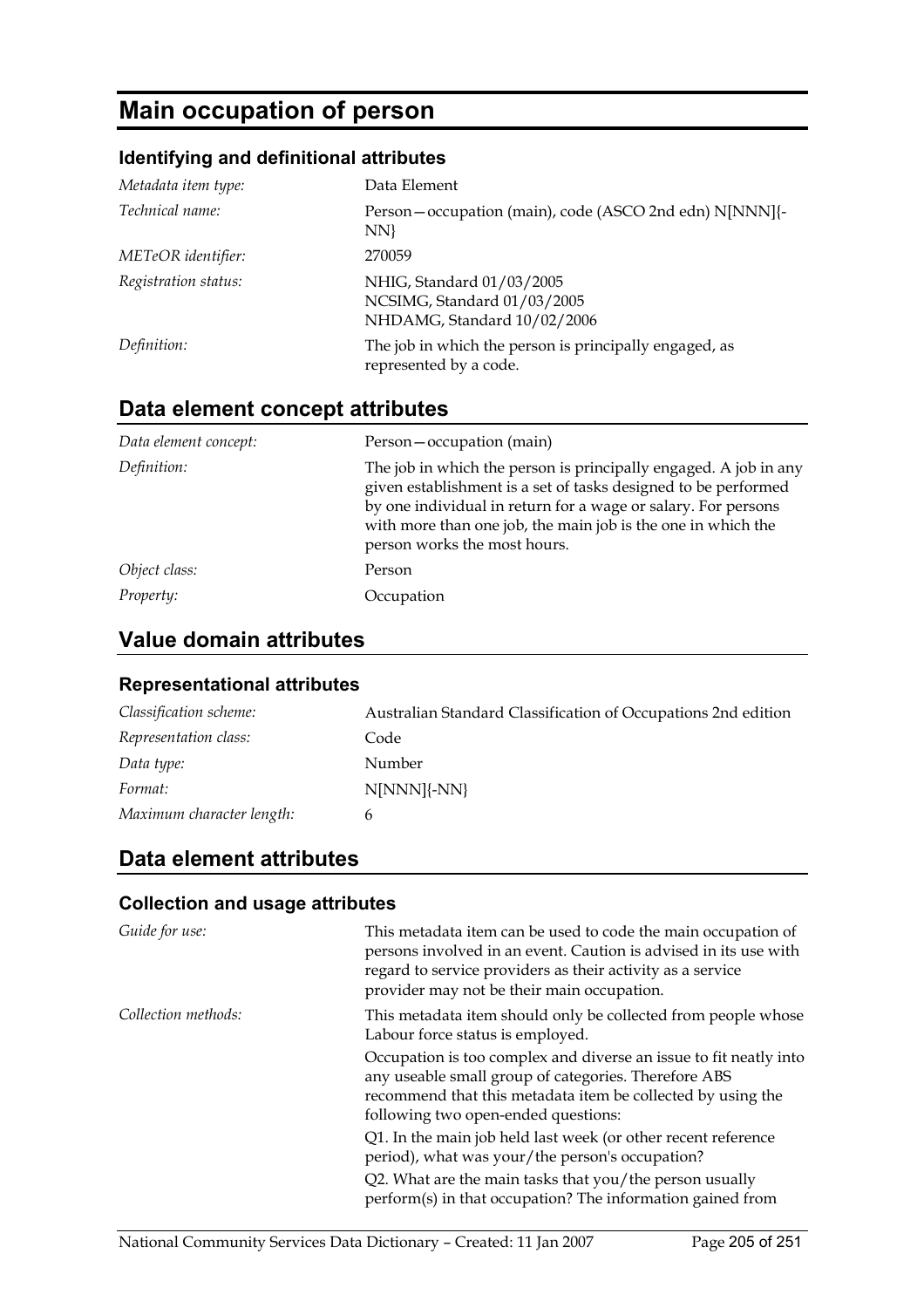# Main occupation of person

### Identifying and definitional attributes

| | |
|---|---|
| *Metadata item type:* | Data Element |
| *Technical name:* | Person—occupation (main), code (ASCO 2nd edn) N[NNN]{-NN} |
| *METeOR identifier:* | 270059 |
| *Registration status:* | NHIG, Standard 01/03/2005<br>NCSIMG, Standard 01/03/2005<br>NHDAMG, Standard 10/02/2006 |
| *Definition:* | The job in which the person is principally engaged, as represented by a code. |

## Data element concept attributes

| | |
|---|---|
| *Data element concept:* | Person—occupation (main) |
| *Definition:* | The job in which the person is principally engaged. A job in any given establishment is a set of tasks designed to be performed by one individual in return for a wage or salary. For persons with more than one job, the main job is the one in which the person works the most hours. |
| *Object class:* | Person |
| *Property:* | Occupation |

## Value domain attributes

### Representational attributes

| | |
|---|---|
| *Classification scheme:* | Australian Standard Classification of Occupations 2nd edition |
| *Representation class:* | Code |
| *Data type:* | Number |
| *Format:* | N[NNN]{-NN} |
| *Maximum character length:* | 6 |

## Data element attributes

### Collection and usage attributes

| | |
|---|---|
| *Guide for use:* | This metadata item can be used to code the main occupation of persons involved in an event. Caution is advised in its use with regard to service providers as their activity as a service provider may not be their main occupation. |
| *Collection methods:* | This metadata item should only be collected from people whose Labour force status is employed.<br>Occupation is too complex and diverse an issue to fit neatly into any useable small group of categories. Therefore ABS recommend that this metadata item be collected by using the following two open-ended questions:<br>Q1. In the main job held last week (or other recent reference period), what was your/the person's occupation?<br>Q2. What are the main tasks that you/the person usually perform(s) in that occupation? The information gained from |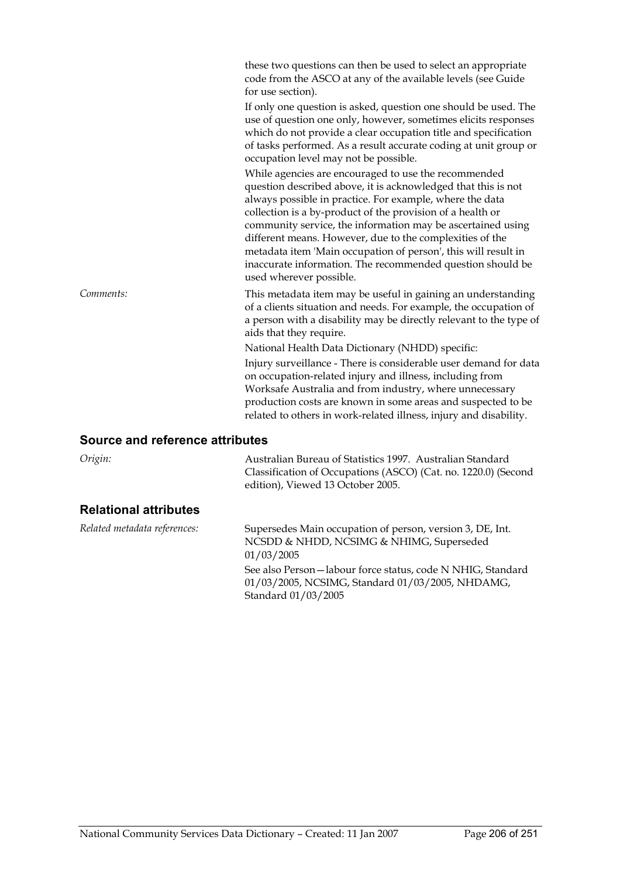these two questions can then be used to select an appropriate code from the ASCO at any of the available levels (see Guide for use section).

If only one question is asked, question one should be used. The use of question one only, however, sometimes elicits responses which do not provide a clear occupation title and specification of tasks performed. As a result accurate coding at unit group or occupation level may not be possible.

While agencies are encouraged to use the recommended question described above, it is acknowledged that this is not always possible in practice. For example, where the data collection is a by-product of the provision of a health or community service, the information may be ascertained using different means. However, due to the complexities of the metadata item 'Main occupation of person', this will result in inaccurate information. The recommended question should be used wherever possible.

*Comments:* This metadata item may be useful in gaining an understanding of a clients situation and needs. For example, the occupation of a person with a disability may be directly relevant to the type of aids that they require.

National Health Data Dictionary (NHDD) specific:

Injury surveillance - There is considerable user demand for data on occupation-related injury and illness, including from Worksafe Australia and from industry, where unnecessary production costs are known in some areas and suspected to be related to others in work-related illness, injury and disability.

### Source and reference attributes

*Origin:* Australian Bureau of Statistics 1997. Australian Standard Classification of Occupations (ASCO) (Cat. no. 1220.0) (Second edition), Viewed 13 October 2005.

### Relational attributes

*Related metadata references:* Supersedes Main occupation of person, version 3, DE, Int. NCSDD & NHDD, NCSIMG & NHIMG, Superseded 01/03/2005

See also Person—labour force status, code N NHIG, Standard 01/03/2005, NCSIMG, Standard 01/03/2005, NHDAMG, Standard 01/03/2005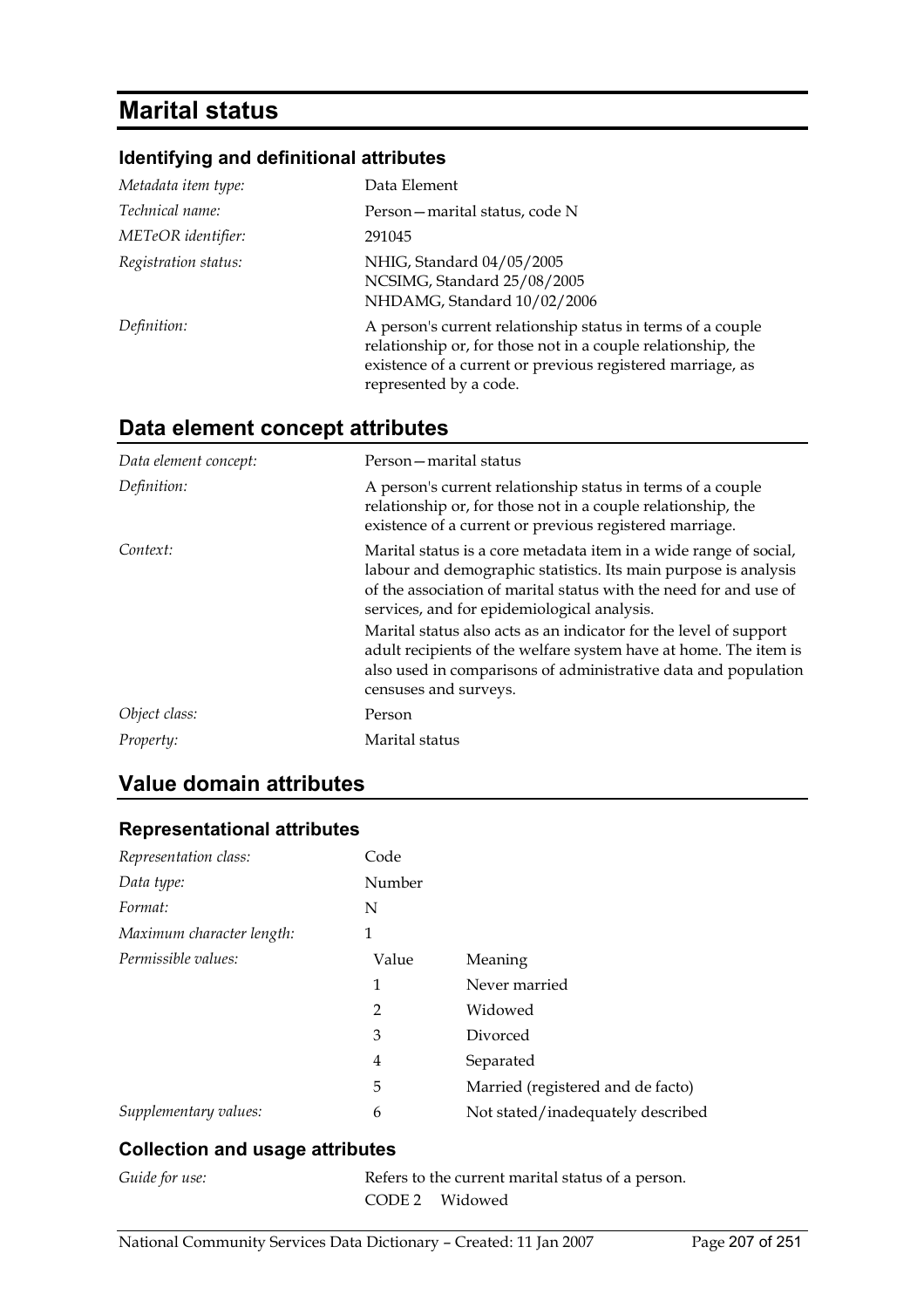# Marital status

### Identifying and definitional attributes

| | |
|---|---|
| *Metadata item type:* | Data Element |
| *Technical name:* | Person—marital status, code N |
| *METeOR identifier:* | 291045 |
| *Registration status:* | NHIG, Standard 04/05/2005<br>NCSIMG, Standard 25/08/2005<br>NHDAMG, Standard 10/02/2006 |
| *Definition:* | A person's current relationship status in terms of a couple relationship or, for those not in a couple relationship, the existence of a current or previous registered marriage, as represented by a code. |

## Data element concept attributes

| | |
|---|---|
| *Data element concept:* | Person—marital status |
| *Definition:* | A person's current relationship status in terms of a couple relationship or, for those not in a couple relationship, the existence of a current or previous registered marriage. |
| *Context:* | Marital status is a core metadata item in a wide range of social, labour and demographic statistics. Its main purpose is analysis of the association of marital status with the need for and use of services, and for epidemiological analysis.<br>Marital status also acts as an indicator for the level of support adult recipients of the welfare system have at home. The item is also used in comparisons of administrative data and population censuses and surveys. |
| *Object class:* | Person |
| *Property:* | Marital status |

## Value domain attributes

### Representational attributes

| | | |
|---|---|---|
| *Representation class:* | Code | |
| *Data type:* | Number | |
| *Format:* | N | |
| *Maximum character length:* | 1 | |
| *Permissible values:* | Value | Meaning |
| | 1 | Never married |
| | 2 | Widowed |
| | 3 | Divorced |
| | 4 | Separated |
| | 5 | Married (registered and de facto) |
| *Supplementary values:* | 6 | Not stated/inadequately described |

### Collection and usage attributes

*Guide for use:* Refers to the current marital status of a person.

CODE 2 Widowed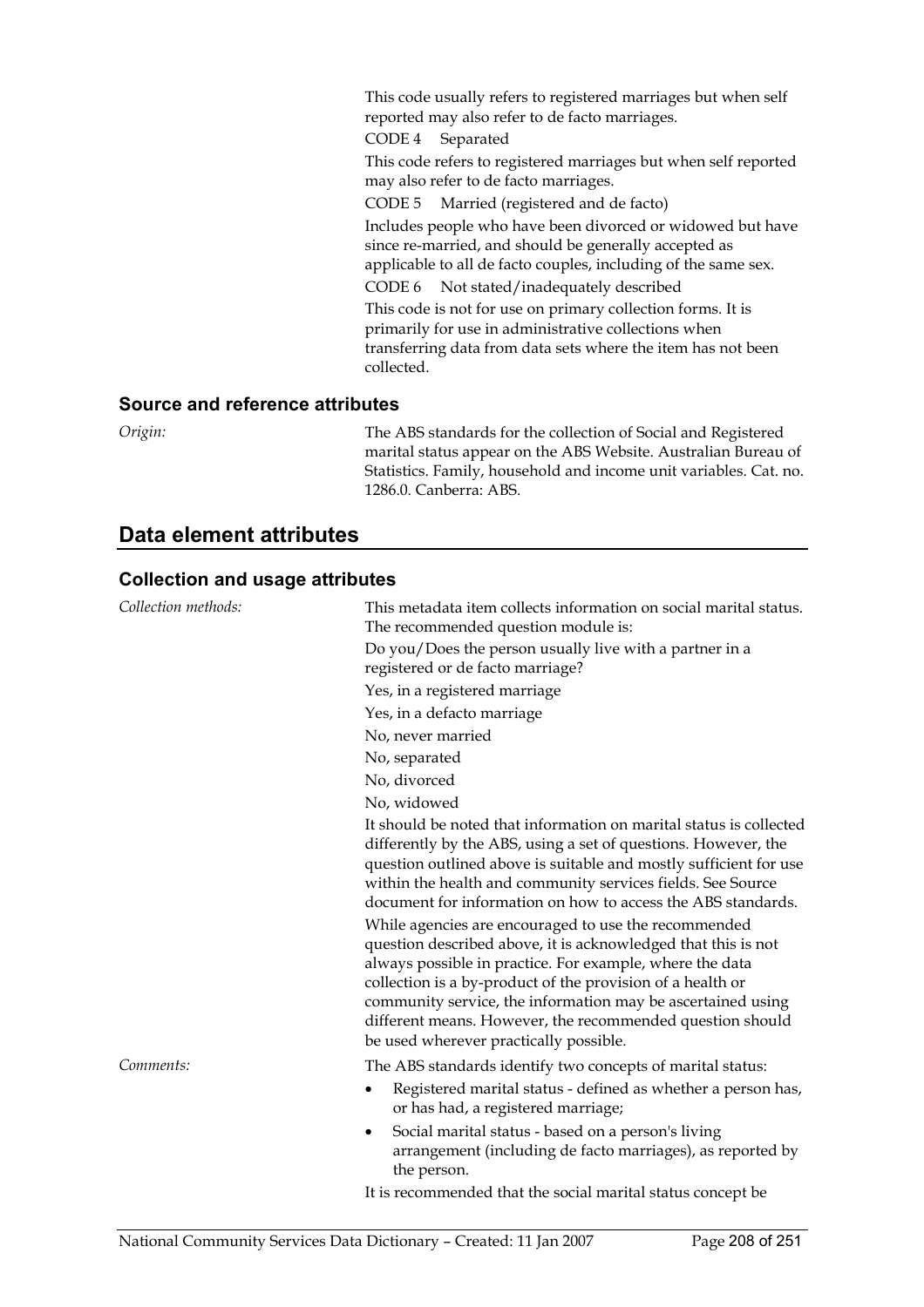This code usually refers to registered marriages but when self reported may also refer to de facto marriages.

CODE 4 Separated

This code refers to registered marriages but when self reported may also refer to de facto marriages.

CODE 5 Married (registered and de facto)

Includes people who have been divorced or widowed but have since re-married, and should be generally accepted as applicable to all de facto couples, including of the same sex.

CODE 6 Not stated/inadequately described

This code is not for use on primary collection forms. It is primarily for use in administrative collections when transferring data from data sets where the item has not been collected.

### Source and reference attributes

*Origin:* The ABS standards for the collection of Social and Registered marital status appear on the ABS Website. Australian Bureau of Statistics. Family, household and income unit variables. Cat. no. 1286.0. Canberra: ABS.

## Data element attributes

### Collection and usage attributes

*Collection methods:* This metadata item collects information on social marital status. The recommended question module is:

Do you/Does the person usually live with a partner in a registered or de facto marriage?

Yes, in a registered marriage

Yes, in a defacto marriage

No, never married

No, separated

No, divorced

No, widowed

It should be noted that information on marital status is collected differently by the ABS, using a set of questions. However, the question outlined above is suitable and mostly sufficient for use within the health and community services fields. See Source document for information on how to access the ABS standards.

While agencies are encouraged to use the recommended question described above, it is acknowledged that this is not always possible in practice. For example, where the data collection is a by-product of the provision of a health or community service, the information may be ascertained using different means. However, the recommended question should be used wherever practically possible.

*Comments:* The ABS standards identify two concepts of marital status:

- Registered marital status - defined as whether a person has, or has had, a registered marriage;
- Social marital status - based on a person's living arrangement (including de facto marriages), as reported by the person.

It is recommended that the social marital status concept be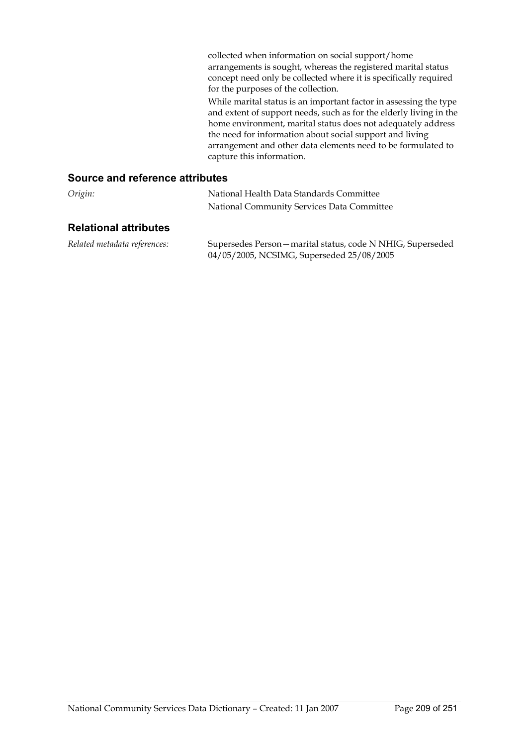collected when information on social support/home arrangements is sought, whereas the registered marital status concept need only be collected where it is specifically required for the purposes of the collection.

While marital status is an important factor in assessing the type and extent of support needs, such as for the elderly living in the home environment, marital status does not adequately address the need for information about social support and living arrangement and other data elements need to be formulated to capture this information.

### Source and reference attributes

*Origin:* National Health Data Standards Committee
National Community Services Data Committee

### Relational attributes

*Related metadata references:* Supersedes Person—marital status, code N NHIG, Superseded 04/05/2005, NCSIMG, Superseded 25/08/2005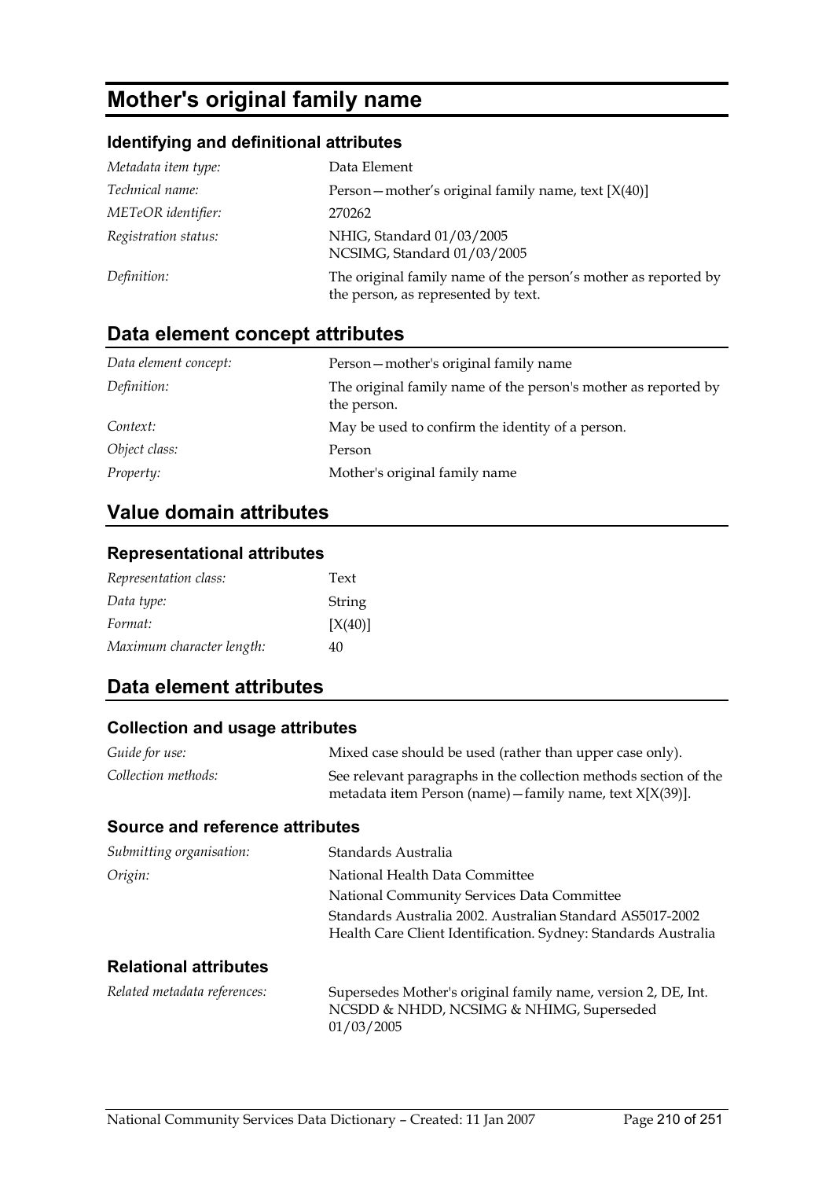# Mother's original family name

### Identifying and definitional attributes

| | |
|---|---|
| *Metadata item type:* | Data Element |
| *Technical name:* | Person—mother's original family name, text [X(40)] |
| *METeOR identifier:* | 270262 |
| *Registration status:* | NHIG, Standard 01/03/2005<br>NCSIMG, Standard 01/03/2005 |
| *Definition:* | The original family name of the person's mother as reported by the person, as represented by text. |

## Data element concept attributes

| | |
|---|---|
| *Data element concept:* | Person—mother's original family name |
| *Definition:* | The original family name of the person's mother as reported by the person. |
| *Context:* | May be used to confirm the identity of a person. |
| *Object class:* | Person |
| *Property:* | Mother's original family name |

## Value domain attributes

### Representational attributes

| | |
|---|---|
| *Representation class:* | Text |
| *Data type:* | String |
| *Format:* | [X(40)] |
| *Maximum character length:* | 40 |

## Data element attributes

### Collection and usage attributes

| | |
|---|---|
| *Guide for use:* | Mixed case should be used (rather than upper case only). |
| *Collection methods:* | See relevant paragraphs in the collection methods section of the metadata item Person (name)—family name, text X[X(39)]. |

### Source and reference attributes

| | |
|---|---|
| *Submitting organisation:* | Standards Australia |
| *Origin:* | National Health Data Committee<br>National Community Services Data Committee<br>Standards Australia 2002. Australian Standard AS5017-2002 Health Care Client Identification. Sydney: Standards Australia |

### Relational attributes

| | |
|---|---|
| *Related metadata references:* | Supersedes Mother's original family name, version 2, DE, Int. NCSDD & NHDD, NCSIMG & NHIMG, Superseded 01/03/2005 |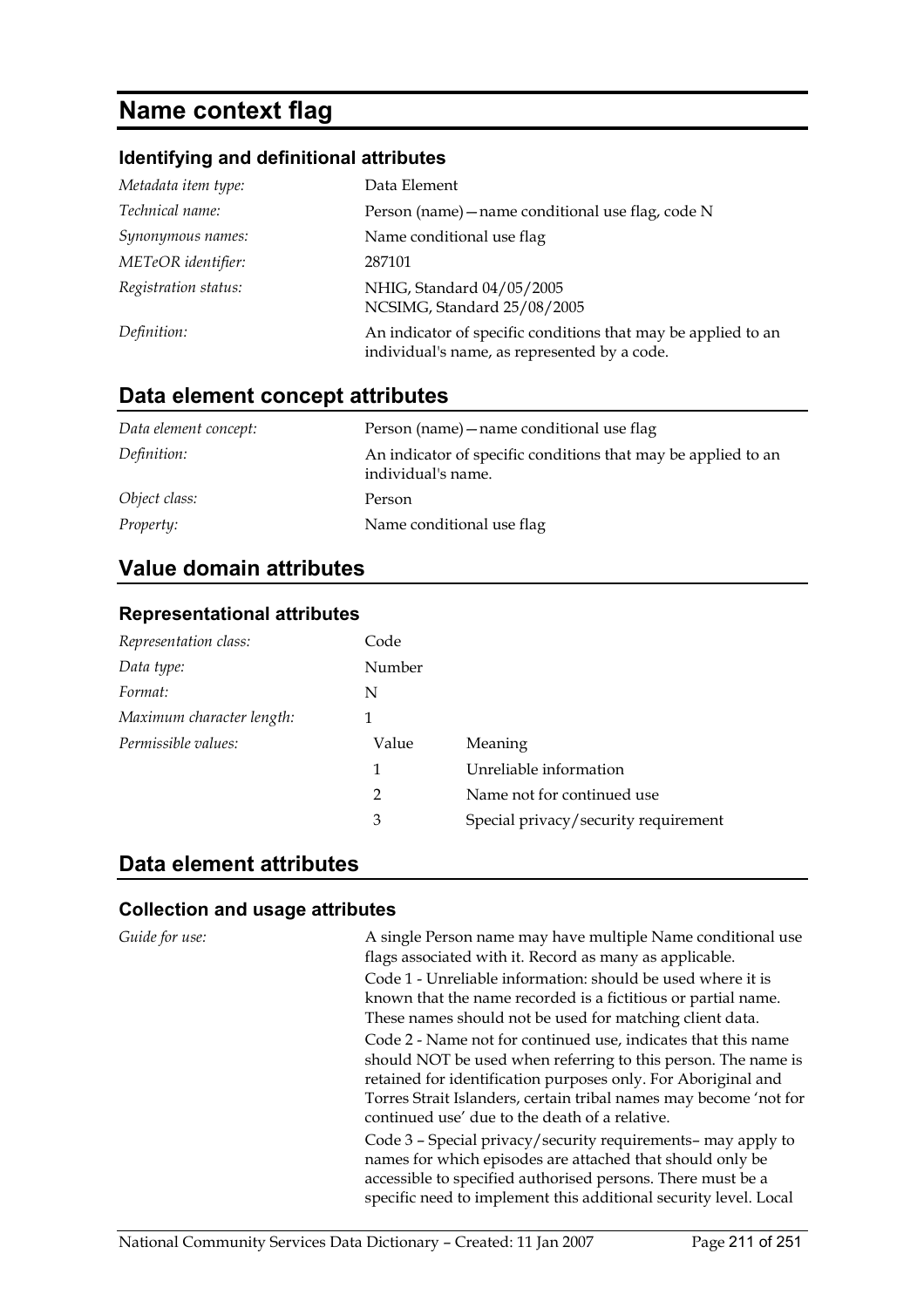# Name context flag

### Identifying and definitional attributes

| | |
|---|---|
| *Metadata item type:* | Data Element |
| *Technical name:* | Person (name)—name conditional use flag, code N |
| *Synonymous names:* | Name conditional use flag |
| *METeOR identifier:* | 287101 |
| *Registration status:* | NHIG, Standard 04/05/2005<br>NCSIMG, Standard 25/08/2005 |
| *Definition:* | An indicator of specific conditions that may be applied to an individual's name, as represented by a code. |

## Data element concept attributes

| | |
|---|---|
| *Data element concept:* | Person (name)—name conditional use flag |
| *Definition:* | An indicator of specific conditions that may be applied to an individual's name. |
| *Object class:* | Person |
| *Property:* | Name conditional use flag |

## Value domain attributes

### Representational attributes

| | | |
|---|---|---|
| *Representation class:* | Code | |
| *Data type:* | Number | |
| *Format:* | N | |
| *Maximum character length:* | 1 | |
| *Permissible values:* | Value | Meaning |
| | 1 | Unreliable information |
| | 2 | Name not for continued use |
| | 3 | Special privacy/security requirement |

## Data element attributes

### Collection and usage attributes

*Guide for use:*

A single Person name may have multiple Name conditional use flags associated with it. Record as many as applicable.

Code 1 - Unreliable information: should be used where it is known that the name recorded is a fictitious or partial name. These names should not be used for matching client data.

Code 2 - Name not for continued use, indicates that this name should NOT be used when referring to this person. The name is retained for identification purposes only. For Aboriginal and Torres Strait Islanders, certain tribal names may become 'not for continued use' due to the death of a relative.

Code 3 – Special privacy/security requirements– may apply to names for which episodes are attached that should only be accessible to specified authorised persons. There must be a specific need to implement this additional security level. Local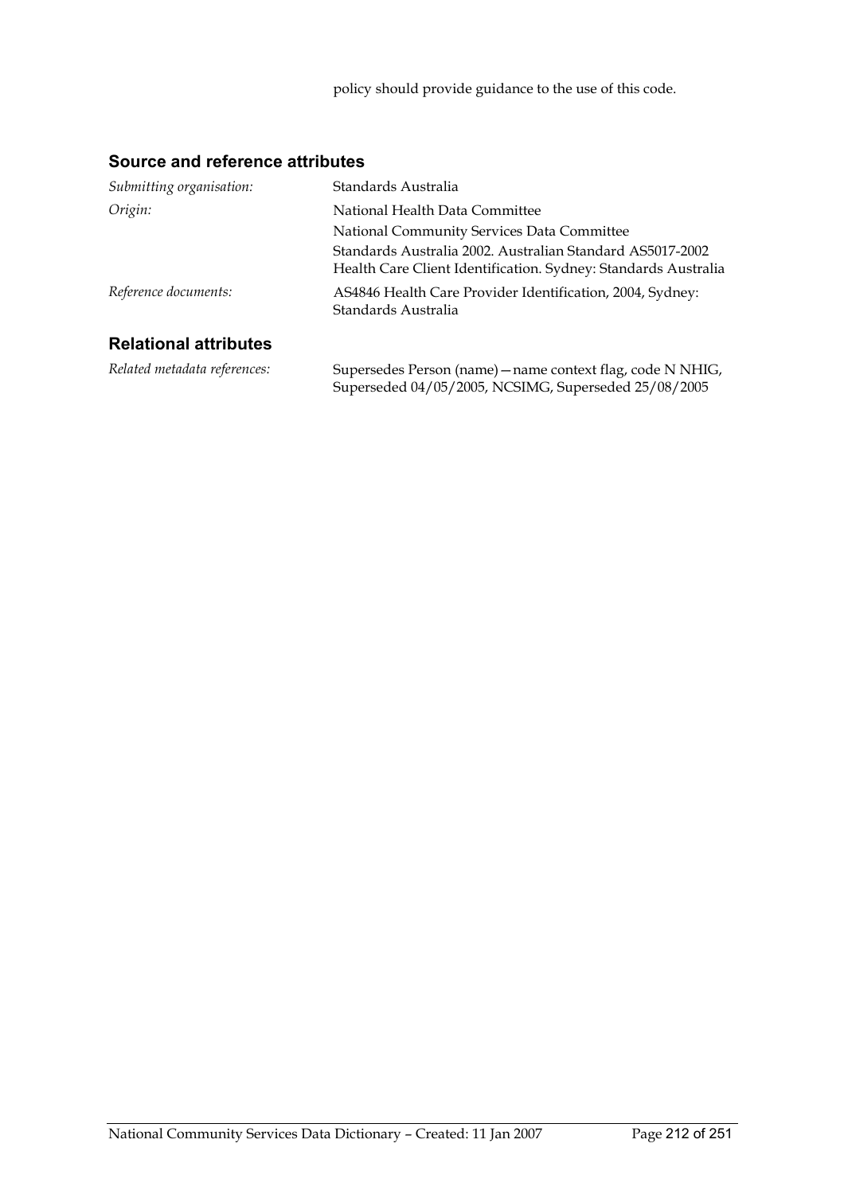policy should provide guidance to the use of this code.

## Source and reference attributes

| | |
|---|---|
| *Submitting organisation:* | Standards Australia |
| *Origin:* | National Health Data Committee<br>National Community Services Data Committee<br>Standards Australia 2002. Australian Standard AS5017-2002 Health Care Client Identification. Sydney: Standards Australia |
| *Reference documents:* | AS4846 Health Care Provider Identification, 2004, Sydney: Standards Australia |

## Relational attributes

| | |
|---|---|
| *Related metadata references:* | Supersedes Person (name)—name context flag, code N NHIG, Superseded 04/05/2005, NCSIMG, Superseded 25/08/2005 |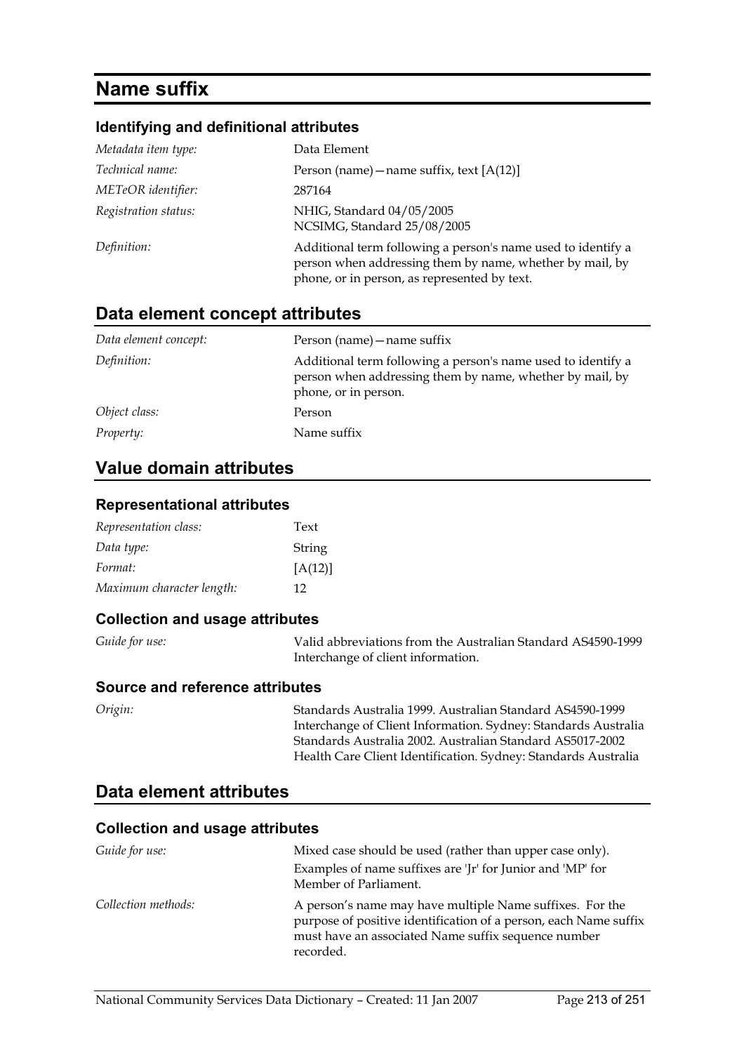# Name suffix

### Identifying and definitional attributes

| | |
|---|---|
| *Metadata item type:* | Data Element |
| *Technical name:* | Person (name)—name suffix, text [A(12)] |
| *METeOR identifier:* | 287164 |
| *Registration status:* | NHIG, Standard 04/05/2005<br>NCSIMG, Standard 25/08/2005 |
| *Definition:* | Additional term following a person's name used to identify a person when addressing them by name, whether by mail, by phone, or in person, as represented by text. |

## Data element concept attributes

| | |
|---|---|
| *Data element concept:* | Person (name)—name suffix |
| *Definition:* | Additional term following a person's name used to identify a person when addressing them by name, whether by mail, by phone, or in person. |
| *Object class:* | Person |
| *Property:* | Name suffix |

## Value domain attributes

### Representational attributes

| | |
|---|---|
| *Representation class:* | Text |
| *Data type:* | String |
| *Format:* | [A(12)] |
| *Maximum character length:* | 12 |

### Collection and usage attributes

| | |
|---|---|
| *Guide for use:* | Valid abbreviations from the Australian Standard AS4590-1999 Interchange of client information. |

### Source and reference attributes

| | |
|---|---|
| *Origin:* | Standards Australia 1999. Australian Standard AS4590-1999 Interchange of Client Information. Sydney: Standards Australia<br>Standards Australia 2002. Australian Standard AS5017-2002 Health Care Client Identification. Sydney: Standards Australia |

## Data element attributes

### Collection and usage attributes

| | |
|---|---|
| *Guide for use:* | Mixed case should be used (rather than upper case only).<br>Examples of name suffixes are 'Jr' for Junior and 'MP' for Member of Parliament. |
| *Collection methods:* | A person's name may have multiple Name suffixes. For the purpose of positive identification of a person, each Name suffix must have an associated Name suffix sequence number recorded. |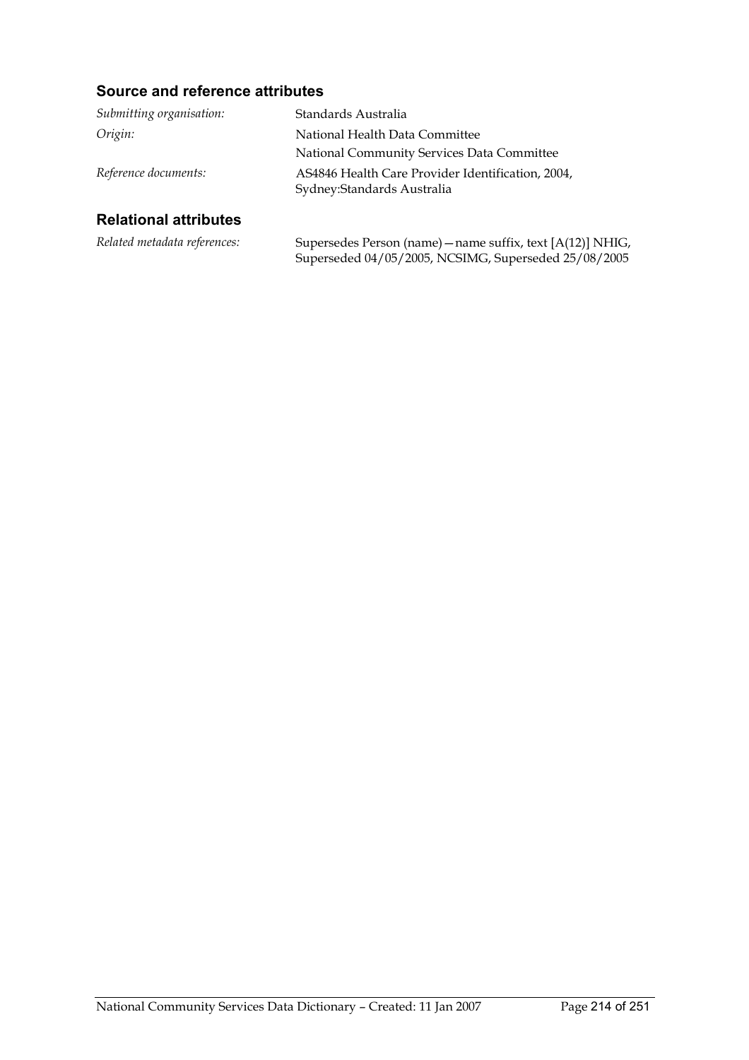### Source and reference attributes

*Submitting organisation:* Standards Australia

*Origin:* National Health Data Committee

National Community Services Data Committee

*Reference documents:* AS4846 Health Care Provider Identification, 2004, Sydney:Standards Australia

### Relational attributes

*Related metadata references:* Supersedes Person (name)—name suffix, text [A(12)] NHIG, Superseded 04/05/2005, NCSIMG, Superseded 25/08/2005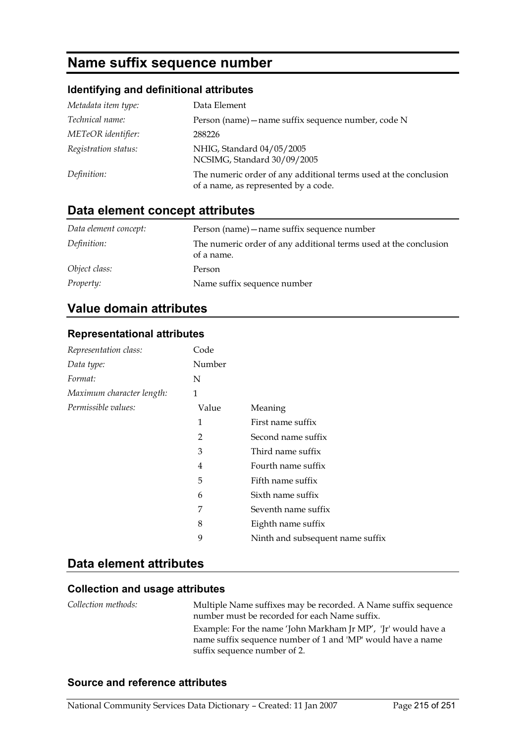# Name suffix sequence number

### Identifying and definitional attributes

| | |
|---|---|
| *Metadata item type:* | Data Element |
| *Technical name:* | Person (name)—name suffix sequence number, code N |
| *METeOR identifier:* | 288226 |
| *Registration status:* | NHIG, Standard 04/05/2005<br>NCSIMG, Standard 30/09/2005 |
| *Definition:* | The numeric order of any additional terms used at the conclusion of a name, as represented by a code. |

## Data element concept attributes

| | |
|---|---|
| *Data element concept:* | Person (name)—name suffix sequence number |
| *Definition:* | The numeric order of any additional terms used at the conclusion of a name. |
| *Object class:* | Person |
| *Property:* | Name suffix sequence number |

## Value domain attributes

### Representational attributes

| | | |
|---|---|---|
| *Representation class:* | Code | |
| *Data type:* | Number | |
| *Format:* | N | |
| *Maximum character length:* | 1 | |
| *Permissible values:* | Value | Meaning |
| | 1 | First name suffix |
| | 2 | Second name suffix |
| | 3 | Third name suffix |
| | 4 | Fourth name suffix |
| | 5 | Fifth name suffix |
| | 6 | Sixth name suffix |
| | 7 | Seventh name suffix |
| | 8 | Eighth name suffix |
| | 9 | Ninth and subsequent name suffix |

## Data element attributes

### Collection and usage attributes

*Collection methods:* Multiple Name suffixes may be recorded. A Name suffix sequence number must be recorded for each Name suffix.

Example: For the name 'John Markham Jr MP', 'Jr' would have a name suffix sequence number of 1 and 'MP' would have a name suffix sequence number of 2.

### Source and reference attributes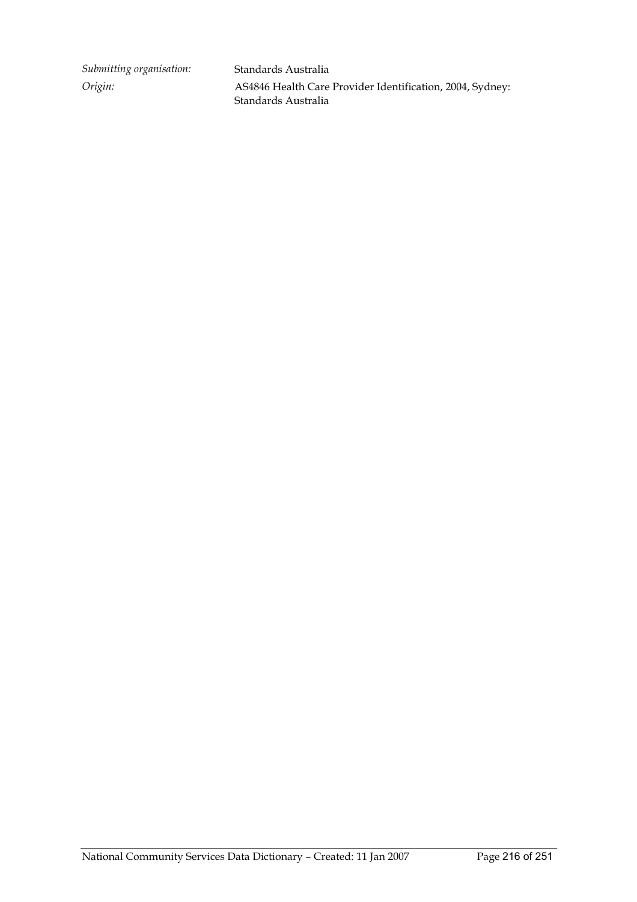| | |
|---|---|
| *Submitting organisation:* | Standards Australia |
| *Origin:* | AS4846 Health Care Provider Identification, 2004, Sydney: Standards Australia |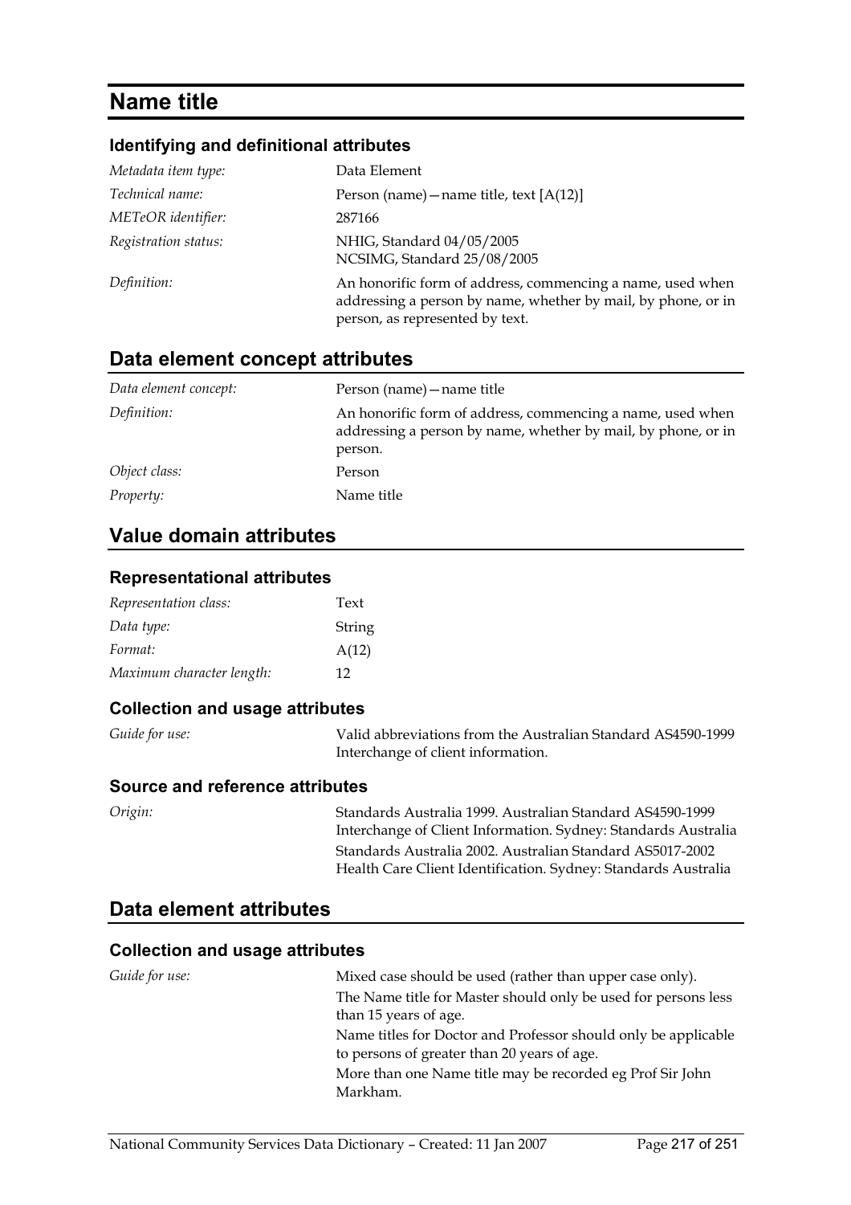# Name title

### Identifying and definitional attributes

| | |
|---|---|
| *Metadata item type:* | Data Element |
| *Technical name:* | Person (name)—name title, text [A(12)] |
| *METeOR identifier:* | 287166 |
| *Registration status:* | NHIG, Standard 04/05/2005<br>NCSIMG, Standard 25/08/2005 |
| *Definition:* | An honorific form of address, commencing a name, used when addressing a person by name, whether by mail, by phone, or in person, as represented by text. |

## Data element concept attributes

| | |
|---|---|
| *Data element concept:* | Person (name)—name title |
| *Definition:* | An honorific form of address, commencing a name, used when addressing a person by name, whether by mail, by phone, or in person. |
| *Object class:* | Person |
| *Property:* | Name title |

## Value domain attributes

### Representational attributes

| | |
|---|---|
| *Representation class:* | Text |
| *Data type:* | String |
| *Format:* | A(12) |
| *Maximum character length:* | 12 |

### Collection and usage attributes

| | |
|---|---|
| *Guide for use:* | Valid abbreviations from the Australian Standard AS4590-1999 Interchange of client information. |

### Source and reference attributes

| | |
|---|---|
| *Origin:* | Standards Australia 1999. Australian Standard AS4590-1999 Interchange of Client Information. Sydney: Standards Australia<br>Standards Australia 2002. Australian Standard AS5017-2002 Health Care Client Identification. Sydney: Standards Australia |

## Data element attributes

### Collection and usage attributes

| | |
|---|---|
| *Guide for use:* | Mixed case should be used (rather than upper case only).<br>The Name title for Master should only be used for persons less than 15 years of age.<br>Name titles for Doctor and Professor should only be applicable to persons of greater than 20 years of age.<br>More than one Name title may be recorded eg Prof Sir John Markham. |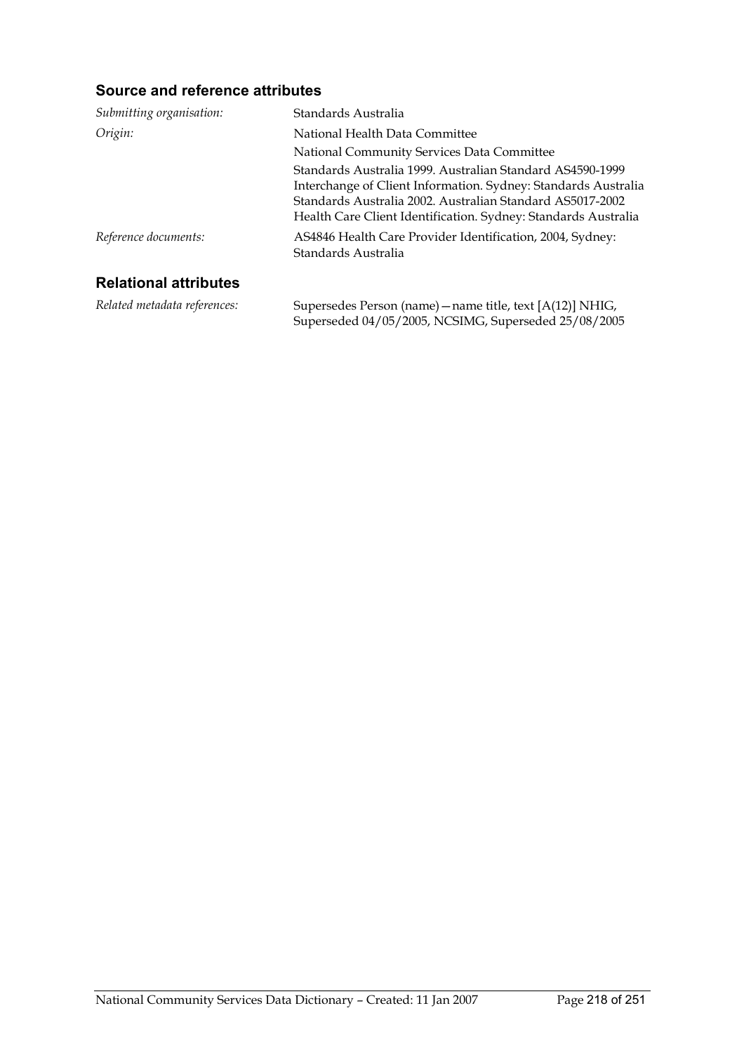## Source and reference attributes

| | |
|---|---|
| *Submitting organisation:* | Standards Australia |
| *Origin:* | National Health Data Committee<br>National Community Services Data Committee<br>Standards Australia 1999. Australian Standard AS4590-1999 Interchange of Client Information. Sydney: Standards Australia<br>Standards Australia 2002. Australian Standard AS5017-2002 Health Care Client Identification. Sydney: Standards Australia |
| *Reference documents:* | AS4846 Health Care Provider Identification, 2004, Sydney: Standards Australia |

## Relational attributes

| | |
|---|---|
| *Related metadata references:* | Supersedes Person (name)—name title, text [A(12)] NHIG, Superseded 04/05/2005, NCSIMG, Superseded 25/08/2005 |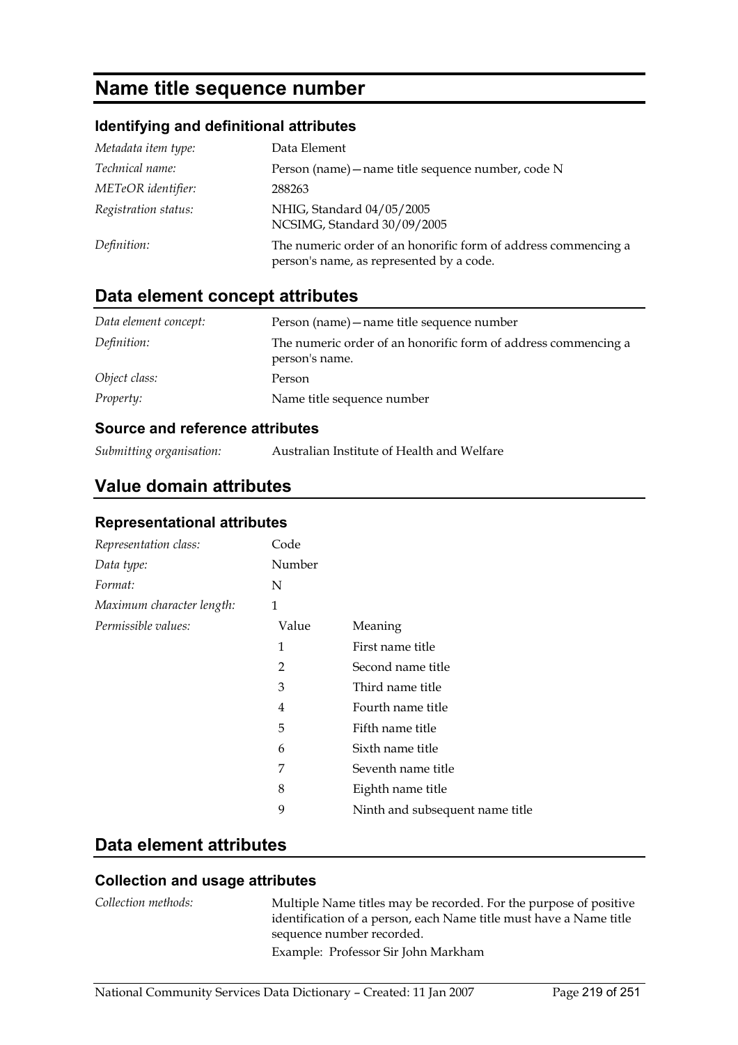# Name title sequence number

## Identifying and definitional attributes

| | |
|---|---|
| *Metadata item type:* | Data Element |
| *Technical name:* | Person (name)—name title sequence number, code N |
| *METeOR identifier:* | 288263 |
| *Registration status:* | NHIG, Standard 04/05/2005<br>NCSIMG, Standard 30/09/2005 |
| *Definition:* | The numeric order of an honorific form of address commencing a person's name, as represented by a code. |

## Data element concept attributes

| | |
|---|---|
| *Data element concept:* | Person (name)—name title sequence number |
| *Definition:* | The numeric order of an honorific form of address commencing a person's name. |
| *Object class:* | Person |
| *Property:* | Name title sequence number |

### Source and reference attributes

| | |
|---|---|
| *Submitting organisation:* | Australian Institute of Health and Welfare |

## Value domain attributes

### Representational attributes

| | | |
|---|---|---|
| *Representation class:* | Code | |
| *Data type:* | Number | |
| *Format:* | N | |
| *Maximum character length:* | 1 | |
| *Permissible values:* | Value | Meaning |
| | 1 | First name title |
| | 2 | Second name title |
| | 3 | Third name title |
| | 4 | Fourth name title |
| | 5 | Fifth name title |
| | 6 | Sixth name title |
| | 7 | Seventh name title |
| | 8 | Eighth name title |
| | 9 | Ninth and subsequent name title |

## Data element attributes

### Collection and usage attributes

| | |
|---|---|
| *Collection methods:* | Multiple Name titles may be recorded. For the purpose of positive identification of a person, each Name title must have a Name title sequence number recorded.<br>Example: Professor Sir John Markham |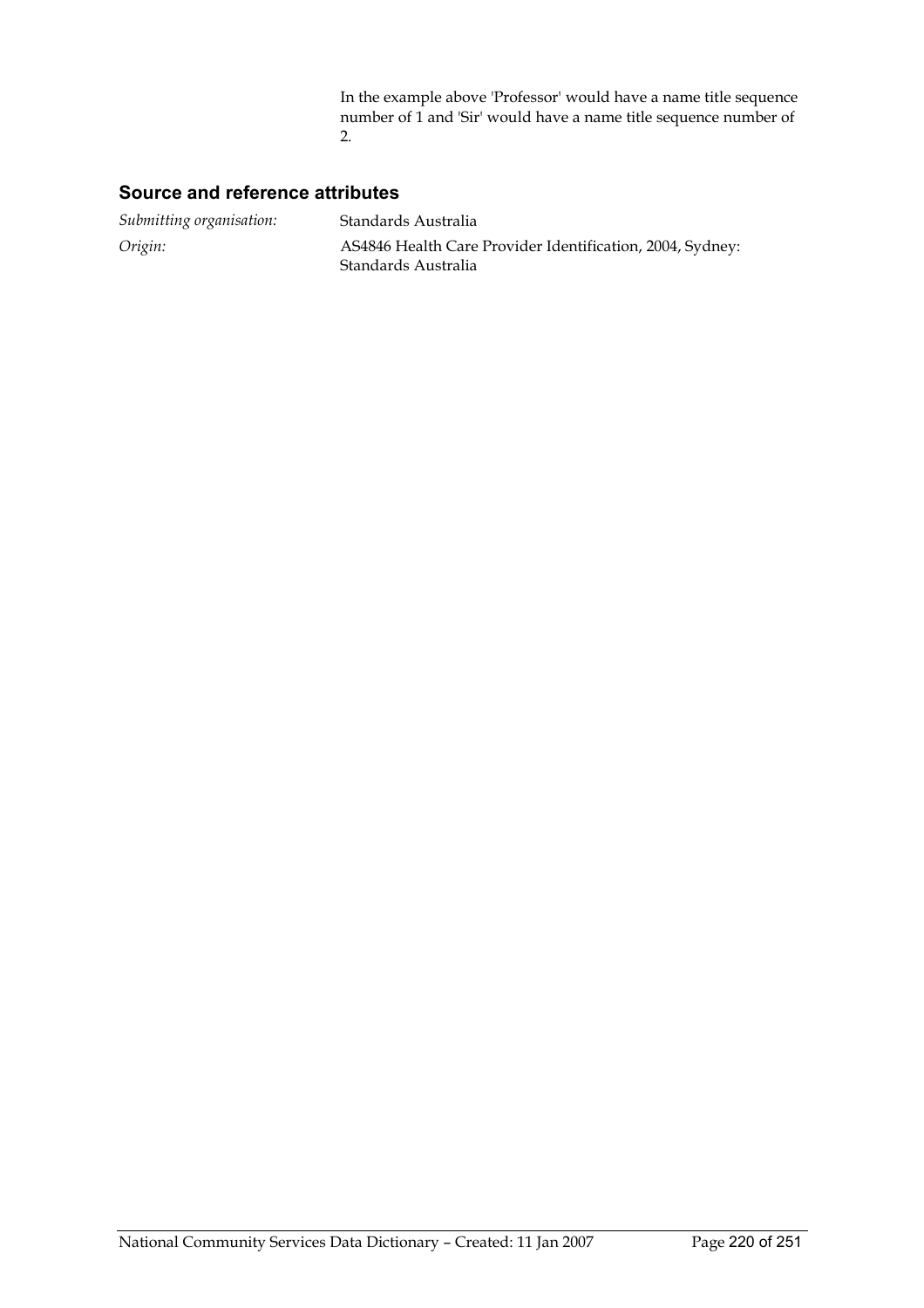In the example above 'Professor' would have a name title sequence number of 1 and 'Sir' would have a name title sequence number of 2.

### Source and reference attributes

*Submitting organisation:* Standards Australia

*Origin:* AS4846 Health Care Provider Identification, 2004, Sydney: Standards Australia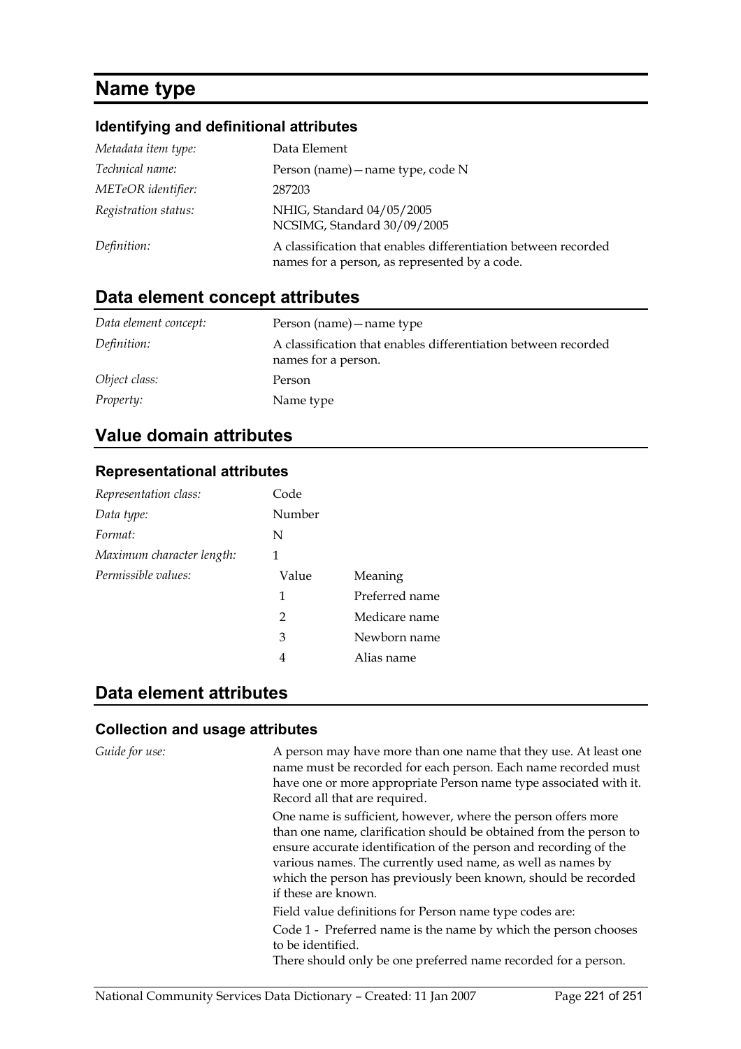# Name type

## Identifying and definitional attributes

| | |
|---|---|
| *Metadata item type:* | Data Element |
| *Technical name:* | Person (name)—name type, code N |
| *METeOR identifier:* | 287203 |
| *Registration status:* | NHIG, Standard 04/05/2005<br>NCSIMG, Standard 30/09/2005 |
| *Definition:* | A classification that enables differentiation between recorded names for a person, as represented by a code. |

## Data element concept attributes

| | |
|---|---|
| *Data element concept:* | Person (name)—name type |
| *Definition:* | A classification that enables differentiation between recorded names for a person. |
| *Object class:* | Person |
| *Property:* | Name type |

## Value domain attributes

### Representational attributes

| | | |
|---|---|---|
| *Representation class:* | Code | |
| *Data type:* | Number | |
| *Format:* | N | |
| *Maximum character length:* | 1 | |
| *Permissible values:* | Value | Meaning |
| | 1 | Preferred name |
| | 2 | Medicare name |
| | 3 | Newborn name |
| | 4 | Alias name |

## Data element attributes

### Collection and usage attributes

*Guide for use:*

A person may have more than one name that they use. At least one name must be recorded for each person. Each name recorded must have one or more appropriate Person name type associated with it. Record all that are required.

One name is sufficient, however, where the person offers more than one name, clarification should be obtained from the person to ensure accurate identification of the person and recording of the various names. The currently used name, as well as names by which the person has previously been known, should be recorded if these are known.

Field value definitions for Person name type codes are:

Code 1 - Preferred name is the name by which the person chooses to be identified.
There should only be one preferred name recorded for a person.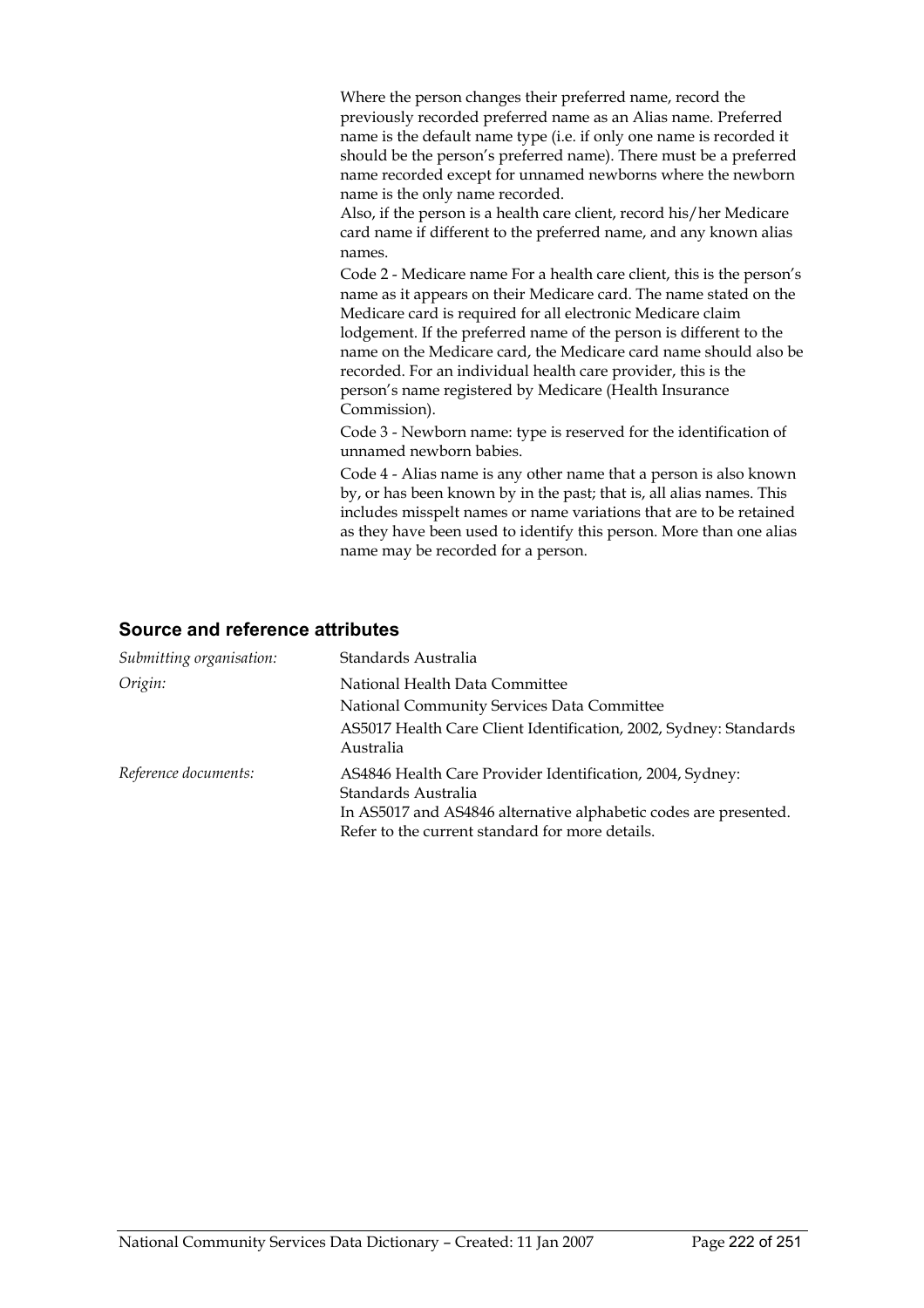Where the person changes their preferred name, record the previously recorded preferred name as an Alias name. Preferred name is the default name type (i.e. if only one name is recorded it should be the person's preferred name). There must be a preferred name recorded except for unnamed newborns where the newborn name is the only name recorded.

Also, if the person is a health care client, record his/her Medicare card name if different to the preferred name, and any known alias names.

Code 2 - Medicare name For a health care client, this is the person's name as it appears on their Medicare card. The name stated on the Medicare card is required for all electronic Medicare claim lodgement. If the preferred name of the person is different to the name on the Medicare card, the Medicare card name should also be recorded. For an individual health care provider, this is the person's name registered by Medicare (Health Insurance Commission).

Code 3 - Newborn name: type is reserved for the identification of unnamed newborn babies.

Code 4 - Alias name is any other name that a person is also known by, or has been known by in the past; that is, all alias names. This includes misspelt names or name variations that are to be retained as they have been used to identify this person. More than one alias name may be recorded for a person.

## Source and reference attributes

| | |
|---|---|
| *Submitting organisation:* | Standards Australia |
| *Origin:* | National Health Data Committee<br>National Community Services Data Committee<br>AS5017 Health Care Client Identification, 2002, Sydney: Standards Australia |
| *Reference documents:* | AS4846 Health Care Provider Identification, 2004, Sydney: Standards Australia<br>In AS5017 and AS4846 alternative alphabetic codes are presented. Refer to the current standard for more details. |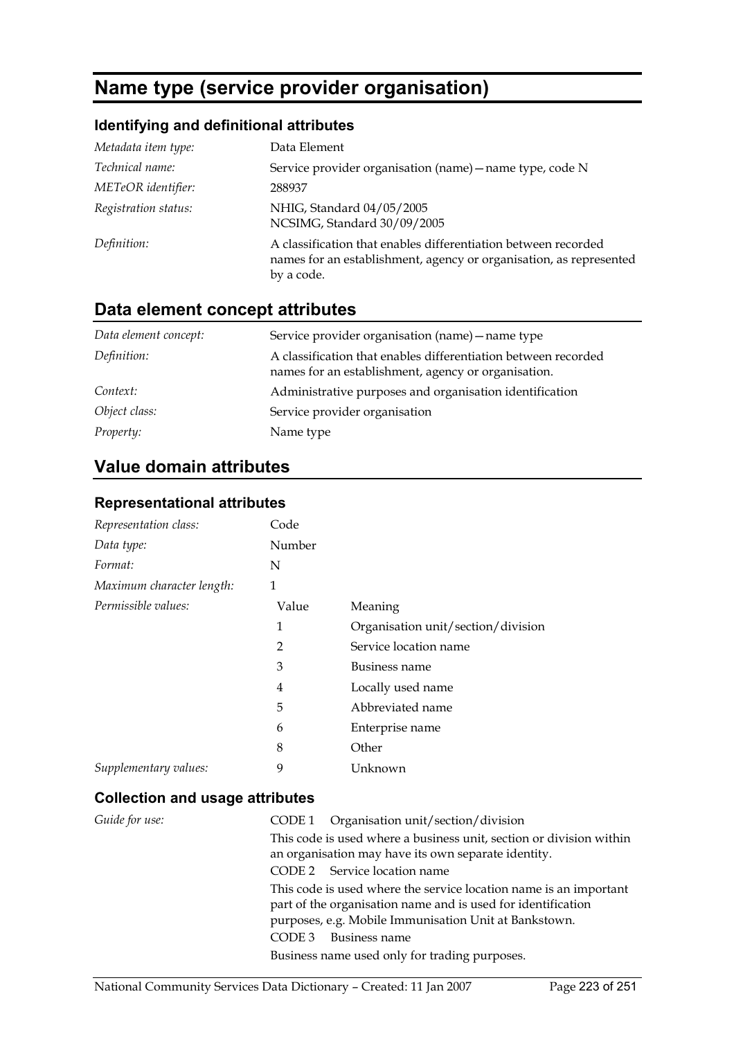# Name type (service provider organisation)

### Identifying and definitional attributes

| | |
|---|---|
| *Metadata item type:* | Data Element |
| *Technical name:* | Service provider organisation (name)—name type, code N |
| *METeOR identifier:* | 288937 |
| *Registration status:* | NHIG, Standard 04/05/2005<br>NCSIMG, Standard 30/09/2005 |
| *Definition:* | A classification that enables differentiation between recorded names for an establishment, agency or organisation, as represented by a code. |

## Data element concept attributes

| | |
|---|---|
| *Data element concept:* | Service provider organisation (name)—name type |
| *Definition:* | A classification that enables differentiation between recorded names for an establishment, agency or organisation. |
| *Context:* | Administrative purposes and organisation identification |
| *Object class:* | Service provider organisation |
| *Property:* | Name type |

## Value domain attributes

### Representational attributes

| | | |
|---|---|---|
| *Representation class:* | Code | |
| *Data type:* | Number | |
| *Format:* | N | |
| *Maximum character length:* | 1 | |
| *Permissible values:* | Value | Meaning |
| | 1 | Organisation unit/section/division |
| | 2 | Service location name |
| | 3 | Business name |
| | 4 | Locally used name |
| | 5 | Abbreviated name |
| | 6 | Enterprise name |
| | 8 | Other |
| *Supplementary values:* | 9 | Unknown |

### Collection and usage attributes

*Guide for use:*

CODE 1 Organisation unit/section/division

This code is used where a business unit, section or division within an organisation may have its own separate identity.

CODE 2 Service location name

This code is used where the service location name is an important part of the organisation name and is used for identification purposes, e.g. Mobile Immunisation Unit at Bankstown.

CODE 3 Business name

Business name used only for trading purposes.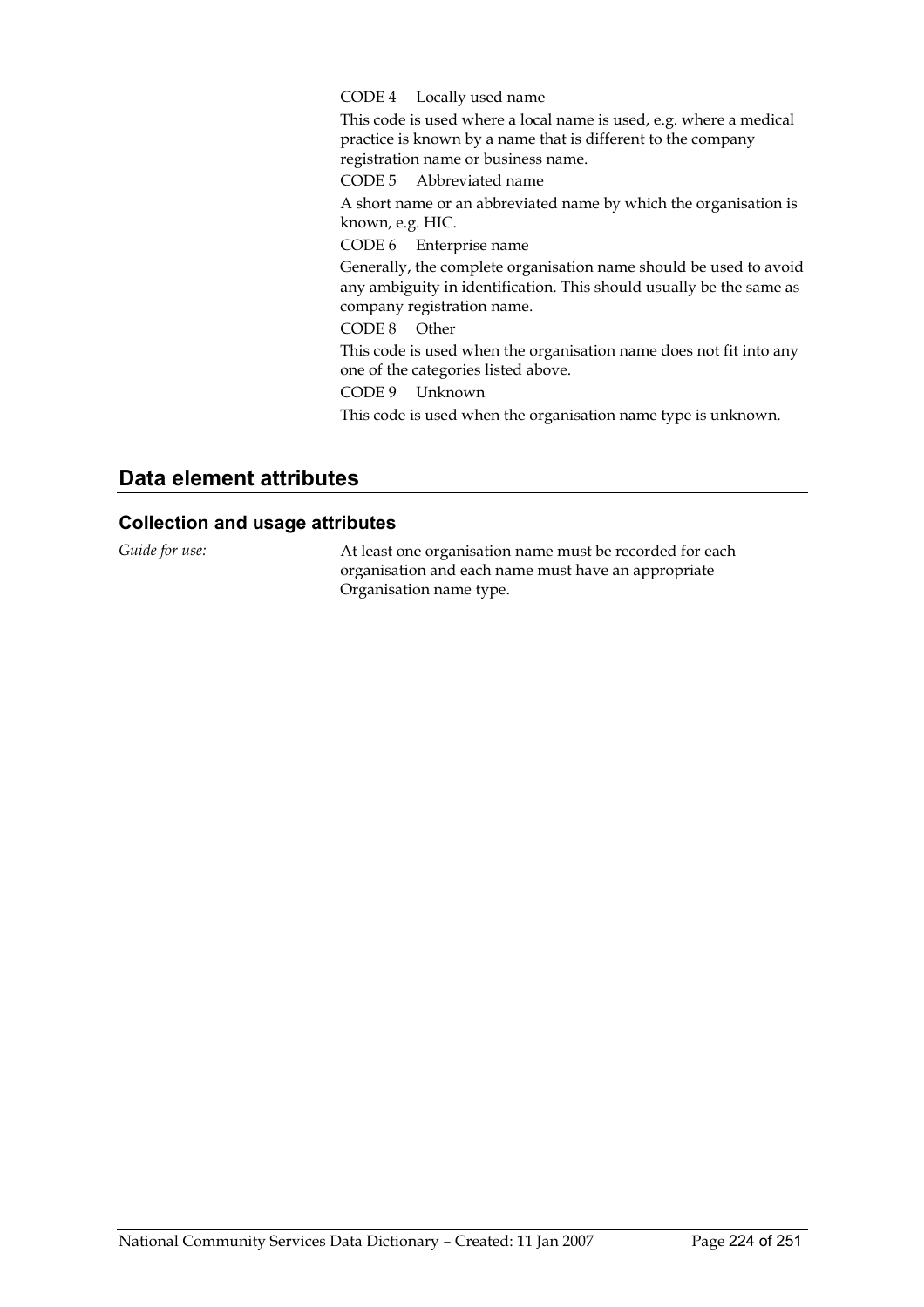CODE 4 Locally used name

This code is used where a local name is used, e.g. where a medical practice is known by a name that is different to the company registration name or business name.

CODE 5 Abbreviated name

A short name or an abbreviated name by which the organisation is known, e.g. HIC.

CODE 6 Enterprise name

Generally, the complete organisation name should be used to avoid any ambiguity in identification. This should usually be the same as company registration name.

CODE 8 Other

This code is used when the organisation name does not fit into any one of the categories listed above.

CODE 9 Unknown

This code is used when the organisation name type is unknown.

## Data element attributes

### Collection and usage attributes

*Guide for use:* At least one organisation name must be recorded for each organisation and each name must have an appropriate Organisation name type.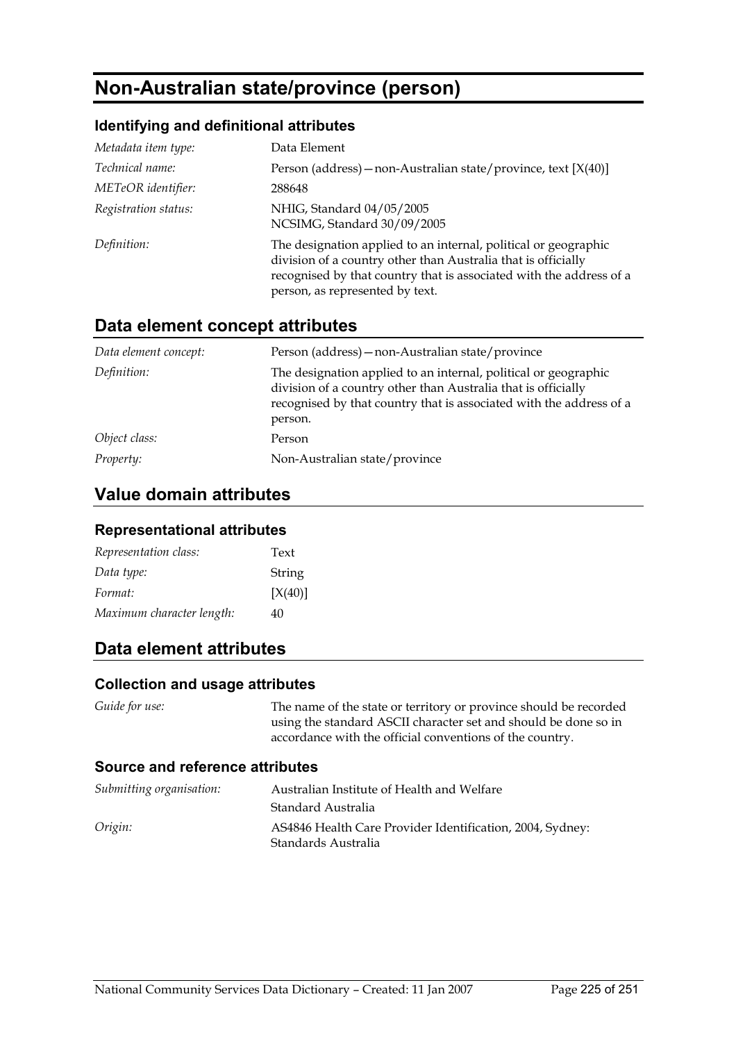# Non-Australian state/province (person)

### Identifying and definitional attributes

| | |
|---|---|
| *Metadata item type:* | Data Element |
| *Technical name:* | Person (address)—non-Australian state/province, text [X(40)] |
| *METeOR identifier:* | 288648 |
| *Registration status:* | NHIG, Standard 04/05/2005<br>NCSIMG, Standard 30/09/2005 |
| *Definition:* | The designation applied to an internal, political or geographic division of a country other than Australia that is officially recognised by that country that is associated with the address of a person, as represented by text. |

## Data element concept attributes

| | |
|---|---|
| *Data element concept:* | Person (address)—non-Australian state/province |
| *Definition:* | The designation applied to an internal, political or geographic division of a country other than Australia that is officially recognised by that country that is associated with the address of a person. |
| *Object class:* | Person |
| *Property:* | Non-Australian state/province |

## Value domain attributes

### Representational attributes

| | |
|---|---|
| *Representation class:* | Text |
| *Data type:* | String |
| *Format:* | [X(40)] |
| *Maximum character length:* | 40 |

## Data element attributes

### Collection and usage attributes

| | |
|---|---|
| *Guide for use:* | The name of the state or territory or province should be recorded using the standard ASCII character set and should be done so in accordance with the official conventions of the country. |

### Source and reference attributes

| | |
|---|---|
| *Submitting organisation:* | Australian Institute of Health and Welfare<br>Standard Australia |
| *Origin:* | AS4846 Health Care Provider Identification, 2004, Sydney: Standards Australia |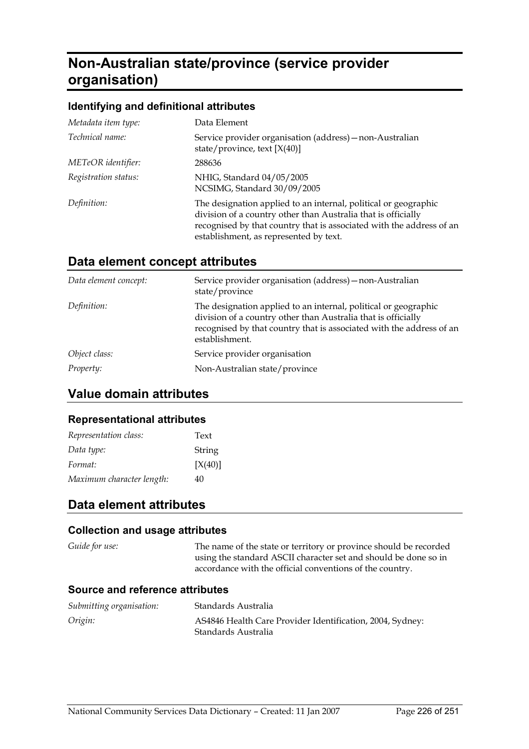# Non-Australian state/province (service provider organisation)

### Identifying and definitional attributes

| | |
|---|---|
| *Metadata item type:* | Data Element |
| *Technical name:* | Service provider organisation (address)—non-Australian state/province, text [X(40)] |
| *METeOR identifier:* | 288636 |
| *Registration status:* | NHIG, Standard 04/05/2005<br>NCSIMG, Standard 30/09/2005 |
| *Definition:* | The designation applied to an internal, political or geographic division of a country other than Australia that is officially recognised by that country that is associated with the address of an establishment, as represented by text. |

## Data element concept attributes

| | |
|---|---|
| *Data element concept:* | Service provider organisation (address)—non-Australian state/province |
| *Definition:* | The designation applied to an internal, political or geographic division of a country other than Australia that is officially recognised by that country that is associated with the address of an establishment. |
| *Object class:* | Service provider organisation |
| *Property:* | Non-Australian state/province |

## Value domain attributes

### Representational attributes

| | |
|---|---|
| *Representation class:* | Text |
| *Data type:* | String |
| *Format:* | [X(40)] |
| *Maximum character length:* | 40 |

## Data element attributes

### Collection and usage attributes

| | |
|---|---|
| *Guide for use:* | The name of the state or territory or province should be recorded using the standard ASCII character set and should be done so in accordance with the official conventions of the country. |

### Source and reference attributes

| | |
|---|---|
| *Submitting organisation:* | Standards Australia |
| *Origin:* | AS4846 Health Care Provider Identification, 2004, Sydney: Standards Australia |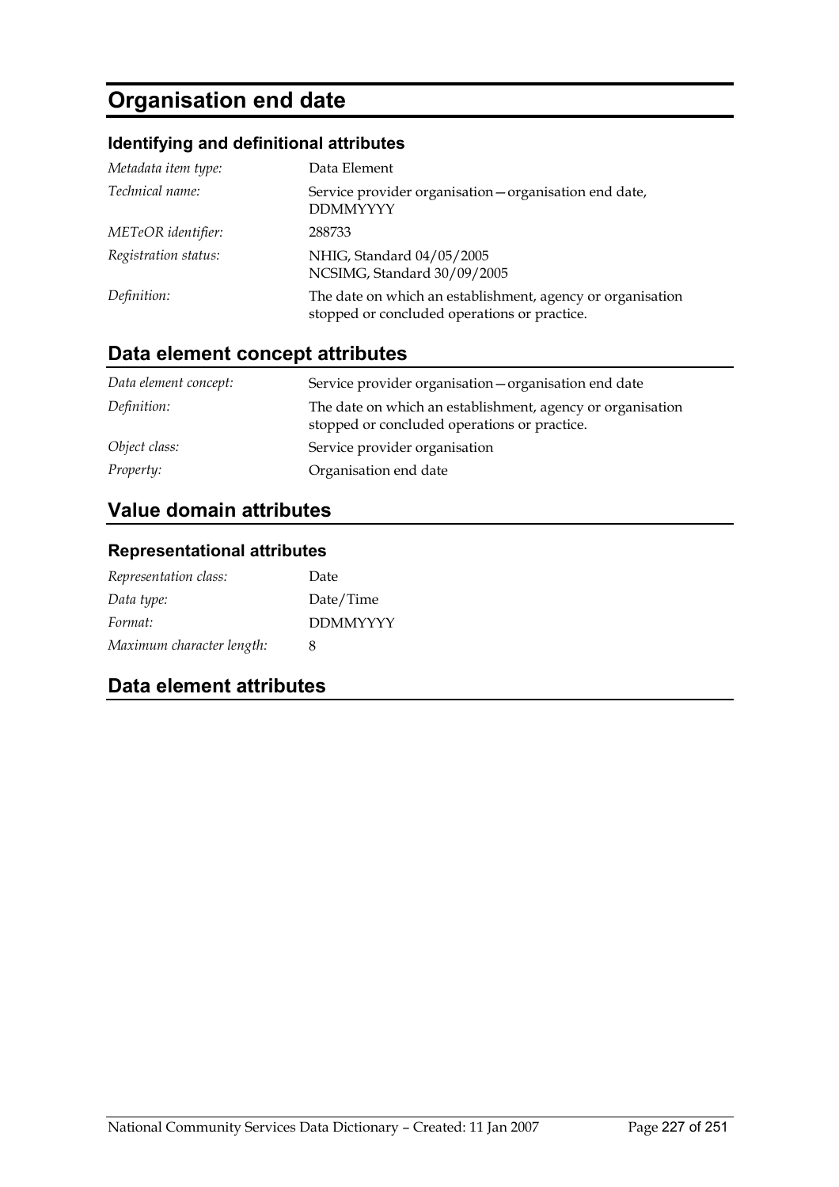# Organisation end date

### Identifying and definitional attributes

| | |
|---|---|
| *Metadata item type:* | Data Element |
| *Technical name:* | Service provider organisation—organisation end date, DDMMYYYY |
| *METeOR identifier:* | 288733 |
| *Registration status:* | NHIG, Standard 04/05/2005<br>NCSIMG, Standard 30/09/2005 |
| *Definition:* | The date on which an establishment, agency or organisation stopped or concluded operations or practice. |

## Data element concept attributes

| | |
|---|---|
| *Data element concept:* | Service provider organisation—organisation end date |
| *Definition:* | The date on which an establishment, agency or organisation stopped or concluded operations or practice. |
| *Object class:* | Service provider organisation |
| *Property:* | Organisation end date |

## Value domain attributes

### Representational attributes

| | |
|---|---|
| *Representation class:* | Date |
| *Data type:* | Date/Time |
| *Format:* | DDMMYYYY |
| *Maximum character length:* | 8 |

## Data element attributes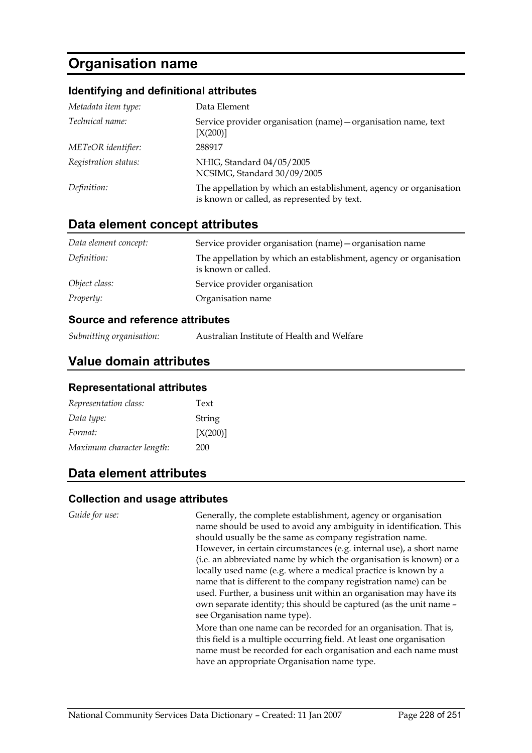# Organisation name

### Identifying and definitional attributes

| | |
|---|---|
| *Metadata item type:* | Data Element |
| *Technical name:* | Service provider organisation (name)—organisation name, text [X(200)] |
| *METeOR identifier:* | 288917 |
| *Registration status:* | NHIG, Standard 04/05/2005<br>NCSIMG, Standard 30/09/2005 |
| *Definition:* | The appellation by which an establishment, agency or organisation is known or called, as represented by text. |

## Data element concept attributes

| | |
|---|---|
| *Data element concept:* | Service provider organisation (name)—organisation name |
| *Definition:* | The appellation by which an establishment, agency or organisation is known or called. |
| *Object class:* | Service provider organisation |
| *Property:* | Organisation name |

### Source and reference attributes

| | |
|---|---|
| *Submitting organisation:* | Australian Institute of Health and Welfare |

## Value domain attributes

### Representational attributes

| | |
|---|---|
| *Representation class:* | Text |
| *Data type:* | String |
| *Format:* | [X(200)] |
| *Maximum character length:* | 200 |

## Data element attributes

### Collection and usage attributes

*Guide for use:*

Generally, the complete establishment, agency or organisation name should be used to avoid any ambiguity in identification. This should usually be the same as company registration name. However, in certain circumstances (e.g. internal use), a short name (i.e. an abbreviated name by which the organisation is known) or a locally used name (e.g. where a medical practice is known by a name that is different to the company registration name) can be used. Further, a business unit within an organisation may have its own separate identity; this should be captured (as the unit name – see Organisation name type).

More than one name can be recorded for an organisation. That is, this field is a multiple occurring field. At least one organisation name must be recorded for each organisation and each name must have an appropriate Organisation name type.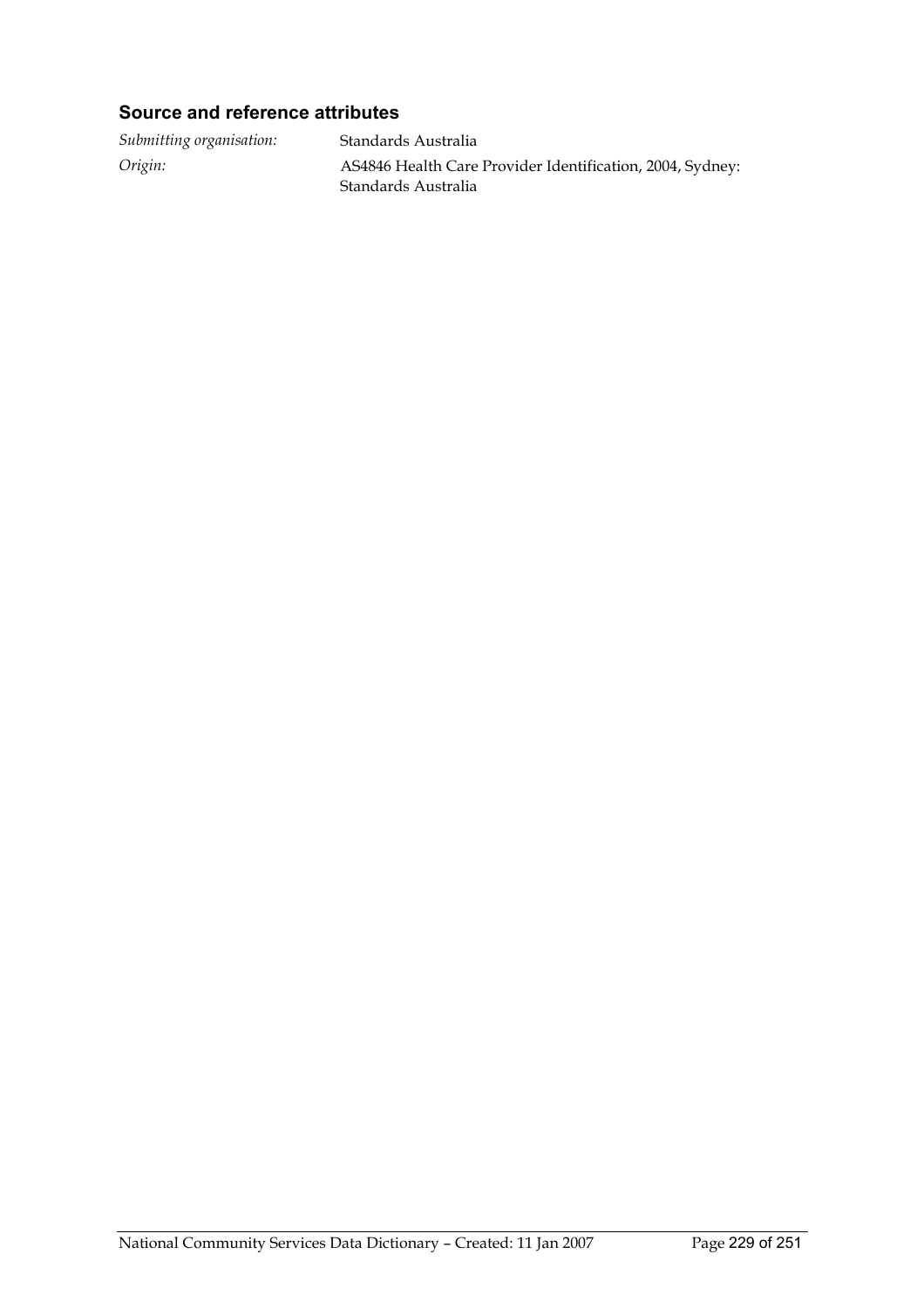### Source and reference attributes

*Submitting organisation:* Standards Australia

*Origin:* AS4846 Health Care Provider Identification, 2004, Sydney: Standards Australia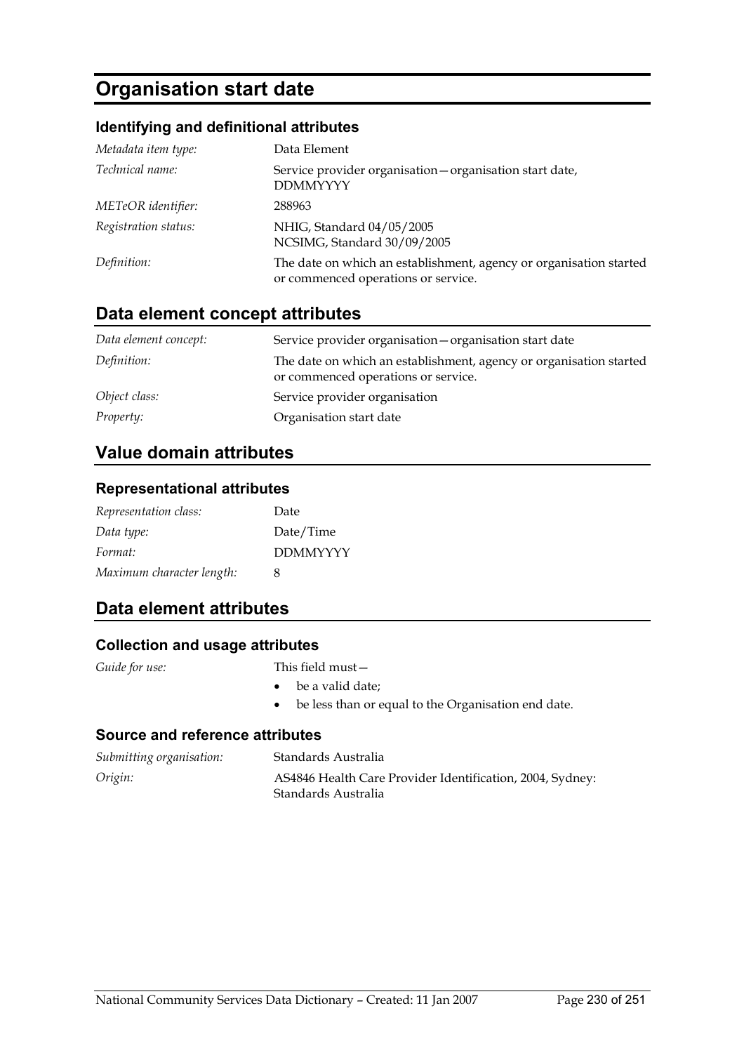# Organisation start date

### Identifying and definitional attributes

| | |
|---|---|
| *Metadata item type:* | Data Element |
| *Technical name:* | Service provider organisation—organisation start date, DDMMYYYY |
| *METeOR identifier:* | 288963 |
| *Registration status:* | NHIG, Standard 04/05/2005<br>NCSIMG, Standard 30/09/2005 |
| *Definition:* | The date on which an establishment, agency or organisation started or commenced operations or service. |

## Data element concept attributes

| | |
|---|---|
| *Data element concept:* | Service provider organisation—organisation start date |
| *Definition:* | The date on which an establishment, agency or organisation started or commenced operations or service. |
| *Object class:* | Service provider organisation |
| *Property:* | Organisation start date |

## Value domain attributes

### Representational attributes

| | |
|---|---|
| *Representation class:* | Date |
| *Data type:* | Date/Time |
| *Format:* | DDMMYYYY |
| *Maximum character length:* | 8 |

## Data element attributes

### Collection and usage attributes

*Guide for use:* This field must—

- be a valid date;
- be less than or equal to the Organisation end date.

### Source and reference attributes

| | |
|---|---|
| *Submitting organisation:* | Standards Australia |
| *Origin:* | AS4846 Health Care Provider Identification, 2004, Sydney: Standards Australia |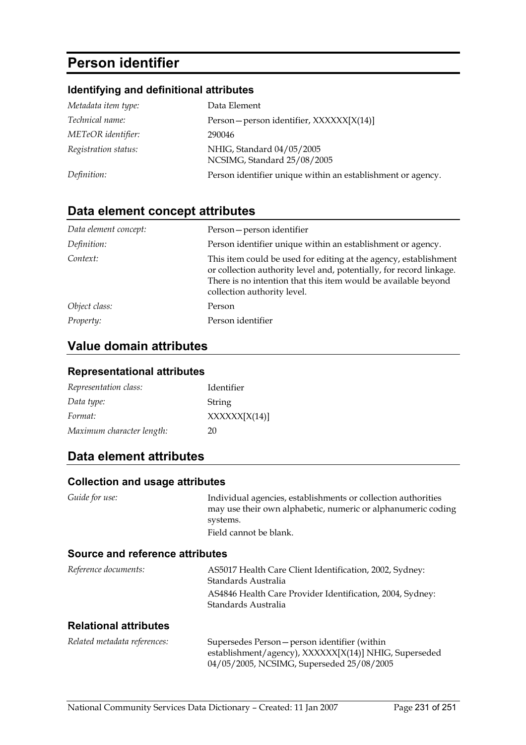# Person identifier

### Identifying and definitional attributes

| | |
|---|---|
| *Metadata item type:* | Data Element |
| *Technical name:* | Person—person identifier, XXXXXX[X(14)] |
| *METeOR identifier:* | 290046 |
| *Registration status:* | NHIG, Standard 04/05/2005<br>NCSIMG, Standard 25/08/2005 |
| *Definition:* | Person identifier unique within an establishment or agency. |

## Data element concept attributes

| | |
|---|---|
| *Data element concept:* | Person—person identifier |
| *Definition:* | Person identifier unique within an establishment or agency. |
| *Context:* | This item could be used for editing at the agency, establishment or collection authority level and, potentially, for record linkage. There is no intention that this item would be available beyond collection authority level. |
| *Object class:* | Person |
| *Property:* | Person identifier |

## Value domain attributes

### Representational attributes

| | |
|---|---|
| *Representation class:* | Identifier |
| *Data type:* | String |
| *Format:* | XXXXXX[X(14)] |
| *Maximum character length:* | 20 |

## Data element attributes

### Collection and usage attributes

| | |
|---|---|
| *Guide for use:* | Individual agencies, establishments or collection authorities may use their own alphabetic, numeric or alphanumeric coding systems.<br>Field cannot be blank. |

### Source and reference attributes

| | |
|---|---|
| *Reference documents:* | AS5017 Health Care Client Identification, 2002, Sydney: Standards Australia<br>AS4846 Health Care Provider Identification, 2004, Sydney: Standards Australia |

### Relational attributes

| | |
|---|---|
| *Related metadata references:* | Supersedes Person—person identifier (within establishment/agency), XXXXXX[X(14)] NHIG, Superseded 04/05/2005, NCSIMG, Superseded 25/08/2005 |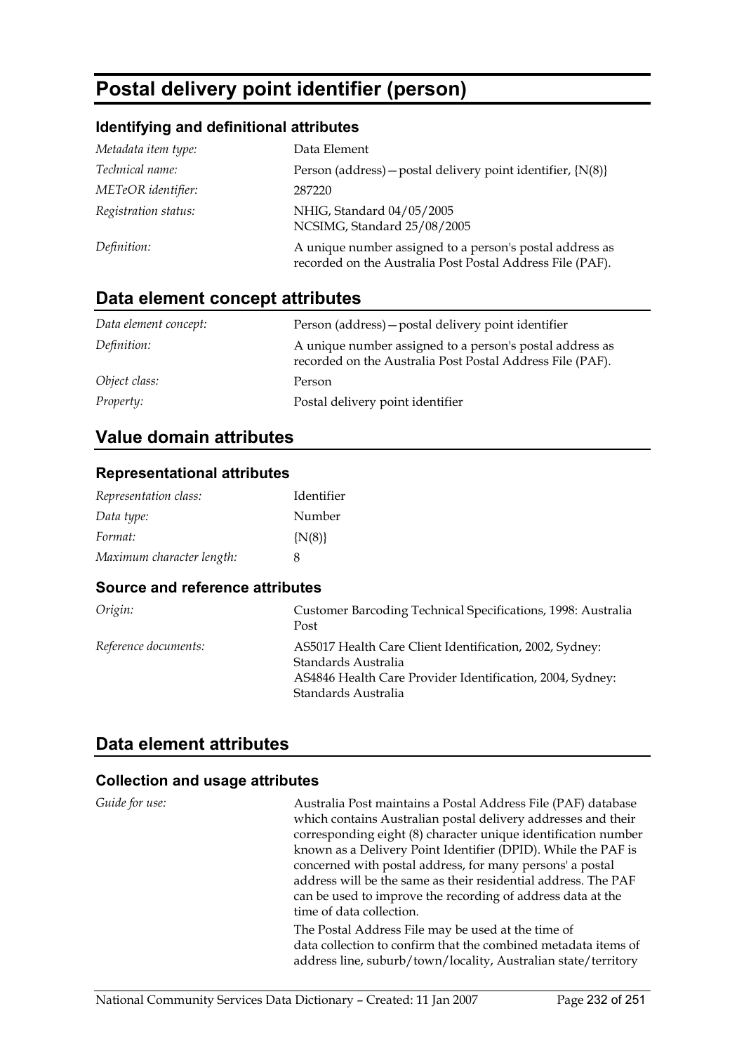# Postal delivery point identifier (person)

## Identifying and definitional attributes

| | |
|---|---|
| *Metadata item type:* | Data Element |
| *Technical name:* | Person (address)—postal delivery point identifier, {N(8)} |
| *METeOR identifier:* | 287220 |
| *Registration status:* | NHIG, Standard 04/05/2005<br>NCSIMG, Standard 25/08/2005 |
| *Definition:* | A unique number assigned to a person's postal address as recorded on the Australia Post Postal Address File (PAF). |

## Data element concept attributes

| | |
|---|---|
| *Data element concept:* | Person (address)—postal delivery point identifier |
| *Definition:* | A unique number assigned to a person's postal address as recorded on the Australia Post Postal Address File (PAF). |
| *Object class:* | Person |
| *Property:* | Postal delivery point identifier |

## Value domain attributes

### Representational attributes

| | |
|---|---|
| *Representation class:* | Identifier |
| *Data type:* | Number |
| *Format:* | {N(8)} |
| *Maximum character length:* | 8 |

### Source and reference attributes

| | |
|---|---|
| *Origin:* | Customer Barcoding Technical Specifications, 1998: Australia Post |
| *Reference documents:* | AS5017 Health Care Client Identification, 2002, Sydney: Standards Australia<br>AS4846 Health Care Provider Identification, 2004, Sydney: Standards Australia |

## Data element attributes

### Collection and usage attributes

*Guide for use:*

Australia Post maintains a Postal Address File (PAF) database which contains Australian postal delivery addresses and their corresponding eight (8) character unique identification number known as a Delivery Point Identifier (DPID). While the PAF is concerned with postal address, for many persons' a postal address will be the same as their residential address. The PAF can be used to improve the recording of address data at the time of data collection.

The Postal Address File may be used at the time of data collection to confirm that the combined metadata items of address line, suburb/town/locality, Australian state/territory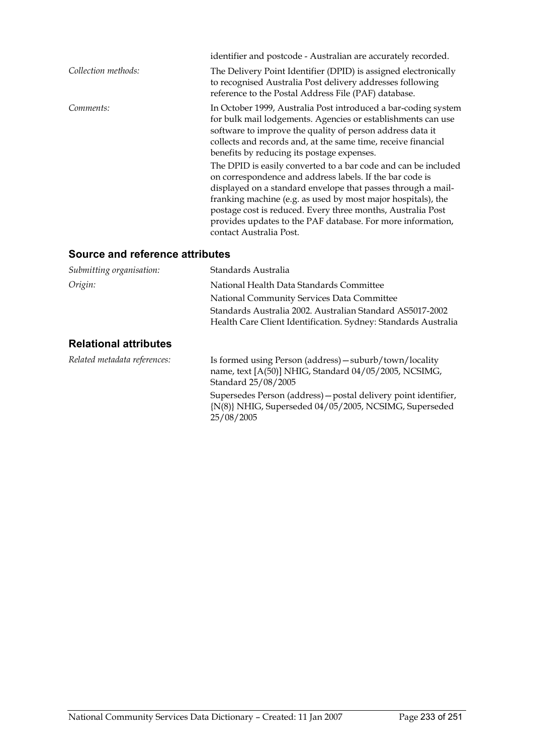identifier and postcode - Australian are accurately recorded.

*Collection methods:* The Delivery Point Identifier (DPID) is assigned electronically to recognised Australia Post delivery addresses following reference to the Postal Address File (PAF) database.

*Comments:* In October 1999, Australia Post introduced a bar-coding system for bulk mail lodgements. Agencies or establishments can use software to improve the quality of person address data it collects and records and, at the same time, receive financial benefits by reducing its postage expenses.

The DPID is easily converted to a bar code and can be included on correspondence and address labels. If the bar code is displayed on a standard envelope that passes through a mail-franking machine (e.g. as used by most major hospitals), the postage cost is reduced. Every three months, Australia Post provides updates to the PAF database. For more information, contact Australia Post.

## Source and reference attributes

*Submitting organisation:* Standards Australia

*Origin:* National Health Data Standards Committee

National Community Services Data Committee

Standards Australia 2002. Australian Standard AS5017-2002 Health Care Client Identification. Sydney: Standards Australia

## Relational attributes

*Related metadata references:* Is formed using Person (address)—suburb/town/locality name, text [A(50)] NHIG, Standard 04/05/2005, NCSIMG, Standard 25/08/2005

Supersedes Person (address)—postal delivery point identifier, {N(8)} NHIG, Superseded 04/05/2005, NCSIMG, Superseded 25/08/2005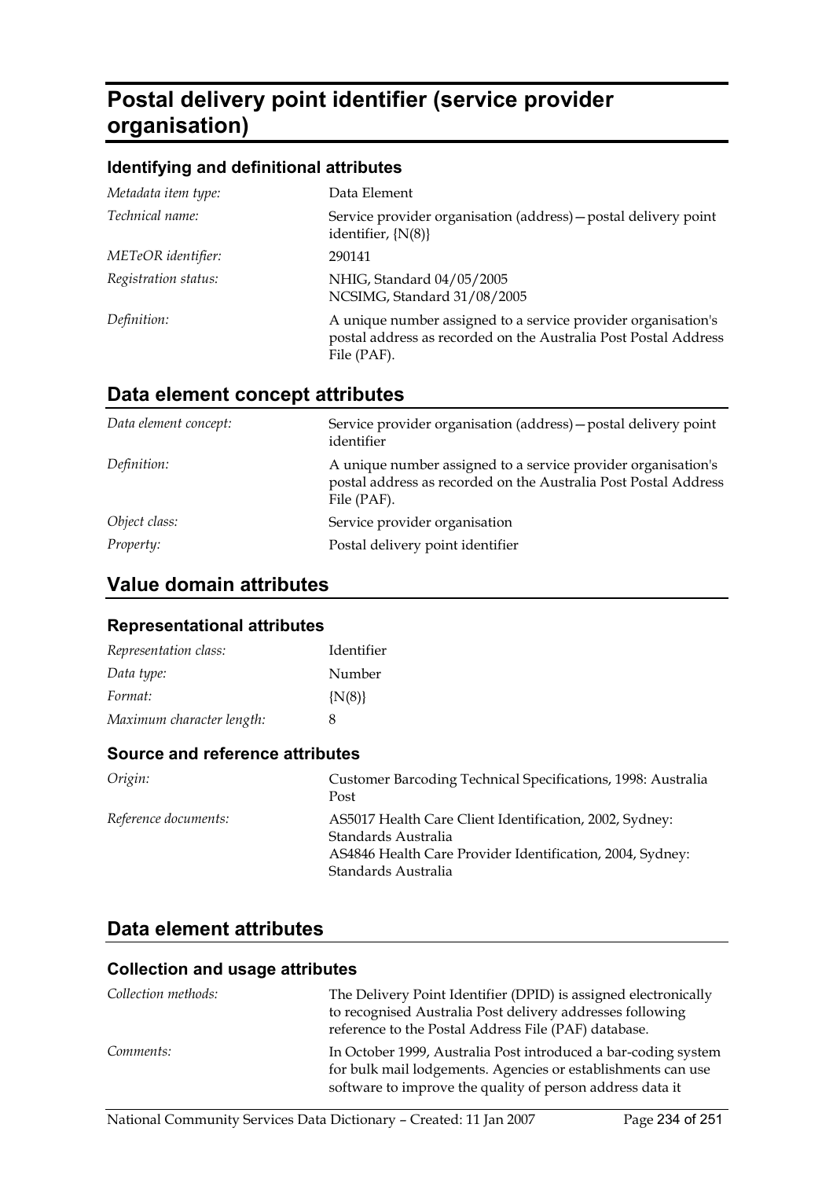# Postal delivery point identifier (service provider organisation)

### Identifying and definitional attributes

| | |
|---|---|
| *Metadata item type:* | Data Element |
| *Technical name:* | Service provider organisation (address)—postal delivery point identifier, {N(8)} |
| *METeOR identifier:* | 290141 |
| *Registration status:* | NHIG, Standard 04/05/2005<br>NCSIMG, Standard 31/08/2005 |
| *Definition:* | A unique number assigned to a service provider organisation's postal address as recorded on the Australia Post Postal Address File (PAF). |

## Data element concept attributes

| | |
|---|---|
| *Data element concept:* | Service provider organisation (address)—postal delivery point identifier |
| *Definition:* | A unique number assigned to a service provider organisation's postal address as recorded on the Australia Post Postal Address File (PAF). |
| *Object class:* | Service provider organisation |
| *Property:* | Postal delivery point identifier |

## Value domain attributes

### Representational attributes

| | |
|---|---|
| *Representation class:* | Identifier |
| *Data type:* | Number |
| *Format:* | {N(8)} |
| *Maximum character length:* | 8 |

### Source and reference attributes

| | |
|---|---|
| *Origin:* | Customer Barcoding Technical Specifications, 1998: Australia Post |
| *Reference documents:* | AS5017 Health Care Client Identification, 2002, Sydney: Standards Australia<br>AS4846 Health Care Provider Identification, 2004, Sydney: Standards Australia |

## Data element attributes

### Collection and usage attributes

| | |
|---|---|
| *Collection methods:* | The Delivery Point Identifier (DPID) is assigned electronically to recognised Australia Post delivery addresses following reference to the Postal Address File (PAF) database. |
| *Comments:* | In October 1999, Australia Post introduced a bar-coding system for bulk mail lodgements. Agencies or establishments can use software to improve the quality of person address data it |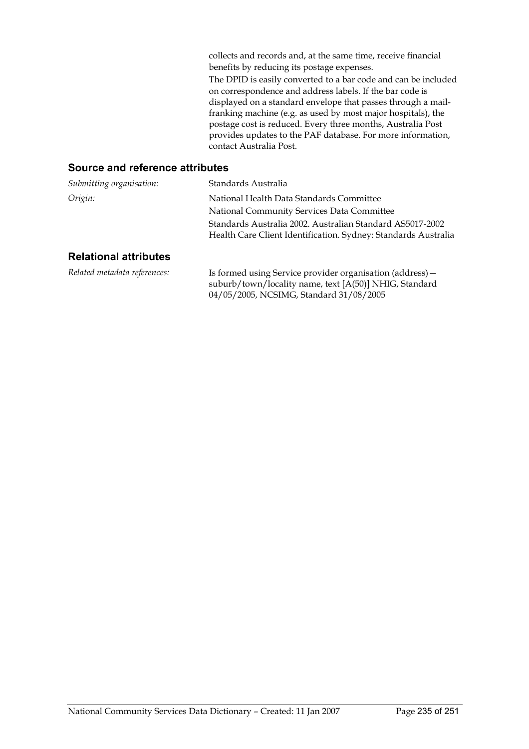collects and records and, at the same time, receive financial benefits by reducing its postage expenses.

The DPID is easily converted to a bar code and can be included on correspondence and address labels. If the bar code is displayed on a standard envelope that passes through a mail-franking machine (e.g. as used by most major hospitals), the postage cost is reduced. Every three months, Australia Post provides updates to the PAF database. For more information, contact Australia Post.

## Source and reference attributes

*Submitting organisation:* Standards Australia

*Origin:* National Health Data Standards Committee

National Community Services Data Committee

Standards Australia 2002. Australian Standard AS5017-2002 Health Care Client Identification. Sydney: Standards Australia

## Relational attributes

*Related metadata references:* Is formed using Service provider organisation (address)—suburb/town/locality name, text [A(50)] NHIG, Standard 04/05/2005, NCSIMG, Standard 31/08/2005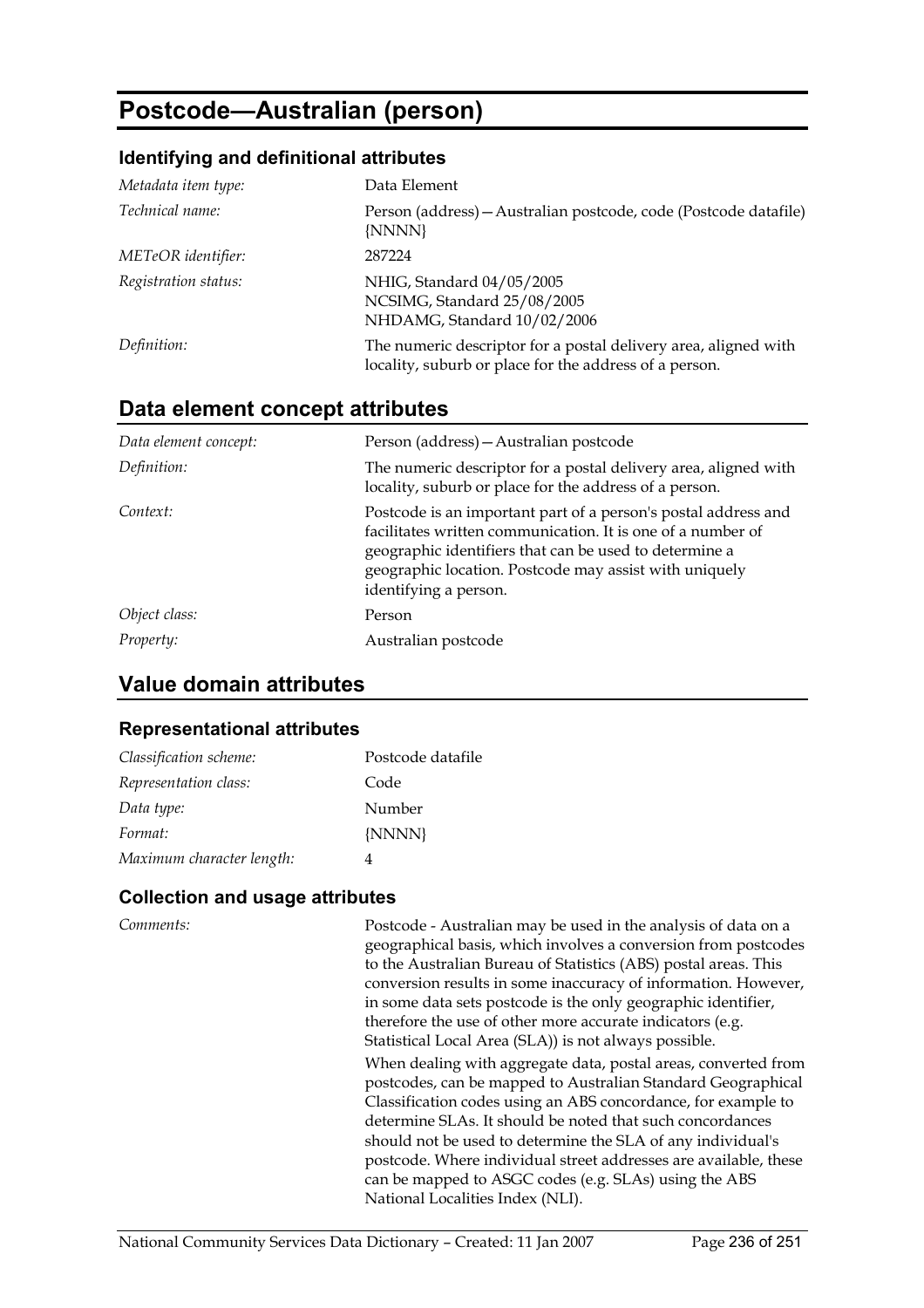# Postcode—Australian (person)

## Identifying and definitional attributes

| | |
|---|---|
| *Metadata item type:* | Data Element |
| *Technical name:* | Person (address)—Australian postcode, code (Postcode datafile) {NNNN} |
| *METeOR identifier:* | 287224 |
| *Registration status:* | NHIG, Standard 04/05/2005<br>NCSIMG, Standard 25/08/2005<br>NHDAMG, Standard 10/02/2006 |
| *Definition:* | The numeric descriptor for a postal delivery area, aligned with locality, suburb or place for the address of a person. |

## Data element concept attributes

| | |
|---|---|
| *Data element concept:* | Person (address)—Australian postcode |
| *Definition:* | The numeric descriptor for a postal delivery area, aligned with locality, suburb or place for the address of a person. |
| *Context:* | Postcode is an important part of a person's postal address and facilitates written communication. It is one of a number of geographic identifiers that can be used to determine a geographic location. Postcode may assist with uniquely identifying a person. |
| *Object class:* | Person |
| *Property:* | Australian postcode |

## Value domain attributes

### Representational attributes

| | |
|---|---|
| *Classification scheme:* | Postcode datafile |
| *Representation class:* | Code |
| *Data type:* | Number |
| *Format:* | {NNNN} |
| *Maximum character length:* | 4 |

### Collection and usage attributes

*Comments:*

Postcode - Australian may be used in the analysis of data on a geographical basis, which involves a conversion from postcodes to the Australian Bureau of Statistics (ABS) postal areas. This conversion results in some inaccuracy of information. However, in some data sets postcode is the only geographic identifier, therefore the use of other more accurate indicators (e.g. Statistical Local Area (SLA)) is not always possible.

When dealing with aggregate data, postal areas, converted from postcodes, can be mapped to Australian Standard Geographical Classification codes using an ABS concordance, for example to determine SLAs. It should be noted that such concordances should not be used to determine the SLA of any individual's postcode. Where individual street addresses are available, these can be mapped to ASGC codes (e.g. SLAs) using the ABS National Localities Index (NLI).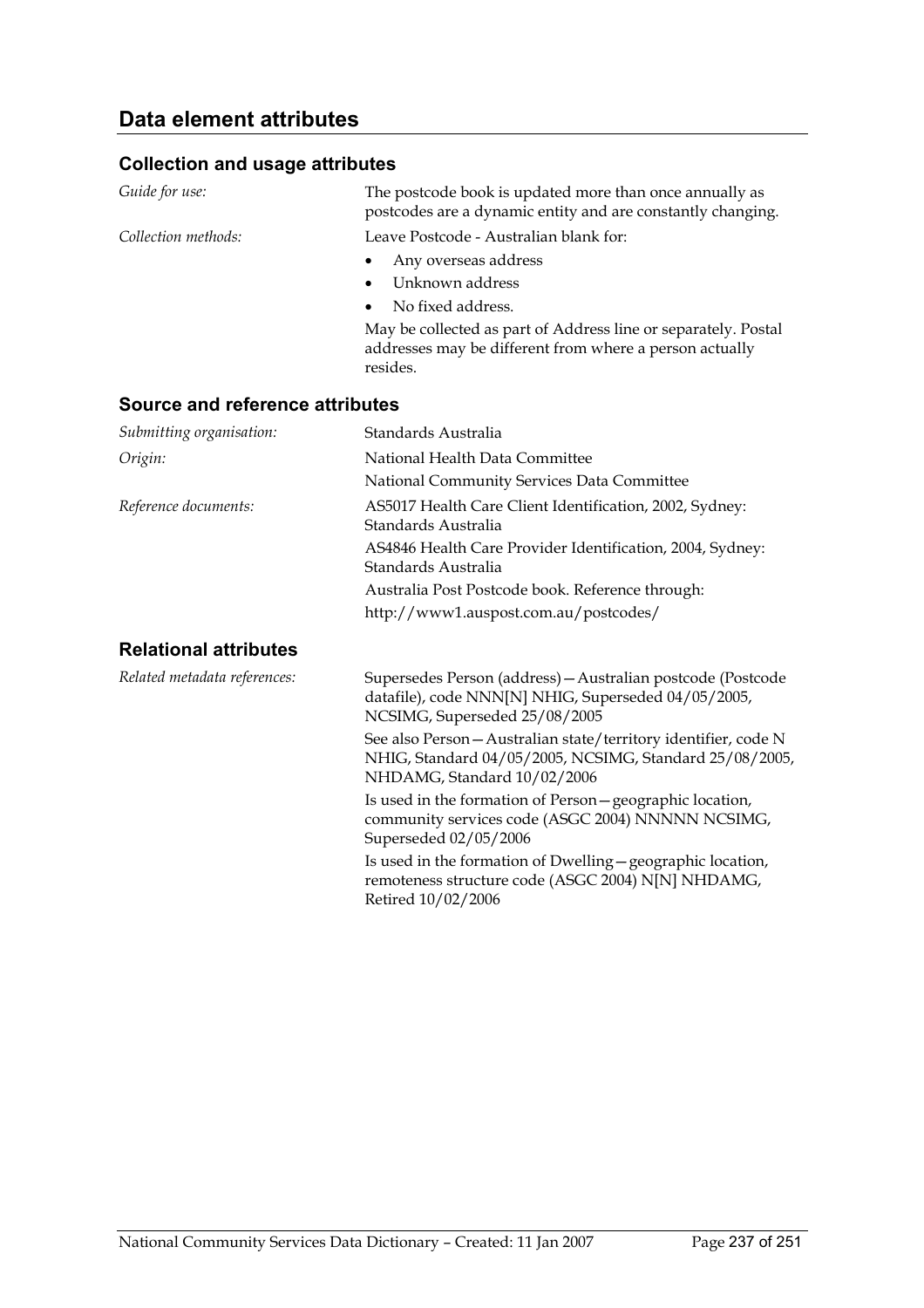## Data element attributes

### Collection and usage attributes

*Guide for use:* The postcode book is updated more than once annually as postcodes are a dynamic entity and are constantly changing.

*Collection methods:* Leave Postcode - Australian blank for:

- Any overseas address
- Unknown address
- No fixed address.

May be collected as part of Address line or separately. Postal addresses may be different from where a person actually resides.

### Source and reference attributes

*Submitting organisation:* Standards Australia

*Origin:* National Health Data Committee

National Community Services Data Committee

*Reference documents:* AS5017 Health Care Client Identification, 2002, Sydney: Standards Australia

AS4846 Health Care Provider Identification, 2004, Sydney: Standards Australia

Australia Post Postcode book. Reference through:

http://www1.auspost.com.au/postcodes/

### Relational attributes

*Related metadata references:* Supersedes Person (address)—Australian postcode (Postcode datafile), code NNN[N] NHIG, Superseded 04/05/2005, NCSIMG, Superseded 25/08/2005

See also Person—Australian state/territory identifier, code N NHIG, Standard 04/05/2005, NCSIMG, Standard 25/08/2005, NHDAMG, Standard 10/02/2006

Is used in the formation of Person—geographic location, community services code (ASGC 2004) NNNNN NCSIMG, Superseded 02/05/2006

Is used in the formation of Dwelling—geographic location, remoteness structure code (ASGC 2004) N[N] NHDAMG, Retired 10/02/2006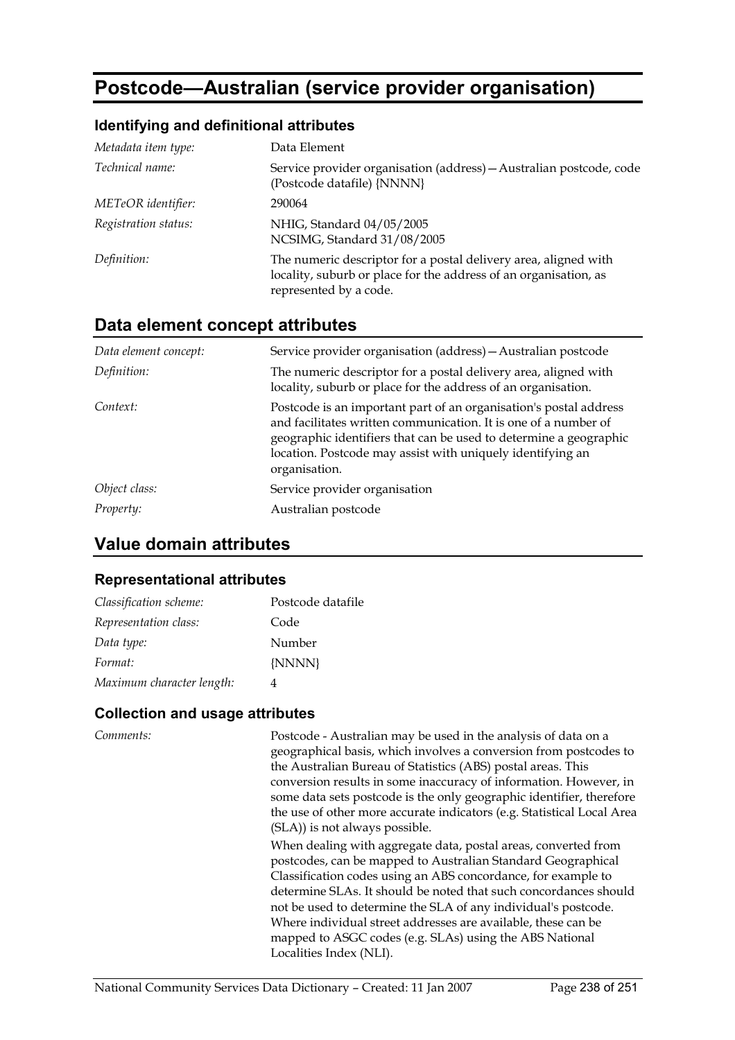# Postcode—Australian (service provider organisation)

## Identifying and definitional attributes

| | |
|---|---|
| *Metadata item type:* | Data Element |
| *Technical name:* | Service provider organisation (address)—Australian postcode, code (Postcode datafile) {NNNN} |
| *METeOR identifier:* | 290064 |
| *Registration status:* | NHIG, Standard 04/05/2005<br>NCSIMG, Standard 31/08/2005 |
| *Definition:* | The numeric descriptor for a postal delivery area, aligned with locality, suburb or place for the address of an organisation, as represented by a code. |

## Data element concept attributes

| | |
|---|---|
| *Data element concept:* | Service provider organisation (address)—Australian postcode |
| *Definition:* | The numeric descriptor for a postal delivery area, aligned with locality, suburb or place for the address of an organisation. |
| *Context:* | Postcode is an important part of an organisation's postal address and facilitates written communication. It is one of a number of geographic identifiers that can be used to determine a geographic location. Postcode may assist with uniquely identifying an organisation. |
| *Object class:* | Service provider organisation |
| *Property:* | Australian postcode |

## Value domain attributes

### Representational attributes

| | |
|---|---|
| *Classification scheme:* | Postcode datafile |
| *Representation class:* | Code |
| *Data type:* | Number |
| *Format:* | {NNNN} |
| *Maximum character length:* | 4 |

### Collection and usage attributes

*Comments:*

Postcode - Australian may be used in the analysis of data on a geographical basis, which involves a conversion from postcodes to the Australian Bureau of Statistics (ABS) postal areas. This conversion results in some inaccuracy of information. However, in some data sets postcode is the only geographic identifier, therefore the use of other more accurate indicators (e.g. Statistical Local Area (SLA)) is not always possible.

When dealing with aggregate data, postal areas, converted from postcodes, can be mapped to Australian Standard Geographical Classification codes using an ABS concordance, for example to determine SLAs. It should be noted that such concordances should not be used to determine the SLA of any individual's postcode. Where individual street addresses are available, these can be mapped to ASGC codes (e.g. SLAs) using the ABS National Localities Index (NLI).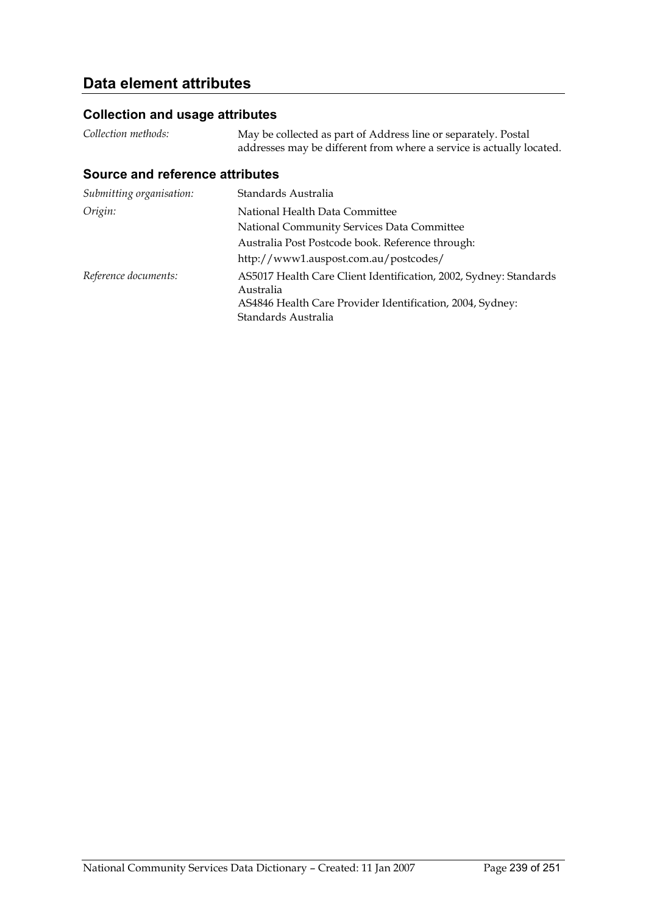## Data element attributes

### Collection and usage attributes

| | |
|---|---|
| *Collection methods:* | May be collected as part of Address line or separately. Postal addresses may be different from where a service is actually located. |

### Source and reference attributes

| | |
|---|---|
| *Submitting organisation:* | Standards Australia |
| *Origin:* | National Health Data Committee<br>National Community Services Data Committee<br>Australia Post Postcode book. Reference through:<br>http://www1.auspost.com.au/postcodes/ |
| *Reference documents:* | AS5017 Health Care Client Identification, 2002, Sydney: Standards Australia<br>AS4846 Health Care Provider Identification, 2004, Sydney: Standards Australia |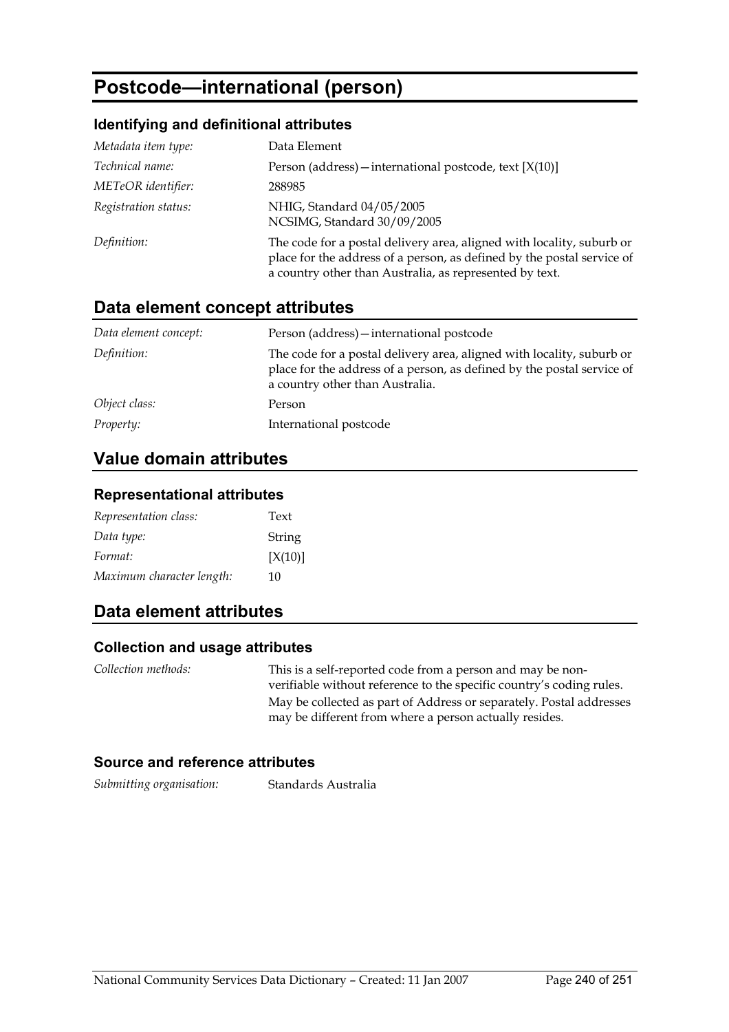# Postcode—international (person)

### Identifying and definitional attributes

| | |
|---|---|
| *Metadata item type:* | Data Element |
| *Technical name:* | Person (address)—international postcode, text [X(10)] |
| *METeOR identifier:* | 288985 |
| *Registration status:* | NHIG, Standard 04/05/2005<br>NCSIMG, Standard 30/09/2005 |
| *Definition:* | The code for a postal delivery area, aligned with locality, suburb or place for the address of a person, as defined by the postal service of a country other than Australia, as represented by text. |

## Data element concept attributes

| | |
|---|---|
| *Data element concept:* | Person (address)—international postcode |
| *Definition:* | The code for a postal delivery area, aligned with locality, suburb or place for the address of a person, as defined by the postal service of a country other than Australia. |
| *Object class:* | Person |
| *Property:* | International postcode |

## Value domain attributes

### Representational attributes

| | |
|---|---|
| *Representation class:* | Text |
| *Data type:* | String |
| *Format:* | [X(10)] |
| *Maximum character length:* | 10 |

## Data element attributes

### Collection and usage attributes

| | |
|---|---|
| *Collection methods:* | This is a self-reported code from a person and may be non-verifiable without reference to the specific country's coding rules.<br>May be collected as part of Address or separately. Postal addresses may be different from where a person actually resides. |

### Source and reference attributes

| | |
|---|---|
| *Submitting organisation:* | Standards Australia |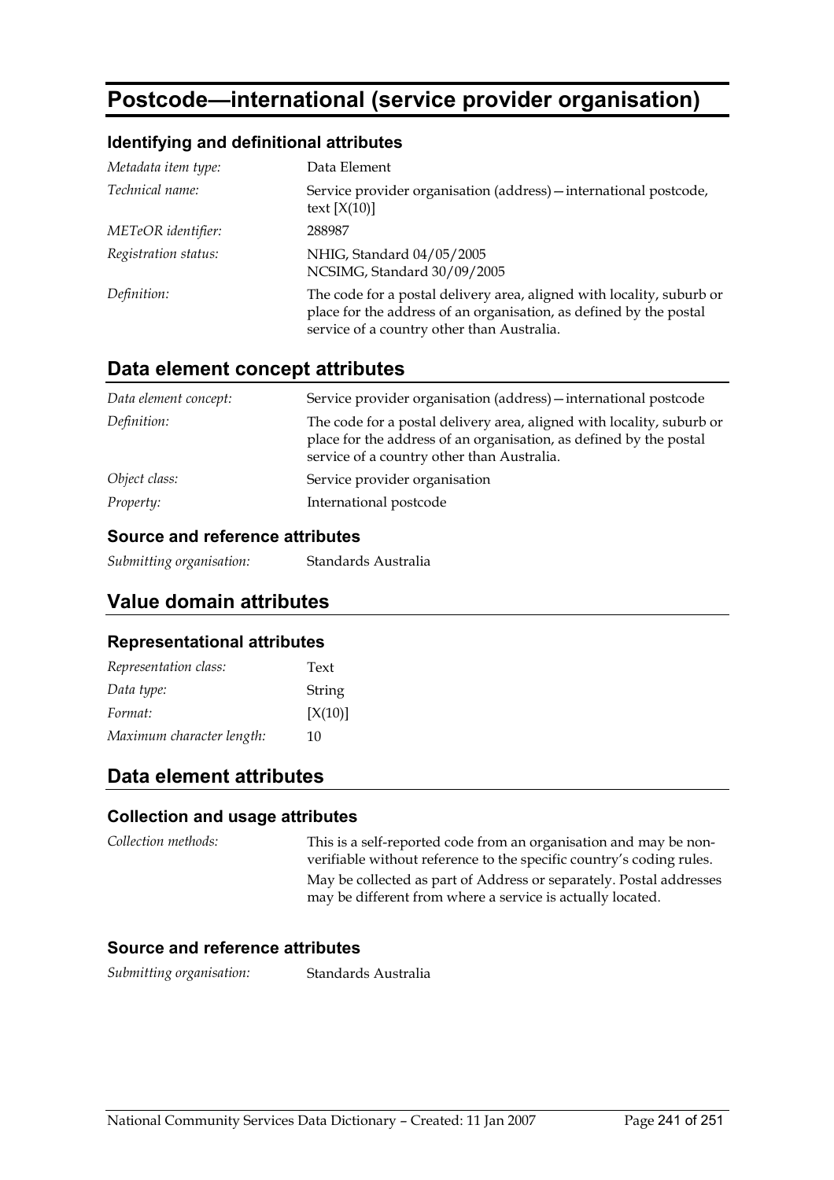# Postcode—international (service provider organisation)

### Identifying and definitional attributes

| | |
|---|---|
| *Metadata item type:* | Data Element |
| *Technical name:* | Service provider organisation (address)—international postcode, text [X(10)] |
| *METeOR identifier:* | 288987 |
| *Registration status:* | NHIG, Standard 04/05/2005<br>NCSIMG, Standard 30/09/2005 |
| *Definition:* | The code for a postal delivery area, aligned with locality, suburb or place for the address of an organisation, as defined by the postal service of a country other than Australia. |

## Data element concept attributes

| | |
|---|---|
| *Data element concept:* | Service provider organisation (address)—international postcode |
| *Definition:* | The code for a postal delivery area, aligned with locality, suburb or place for the address of an organisation, as defined by the postal service of a country other than Australia. |
| *Object class:* | Service provider organisation |
| *Property:* | International postcode |

### Source and reference attributes

| | |
|---|---|
| *Submitting organisation:* | Standards Australia |

## Value domain attributes

### Representational attributes

| | |
|---|---|
| *Representation class:* | Text |
| *Data type:* | String |
| *Format:* | [X(10)] |
| *Maximum character length:* | 10 |

## Data element attributes

### Collection and usage attributes

| | |
|---|---|
| *Collection methods:* | This is a self-reported code from an organisation and may be non-verifiable without reference to the specific country's coding rules.<br>May be collected as part of Address or separately. Postal addresses may be different from where a service is actually located. |

### Source and reference attributes

| | |
|---|---|
| *Submitting organisation:* | Standards Australia |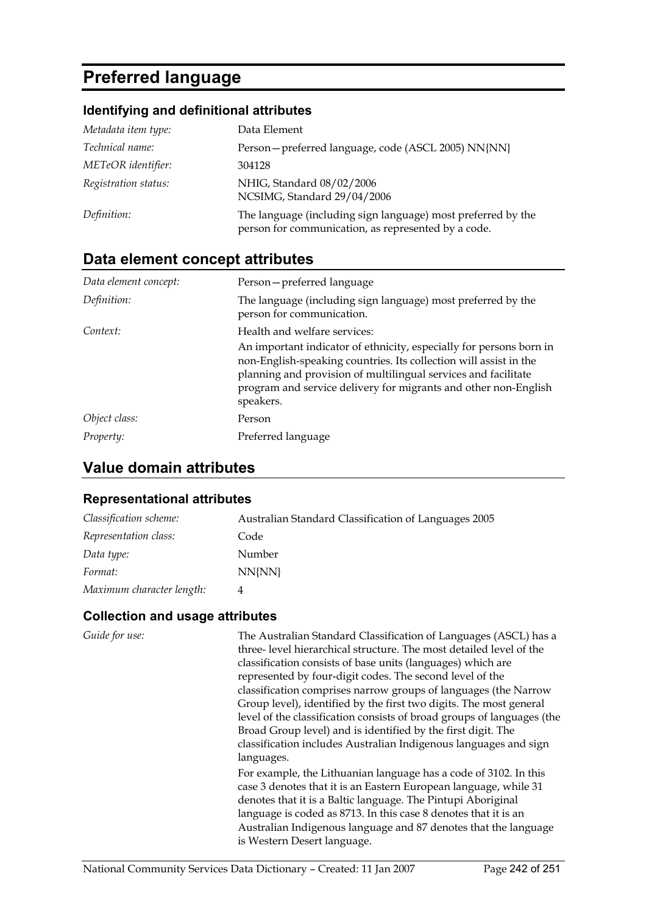# Preferred language

## Identifying and definitional attributes

| | |
|---|---|
| *Metadata item type:* | Data Element |
| *Technical name:* | Person—preferred language, code (ASCL 2005) NN{NN} |
| *METeOR identifier:* | 304128 |
| *Registration status:* | NHIG, Standard 08/02/2006<br>NCSIMG, Standard 29/04/2006 |
| *Definition:* | The language (including sign language) most preferred by the person for communication, as represented by a code. |

## Data element concept attributes

| | |
|---|---|
| *Data element concept:* | Person—preferred language |
| *Definition:* | The language (including sign language) most preferred by the person for communication. |
| *Context:* | Health and welfare services:<br>An important indicator of ethnicity, especially for persons born in non-English-speaking countries. Its collection will assist in the planning and provision of multilingual services and facilitate program and service delivery for migrants and other non-English speakers. |
| *Object class:* | Person |
| *Property:* | Preferred language |

## Value domain attributes

### Representational attributes

| | |
|---|---|
| *Classification scheme:* | Australian Standard Classification of Languages 2005 |
| *Representation class:* | Code |
| *Data type:* | Number |
| *Format:* | NN{NN} |
| *Maximum character length:* | 4 |

### Collection and usage attributes

*Guide for use:*

The Australian Standard Classification of Languages (ASCL) has a three- level hierarchical structure. The most detailed level of the classification consists of base units (languages) which are represented by four-digit codes. The second level of the classification comprises narrow groups of languages (the Narrow Group level), identified by the first two digits. The most general level of the classification consists of broad groups of languages (the Broad Group level) and is identified by the first digit. The classification includes Australian Indigenous languages and sign languages.

For example, the Lithuanian language has a code of 3102. In this case 3 denotes that it is an Eastern European language, while 31 denotes that it is a Baltic language. The Pintupi Aboriginal language is coded as 8713. In this case 8 denotes that it is an Australian Indigenous language and 87 denotes that the language is Western Desert language.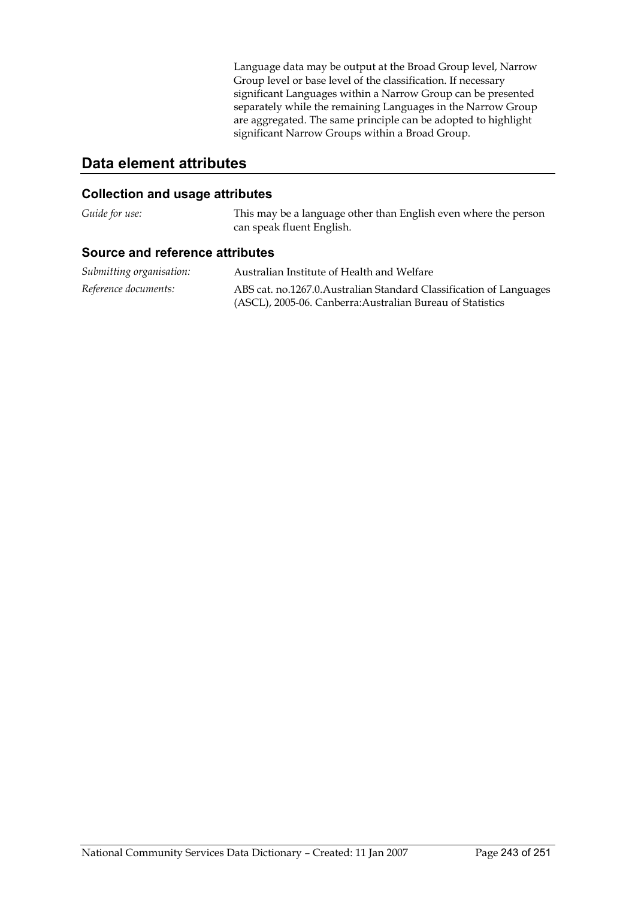Language data may be output at the Broad Group level, Narrow Group level or base level of the classification. If necessary significant Languages within a Narrow Group can be presented separately while the remaining Languages in the Narrow Group are aggregated. The same principle can be adopted to highlight significant Narrow Groups within a Broad Group.

## Data element attributes

### Collection and usage attributes

*Guide for use:* This may be a language other than English even where the person can speak fluent English.

### Source and reference attributes

*Submitting organisation:* Australian Institute of Health and Welfare

*Reference documents:* ABS cat. no.1267.0.Australian Standard Classification of Languages (ASCL), 2005-06. Canberra:Australian Bureau of Statistics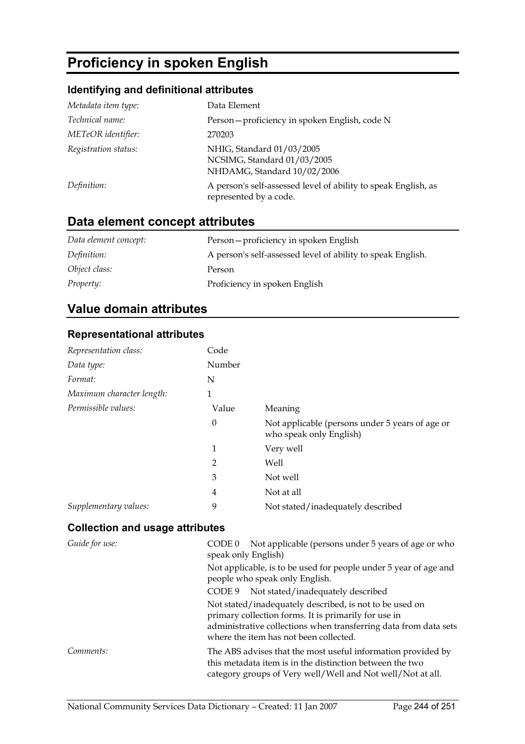# Proficiency in spoken English

### Identifying and definitional attributes

| | |
|---|---|
| *Metadata item type:* | Data Element |
| *Technical name:* | Person—proficiency in spoken English, code N |
| *METeOR identifier:* | 270203 |
| *Registration status:* | NHIG, Standard 01/03/2005<br>NCSIMG, Standard 01/03/2005<br>NHDAMG, Standard 10/02/2006 |
| *Definition:* | A person's self-assessed level of ability to speak English, as represented by a code. |

## Data element concept attributes

| | |
|---|---|
| *Data element concept:* | Person—proficiency in spoken English |
| *Definition:* | A person's self-assessed level of ability to speak English. |
| *Object class:* | Person |
| *Property:* | Proficiency in spoken English |

## Value domain attributes

### Representational attributes

| | | |
|---|---|---|
| *Representation class:* | Code | |
| *Data type:* | Number | |
| *Format:* | N | |
| *Maximum character length:* | 1 | |
| *Permissible values:* | Value | Meaning |
| | 0 | Not applicable (persons under 5 years of age or who speak only English) |
| | 1 | Very well |
| | 2 | Well |
| | 3 | Not well |
| | 4 | Not at all |
| *Supplementary values:* | 9 | Not stated/inadequately described |

### Collection and usage attributes

*Guide for use:*

CODE 0 Not applicable (persons under 5 years of age or who speak only English)

Not applicable, is to be used for people under 5 year of age and people who speak only English.

CODE 9 Not stated/inadequately described

Not stated/inadequately described, is not to be used on primary collection forms. It is primarily for use in administrative collections when transferring data from data sets where the item has not been collected.

*Comments:*

The ABS advises that the most useful information provided by this metadata item is in the distinction between the two category groups of Very well/Well and Not well/Not at all.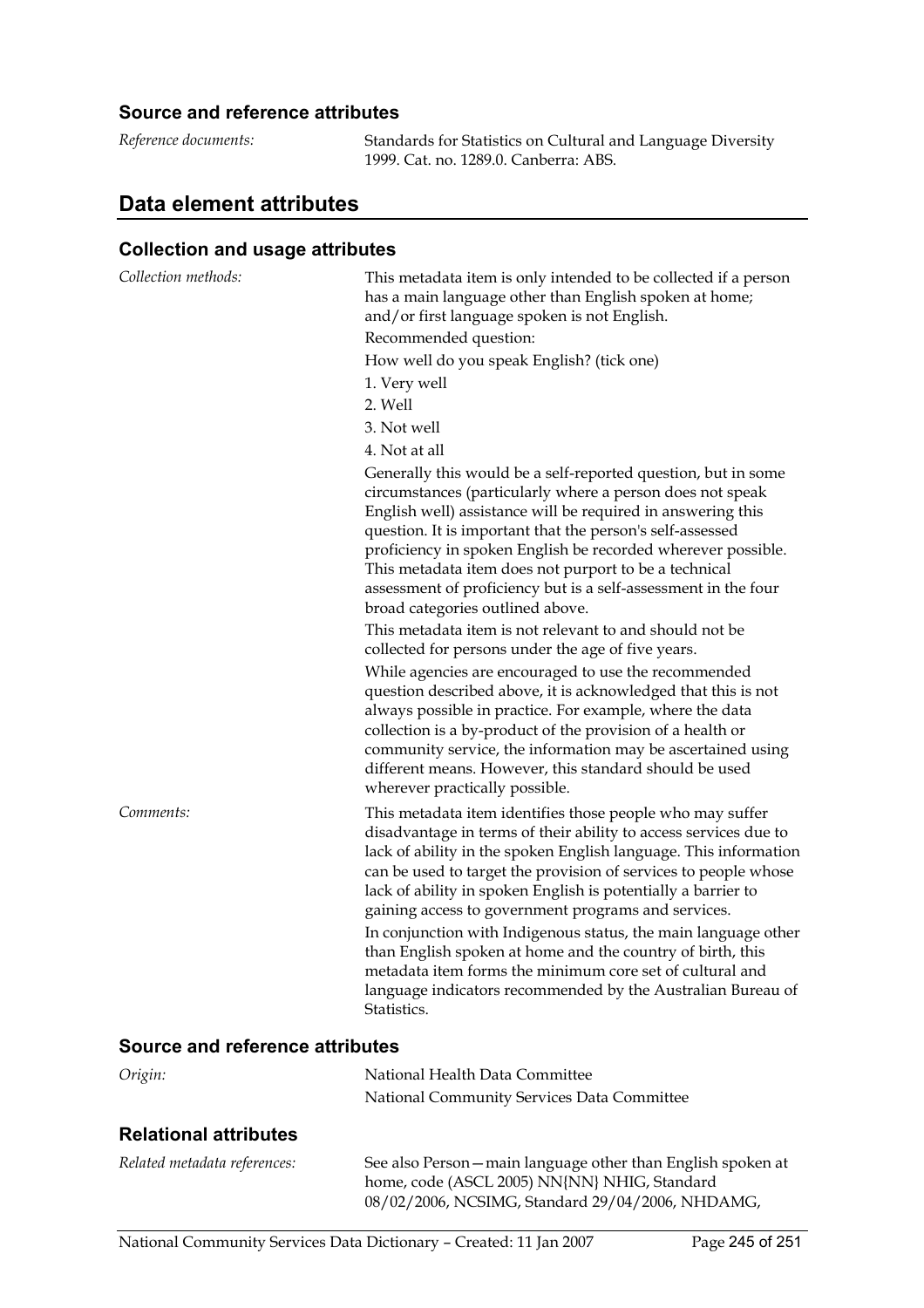### Source and reference attributes

*Reference documents:* Standards for Statistics on Cultural and Language Diversity 1999. Cat. no. 1289.0. Canberra: ABS.

## Data element attributes

### Collection and usage attributes

*Collection methods:* This metadata item is only intended to be collected if a person has a main language other than English spoken at home; and/or first language spoken is not English.

Recommended question:

How well do you speak English? (tick one)

1. Very well
2. Well
3. Not well
4. Not at all

Generally this would be a self-reported question, but in some circumstances (particularly where a person does not speak English well) assistance will be required in answering this question. It is important that the person's self-assessed proficiency in spoken English be recorded wherever possible. This metadata item does not purport to be a technical assessment of proficiency but is a self-assessment in the four broad categories outlined above.

This metadata item is not relevant to and should not be collected for persons under the age of five years.

While agencies are encouraged to use the recommended question described above, it is acknowledged that this is not always possible in practice. For example, where the data collection is a by-product of the provision of a health or community service, the information may be ascertained using different means. However, this standard should be used wherever practically possible.

*Comments:* This metadata item identifies those people who may suffer disadvantage in terms of their ability to access services due to lack of ability in the spoken English language. This information can be used to target the provision of services to people whose lack of ability in spoken English is potentially a barrier to gaining access to government programs and services.

In conjunction with Indigenous status, the main language other than English spoken at home and the country of birth, this metadata item forms the minimum core set of cultural and language indicators recommended by the Australian Bureau of Statistics.

### Source and reference attributes

*Origin:* National Health Data Committee

National Community Services Data Committee

### Relational attributes

*Related metadata references:* See also Person—main language other than English spoken at home, code (ASCL 2005) NN{NN} NHIG, Standard 08/02/2006, NCSIMG, Standard 29/04/2006, NHDAMG,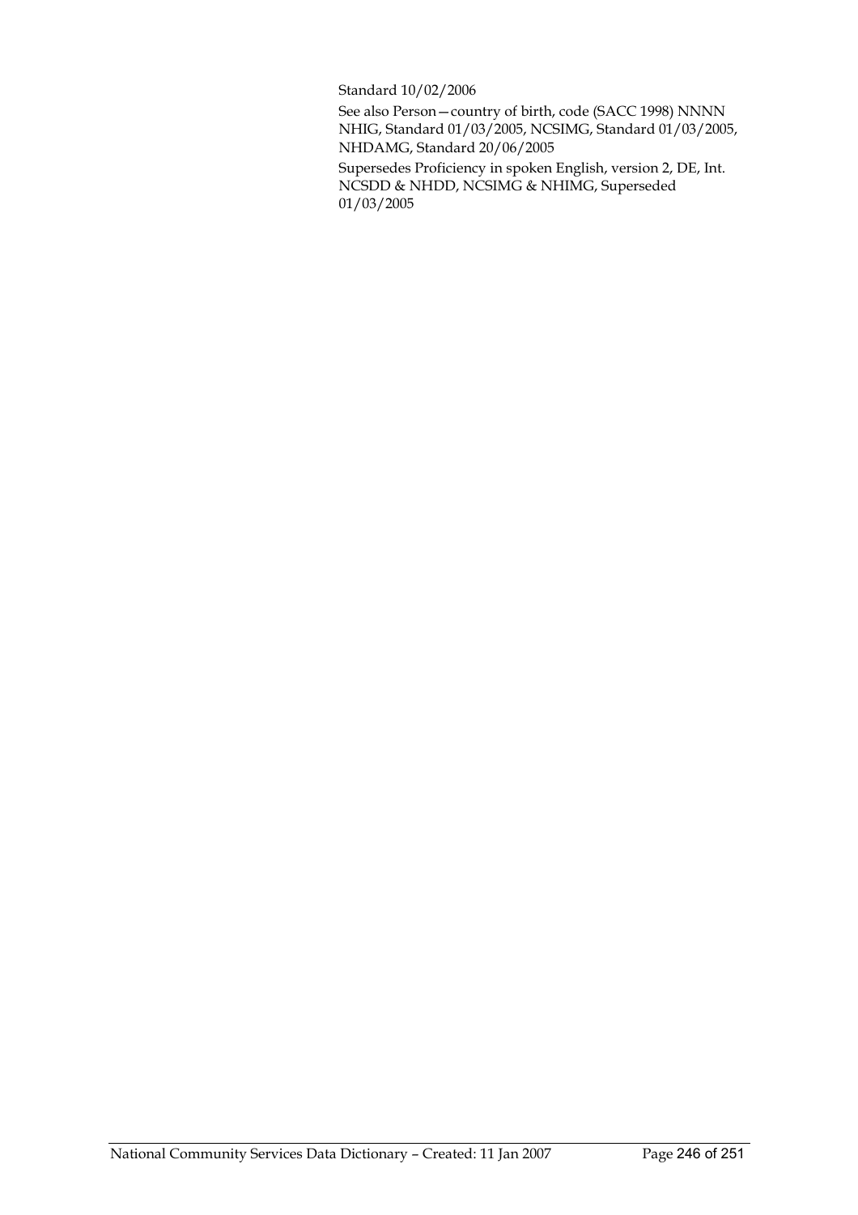Standard 10/02/2006

See also Person—country of birth, code (SACC 1998) NNNN NHIG, Standard 01/03/2005, NCSIMG, Standard 01/03/2005, NHDAMG, Standard 20/06/2005

Supersedes Proficiency in spoken English, version 2, DE, Int. NCSDD & NHDD, NCSIMG & NHIMG, Superseded 01/03/2005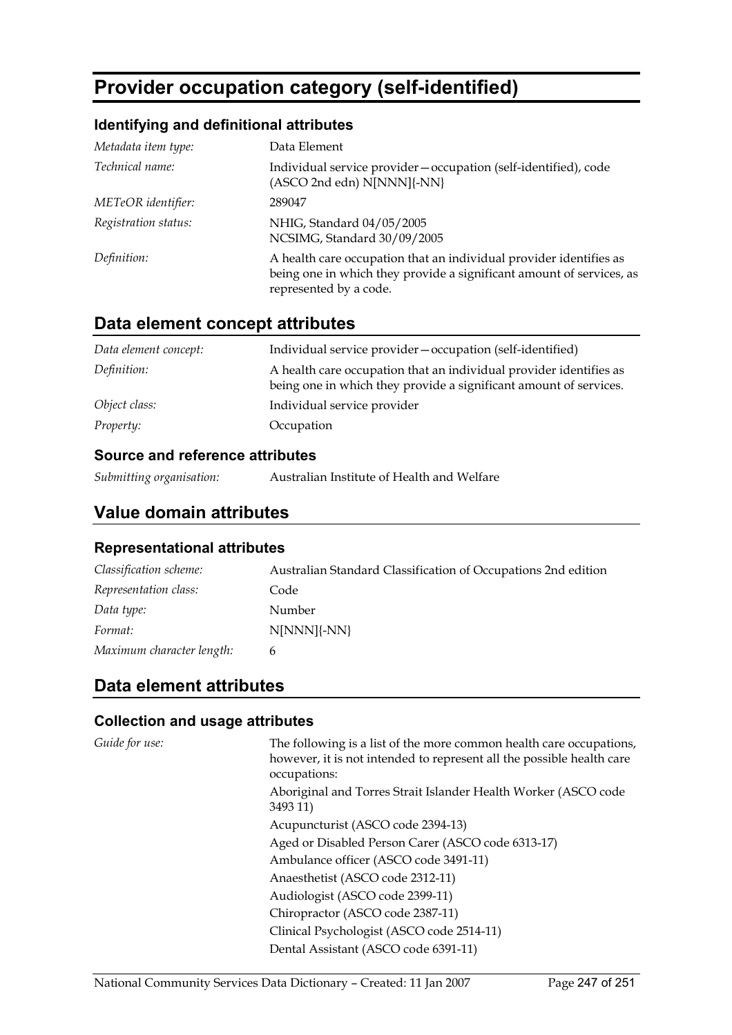# Provider occupation category (self-identified)

### Identifying and definitional attributes

| | |
|---|---|
| *Metadata item type:* | Data Element |
| *Technical name:* | Individual service provider—occupation (self-identified), code (ASCO 2nd edn) N[NNN]{-NN} |
| *METeOR identifier:* | 289047 |
| *Registration status:* | NHIG, Standard 04/05/2005<br>NCSIMG, Standard 30/09/2005 |
| *Definition:* | A health care occupation that an individual provider identifies as being one in which they provide a significant amount of services, as represented by a code. |

## Data element concept attributes

| | |
|---|---|
| *Data element concept:* | Individual service provider—occupation (self-identified) |
| *Definition:* | A health care occupation that an individual provider identifies as being one in which they provide a significant amount of services. |
| *Object class:* | Individual service provider |
| *Property:* | Occupation |

### Source and reference attributes

| | |
|---|---|
| *Submitting organisation:* | Australian Institute of Health and Welfare |

## Value domain attributes

### Representational attributes

| | |
|---|---|
| *Classification scheme:* | Australian Standard Classification of Occupations 2nd edition |
| *Representation class:* | Code |
| *Data type:* | Number |
| *Format:* | N[NNN]{-NN} |
| *Maximum character length:* | 6 |

## Data element attributes

### Collection and usage attributes

*Guide for use:*

The following is a list of the more common health care occupations, however, it is not intended to represent all the possible health care occupations:

Aboriginal and Torres Strait Islander Health Worker (ASCO code 3493 11)

Acupuncturist (ASCO code 2394-13)

Aged or Disabled Person Carer (ASCO code 6313-17)

Ambulance officer (ASCO code 3491-11)

Anaesthetist (ASCO code 2312-11)

Audiologist (ASCO code 2399-11)

Chiropractor (ASCO code 2387-11)

Clinical Psychologist (ASCO code 2514-11)

Dental Assistant (ASCO code 6391-11)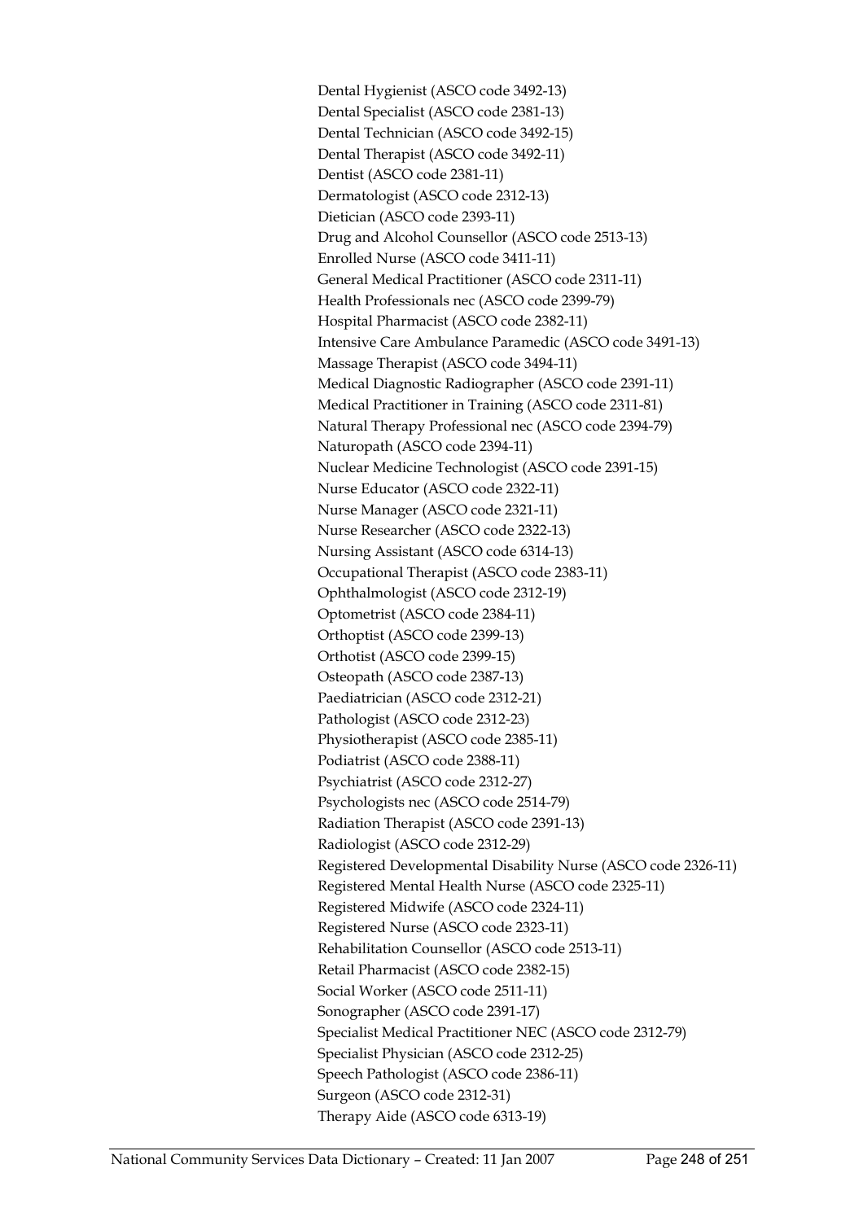Dental Hygienist (ASCO code 3492-13)
Dental Specialist (ASCO code 2381-13)
Dental Technician (ASCO code 3492-15)
Dental Therapist (ASCO code 3492-11)
Dentist (ASCO code 2381-11)
Dermatologist (ASCO code 2312-13)
Dietician (ASCO code 2393-11)
Drug and Alcohol Counsellor (ASCO code 2513-13)
Enrolled Nurse (ASCO code 3411-11)
General Medical Practitioner (ASCO code 2311-11)
Health Professionals nec (ASCO code 2399-79)
Hospital Pharmacist (ASCO code 2382-11)
Intensive Care Ambulance Paramedic (ASCO code 3491-13)
Massage Therapist (ASCO code 3494-11)
Medical Diagnostic Radiographer (ASCO code 2391-11)
Medical Practitioner in Training (ASCO code 2311-81)
Natural Therapy Professional nec (ASCO code 2394-79)
Naturopath (ASCO code 2394-11)
Nuclear Medicine Technologist (ASCO code 2391-15)
Nurse Educator (ASCO code 2322-11)
Nurse Manager (ASCO code 2321-11)
Nurse Researcher (ASCO code 2322-13)
Nursing Assistant (ASCO code 6314-13)
Occupational Therapist (ASCO code 2383-11)
Ophthalmologist (ASCO code 2312-19)
Optometrist (ASCO code 2384-11)
Orthoptist (ASCO code 2399-13)
Orthotist (ASCO code 2399-15)
Osteopath (ASCO code 2387-13)
Paediatrician (ASCO code 2312-21)
Pathologist (ASCO code 2312-23)
Physiotherapist (ASCO code 2385-11)
Podiatrist (ASCO code 2388-11)
Psychiatrist (ASCO code 2312-27)
Psychologists nec (ASCO code 2514-79)
Radiation Therapist (ASCO code 2391-13)
Radiologist (ASCO code 2312-29)
Registered Developmental Disability Nurse (ASCO code 2326-11)
Registered Mental Health Nurse (ASCO code 2325-11)
Registered Midwife (ASCO code 2324-11)
Registered Nurse (ASCO code 2323-11)
Rehabilitation Counsellor (ASCO code 2513-11)
Retail Pharmacist (ASCO code 2382-15)
Social Worker (ASCO code 2511-11)
Sonographer (ASCO code 2391-17)
Specialist Medical Practitioner NEC (ASCO code 2312-79)
Specialist Physician (ASCO code 2312-25)
Speech Pathologist (ASCO code 2386-11)
Surgeon (ASCO code 2312-31)
Therapy Aide (ASCO code 6313-19)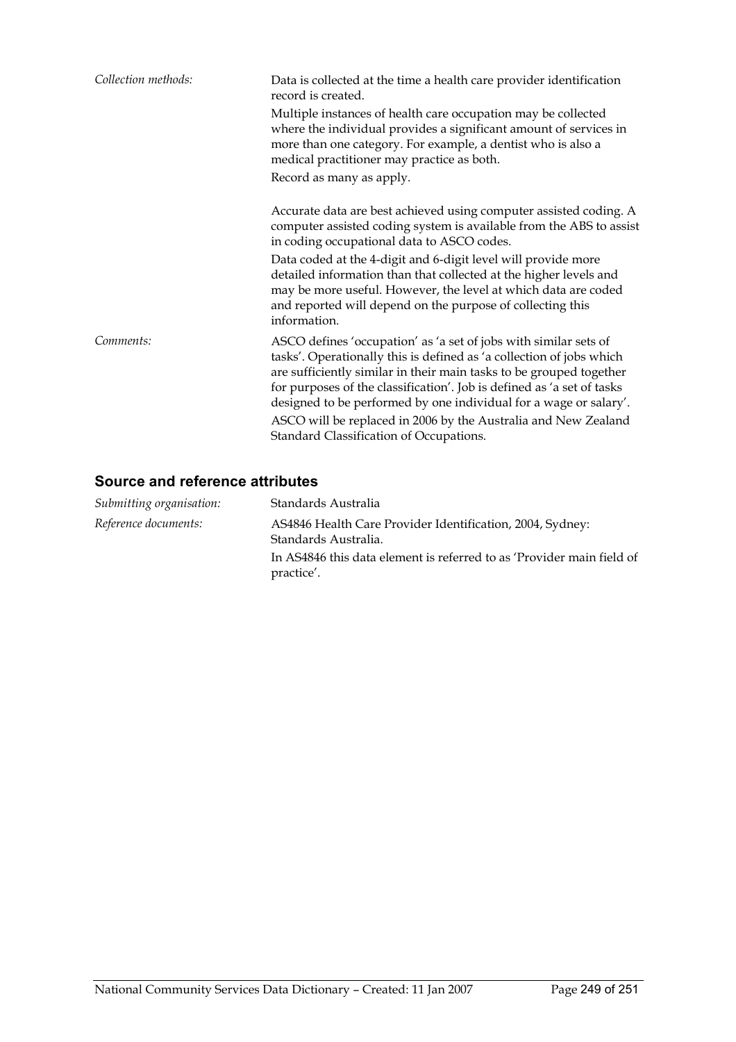*Collection methods:* Data is collected at the time a health care provider identification record is created.

Multiple instances of health care occupation may be collected where the individual provides a significant amount of services in more than one category. For example, a dentist who is also a medical practitioner may practice as both.

Record as many as apply.

Accurate data are best achieved using computer assisted coding. A computer assisted coding system is available from the ABS to assist in coding occupational data to ASCO codes.

Data coded at the 4-digit and 6-digit level will provide more detailed information than that collected at the higher levels and may be more useful. However, the level at which data are coded and reported will depend on the purpose of collecting this information.

*Comments:* ASCO defines 'occupation' as 'a set of jobs with similar sets of tasks'. Operationally this is defined as 'a collection of jobs which are sufficiently similar in their main tasks to be grouped together for purposes of the classification'. Job is defined as 'a set of tasks designed to be performed by one individual for a wage or salary'.

ASCO will be replaced in 2006 by the Australia and New Zealand Standard Classification of Occupations.

## Source and reference attributes

*Submitting organisation:* Standards Australia

*Reference documents:* AS4846 Health Care Provider Identification, 2004, Sydney: Standards Australia.

In AS4846 this data element is referred to as 'Provider main field of practice'.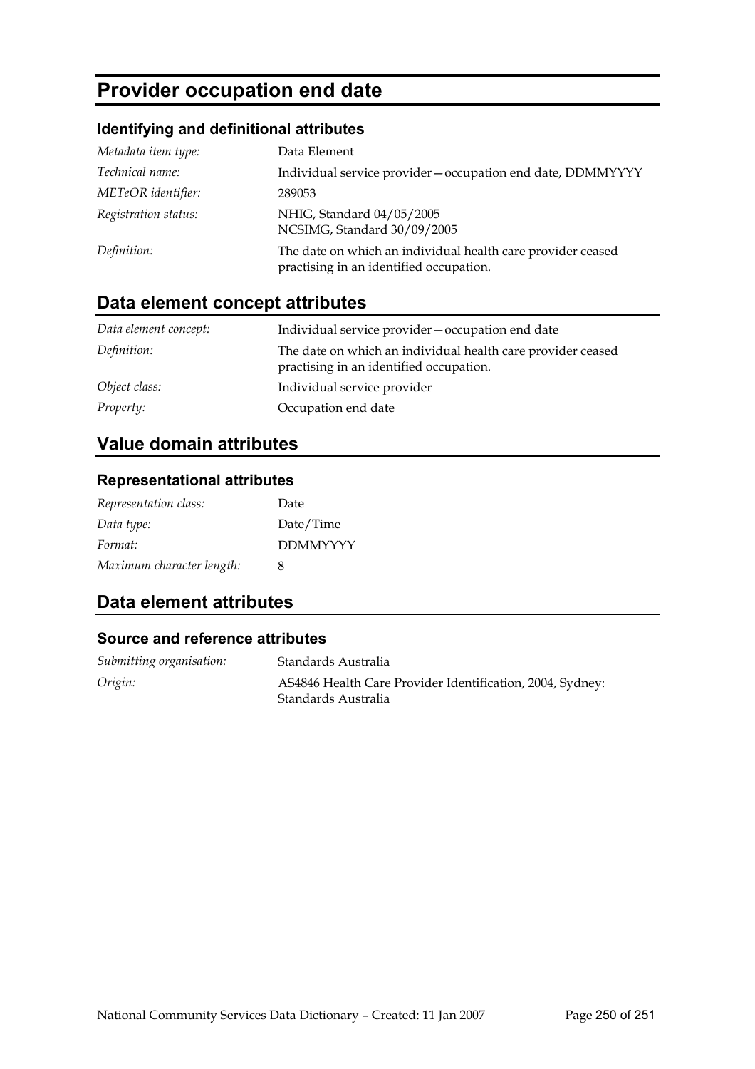# Provider occupation end date

### Identifying and definitional attributes

| | |
|---|---|
| *Metadata item type:* | Data Element |
| *Technical name:* | Individual service provider—occupation end date, DDMMYYYY |
| *METeOR identifier:* | 289053 |
| *Registration status:* | NHIG, Standard 04/05/2005<br>NCSIMG, Standard 30/09/2005 |
| *Definition:* | The date on which an individual health care provider ceased practising in an identified occupation. |

## Data element concept attributes

| | |
|---|---|
| *Data element concept:* | Individual service provider—occupation end date |
| *Definition:* | The date on which an individual health care provider ceased practising in an identified occupation. |
| *Object class:* | Individual service provider |
| *Property:* | Occupation end date |

## Value domain attributes

### Representational attributes

| | |
|---|---|
| *Representation class:* | Date |
| *Data type:* | Date/Time |
| *Format:* | DDMMYYYY |
| *Maximum character length:* | 8 |

## Data element attributes

### Source and reference attributes

| | |
|---|---|
| *Submitting organisation:* | Standards Australia |
| *Origin:* | AS4846 Health Care Provider Identification, 2004, Sydney: Standards Australia |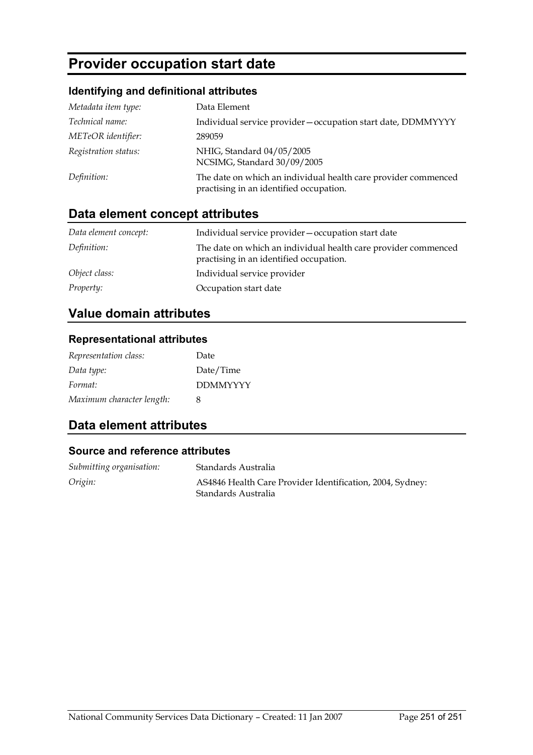# Provider occupation start date

### Identifying and definitional attributes

| | |
|---|---|
| *Metadata item type:* | Data Element |
| *Technical name:* | Individual service provider—occupation start date, DDMMYYYY |
| *METeOR identifier:* | 289059 |
| *Registration status:* | NHIG, Standard 04/05/2005<br>NCSIMG, Standard 30/09/2005 |
| *Definition:* | The date on which an individual health care provider commenced practising in an identified occupation. |

## Data element concept attributes

| | |
|---|---|
| *Data element concept:* | Individual service provider—occupation start date |
| *Definition:* | The date on which an individual health care provider commenced practising in an identified occupation. |
| *Object class:* | Individual service provider |
| *Property:* | Occupation start date |

## Value domain attributes

### Representational attributes

| | |
|---|---|
| *Representation class:* | Date |
| *Data type:* | Date/Time |
| *Format:* | DDMMYYYY |
| *Maximum character length:* | 8 |

## Data element attributes

### Source and reference attributes

| | |
|---|---|
| *Submitting organisation:* | Standards Australia |
| *Origin:* | AS4846 Health Care Provider Identification, 2004, Sydney: Standards Australia |